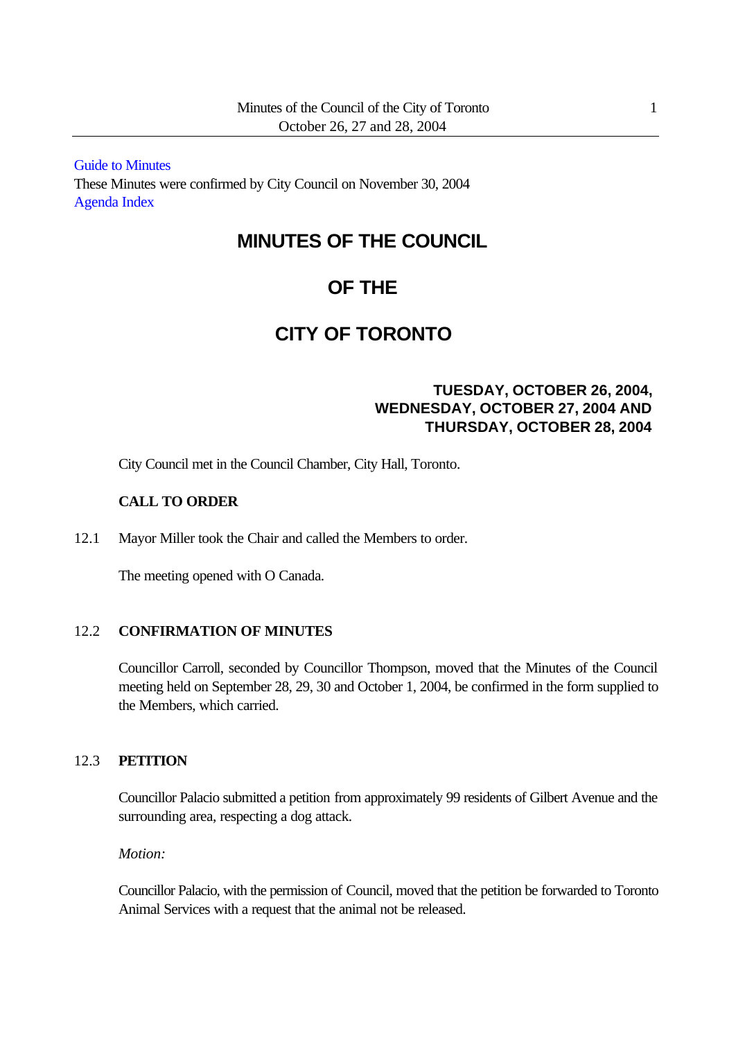Guide to Minutes

These Minutes were confirmed by City Council on November 30, 2004

Agenda Index

# MINUTES OF THE COUNCIL

# OF THE

# CITY OF TORONTO

**TUESDAY, OCTOBER 26, 2004,**
**WEDNESDAY, OCTOBER 27, 2004 AND**
**THURSDAY, OCTOBER 28, 2004**

City Council met in the Council Chamber, City Hall, Toronto.

**CALL TO ORDER**

12.1 Mayor Miller took the Chair and called the Members to order.

The meeting opened with O Canada.

12.2 **CONFIRMATION OF MINUTES**

Councillor Carroll, seconded by Councillor Thompson, moved that the Minutes of the Council meeting held on September 28, 29, 30 and October 1, 2004, be confirmed in the form supplied to the Members, which carried.

12.3 **PETITION**

Councillor Palacio submitted a petition from approximately 99 residents of Gilbert Avenue and the surrounding area, respecting a dog attack.

*Motion:*

Councillor Palacio, with the permission of Council, moved that the petition be forwarded to Toronto Animal Services with a request that the animal not be released.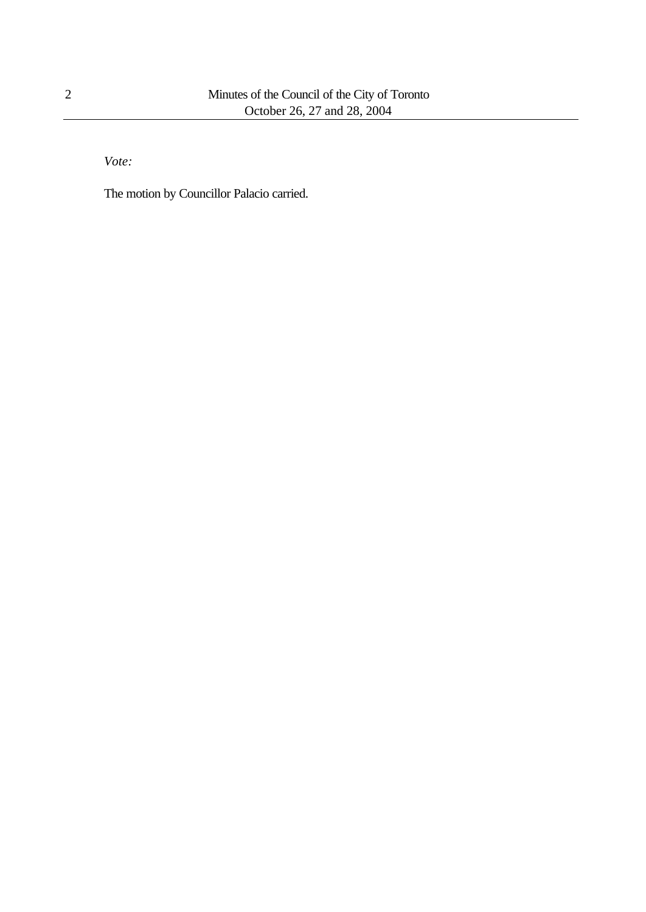*Vote:*

The motion by Councillor Palacio carried.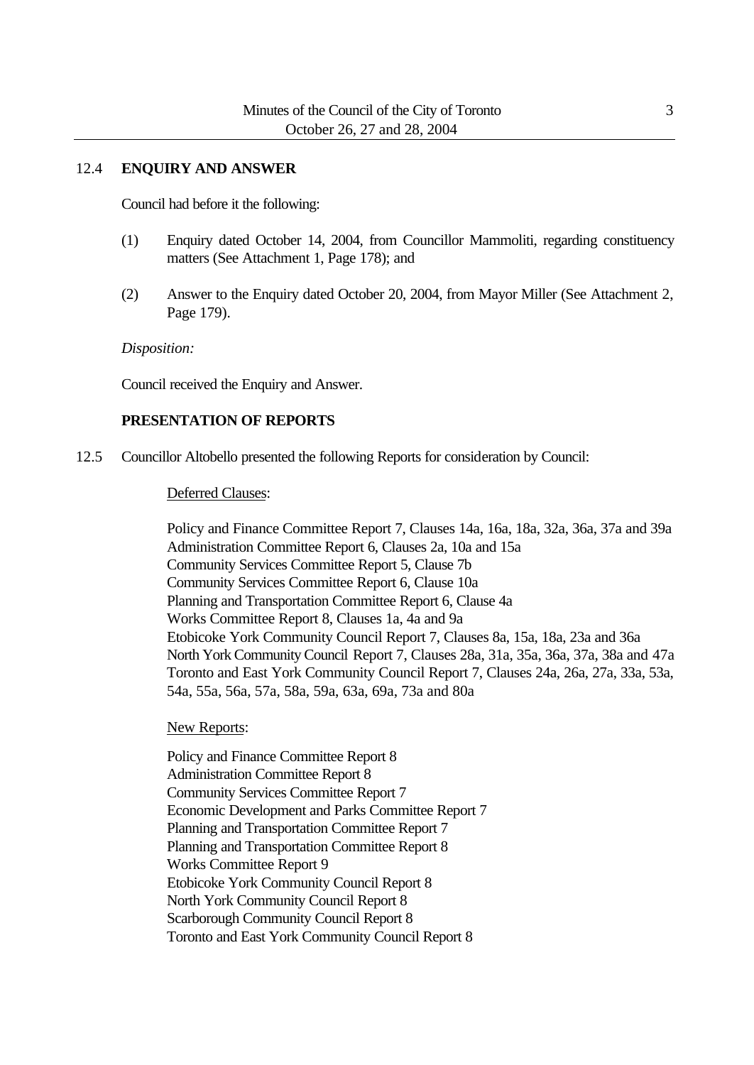## 12.4 ENQUIRY AND ANSWER

Council had before it the following:

(1) Enquiry dated October 14, 2004, from Councillor Mammoliti, regarding constituency matters (See Attachment 1, Page 178); and

(2) Answer to the Enquiry dated October 20, 2004, from Mayor Miller (See Attachment 2, Page 179).

*Disposition:*

Council received the Enquiry and Answer.

## PRESENTATION OF REPORTS

12.5 Councillor Altobello presented the following Reports for consideration by Council:

Deferred Clauses:

Policy and Finance Committee Report 7, Clauses 14a, 16a, 18a, 32a, 36a, 37a and 39a
Administration Committee Report 6, Clauses 2a, 10a and 15a
Community Services Committee Report 5, Clause 7b
Community Services Committee Report 6, Clause 10a
Planning and Transportation Committee Report 6, Clause 4a
Works Committee Report 8, Clauses 1a, 4a and 9a
Etobicoke York Community Council Report 7, Clauses 8a, 15a, 18a, 23a and 36a
North York Community Council Report 7, Clauses 28a, 31a, 35a, 36a, 37a, 38a and 47a
Toronto and East York Community Council Report 7, Clauses 24a, 26a, 27a, 33a, 53a, 54a, 55a, 56a, 57a, 58a, 59a, 63a, 69a, 73a and 80a

New Reports:

Policy and Finance Committee Report 8
Administration Committee Report 8
Community Services Committee Report 7
Economic Development and Parks Committee Report 7
Planning and Transportation Committee Report 7
Planning and Transportation Committee Report 8
Works Committee Report 9
Etobicoke York Community Council Report 8
North York Community Council Report 8
Scarborough Community Council Report 8
Toronto and East York Community Council Report 8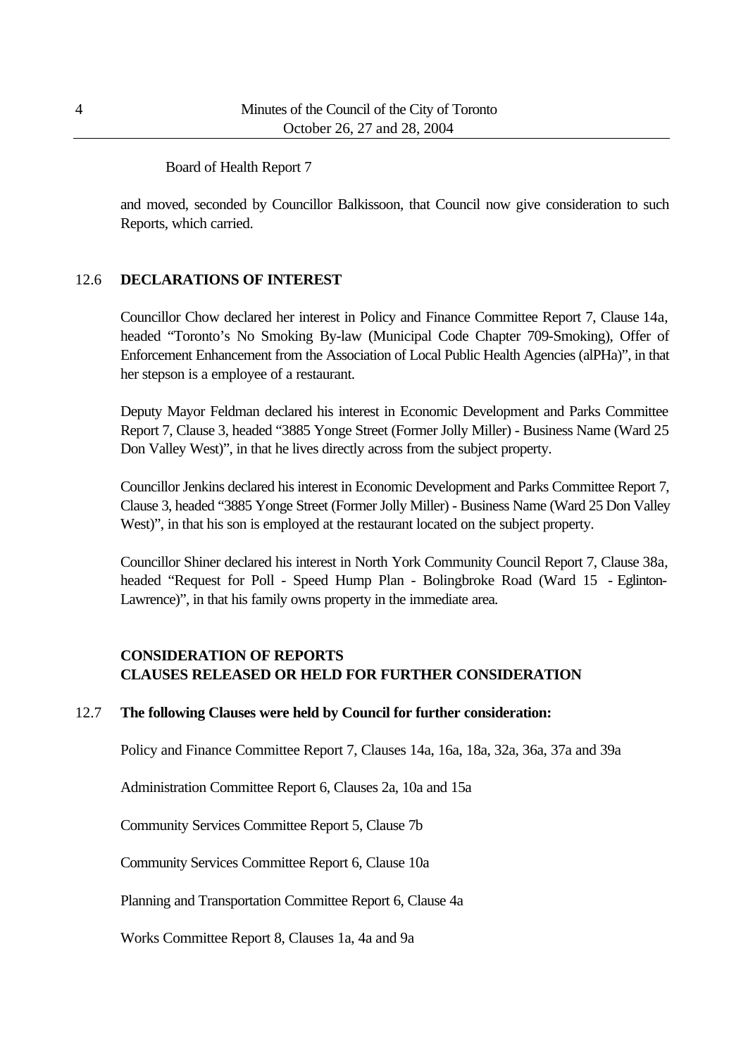Board of Health Report 7

and moved, seconded by Councillor Balkissoon, that Council now give consideration to such Reports, which carried.

## 12.6 DECLARATIONS OF INTEREST

Councillor Chow declared her interest in Policy and Finance Committee Report 7, Clause 14a, headed "Toronto's No Smoking By-law (Municipal Code Chapter 709-Smoking), Offer of Enforcement Enhancement from the Association of Local Public Health Agencies (alPHa)", in that her stepson is a employee of a restaurant.

Deputy Mayor Feldman declared his interest in Economic Development and Parks Committee Report 7, Clause 3, headed "3885 Yonge Street (Former Jolly Miller) - Business Name (Ward 25 Don Valley West)", in that he lives directly across from the subject property.

Councillor Jenkins declared his interest in Economic Development and Parks Committee Report 7, Clause 3, headed "3885 Yonge Street (Former Jolly Miller) - Business Name (Ward 25 Don Valley West)", in that his son is employed at the restaurant located on the subject property.

Councillor Shiner declared his interest in North York Community Council Report 7, Clause 38a, headed "Request for Poll - Speed Hump Plan - Bolingbroke Road (Ward 15 - Eglinton-Lawrence)", in that his family owns property in the immediate area.

## CONSIDERATION OF REPORTS
## CLAUSES RELEASED OR HELD FOR FURTHER CONSIDERATION

## 12.7 The following Clauses were held by Council for further consideration:

Policy and Finance Committee Report 7, Clauses 14a, 16a, 18a, 32a, 36a, 37a and 39a

Administration Committee Report 6, Clauses 2a, 10a and 15a

Community Services Committee Report 5, Clause 7b

Community Services Committee Report 6, Clause 10a

Planning and Transportation Committee Report 6, Clause 4a

Works Committee Report 8, Clauses 1a, 4a and 9a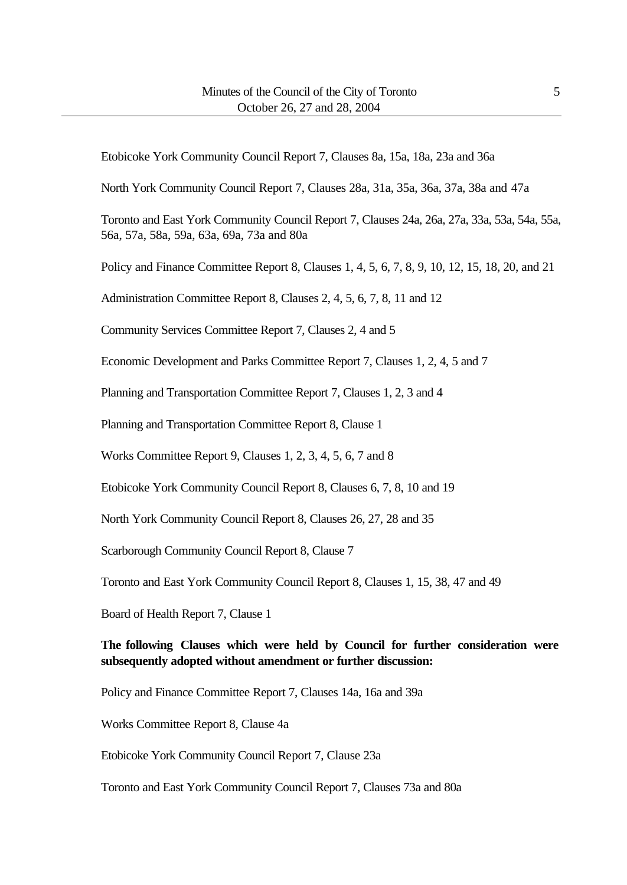Etobicoke York Community Council Report 7, Clauses 8a, 15a, 18a, 23a and 36a

North York Community Council Report 7, Clauses 28a, 31a, 35a, 36a, 37a, 38a and 47a

Toronto and East York Community Council Report 7, Clauses 24a, 26a, 27a, 33a, 53a, 54a, 55a, 56a, 57a, 58a, 59a, 63a, 69a, 73a and 80a

Policy and Finance Committee Report 8, Clauses 1, 4, 5, 6, 7, 8, 9, 10, 12, 15, 18, 20, and 21

Administration Committee Report 8, Clauses 2, 4, 5, 6, 7, 8, 11 and 12

Community Services Committee Report 7, Clauses 2, 4 and 5

Economic Development and Parks Committee Report 7, Clauses 1, 2, 4, 5 and 7

Planning and Transportation Committee Report 7, Clauses 1, 2, 3 and 4

Planning and Transportation Committee Report 8, Clause 1

Works Committee Report 9, Clauses 1, 2, 3, 4, 5, 6, 7 and 8

Etobicoke York Community Council Report 8, Clauses 6, 7, 8, 10 and 19

North York Community Council Report 8, Clauses 26, 27, 28 and 35

Scarborough Community Council Report 8, Clause 7

Toronto and East York Community Council Report 8, Clauses 1, 15, 38, 47 and 49

Board of Health Report 7, Clause 1

**The following Clauses which were held by Council for further consideration were subsequently adopted without amendment or further discussion:**

Policy and Finance Committee Report 7, Clauses 14a, 16a and 39a

Works Committee Report 8, Clause 4a

Etobicoke York Community Council Report 7, Clause 23a

Toronto and East York Community Council Report 7, Clauses 73a and 80a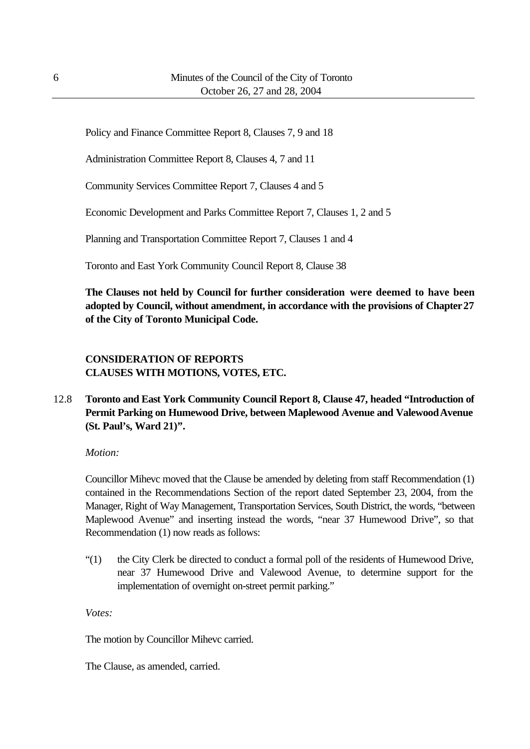Policy and Finance Committee Report 8, Clauses 7, 9 and 18

Administration Committee Report 8, Clauses 4, 7 and 11

Community Services Committee Report 7, Clauses 4 and 5

Economic Development and Parks Committee Report 7, Clauses 1, 2 and 5

Planning and Transportation Committee Report 7, Clauses 1 and 4

Toronto and East York Community Council Report 8, Clause 38

**The Clauses not held by Council for further consideration were deemed to have been adopted by Council, without amendment, in accordance with the provisions of Chapter 27 of the City of Toronto Municipal Code.**

## CONSIDERATION OF REPORTS CLAUSES WITH MOTIONS, VOTES, ETC.

12.8 **Toronto and East York Community Council Report 8, Clause 47, headed "Introduction of Permit Parking on Humewood Drive, between Maplewood Avenue and Valewood Avenue (St. Paul's, Ward 21)".**

*Motion:*

Councillor Mihevc moved that the Clause be amended by deleting from staff Recommendation (1) contained in the Recommendations Section of the report dated September 23, 2004, from the Manager, Right of Way Management, Transportation Services, South District, the words, "between Maplewood Avenue" and inserting instead the words, "near 37 Humewood Drive", so that Recommendation (1) now reads as follows:

"(1) the City Clerk be directed to conduct a formal poll of the residents of Humewood Drive, near 37 Humewood Drive and Valewood Avenue, to determine support for the implementation of overnight on-street permit parking."

*Votes:*

The motion by Councillor Mihevc carried.

The Clause, as amended, carried.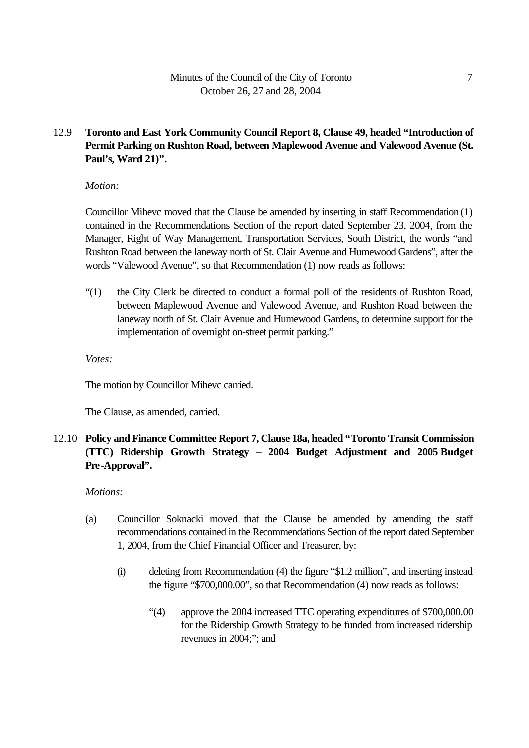12.9 **Toronto and East York Community Council Report 8, Clause 49, headed "Introduction of Permit Parking on Rushton Road, between Maplewood Avenue and Valewood Avenue (St. Paul's, Ward 21)".**

*Motion:*

Councillor Mihevc moved that the Clause be amended by inserting in staff Recommendation (1) contained in the Recommendations Section of the report dated September 23, 2004, from the Manager, Right of Way Management, Transportation Services, South District, the words "and Rushton Road between the laneway north of St. Clair Avenue and Humewood Gardens", after the words "Valewood Avenue", so that Recommendation (1) now reads as follows:

"(1) the City Clerk be directed to conduct a formal poll of the residents of Rushton Road, between Maplewood Avenue and Valewood Avenue, and Rushton Road between the laneway north of St. Clair Avenue and Humewood Gardens, to determine support for the implementation of overnight on-street permit parking."

*Votes:*

The motion by Councillor Mihevc carried.

The Clause, as amended, carried.

12.10 **Policy and Finance Committee Report 7, Clause 18a, headed "Toronto Transit Commission (TTC) Ridership Growth Strategy – 2004 Budget Adjustment and 2005 Budget Pre-Approval".**

*Motions:*

(a) Councillor Soknacki moved that the Clause be amended by amending the staff recommendations contained in the Recommendations Section of the report dated September 1, 2004, from the Chief Financial Officer and Treasurer, by:

(i) deleting from Recommendation (4) the figure "$1.2 million", and inserting instead the figure "$700,000.00", so that Recommendation (4) now reads as follows:

"(4) approve the 2004 increased TTC operating expenditures of $700,000.00 for the Ridership Growth Strategy to be funded from increased ridership revenues in 2004;"; and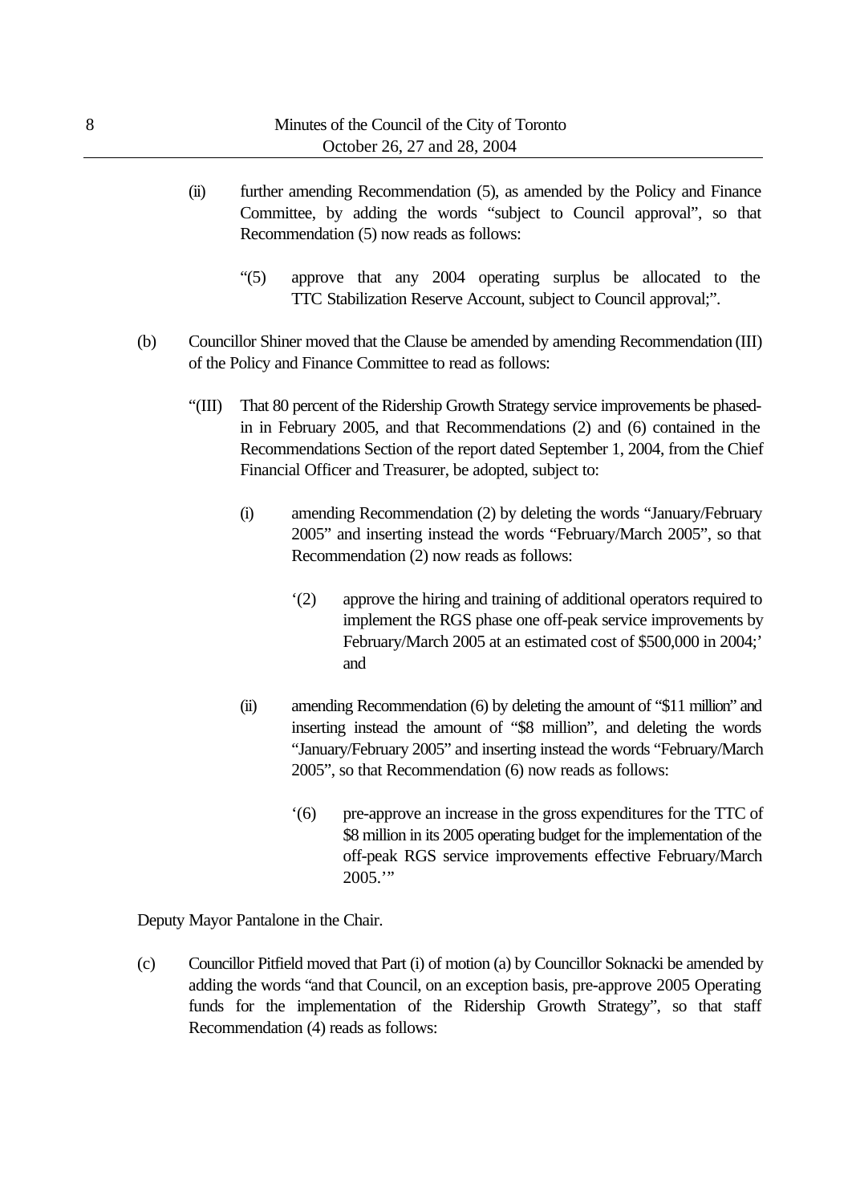(ii) further amending Recommendation (5), as amended by the Policy and Finance Committee, by adding the words "subject to Council approval", so that Recommendation (5) now reads as follows:

> "(5) approve that any 2004 operating surplus be allocated to the TTC Stabilization Reserve Account, subject to Council approval;".

(b) Councillor Shiner moved that the Clause be amended by amending Recommendation (III) of the Policy and Finance Committee to read as follows:

> "(III) That 80 percent of the Ridership Growth Strategy service improvements be phased-in in February 2005, and that Recommendations (2) and (6) contained in the Recommendations Section of the report dated September 1, 2004, from the Chief Financial Officer and Treasurer, be adopted, subject to:
>
> (i) amending Recommendation (2) by deleting the words "January/February 2005" and inserting instead the words "February/March 2005", so that Recommendation (2) now reads as follows:
>
> > '(2) approve the hiring and training of additional operators required to implement the RGS phase one off-peak service improvements by February/March 2005 at an estimated cost of $500,000 in 2004;' and
>
> (ii) amending Recommendation (6) by deleting the amount of "$11 million" and inserting instead the amount of "$8 million", and deleting the words "January/February 2005" and inserting instead the words "February/March 2005", so that Recommendation (6) now reads as follows:
>
> > '(6) pre-approve an increase in the gross expenditures for the TTC of $8 million in its 2005 operating budget for the implementation of the off-peak RGS service improvements effective February/March 2005.'"

Deputy Mayor Pantalone in the Chair.

(c) Councillor Pitfield moved that Part (i) of motion (a) by Councillor Soknacki be amended by adding the words "and that Council, on an exception basis, pre-approve 2005 Operating funds for the implementation of the Ridership Growth Strategy", so that staff Recommendation (4) reads as follows: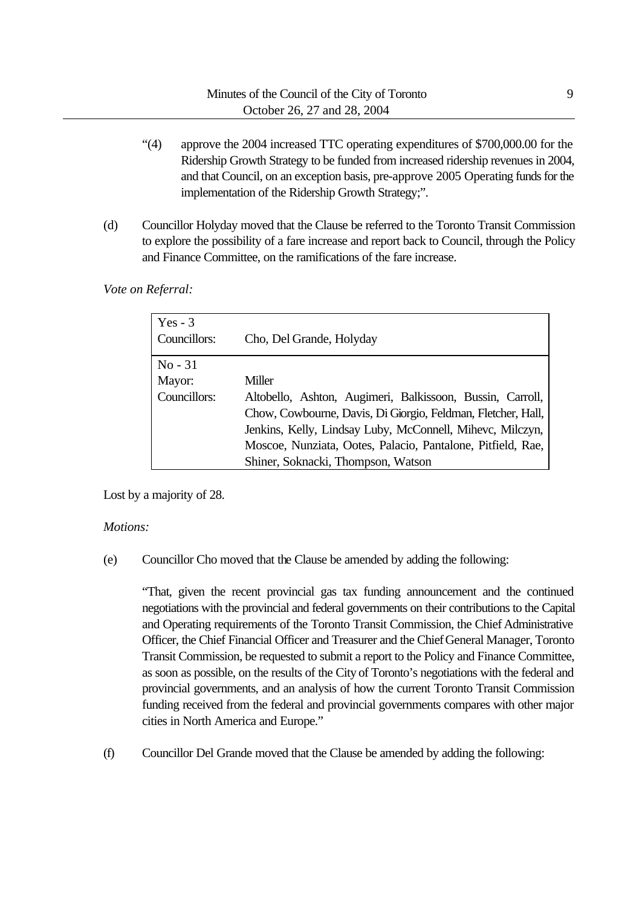"(4) approve the 2004 increased TTC operating expenditures of $700,000.00 for the Ridership Growth Strategy to be funded from increased ridership revenues in 2004, and that Council, on an exception basis, pre-approve 2005 Operating funds for the implementation of the Ridership Growth Strategy;".

(d) Councillor Holyday moved that the Clause be referred to the Toronto Transit Commission to explore the possibility of a fare increase and report back to Council, through the Policy and Finance Committee, on the ramifications of the fare increase.

*Vote on Referral:*

| Yes - 3 | |
|---|---|
| Councillors: | Cho, Del Grande, Holyday |
| **No - 31** | |
| Mayor: | Miller |
| Councillors: | Altobello, Ashton, Augimeri, Balkissoon, Bussin, Carroll, Chow, Cowbourne, Davis, Di Giorgio, Feldman, Fletcher, Hall, Jenkins, Kelly, Lindsay Luby, McConnell, Mihevc, Milczyn, Moscoe, Nunziata, Ootes, Palacio, Pantalone, Pitfield, Rae, Shiner, Soknacki, Thompson, Watson |

Lost by a majority of 28.

*Motions:*

(e) Councillor Cho moved that the Clause be amended by adding the following:

"That, given the recent provincial gas tax funding announcement and the continued negotiations with the provincial and federal governments on their contributions to the Capital and Operating requirements of the Toronto Transit Commission, the Chief Administrative Officer, the Chief Financial Officer and Treasurer and the Chief General Manager, Toronto Transit Commission, be requested to submit a report to the Policy and Finance Committee, as soon as possible, on the results of the City of Toronto's negotiations with the federal and provincial governments, and an analysis of how the current Toronto Transit Commission funding received from the federal and provincial governments compares with other major cities in North America and Europe."

(f) Councillor Del Grande moved that the Clause be amended by adding the following: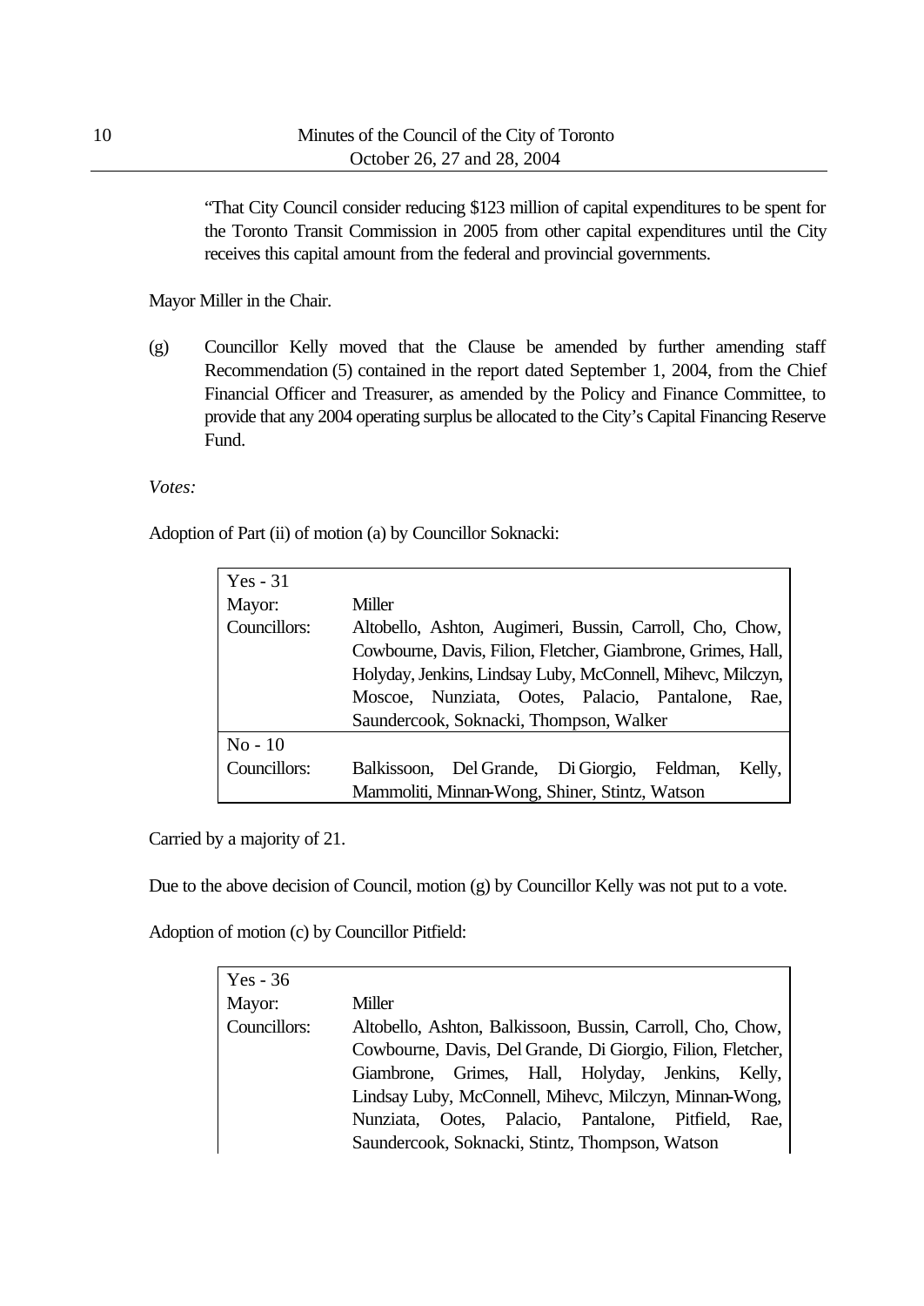"That City Council consider reducing $123 million of capital expenditures to be spent for the Toronto Transit Commission in 2005 from other capital expenditures until the City receives this capital amount from the federal and provincial governments.

Mayor Miller in the Chair.

(g) Councillor Kelly moved that the Clause be amended by further amending staff Recommendation (5) contained in the report dated September 1, 2004, from the Chief Financial Officer and Treasurer, as amended by the Policy and Finance Committee, to provide that any 2004 operating surplus be allocated to the City's Capital Financing Reserve Fund.

*Votes:*

Adoption of Part (ii) of motion (a) by Councillor Soknacki:

| Yes - 31 | |
|---|---|
| Mayor: | Miller |
| Councillors: | Altobello, Ashton, Augimeri, Bussin, Carroll, Cho, Chow, Cowbourne, Davis, Filion, Fletcher, Giambrone, Grimes, Hall, Holyday, Jenkins, Lindsay Luby, McConnell, Mihevc, Milczyn, Moscoe, Nunziata, Ootes, Palacio, Pantalone, Rae, Saundercook, Soknacki, Thompson, Walker |
| No - 10 | |
| Councillors: | Balkissoon, Del Grande, Di Giorgio, Feldman, Kelly, Mammoliti, Minnan-Wong, Shiner, Stintz, Watson |

Carried by a majority of 21.

Due to the above decision of Council, motion (g) by Councillor Kelly was not put to a vote.

Adoption of motion (c) by Councillor Pitfield:

| Yes - 36 | |
|---|---|
| Mayor: | Miller |
| Councillors: | Altobello, Ashton, Balkissoon, Bussin, Carroll, Cho, Chow, Cowbourne, Davis, Del Grande, Di Giorgio, Filion, Fletcher, Giambrone, Grimes, Hall, Holyday, Jenkins, Kelly, Lindsay Luby, McConnell, Mihevc, Milczyn, Minnan-Wong, Nunziata, Ootes, Palacio, Pantalone, Pitfield, Rae, Saundercook, Soknacki, Stintz, Thompson, Watson |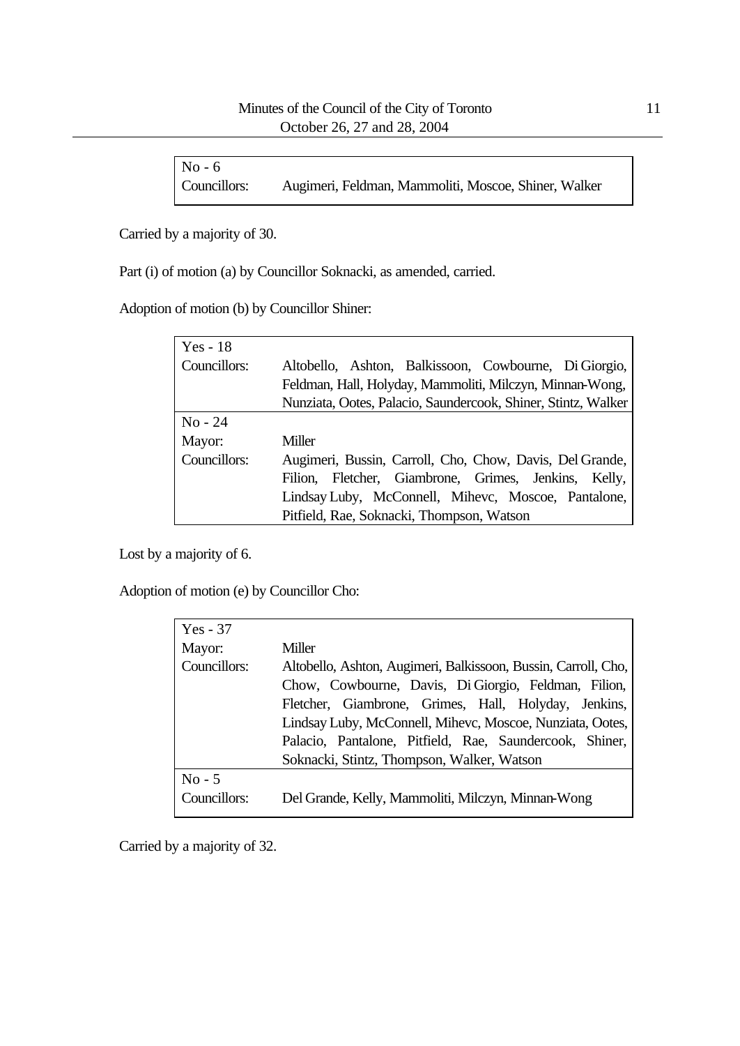| No - 6 | |
|---|---|
| Councillors: | Augimeri, Feldman, Mammoliti, Moscoe, Shiner, Walker |

Carried by a majority of 30.

Part (i) of motion (a) by Councillor Soknacki, as amended, carried.

Adoption of motion (b) by Councillor Shiner:

| Yes - 18 | |
|---|---|
| Councillors: | Altobello, Ashton, Balkissoon, Cowbourne, Di Giorgio, Feldman, Hall, Holyday, Mammoliti, Milczyn, Minnan-Wong, Nunziata, Ootes, Palacio, Saundercook, Shiner, Stintz, Walker |
| **No - 24** | |
| Mayor: | Miller |
| Councillors: | Augimeri, Bussin, Carroll, Cho, Chow, Davis, Del Grande, Filion, Fletcher, Giambrone, Grimes, Jenkins, Kelly, Lindsay Luby, McConnell, Mihevc, Moscoe, Pantalone, Pitfield, Rae, Soknacki, Thompson, Watson |

Lost by a majority of 6.

Adoption of motion (e) by Councillor Cho:

| Yes - 37 | |
|---|---|
| Mayor: | Miller |
| Councillors: | Altobello, Ashton, Augimeri, Balkissoon, Bussin, Carroll, Cho, Chow, Cowbourne, Davis, Di Giorgio, Feldman, Filion, Fletcher, Giambrone, Grimes, Hall, Holyday, Jenkins, Lindsay Luby, McConnell, Mihevc, Moscoe, Nunziata, Ootes, Palacio, Pantalone, Pitfield, Rae, Saundercook, Shiner, Soknacki, Stintz, Thompson, Walker, Watson |
| **No - 5** | |
| Councillors: | Del Grande, Kelly, Mammoliti, Milczyn, Minnan-Wong |

Carried by a majority of 32.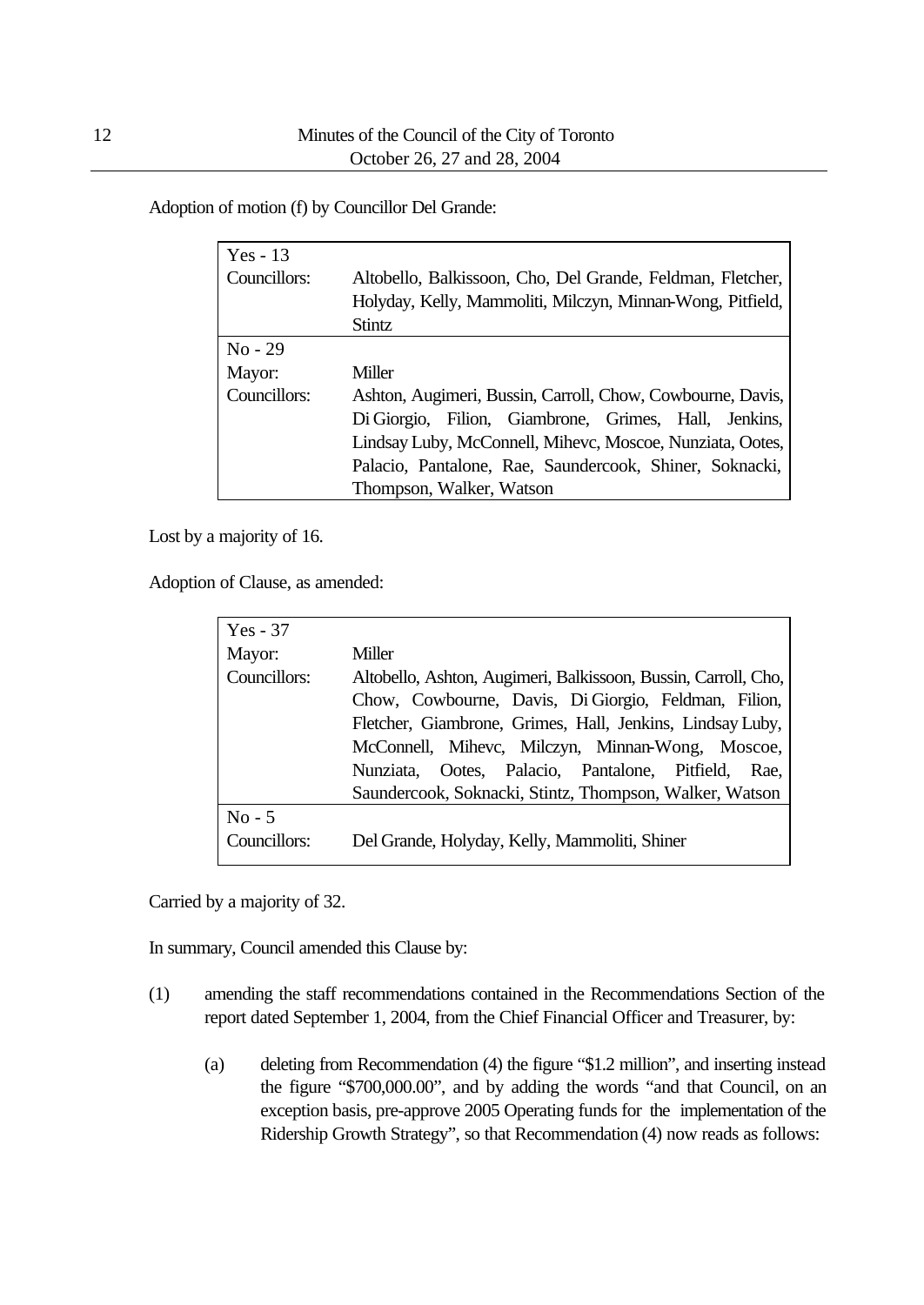Adoption of motion (f) by Councillor Del Grande:

| | |
|---|---|
| Yes - 13 | |
| Councillors: | Altobello, Balkissoon, Cho, Del Grande, Feldman, Fletcher, Holyday, Kelly, Mammoliti, Milczyn, Minnan-Wong, Pitfield, Stintz |
| No - 29 | |
| Mayor: | Miller |
| Councillors: | Ashton, Augimeri, Bussin, Carroll, Chow, Cowbourne, Davis, Di Giorgio, Filion, Giambrone, Grimes, Hall, Jenkins, Lindsay Luby, McConnell, Mihevc, Moscoe, Nunziata, Ootes, Palacio, Pantalone, Rae, Saundercook, Shiner, Soknacki, Thompson, Walker, Watson |

Lost by a majority of 16.

Adoption of Clause, as amended:

| | |
|---|---|
| Yes - 37 | |
| Mayor: | Miller |
| Councillors: | Altobello, Ashton, Augimeri, Balkissoon, Bussin, Carroll, Cho, Chow, Cowbourne, Davis, Di Giorgio, Feldman, Filion, Fletcher, Giambrone, Grimes, Hall, Jenkins, Lindsay Luby, McConnell, Mihevc, Milczyn, Minnan-Wong, Moscoe, Nunziata, Ootes, Palacio, Pantalone, Pitfield, Rae, Saundercook, Soknacki, Stintz, Thompson, Walker, Watson |
| No - 5 | |
| Councillors: | Del Grande, Holyday, Kelly, Mammoliti, Shiner |

Carried by a majority of 32.

In summary, Council amended this Clause by:

(1) amending the staff recommendations contained in the Recommendations Section of the report dated September 1, 2004, from the Chief Financial Officer and Treasurer, by:

   (a) deleting from Recommendation (4) the figure "$1.2 million", and inserting instead the figure "$700,000.00", and by adding the words "and that Council, on an exception basis, pre-approve 2005 Operating funds for the implementation of the Ridership Growth Strategy", so that Recommendation (4) now reads as follows: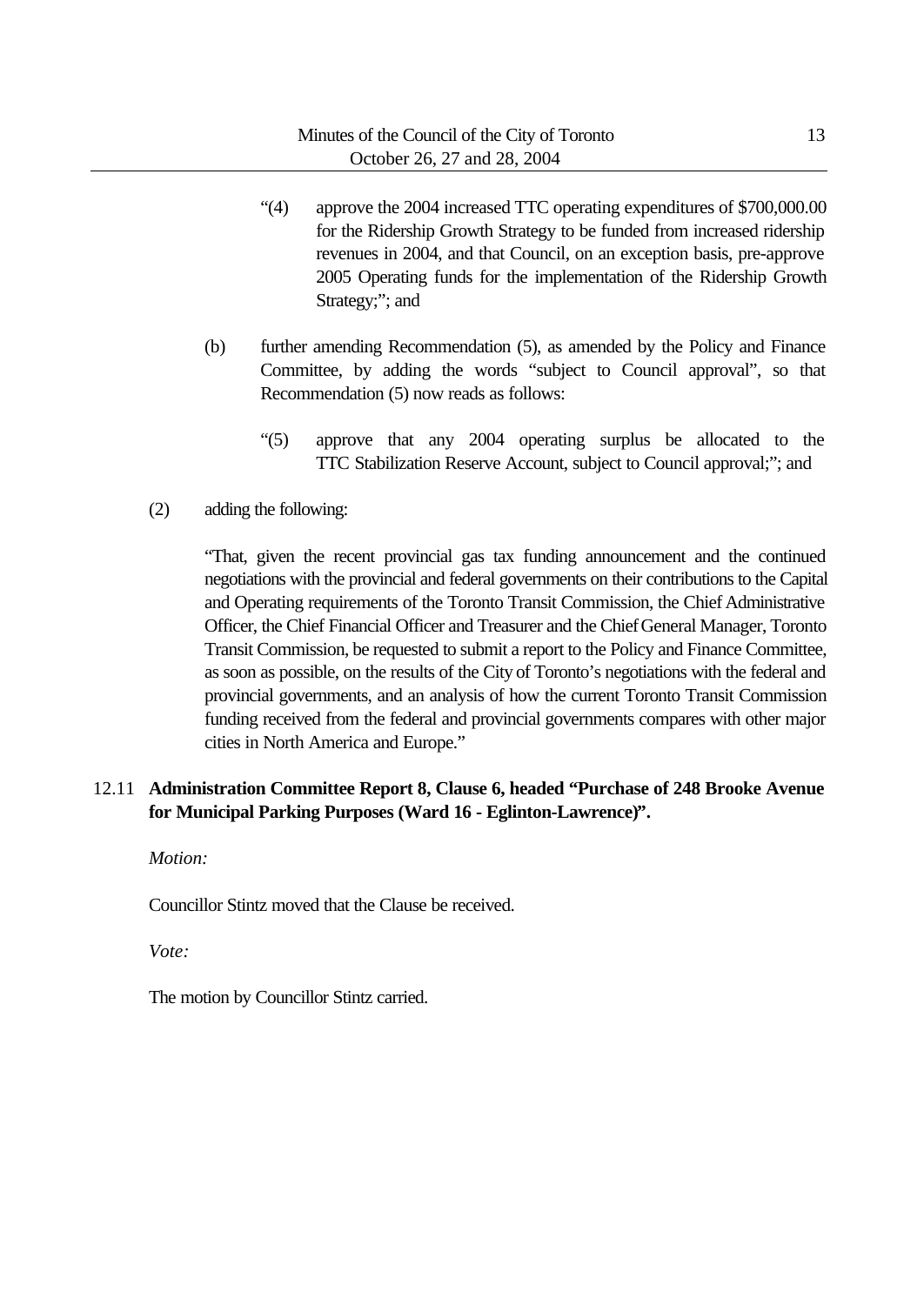"(4) approve the 2004 increased TTC operating expenditures of $700,000.00 for the Ridership Growth Strategy to be funded from increased ridership revenues in 2004, and that Council, on an exception basis, pre-approve 2005 Operating funds for the implementation of the Ridership Growth Strategy;"; and

(b) further amending Recommendation (5), as amended by the Policy and Finance Committee, by adding the words "subject to Council approval", so that Recommendation (5) now reads as follows:

"(5) approve that any 2004 operating surplus be allocated to the TTC Stabilization Reserve Account, subject to Council approval;"; and

(2) adding the following:

"That, given the recent provincial gas tax funding announcement and the continued negotiations with the provincial and federal governments on their contributions to the Capital and Operating requirements of the Toronto Transit Commission, the Chief Administrative Officer, the Chief Financial Officer and Treasurer and the Chief General Manager, Toronto Transit Commission, be requested to submit a report to the Policy and Finance Committee, as soon as possible, on the results of the City of Toronto's negotiations with the federal and provincial governments, and an analysis of how the current Toronto Transit Commission funding received from the federal and provincial governments compares with other major cities in North America and Europe."

**12.11 Administration Committee Report 8, Clause 6, headed "Purchase of 248 Brooke Avenue for Municipal Parking Purposes (Ward 16 - Eglinton-Lawrence)".**

*Motion:*

Councillor Stintz moved that the Clause be received.

*Vote:*

The motion by Councillor Stintz carried.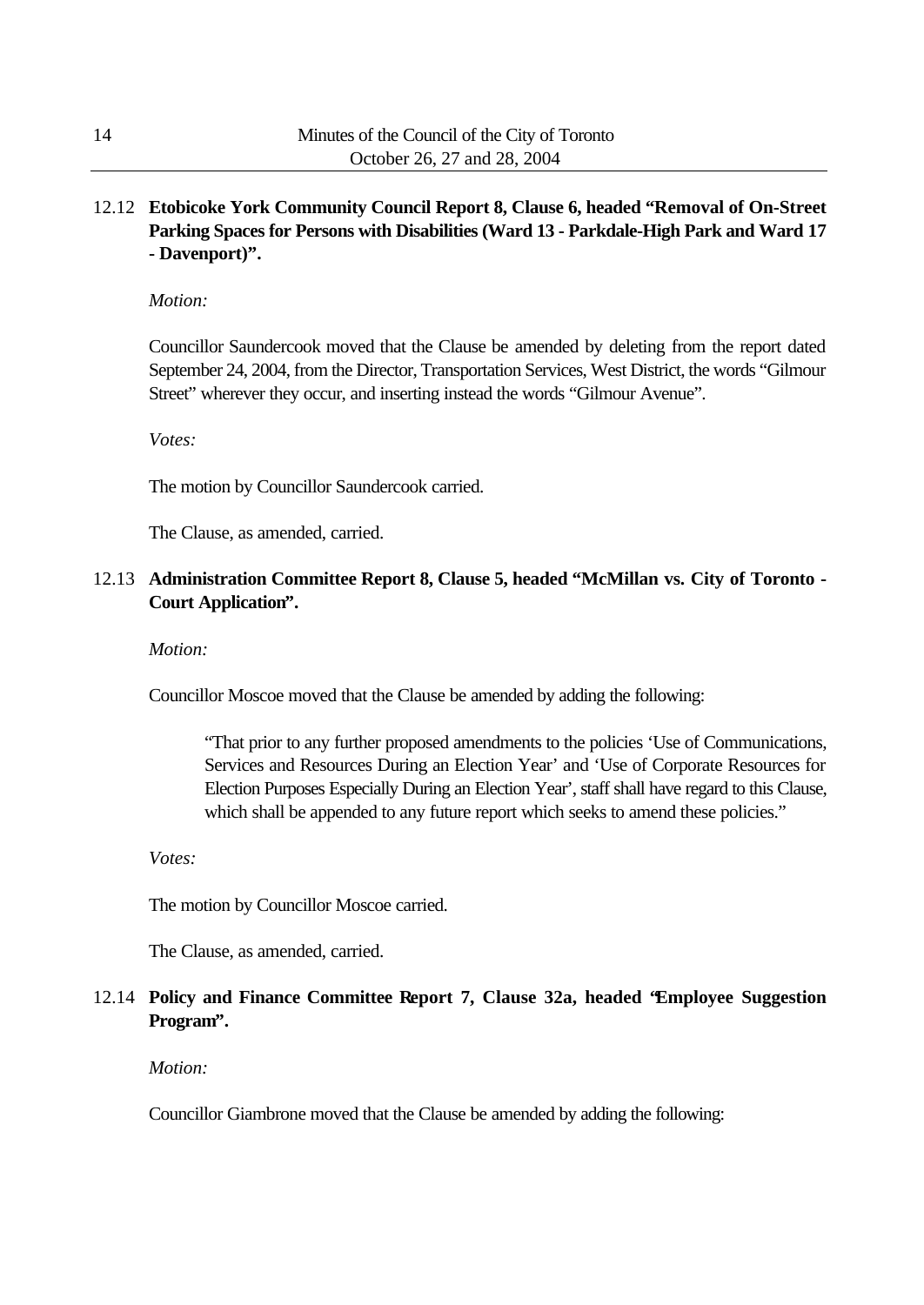**12.12 Etobicoke York Community Council Report 8, Clause 6, headed "Removal of On-Street Parking Spaces for Persons with Disabilities (Ward 13 - Parkdale-High Park and Ward 17 - Davenport)".**

*Motion:*

Councillor Saundercook moved that the Clause be amended by deleting from the report dated September 24, 2004, from the Director, Transportation Services, West District, the words "Gilmour Street" wherever they occur, and inserting instead the words "Gilmour Avenue".

*Votes:*

The motion by Councillor Saundercook carried.

The Clause, as amended, carried.

**12.13 Administration Committee Report 8, Clause 5, headed "McMillan vs. City of Toronto - Court Application".**

*Motion:*

Councillor Moscoe moved that the Clause be amended by adding the following:

> "That prior to any further proposed amendments to the policies 'Use of Communications, Services and Resources During an Election Year' and 'Use of Corporate Resources for Election Purposes Especially During an Election Year', staff shall have regard to this Clause, which shall be appended to any future report which seeks to amend these policies."

*Votes:*

The motion by Councillor Moscoe carried.

The Clause, as amended, carried.

**12.14 Policy and Finance Committee Report 7, Clause 32a, headed "Employee Suggestion Program".**

*Motion:*

Councillor Giambrone moved that the Clause be amended by adding the following: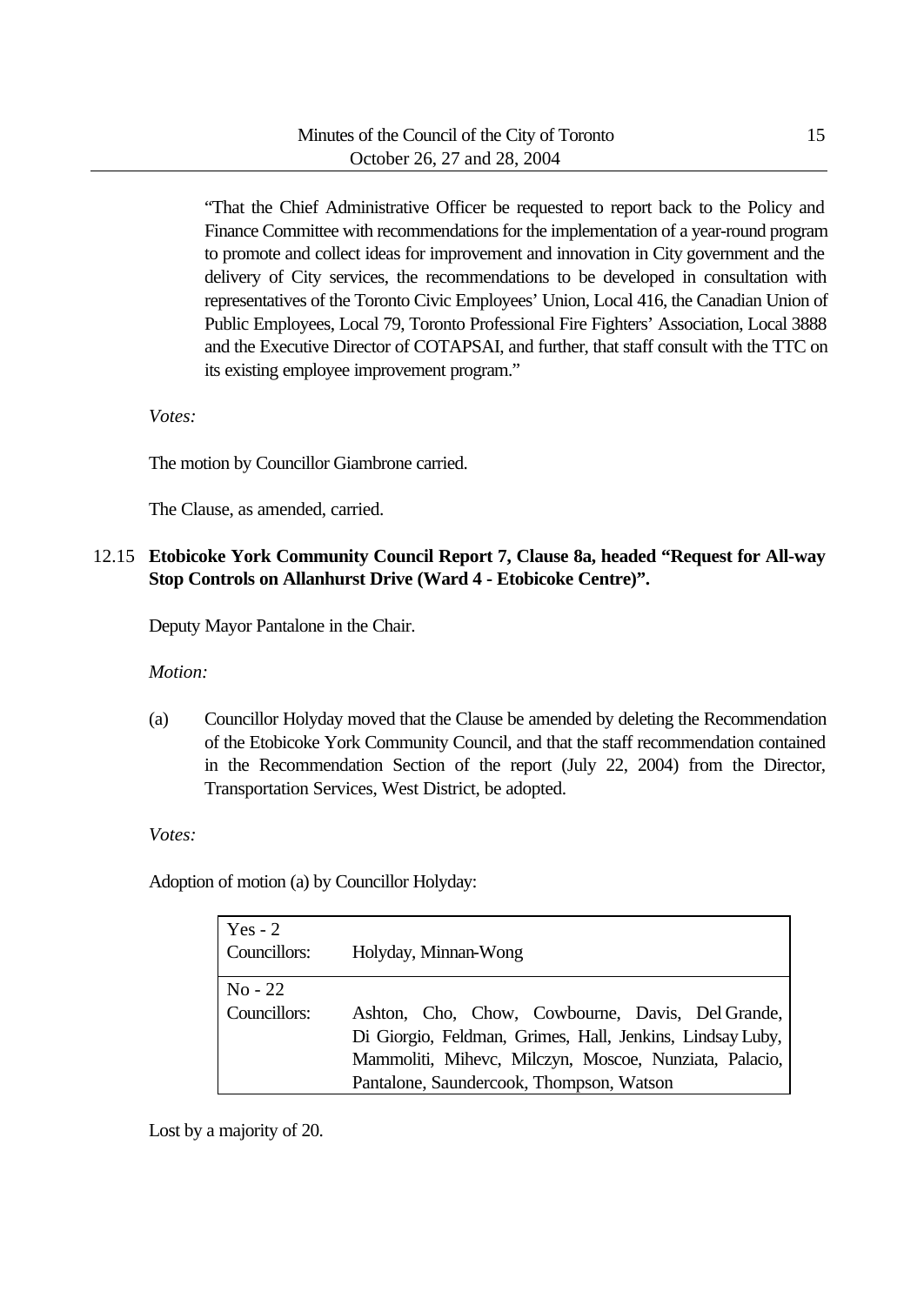"That the Chief Administrative Officer be requested to report back to the Policy and Finance Committee with recommendations for the implementation of a year-round program to promote and collect ideas for improvement and innovation in City government and the delivery of City services, the recommendations to be developed in consultation with representatives of the Toronto Civic Employees' Union, Local 416, the Canadian Union of Public Employees, Local 79, Toronto Professional Fire Fighters' Association, Local 3888 and the Executive Director of COTAPSAI, and further, that staff consult with the TTC on its existing employee improvement program."

*Votes:*

The motion by Councillor Giambrone carried.

The Clause, as amended, carried.

## 12.15 Etobicoke York Community Council Report 7, Clause 8a, headed "Request for All-way Stop Controls on Allanhurst Drive (Ward 4 - Etobicoke Centre)".

Deputy Mayor Pantalone in the Chair.

*Motion:*

(a) Councillor Holyday moved that the Clause be amended by deleting the Recommendation of the Etobicoke York Community Council, and that the staff recommendation contained in the Recommendation Section of the report (July 22, 2004) from the Director, Transportation Services, West District, be adopted.

*Votes:*

Adoption of motion (a) by Councillor Holyday:

| Yes - 2 | |
|---|---|
| Councillors: | Holyday, Minnan-Wong |
| **No - 22** | |
| Councillors: | Ashton, Cho, Chow, Cowbourne, Davis, Del Grande, Di Giorgio, Feldman, Grimes, Hall, Jenkins, Lindsay Luby, Mammoliti, Mihevc, Milczyn, Moscoe, Nunziata, Palacio, Pantalone, Saundercook, Thompson, Watson |

Lost by a majority of 20.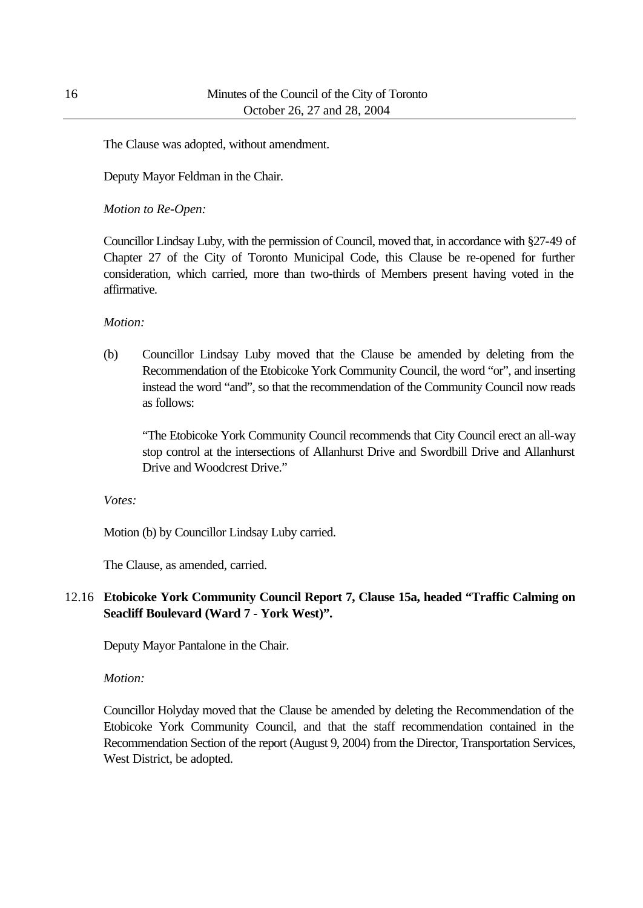The Clause was adopted, without amendment.

Deputy Mayor Feldman in the Chair.

*Motion to Re-Open:*

Councillor Lindsay Luby, with the permission of Council, moved that, in accordance with §27-49 of Chapter 27 of the City of Toronto Municipal Code, this Clause be re-opened for further consideration, which carried, more than two-thirds of Members present having voted in the affirmative.

*Motion:*

(b) Councillor Lindsay Luby moved that the Clause be amended by deleting from the Recommendation of the Etobicoke York Community Council, the word "or", and inserting instead the word "and", so that the recommendation of the Community Council now reads as follows:

> "The Etobicoke York Community Council recommends that City Council erect an all-way stop control at the intersections of Allanhurst Drive and Swordbill Drive and Allanhurst Drive and Woodcrest Drive."

*Votes:*

Motion (b) by Councillor Lindsay Luby carried.

The Clause, as amended, carried.

## 12.16 Etobicoke York Community Council Report 7, Clause 15a, headed "Traffic Calming on Seacliff Boulevard (Ward 7 - York West)".

Deputy Mayor Pantalone in the Chair.

*Motion:*

Councillor Holyday moved that the Clause be amended by deleting the Recommendation of the Etobicoke York Community Council, and that the staff recommendation contained in the Recommendation Section of the report (August 9, 2004) from the Director, Transportation Services, West District, be adopted.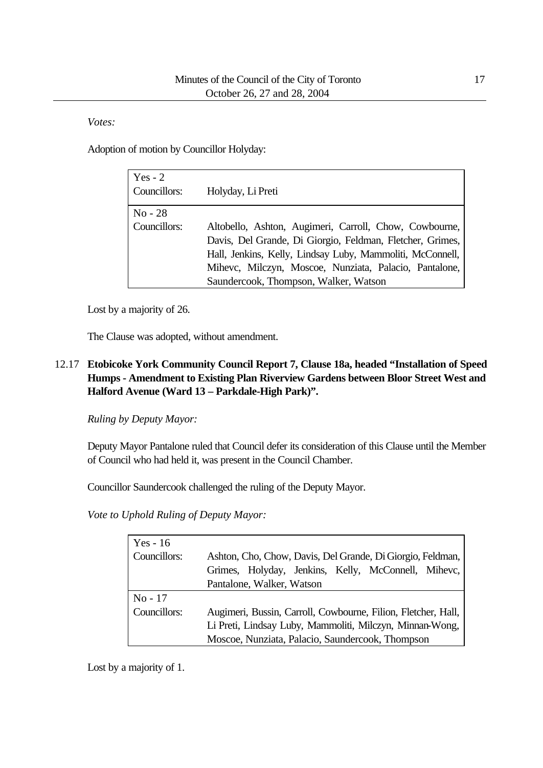*Votes:*

Adoption of motion by Councillor Holyday:

| Yes - 2 Councillors: | Holyday, Li Preti |
|---|---|
| No - 28 Councillors: | Altobello, Ashton, Augimeri, Carroll, Chow, Cowbourne, Davis, Del Grande, Di Giorgio, Feldman, Fletcher, Grimes, Hall, Jenkins, Kelly, Lindsay Luby, Mammoliti, McConnell, Mihevc, Milczyn, Moscoe, Nunziata, Palacio, Pantalone, Saundercook, Thompson, Walker, Watson |

Lost by a majority of 26.

The Clause was adopted, without amendment.

## 12.17 Etobicoke York Community Council Report 7, Clause 18a, headed "Installation of Speed Humps - Amendment to Existing Plan Riverview Gardens between Bloor Street West and Halford Avenue (Ward 13 – Parkdale-High Park)".

*Ruling by Deputy Mayor:*

Deputy Mayor Pantalone ruled that Council defer its consideration of this Clause until the Member of Council who had held it, was present in the Council Chamber.

Councillor Saundercook challenged the ruling of the Deputy Mayor.

*Vote to Uphold Ruling of Deputy Mayor:*

| Yes - 16 Councillors: | Ashton, Cho, Chow, Davis, Del Grande, Di Giorgio, Feldman, Grimes, Holyday, Jenkins, Kelly, McConnell, Mihevc, Pantalone, Walker, Watson |
|---|---|
| No - 17 Councillors: | Augimeri, Bussin, Carroll, Cowbourne, Filion, Fletcher, Hall, Li Preti, Lindsay Luby, Mammoliti, Milczyn, Minnan-Wong, Moscoe, Nunziata, Palacio, Saundercook, Thompson |

Lost by a majority of 1.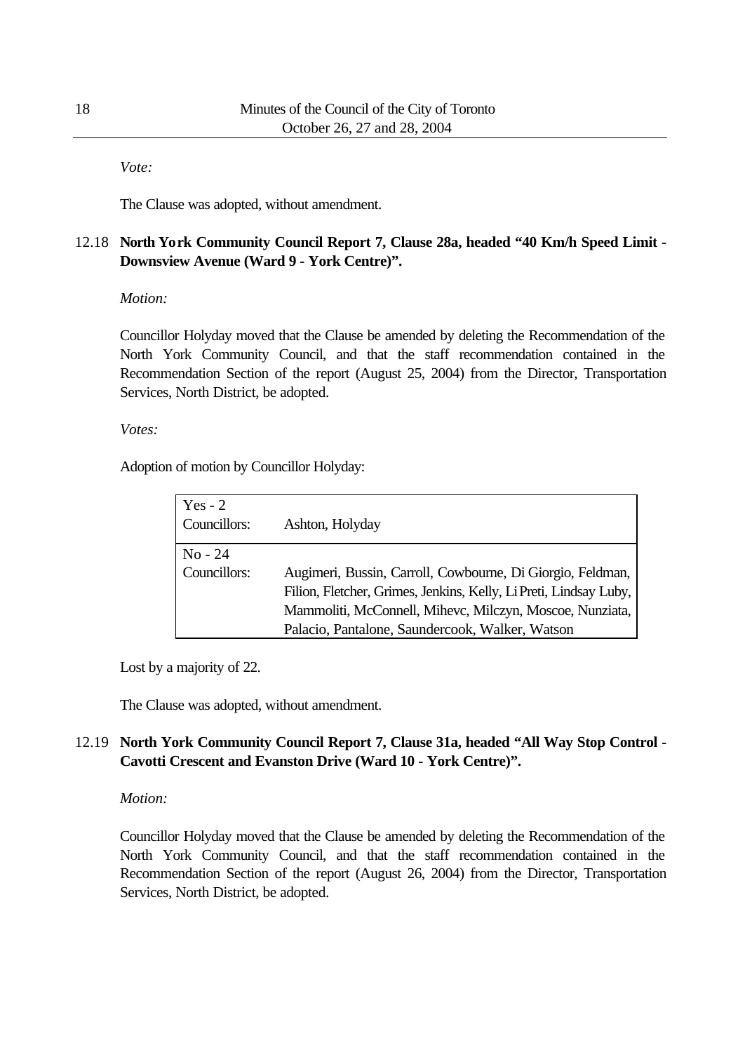*Vote:*

The Clause was adopted, without amendment.

## 12.18 North York Community Council Report 7, Clause 28a, headed "40 Km/h Speed Limit - Downsview Avenue (Ward 9 - York Centre)".

*Motion:*

Councillor Holyday moved that the Clause be amended by deleting the Recommendation of the North York Community Council, and that the staff recommendation contained in the Recommendation Section of the report (August 25, 2004) from the Director, Transportation Services, North District, be adopted.

*Votes:*

Adoption of motion by Councillor Holyday:

| Yes - 2<br>Councillors: | Ashton, Holyday |
|---|---|
| No - 24<br>Councillors: | Augimeri, Bussin, Carroll, Cowbourne, Di Giorgio, Feldman, Filion, Fletcher, Grimes, Jenkins, Kelly, Li Preti, Lindsay Luby, Mammoliti, McConnell, Mihevc, Milczyn, Moscoe, Nunziata, Palacio, Pantalone, Saundercook, Walker, Watson |

Lost by a majority of 22.

The Clause was adopted, without amendment.

## 12.19 North York Community Council Report 7, Clause 31a, headed "All Way Stop Control - Cavotti Crescent and Evanston Drive (Ward 10 - York Centre)".

*Motion:*

Councillor Holyday moved that the Clause be amended by deleting the Recommendation of the North York Community Council, and that the staff recommendation contained in the Recommendation Section of the report (August 26, 2004) from the Director, Transportation Services, North District, be adopted.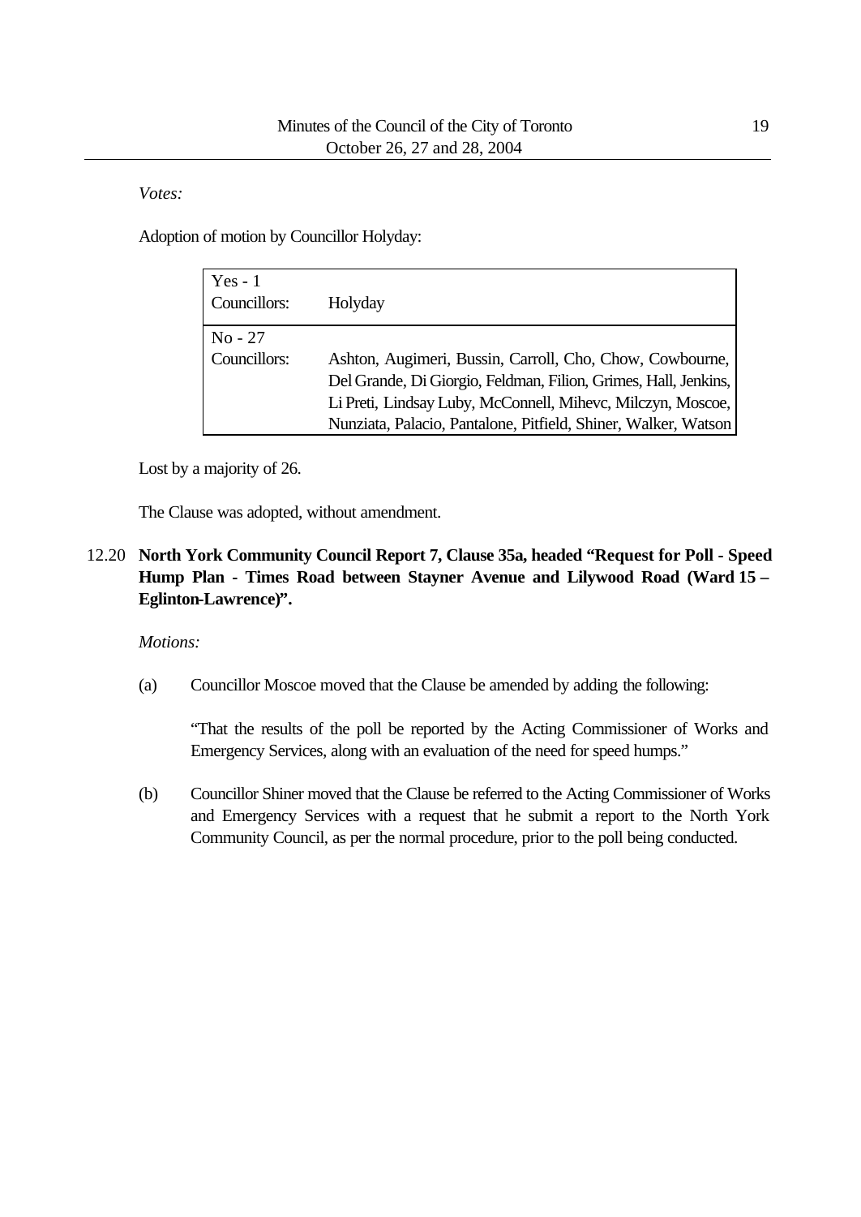*Votes:*

Adoption of motion by Councillor Holyday:

| | |
|---|---|
| Yes - 1<br>Councillors: | Holyday |
| No - 27<br>Councillors: | Ashton, Augimeri, Bussin, Carroll, Cho, Chow, Cowbourne, Del Grande, Di Giorgio, Feldman, Filion, Grimes, Hall, Jenkins, Li Preti, Lindsay Luby, McConnell, Mihevc, Milczyn, Moscoe, Nunziata, Palacio, Pantalone, Pitfield, Shiner, Walker, Watson |

Lost by a majority of 26.

The Clause was adopted, without amendment.

## 12.20 North York Community Council Report 7, Clause 35a, headed "Request for Poll - Speed Hump Plan - Times Road between Stayner Avenue and Lilywood Road (Ward 15 – Eglinton-Lawrence)".

*Motions:*

(a) Councillor Moscoe moved that the Clause be amended by adding the following:

"That the results of the poll be reported by the Acting Commissioner of Works and Emergency Services, along with an evaluation of the need for speed humps."

(b) Councillor Shiner moved that the Clause be referred to the Acting Commissioner of Works and Emergency Services with a request that he submit a report to the North York Community Council, as per the normal procedure, prior to the poll being conducted.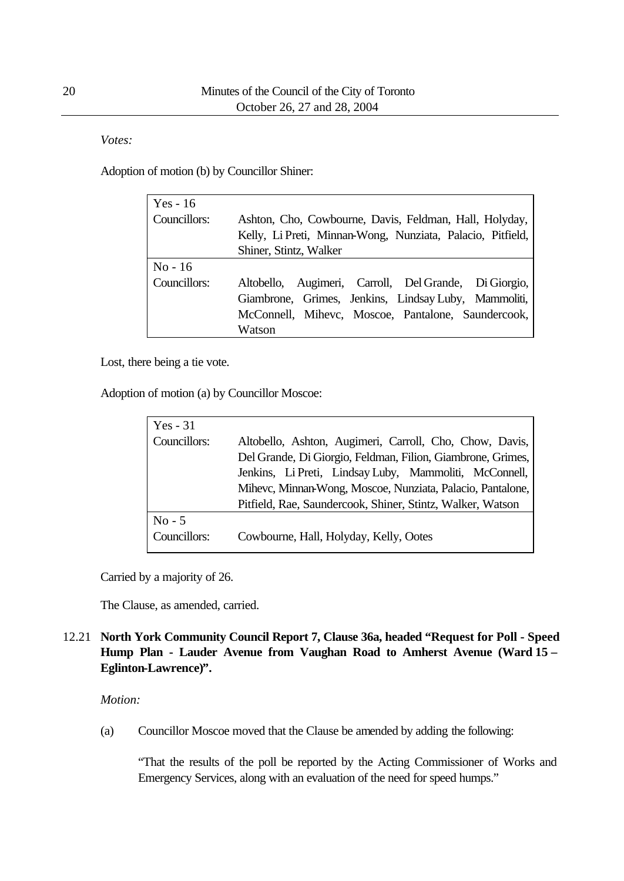*Votes:*

Adoption of motion (b) by Councillor Shiner:

| Yes - 16 | |
|---|---|
| Councillors: | Ashton, Cho, Cowbourne, Davis, Feldman, Hall, Holyday, Kelly, Li Preti, Minnan-Wong, Nunziata, Palacio, Pitfield, Shiner, Stintz, Walker |
| No - 16 | |
| Councillors: | Altobello, Augimeri, Carroll, Del Grande, Di Giorgio, Giambrone, Grimes, Jenkins, Lindsay Luby, Mammoliti, McConnell, Mihevc, Moscoe, Pantalone, Saundercook, Watson |

Lost, there being a tie vote.

Adoption of motion (a) by Councillor Moscoe:

| Yes - 31 | |
|---|---|
| Councillors: | Altobello, Ashton, Augimeri, Carroll, Cho, Chow, Davis, Del Grande, Di Giorgio, Feldman, Filion, Giambrone, Grimes, Jenkins, Li Preti, Lindsay Luby, Mammoliti, McConnell, Mihevc, Minnan-Wong, Moscoe, Nunziata, Palacio, Pantalone, Pitfield, Rae, Saundercook, Shiner, Stintz, Walker, Watson |
| No - 5 | |
| Councillors: | Cowbourne, Hall, Holyday, Kelly, Ootes |

Carried by a majority of 26.

The Clause, as amended, carried.

### 12.21 North York Community Council Report 7, Clause 36a, headed "Request for Poll - Speed Hump Plan - Lauder Avenue from Vaughan Road to Amherst Avenue (Ward 15 – Eglinton-Lawrence)".

*Motion:*

(a) Councillor Moscoe moved that the Clause be amended by adding the following:

"That the results of the poll be reported by the Acting Commissioner of Works and Emergency Services, along with an evaluation of the need for speed humps."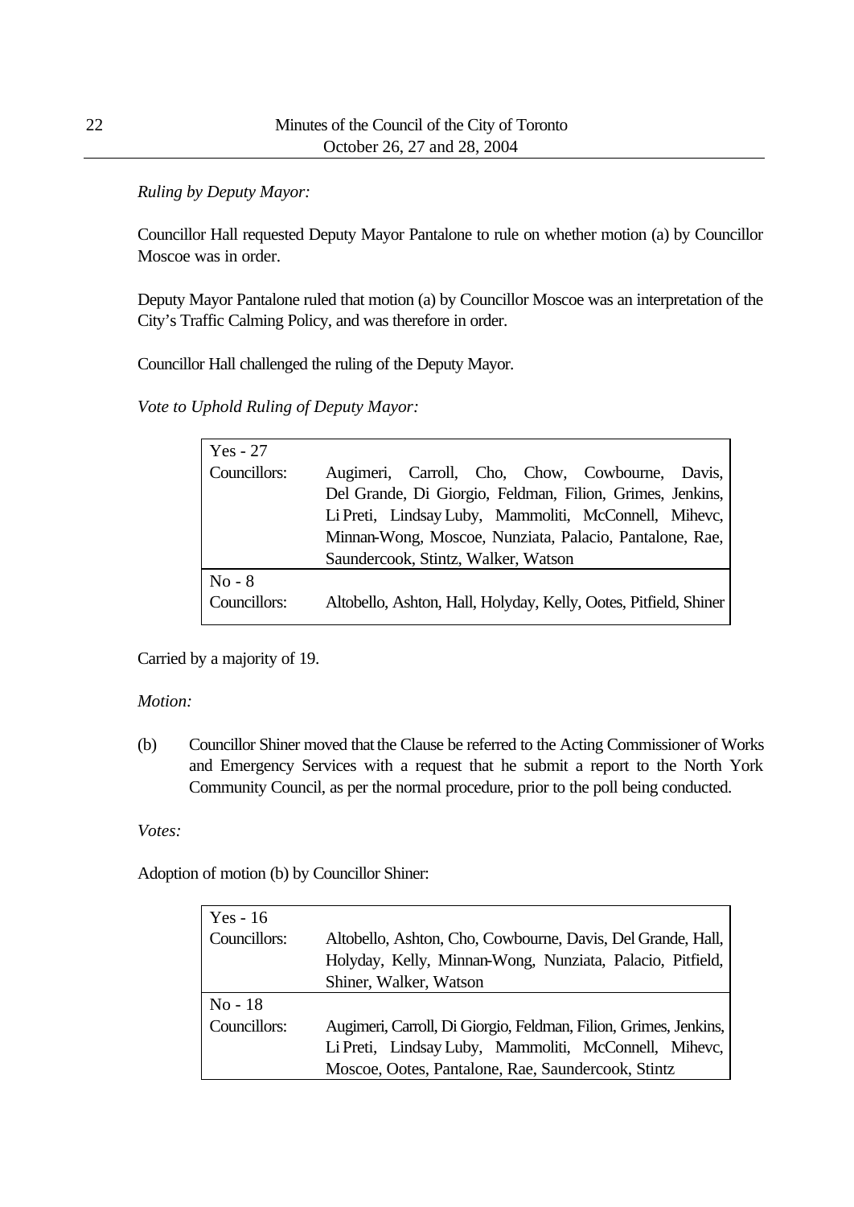*Ruling by Deputy Mayor:*

Councillor Hall requested Deputy Mayor Pantalone to rule on whether motion (a) by Councillor Moscoe was in order.

Deputy Mayor Pantalone ruled that motion (a) by Councillor Moscoe was an interpretation of the City's Traffic Calming Policy, and was therefore in order.

Councillor Hall challenged the ruling of the Deputy Mayor.

*Vote to Uphold Ruling of Deputy Mayor:*

| Yes - 27 | |
|---|---|
| Councillors: | Augimeri, Carroll, Cho, Chow, Cowbourne, Davis, Del Grande, Di Giorgio, Feldman, Filion, Grimes, Jenkins, Li Preti, Lindsay Luby, Mammoliti, McConnell, Mihevc, Minnan-Wong, Moscoe, Nunziata, Palacio, Pantalone, Rae, Saundercook, Stintz, Walker, Watson |
| No - 8 | |
| Councillors: | Altobello, Ashton, Hall, Holyday, Kelly, Ootes, Pitfield, Shiner |

Carried by a majority of 19.

*Motion:*

(b) Councillor Shiner moved that the Clause be referred to the Acting Commissioner of Works and Emergency Services with a request that he submit a report to the North York Community Council, as per the normal procedure, prior to the poll being conducted.

*Votes:*

Adoption of motion (b) by Councillor Shiner:

| Yes - 16 | |
|---|---|
| Councillors: | Altobello, Ashton, Cho, Cowbourne, Davis, Del Grande, Hall, Holyday, Kelly, Minnan-Wong, Nunziata, Palacio, Pitfield, Shiner, Walker, Watson |
| No - 18 | |
| Councillors: | Augimeri, Carroll, Di Giorgio, Feldman, Filion, Grimes, Jenkins, Li Preti, Lindsay Luby, Mammoliti, McConnell, Mihevc, Moscoe, Ootes, Pantalone, Rae, Saundercook, Stintz |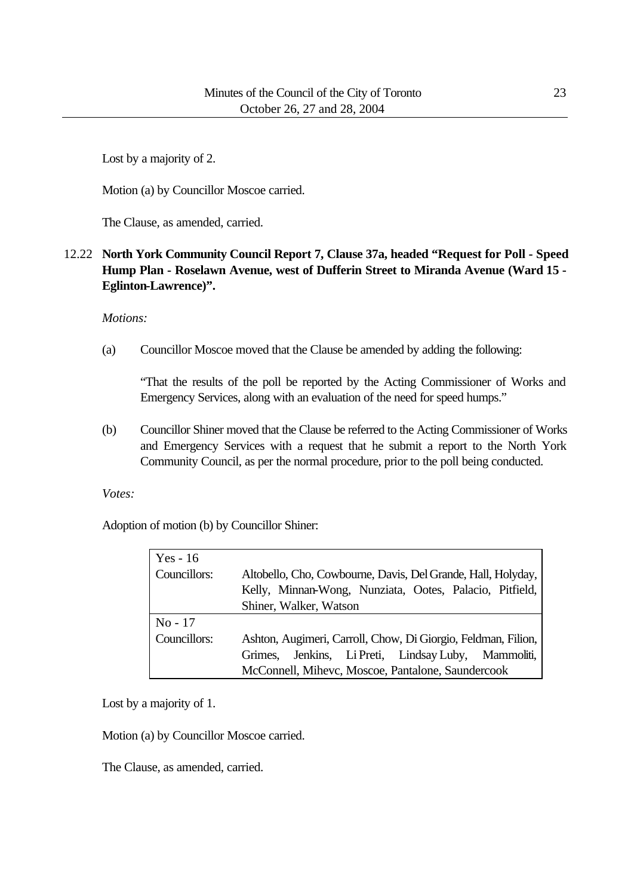Lost by a majority of 2.

Motion (a) by Councillor Moscoe carried.

The Clause, as amended, carried.

12.22 **North York Community Council Report 7, Clause 37a, headed "Request for Poll - Speed Hump Plan - Roselawn Avenue, west of Dufferin Street to Miranda Avenue (Ward 15 - Eglinton-Lawrence)".**

*Motions:*

(a) Councillor Moscoe moved that the Clause be amended by adding the following:

"That the results of the poll be reported by the Acting Commissioner of Works and Emergency Services, along with an evaluation of the need for speed humps."

(b) Councillor Shiner moved that the Clause be referred to the Acting Commissioner of Works and Emergency Services with a request that he submit a report to the North York Community Council, as per the normal procedure, prior to the poll being conducted.

*Votes:*

Adoption of motion (b) by Councillor Shiner:

| Yes - 16 | |
|---|---|
| Councillors: | Altobello, Cho, Cowbourne, Davis, Del Grande, Hall, Holyday, Kelly, Minnan-Wong, Nunziata, Ootes, Palacio, Pitfield, Shiner, Walker, Watson |
| No - 17 | |
| Councillors: | Ashton, Augimeri, Carroll, Chow, Di Giorgio, Feldman, Filion, Grimes, Jenkins, Li Preti, Lindsay Luby, Mammoliti, McConnell, Mihevc, Moscoe, Pantalone, Saundercook |

Lost by a majority of 1.

Motion (a) by Councillor Moscoe carried.

The Clause, as amended, carried.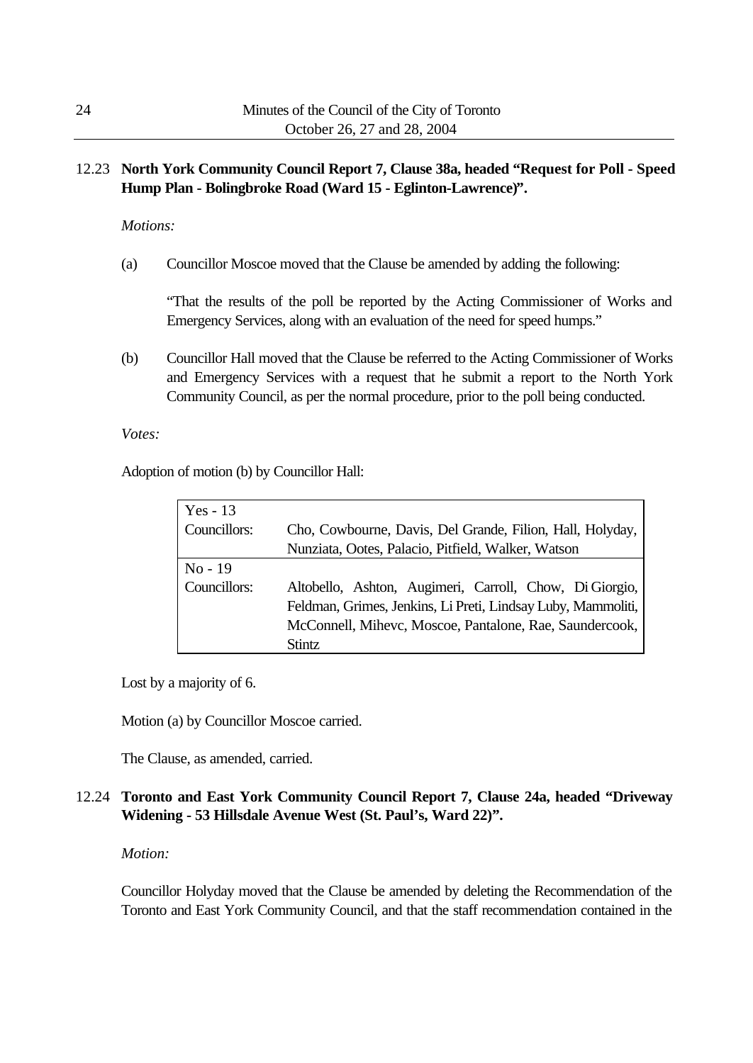12.23 **North York Community Council Report 7, Clause 38a, headed "Request for Poll - Speed Hump Plan - Bolingbroke Road (Ward 15 - Eglinton-Lawrence)".**

*Motions:*

(a) Councillor Moscoe moved that the Clause be amended by adding the following:

"That the results of the poll be reported by the Acting Commissioner of Works and Emergency Services, along with an evaluation of the need for speed humps."

(b) Councillor Hall moved that the Clause be referred to the Acting Commissioner of Works and Emergency Services with a request that he submit a report to the North York Community Council, as per the normal procedure, prior to the poll being conducted.

*Votes:*

Adoption of motion (b) by Councillor Hall:

| Yes - 13 | |
|---|---|
| Councillors: | Cho, Cowbourne, Davis, Del Grande, Filion, Hall, Holyday, Nunziata, Ootes, Palacio, Pitfield, Walker, Watson |
| **No - 19** | |
| Councillors: | Altobello, Ashton, Augimeri, Carroll, Chow, Di Giorgio, Feldman, Grimes, Jenkins, Li Preti, Lindsay Luby, Mammoliti, McConnell, Mihevc, Moscoe, Pantalone, Rae, Saundercook, Stintz |

Lost by a majority of 6.

Motion (a) by Councillor Moscoe carried.

The Clause, as amended, carried.

12.24 **Toronto and East York Community Council Report 7, Clause 24a, headed "Driveway Widening - 53 Hillsdale Avenue West (St. Paul's, Ward 22)".**

*Motion:*

Councillor Holyday moved that the Clause be amended by deleting the Recommendation of the Toronto and East York Community Council, and that the staff recommendation contained in the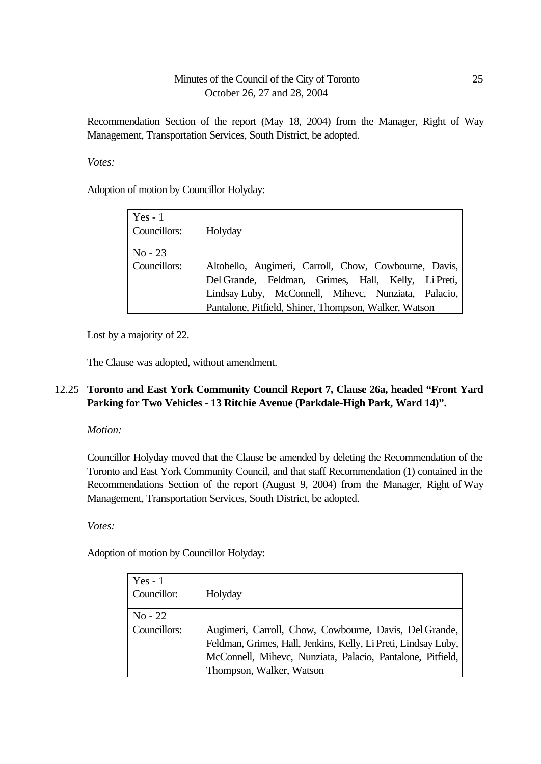Recommendation Section of the report (May 18, 2004) from the Manager, Right of Way Management, Transportation Services, South District, be adopted.

*Votes:*

Adoption of motion by Councillor Holyday:

| | |
|---|---|
| Yes - 1<br>Councillors: | Holyday |
| No - 23<br>Councillors: | Altobello, Augimeri, Carroll, Chow, Cowbourne, Davis, Del Grande, Feldman, Grimes, Hall, Kelly, Li Preti, Lindsay Luby, McConnell, Mihevc, Nunziata, Palacio, Pantalone, Pitfield, Shiner, Thompson, Walker, Watson |

Lost by a majority of 22.

The Clause was adopted, without amendment.

## 12.25 **Toronto and East York Community Council Report 7, Clause 26a, headed "Front Yard Parking for Two Vehicles - 13 Ritchie Avenue (Parkdale-High Park, Ward 14)".**

*Motion:*

Councillor Holyday moved that the Clause be amended by deleting the Recommendation of the Toronto and East York Community Council, and that staff Recommendation (1) contained in the Recommendations Section of the report (August 9, 2004) from the Manager, Right of Way Management, Transportation Services, South District, be adopted.

*Votes:*

Adoption of motion by Councillor Holyday:

| | |
|---|---|
| Yes - 1<br>Councillor: | Holyday |
| No - 22<br>Councillors: | Augimeri, Carroll, Chow, Cowbourne, Davis, Del Grande, Feldman, Grimes, Hall, Jenkins, Kelly, Li Preti, Lindsay Luby, McConnell, Mihevc, Nunziata, Palacio, Pantalone, Pitfield, Thompson, Walker, Watson |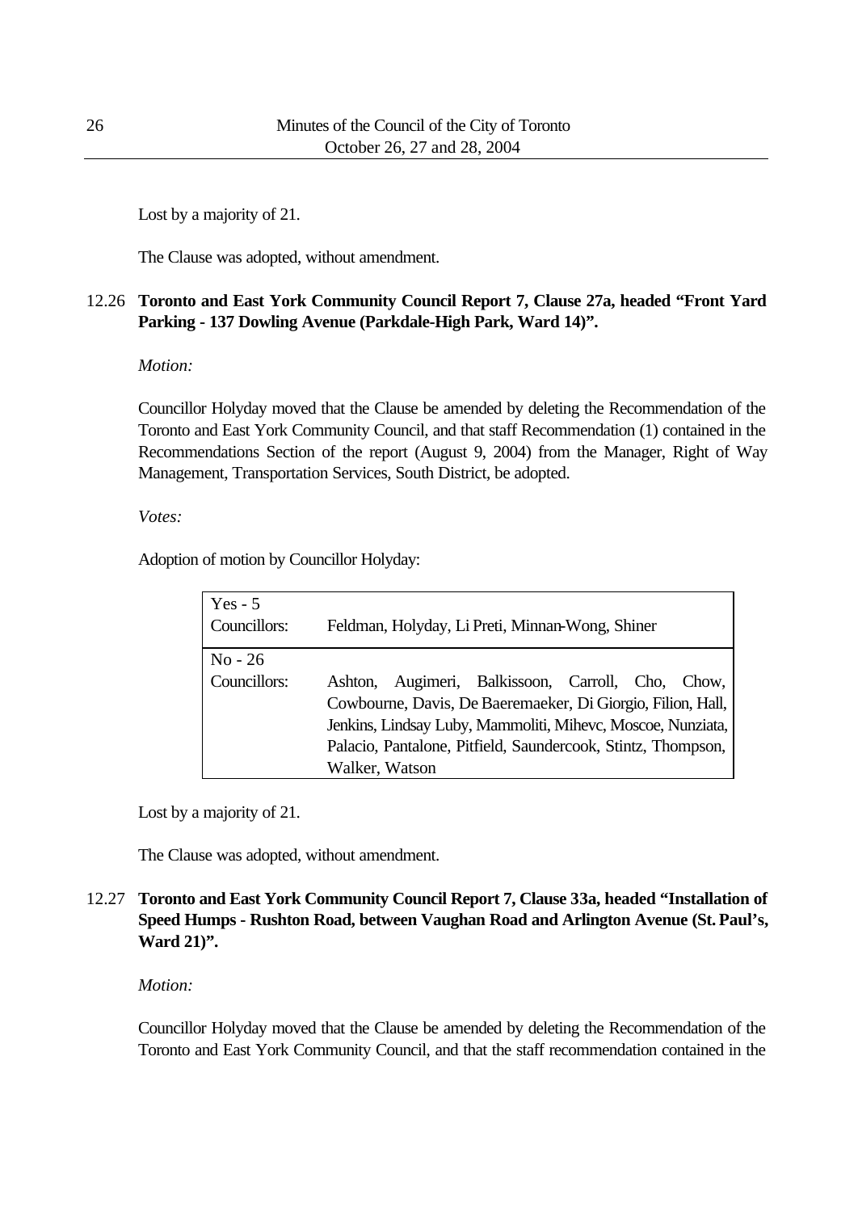Lost by a majority of 21.

The Clause was adopted, without amendment.

## 12.26 **Toronto and East York Community Council Report 7, Clause 27a, headed "Front Yard Parking - 137 Dowling Avenue (Parkdale-High Park, Ward 14)".**

*Motion:*

Councillor Holyday moved that the Clause be amended by deleting the Recommendation of the Toronto and East York Community Council, and that staff Recommendation (1) contained in the Recommendations Section of the report (August 9, 2004) from the Manager, Right of Way Management, Transportation Services, South District, be adopted.

*Votes:*

Adoption of motion by Councillor Holyday:

| Yes - 5 Councillors: | Feldman, Holyday, Li Preti, Minnan-Wong, Shiner |
|---|---|
| No - 26 Councillors: | Ashton, Augimeri, Balkissoon, Carroll, Cho, Chow, Cowbourne, Davis, De Baeremaeker, Di Giorgio, Filion, Hall, Jenkins, Lindsay Luby, Mammoliti, Mihevc, Moscoe, Nunziata, Palacio, Pantalone, Pitfield, Saundercook, Stintz, Thompson, Walker, Watson |

Lost by a majority of 21.

The Clause was adopted, without amendment.

## 12.27 **Toronto and East York Community Council Report 7, Clause 33a, headed "Installation of Speed Humps - Rushton Road, between Vaughan Road and Arlington Avenue (St. Paul's, Ward 21)".**

*Motion:*

Councillor Holyday moved that the Clause be amended by deleting the Recommendation of the Toronto and East York Community Council, and that the staff recommendation contained in the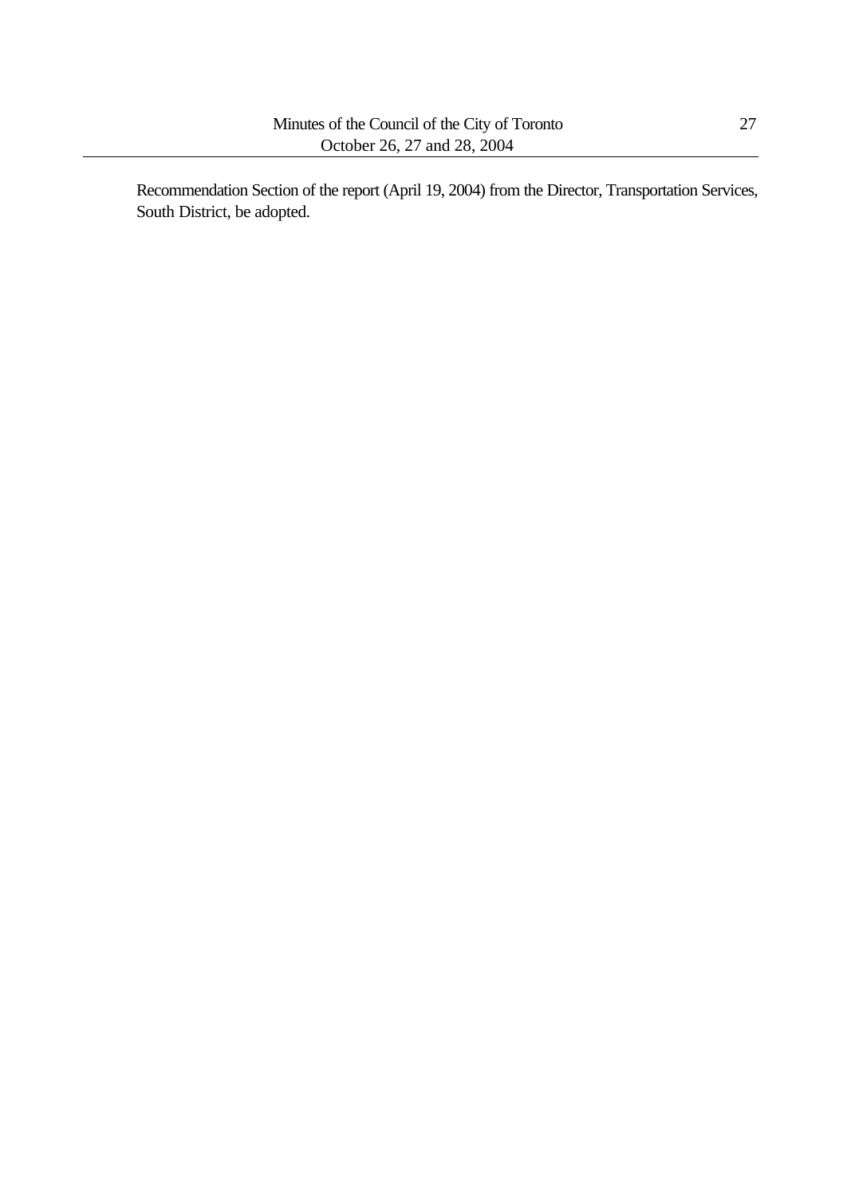Recommendation Section of the report (April 19, 2004) from the Director, Transportation Services, South District, be adopted.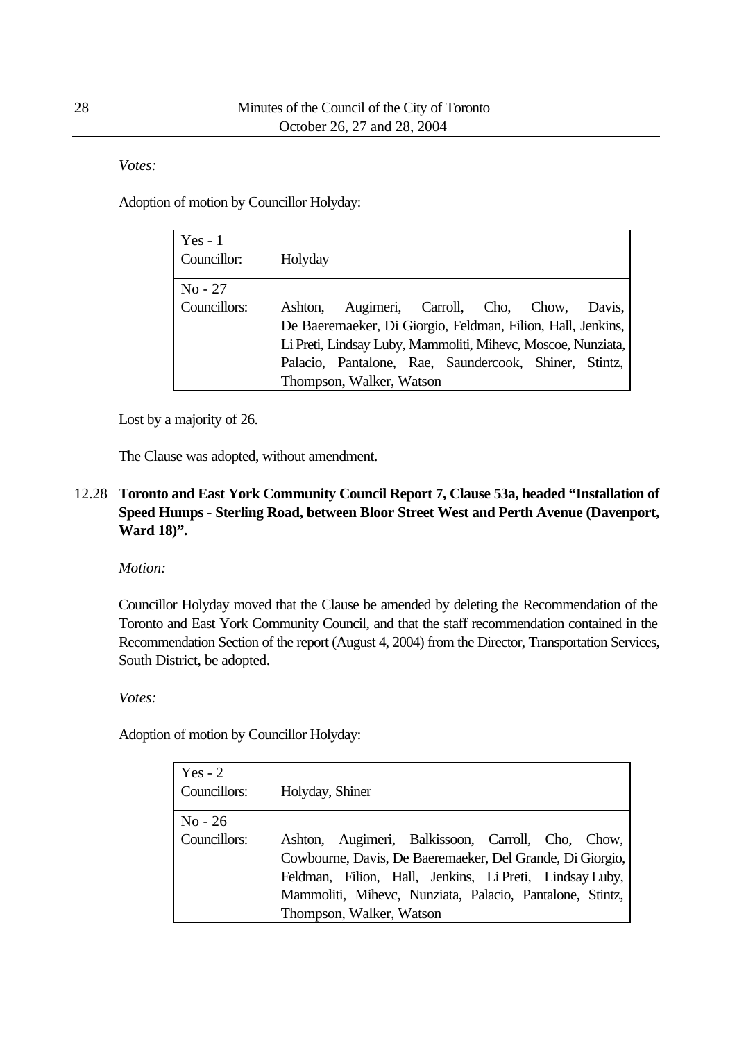*Votes:*

Adoption of motion by Councillor Holyday:

| Yes - 1 | |
|---|---|
| Councillor: | Holyday |
| **No - 27** | |
| Councillors: | Ashton, Augimeri, Carroll, Cho, Chow, Davis, De Baeremaeker, Di Giorgio, Feldman, Filion, Hall, Jenkins, Li Preti, Lindsay Luby, Mammoliti, Mihevc, Moscoe, Nunziata, Palacio, Pantalone, Rae, Saundercook, Shiner, Stintz, Thompson, Walker, Watson |

Lost by a majority of 26.

The Clause was adopted, without amendment.

## 12.28 Toronto and East York Community Council Report 7, Clause 53a, headed "Installation of Speed Humps - Sterling Road, between Bloor Street West and Perth Avenue (Davenport, Ward 18)".

*Motion:*

Councillor Holyday moved that the Clause be amended by deleting the Recommendation of the Toronto and East York Community Council, and that the staff recommendation contained in the Recommendation Section of the report (August 4, 2004) from the Director, Transportation Services, South District, be adopted.

*Votes:*

Adoption of motion by Councillor Holyday:

| Yes - 2 | |
|---|---|
| Councillors: | Holyday, Shiner |
| **No - 26** | |
| Councillors: | Ashton, Augimeri, Balkissoon, Carroll, Cho, Chow, Cowbourne, Davis, De Baeremaeker, Del Grande, Di Giorgio, Feldman, Filion, Hall, Jenkins, Li Preti, Lindsay Luby, Mammoliti, Mihevc, Nunziata, Palacio, Pantalone, Stintz, Thompson, Walker, Watson |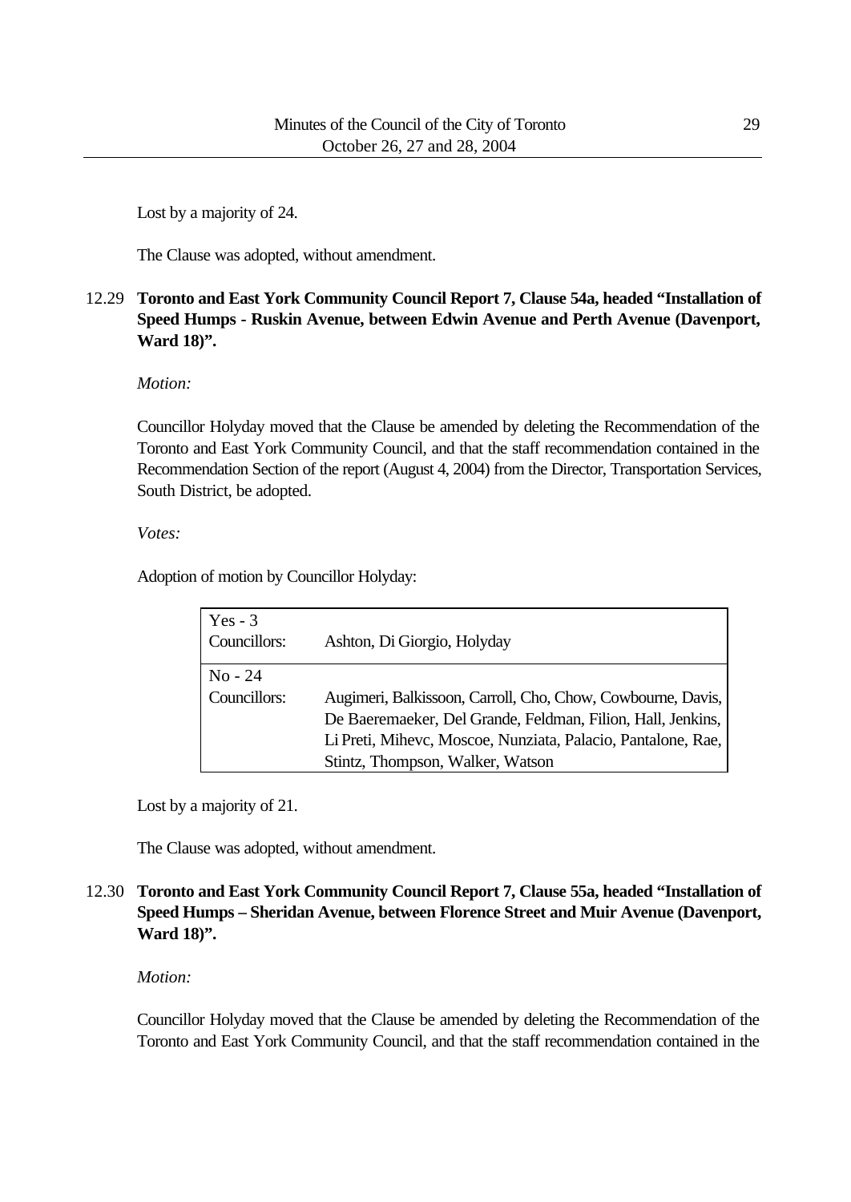Lost by a majority of 24.

The Clause was adopted, without amendment.

12.29 **Toronto and East York Community Council Report 7, Clause 54a, headed "Installation of Speed Humps - Ruskin Avenue, between Edwin Avenue and Perth Avenue (Davenport, Ward 18)".**

*Motion:*

Councillor Holyday moved that the Clause be amended by deleting the Recommendation of the Toronto and East York Community Council, and that the staff recommendation contained in the Recommendation Section of the report (August 4, 2004) from the Director, Transportation Services, South District, be adopted.

*Votes:*

Adoption of motion by Councillor Holyday:

| Yes - 3 | |
|---|---|
| Councillors: | Ashton, Di Giorgio, Holyday |
| **No - 24** | |
| Councillors: | Augimeri, Balkissoon, Carroll, Cho, Chow, Cowbourne, Davis, De Baeremaeker, Del Grande, Feldman, Filion, Hall, Jenkins, Li Preti, Mihevc, Moscoe, Nunziata, Palacio, Pantalone, Rae, Stintz, Thompson, Walker, Watson |

Lost by a majority of 21.

The Clause was adopted, without amendment.

12.30 **Toronto and East York Community Council Report 7, Clause 55a, headed "Installation of Speed Humps – Sheridan Avenue, between Florence Street and Muir Avenue (Davenport, Ward 18)".**

*Motion:*

Councillor Holyday moved that the Clause be amended by deleting the Recommendation of the Toronto and East York Community Council, and that the staff recommendation contained in the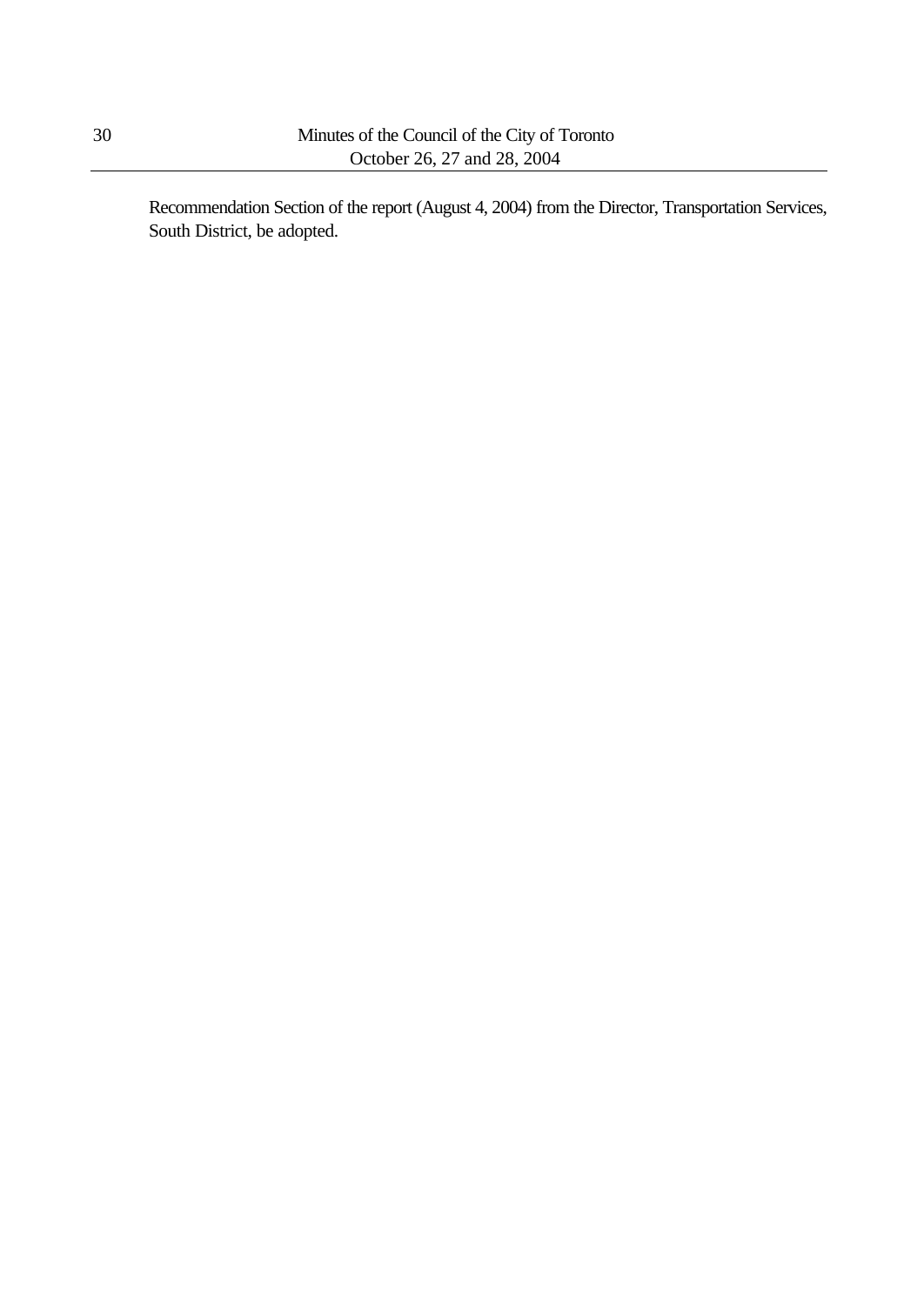Recommendation Section of the report (August 4, 2004) from the Director, Transportation Services, South District, be adopted.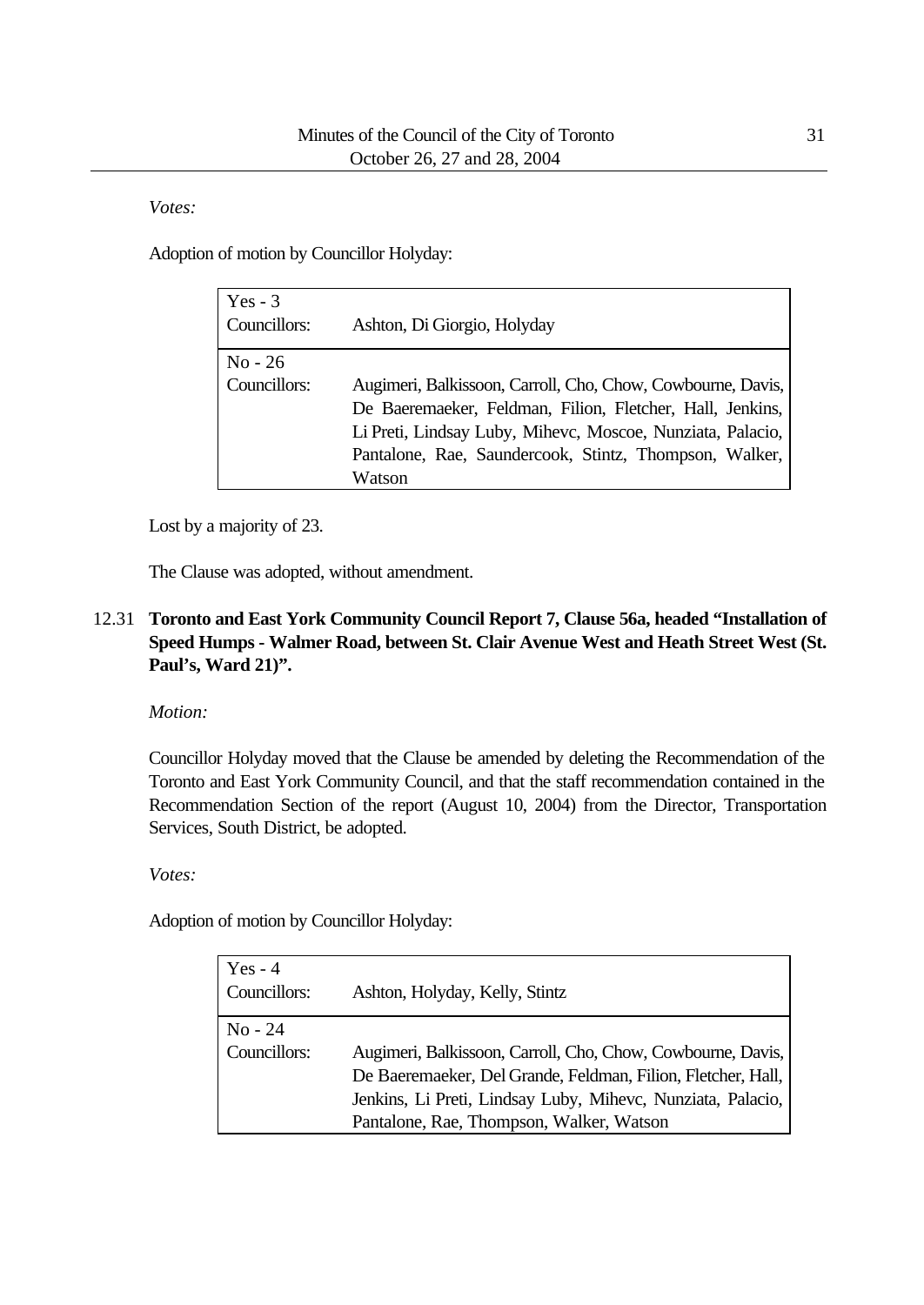*Votes:*

Adoption of motion by Councillor Holyday:

| | |
|---|---|
| Yes - 3<br>Councillors: | Ashton, Di Giorgio, Holyday |
| No - 26<br>Councillors: | Augimeri, Balkissoon, Carroll, Cho, Chow, Cowbourne, Davis, De Baeremaeker, Feldman, Filion, Fletcher, Hall, Jenkins, Li Preti, Lindsay Luby, Mihevc, Moscoe, Nunziata, Palacio, Pantalone, Rae, Saundercook, Stintz, Thompson, Walker, Watson |

Lost by a majority of 23.

The Clause was adopted, without amendment.

12.31 **Toronto and East York Community Council Report 7, Clause 56a, headed "Installation of Speed Humps - Walmer Road, between St. Clair Avenue West and Heath Street West (St. Paul's, Ward 21)".**

*Motion:*

Councillor Holyday moved that the Clause be amended by deleting the Recommendation of the Toronto and East York Community Council, and that the staff recommendation contained in the Recommendation Section of the report (August 10, 2004) from the Director, Transportation Services, South District, be adopted.

*Votes:*

Adoption of motion by Councillor Holyday:

| | |
|---|---|
| Yes - 4<br>Councillors: | Ashton, Holyday, Kelly, Stintz |
| No - 24<br>Councillors: | Augimeri, Balkissoon, Carroll, Cho, Chow, Cowbourne, Davis, De Baeremaeker, Del Grande, Feldman, Filion, Fletcher, Hall, Jenkins, Li Preti, Lindsay Luby, Mihevc, Nunziata, Palacio, Pantalone, Rae, Thompson, Walker, Watson |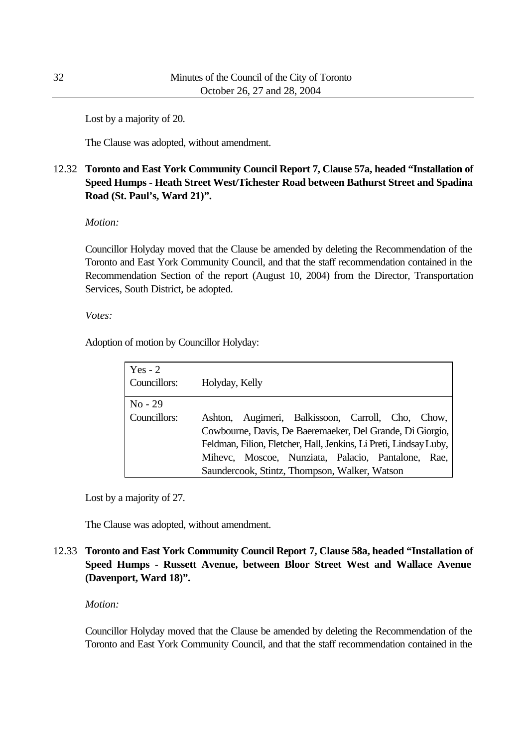Lost by a majority of 20.

The Clause was adopted, without amendment.

12.32 **Toronto and East York Community Council Report 7, Clause 57a, headed "Installation of Speed Humps - Heath Street West/Tichester Road between Bathurst Street and Spadina Road (St. Paul's, Ward 21)".**

*Motion:*

Councillor Holyday moved that the Clause be amended by deleting the Recommendation of the Toronto and East York Community Council, and that the staff recommendation contained in the Recommendation Section of the report (August 10, 2004) from the Director, Transportation Services, South District, be adopted.

*Votes:*

Adoption of motion by Councillor Holyday:

| Yes - 2 | |
|---|---|
| Councillors: | Holyday, Kelly |
| No - 29 | |
| Councillors: | Ashton, Augimeri, Balkissoon, Carroll, Cho, Chow, Cowbourne, Davis, De Baeremaeker, Del Grande, Di Giorgio, Feldman, Filion, Fletcher, Hall, Jenkins, Li Preti, Lindsay Luby, Mihevc, Moscoe, Nunziata, Palacio, Pantalone, Rae, Saundercook, Stintz, Thompson, Walker, Watson |

Lost by a majority of 27.

The Clause was adopted, without amendment.

12.33 **Toronto and East York Community Council Report 7, Clause 58a, headed "Installation of Speed Humps - Russett Avenue, between Bloor Street West and Wallace Avenue (Davenport, Ward 18)".**

*Motion:*

Councillor Holyday moved that the Clause be amended by deleting the Recommendation of the Toronto and East York Community Council, and that the staff recommendation contained in the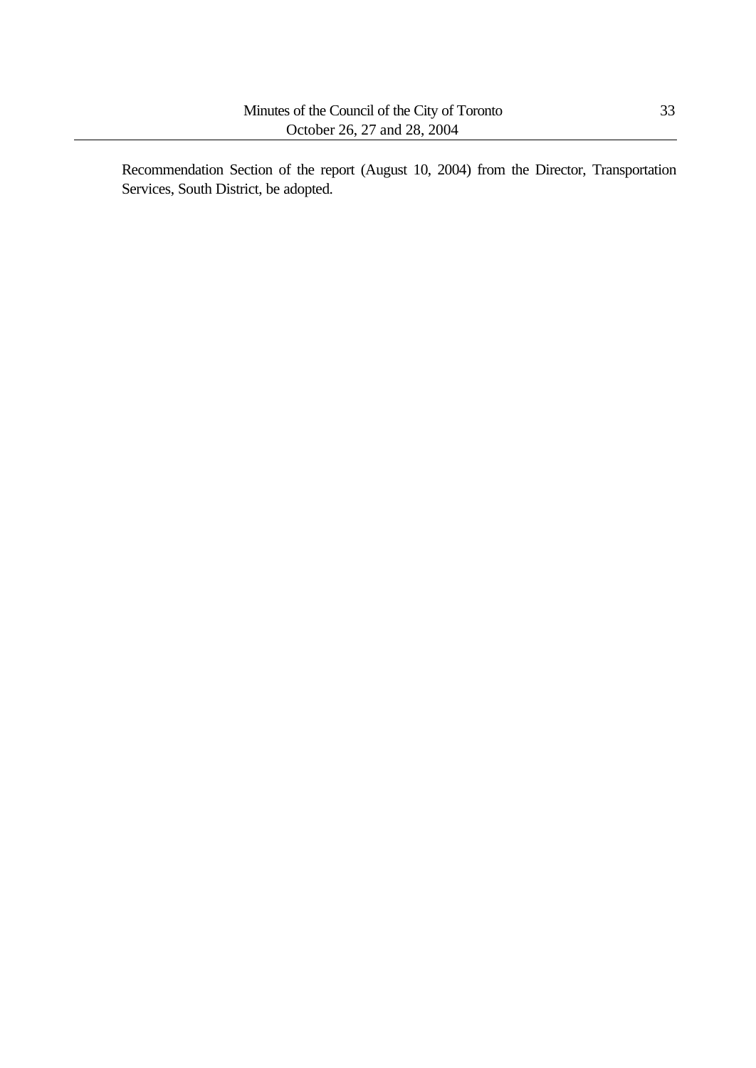Recommendation Section of the report (August 10, 2004) from the Director, Transportation Services, South District, be adopted.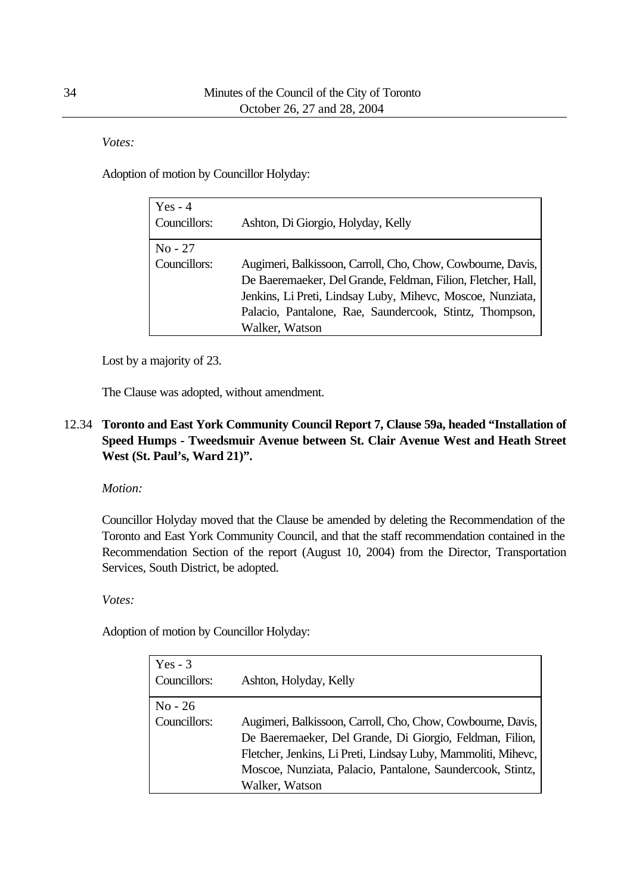*Votes:*

Adoption of motion by Councillor Holyday:

| Yes - 4 | |
|---|---|
| Councillors: | Ashton, Di Giorgio, Holyday, Kelly |
| **No - 27** | |
| Councillors: | Augimeri, Balkissoon, Carroll, Cho, Chow, Cowbourne, Davis, De Baeremaeker, Del Grande, Feldman, Filion, Fletcher, Hall, Jenkins, Li Preti, Lindsay Luby, Mihevc, Moscoe, Nunziata, Palacio, Pantalone, Rae, Saundercook, Stintz, Thompson, Walker, Watson |

Lost by a majority of 23.

The Clause was adopted, without amendment.

## 12.34 Toronto and East York Community Council Report 7, Clause 59a, headed "Installation of Speed Humps - Tweedsmuir Avenue between St. Clair Avenue West and Heath Street West (St. Paul's, Ward 21)".

*Motion:*

Councillor Holyday moved that the Clause be amended by deleting the Recommendation of the Toronto and East York Community Council, and that the staff recommendation contained in the Recommendation Section of the report (August 10, 2004) from the Director, Transportation Services, South District, be adopted.

*Votes:*

Adoption of motion by Councillor Holyday:

| Yes - 3 | |
|---|---|
| Councillors: | Ashton, Holyday, Kelly |
| **No - 26** | |
| Councillors: | Augimeri, Balkissoon, Carroll, Cho, Chow, Cowbourne, Davis, De Baeremaeker, Del Grande, Di Giorgio, Feldman, Filion, Fletcher, Jenkins, Li Preti, Lindsay Luby, Mammoliti, Mihevc, Moscoe, Nunziata, Palacio, Pantalone, Saundercook, Stintz, Walker, Watson |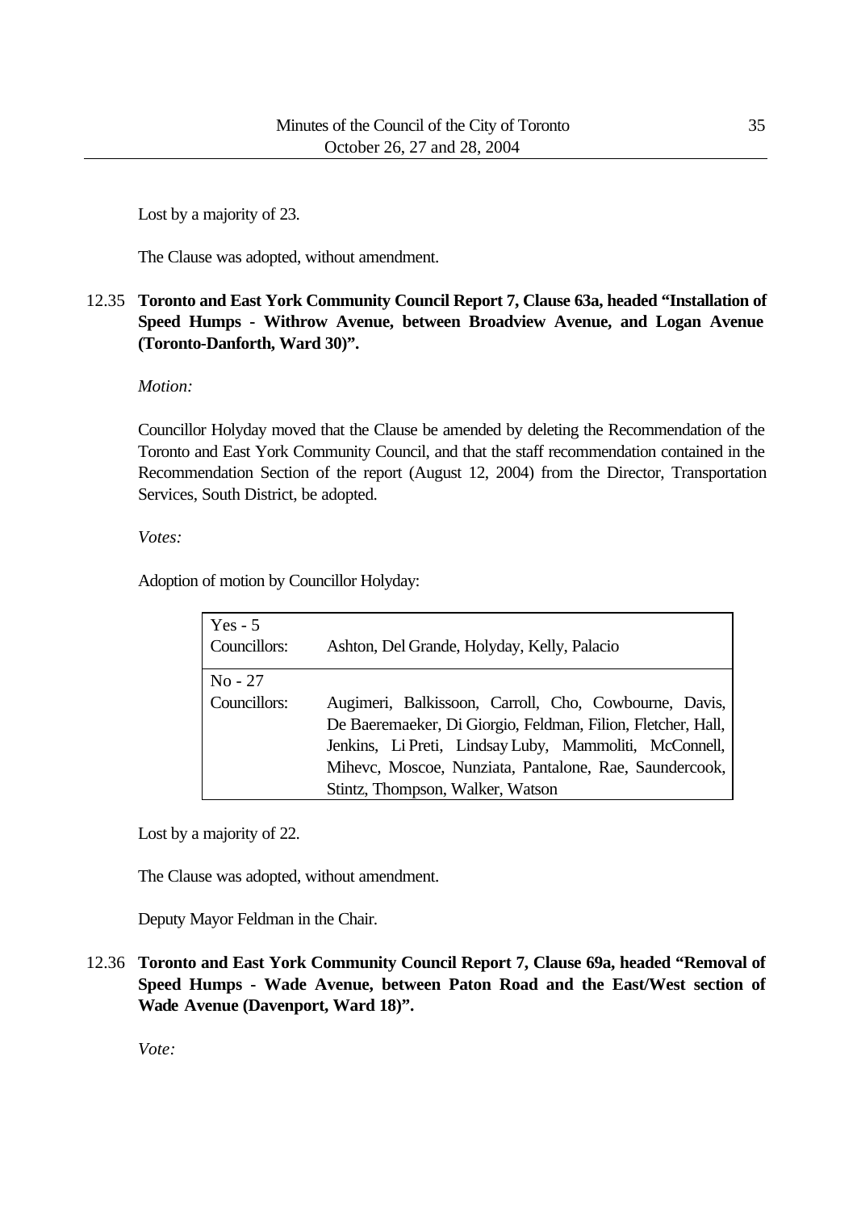Lost by a majority of 23.

The Clause was adopted, without amendment.

12.35 **Toronto and East York Community Council Report 7, Clause 63a, headed "Installation of Speed Humps - Withrow Avenue, between Broadview Avenue, and Logan Avenue (Toronto-Danforth, Ward 30)".**

*Motion:*

Councillor Holyday moved that the Clause be amended by deleting the Recommendation of the Toronto and East York Community Council, and that the staff recommendation contained in the Recommendation Section of the report (August 12, 2004) from the Director, Transportation Services, South District, be adopted.

*Votes:*

Adoption of motion by Councillor Holyday:

| Yes - 5 | |
|---|---|
| Councillors: | Ashton, Del Grande, Holyday, Kelly, Palacio |
| No - 27 | |
| Councillors: | Augimeri, Balkissoon, Carroll, Cho, Cowbourne, Davis, De Baeremaeker, Di Giorgio, Feldman, Filion, Fletcher, Hall, Jenkins, Li Preti, Lindsay Luby, Mammoliti, McConnell, Mihevc, Moscoe, Nunziata, Pantalone, Rae, Saundercook, Stintz, Thompson, Walker, Watson |

Lost by a majority of 22.

The Clause was adopted, without amendment.

Deputy Mayor Feldman in the Chair.

12.36 **Toronto and East York Community Council Report 7, Clause 69a, headed "Removal of Speed Humps - Wade Avenue, between Paton Road and the East/West section of Wade Avenue (Davenport, Ward 18)".**

*Vote:*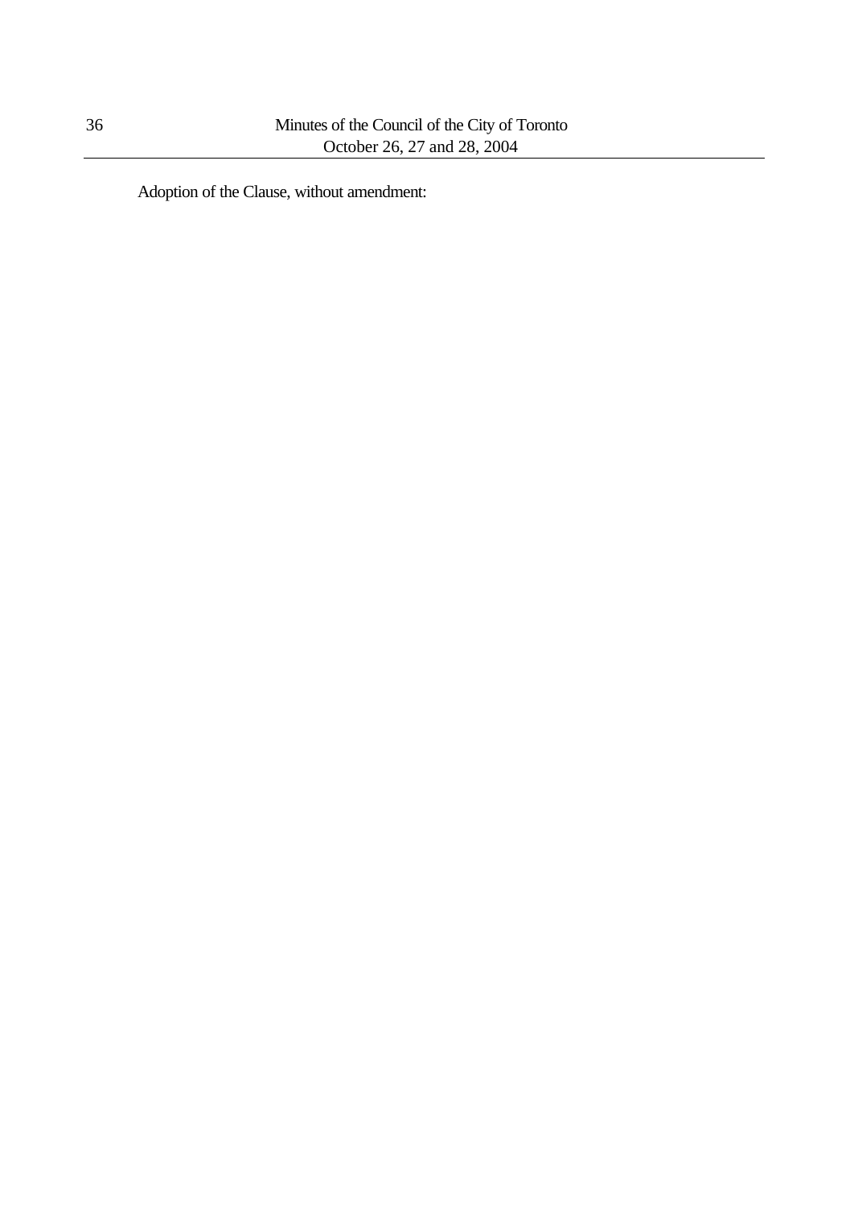Adoption of the Clause, without amendment: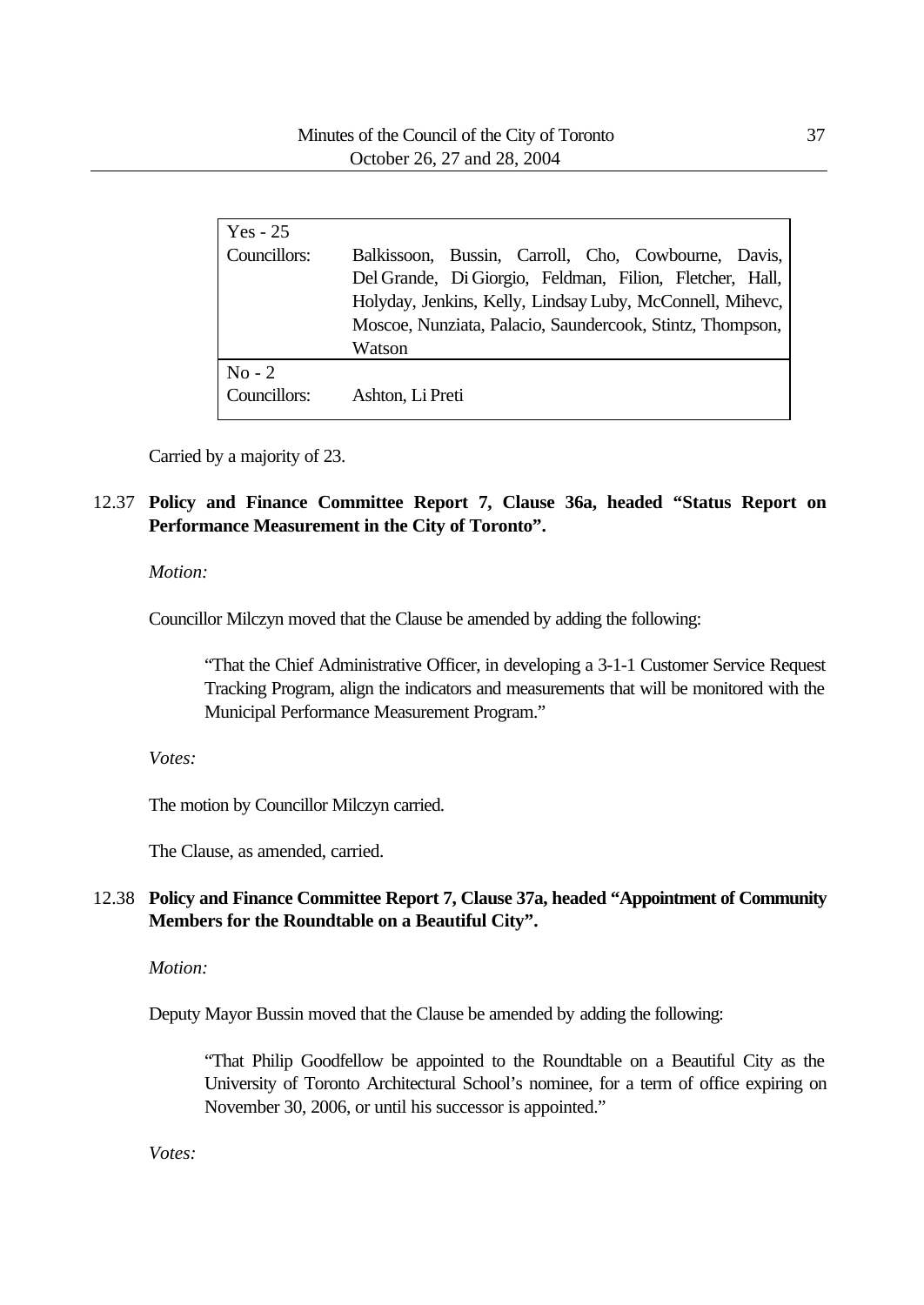| | |
|---|---|
| Yes - 25 | |
| Councillors: | Balkissoon, Bussin, Carroll, Cho, Cowbourne, Davis, Del Grande, Di Giorgio, Feldman, Filion, Fletcher, Hall, Holyday, Jenkins, Kelly, Lindsay Luby, McConnell, Mihevc, Moscoe, Nunziata, Palacio, Saundercook, Stintz, Thompson, Watson |
| No - 2 | |
| Councillors: | Ashton, Li Preti |

Carried by a majority of 23.

12.37 **Policy and Finance Committee Report 7, Clause 36a, headed "Status Report on Performance Measurement in the City of Toronto".**

*Motion:*

Councillor Milczyn moved that the Clause be amended by adding the following:

> "That the Chief Administrative Officer, in developing a 3-1-1 Customer Service Request Tracking Program, align the indicators and measurements that will be monitored with the Municipal Performance Measurement Program."

*Votes:*

The motion by Councillor Milczyn carried.

The Clause, as amended, carried.

12.38 **Policy and Finance Committee Report 7, Clause 37a, headed "Appointment of Community Members for the Roundtable on a Beautiful City".**

*Motion:*

Deputy Mayor Bussin moved that the Clause be amended by adding the following:

> "That Philip Goodfellow be appointed to the Roundtable on a Beautiful City as the University of Toronto Architectural School's nominee, for a term of office expiring on November 30, 2006, or until his successor is appointed."

*Votes:*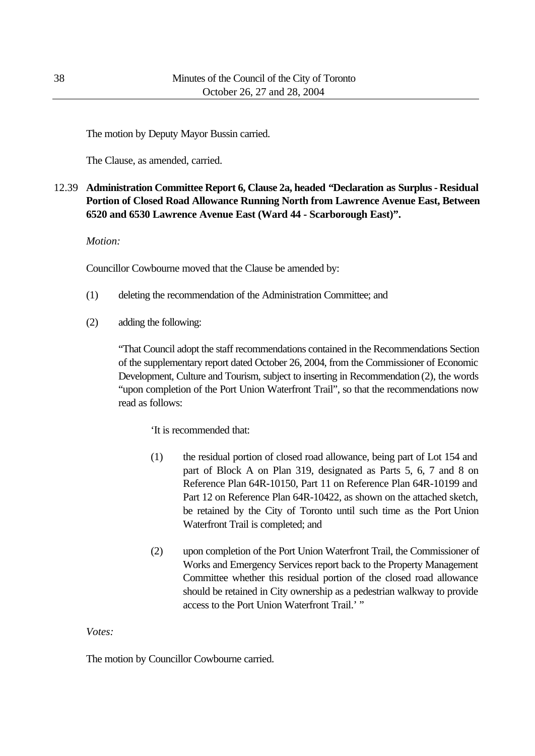The motion by Deputy Mayor Bussin carried.

The Clause, as amended, carried.

12.39 **Administration Committee Report 6, Clause 2a, headed "Declaration as Surplus - Residual Portion of Closed Road Allowance Running North from Lawrence Avenue East, Between 6520 and 6530 Lawrence Avenue East (Ward 44 - Scarborough East)".**

*Motion:*

Councillor Cowbourne moved that the Clause be amended by:

(1) deleting the recommendation of the Administration Committee; and

(2) adding the following:

"That Council adopt the staff recommendations contained in the Recommendations Section of the supplementary report dated October 26, 2004, from the Commissioner of Economic Development, Culture and Tourism, subject to inserting in Recommendation (2), the words "upon completion of the Port Union Waterfront Trail", so that the recommendations now read as follows:

'It is recommended that:

(1) the residual portion of closed road allowance, being part of Lot 154 and part of Block A on Plan 319, designated as Parts 5, 6, 7 and 8 on Reference Plan 64R-10150, Part 11 on Reference Plan 64R-10199 and Part 12 on Reference Plan 64R-10422, as shown on the attached sketch, be retained by the City of Toronto until such time as the Port Union Waterfront Trail is completed; and

(2) upon completion of the Port Union Waterfront Trail, the Commissioner of Works and Emergency Services report back to the Property Management Committee whether this residual portion of the closed road allowance should be retained in City ownership as a pedestrian walkway to provide access to the Port Union Waterfront Trail.' "

*Votes:*

The motion by Councillor Cowbourne carried.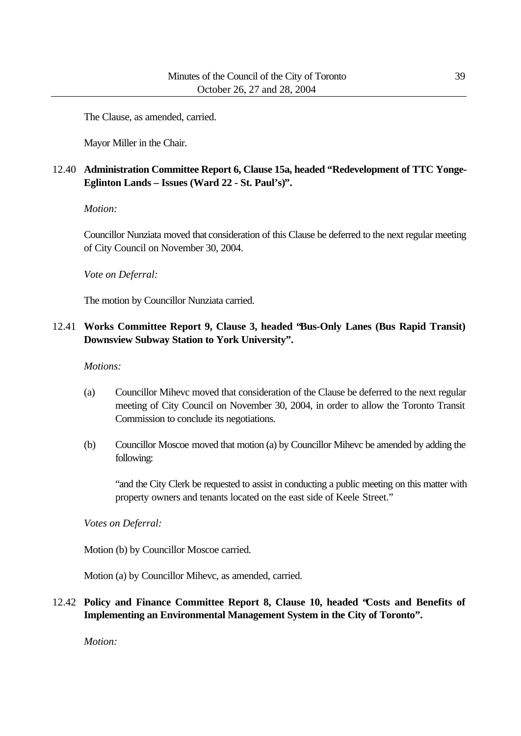The Clause, as amended, carried.

Mayor Miller in the Chair.

12.40 **Administration Committee Report 6, Clause 15a, headed "Redevelopment of TTC Yonge-Eglinton Lands – Issues (Ward 22 - St. Paul's)".**

*Motion:*

Councillor Nunziata moved that consideration of this Clause be deferred to the next regular meeting of City Council on November 30, 2004.

*Vote on Deferral:*

The motion by Councillor Nunziata carried.

12.41 **Works Committee Report 9, Clause 3, headed "Bus-Only Lanes (Bus Rapid Transit) Downsview Subway Station to York University".**

*Motions:*

(a) Councillor Mihevc moved that consideration of the Clause be deferred to the next regular meeting of City Council on November 30, 2004, in order to allow the Toronto Transit Commission to conclude its negotiations.

(b) Councillor Moscoe moved that motion (a) by Councillor Mihevc be amended by adding the following:

"and the City Clerk be requested to assist in conducting a public meeting on this matter with property owners and tenants located on the east side of Keele Street."

*Votes on Deferral:*

Motion (b) by Councillor Moscoe carried.

Motion (a) by Councillor Mihevc, as amended, carried.

12.42 **Policy and Finance Committee Report 8, Clause 10, headed "Costs and Benefits of Implementing an Environmental Management System in the City of Toronto".**

*Motion:*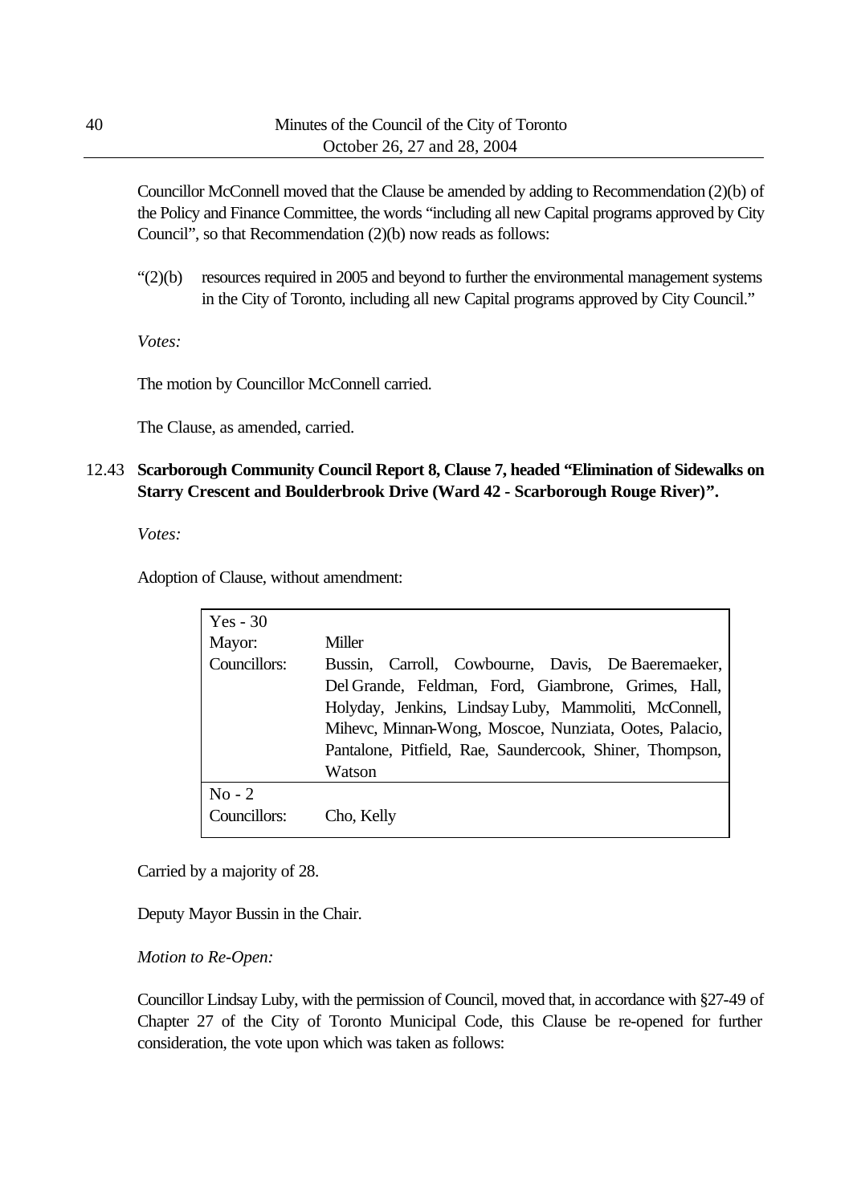Councillor McConnell moved that the Clause be amended by adding to Recommendation (2)(b) of the Policy and Finance Committee, the words "including all new Capital programs approved by City Council", so that Recommendation (2)(b) now reads as follows:

"(2)(b) resources required in 2005 and beyond to further the environmental management systems in the City of Toronto, including all new Capital programs approved by City Council."

*Votes:*

The motion by Councillor McConnell carried.

The Clause, as amended, carried.

12.43 **Scarborough Community Council Report 8, Clause 7, headed "Elimination of Sidewalks on Starry Crescent and Boulderbrook Drive (Ward 42 - Scarborough Rouge River)".**

*Votes:*

Adoption of Clause, without amendment:

| Yes - 30 | |
|---|---|
| Mayor: | Miller |
| Councillors: | Bussin, Carroll, Cowbourne, Davis, De Baeremaeker, Del Grande, Feldman, Ford, Giambrone, Grimes, Hall, Holyday, Jenkins, Lindsay Luby, Mammoliti, McConnell, Mihevc, Minnan-Wong, Moscoe, Nunziata, Ootes, Palacio, Pantalone, Pitfield, Rae, Saundercook, Shiner, Thompson, Watson |
| No - 2 | |
| Councillors: | Cho, Kelly |

Carried by a majority of 28.

Deputy Mayor Bussin in the Chair.

*Motion to Re-Open:*

Councillor Lindsay Luby, with the permission of Council, moved that, in accordance with §27-49 of Chapter 27 of the City of Toronto Municipal Code, this Clause be re-opened for further consideration, the vote upon which was taken as follows: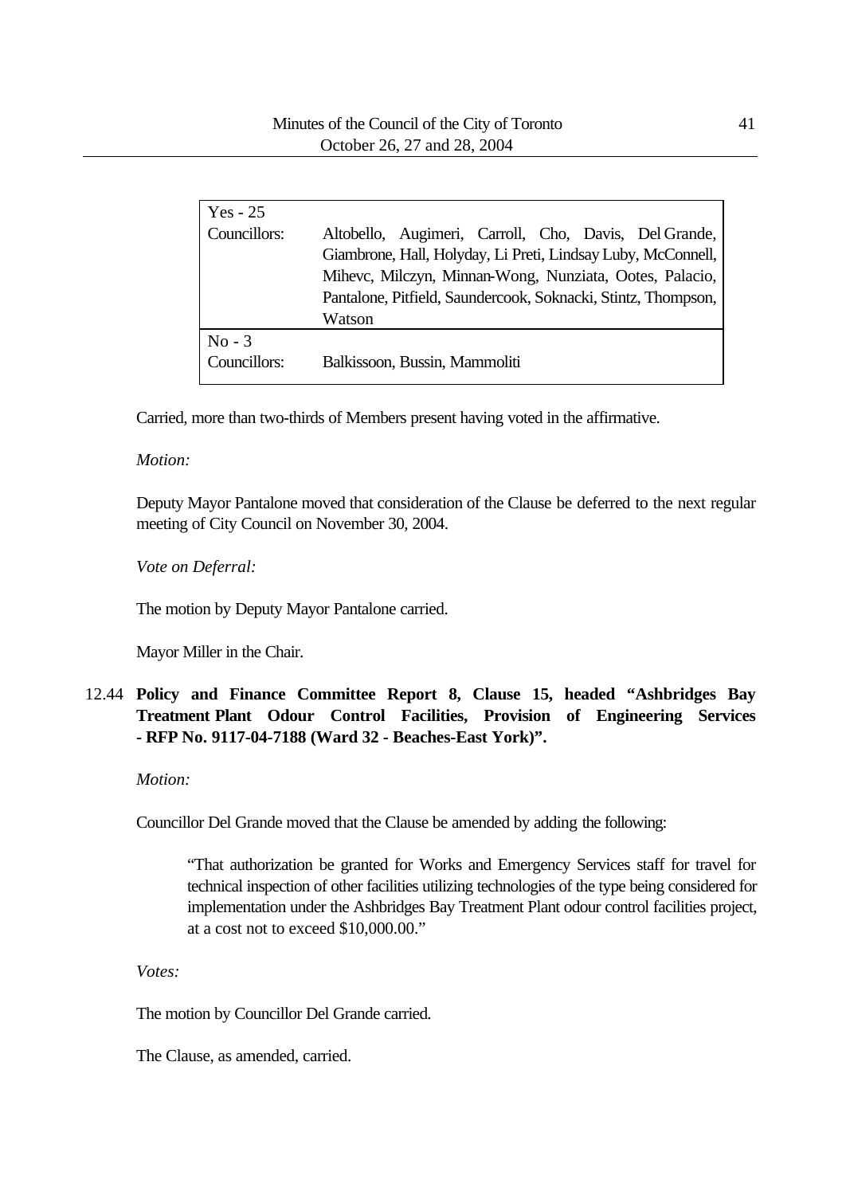| Yes - 25 | |
|---|---|
| Councillors: | Altobello, Augimeri, Carroll, Cho, Davis, Del Grande, Giambrone, Hall, Holyday, Li Preti, Lindsay Luby, McConnell, Mihevc, Milczyn, Minnan-Wong, Nunziata, Ootes, Palacio, Pantalone, Pitfield, Saundercook, Soknacki, Stintz, Thompson, Watson |
| **No - 3** | |
| Councillors: | Balkissoon, Bussin, Mammoliti |

Carried, more than two-thirds of Members present having voted in the affirmative.

*Motion:*

Deputy Mayor Pantalone moved that consideration of the Clause be deferred to the next regular meeting of City Council on November 30, 2004.

*Vote on Deferral:*

The motion by Deputy Mayor Pantalone carried.

Mayor Miller in the Chair.

12.44 **Policy and Finance Committee Report 8, Clause 15, headed "Ashbridges Bay Treatment Plant Odour Control Facilities, Provision of Engineering Services - RFP No. 9117-04-7188 (Ward 32 - Beaches-East York)".**

*Motion:*

Councillor Del Grande moved that the Clause be amended by adding the following:

> "That authorization be granted for Works and Emergency Services staff for travel for technical inspection of other facilities utilizing technologies of the type being considered for implementation under the Ashbridges Bay Treatment Plant odour control facilities project, at a cost not to exceed $10,000.00."

*Votes:*

The motion by Councillor Del Grande carried.

The Clause, as amended, carried.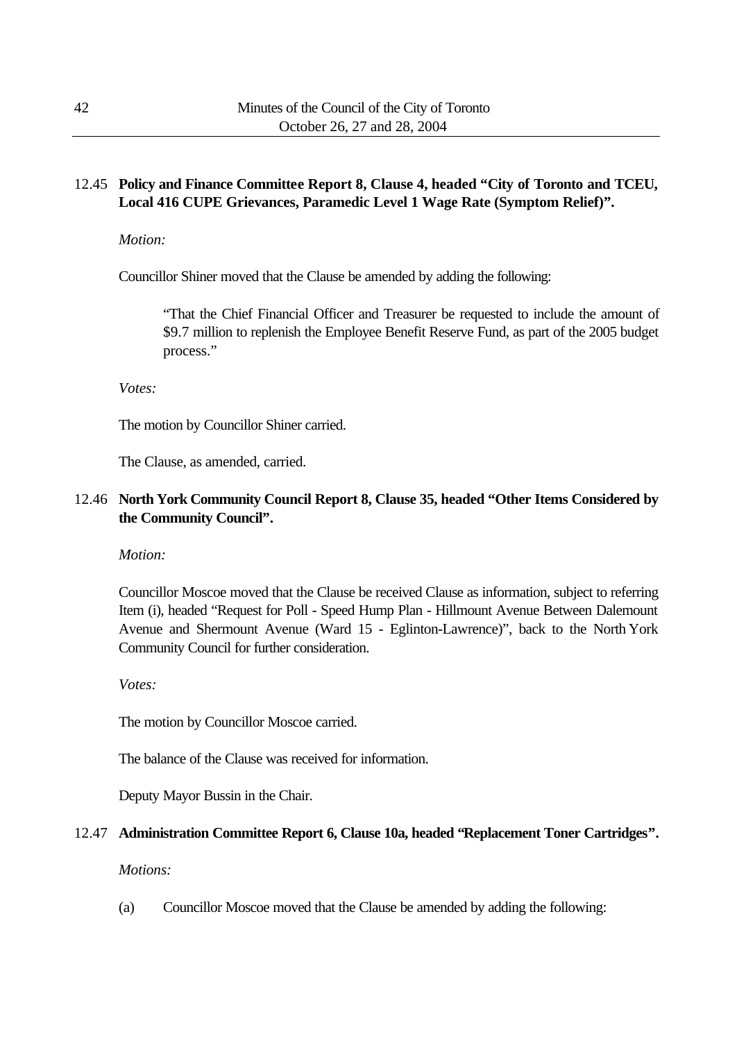12.45 **Policy and Finance Committee Report 8, Clause 4, headed "City of Toronto and TCEU, Local 416 CUPE Grievances, Paramedic Level 1 Wage Rate (Symptom Relief)".**

*Motion:*

Councillor Shiner moved that the Clause be amended by adding the following:

> "That the Chief Financial Officer and Treasurer be requested to include the amount of \$9.7 million to replenish the Employee Benefit Reserve Fund, as part of the 2005 budget process."

*Votes:*

The motion by Councillor Shiner carried.

The Clause, as amended, carried.

12.46 **North York Community Council Report 8, Clause 35, headed "Other Items Considered by the Community Council".**

*Motion:*

Councillor Moscoe moved that the Clause be received Clause as information, subject to referring Item (i), headed "Request for Poll - Speed Hump Plan - Hillmount Avenue Between Dalemount Avenue and Shermount Avenue (Ward 15 - Eglinton-Lawrence)", back to the North York Community Council for further consideration.

*Votes:*

The motion by Councillor Moscoe carried.

The balance of the Clause was received for information.

Deputy Mayor Bussin in the Chair.

12.47 **Administration Committee Report 6, Clause 10a, headed "Replacement Toner Cartridges".**

*Motions:*

(a) Councillor Moscoe moved that the Clause be amended by adding the following: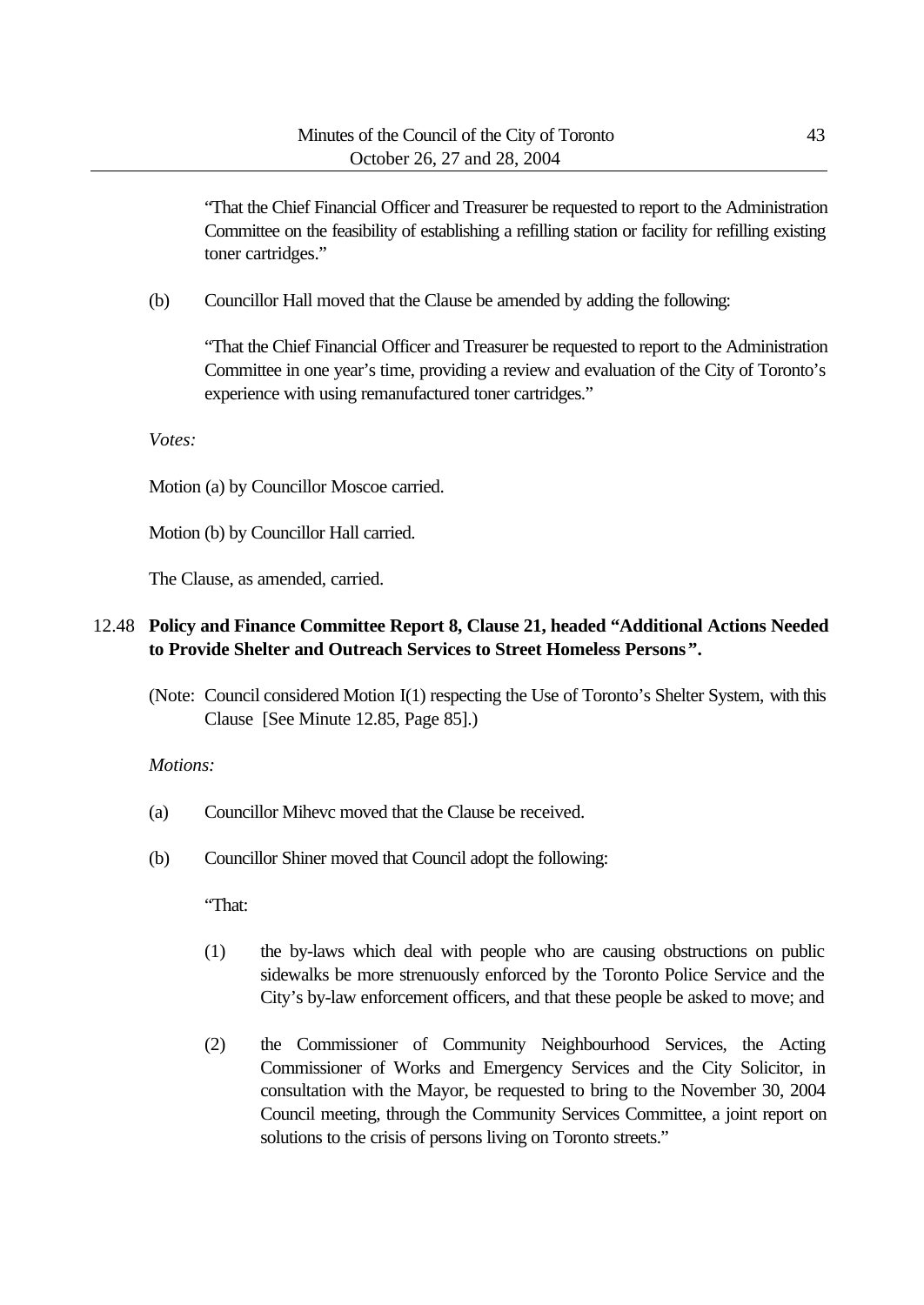"That the Chief Financial Officer and Treasurer be requested to report to the Administration Committee on the feasibility of establishing a refilling station or facility for refilling existing toner cartridges."

(b) Councillor Hall moved that the Clause be amended by adding the following:

"That the Chief Financial Officer and Treasurer be requested to report to the Administration Committee in one year's time, providing a review and evaluation of the City of Toronto's experience with using remanufactured toner cartridges."

*Votes:*

Motion (a) by Councillor Moscoe carried.

Motion (b) by Councillor Hall carried.

The Clause, as amended, carried.

12.48 **Policy and Finance Committee Report 8, Clause 21, headed "Additional Actions Needed to Provide Shelter and Outreach Services to Street Homeless Persons".**

(Note: Council considered Motion I(1) respecting the Use of Toronto's Shelter System, with this Clause [See Minute 12.85, Page 85].)

*Motions:*

(a) Councillor Mihevc moved that the Clause be received.

(b) Councillor Shiner moved that Council adopt the following:

"That:

(1) the by-laws which deal with people who are causing obstructions on public sidewalks be more strenuously enforced by the Toronto Police Service and the City's by-law enforcement officers, and that these people be asked to move; and

(2) the Commissioner of Community Neighbourhood Services, the Acting Commissioner of Works and Emergency Services and the City Solicitor, in consultation with the Mayor, be requested to bring to the November 30, 2004 Council meeting, through the Community Services Committee, a joint report on solutions to the crisis of persons living on Toronto streets."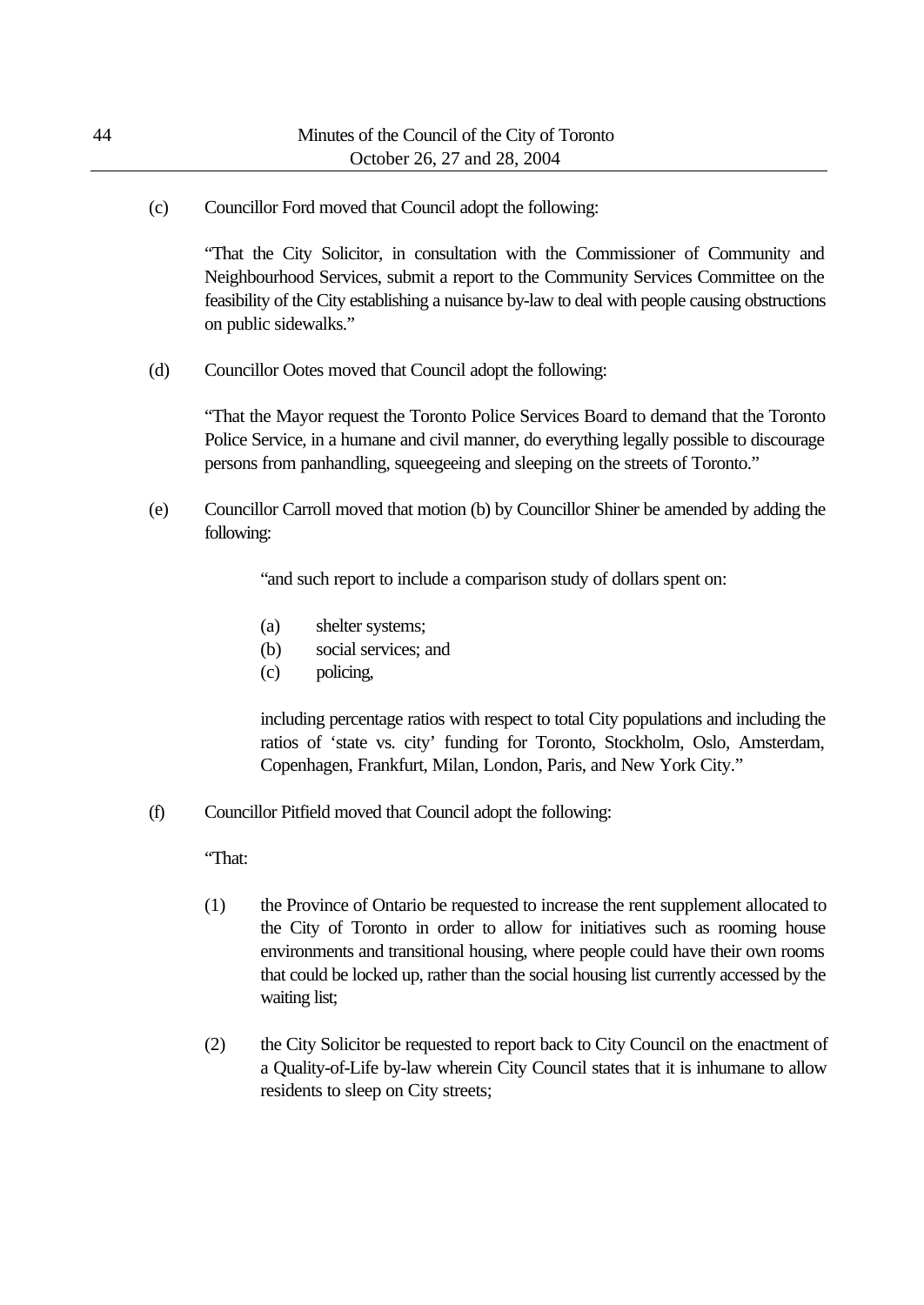(c) Councillor Ford moved that Council adopt the following:

"That the City Solicitor, in consultation with the Commissioner of Community and Neighbourhood Services, submit a report to the Community Services Committee on the feasibility of the City establishing a nuisance by-law to deal with people causing obstructions on public sidewalks."

(d) Councillor Ootes moved that Council adopt the following:

"That the Mayor request the Toronto Police Services Board to demand that the Toronto Police Service, in a humane and civil manner, do everything legally possible to discourage persons from panhandling, squeegeeing and sleeping on the streets of Toronto."

(e) Councillor Carroll moved that motion (b) by Councillor Shiner be amended by adding the following:

> "and such report to include a comparison study of dollars spent on:
>
> (a) shelter systems;
> (b) social services; and
> (c) policing,
>
> including percentage ratios with respect to total City populations and including the ratios of 'state vs. city' funding for Toronto, Stockholm, Oslo, Amsterdam, Copenhagen, Frankfurt, Milan, London, Paris, and New York City."

(f) Councillor Pitfield moved that Council adopt the following:

"That:

(1) the Province of Ontario be requested to increase the rent supplement allocated to the City of Toronto in order to allow for initiatives such as rooming house environments and transitional housing, where people could have their own rooms that could be locked up, rather than the social housing list currently accessed by the waiting list;

(2) the City Solicitor be requested to report back to City Council on the enactment of a Quality-of-Life by-law wherein City Council states that it is inhumane to allow residents to sleep on City streets;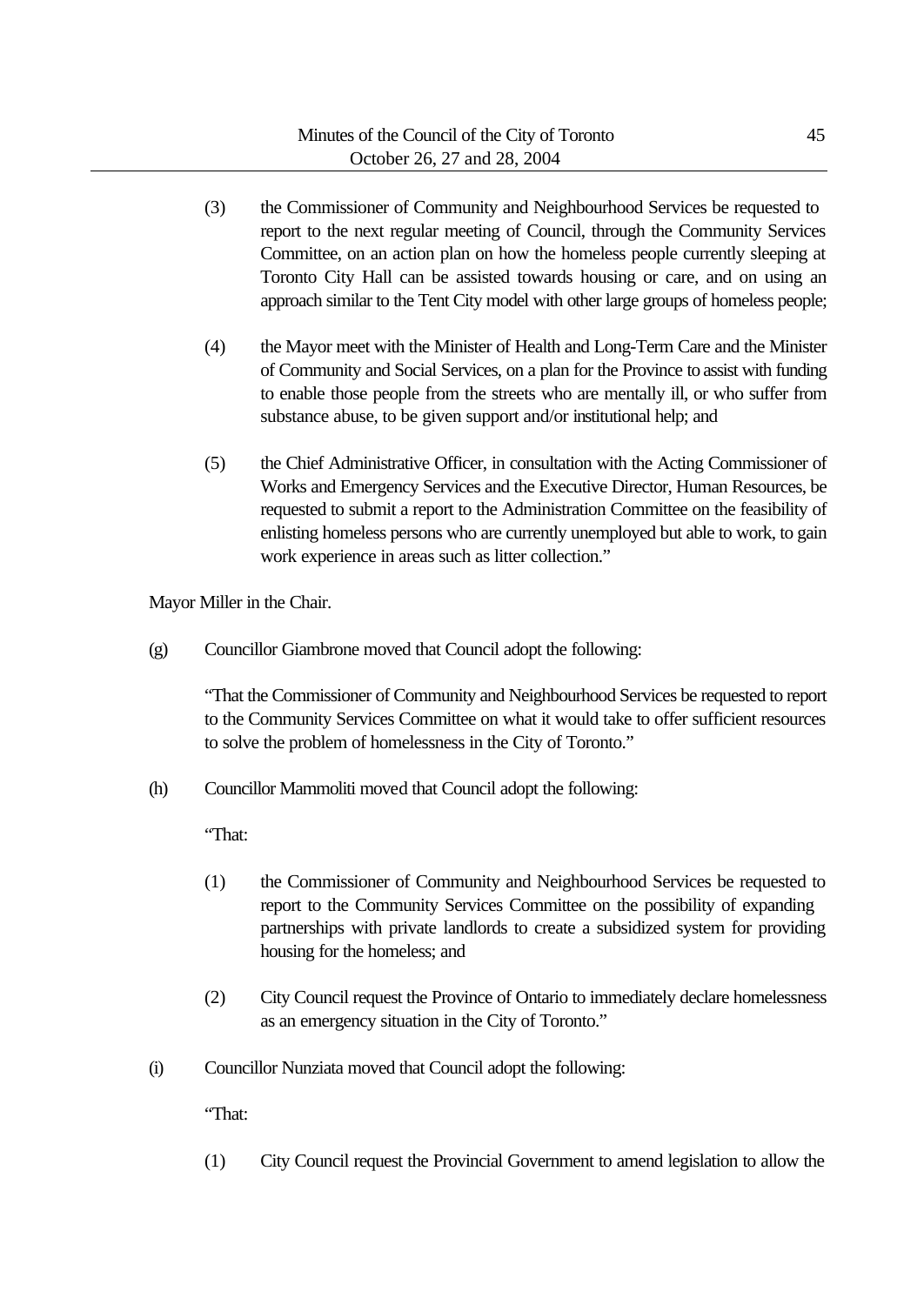(3) the Commissioner of Community and Neighbourhood Services be requested to report to the next regular meeting of Council, through the Community Services Committee, on an action plan on how the homeless people currently sleeping at Toronto City Hall can be assisted towards housing or care, and on using an approach similar to the Tent City model with other large groups of homeless people;

(4) the Mayor meet with the Minister of Health and Long-Term Care and the Minister of Community and Social Services, on a plan for the Province to assist with funding to enable those people from the streets who are mentally ill, or who suffer from substance abuse, to be given support and/or institutional help; and

(5) the Chief Administrative Officer, in consultation with the Acting Commissioner of Works and Emergency Services and the Executive Director, Human Resources, be requested to submit a report to the Administration Committee on the feasibility of enlisting homeless persons who are currently unemployed but able to work, to gain work experience in areas such as litter collection."

Mayor Miller in the Chair.

(g) Councillor Giambrone moved that Council adopt the following:

"That the Commissioner of Community and Neighbourhood Services be requested to report to the Community Services Committee on what it would take to offer sufficient resources to solve the problem of homelessness in the City of Toronto."

(h) Councillor Mammoliti moved that Council adopt the following:

"That:

(1) the Commissioner of Community and Neighbourhood Services be requested to report to the Community Services Committee on the possibility of expanding partnerships with private landlords to create a subsidized system for providing housing for the homeless; and

(2) City Council request the Province of Ontario to immediately declare homelessness as an emergency situation in the City of Toronto."

(i) Councillor Nunziata moved that Council adopt the following:

"That:

(1) City Council request the Provincial Government to amend legislation to allow the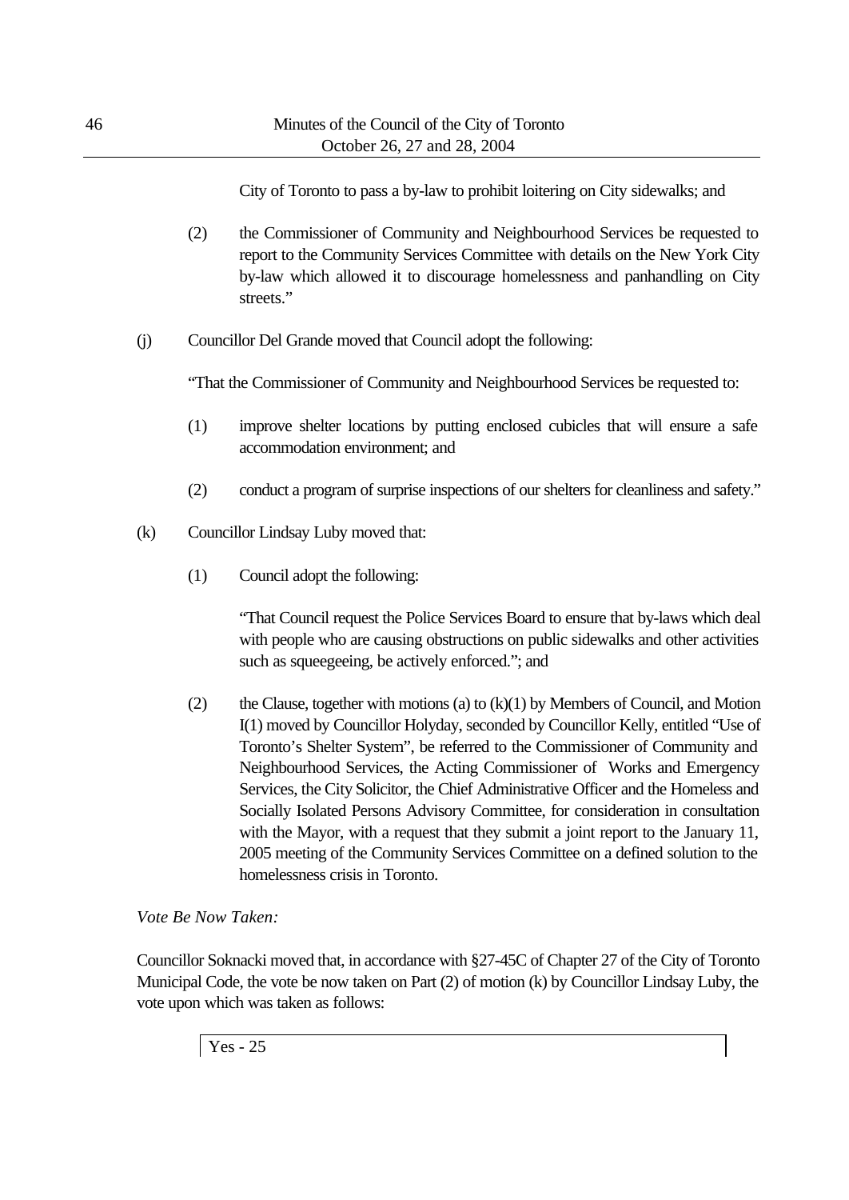City of Toronto to pass a by-law to prohibit loitering on City sidewalks; and

(2) the Commissioner of Community and Neighbourhood Services be requested to report to the Community Services Committee with details on the New York City by-law which allowed it to discourage homelessness and panhandling on City streets."

(j) Councillor Del Grande moved that Council adopt the following:

"That the Commissioner of Community and Neighbourhood Services be requested to:

(1) improve shelter locations by putting enclosed cubicles that will ensure a safe accommodation environment; and

(2) conduct a program of surprise inspections of our shelters for cleanliness and safety."

(k) Councillor Lindsay Luby moved that:

(1) Council adopt the following:

"That Council request the Police Services Board to ensure that by-laws which deal with people who are causing obstructions on public sidewalks and other activities such as squeegeeing, be actively enforced."; and

(2) the Clause, together with motions (a) to (k)(1) by Members of Council, and Motion I(1) moved by Councillor Holyday, seconded by Councillor Kelly, entitled "Use of Toronto's Shelter System", be referred to the Commissioner of Community and Neighbourhood Services, the Acting Commissioner of Works and Emergency Services, the City Solicitor, the Chief Administrative Officer and the Homeless and Socially Isolated Persons Advisory Committee, for consideration in consultation with the Mayor, with a request that they submit a joint report to the January 11, 2005 meeting of the Community Services Committee on a defined solution to the homelessness crisis in Toronto.

*Vote Be Now Taken:*

Councillor Soknacki moved that, in accordance with §27-45C of Chapter 27 of the City of Toronto Municipal Code, the vote be now taken on Part (2) of motion (k) by Councillor Lindsay Luby, the vote upon which was taken as follows:

Yes - 25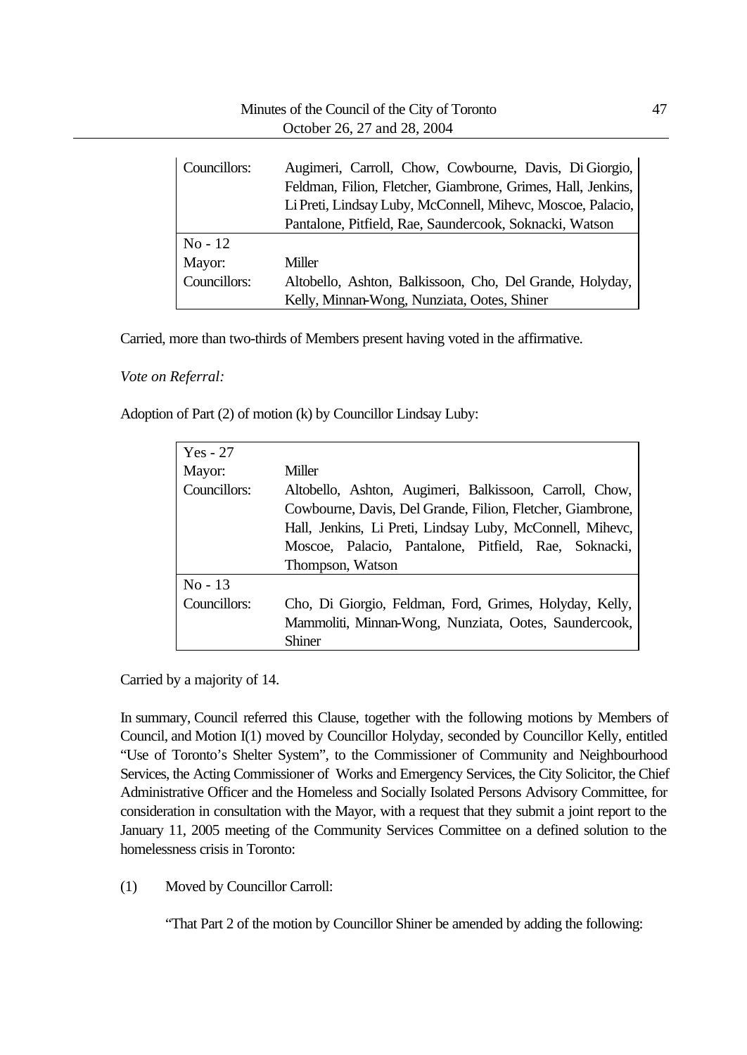| | |
|---|---|
| Councillors: | Augimeri, Carroll, Chow, Cowbourne, Davis, Di Giorgio, Feldman, Filion, Fletcher, Giambrone, Grimes, Hall, Jenkins, Li Preti, Lindsay Luby, McConnell, Mihevc, Moscoe, Palacio, Pantalone, Pitfield, Rae, Saundercook, Soknacki, Watson |
| No - 12 | |
| Mayor: | Miller |
| Councillors: | Altobello, Ashton, Balkissoon, Cho, Del Grande, Holyday, Kelly, Minnan-Wong, Nunziata, Ootes, Shiner |

Carried, more than two-thirds of Members present having voted in the affirmative.

*Vote on Referral:*

Adoption of Part (2) of motion (k) by Councillor Lindsay Luby:

| Yes - 27 | |
|---|---|
| Mayor: | Miller |
| Councillors: | Altobello, Ashton, Augimeri, Balkissoon, Carroll, Chow, Cowbourne, Davis, Del Grande, Filion, Fletcher, Giambrone, Hall, Jenkins, Li Preti, Lindsay Luby, McConnell, Mihevc, Moscoe, Palacio, Pantalone, Pitfield, Rae, Soknacki, Thompson, Watson |
| No - 13 | |
| Councillors: | Cho, Di Giorgio, Feldman, Ford, Grimes, Holyday, Kelly, Mammoliti, Minnan-Wong, Nunziata, Ootes, Saundercook, Shiner |

Carried by a majority of 14.

In summary, Council referred this Clause, together with the following motions by Members of Council, and Motion I(1) moved by Councillor Holyday, seconded by Councillor Kelly, entitled "Use of Toronto's Shelter System", to the Commissioner of Community and Neighbourhood Services, the Acting Commissioner of Works and Emergency Services, the City Solicitor, the Chief Administrative Officer and the Homeless and Socially Isolated Persons Advisory Committee, for consideration in consultation with the Mayor, with a request that they submit a joint report to the January 11, 2005 meeting of the Community Services Committee on a defined solution to the homelessness crisis in Toronto:

(1) Moved by Councillor Carroll:

"That Part 2 of the motion by Councillor Shiner be amended by adding the following: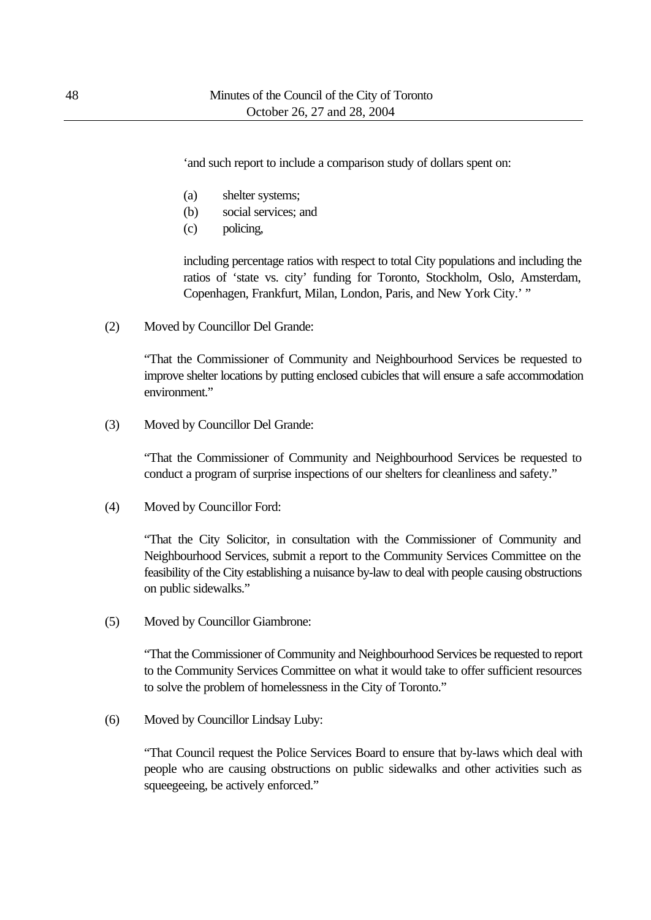'and such report to include a comparison study of dollars spent on:

(a) shelter systems;
(b) social services; and
(c) policing,

including percentage ratios with respect to total City populations and including the ratios of 'state vs. city' funding for Toronto, Stockholm, Oslo, Amsterdam, Copenhagen, Frankfurt, Milan, London, Paris, and New York City.' "

(2) Moved by Councillor Del Grande:

"That the Commissioner of Community and Neighbourhood Services be requested to improve shelter locations by putting enclosed cubicles that will ensure a safe accommodation environment."

(3) Moved by Councillor Del Grande:

"That the Commissioner of Community and Neighbourhood Services be requested to conduct a program of surprise inspections of our shelters for cleanliness and safety."

(4) Moved by Councillor Ford:

"That the City Solicitor, in consultation with the Commissioner of Community and Neighbourhood Services, submit a report to the Community Services Committee on the feasibility of the City establishing a nuisance by-law to deal with people causing obstructions on public sidewalks."

(5) Moved by Councillor Giambrone:

"That the Commissioner of Community and Neighbourhood Services be requested to report to the Community Services Committee on what it would take to offer sufficient resources to solve the problem of homelessness in the City of Toronto."

(6) Moved by Councillor Lindsay Luby:

"That Council request the Police Services Board to ensure that by-laws which deal with people who are causing obstructions on public sidewalks and other activities such as squeegeeing, be actively enforced."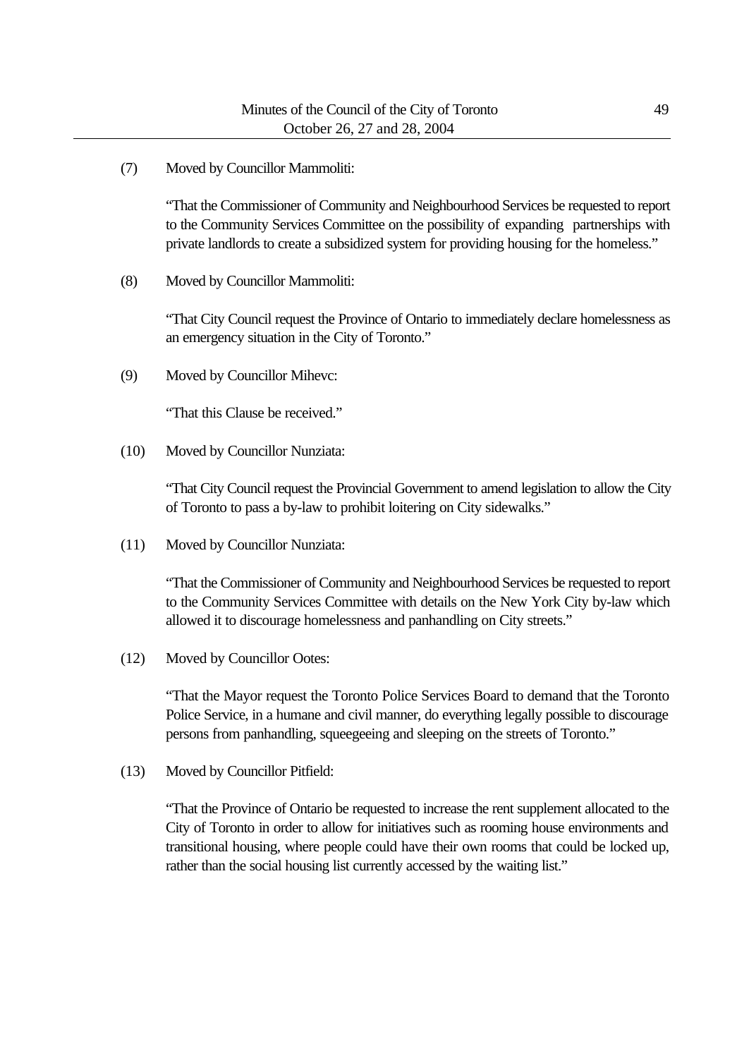(7) Moved by Councillor Mammoliti:

"That the Commissioner of Community and Neighbourhood Services be requested to report to the Community Services Committee on the possibility of expanding partnerships with private landlords to create a subsidized system for providing housing for the homeless."

(8) Moved by Councillor Mammoliti:

"That City Council request the Province of Ontario to immediately declare homelessness as an emergency situation in the City of Toronto."

(9) Moved by Councillor Mihevc:

"That this Clause be received."

(10) Moved by Councillor Nunziata:

"That City Council request the Provincial Government to amend legislation to allow the City of Toronto to pass a by-law to prohibit loitering on City sidewalks."

(11) Moved by Councillor Nunziata:

"That the Commissioner of Community and Neighbourhood Services be requested to report to the Community Services Committee with details on the New York City by-law which allowed it to discourage homelessness and panhandling on City streets."

(12) Moved by Councillor Ootes:

"That the Mayor request the Toronto Police Services Board to demand that the Toronto Police Service, in a humane and civil manner, do everything legally possible to discourage persons from panhandling, squeegeeing and sleeping on the streets of Toronto."

(13) Moved by Councillor Pitfield:

"That the Province of Ontario be requested to increase the rent supplement allocated to the City of Toronto in order to allow for initiatives such as rooming house environments and transitional housing, where people could have their own rooms that could be locked up, rather than the social housing list currently accessed by the waiting list."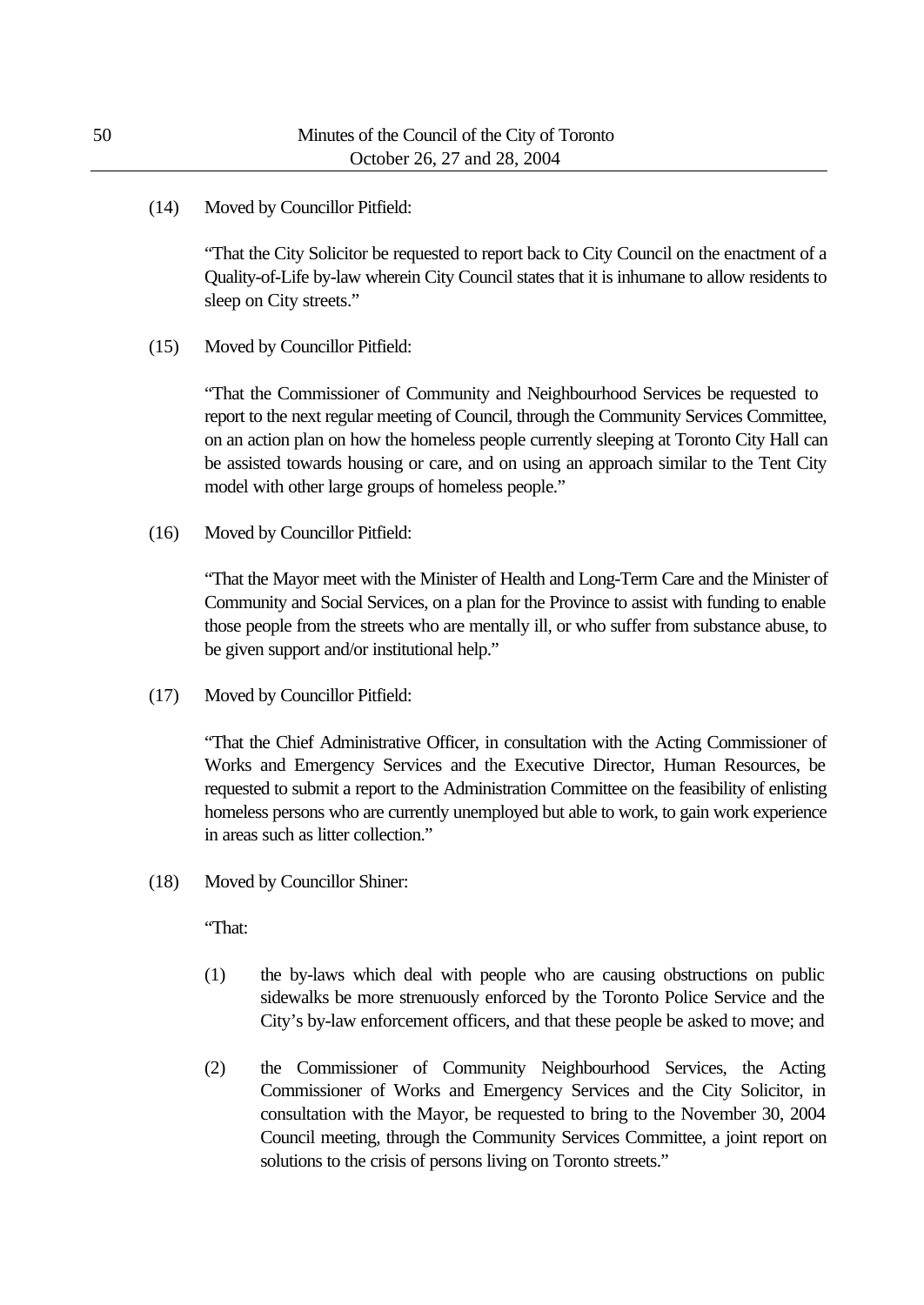(14) Moved by Councillor Pitfield:

"That the City Solicitor be requested to report back to City Council on the enactment of a Quality-of-Life by-law wherein City Council states that it is inhumane to allow residents to sleep on City streets."

(15) Moved by Councillor Pitfield:

"That the Commissioner of Community and Neighbourhood Services be requested to report to the next regular meeting of Council, through the Community Services Committee, on an action plan on how the homeless people currently sleeping at Toronto City Hall can be assisted towards housing or care, and on using an approach similar to the Tent City model with other large groups of homeless people."

(16) Moved by Councillor Pitfield:

"That the Mayor meet with the Minister of Health and Long-Term Care and the Minister of Community and Social Services, on a plan for the Province to assist with funding to enable those people from the streets who are mentally ill, or who suffer from substance abuse, to be given support and/or institutional help."

(17) Moved by Councillor Pitfield:

"That the Chief Administrative Officer, in consultation with the Acting Commissioner of Works and Emergency Services and the Executive Director, Human Resources, be requested to submit a report to the Administration Committee on the feasibility of enlisting homeless persons who are currently unemployed but able to work, to gain work experience in areas such as litter collection."

(18) Moved by Councillor Shiner:

"That:

(1) the by-laws which deal with people who are causing obstructions on public sidewalks be more strenuously enforced by the Toronto Police Service and the City's by-law enforcement officers, and that these people be asked to move; and

(2) the Commissioner of Community Neighbourhood Services, the Acting Commissioner of Works and Emergency Services and the City Solicitor, in consultation with the Mayor, be requested to bring to the November 30, 2004 Council meeting, through the Community Services Committee, a joint report on solutions to the crisis of persons living on Toronto streets."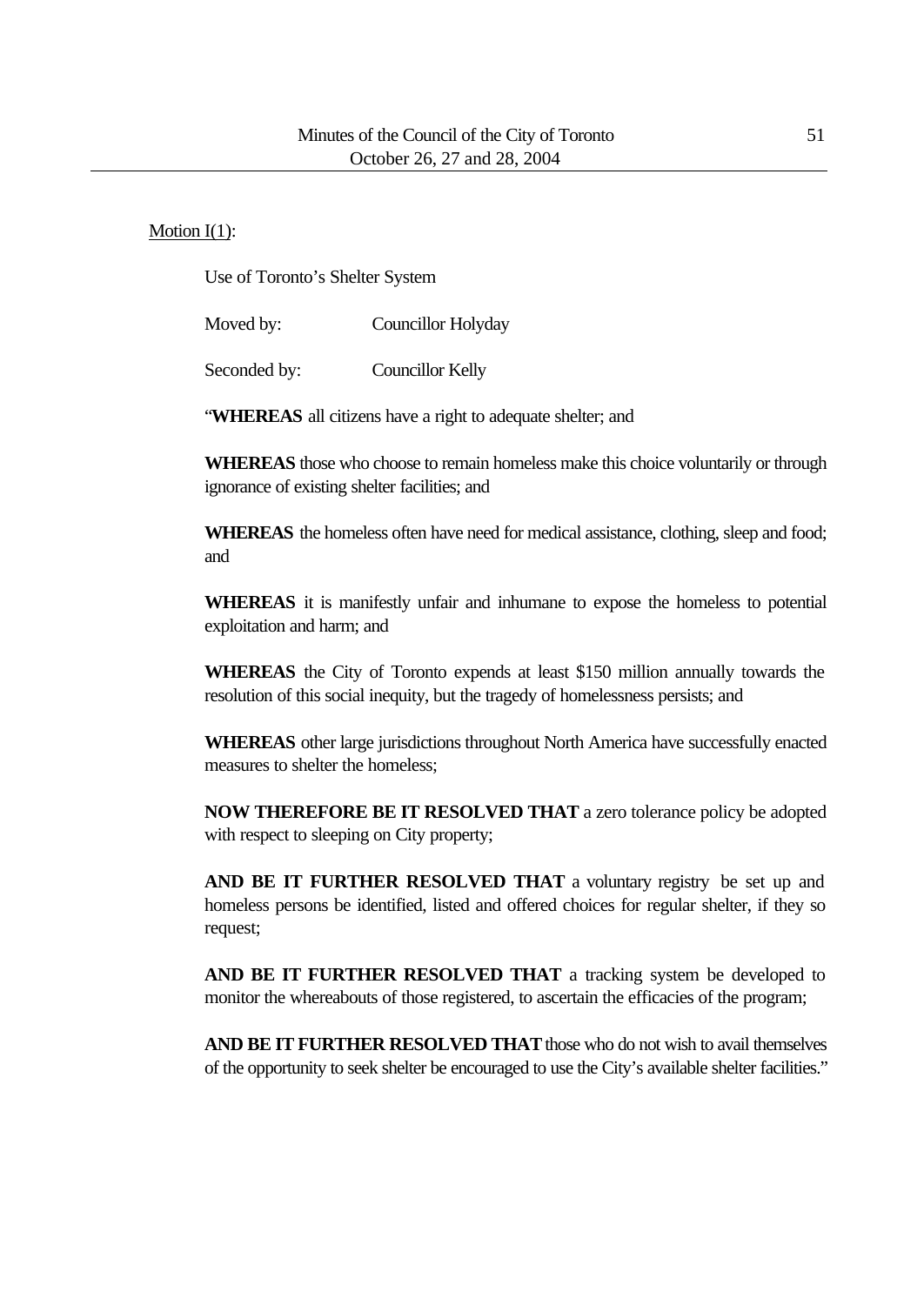Motion I(1):

Use of Toronto's Shelter System

Moved by: Councillor Holyday

Seconded by: Councillor Kelly

"**WHEREAS** all citizens have a right to adequate shelter; and

**WHEREAS** those who choose to remain homeless make this choice voluntarily or through ignorance of existing shelter facilities; and

**WHEREAS** the homeless often have need for medical assistance, clothing, sleep and food; and

**WHEREAS** it is manifestly unfair and inhumane to expose the homeless to potential exploitation and harm; and

**WHEREAS** the City of Toronto expends at least $150 million annually towards the resolution of this social inequity, but the tragedy of homelessness persists; and

**WHEREAS** other large jurisdictions throughout North America have successfully enacted measures to shelter the homeless;

**NOW THEREFORE BE IT RESOLVED THAT** a zero tolerance policy be adopted with respect to sleeping on City property;

**AND BE IT FURTHER RESOLVED THAT** a voluntary registry be set up and homeless persons be identified, listed and offered choices for regular shelter, if they so request;

**AND BE IT FURTHER RESOLVED THAT** a tracking system be developed to monitor the whereabouts of those registered, to ascertain the efficacies of the program;

**AND BE IT FURTHER RESOLVED THAT** those who do not wish to avail themselves of the opportunity to seek shelter be encouraged to use the City's available shelter facilities."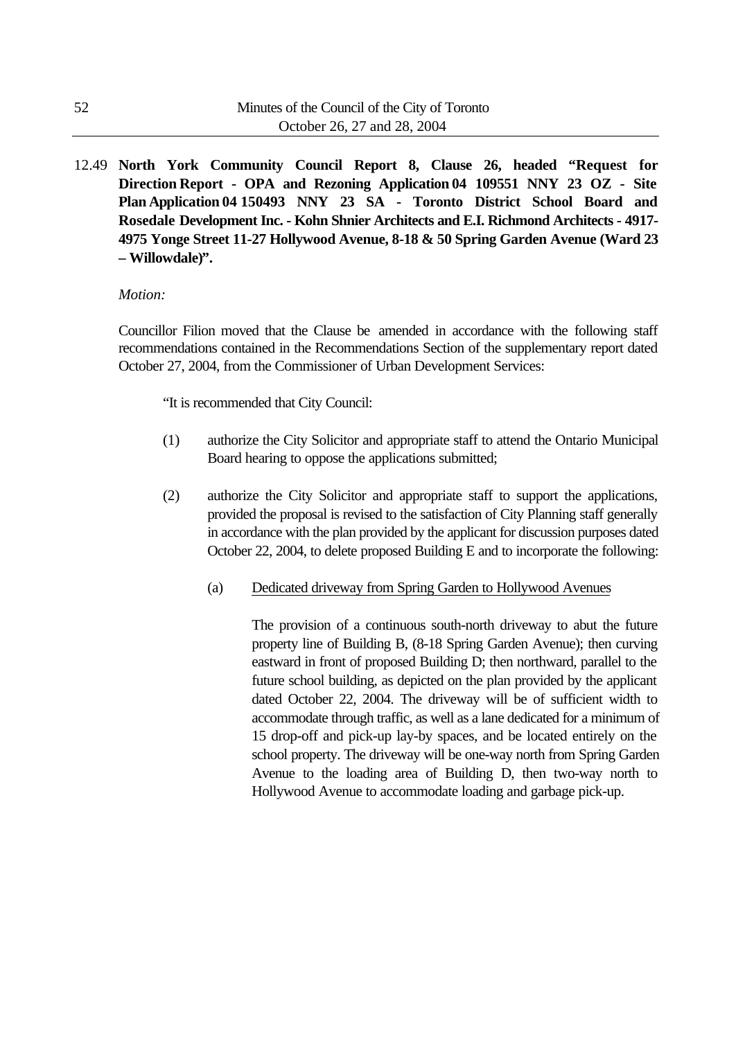**12.49 North York Community Council Report 8, Clause 26, headed "Request for Direction Report - OPA and Rezoning Application 04 109551 NNY 23 OZ - Site Plan Application 04 150493 NNY 23 SA - Toronto District School Board and Rosedale Development Inc. - Kohn Shnier Architects and E.I. Richmond Architects - 4917-4975 Yonge Street 11-27 Hollywood Avenue, 8-18 & 50 Spring Garden Avenue (Ward 23 – Willowdale)".**

*Motion:*

Councillor Filion moved that the Clause be amended in accordance with the following staff recommendations contained in the Recommendations Section of the supplementary report dated October 27, 2004, from the Commissioner of Urban Development Services:

"It is recommended that City Council:

(1) authorize the City Solicitor and appropriate staff to attend the Ontario Municipal Board hearing to oppose the applications submitted;

(2) authorize the City Solicitor and appropriate staff to support the applications, provided the proposal is revised to the satisfaction of City Planning staff generally in accordance with the plan provided by the applicant for discussion purposes dated October 22, 2004, to delete proposed Building E and to incorporate the following:

   (a) Dedicated driveway from Spring Garden to Hollywood Avenues

   The provision of a continuous south-north driveway to abut the future property line of Building B, (8-18 Spring Garden Avenue); then curving eastward in front of proposed Building D; then northward, parallel to the future school building, as depicted on the plan provided by the applicant dated October 22, 2004. The driveway will be of sufficient width to accommodate through traffic, as well as a lane dedicated for a minimum of 15 drop-off and pick-up lay-by spaces, and be located entirely on the school property. The driveway will be one-way north from Spring Garden Avenue to the loading area of Building D, then two-way north to Hollywood Avenue to accommodate loading and garbage pick-up.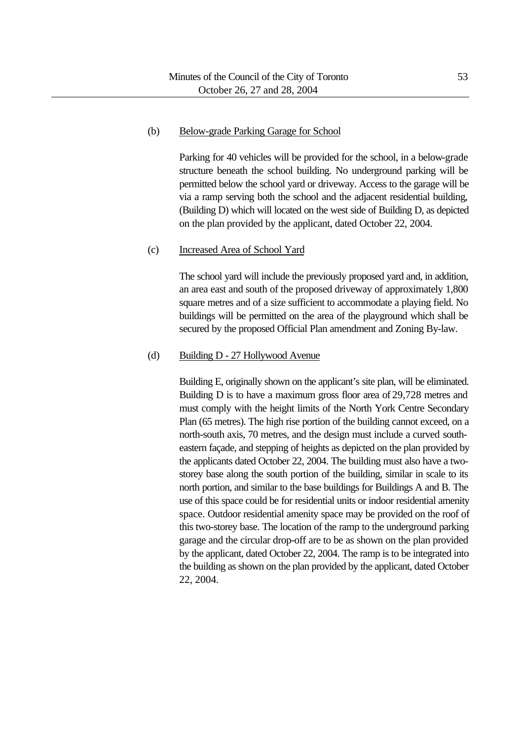(b) <u>Below-grade Parking Garage for School</u>

Parking for 40 vehicles will be provided for the school, in a below-grade structure beneath the school building. No underground parking will be permitted below the school yard or driveway. Access to the garage will be via a ramp serving both the school and the adjacent residential building, (Building D) which will located on the west side of Building D, as depicted on the plan provided by the applicant, dated October 22, 2004.

(c) <u>Increased Area of School Yard</u>

The school yard will include the previously proposed yard and, in addition, an area east and south of the proposed driveway of approximately 1,800 square metres and of a size sufficient to accommodate a playing field. No buildings will be permitted on the area of the playground which shall be secured by the proposed Official Plan amendment and Zoning By-law.

(d) <u>Building D - 27 Hollywood Avenue</u>

Building E, originally shown on the applicant's site plan, will be eliminated. Building D is to have a maximum gross floor area of 29,728 metres and must comply with the height limits of the North York Centre Secondary Plan (65 metres). The high rise portion of the building cannot exceed, on a north-south axis, 70 metres, and the design must include a curved south-eastern façade, and stepping of heights as depicted on the plan provided by the applicants dated October 22, 2004. The building must also have a two-storey base along the south portion of the building, similar in scale to its north portion, and similar to the base buildings for Buildings A and B. The use of this space could be for residential units or indoor residential amenity space. Outdoor residential amenity space may be provided on the roof of this two-storey base. The location of the ramp to the underground parking garage and the circular drop-off are to be as shown on the plan provided by the applicant, dated October 22, 2004. The ramp is to be integrated into the building as shown on the plan provided by the applicant, dated October 22, 2004.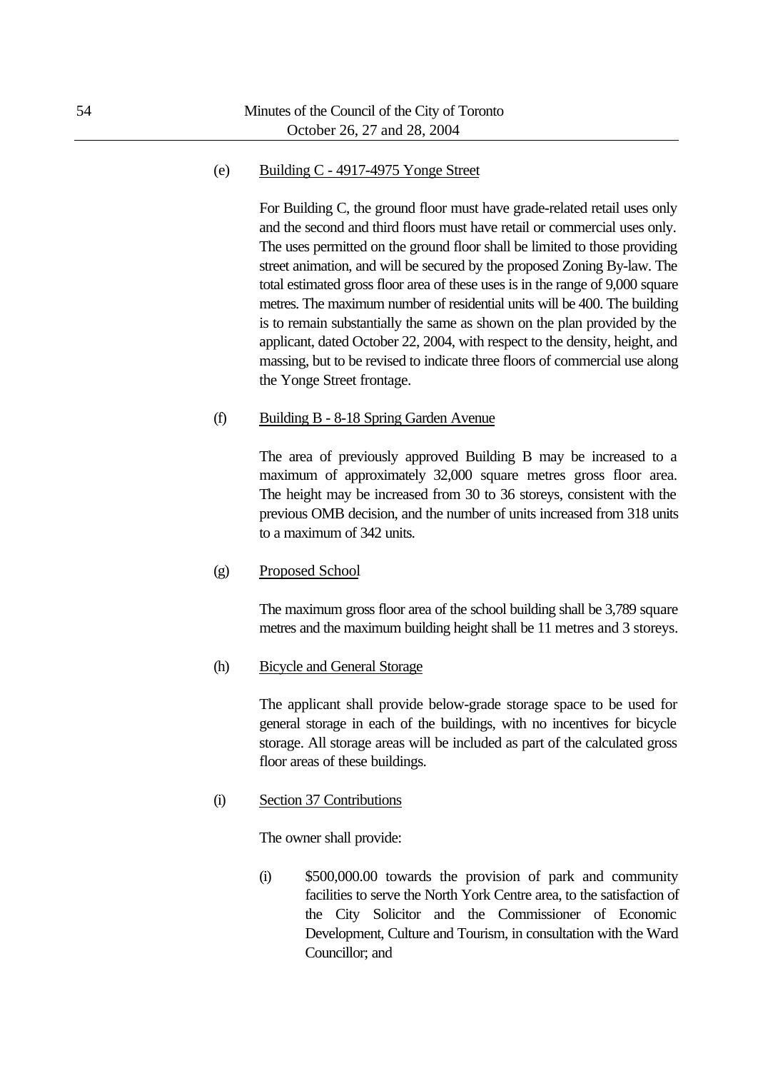(e) Building C - 4917-4975 Yonge Street

For Building C, the ground floor must have grade-related retail uses only and the second and third floors must have retail or commercial uses only. The uses permitted on the ground floor shall be limited to those providing street animation, and will be secured by the proposed Zoning By-law. The total estimated gross floor area of these uses is in the range of 9,000 square metres. The maximum number of residential units will be 400. The building is to remain substantially the same as shown on the plan provided by the applicant, dated October 22, 2004, with respect to the density, height, and massing, but to be revised to indicate three floors of commercial use along the Yonge Street frontage.

(f) Building B - 8-18 Spring Garden Avenue

The area of previously approved Building B may be increased to a maximum of approximately 32,000 square metres gross floor area. The height may be increased from 30 to 36 storeys, consistent with the previous OMB decision, and the number of units increased from 318 units to a maximum of 342 units.

(g) Proposed School

The maximum gross floor area of the school building shall be 3,789 square metres and the maximum building height shall be 11 metres and 3 storeys.

(h) Bicycle and General Storage

The applicant shall provide below-grade storage space to be used for general storage in each of the buildings, with no incentives for bicycle storage. All storage areas will be included as part of the calculated gross floor areas of these buildings.

(i) Section 37 Contributions

The owner shall provide:

(i) $500,000.00 towards the provision of park and community facilities to serve the North York Centre area, to the satisfaction of the City Solicitor and the Commissioner of Economic Development, Culture and Tourism, in consultation with the Ward Councillor; and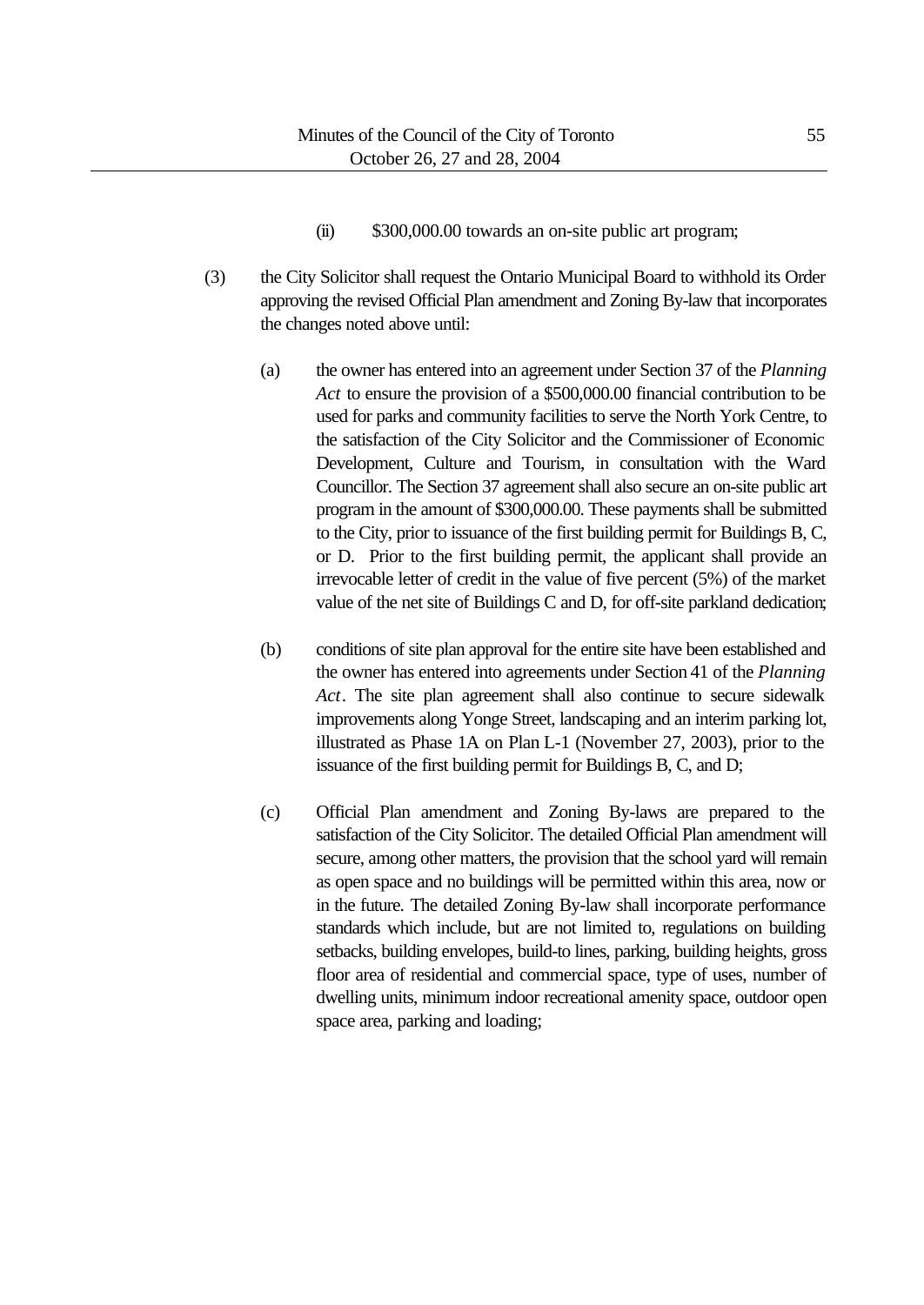(ii) $300,000.00 towards an on-site public art program;

(3) the City Solicitor shall request the Ontario Municipal Board to withhold its Order approving the revised Official Plan amendment and Zoning By-law that incorporates the changes noted above until:

(a) the owner has entered into an agreement under Section 37 of the *Planning Act* to ensure the provision of a $500,000.00 financial contribution to be used for parks and community facilities to serve the North York Centre, to the satisfaction of the City Solicitor and the Commissioner of Economic Development, Culture and Tourism, in consultation with the Ward Councillor. The Section 37 agreement shall also secure an on-site public art program in the amount of $300,000.00. These payments shall be submitted to the City, prior to issuance of the first building permit for Buildings B, C, or D. Prior to the first building permit, the applicant shall provide an irrevocable letter of credit in the value of five percent (5%) of the market value of the net site of Buildings C and D, for off-site parkland dedication;

(b) conditions of site plan approval for the entire site have been established and the owner has entered into agreements under Section 41 of the *Planning Act*. The site plan agreement shall also continue to secure sidewalk improvements along Yonge Street, landscaping and an interim parking lot, illustrated as Phase 1A on Plan L-1 (November 27, 2003), prior to the issuance of the first building permit for Buildings B, C, and D;

(c) Official Plan amendment and Zoning By-laws are prepared to the satisfaction of the City Solicitor. The detailed Official Plan amendment will secure, among other matters, the provision that the school yard will remain as open space and no buildings will be permitted within this area, now or in the future. The detailed Zoning By-law shall incorporate performance standards which include, but are not limited to, regulations on building setbacks, building envelopes, build-to lines, parking, building heights, gross floor area of residential and commercial space, type of uses, number of dwelling units, minimum indoor recreational amenity space, outdoor open space area, parking and loading;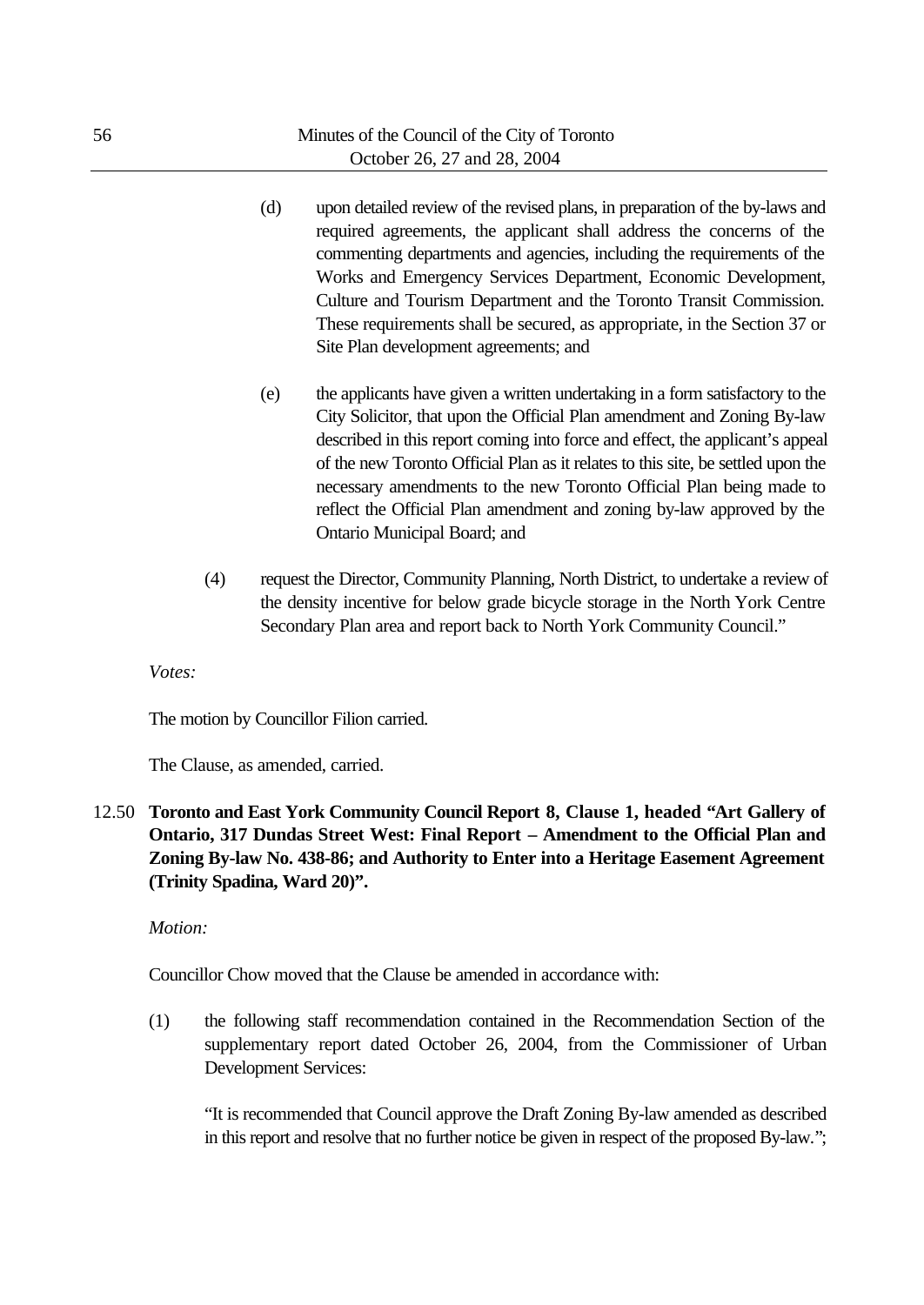(d) upon detailed review of the revised plans, in preparation of the by-laws and required agreements, the applicant shall address the concerns of the commenting departments and agencies, including the requirements of the Works and Emergency Services Department, Economic Development, Culture and Tourism Department and the Toronto Transit Commission. These requirements shall be secured, as appropriate, in the Section 37 or Site Plan development agreements; and

(e) the applicants have given a written undertaking in a form satisfactory to the City Solicitor, that upon the Official Plan amendment and Zoning By-law described in this report coming into force and effect, the applicant's appeal of the new Toronto Official Plan as it relates to this site, be settled upon the necessary amendments to the new Toronto Official Plan being made to reflect the Official Plan amendment and zoning by-law approved by the Ontario Municipal Board; and

(4) request the Director, Community Planning, North District, to undertake a review of the density incentive for below grade bicycle storage in the North York Centre Secondary Plan area and report back to North York Community Council."

*Votes:*

The motion by Councillor Filion carried.

The Clause, as amended, carried.

12.50 **Toronto and East York Community Council Report 8, Clause 1, headed "Art Gallery of Ontario, 317 Dundas Street West: Final Report – Amendment to the Official Plan and Zoning By-law No. 438-86; and Authority to Enter into a Heritage Easement Agreement (Trinity Spadina, Ward 20)".**

*Motion:*

Councillor Chow moved that the Clause be amended in accordance with:

(1) the following staff recommendation contained in the Recommendation Section of the supplementary report dated October 26, 2004, from the Commissioner of Urban Development Services:

"It is recommended that Council approve the Draft Zoning By-law amended as described in this report and resolve that no further notice be given in respect of the proposed By-law.";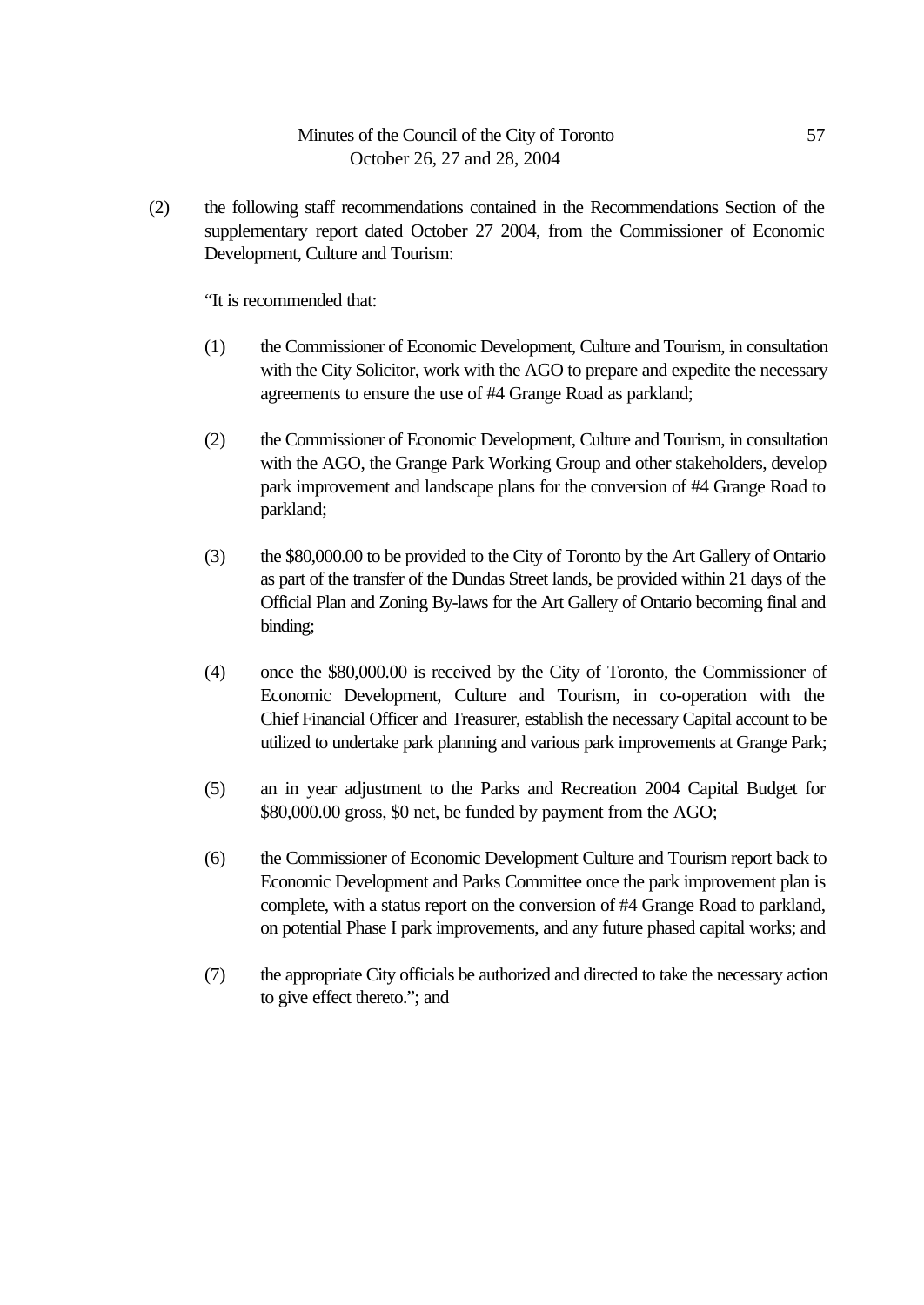(2) the following staff recommendations contained in the Recommendations Section of the supplementary report dated October 27 2004, from the Commissioner of Economic Development, Culture and Tourism:

"It is recommended that:

(1) the Commissioner of Economic Development, Culture and Tourism, in consultation with the City Solicitor, work with the AGO to prepare and expedite the necessary agreements to ensure the use of #4 Grange Road as parkland;

(2) the Commissioner of Economic Development, Culture and Tourism, in consultation with the AGO, the Grange Park Working Group and other stakeholders, develop park improvement and landscape plans for the conversion of #4 Grange Road to parkland;

(3) the $80,000.00 to be provided to the City of Toronto by the Art Gallery of Ontario as part of the transfer of the Dundas Street lands, be provided within 21 days of the Official Plan and Zoning By-laws for the Art Gallery of Ontario becoming final and binding;

(4) once the $80,000.00 is received by the City of Toronto, the Commissioner of Economic Development, Culture and Tourism, in co-operation with the Chief Financial Officer and Treasurer, establish the necessary Capital account to be utilized to undertake park planning and various park improvements at Grange Park;

(5) an in year adjustment to the Parks and Recreation 2004 Capital Budget for $80,000.00 gross, $0 net, be funded by payment from the AGO;

(6) the Commissioner of Economic Development Culture and Tourism report back to Economic Development and Parks Committee once the park improvement plan is complete, with a status report on the conversion of #4 Grange Road to parkland, on potential Phase I park improvements, and any future phased capital works; and

(7) the appropriate City officials be authorized and directed to take the necessary action to give effect thereto."; and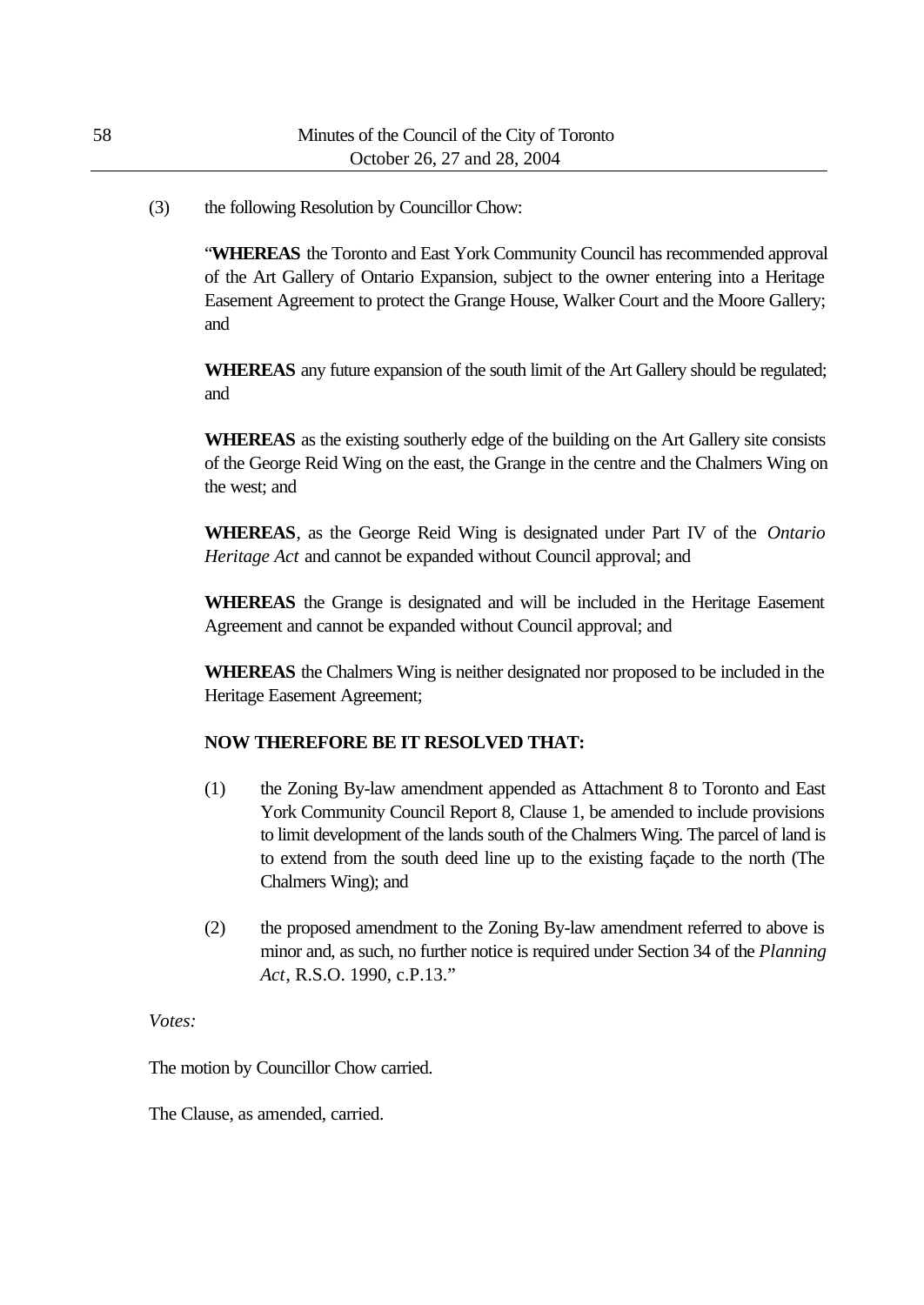(3) the following Resolution by Councillor Chow:

"**WHEREAS** the Toronto and East York Community Council has recommended approval of the Art Gallery of Ontario Expansion, subject to the owner entering into a Heritage Easement Agreement to protect the Grange House, Walker Court and the Moore Gallery; and

**WHEREAS** any future expansion of the south limit of the Art Gallery should be regulated; and

**WHEREAS** as the existing southerly edge of the building on the Art Gallery site consists of the George Reid Wing on the east, the Grange in the centre and the Chalmers Wing on the west; and

**WHEREAS**, as the George Reid Wing is designated under Part IV of the *Ontario Heritage Act* and cannot be expanded without Council approval; and

**WHEREAS** the Grange is designated and will be included in the Heritage Easement Agreement and cannot be expanded without Council approval; and

**WHEREAS** the Chalmers Wing is neither designated nor proposed to be included in the Heritage Easement Agreement;

**NOW THEREFORE BE IT RESOLVED THAT:**

(1) the Zoning By-law amendment appended as Attachment 8 to Toronto and East York Community Council Report 8, Clause 1, be amended to include provisions to limit development of the lands south of the Chalmers Wing. The parcel of land is to extend from the south deed line up to the existing façade to the north (The Chalmers Wing); and

(2) the proposed amendment to the Zoning By-law amendment referred to above is minor and, as such, no further notice is required under Section 34 of the *Planning Act*, R.S.O. 1990, c.P.13."

*Votes:*

The motion by Councillor Chow carried.

The Clause, as amended, carried.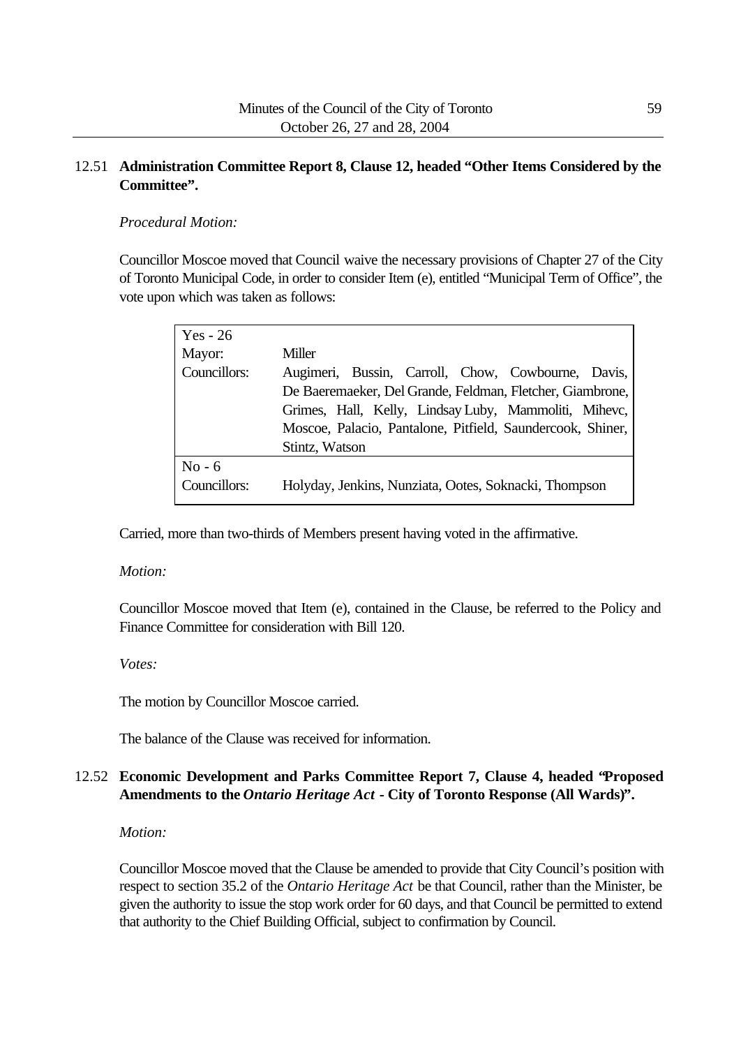**12.51 Administration Committee Report 8, Clause 12, headed "Other Items Considered by the Committee".**

*Procedural Motion:*

Councillor Moscoe moved that Council waive the necessary provisions of Chapter 27 of the City of Toronto Municipal Code, in order to consider Item (e), entitled "Municipal Term of Office", the vote upon which was taken as follows:

| Yes - 26 | |
|---|---|
| Mayor: | Miller |
| Councillors: | Augimeri, Bussin, Carroll, Chow, Cowbourne, Davis, De Baeremaeker, Del Grande, Feldman, Fletcher, Giambrone, Grimes, Hall, Kelly, Lindsay Luby, Mammoliti, Mihevc, Moscoe, Palacio, Pantalone, Pitfield, Saundercook, Shiner, Stintz, Watson |
| **No - 6** | |
| Councillors: | Holyday, Jenkins, Nunziata, Ootes, Soknacki, Thompson |

Carried, more than two-thirds of Members present having voted in the affirmative.

*Motion:*

Councillor Moscoe moved that Item (e), contained in the Clause, be referred to the Policy and Finance Committee for consideration with Bill 120.

*Votes:*

The motion by Councillor Moscoe carried.

The balance of the Clause was received for information.

**12.52 Economic Development and Parks Committee Report 7, Clause 4, headed "Proposed Amendments to the *Ontario Heritage Act* - City of Toronto Response (All Wards)".**

*Motion:*

Councillor Moscoe moved that the Clause be amended to provide that City Council's position with respect to section 35.2 of the *Ontario Heritage Act* be that Council, rather than the Minister, be given the authority to issue the stop work order for 60 days, and that Council be permitted to extend that authority to the Chief Building Official, subject to confirmation by Council.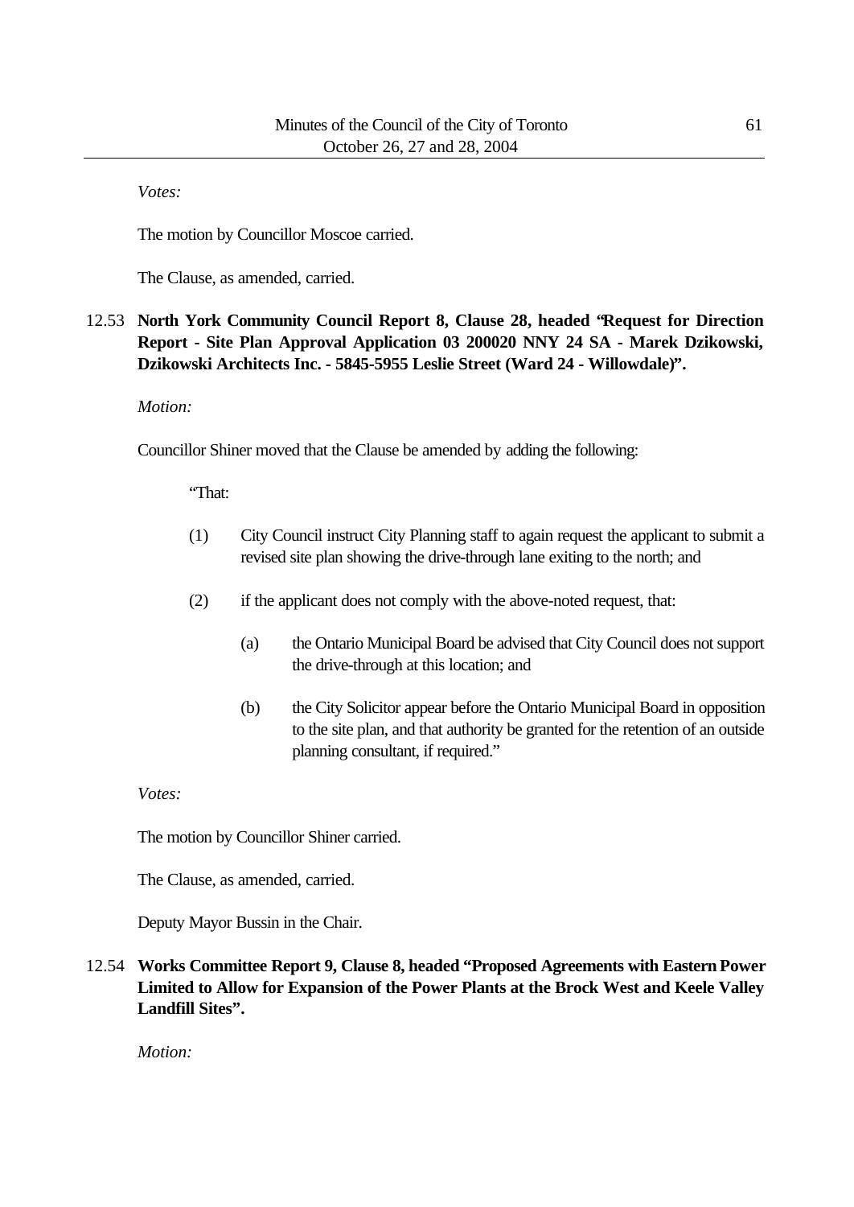*Votes:*

The motion by Councillor Moscoe carried.

The Clause, as amended, carried.

12.53 **North York Community Council Report 8, Clause 28, headed "Request for Direction Report - Site Plan Approval Application 03 200020 NNY 24 SA - Marek Dzikowski, Dzikowski Architects Inc. - 5845-5955 Leslie Street (Ward 24 - Willowdale)".**

*Motion:*

Councillor Shiner moved that the Clause be amended by adding the following:

> "That:
>
> (1) City Council instruct City Planning staff to again request the applicant to submit a revised site plan showing the drive-through lane exiting to the north; and
>
> (2) if the applicant does not comply with the above-noted request, that:
>
> > (a) the Ontario Municipal Board be advised that City Council does not support the drive-through at this location; and
> >
> > (b) the City Solicitor appear before the Ontario Municipal Board in opposition to the site plan, and that authority be granted for the retention of an outside planning consultant, if required."

*Votes:*

The motion by Councillor Shiner carried.

The Clause, as amended, carried.

Deputy Mayor Bussin in the Chair.

12.54 **Works Committee Report 9, Clause 8, headed "Proposed Agreements with Eastern Power Limited to Allow for Expansion of the Power Plants at the Brock West and Keele Valley Landfill Sites".**

*Motion:*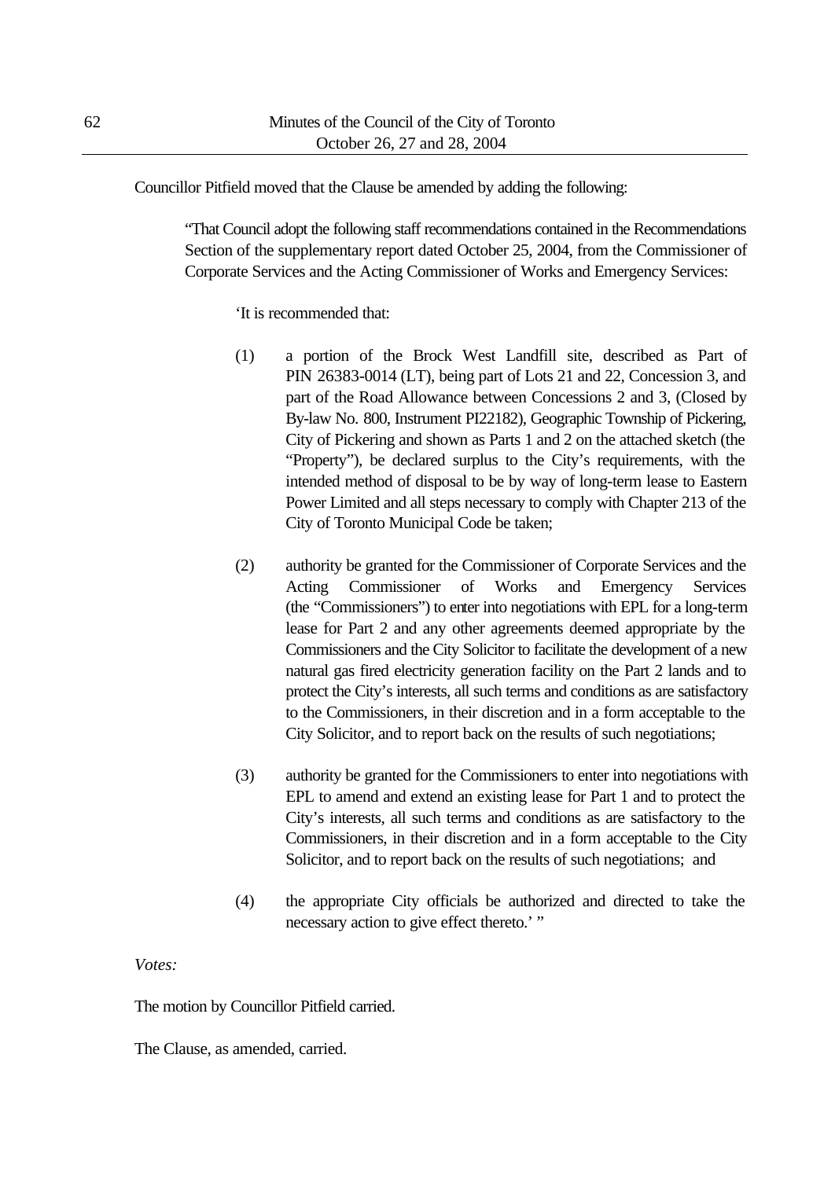Councillor Pitfield moved that the Clause be amended by adding the following:

> "That Council adopt the following staff recommendations contained in the Recommendations Section of the supplementary report dated October 25, 2004, from the Commissioner of Corporate Services and the Acting Commissioner of Works and Emergency Services:
>
> 'It is recommended that:
>
> (1) a portion of the Brock West Landfill site, described as Part of PIN 26383-0014 (LT), being part of Lots 21 and 22, Concession 3, and part of the Road Allowance between Concessions 2 and 3, (Closed by By-law No. 800, Instrument PI22182), Geographic Township of Pickering, City of Pickering and shown as Parts 1 and 2 on the attached sketch (the "Property"), be declared surplus to the City's requirements, with the intended method of disposal to be by way of long-term lease to Eastern Power Limited and all steps necessary to comply with Chapter 213 of the City of Toronto Municipal Code be taken;
>
> (2) authority be granted for the Commissioner of Corporate Services and the Acting Commissioner of Works and Emergency Services (the "Commissioners") to enter into negotiations with EPL for a long-term lease for Part 2 and any other agreements deemed appropriate by the Commissioners and the City Solicitor to facilitate the development of a new natural gas fired electricity generation facility on the Part 2 lands and to protect the City's interests, all such terms and conditions as are satisfactory to the Commissioners, in their discretion and in a form acceptable to the City Solicitor, and to report back on the results of such negotiations;
>
> (3) authority be granted for the Commissioners to enter into negotiations with EPL to amend and extend an existing lease for Part 1 and to protect the City's interests, all such terms and conditions as are satisfactory to the Commissioners, in their discretion and in a form acceptable to the City Solicitor, and to report back on the results of such negotiations; and
>
> (4) the appropriate City officials be authorized and directed to take the necessary action to give effect thereto.' "

*Votes:*

The motion by Councillor Pitfield carried.

The Clause, as amended, carried.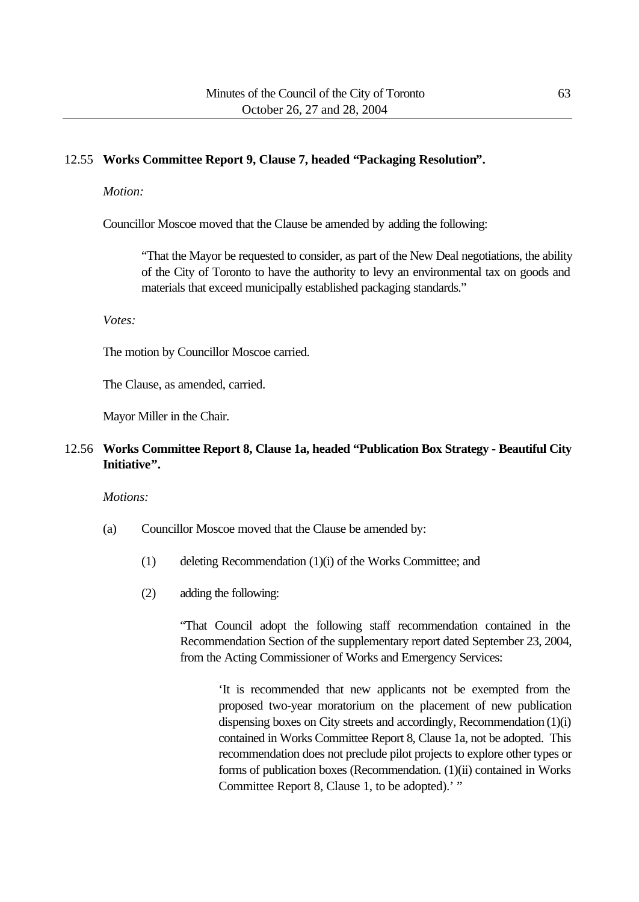12.55 **Works Committee Report 9, Clause 7, headed "Packaging Resolution".**

*Motion:*

Councillor Moscoe moved that the Clause be amended by adding the following:

> "That the Mayor be requested to consider, as part of the New Deal negotiations, the ability of the City of Toronto to have the authority to levy an environmental tax on goods and materials that exceed municipally established packaging standards."

*Votes:*

The motion by Councillor Moscoe carried.

The Clause, as amended, carried.

Mayor Miller in the Chair.

12.56 **Works Committee Report 8, Clause 1a, headed "Publication Box Strategy - Beautiful City Initiative".**

*Motions:*

(a) Councillor Moscoe moved that the Clause be amended by:

(1) deleting Recommendation (1)(i) of the Works Committee; and

(2) adding the following:

> "That Council adopt the following staff recommendation contained in the Recommendation Section of the supplementary report dated September 23, 2004, from the Acting Commissioner of Works and Emergency Services:
>
> > 'It is recommended that new applicants not be exempted from the proposed two-year moratorium on the placement of new publication dispensing boxes on City streets and accordingly, Recommendation (1)(i) contained in Works Committee Report 8, Clause 1a, not be adopted. This recommendation does not preclude pilot projects to explore other types or forms of publication boxes (Recommendation. (1)(ii) contained in Works Committee Report 8, Clause 1, to be adopted).' "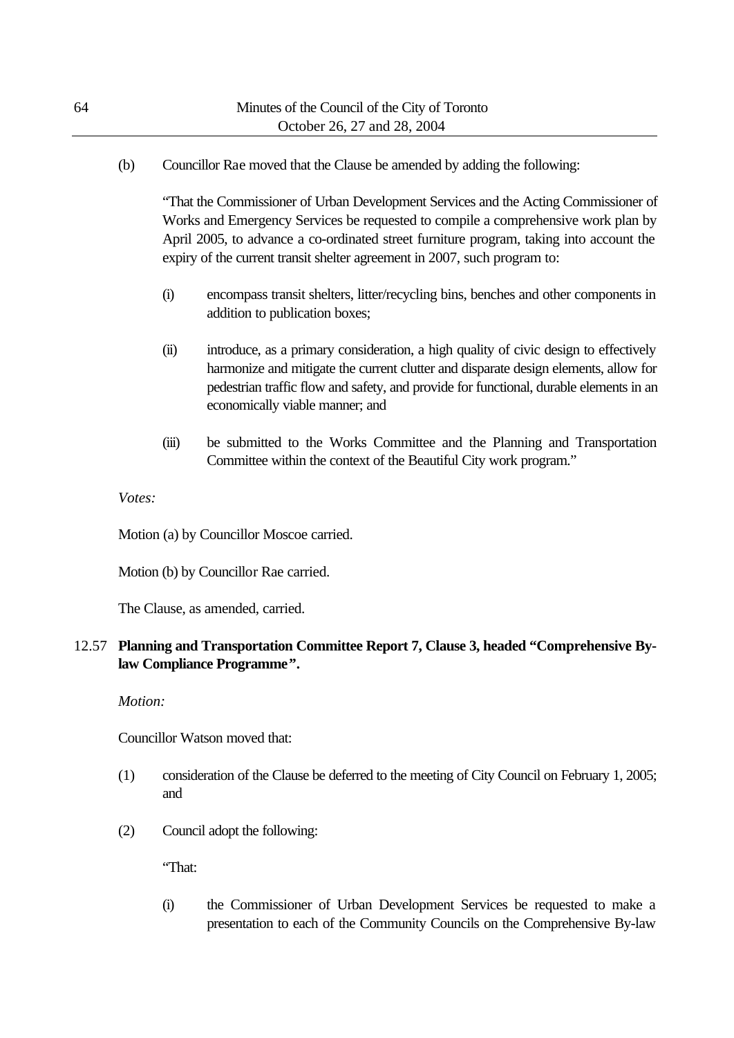(b) Councillor Rae moved that the Clause be amended by adding the following:

"That the Commissioner of Urban Development Services and the Acting Commissioner of Works and Emergency Services be requested to compile a comprehensive work plan by April 2005, to advance a co-ordinated street furniture program, taking into account the expiry of the current transit shelter agreement in 2007, such program to:

(i) encompass transit shelters, litter/recycling bins, benches and other components in addition to publication boxes;

(ii) introduce, as a primary consideration, a high quality of civic design to effectively harmonize and mitigate the current clutter and disparate design elements, allow for pedestrian traffic flow and safety, and provide for functional, durable elements in an economically viable manner; and

(iii) be submitted to the Works Committee and the Planning and Transportation Committee within the context of the Beautiful City work program."

*Votes:*

Motion (a) by Councillor Moscoe carried.

Motion (b) by Councillor Rae carried.

The Clause, as amended, carried.

**12.57 Planning and Transportation Committee Report 7, Clause 3, headed "Comprehensive By-law Compliance Programme".**

*Motion:*

Councillor Watson moved that:

(1) consideration of the Clause be deferred to the meeting of City Council on February 1, 2005; and

(2) Council adopt the following:

"That:

(i) the Commissioner of Urban Development Services be requested to make a presentation to each of the Community Councils on the Comprehensive By-law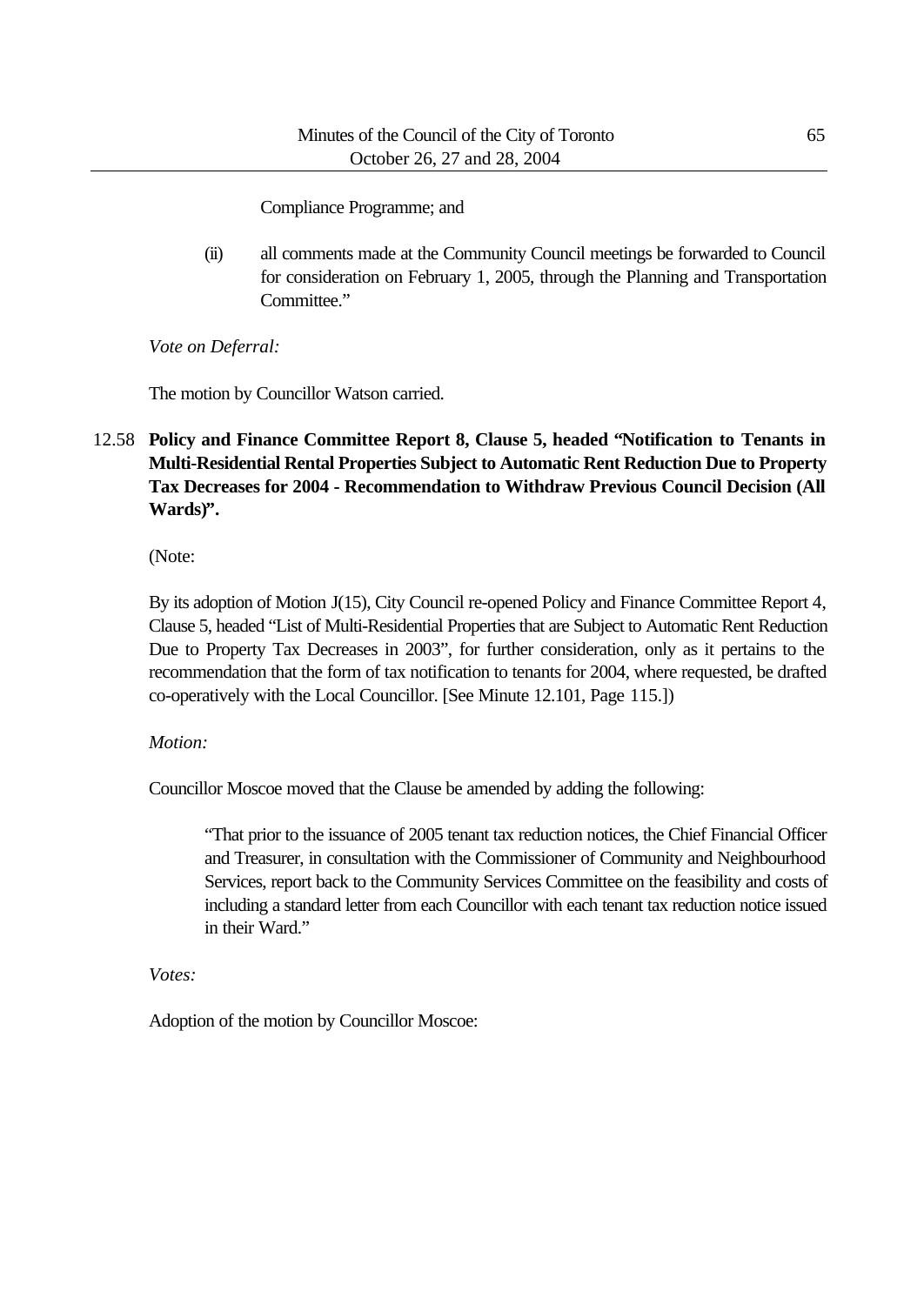Compliance Programme; and

(ii) all comments made at the Community Council meetings be forwarded to Council for consideration on February 1, 2005, through the Planning and Transportation Committee."

*Vote on Deferral:*

The motion by Councillor Watson carried.

12.58 **Policy and Finance Committee Report 8, Clause 5, headed "Notification to Tenants in Multi-Residential Rental Properties Subject to Automatic Rent Reduction Due to Property Tax Decreases for 2004 - Recommendation to Withdraw Previous Council Decision (All Wards)".**

(Note:

By its adoption of Motion J(15), City Council re-opened Policy and Finance Committee Report 4, Clause 5, headed "List of Multi-Residential Properties that are Subject to Automatic Rent Reduction Due to Property Tax Decreases in 2003", for further consideration, only as it pertains to the recommendation that the form of tax notification to tenants for 2004, where requested, be drafted co-operatively with the Local Councillor. [See Minute 12.101, Page 115.])

*Motion:*

Councillor Moscoe moved that the Clause be amended by adding the following:

> "That prior to the issuance of 2005 tenant tax reduction notices, the Chief Financial Officer and Treasurer, in consultation with the Commissioner of Community and Neighbourhood Services, report back to the Community Services Committee on the feasibility and costs of including a standard letter from each Councillor with each tenant tax reduction notice issued in their Ward."

*Votes:*

Adoption of the motion by Councillor Moscoe: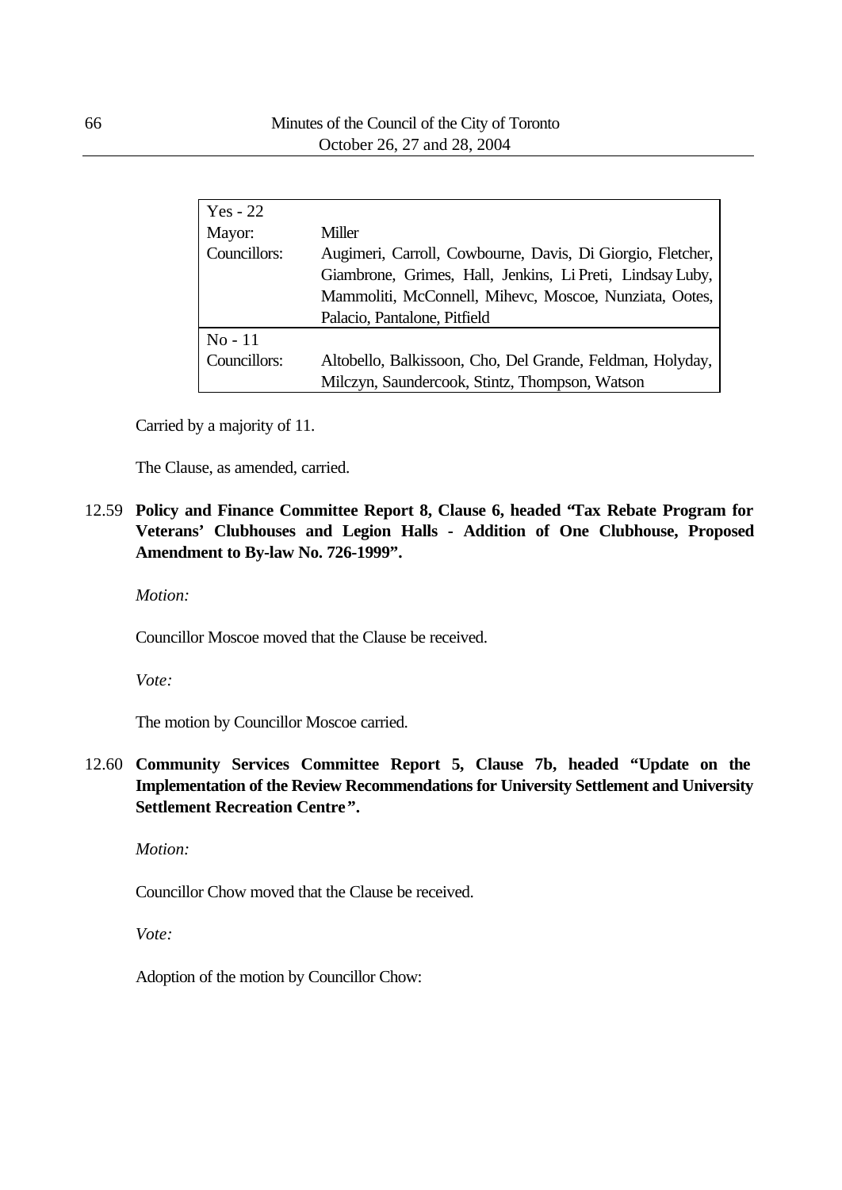| Yes - 22 | |
|---|---|
| Mayor: | Miller |
| Councillors: | Augimeri, Carroll, Cowbourne, Davis, Di Giorgio, Fletcher, Giambrone, Grimes, Hall, Jenkins, Li Preti, Lindsay Luby, Mammoliti, McConnell, Mihevc, Moscoe, Nunziata, Ootes, Palacio, Pantalone, Pitfield |
| **No - 11** | |
| Councillors: | Altobello, Balkissoon, Cho, Del Grande, Feldman, Holyday, Milczyn, Saundercook, Stintz, Thompson, Watson |

Carried by a majority of 11.

The Clause, as amended, carried.

12.59 **Policy and Finance Committee Report 8, Clause 6, headed "Tax Rebate Program for Veterans' Clubhouses and Legion Halls - Addition of One Clubhouse, Proposed Amendment to By-law No. 726-1999".**

*Motion:*

Councillor Moscoe moved that the Clause be received.

*Vote:*

The motion by Councillor Moscoe carried.

12.60 **Community Services Committee Report 5, Clause 7b, headed "Update on the Implementation of the Review Recommendations for University Settlement and University Settlement Recreation Centre".**

*Motion:*

Councillor Chow moved that the Clause be received.

*Vote:*

Adoption of the motion by Councillor Chow: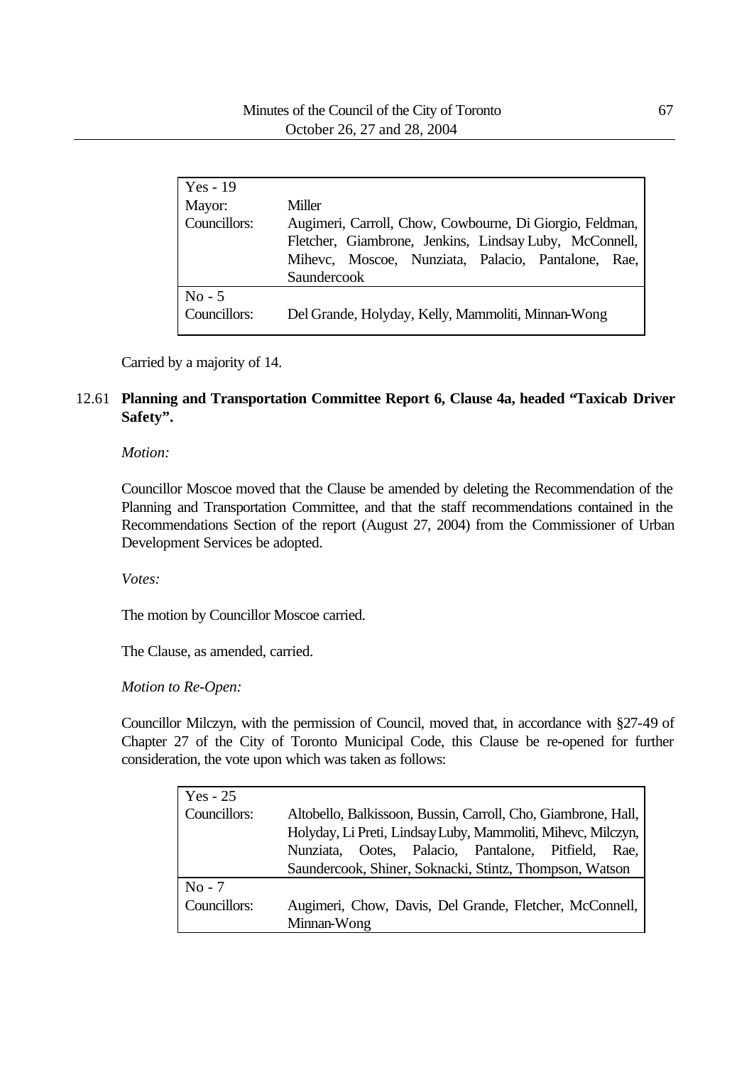| Yes - 19 | |
|---|---|
| Mayor: | Miller |
| Councillors: | Augimeri, Carroll, Chow, Cowbourne, Di Giorgio, Feldman, Fletcher, Giambrone, Jenkins, Lindsay Luby, McConnell, Mihevc, Moscoe, Nunziata, Palacio, Pantalone, Rae, Saundercook |
| No - 5 | |
| Councillors: | Del Grande, Holyday, Kelly, Mammoliti, Minnan-Wong |

Carried by a majority of 14.

12.61 **Planning and Transportation Committee Report 6, Clause 4a, headed "Taxicab Driver Safety".**

*Motion:*

Councillor Moscoe moved that the Clause be amended by deleting the Recommendation of the Planning and Transportation Committee, and that the staff recommendations contained in the Recommendations Section of the report (August 27, 2004) from the Commissioner of Urban Development Services be adopted.

*Votes:*

The motion by Councillor Moscoe carried.

The Clause, as amended, carried.

*Motion to Re-Open:*

Councillor Milczyn, with the permission of Council, moved that, in accordance with §27-49 of Chapter 27 of the City of Toronto Municipal Code, this Clause be re-opened for further consideration, the vote upon which was taken as follows:

| Yes - 25 | |
|---|---|
| Councillors: | Altobello, Balkissoon, Bussin, Carroll, Cho, Giambrone, Hall, Holyday, Li Preti, Lindsay Luby, Mammoliti, Mihevc, Milczyn, Nunziata, Ootes, Palacio, Pantalone, Pitfield, Rae, Saundercook, Shiner, Soknacki, Stintz, Thompson, Watson |
| No - 7 | |
| Councillors: | Augimeri, Chow, Davis, Del Grande, Fletcher, McConnell, Minnan-Wong |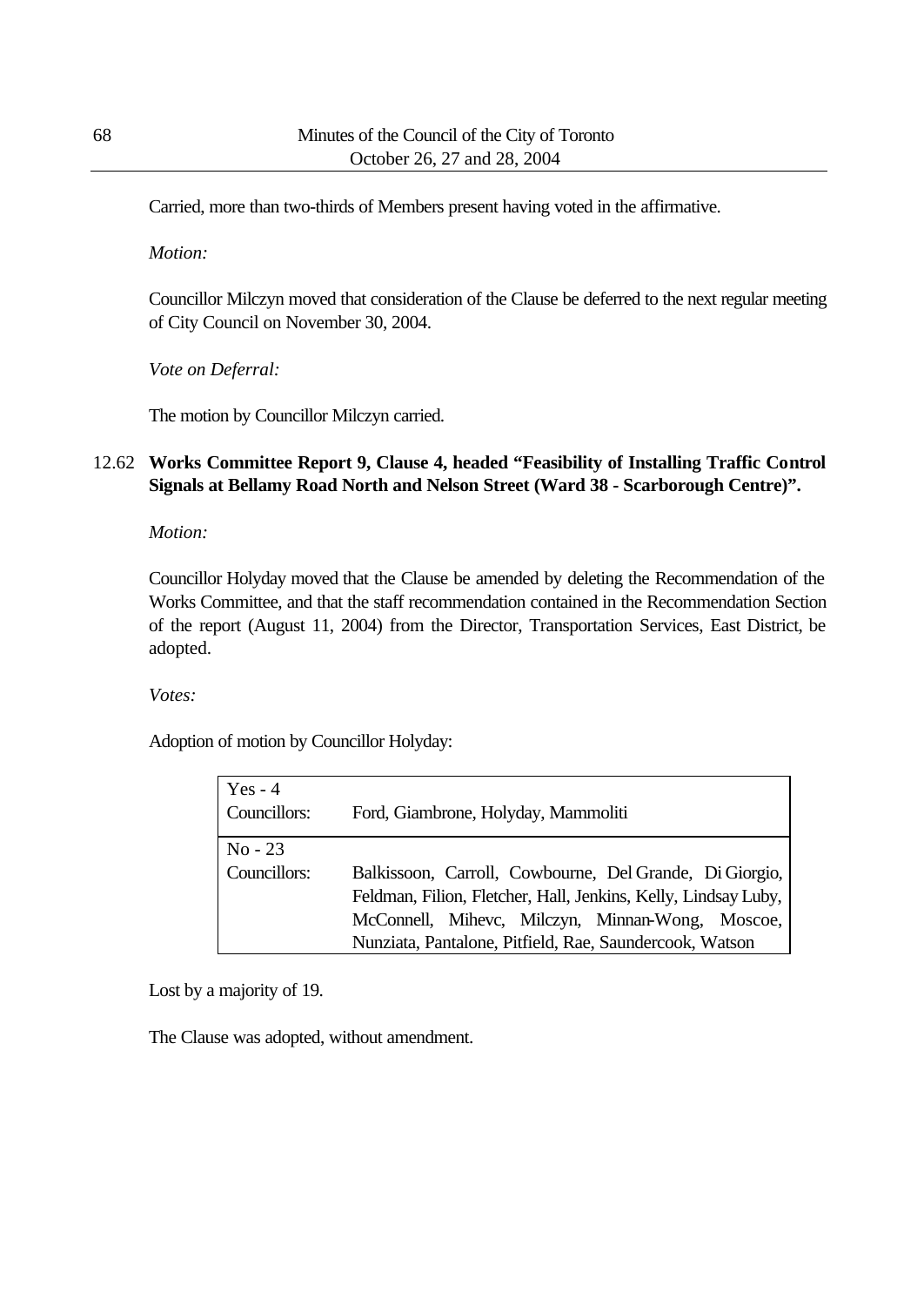Carried, more than two-thirds of Members present having voted in the affirmative.

*Motion:*

Councillor Milczyn moved that consideration of the Clause be deferred to the next regular meeting of City Council on November 30, 2004.

*Vote on Deferral:*

The motion by Councillor Milczyn carried.

12.62 **Works Committee Report 9, Clause 4, headed "Feasibility of Installing Traffic Control Signals at Bellamy Road North and Nelson Street (Ward 38 - Scarborough Centre)".**

*Motion:*

Councillor Holyday moved that the Clause be amended by deleting the Recommendation of the Works Committee, and that the staff recommendation contained in the Recommendation Section of the report (August 11, 2004) from the Director, Transportation Services, East District, be adopted.

*Votes:*

Adoption of motion by Councillor Holyday:

| Yes - 4 | |
|---|---|
| Councillors: | Ford, Giambrone, Holyday, Mammoliti |
| **No - 23** | |
| Councillors: | Balkissoon, Carroll, Cowbourne, Del Grande, Di Giorgio, Feldman, Filion, Fletcher, Hall, Jenkins, Kelly, Lindsay Luby, McConnell, Mihevc, Milczyn, Minnan-Wong, Moscoe, Nunziata, Pantalone, Pitfield, Rae, Saundercook, Watson |

Lost by a majority of 19.

The Clause was adopted, without amendment.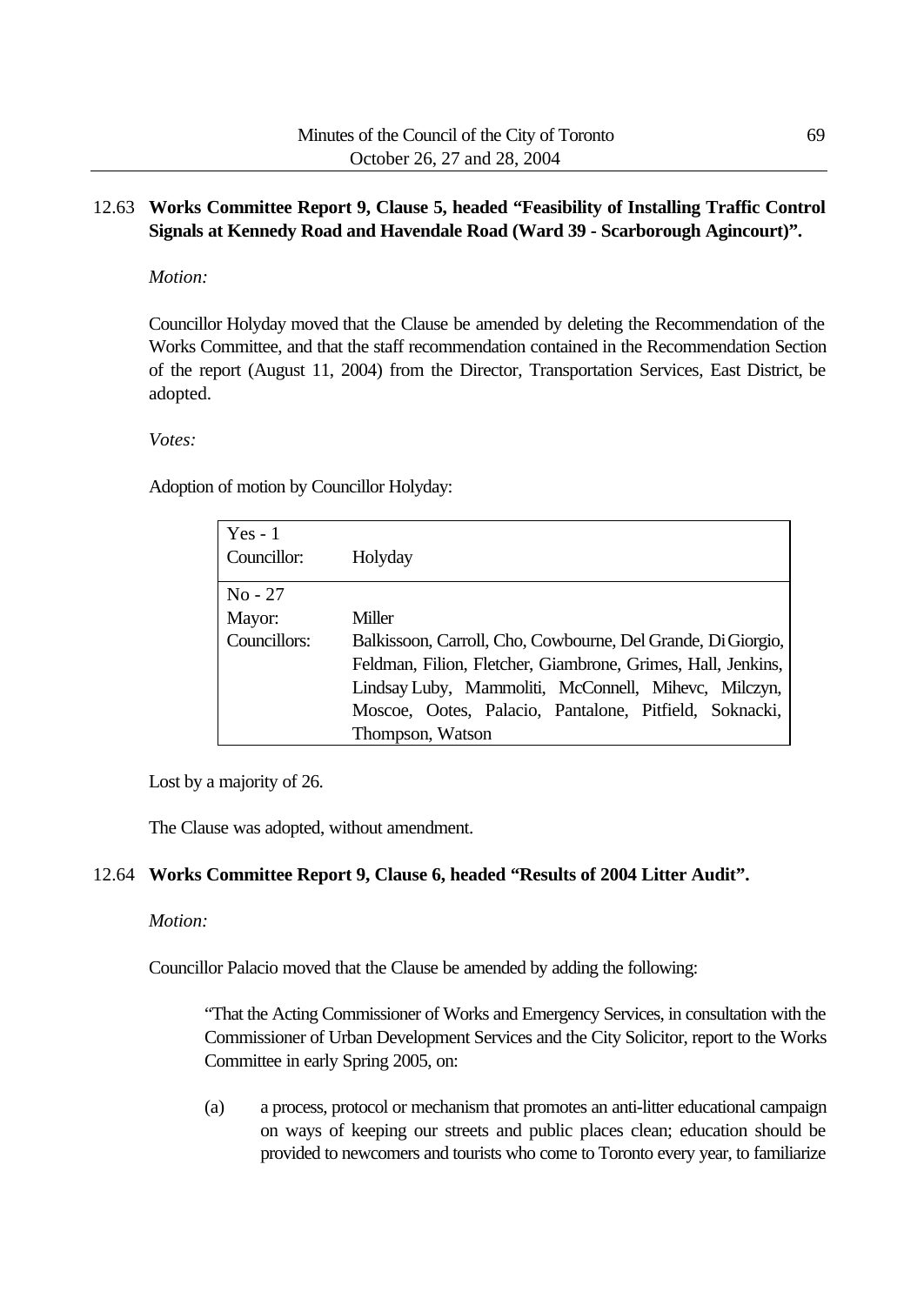## 12.63 **Works Committee Report 9, Clause 5, headed "Feasibility of Installing Traffic Control Signals at Kennedy Road and Havendale Road (Ward 39 - Scarborough Agincourt)".**

*Motion:*

Councillor Holyday moved that the Clause be amended by deleting the Recommendation of the Works Committee, and that the staff recommendation contained in the Recommendation Section of the report (August 11, 2004) from the Director, Transportation Services, East District, be adopted.

*Votes:*

Adoption of motion by Councillor Holyday:

| Yes - 1 | |
|---|---|
| Councillor: | Holyday |
| **No - 27** | |
| Mayor: | Miller |
| Councillors: | Balkissoon, Carroll, Cho, Cowbourne, Del Grande, Di Giorgio, Feldman, Filion, Fletcher, Giambrone, Grimes, Hall, Jenkins, Lindsay Luby, Mammoliti, McConnell, Mihevc, Milczyn, Moscoe, Ootes, Palacio, Pantalone, Pitfield, Soknacki, Thompson, Watson |

Lost by a majority of 26.

The Clause was adopted, without amendment.

## 12.64 **Works Committee Report 9, Clause 6, headed "Results of 2004 Litter Audit".**

*Motion:*

Councillor Palacio moved that the Clause be amended by adding the following:

> "That the Acting Commissioner of Works and Emergency Services, in consultation with the Commissioner of Urban Development Services and the City Solicitor, report to the Works Committee in early Spring 2005, on:
>
> (a) a process, protocol or mechanism that promotes an anti-litter educational campaign on ways of keeping our streets and public places clean; education should be provided to newcomers and tourists who come to Toronto every year, to familiarize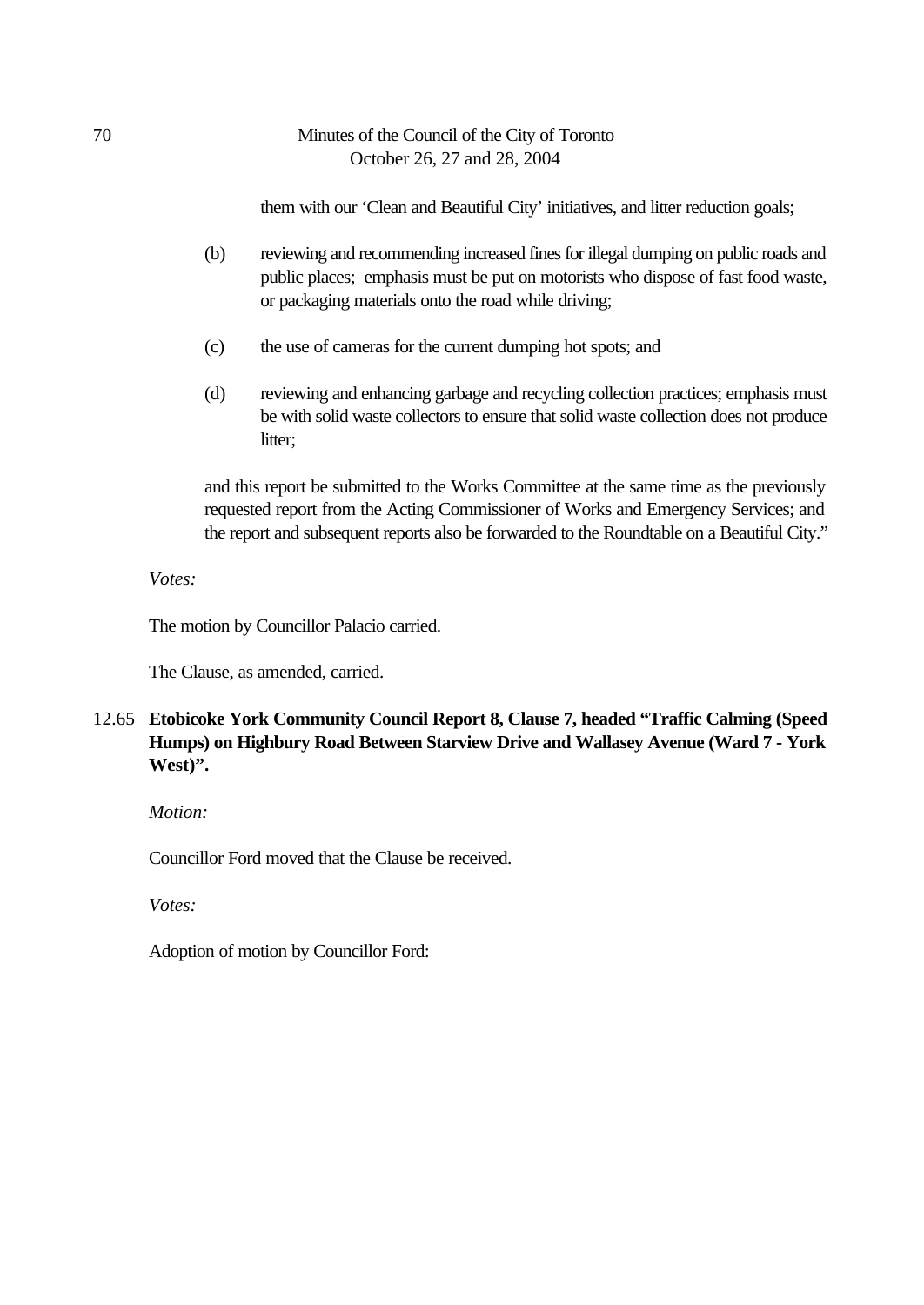them with our 'Clean and Beautiful City' initiatives, and litter reduction goals;

(b) reviewing and recommending increased fines for illegal dumping on public roads and public places; emphasis must be put on motorists who dispose of fast food waste, or packaging materials onto the road while driving;

(c) the use of cameras for the current dumping hot spots; and

(d) reviewing and enhancing garbage and recycling collection practices; emphasis must be with solid waste collectors to ensure that solid waste collection does not produce litter;

and this report be submitted to the Works Committee at the same time as the previously requested report from the Acting Commissioner of Works and Emergency Services; and the report and subsequent reports also be forwarded to the Roundtable on a Beautiful City."

*Votes:*

The motion by Councillor Palacio carried.

The Clause, as amended, carried.

12.65 **Etobicoke York Community Council Report 8, Clause 7, headed "Traffic Calming (Speed Humps) on Highbury Road Between Starview Drive and Wallasey Avenue (Ward 7 - York West)".**

*Motion:*

Councillor Ford moved that the Clause be received.

*Votes:*

Adoption of motion by Councillor Ford: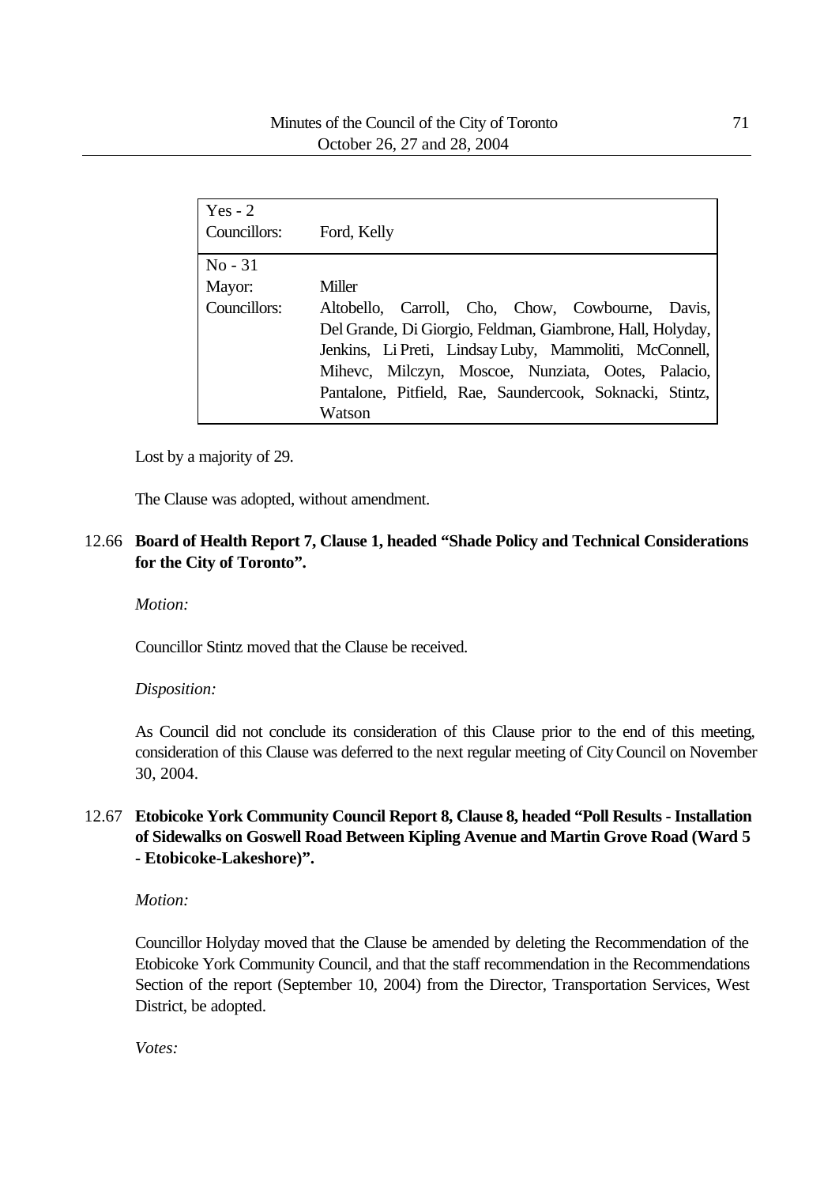| Yes - 2 | |
|---|---|
| Councillors: | Ford, Kelly |
| No - 31 | |
| Mayor: | Miller |
| Councillors: | Altobello, Carroll, Cho, Chow, Cowbourne, Davis, Del Grande, Di Giorgio, Feldman, Giambrone, Hall, Holyday, Jenkins, Li Preti, Lindsay Luby, Mammoliti, McConnell, Mihevc, Milczyn, Moscoe, Nunziata, Ootes, Palacio, Pantalone, Pitfield, Rae, Saundercook, Soknacki, Stintz, Watson |

Lost by a majority of 29.

The Clause was adopted, without amendment.

12.66 **Board of Health Report 7, Clause 1, headed "Shade Policy and Technical Considerations for the City of Toronto".**

*Motion:*

Councillor Stintz moved that the Clause be received.

*Disposition:*

As Council did not conclude its consideration of this Clause prior to the end of this meeting, consideration of this Clause was deferred to the next regular meeting of City Council on November 30, 2004.

12.67 **Etobicoke York Community Council Report 8, Clause 8, headed "Poll Results - Installation of Sidewalks on Goswell Road Between Kipling Avenue and Martin Grove Road (Ward 5 - Etobicoke-Lakeshore)".**

*Motion:*

Councillor Holyday moved that the Clause be amended by deleting the Recommendation of the Etobicoke York Community Council, and that the staff recommendation in the Recommendations Section of the report (September 10, 2004) from the Director, Transportation Services, West District, be adopted.

*Votes:*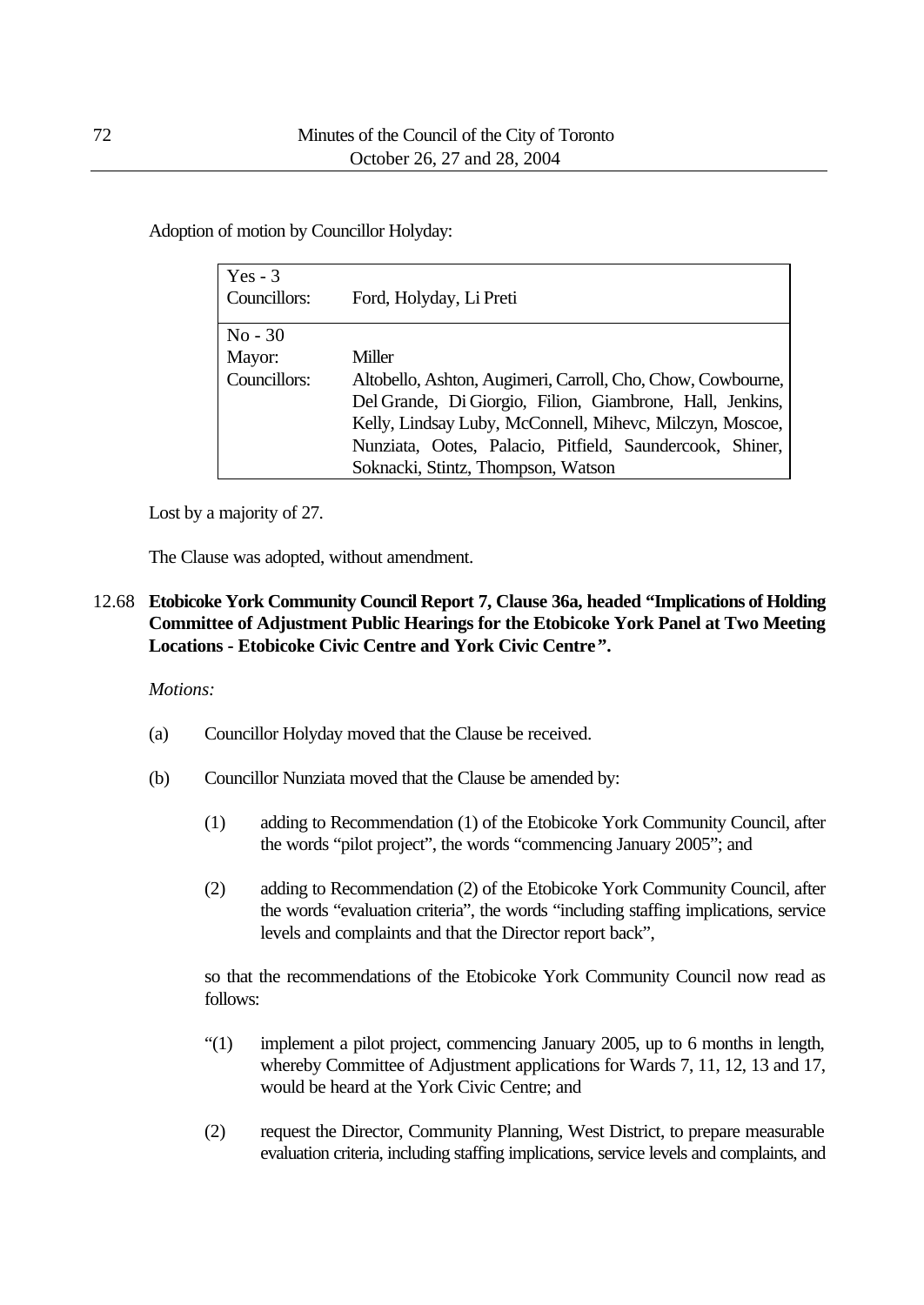Adoption of motion by Councillor Holyday:

| | |
|---|---|
| Yes - 3 | |
| Councillors: | Ford, Holyday, Li Preti |
| No - 30 | |
| Mayor: | Miller |
| Councillors: | Altobello, Ashton, Augimeri, Carroll, Cho, Chow, Cowbourne, Del Grande, Di Giorgio, Filion, Giambrone, Hall, Jenkins, Kelly, Lindsay Luby, McConnell, Mihevc, Milczyn, Moscoe, Nunziata, Ootes, Palacio, Pitfield, Saundercook, Shiner, Soknacki, Stintz, Thompson, Watson |

Lost by a majority of 27.

The Clause was adopted, without amendment.

12.68 **Etobicoke York Community Council Report 7, Clause 36a, headed "Implications of Holding Committee of Adjustment Public Hearings for the Etobicoke York Panel at Two Meeting Locations - Etobicoke Civic Centre and York Civic Centre".**

*Motions:*

(a) Councillor Holyday moved that the Clause be received.

(b) Councillor Nunziata moved that the Clause be amended by:

(1) adding to Recommendation (1) of the Etobicoke York Community Council, after the words "pilot project", the words "commencing January 2005"; and

(2) adding to Recommendation (2) of the Etobicoke York Community Council, after the words "evaluation criteria", the words "including staffing implications, service levels and complaints and that the Director report back",

so that the recommendations of the Etobicoke York Community Council now read as follows:

"(1) implement a pilot project, commencing January 2005, up to 6 months in length, whereby Committee of Adjustment applications for Wards 7, 11, 12, 13 and 17, would be heard at the York Civic Centre; and

(2) request the Director, Community Planning, West District, to prepare measurable evaluation criteria, including staffing implications, service levels and complaints, and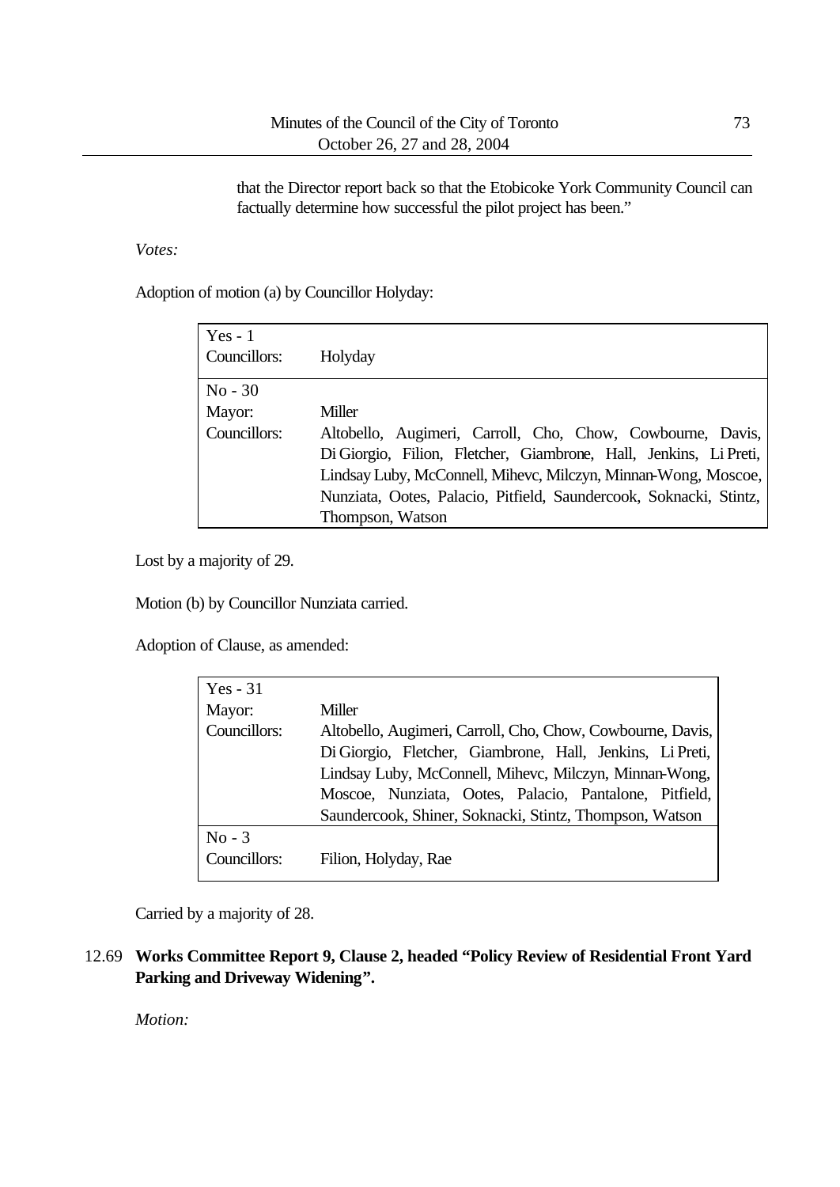that the Director report back so that the Etobicoke York Community Council can factually determine how successful the pilot project has been."

*Votes:*

Adoption of motion (a) by Councillor Holyday:

| | |
|---|---|
| Yes - 1 | |
| Councillors: | Holyday |
| No - 30 | |
| Mayor: | Miller |
| Councillors: | Altobello, Augimeri, Carroll, Cho, Chow, Cowbourne, Davis, Di Giorgio, Filion, Fletcher, Giambrone, Hall, Jenkins, Li Preti, Lindsay Luby, McConnell, Mihevc, Milczyn, Minnan-Wong, Moscoe, Nunziata, Ootes, Palacio, Pitfield, Saundercook, Soknacki, Stintz, Thompson, Watson |

Lost by a majority of 29.

Motion (b) by Councillor Nunziata carried.

Adoption of Clause, as amended:

| | |
|---|---|
| Yes - 31 | |
| Mayor: | Miller |
| Councillors: | Altobello, Augimeri, Carroll, Cho, Chow, Cowbourne, Davis, Di Giorgio, Fletcher, Giambrone, Hall, Jenkins, Li Preti, Lindsay Luby, McConnell, Mihevc, Milczyn, Minnan-Wong, Moscoe, Nunziata, Ootes, Palacio, Pantalone, Pitfield, Saundercook, Shiner, Soknacki, Stintz, Thompson, Watson |
| No - 3 | |
| Councillors: | Filion, Holyday, Rae |

Carried by a majority of 28.

12.69 **Works Committee Report 9, Clause 2, headed "Policy Review of Residential Front Yard Parking and Driveway Widening".**

*Motion:*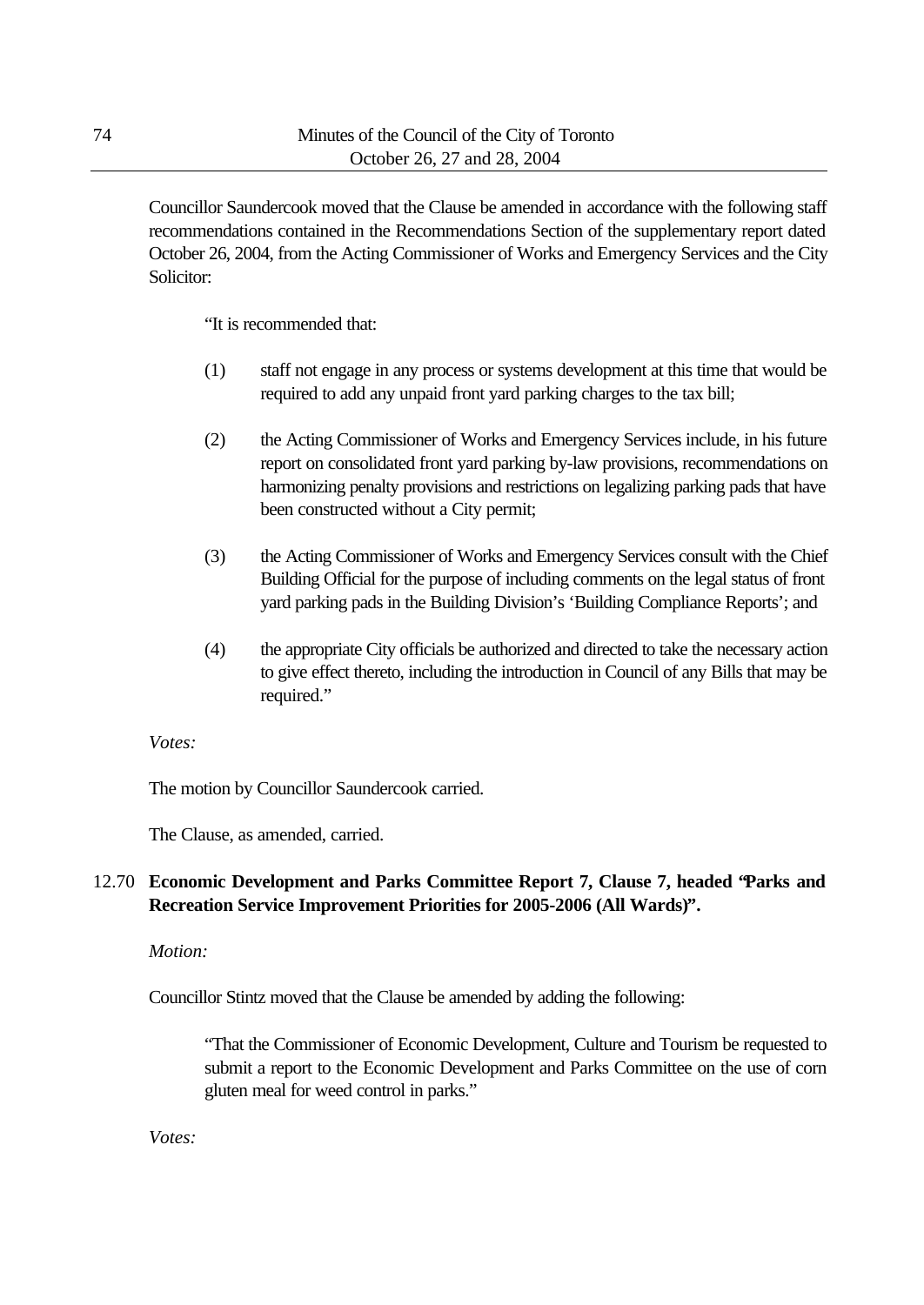Councillor Saundercook moved that the Clause be amended in accordance with the following staff recommendations contained in the Recommendations Section of the supplementary report dated October 26, 2004, from the Acting Commissioner of Works and Emergency Services and the City Solicitor:

> "It is recommended that:
>
> (1) staff not engage in any process or systems development at this time that would be required to add any unpaid front yard parking charges to the tax bill;
>
> (2) the Acting Commissioner of Works and Emergency Services include, in his future report on consolidated front yard parking by-law provisions, recommendations on harmonizing penalty provisions and restrictions on legalizing parking pads that have been constructed without a City permit;
>
> (3) the Acting Commissioner of Works and Emergency Services consult with the Chief Building Official for the purpose of including comments on the legal status of front yard parking pads in the Building Division's 'Building Compliance Reports'; and
>
> (4) the appropriate City officials be authorized and directed to take the necessary action to give effect thereto, including the introduction in Council of any Bills that may be required."

*Votes:*

The motion by Councillor Saundercook carried.

The Clause, as amended, carried.

12.70 **Economic Development and Parks Committee Report 7, Clause 7, headed "Parks and Recreation Service Improvement Priorities for 2005-2006 (All Wards)".**

*Motion:*

Councillor Stintz moved that the Clause be amended by adding the following:

> "That the Commissioner of Economic Development, Culture and Tourism be requested to submit a report to the Economic Development and Parks Committee on the use of corn gluten meal for weed control in parks."

*Votes:*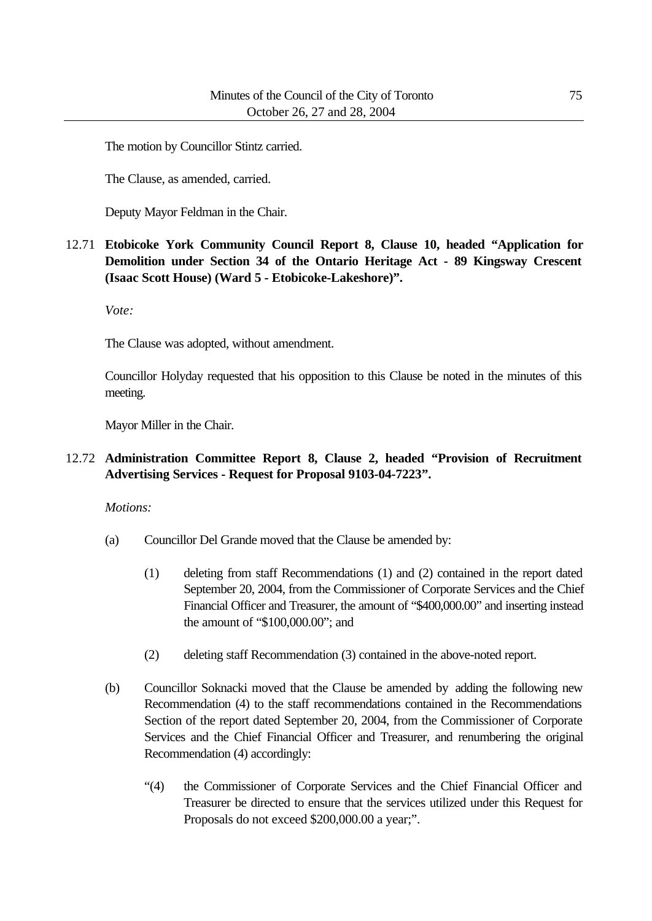The motion by Councillor Stintz carried.

The Clause, as amended, carried.

Deputy Mayor Feldman in the Chair.

12.71 **Etobicoke York Community Council Report 8, Clause 10, headed "Application for Demolition under Section 34 of the Ontario Heritage Act - 89 Kingsway Crescent (Isaac Scott House) (Ward 5 - Etobicoke-Lakeshore)".**

*Vote:*

The Clause was adopted, without amendment.

Councillor Holyday requested that his opposition to this Clause be noted in the minutes of this meeting.

Mayor Miller in the Chair.

12.72 **Administration Committee Report 8, Clause 2, headed "Provision of Recruitment Advertising Services - Request for Proposal 9103-04-7223".**

*Motions:*

(a) Councillor Del Grande moved that the Clause be amended by:

(1) deleting from staff Recommendations (1) and (2) contained in the report dated September 20, 2004, from the Commissioner of Corporate Services and the Chief Financial Officer and Treasurer, the amount of "$400,000.00" and inserting instead the amount of "$100,000.00"; and

(2) deleting staff Recommendation (3) contained in the above-noted report.

(b) Councillor Soknacki moved that the Clause be amended by adding the following new Recommendation (4) to the staff recommendations contained in the Recommendations Section of the report dated September 20, 2004, from the Commissioner of Corporate Services and the Chief Financial Officer and Treasurer, and renumbering the original Recommendation (4) accordingly:

"(4) the Commissioner of Corporate Services and the Chief Financial Officer and Treasurer be directed to ensure that the services utilized under this Request for Proposals do not exceed $200,000.00 a year;".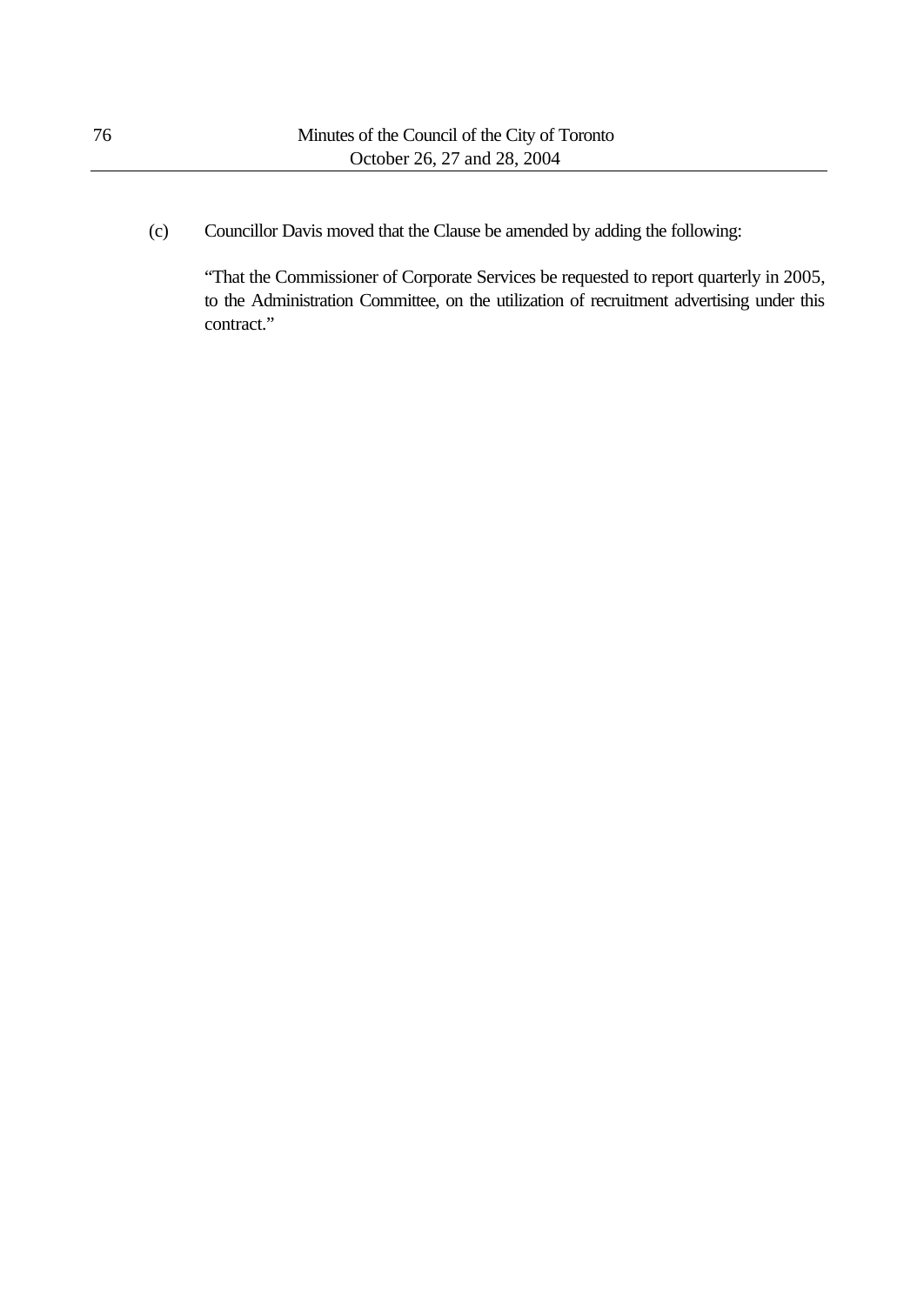(c) Councillor Davis moved that the Clause be amended by adding the following:

> "That the Commissioner of Corporate Services be requested to report quarterly in 2005, to the Administration Committee, on the utilization of recruitment advertising under this contract."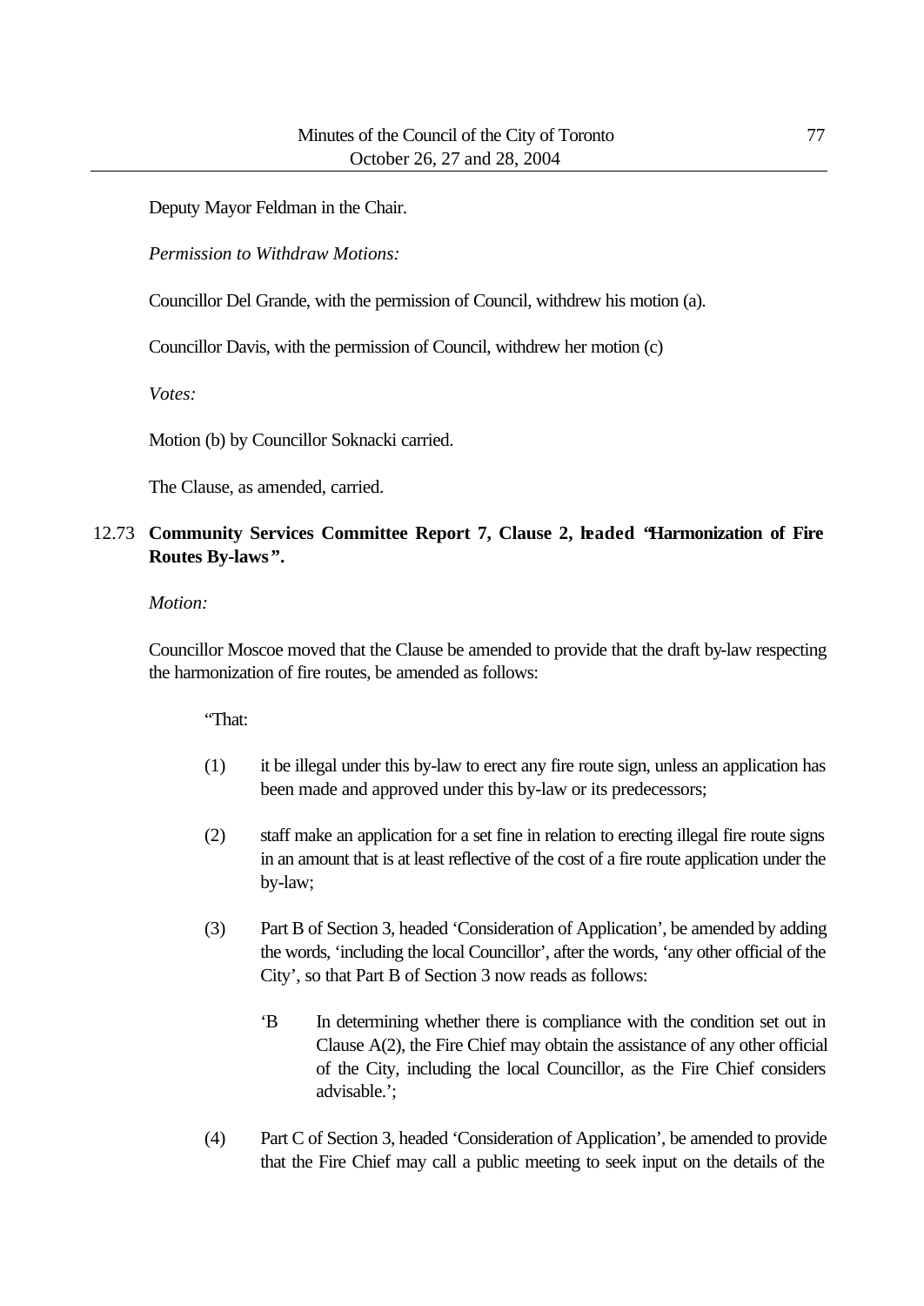Deputy Mayor Feldman in the Chair.

*Permission to Withdraw Motions:*

Councillor Del Grande, with the permission of Council, withdrew his motion (a).

Councillor Davis, with the permission of Council, withdrew her motion (c)

*Votes:*

Motion (b) by Councillor Soknacki carried.

The Clause, as amended, carried.

12.73 **Community Services Committee Report 7, Clause 2, headed "Harmonization of Fire Routes By-laws".**

*Motion:*

Councillor Moscoe moved that the Clause be amended to provide that the draft by-law respecting the harmonization of fire routes, be amended as follows:

"That:

(1) it be illegal under this by-law to erect any fire route sign, unless an application has been made and approved under this by-law or its predecessors;

(2) staff make an application for a set fine in relation to erecting illegal fire route signs in an amount that is at least reflective of the cost of a fire route application under the by-law;

(3) Part B of Section 3, headed 'Consideration of Application', be amended by adding the words, 'including the local Councillor', after the words, 'any other official of the City', so that Part B of Section 3 now reads as follows:

'B In determining whether there is compliance with the condition set out in Clause A(2), the Fire Chief may obtain the assistance of any other official of the City, including the local Councillor, as the Fire Chief considers advisable.';

(4) Part C of Section 3, headed 'Consideration of Application', be amended to provide that the Fire Chief may call a public meeting to seek input on the details of the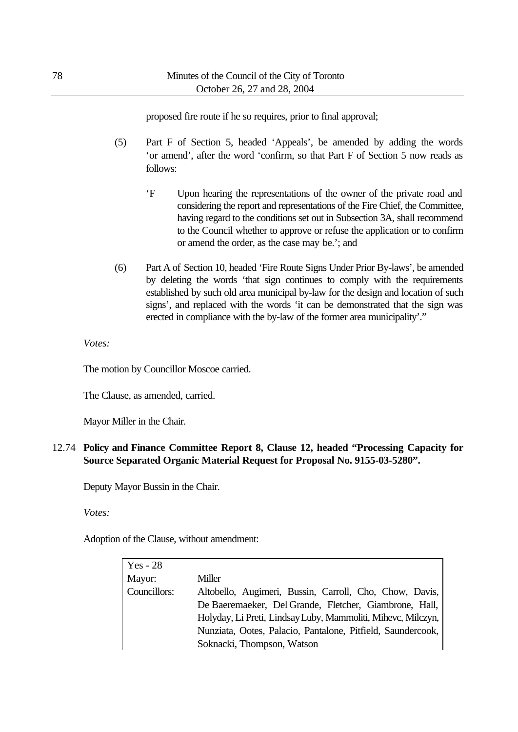proposed fire route if he so requires, prior to final approval;

(5) Part F of Section 5, headed 'Appeals', be amended by adding the words 'or amend', after the word 'confirm, so that Part F of Section 5 now reads as follows:

> 'F Upon hearing the representations of the owner of the private road and considering the report and representations of the Fire Chief, the Committee, having regard to the conditions set out in Subsection 3A, shall recommend to the Council whether to approve or refuse the application or to confirm or amend the order, as the case may be.'; and

(6) Part A of Section 10, headed 'Fire Route Signs Under Prior By-laws', be amended by deleting the words 'that sign continues to comply with the requirements established by such old area municipal by-law for the design and location of such signs', and replaced with the words 'it can be demonstrated that the sign was erected in compliance with the by-law of the former area municipality'."

*Votes:*

The motion by Councillor Moscoe carried.

The Clause, as amended, carried.

Mayor Miller in the Chair.

12.74 **Policy and Finance Committee Report 8, Clause 12, headed "Processing Capacity for Source Separated Organic Material Request for Proposal No. 9155-03-5280".**

Deputy Mayor Bussin in the Chair.

*Votes:*

Adoption of the Clause, without amendment:

| Yes - 28 | |
|---|---|
| Mayor: | Miller |
| Councillors: | Altobello, Augimeri, Bussin, Carroll, Cho, Chow, Davis, De Baeremaeker, Del Grande, Fletcher, Giambrone, Hall, Holyday, Li Preti, Lindsay Luby, Mammoliti, Mihevc, Milczyn, Nunziata, Ootes, Palacio, Pantalone, Pitfield, Saundercook, Soknacki, Thompson, Watson |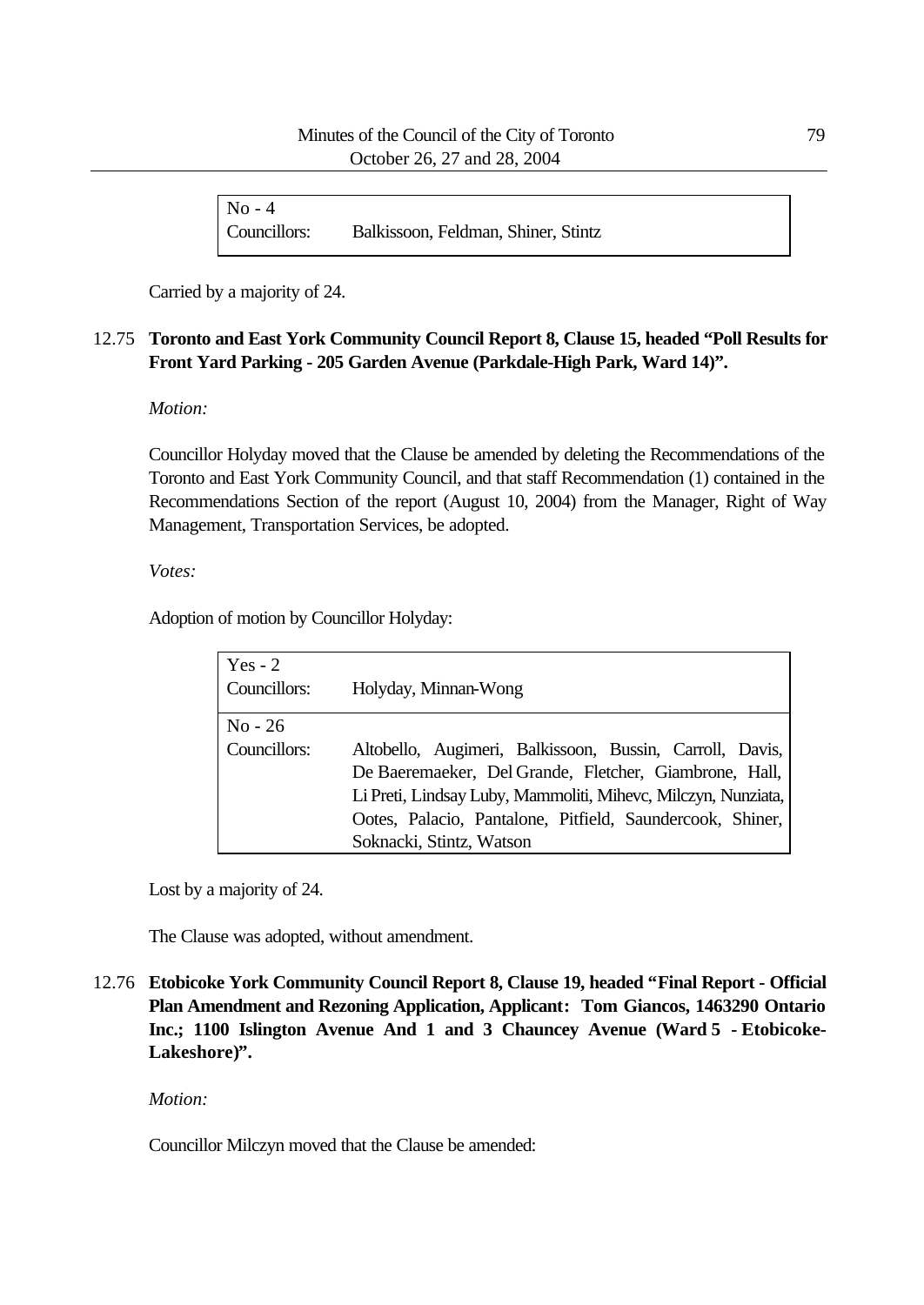| No - 4 | |
|---|---|
| Councillors: | Balkissoon, Feldman, Shiner, Stintz |

Carried by a majority of 24.

12.75 **Toronto and East York Community Council Report 8, Clause 15, headed "Poll Results for Front Yard Parking - 205 Garden Avenue (Parkdale-High Park, Ward 14)".**

*Motion:*

Councillor Holyday moved that the Clause be amended by deleting the Recommendations of the Toronto and East York Community Council, and that staff Recommendation (1) contained in the Recommendations Section of the report (August 10, 2004) from the Manager, Right of Way Management, Transportation Services, be adopted.

*Votes:*

Adoption of motion by Councillor Holyday:

| Yes - 2 | |
|---|---|
| Councillors: | Holyday, Minnan-Wong |
| No - 26 | |
| Councillors: | Altobello, Augimeri, Balkissoon, Bussin, Carroll, Davis, De Baeremaeker, Del Grande, Fletcher, Giambrone, Hall, Li Preti, Lindsay Luby, Mammoliti, Mihevc, Milczyn, Nunziata, Ootes, Palacio, Pantalone, Pitfield, Saundercook, Shiner, Soknacki, Stintz, Watson |

Lost by a majority of 24.

The Clause was adopted, without amendment.

12.76 **Etobicoke York Community Council Report 8, Clause 19, headed "Final Report - Official Plan Amendment and Rezoning Application, Applicant: Tom Giancos, 1463290 Ontario Inc.; 1100 Islington Avenue And 1 and 3 Chauncey Avenue (Ward 5 - Etobicoke-Lakeshore)".**

*Motion:*

Councillor Milczyn moved that the Clause be amended: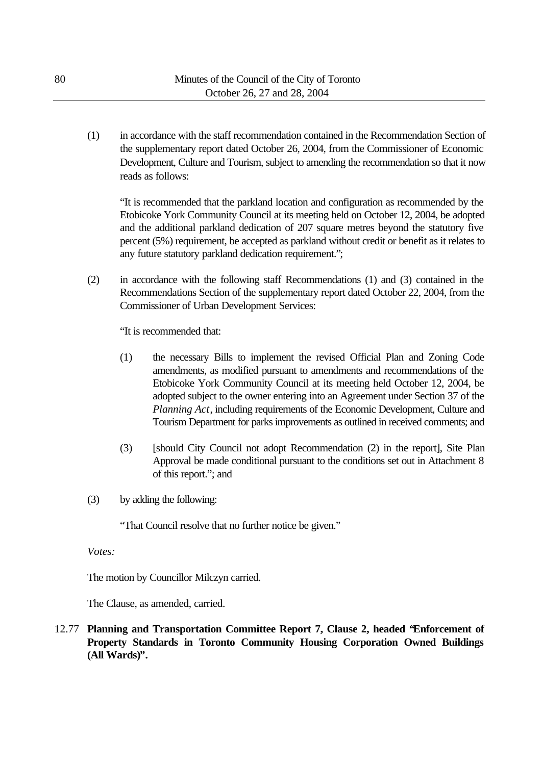(1) in accordance with the staff recommendation contained in the Recommendation Section of the supplementary report dated October 26, 2004, from the Commissioner of Economic Development, Culture and Tourism, subject to amending the recommendation so that it now reads as follows:

"It is recommended that the parkland location and configuration as recommended by the Etobicoke York Community Council at its meeting held on October 12, 2004, be adopted and the additional parkland dedication of 207 square metres beyond the statutory five percent (5%) requirement, be accepted as parkland without credit or benefit as it relates to any future statutory parkland dedication requirement.";

(2) in accordance with the following staff Recommendations (1) and (3) contained in the Recommendations Section of the supplementary report dated October 22, 2004, from the Commissioner of Urban Development Services:

"It is recommended that:

(1) the necessary Bills to implement the revised Official Plan and Zoning Code amendments, as modified pursuant to amendments and recommendations of the Etobicoke York Community Council at its meeting held October 12, 2004, be adopted subject to the owner entering into an Agreement under Section 37 of the *Planning Act*, including requirements of the Economic Development, Culture and Tourism Department for parks improvements as outlined in received comments; and

(3) [should City Council not adopt Recommendation (2) in the report], Site Plan Approval be made conditional pursuant to the conditions set out in Attachment 8 of this report."; and

(3) by adding the following:

"That Council resolve that no further notice be given."

*Votes:*

The motion by Councillor Milczyn carried.

The Clause, as amended, carried.

12.77 **Planning and Transportation Committee Report 7, Clause 2, headed "Enforcement of Property Standards in Toronto Community Housing Corporation Owned Buildings (All Wards)".**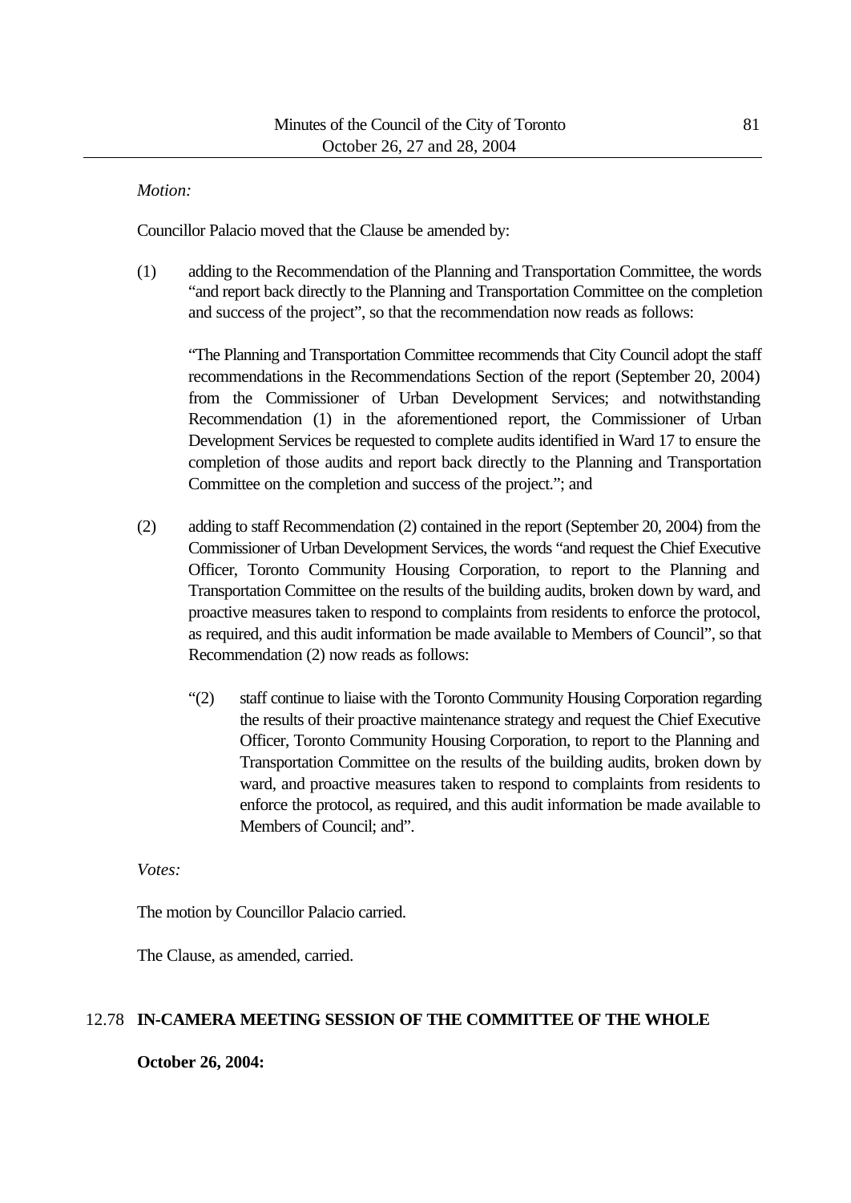*Motion:*

Councillor Palacio moved that the Clause be amended by:

(1) adding to the Recommendation of the Planning and Transportation Committee, the words "and report back directly to the Planning and Transportation Committee on the completion and success of the project", so that the recommendation now reads as follows:

"The Planning and Transportation Committee recommends that City Council adopt the staff recommendations in the Recommendations Section of the report (September 20, 2004) from the Commissioner of Urban Development Services; and notwithstanding Recommendation (1) in the aforementioned report, the Commissioner of Urban Development Services be requested to complete audits identified in Ward 17 to ensure the completion of those audits and report back directly to the Planning and Transportation Committee on the completion and success of the project."; and

(2) adding to staff Recommendation (2) contained in the report (September 20, 2004) from the Commissioner of Urban Development Services, the words "and request the Chief Executive Officer, Toronto Community Housing Corporation, to report to the Planning and Transportation Committee on the results of the building audits, broken down by ward, and proactive measures taken to respond to complaints from residents to enforce the protocol, as required, and this audit information be made available to Members of Council", so that Recommendation (2) now reads as follows:

"(2) staff continue to liaise with the Toronto Community Housing Corporation regarding the results of their proactive maintenance strategy and request the Chief Executive Officer, Toronto Community Housing Corporation, to report to the Planning and Transportation Committee on the results of the building audits, broken down by ward, and proactive measures taken to respond to complaints from residents to enforce the protocol, as required, and this audit information be made available to Members of Council; and".

*Votes:*

The motion by Councillor Palacio carried.

The Clause, as amended, carried.

## 12.78 IN-CAMERA MEETING SESSION OF THE COMMITTEE OF THE WHOLE

**October 26, 2004:**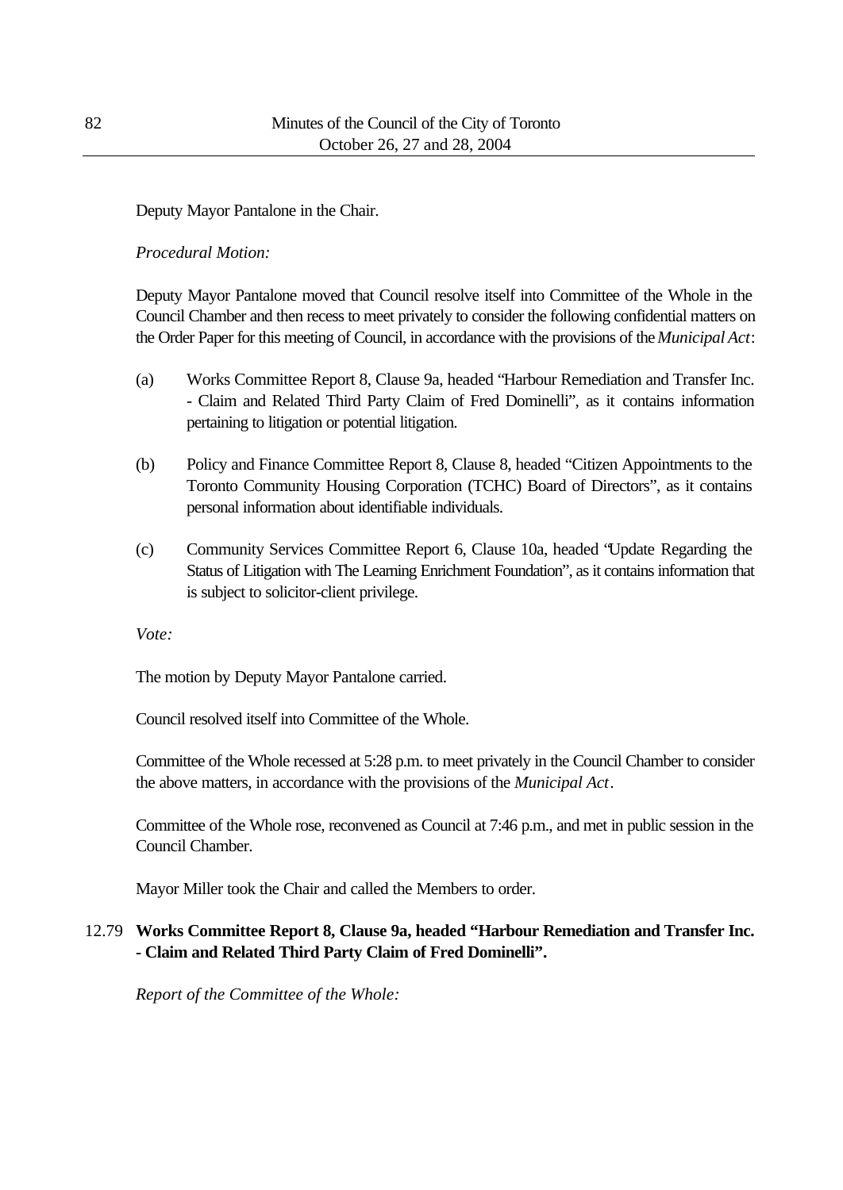Deputy Mayor Pantalone in the Chair.

*Procedural Motion:*

Deputy Mayor Pantalone moved that Council resolve itself into Committee of the Whole in the Council Chamber and then recess to meet privately to consider the following confidential matters on the Order Paper for this meeting of Council, in accordance with the provisions of the *Municipal Act*:

(a) Works Committee Report 8, Clause 9a, headed "Harbour Remediation and Transfer Inc. - Claim and Related Third Party Claim of Fred Dominelli", as it contains information pertaining to litigation or potential litigation.

(b) Policy and Finance Committee Report 8, Clause 8, headed "Citizen Appointments to the Toronto Community Housing Corporation (TCHC) Board of Directors", as it contains personal information about identifiable individuals.

(c) Community Services Committee Report 6, Clause 10a, headed "Update Regarding the Status of Litigation with The Learning Enrichment Foundation", as it contains information that is subject to solicitor-client privilege.

*Vote:*

The motion by Deputy Mayor Pantalone carried.

Council resolved itself into Committee of the Whole.

Committee of the Whole recessed at 5:28 p.m. to meet privately in the Council Chamber to consider the above matters, in accordance with the provisions of the *Municipal Act*.

Committee of the Whole rose, reconvened as Council at 7:46 p.m., and met in public session in the Council Chamber.

Mayor Miller took the Chair and called the Members to order.

12.79 **Works Committee Report 8, Clause 9a, headed "Harbour Remediation and Transfer Inc. - Claim and Related Third Party Claim of Fred Dominelli".**

*Report of the Committee of the Whole:*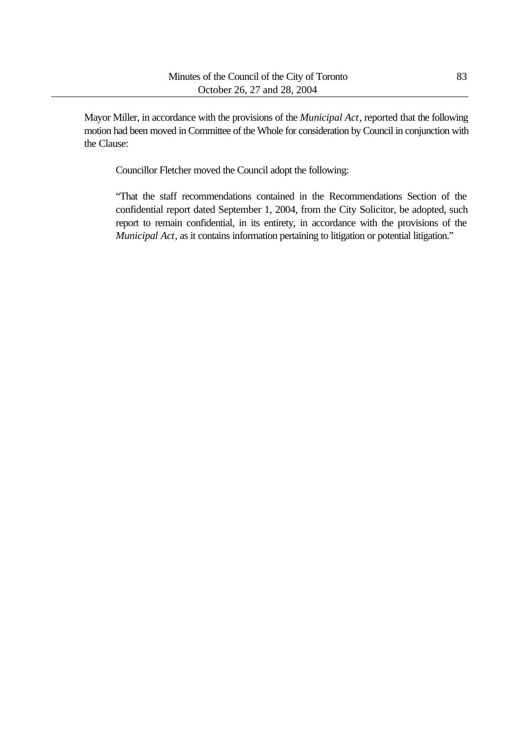Mayor Miller, in accordance with the provisions of the *Municipal Act*, reported that the following motion had been moved in Committee of the Whole for consideration by Council in conjunction with the Clause:

> Councillor Fletcher moved the Council adopt the following:
>
> "That the staff recommendations contained in the Recommendations Section of the confidential report dated September 1, 2004, from the City Solicitor, be adopted, such report to remain confidential, in its entirety, in accordance with the provisions of the *Municipal Act*, as it contains information pertaining to litigation or potential litigation."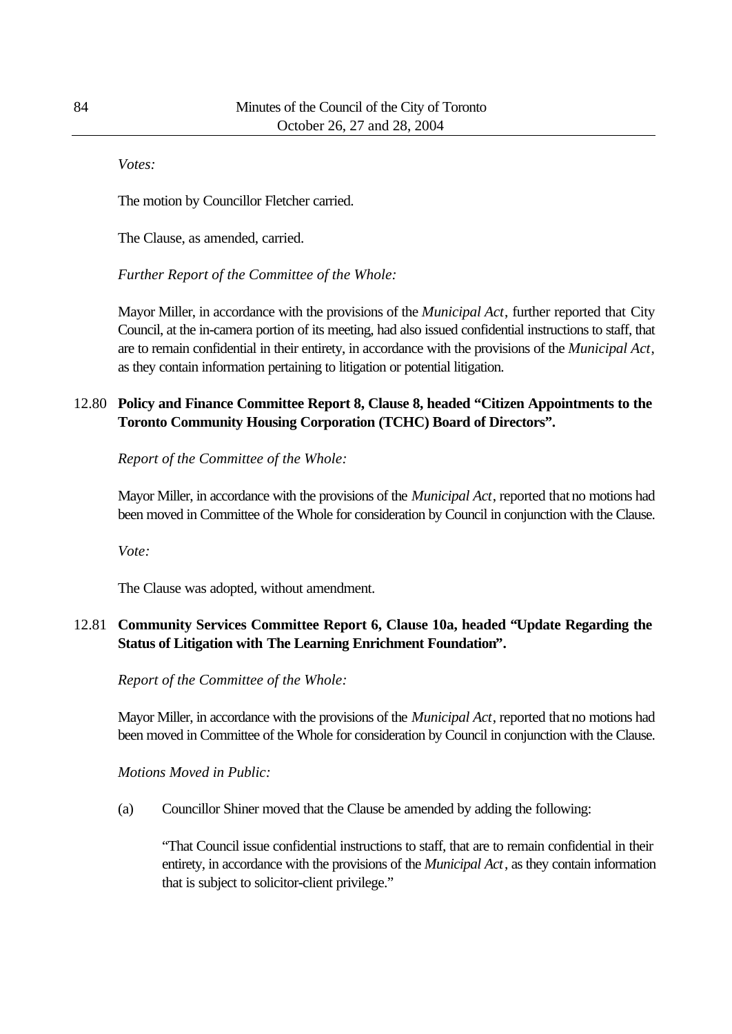*Votes:*

The motion by Councillor Fletcher carried.

The Clause, as amended, carried.

*Further Report of the Committee of the Whole:*

Mayor Miller, in accordance with the provisions of the *Municipal Act*, further reported that City Council, at the in-camera portion of its meeting, had also issued confidential instructions to staff, that are to remain confidential in their entirety, in accordance with the provisions of the *Municipal Act*, as they contain information pertaining to litigation or potential litigation.

## 12.80 **Policy and Finance Committee Report 8, Clause 8, headed "Citizen Appointments to the Toronto Community Housing Corporation (TCHC) Board of Directors".**

*Report of the Committee of the Whole:*

Mayor Miller, in accordance with the provisions of the *Municipal Act*, reported that no motions had been moved in Committee of the Whole for consideration by Council in conjunction with the Clause.

*Vote:*

The Clause was adopted, without amendment.

## 12.81 **Community Services Committee Report 6, Clause 10a, headed "Update Regarding the Status of Litigation with The Learning Enrichment Foundation".**

*Report of the Committee of the Whole:*

Mayor Miller, in accordance with the provisions of the *Municipal Act*, reported that no motions had been moved in Committee of the Whole for consideration by Council in conjunction with the Clause.

*Motions Moved in Public:*

(a) Councillor Shiner moved that the Clause be amended by adding the following:

"That Council issue confidential instructions to staff, that are to remain confidential in their entirety, in accordance with the provisions of the *Municipal Act*, as they contain information that is subject to solicitor-client privilege."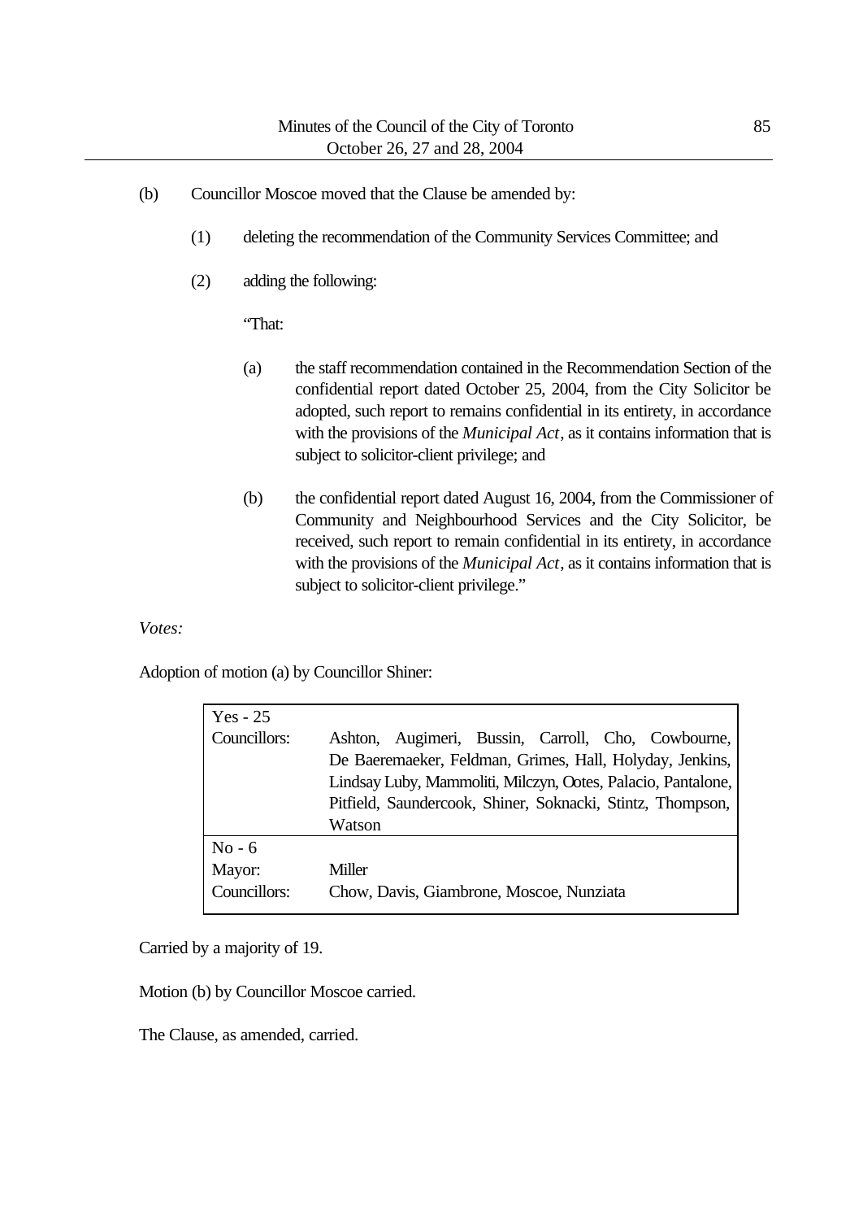(b) Councillor Moscoe moved that the Clause be amended by:

(1) deleting the recommendation of the Community Services Committee; and

(2) adding the following:

"That:

(a) the staff recommendation contained in the Recommendation Section of the confidential report dated October 25, 2004, from the City Solicitor be adopted, such report to remains confidential in its entirety, in accordance with the provisions of the *Municipal Act*, as it contains information that is subject to solicitor-client privilege; and

(b) the confidential report dated August 16, 2004, from the Commissioner of Community and Neighbourhood Services and the City Solicitor, be received, such report to remain confidential in its entirety, in accordance with the provisions of the *Municipal Act*, as it contains information that is subject to solicitor-client privilege."

*Votes:*

Adoption of motion (a) by Councillor Shiner:

| Yes - 25 | |
|---|---|
| Councillors: | Ashton, Augimeri, Bussin, Carroll, Cho, Cowbourne, De Baeremaeker, Feldman, Grimes, Hall, Holyday, Jenkins, Lindsay Luby, Mammoliti, Milczyn, Ootes, Palacio, Pantalone, Pitfield, Saundercook, Shiner, Soknacki, Stintz, Thompson, Watson |
| No - 6 | |
| Mayor: | Miller |
| Councillors: | Chow, Davis, Giambrone, Moscoe, Nunziata |

Carried by a majority of 19.

Motion (b) by Councillor Moscoe carried.

The Clause, as amended, carried.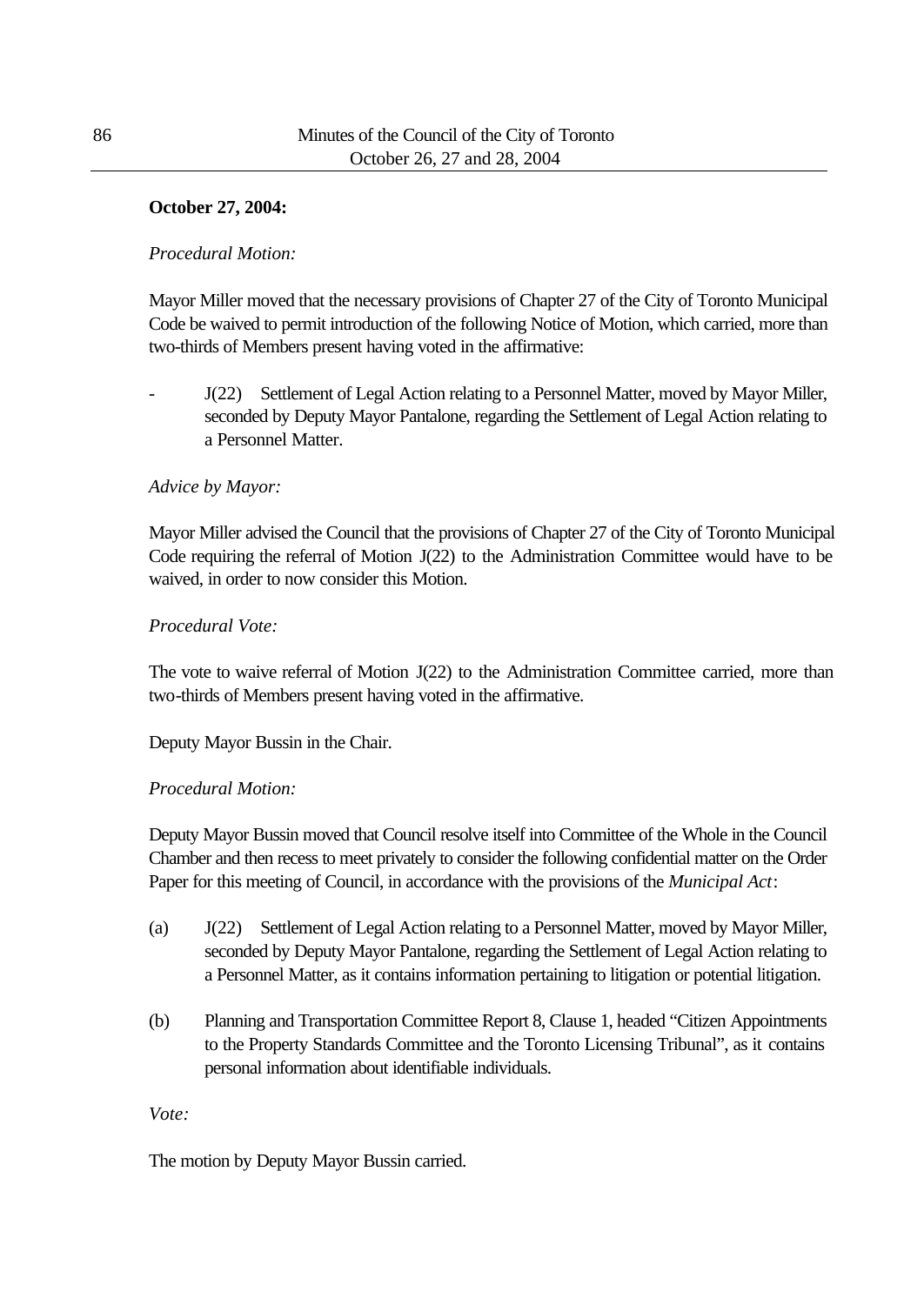**October 27, 2004:**

*Procedural Motion:*

Mayor Miller moved that the necessary provisions of Chapter 27 of the City of Toronto Municipal Code be waived to permit introduction of the following Notice of Motion, which carried, more than two-thirds of Members present having voted in the affirmative:

- J(22) Settlement of Legal Action relating to a Personnel Matter, moved by Mayor Miller, seconded by Deputy Mayor Pantalone, regarding the Settlement of Legal Action relating to a Personnel Matter.

*Advice by Mayor:*

Mayor Miller advised the Council that the provisions of Chapter 27 of the City of Toronto Municipal Code requiring the referral of Motion J(22) to the Administration Committee would have to be waived, in order to now consider this Motion.

*Procedural Vote:*

The vote to waive referral of Motion J(22) to the Administration Committee carried, more than two-thirds of Members present having voted in the affirmative.

Deputy Mayor Bussin in the Chair.

*Procedural Motion:*

Deputy Mayor Bussin moved that Council resolve itself into Committee of the Whole in the Council Chamber and then recess to meet privately to consider the following confidential matter on the Order Paper for this meeting of Council, in accordance with the provisions of the *Municipal Act*:

(a) J(22) Settlement of Legal Action relating to a Personnel Matter, moved by Mayor Miller, seconded by Deputy Mayor Pantalone, regarding the Settlement of Legal Action relating to a Personnel Matter, as it contains information pertaining to litigation or potential litigation.

(b) Planning and Transportation Committee Report 8, Clause 1, headed "Citizen Appointments to the Property Standards Committee and the Toronto Licensing Tribunal", as it contains personal information about identifiable individuals.

*Vote:*

The motion by Deputy Mayor Bussin carried.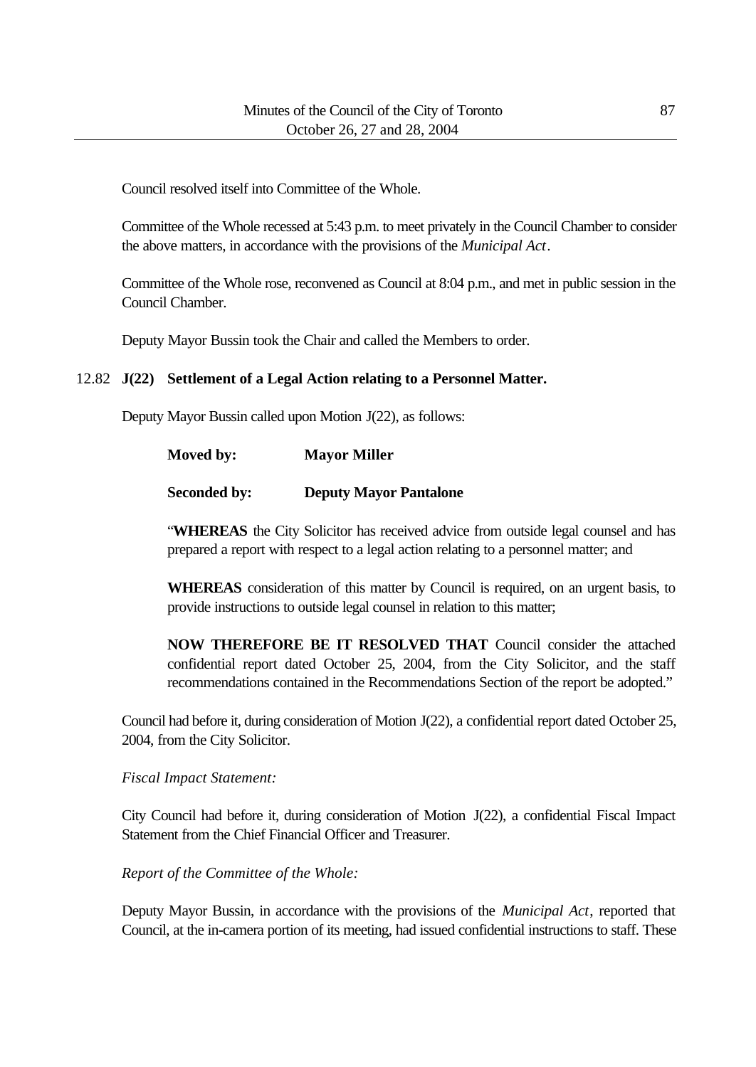Council resolved itself into Committee of the Whole.

Committee of the Whole recessed at 5:43 p.m. to meet privately in the Council Chamber to consider the above matters, in accordance with the provisions of the *Municipal Act*.

Committee of the Whole rose, reconvened as Council at 8:04 p.m., and met in public session in the Council Chamber.

Deputy Mayor Bussin took the Chair and called the Members to order.

12.82 **J(22) Settlement of a Legal Action relating to a Personnel Matter.**

Deputy Mayor Bussin called upon Motion J(22), as follows:

> **Moved by:** **Mayor Miller**
>
> **Seconded by:** **Deputy Mayor Pantalone**
>
> "**WHEREAS** the City Solicitor has received advice from outside legal counsel and has prepared a report with respect to a legal action relating to a personnel matter; and
>
> **WHEREAS** consideration of this matter by Council is required, on an urgent basis, to provide instructions to outside legal counsel in relation to this matter;
>
> **NOW THEREFORE BE IT RESOLVED THAT** Council consider the attached confidential report dated October 25, 2004, from the City Solicitor, and the staff recommendations contained in the Recommendations Section of the report be adopted."

Council had before it, during consideration of Motion J(22), a confidential report dated October 25, 2004, from the City Solicitor.

*Fiscal Impact Statement:*

City Council had before it, during consideration of Motion J(22), a confidential Fiscal Impact Statement from the Chief Financial Officer and Treasurer.

*Report of the Committee of the Whole:*

Deputy Mayor Bussin, in accordance with the provisions of the *Municipal Act*, reported that Council, at the in-camera portion of its meeting, had issued confidential instructions to staff. These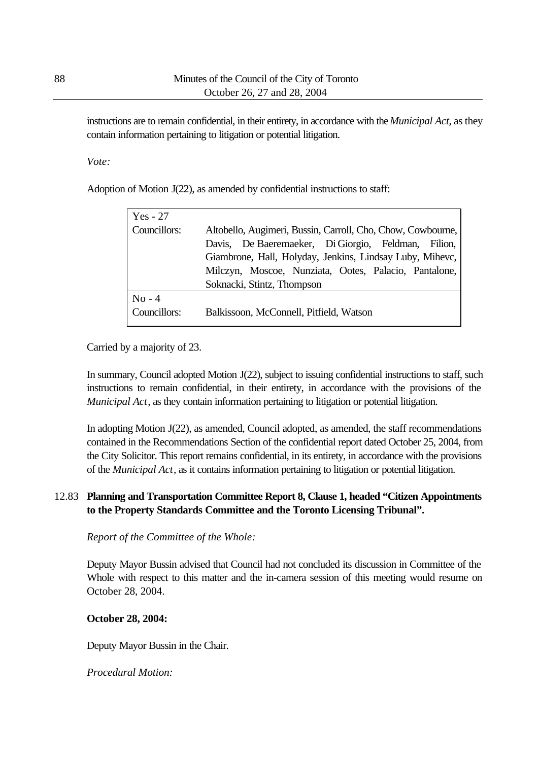instructions are to remain confidential, in their entirety, in accordance with the *Municipal Act*, as they contain information pertaining to litigation or potential litigation.

*Vote:*

Adoption of Motion J(22), as amended by confidential instructions to staff:

| Yes - 27 | |
|---|---|
| Councillors: | Altobello, Augimeri, Bussin, Carroll, Cho, Chow, Cowbourne, Davis, De Baeremaeker, Di Giorgio, Feldman, Filion, Giambrone, Hall, Holyday, Jenkins, Lindsay Luby, Mihevc, Milczyn, Moscoe, Nunziata, Ootes, Palacio, Pantalone, Soknacki, Stintz, Thompson |
| **No - 4** | |
| Councillors: | Balkissoon, McConnell, Pitfield, Watson |

Carried by a majority of 23.

In summary, Council adopted Motion J(22), subject to issuing confidential instructions to staff, such instructions to remain confidential, in their entirety, in accordance with the provisions of the *Municipal Act*, as they contain information pertaining to litigation or potential litigation.

In adopting Motion J(22), as amended, Council adopted, as amended, the staff recommendations contained in the Recommendations Section of the confidential report dated October 25, 2004, from the City Solicitor. This report remains confidential, in its entirety, in accordance with the provisions of the *Municipal Act*, as it contains information pertaining to litigation or potential litigation.

12.83 **Planning and Transportation Committee Report 8, Clause 1, headed "Citizen Appointments to the Property Standards Committee and the Toronto Licensing Tribunal".**

*Report of the Committee of the Whole:*

Deputy Mayor Bussin advised that Council had not concluded its discussion in Committee of the Whole with respect to this matter and the in-camera session of this meeting would resume on October 28, 2004.

**October 28, 2004:**

Deputy Mayor Bussin in the Chair.

*Procedural Motion:*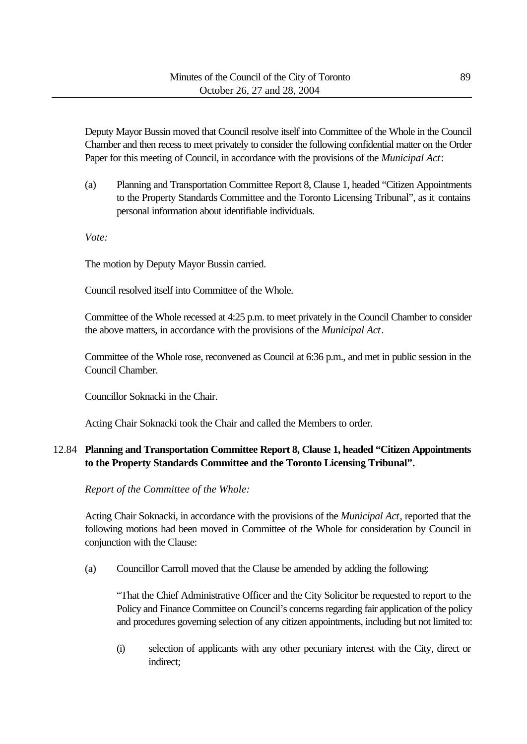Deputy Mayor Bussin moved that Council resolve itself into Committee of the Whole in the Council Chamber and then recess to meet privately to consider the following confidential matter on the Order Paper for this meeting of Council, in accordance with the provisions of the *Municipal Act*:

(a) Planning and Transportation Committee Report 8, Clause 1, headed "Citizen Appointments to the Property Standards Committee and the Toronto Licensing Tribunal", as it contains personal information about identifiable individuals.

*Vote:*

The motion by Deputy Mayor Bussin carried.

Council resolved itself into Committee of the Whole.

Committee of the Whole recessed at 4:25 p.m. to meet privately in the Council Chamber to consider the above matters, in accordance with the provisions of the *Municipal Act*.

Committee of the Whole rose, reconvened as Council at 6:36 p.m., and met in public session in the Council Chamber.

Councillor Soknacki in the Chair.

Acting Chair Soknacki took the Chair and called the Members to order.

## 12.84 **Planning and Transportation Committee Report 8, Clause 1, headed "Citizen Appointments to the Property Standards Committee and the Toronto Licensing Tribunal".**

*Report of the Committee of the Whole:*

Acting Chair Soknacki, in accordance with the provisions of the *Municipal Act*, reported that the following motions had been moved in Committee of the Whole for consideration by Council in conjunction with the Clause:

(a) Councillor Carroll moved that the Clause be amended by adding the following:

"That the Chief Administrative Officer and the City Solicitor be requested to report to the Policy and Finance Committee on Council's concerns regarding fair application of the policy and procedures governing selection of any citizen appointments, including but not limited to:

(i) selection of applicants with any other pecuniary interest with the City, direct or indirect;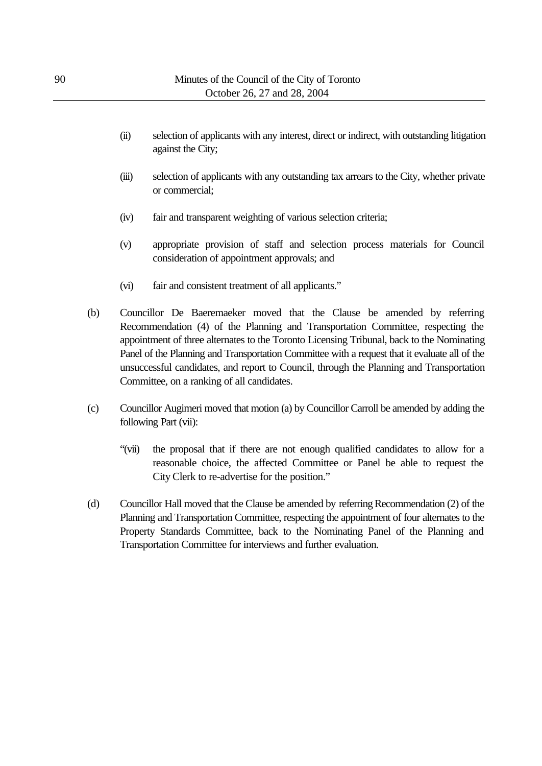(ii) selection of applicants with any interest, direct or indirect, with outstanding litigation against the City;

(iii) selection of applicants with any outstanding tax arrears to the City, whether private or commercial;

(iv) fair and transparent weighting of various selection criteria;

(v) appropriate provision of staff and selection process materials for Council consideration of appointment approvals; and

(vi) fair and consistent treatment of all applicants."

(b) Councillor De Baeremaeker moved that the Clause be amended by referring Recommendation (4) of the Planning and Transportation Committee, respecting the appointment of three alternates to the Toronto Licensing Tribunal, back to the Nominating Panel of the Planning and Transportation Committee with a request that it evaluate all of the unsuccessful candidates, and report to Council, through the Planning and Transportation Committee, on a ranking of all candidates.

(c) Councillor Augimeri moved that motion (a) by Councillor Carroll be amended by adding the following Part (vii):

"(vii) the proposal that if there are not enough qualified candidates to allow for a reasonable choice, the affected Committee or Panel be able to request the City Clerk to re-advertise for the position."

(d) Councillor Hall moved that the Clause be amended by referring Recommendation (2) of the Planning and Transportation Committee, respecting the appointment of four alternates to the Property Standards Committee, back to the Nominating Panel of the Planning and Transportation Committee for interviews and further evaluation.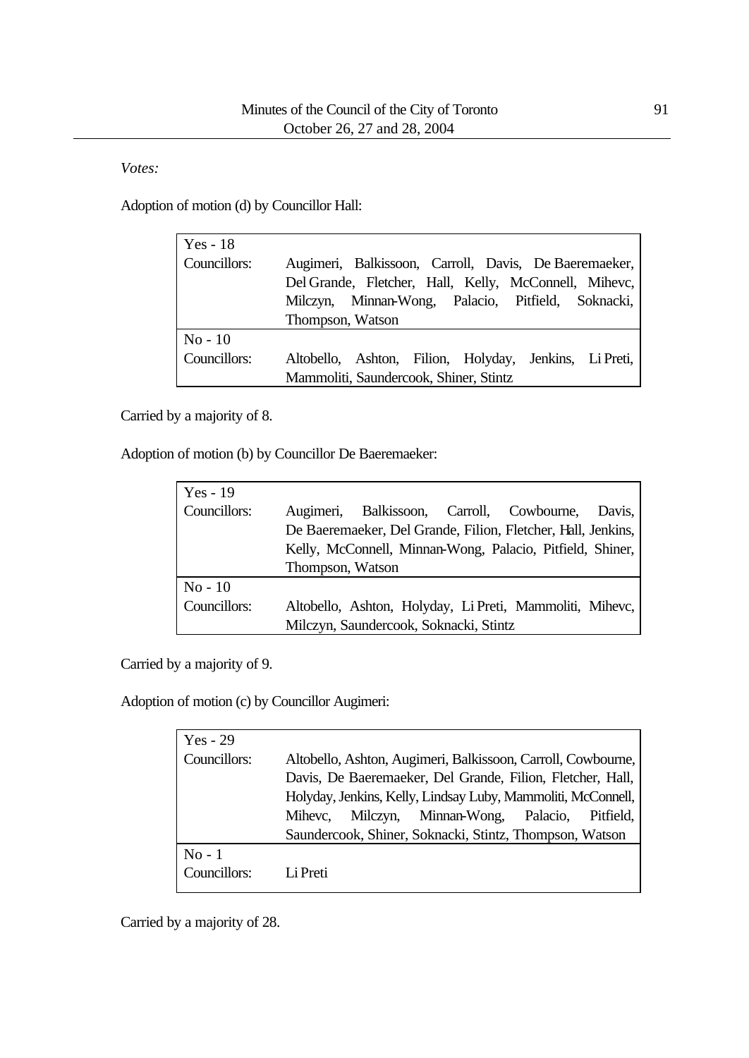*Votes:*

Adoption of motion (d) by Councillor Hall:

| | |
|---|---|
| Yes - 18 | |
| Councillors: | Augimeri, Balkissoon, Carroll, Davis, De Baeremaeker, Del Grande, Fletcher, Hall, Kelly, McConnell, Mihevc, Milczyn, Minnan-Wong, Palacio, Pitfield, Soknacki, Thompson, Watson |
| No - 10 | |
| Councillors: | Altobello, Ashton, Filion, Holyday, Jenkins, Li Preti, Mammoliti, Saundercook, Shiner, Stintz |

Carried by a majority of 8.

Adoption of motion (b) by Councillor De Baeremaeker:

| | |
|---|---|
| Yes - 19 | |
| Councillors: | Augimeri, Balkissoon, Carroll, Cowbourne, Davis, De Baeremaeker, Del Grande, Filion, Fletcher, Hall, Jenkins, Kelly, McConnell, Minnan-Wong, Palacio, Pitfield, Shiner, Thompson, Watson |
| No - 10 | |
| Councillors: | Altobello, Ashton, Holyday, Li Preti, Mammoliti, Mihevc, Milczyn, Saundercook, Soknacki, Stintz |

Carried by a majority of 9.

Adoption of motion (c) by Councillor Augimeri:

| | |
|---|---|
| Yes - 29 | |
| Councillors: | Altobello, Ashton, Augimeri, Balkissoon, Carroll, Cowbourne, Davis, De Baeremaeker, Del Grande, Filion, Fletcher, Hall, Holyday, Jenkins, Kelly, Lindsay Luby, Mammoliti, McConnell, Mihevc, Milczyn, Minnan-Wong, Palacio, Pitfield, Saundercook, Shiner, Soknacki, Stintz, Thompson, Watson |
| No - 1 | |
| Councillors: | Li Preti |

Carried by a majority of 28.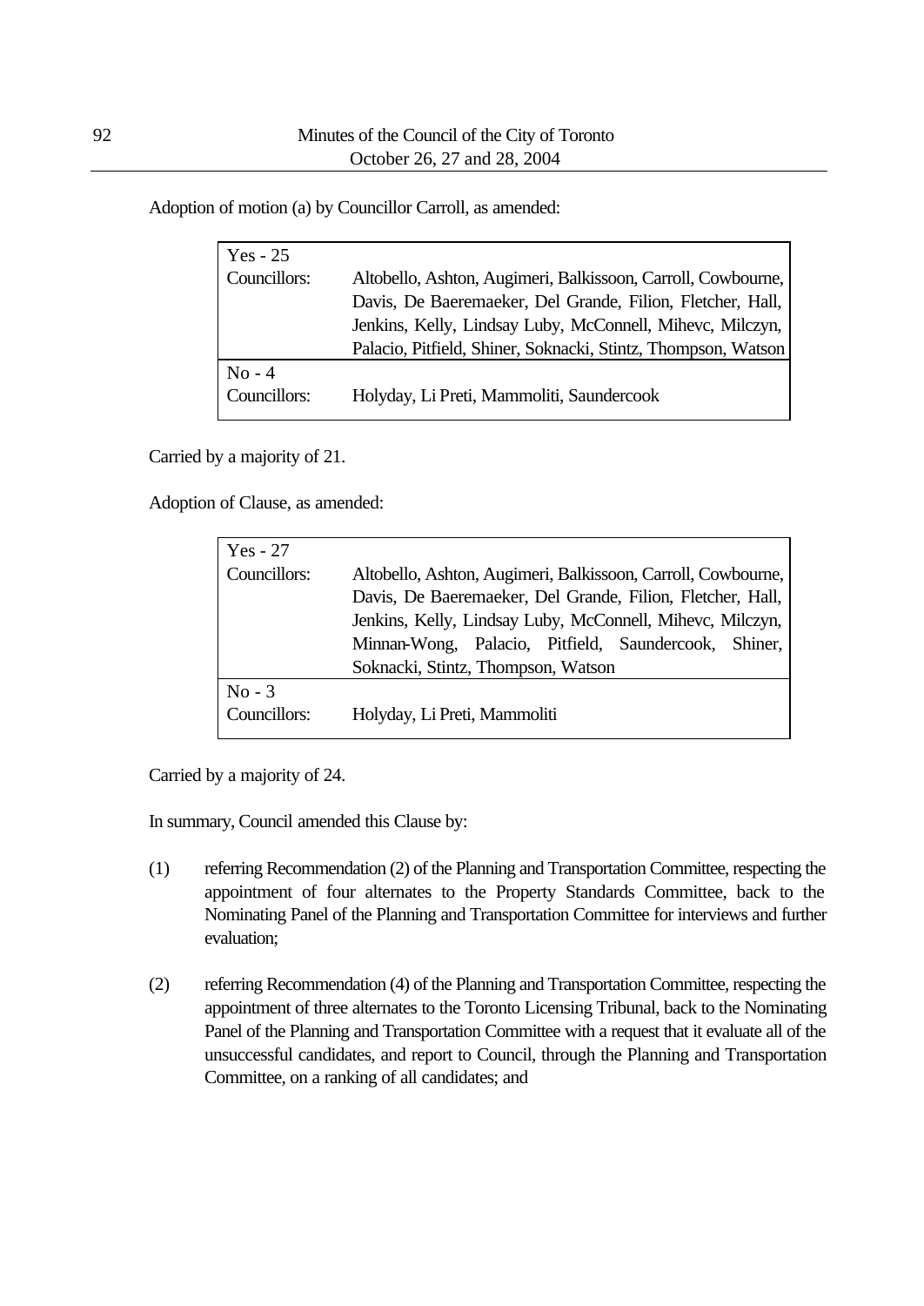Adoption of motion (a) by Councillor Carroll, as amended:

| Yes - 25 | |
|---|---|
| Councillors: | Altobello, Ashton, Augimeri, Balkissoon, Carroll, Cowbourne, Davis, De Baeremaeker, Del Grande, Filion, Fletcher, Hall, Jenkins, Kelly, Lindsay Luby, McConnell, Mihevc, Milczyn, Palacio, Pitfield, Shiner, Soknacki, Stintz, Thompson, Watson |
| No - 4 | |
| Councillors: | Holyday, Li Preti, Mammoliti, Saundercook |

Carried by a majority of 21.

Adoption of Clause, as amended:

| Yes - 27 | |
|---|---|
| Councillors: | Altobello, Ashton, Augimeri, Balkissoon, Carroll, Cowbourne, Davis, De Baeremaeker, Del Grande, Filion, Fletcher, Hall, Jenkins, Kelly, Lindsay Luby, McConnell, Mihevc, Milczyn, Minnan-Wong, Palacio, Pitfield, Saundercook, Shiner, Soknacki, Stintz, Thompson, Watson |
| No - 3 | |
| Councillors: | Holyday, Li Preti, Mammoliti |

Carried by a majority of 24.

In summary, Council amended this Clause by:

(1) referring Recommendation (2) of the Planning and Transportation Committee, respecting the appointment of four alternates to the Property Standards Committee, back to the Nominating Panel of the Planning and Transportation Committee for interviews and further evaluation;

(2) referring Recommendation (4) of the Planning and Transportation Committee, respecting the appointment of three alternates to the Toronto Licensing Tribunal, back to the Nominating Panel of the Planning and Transportation Committee with a request that it evaluate all of the unsuccessful candidates, and report to Council, through the Planning and Transportation Committee, on a ranking of all candidates; and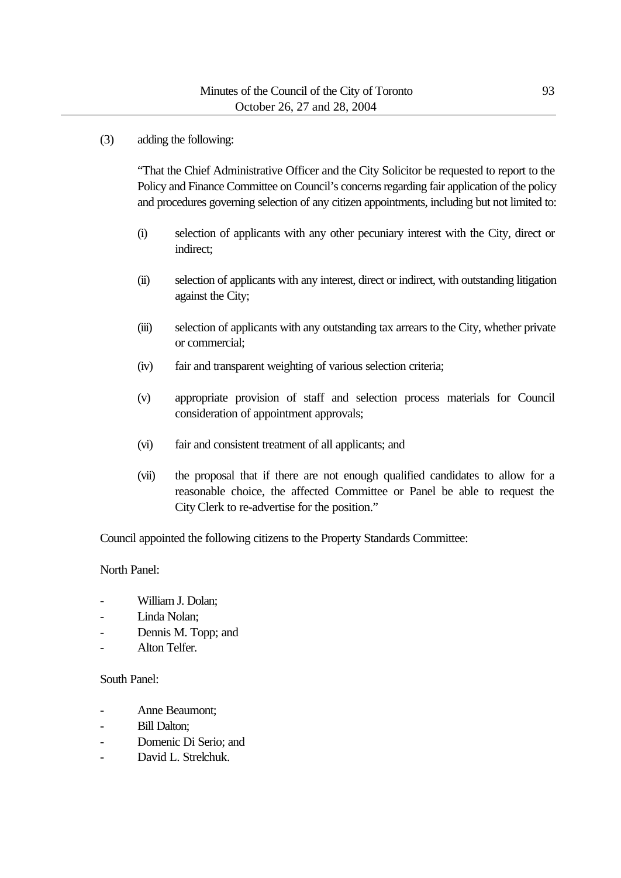(3) adding the following:

"That the Chief Administrative Officer and the City Solicitor be requested to report to the Policy and Finance Committee on Council's concerns regarding fair application of the policy and procedures governing selection of any citizen appointments, including but not limited to:

(i) selection of applicants with any other pecuniary interest with the City, direct or indirect;

(ii) selection of applicants with any interest, direct or indirect, with outstanding litigation against the City;

(iii) selection of applicants with any outstanding tax arrears to the City, whether private or commercial;

(iv) fair and transparent weighting of various selection criteria;

(v) appropriate provision of staff and selection process materials for Council consideration of appointment approvals;

(vi) fair and consistent treatment of all applicants; and

(vii) the proposal that if there are not enough qualified candidates to allow for a reasonable choice, the affected Committee or Panel be able to request the City Clerk to re-advertise for the position."

Council appointed the following citizens to the Property Standards Committee:

North Panel:

- William J. Dolan;
- Linda Nolan;
- Dennis M. Topp; and
- Alton Telfer.

South Panel:

- Anne Beaumont;
- Bill Dalton;
- Domenic Di Serio; and
- David L. Strelchuk.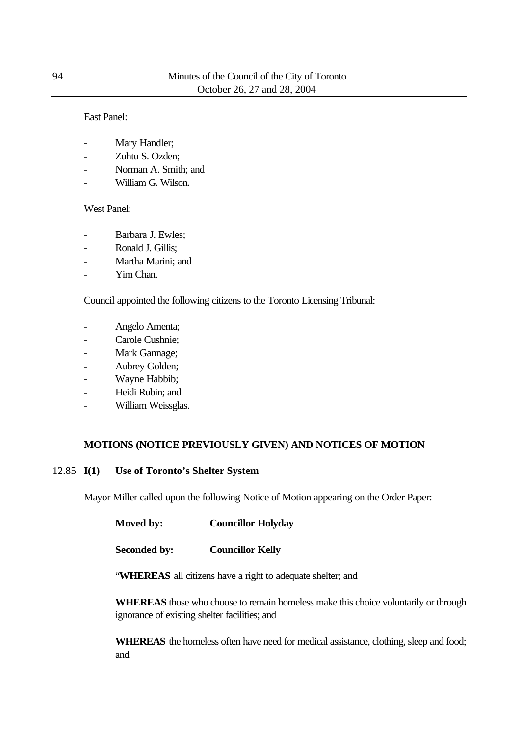East Panel:

- Mary Handler;
- Zuhtu S. Ozden;
- Norman A. Smith; and
- William G. Wilson.

West Panel:

- Barbara J. Ewles;
- Ronald J. Gillis;
- Martha Marini; and
- Yim Chan.

Council appointed the following citizens to the Toronto Licensing Tribunal:

- Angelo Amenta;
- Carole Cushnie;
- Mark Gannage;
- Aubrey Golden;
- Wayne Habbib;
- Heidi Rubin; and
- William Weissglas.

## MOTIONS (NOTICE PREVIOUSLY GIVEN) AND NOTICES OF MOTION

### 12.85 I(1) Use of Toronto's Shelter System

Mayor Miller called upon the following Notice of Motion appearing on the Order Paper:

**Moved by:** **Councillor Holyday**

**Seconded by:** **Councillor Kelly**

"**WHEREAS** all citizens have a right to adequate shelter; and

**WHEREAS** those who choose to remain homeless make this choice voluntarily or through ignorance of existing shelter facilities; and

**WHEREAS** the homeless often have need for medical assistance, clothing, sleep and food; and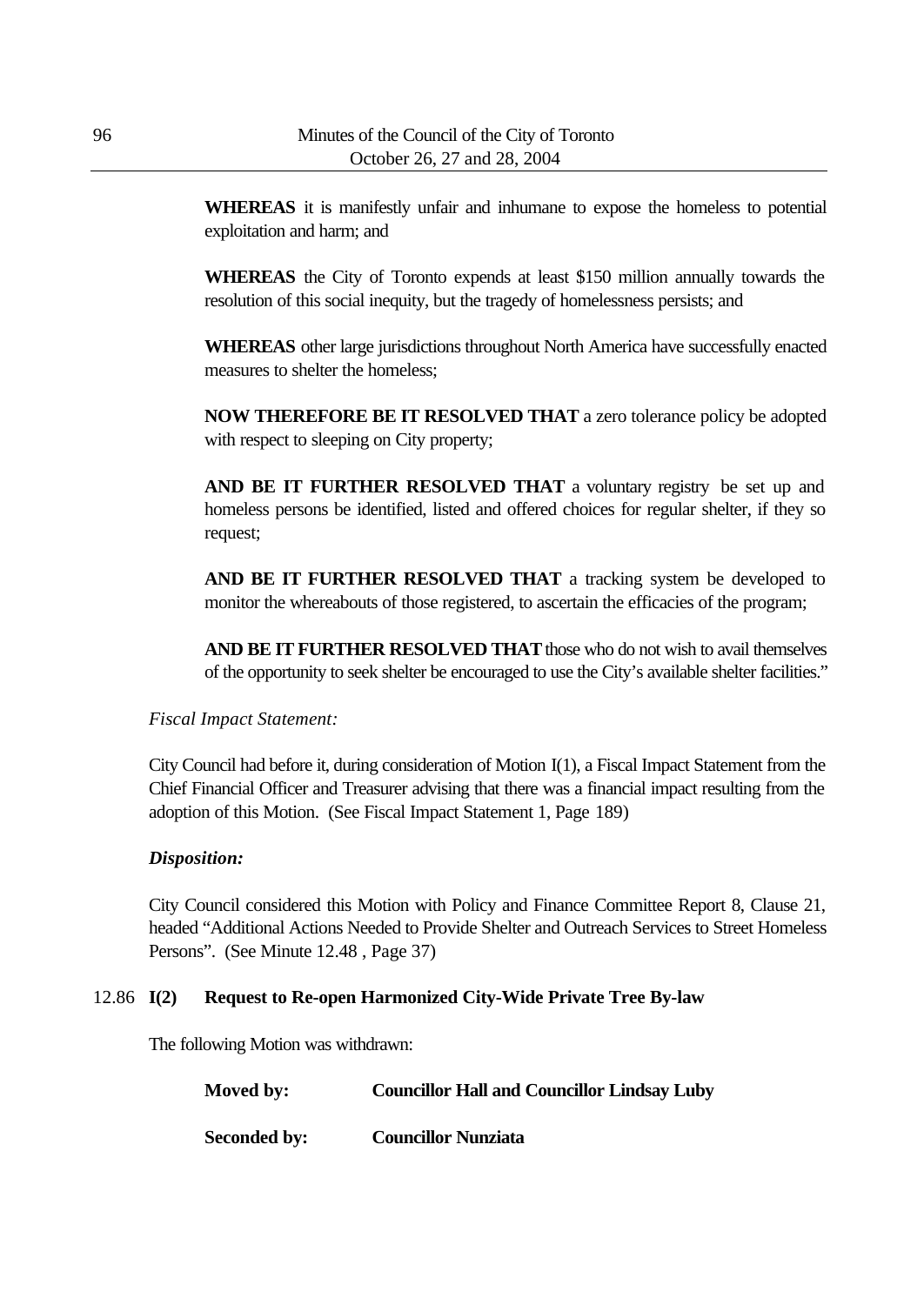**WHEREAS** it is manifestly unfair and inhumane to expose the homeless to potential exploitation and harm; and

**WHEREAS** the City of Toronto expends at least $150 million annually towards the resolution of this social inequity, but the tragedy of homelessness persists; and

**WHEREAS** other large jurisdictions throughout North America have successfully enacted measures to shelter the homeless;

**NOW THEREFORE BE IT RESOLVED THAT** a zero tolerance policy be adopted with respect to sleeping on City property;

**AND BE IT FURTHER RESOLVED THAT** a voluntary registry be set up and homeless persons be identified, listed and offered choices for regular shelter, if they so request;

**AND BE IT FURTHER RESOLVED THAT** a tracking system be developed to monitor the whereabouts of those registered, to ascertain the efficacies of the program;

**AND BE IT FURTHER RESOLVED THAT** those who do not wish to avail themselves of the opportunity to seek shelter be encouraged to use the City's available shelter facilities."

*Fiscal Impact Statement:*

City Council had before it, during consideration of Motion I(1), a Fiscal Impact Statement from the Chief Financial Officer and Treasurer advising that there was a financial impact resulting from the adoption of this Motion. (See Fiscal Impact Statement 1, Page 189)

***Disposition:***

City Council considered this Motion with Policy and Finance Committee Report 8, Clause 21, headed "Additional Actions Needed to Provide Shelter and Outreach Services to Street Homeless Persons". (See Minute 12.48 , Page 37)

### 12.86 **I(2) Request to Re-open Harmonized City-Wide Private Tree By-law**

The following Motion was withdrawn:

**Moved by:** **Councillor Hall and Councillor Lindsay Luby**

**Seconded by:** **Councillor Nunziata**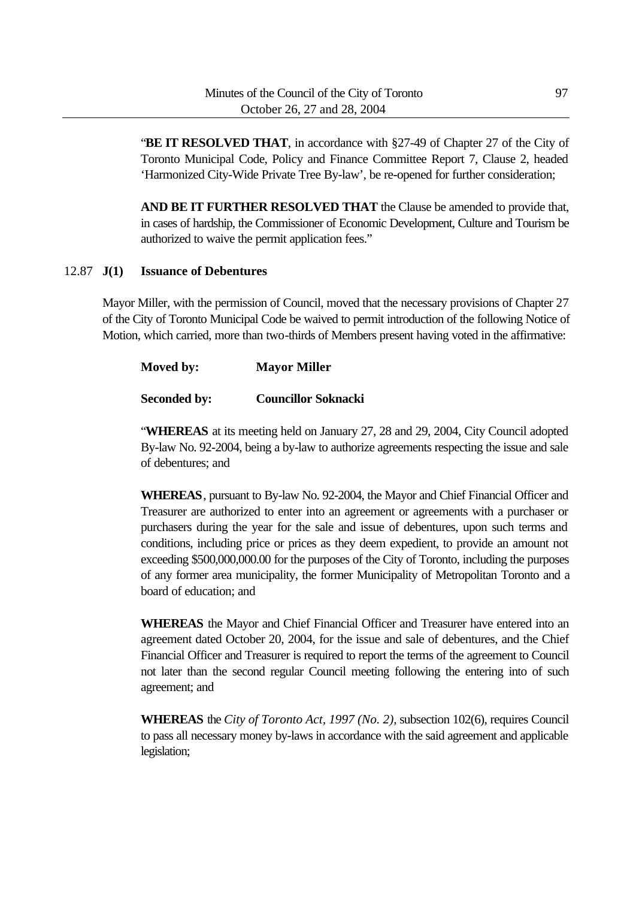"**BE IT RESOLVED THAT**, in accordance with §27-49 of Chapter 27 of the City of Toronto Municipal Code, Policy and Finance Committee Report 7, Clause 2, headed 'Harmonized City-Wide Private Tree By-law', be re-opened for further consideration;

**AND BE IT FURTHER RESOLVED THAT** the Clause be amended to provide that, in cases of hardship, the Commissioner of Economic Development, Culture and Tourism be authorized to waive the permit application fees."

12.87 **J(1) Issuance of Debentures**

Mayor Miller, with the permission of Council, moved that the necessary provisions of Chapter 27 of the City of Toronto Municipal Code be waived to permit introduction of the following Notice of Motion, which carried, more than two-thirds of Members present having voted in the affirmative:

**Moved by:** **Mayor Miller**

**Seconded by:** **Councillor Soknacki**

"**WHEREAS** at its meeting held on January 27, 28 and 29, 2004, City Council adopted By-law No. 92-2004, being a by-law to authorize agreements respecting the issue and sale of debentures; and

**WHEREAS**, pursuant to By-law No. 92-2004, the Mayor and Chief Financial Officer and Treasurer are authorized to enter into an agreement or agreements with a purchaser or purchasers during the year for the sale and issue of debentures, upon such terms and conditions, including price or prices as they deem expedient, to provide an amount not exceeding $500,000,000.00 for the purposes of the City of Toronto, including the purposes of any former area municipality, the former Municipality of Metropolitan Toronto and a board of education; and

**WHEREAS** the Mayor and Chief Financial Officer and Treasurer have entered into an agreement dated October 20, 2004, for the issue and sale of debentures, and the Chief Financial Officer and Treasurer is required to report the terms of the agreement to Council not later than the second regular Council meeting following the entering into of such agreement; and

**WHEREAS** the *City of Toronto Act, 1997 (No. 2)*, subsection 102(6), requires Council to pass all necessary money by-laws in accordance with the said agreement and applicable legislation;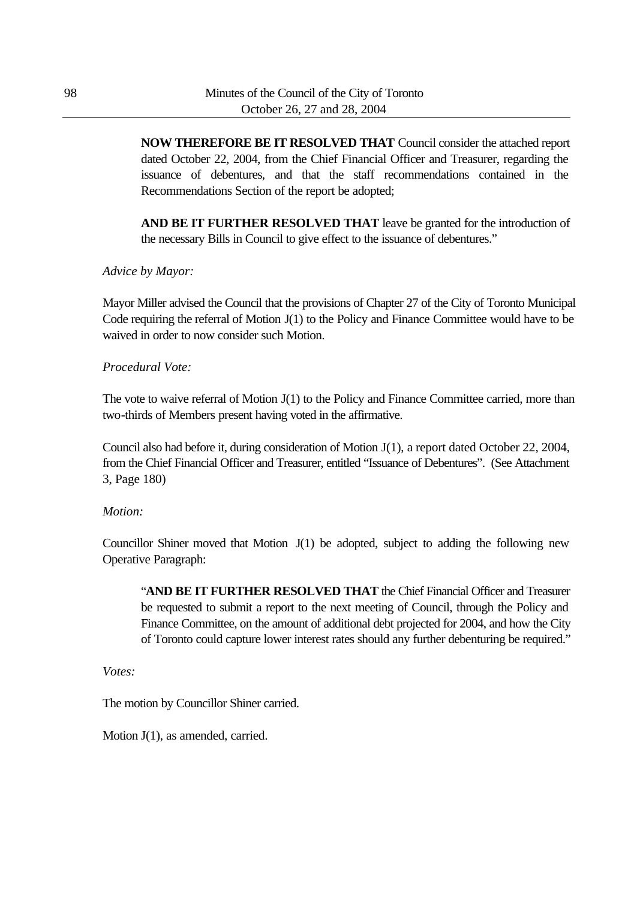**NOW THEREFORE BE IT RESOLVED THAT** Council consider the attached report dated October 22, 2004, from the Chief Financial Officer and Treasurer, regarding the issuance of debentures, and that the staff recommendations contained in the Recommendations Section of the report be adopted;

**AND BE IT FURTHER RESOLVED THAT** leave be granted for the introduction of the necessary Bills in Council to give effect to the issuance of debentures."

*Advice by Mayor:*

Mayor Miller advised the Council that the provisions of Chapter 27 of the City of Toronto Municipal Code requiring the referral of Motion J(1) to the Policy and Finance Committee would have to be waived in order to now consider such Motion.

*Procedural Vote:*

The vote to waive referral of Motion J(1) to the Policy and Finance Committee carried, more than two-thirds of Members present having voted in the affirmative.

Council also had before it, during consideration of Motion J(1), a report dated October 22, 2004, from the Chief Financial Officer and Treasurer, entitled "Issuance of Debentures". (See Attachment 3, Page 180)

*Motion:*

Councillor Shiner moved that Motion J(1) be adopted, subject to adding the following new Operative Paragraph:

"**AND BE IT FURTHER RESOLVED THAT** the Chief Financial Officer and Treasurer be requested to submit a report to the next meeting of Council, through the Policy and Finance Committee, on the amount of additional debt projected for 2004, and how the City of Toronto could capture lower interest rates should any further debenturing be required."

*Votes:*

The motion by Councillor Shiner carried.

Motion J(1), as amended, carried.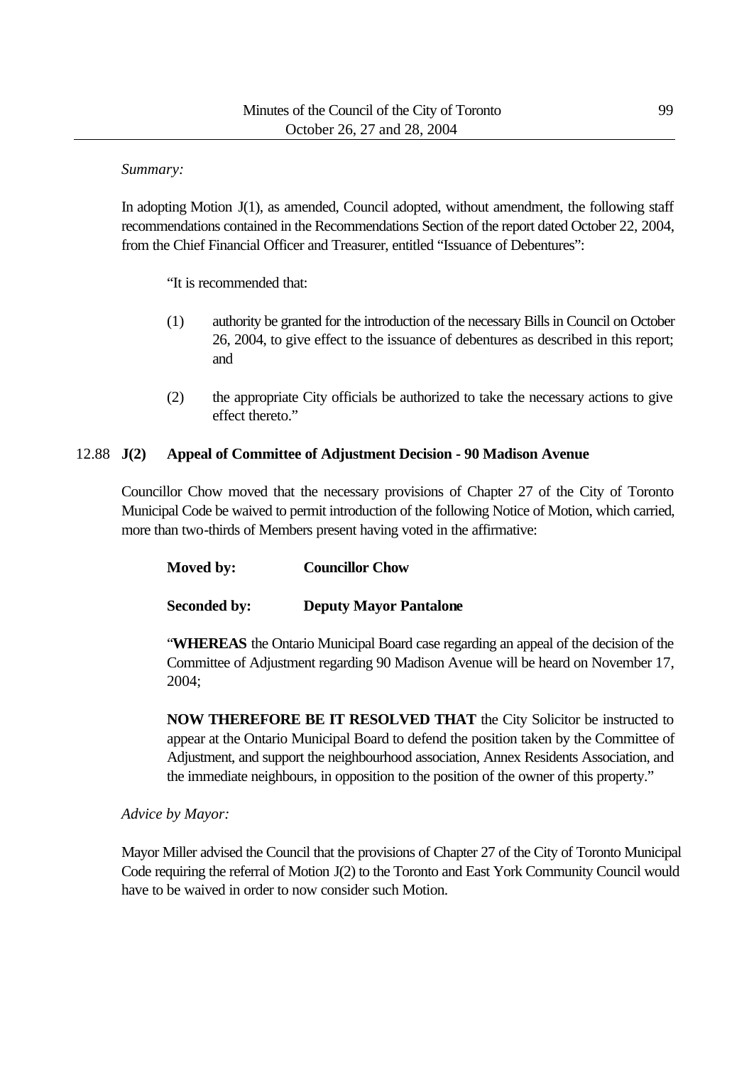*Summary:*

In adopting Motion J(1), as amended, Council adopted, without amendment, the following staff recommendations contained in the Recommendations Section of the report dated October 22, 2004, from the Chief Financial Officer and Treasurer, entitled "Issuance of Debentures":

> "It is recommended that:
>
> (1) authority be granted for the introduction of the necessary Bills in Council on October 26, 2004, to give effect to the issuance of debentures as described in this report; and
>
> (2) the appropriate City officials be authorized to take the necessary actions to give effect thereto."

12.88 **J(2) Appeal of Committee of Adjustment Decision - 90 Madison Avenue**

Councillor Chow moved that the necessary provisions of Chapter 27 of the City of Toronto Municipal Code be waived to permit introduction of the following Notice of Motion, which carried, more than two-thirds of Members present having voted in the affirmative:

> **Moved by:** **Councillor Chow**
>
> **Seconded by:** **Deputy Mayor Pantalone**
>
> "**WHEREAS** the Ontario Municipal Board case regarding an appeal of the decision of the Committee of Adjustment regarding 90 Madison Avenue will be heard on November 17, 2004;
>
> **NOW THEREFORE BE IT RESOLVED THAT** the City Solicitor be instructed to appear at the Ontario Municipal Board to defend the position taken by the Committee of Adjustment, and support the neighbourhood association, Annex Residents Association, and the immediate neighbours, in opposition to the position of the owner of this property."

*Advice by Mayor:*

Mayor Miller advised the Council that the provisions of Chapter 27 of the City of Toronto Municipal Code requiring the referral of Motion J(2) to the Toronto and East York Community Council would have to be waived in order to now consider such Motion.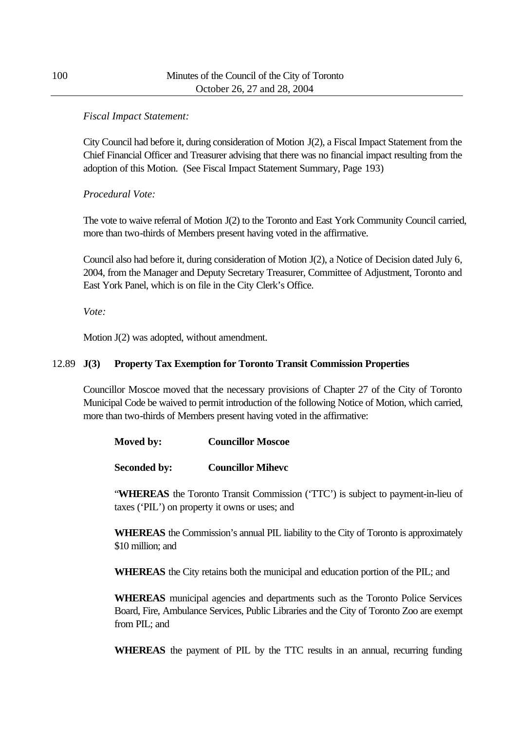*Fiscal Impact Statement:*

City Council had before it, during consideration of Motion J(2), a Fiscal Impact Statement from the Chief Financial Officer and Treasurer advising that there was no financial impact resulting from the adoption of this Motion. (See Fiscal Impact Statement Summary, Page 193)

*Procedural Vote:*

The vote to waive referral of Motion J(2) to the Toronto and East York Community Council carried, more than two-thirds of Members present having voted in the affirmative.

Council also had before it, during consideration of Motion J(2), a Notice of Decision dated July 6, 2004, from the Manager and Deputy Secretary Treasurer, Committee of Adjustment, Toronto and East York Panel, which is on file in the City Clerk's Office.

*Vote:*

Motion J(2) was adopted, without amendment.

12.89 **J(3) Property Tax Exemption for Toronto Transit Commission Properties**

Councillor Moscoe moved that the necessary provisions of Chapter 27 of the City of Toronto Municipal Code be waived to permit introduction of the following Notice of Motion, which carried, more than two-thirds of Members present having voted in the affirmative:

**Moved by: Councillor Moscoe**

**Seconded by: Councillor Mihevc**

"**WHEREAS** the Toronto Transit Commission ('TTC') is subject to payment-in-lieu of taxes ('PIL') on property it owns or uses; and

**WHEREAS** the Commission's annual PIL liability to the City of Toronto is approximately \$10 million; and

**WHEREAS** the City retains both the municipal and education portion of the PIL; and

**WHEREAS** municipal agencies and departments such as the Toronto Police Services Board, Fire, Ambulance Services, Public Libraries and the City of Toronto Zoo are exempt from PIL; and

**WHEREAS** the payment of PIL by the TTC results in an annual, recurring funding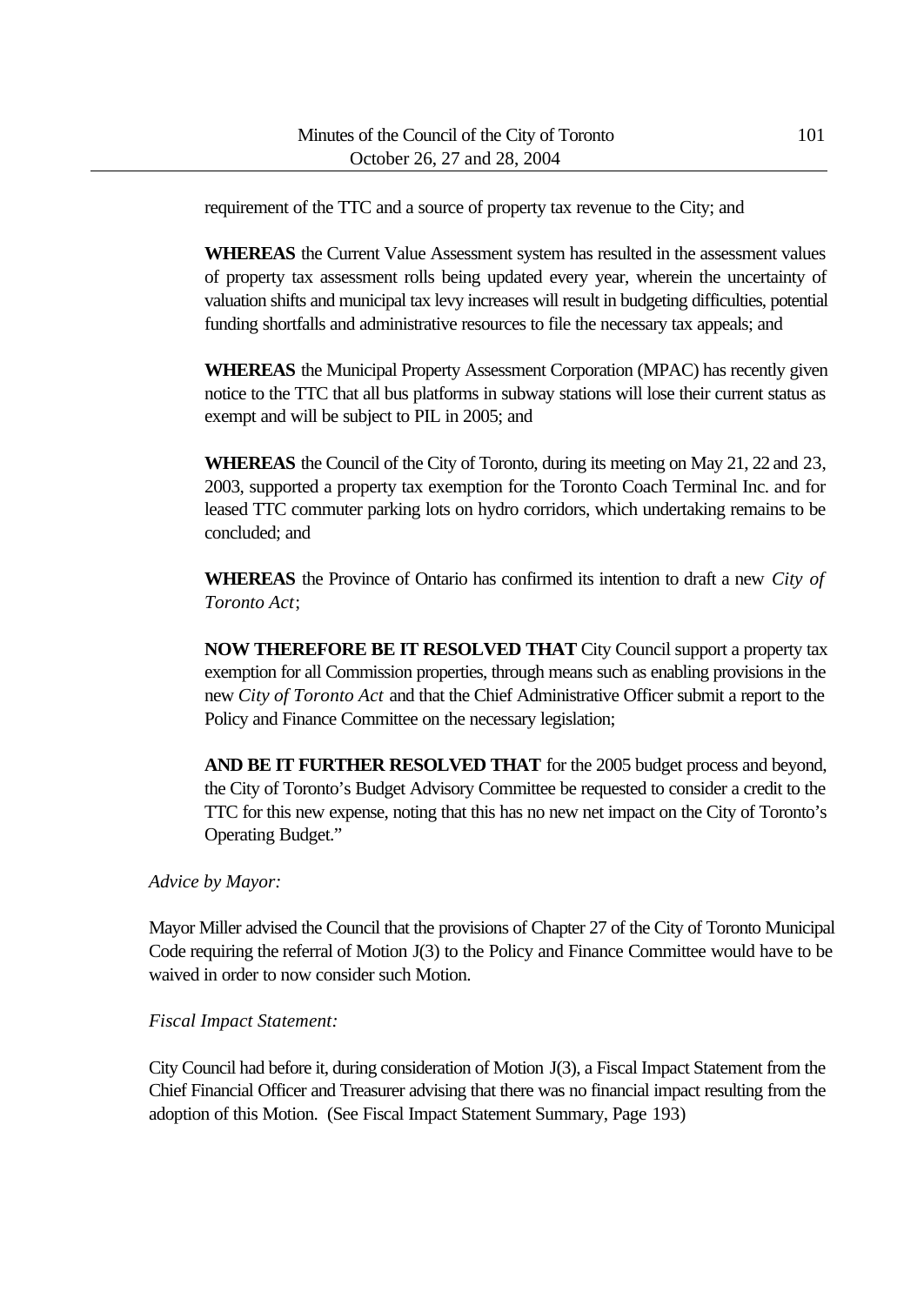requirement of the TTC and a source of property tax revenue to the City; and

**WHEREAS** the Current Value Assessment system has resulted in the assessment values of property tax assessment rolls being updated every year, wherein the uncertainty of valuation shifts and municipal tax levy increases will result in budgeting difficulties, potential funding shortfalls and administrative resources to file the necessary tax appeals; and

**WHEREAS** the Municipal Property Assessment Corporation (MPAC) has recently given notice to the TTC that all bus platforms in subway stations will lose their current status as exempt and will be subject to PIL in 2005; and

**WHEREAS** the Council of the City of Toronto, during its meeting on May 21, 22 and 23, 2003, supported a property tax exemption for the Toronto Coach Terminal Inc. and for leased TTC commuter parking lots on hydro corridors, which undertaking remains to be concluded; and

**WHEREAS** the Province of Ontario has confirmed its intention to draft a new *City of Toronto Act*;

**NOW THEREFORE BE IT RESOLVED THAT** City Council support a property tax exemption for all Commission properties, through means such as enabling provisions in the new *City of Toronto Act* and that the Chief Administrative Officer submit a report to the Policy and Finance Committee on the necessary legislation;

**AND BE IT FURTHER RESOLVED THAT** for the 2005 budget process and beyond, the City of Toronto's Budget Advisory Committee be requested to consider a credit to the TTC for this new expense, noting that this has no new net impact on the City of Toronto's Operating Budget."

*Advice by Mayor:*

Mayor Miller advised the Council that the provisions of Chapter 27 of the City of Toronto Municipal Code requiring the referral of Motion J(3) to the Policy and Finance Committee would have to be waived in order to now consider such Motion.

*Fiscal Impact Statement:*

City Council had before it, during consideration of Motion J(3), a Fiscal Impact Statement from the Chief Financial Officer and Treasurer advising that there was no financial impact resulting from the adoption of this Motion. (See Fiscal Impact Statement Summary, Page 193)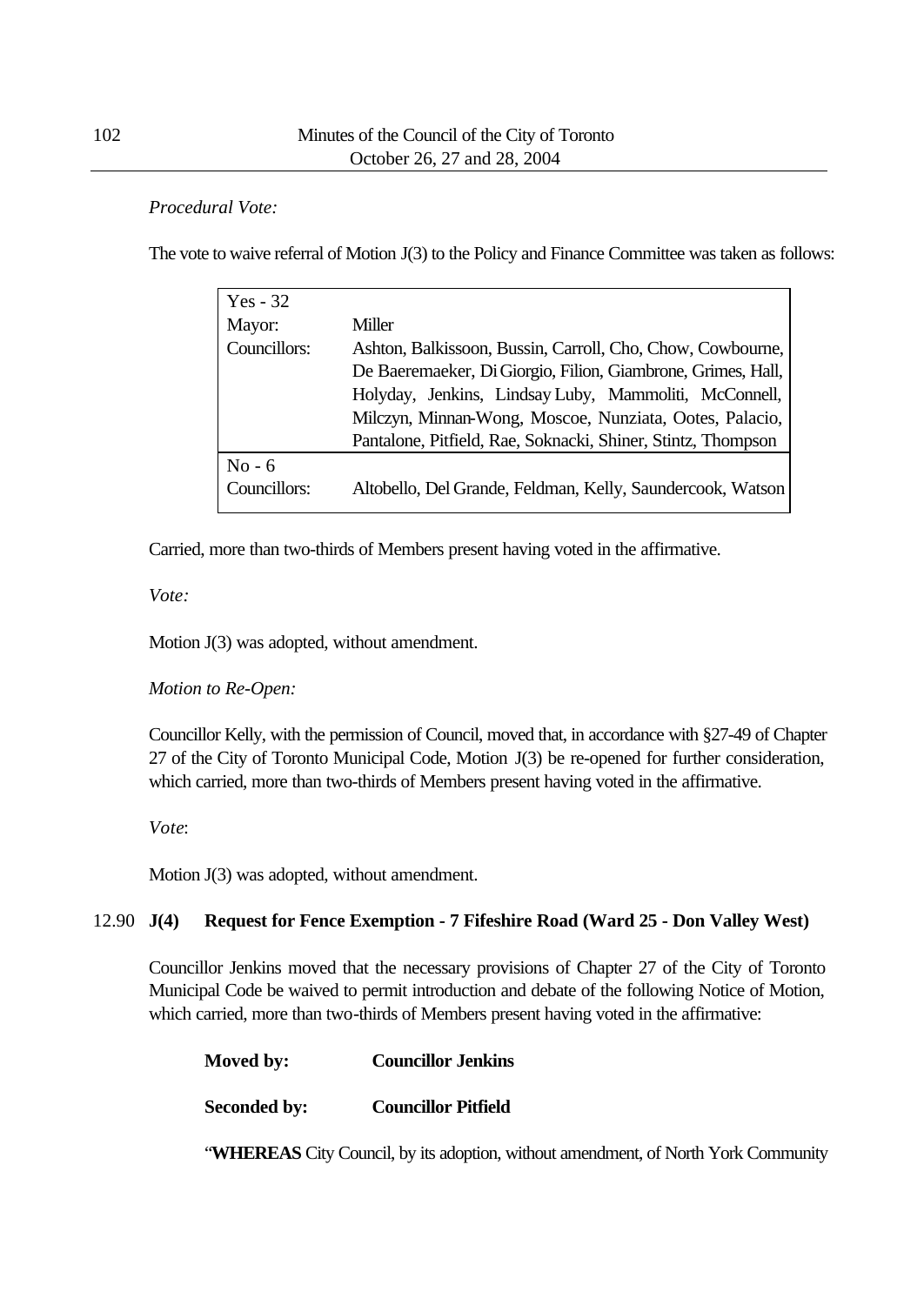*Procedural Vote:*

The vote to waive referral of Motion J(3) to the Policy and Finance Committee was taken as follows:

| Yes - 32 | |
|---|---|
| Mayor: | Miller |
| Councillors: | Ashton, Balkissoon, Bussin, Carroll, Cho, Chow, Cowbourne, De Baeremaeker, Di Giorgio, Filion, Giambrone, Grimes, Hall, Holyday, Jenkins, Lindsay Luby, Mammoliti, McConnell, Milczyn, Minnan-Wong, Moscoe, Nunziata, Ootes, Palacio, Pantalone, Pitfield, Rae, Soknacki, Shiner, Stintz, Thompson |
| No - 6 | |
| Councillors: | Altobello, Del Grande, Feldman, Kelly, Saundercook, Watson |

Carried, more than two-thirds of Members present having voted in the affirmative.

*Vote:*

Motion J(3) was adopted, without amendment.

*Motion to Re-Open:*

Councillor Kelly, with the permission of Council, moved that, in accordance with §27-49 of Chapter 27 of the City of Toronto Municipal Code, Motion J(3) be re-opened for further consideration, which carried, more than two-thirds of Members present having voted in the affirmative.

*Vote*:

Motion J(3) was adopted, without amendment.

### 12.90 **J(4) Request for Fence Exemption - 7 Fifeshire Road (Ward 25 - Don Valley West)**

Councillor Jenkins moved that the necessary provisions of Chapter 27 of the City of Toronto Municipal Code be waived to permit introduction and debate of the following Notice of Motion, which carried, more than two-thirds of Members present having voted in the affirmative:

**Moved by:** **Councillor Jenkins**

**Seconded by:** **Councillor Pitfield**

"**WHEREAS** City Council, by its adoption, without amendment, of North York Community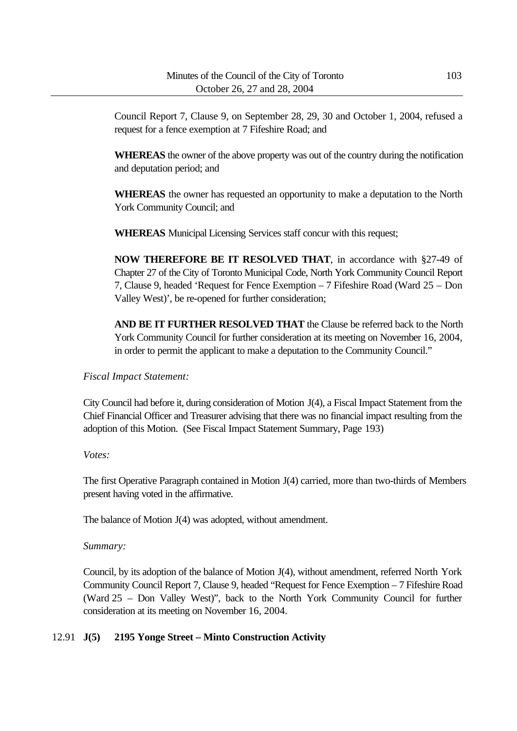Council Report 7, Clause 9, on September 28, 29, 30 and October 1, 2004, refused a request for a fence exemption at 7 Fifeshire Road; and

**WHEREAS** the owner of the above property was out of the country during the notification and deputation period; and

**WHEREAS** the owner has requested an opportunity to make a deputation to the North York Community Council; and

**WHEREAS** Municipal Licensing Services staff concur with this request;

**NOW THEREFORE BE IT RESOLVED THAT**, in accordance with §27-49 of Chapter 27 of the City of Toronto Municipal Code, North York Community Council Report 7, Clause 9, headed 'Request for Fence Exemption – 7 Fifeshire Road (Ward 25 – Don Valley West)', be re-opened for further consideration;

**AND BE IT FURTHER RESOLVED THAT** the Clause be referred back to the North York Community Council for further consideration at its meeting on November 16, 2004, in order to permit the applicant to make a deputation to the Community Council."

*Fiscal Impact Statement:*

City Council had before it, during consideration of Motion J(4), a Fiscal Impact Statement from the Chief Financial Officer and Treasurer advising that there was no financial impact resulting from the adoption of this Motion. (See Fiscal Impact Statement Summary, Page 193)

*Votes:*

The first Operative Paragraph contained in Motion J(4) carried, more than two-thirds of Members present having voted in the affirmative.

The balance of Motion J(4) was adopted, without amendment.

*Summary:*

Council, by its adoption of the balance of Motion J(4), without amendment, referred North York Community Council Report 7, Clause 9, headed "Request for Fence Exemption – 7 Fifeshire Road (Ward 25 – Don Valley West)", back to the North York Community Council for further consideration at its meeting on November 16, 2004.

12.91 **J(5) 2195 Yonge Street – Minto Construction Activity**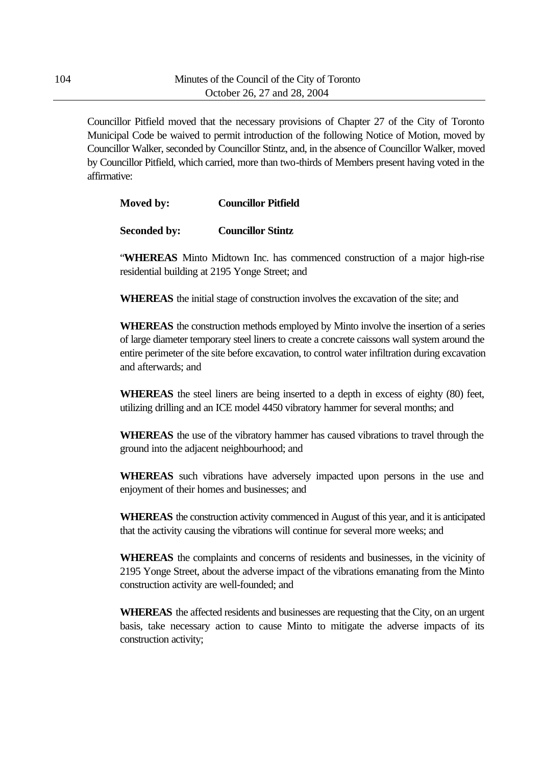Councillor Pitfield moved that the necessary provisions of Chapter 27 of the City of Toronto Municipal Code be waived to permit introduction of the following Notice of Motion, moved by Councillor Walker, seconded by Councillor Stintz, and, in the absence of Councillor Walker, moved by Councillor Pitfield, which carried, more than two-thirds of Members present having voted in the affirmative:

**Moved by:** **Councillor Pitfield**

**Seconded by:** **Councillor Stintz**

"**WHEREAS** Minto Midtown Inc. has commenced construction of a major high-rise residential building at 2195 Yonge Street; and

**WHEREAS** the initial stage of construction involves the excavation of the site; and

**WHEREAS** the construction methods employed by Minto involve the insertion of a series of large diameter temporary steel liners to create a concrete caissons wall system around the entire perimeter of the site before excavation, to control water infiltration during excavation and afterwards; and

**WHEREAS** the steel liners are being inserted to a depth in excess of eighty (80) feet, utilizing drilling and an ICE model 4450 vibratory hammer for several months; and

**WHEREAS** the use of the vibratory hammer has caused vibrations to travel through the ground into the adjacent neighbourhood; and

**WHEREAS** such vibrations have adversely impacted upon persons in the use and enjoyment of their homes and businesses; and

**WHEREAS** the construction activity commenced in August of this year, and it is anticipated that the activity causing the vibrations will continue for several more weeks; and

**WHEREAS** the complaints and concerns of residents and businesses, in the vicinity of 2195 Yonge Street, about the adverse impact of the vibrations emanating from the Minto construction activity are well-founded; and

**WHEREAS** the affected residents and businesses are requesting that the City, on an urgent basis, take necessary action to cause Minto to mitigate the adverse impacts of its construction activity;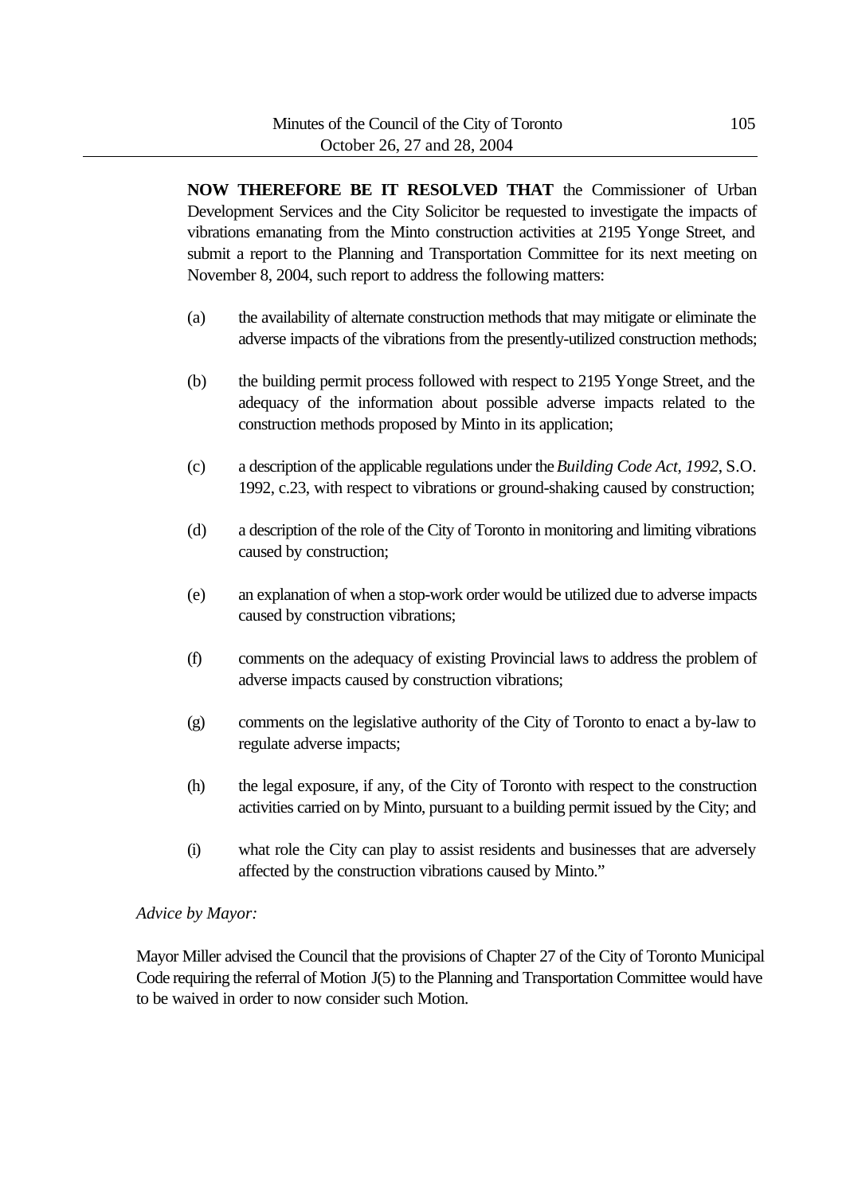**NOW THEREFORE BE IT RESOLVED THAT** the Commissioner of Urban Development Services and the City Solicitor be requested to investigate the impacts of vibrations emanating from the Minto construction activities at 2195 Yonge Street, and submit a report to the Planning and Transportation Committee for its next meeting on November 8, 2004, such report to address the following matters:

(a) the availability of alternate construction methods that may mitigate or eliminate the adverse impacts of the vibrations from the presently-utilized construction methods;

(b) the building permit process followed with respect to 2195 Yonge Street, and the adequacy of the information about possible adverse impacts related to the construction methods proposed by Minto in its application;

(c) a description of the applicable regulations under the *Building Code Act, 1992*, S.O. 1992, c.23, with respect to vibrations or ground-shaking caused by construction;

(d) a description of the role of the City of Toronto in monitoring and limiting vibrations caused by construction;

(e) an explanation of when a stop-work order would be utilized due to adverse impacts caused by construction vibrations;

(f) comments on the adequacy of existing Provincial laws to address the problem of adverse impacts caused by construction vibrations;

(g) comments on the legislative authority of the City of Toronto to enact a by-law to regulate adverse impacts;

(h) the legal exposure, if any, of the City of Toronto with respect to the construction activities carried on by Minto, pursuant to a building permit issued by the City; and

(i) what role the City can play to assist residents and businesses that are adversely affected by the construction vibrations caused by Minto."

*Advice by Mayor:*

Mayor Miller advised the Council that the provisions of Chapter 27 of the City of Toronto Municipal Code requiring the referral of Motion J(5) to the Planning and Transportation Committee would have to be waived in order to now consider such Motion.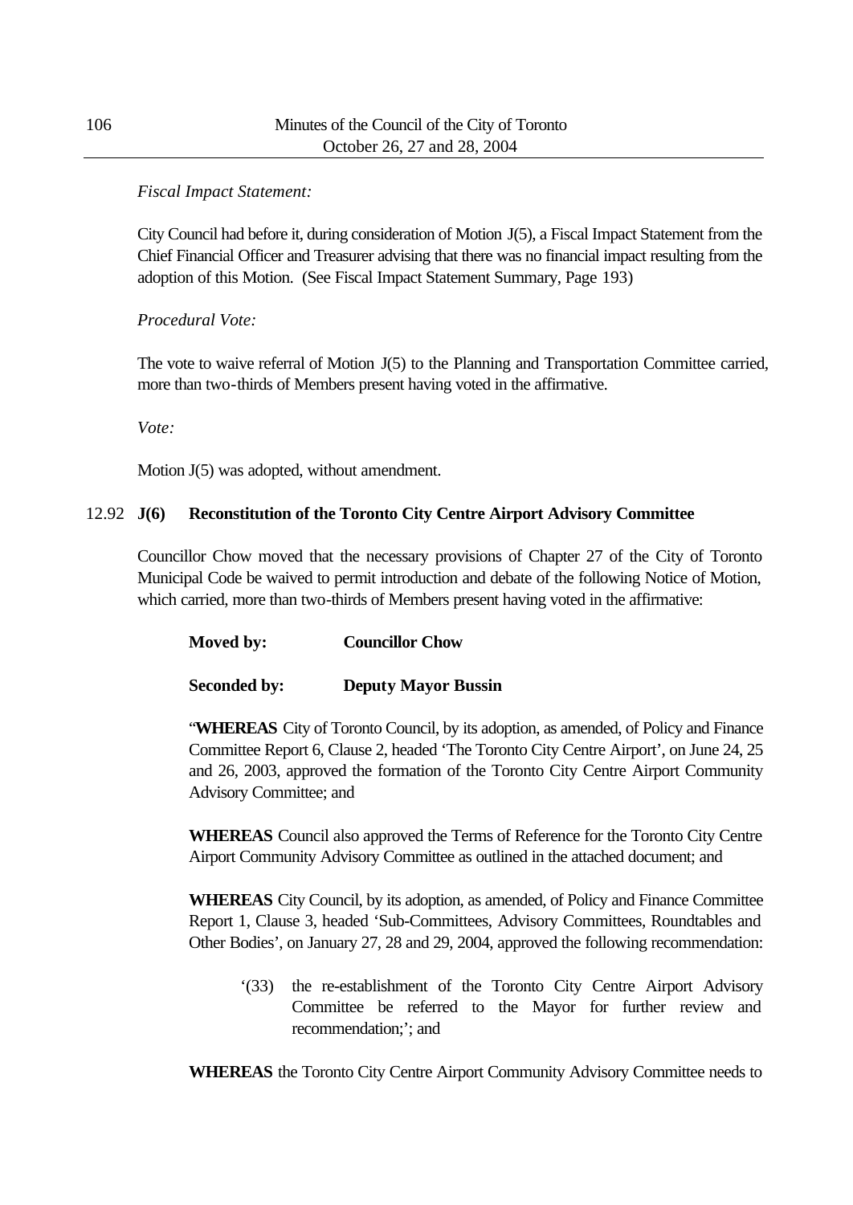*Fiscal Impact Statement:*

City Council had before it, during consideration of Motion J(5), a Fiscal Impact Statement from the Chief Financial Officer and Treasurer advising that there was no financial impact resulting from the adoption of this Motion. (See Fiscal Impact Statement Summary, Page 193)

*Procedural Vote:*

The vote to waive referral of Motion J(5) to the Planning and Transportation Committee carried, more than two-thirds of Members present having voted in the affirmative.

*Vote:*

Motion J(5) was adopted, without amendment.

12.92 **J(6) Reconstitution of the Toronto City Centre Airport Advisory Committee**

Councillor Chow moved that the necessary provisions of Chapter 27 of the City of Toronto Municipal Code be waived to permit introduction and debate of the following Notice of Motion, which carried, more than two-thirds of Members present having voted in the affirmative:

**Moved by: Councillor Chow**

**Seconded by: Deputy Mayor Bussin**

"**WHEREAS** City of Toronto Council, by its adoption, as amended, of Policy and Finance Committee Report 6, Clause 2, headed 'The Toronto City Centre Airport', on June 24, 25 and 26, 2003, approved the formation of the Toronto City Centre Airport Community Advisory Committee; and

**WHEREAS** Council also approved the Terms of Reference for the Toronto City Centre Airport Community Advisory Committee as outlined in the attached document; and

**WHEREAS** City Council, by its adoption, as amended, of Policy and Finance Committee Report 1, Clause 3, headed 'Sub-Committees, Advisory Committees, Roundtables and Other Bodies', on January 27, 28 and 29, 2004, approved the following recommendation:

'(33) the re-establishment of the Toronto City Centre Airport Advisory Committee be referred to the Mayor for further review and recommendation;'; and

**WHEREAS** the Toronto City Centre Airport Community Advisory Committee needs to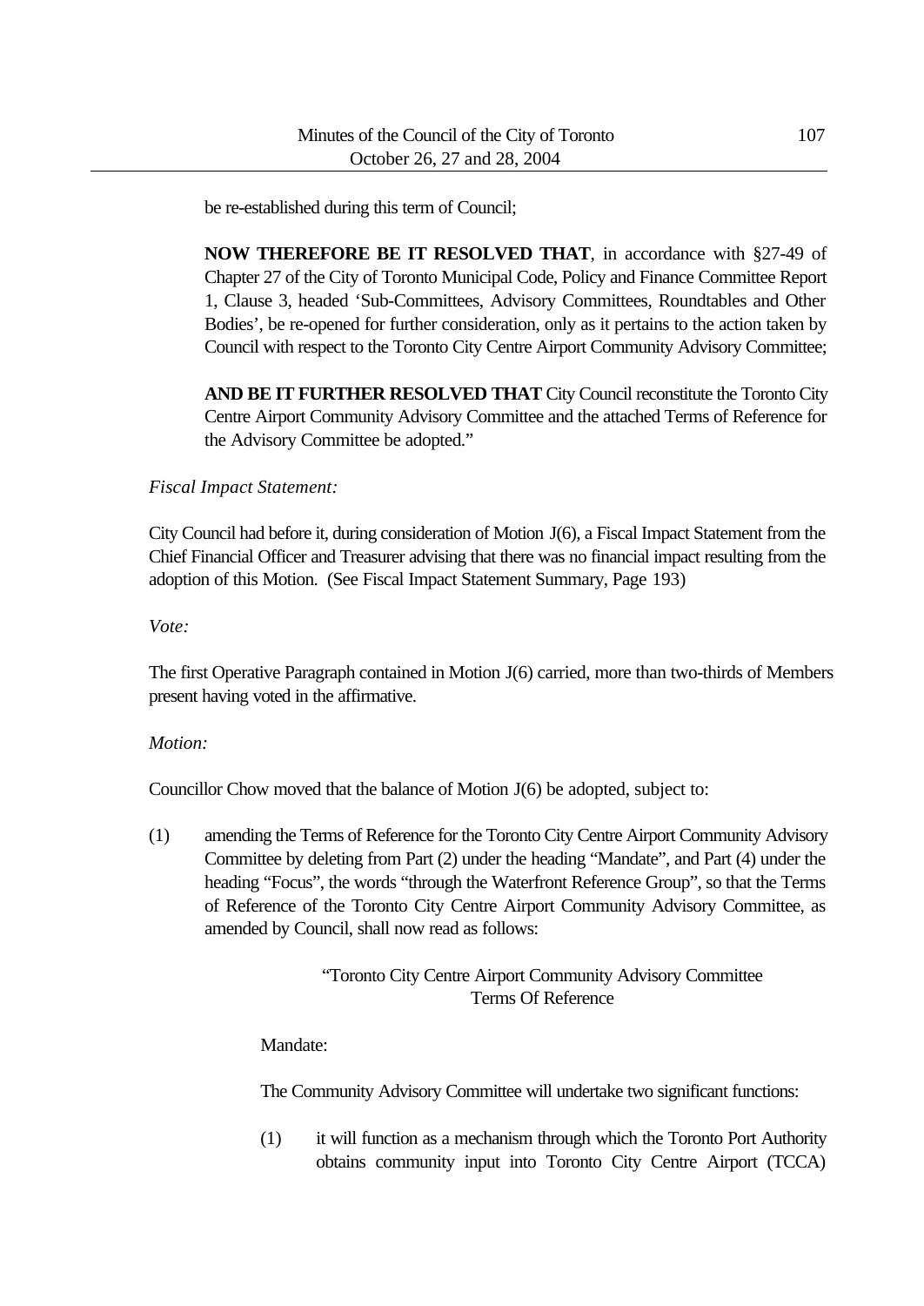be re-established during this term of Council;

**NOW THEREFORE BE IT RESOLVED THAT**, in accordance with §27-49 of Chapter 27 of the City of Toronto Municipal Code, Policy and Finance Committee Report 1, Clause 3, headed 'Sub-Committees, Advisory Committees, Roundtables and Other Bodies', be re-opened for further consideration, only as it pertains to the action taken by Council with respect to the Toronto City Centre Airport Community Advisory Committee;

**AND BE IT FURTHER RESOLVED THAT** City Council reconstitute the Toronto City Centre Airport Community Advisory Committee and the attached Terms of Reference for the Advisory Committee be adopted."

*Fiscal Impact Statement:*

City Council had before it, during consideration of Motion J(6), a Fiscal Impact Statement from the Chief Financial Officer and Treasurer advising that there was no financial impact resulting from the adoption of this Motion. (See Fiscal Impact Statement Summary, Page 193)

*Vote:*

The first Operative Paragraph contained in Motion J(6) carried, more than two-thirds of Members present having voted in the affirmative.

*Motion:*

Councillor Chow moved that the balance of Motion J(6) be adopted, subject to:

(1) amending the Terms of Reference for the Toronto City Centre Airport Community Advisory Committee by deleting from Part (2) under the heading "Mandate", and Part (4) under the heading "Focus", the words "through the Waterfront Reference Group", so that the Terms of Reference of the Toronto City Centre Airport Community Advisory Committee, as amended by Council, shall now read as follows:

"Toronto City Centre Airport Community Advisory Committee
Terms Of Reference

Mandate:

The Community Advisory Committee will undertake two significant functions:

(1) it will function as a mechanism through which the Toronto Port Authority obtains community input into Toronto City Centre Airport (TCCA)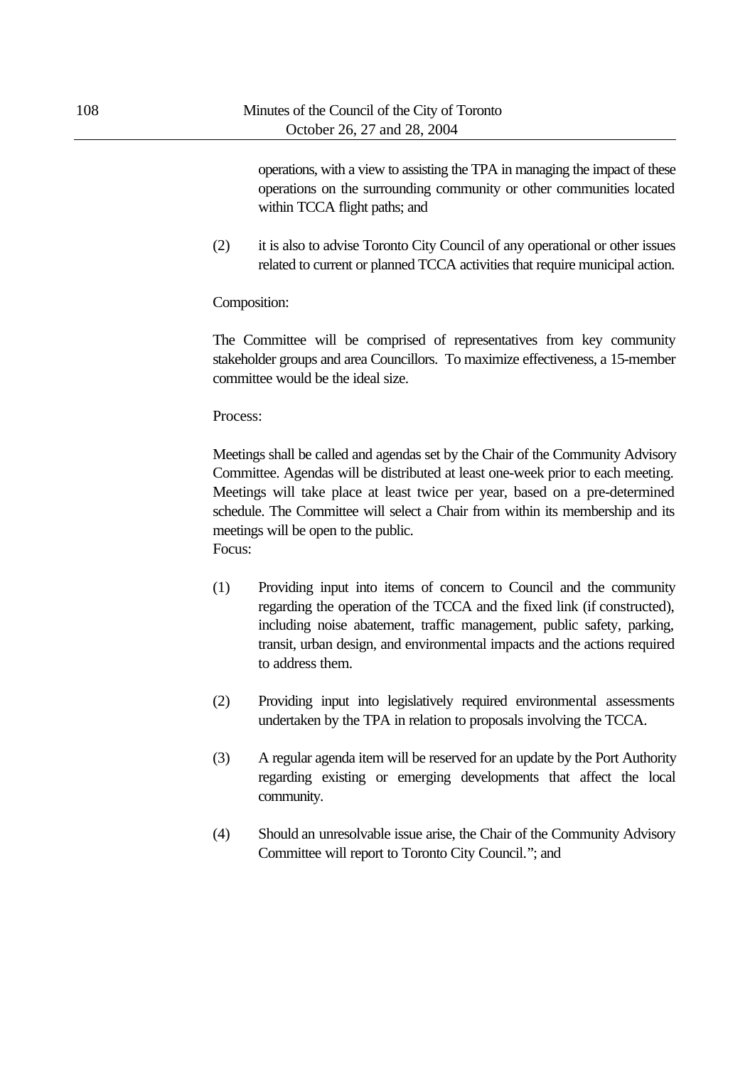operations, with a view to assisting the TPA in managing the impact of these operations on the surrounding community or other communities located within TCCA flight paths; and

(2) it is also to advise Toronto City Council of any operational or other issues related to current or planned TCCA activities that require municipal action.

Composition:

The Committee will be comprised of representatives from key community stakeholder groups and area Councillors. To maximize effectiveness, a 15-member committee would be the ideal size.

Process:

Meetings shall be called and agendas set by the Chair of the Community Advisory Committee. Agendas will be distributed at least one-week prior to each meeting. Meetings will take place at least twice per year, based on a pre-determined schedule. The Committee will select a Chair from within its membership and its meetings will be open to the public.

Focus:

(1) Providing input into items of concern to Council and the community regarding the operation of the TCCA and the fixed link (if constructed), including noise abatement, traffic management, public safety, parking, transit, urban design, and environmental impacts and the actions required to address them.

(2) Providing input into legislatively required environmental assessments undertaken by the TPA in relation to proposals involving the TCCA.

(3) A regular agenda item will be reserved for an update by the Port Authority regarding existing or emerging developments that affect the local community.

(4) Should an unresolvable issue arise, the Chair of the Community Advisory Committee will report to Toronto City Council."; and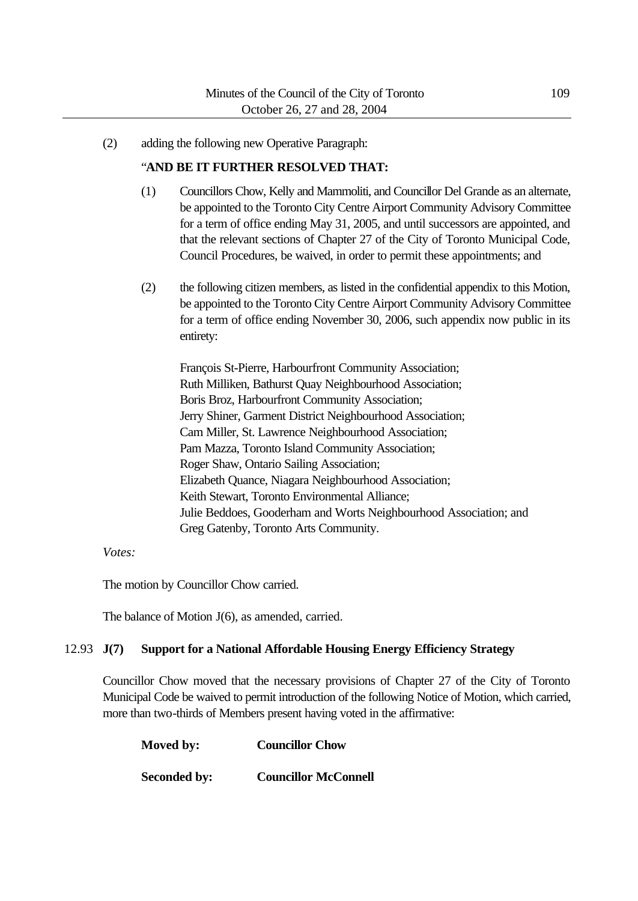(2) adding the following new Operative Paragraph:

"**AND BE IT FURTHER RESOLVED THAT:**

(1) Councillors Chow, Kelly and Mammoliti, and Councillor Del Grande as an alternate, be appointed to the Toronto City Centre Airport Community Advisory Committee for a term of office ending May 31, 2005, and until successors are appointed, and that the relevant sections of Chapter 27 of the City of Toronto Municipal Code, Council Procedures, be waived, in order to permit these appointments; and

(2) the following citizen members, as listed in the confidential appendix to this Motion, be appointed to the Toronto City Centre Airport Community Advisory Committee for a term of office ending November 30, 2006, such appendix now public in its entirety:

François St-Pierre, Harbourfront Community Association;
Ruth Milliken, Bathurst Quay Neighbourhood Association;
Boris Broz, Harbourfront Community Association;
Jerry Shiner, Garment District Neighbourhood Association;
Cam Miller, St. Lawrence Neighbourhood Association;
Pam Mazza, Toronto Island Community Association;
Roger Shaw, Ontario Sailing Association;
Elizabeth Quance, Niagara Neighbourhood Association;
Keith Stewart, Toronto Environmental Alliance;
Julie Beddoes, Gooderham and Worts Neighbourhood Association; and
Greg Gatenby, Toronto Arts Community.

*Votes:*

The motion by Councillor Chow carried.

The balance of Motion J(6), as amended, carried.

12.93 **J(7) Support for a National Affordable Housing Energy Efficiency Strategy**

Councillor Chow moved that the necessary provisions of Chapter 27 of the City of Toronto Municipal Code be waived to permit introduction of the following Notice of Motion, which carried, more than two-thirds of Members present having voted in the affirmative:

**Moved by:** **Councillor Chow**

**Seconded by:** **Councillor McConnell**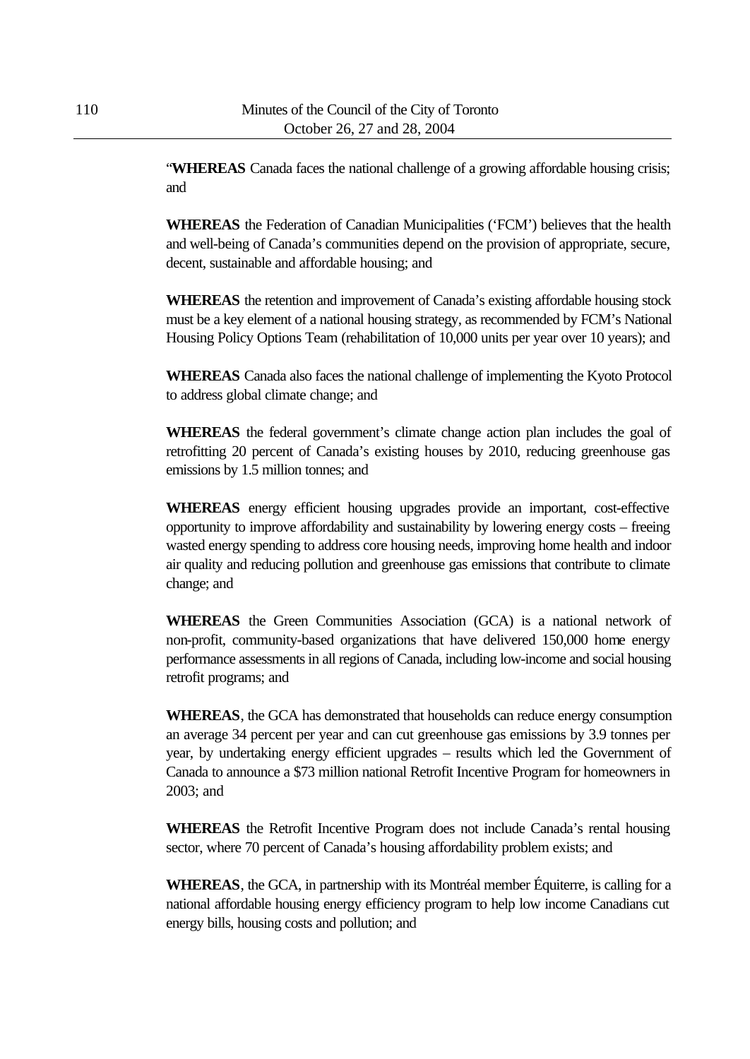"**WHEREAS** Canada faces the national challenge of a growing affordable housing crisis; and

**WHEREAS** the Federation of Canadian Municipalities ('FCM') believes that the health and well-being of Canada's communities depend on the provision of appropriate, secure, decent, sustainable and affordable housing; and

**WHEREAS** the retention and improvement of Canada's existing affordable housing stock must be a key element of a national housing strategy, as recommended by FCM's National Housing Policy Options Team (rehabilitation of 10,000 units per year over 10 years); and

**WHEREAS** Canada also faces the national challenge of implementing the Kyoto Protocol to address global climate change; and

**WHEREAS** the federal government's climate change action plan includes the goal of retrofitting 20 percent of Canada's existing houses by 2010, reducing greenhouse gas emissions by 1.5 million tonnes; and

**WHEREAS** energy efficient housing upgrades provide an important, cost-effective opportunity to improve affordability and sustainability by lowering energy costs – freeing wasted energy spending to address core housing needs, improving home health and indoor air quality and reducing pollution and greenhouse gas emissions that contribute to climate change; and

**WHEREAS** the Green Communities Association (GCA) is a national network of non-profit, community-based organizations that have delivered 150,000 home energy performance assessments in all regions of Canada, including low-income and social housing retrofit programs; and

**WHEREAS**, the GCA has demonstrated that households can reduce energy consumption an average 34 percent per year and can cut greenhouse gas emissions by 3.9 tonnes per year, by undertaking energy efficient upgrades – results which led the Government of Canada to announce a $73 million national Retrofit Incentive Program for homeowners in 2003; and

**WHEREAS** the Retrofit Incentive Program does not include Canada's rental housing sector, where 70 percent of Canada's housing affordability problem exists; and

**WHEREAS**, the GCA, in partnership with its Montréal member Équiterre, is calling for a national affordable housing energy efficiency program to help low income Canadians cut energy bills, housing costs and pollution; and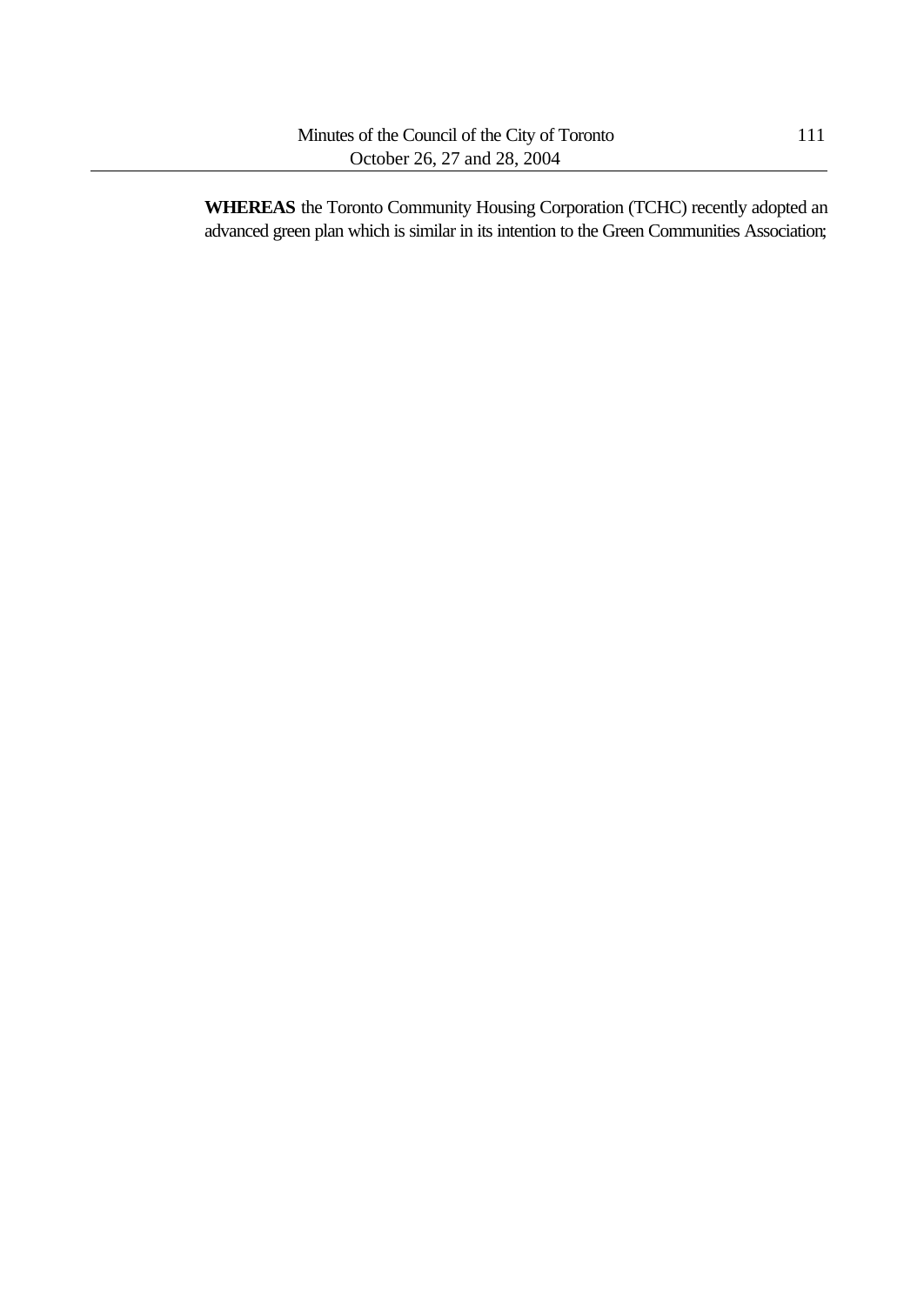**WHEREAS** the Toronto Community Housing Corporation (TCHC) recently adopted an advanced green plan which is similar in its intention to the Green Communities Association;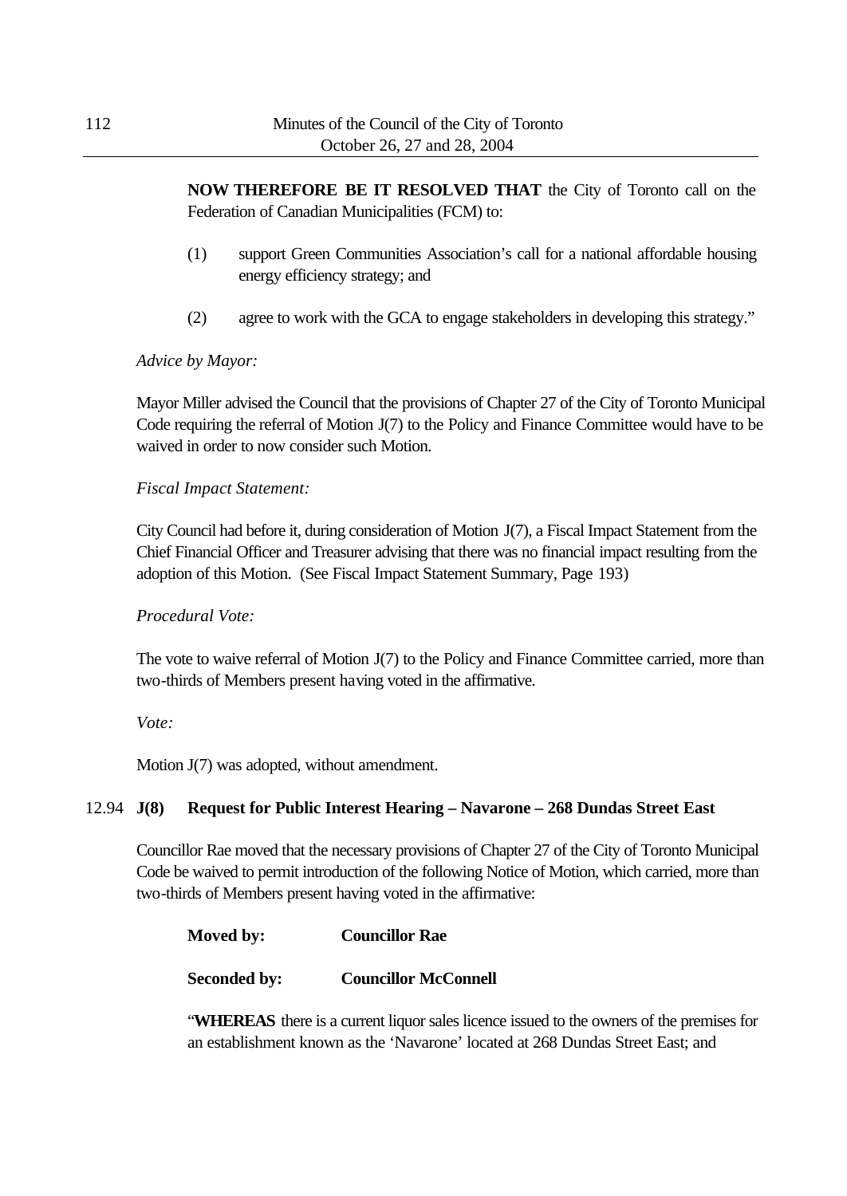**NOW THEREFORE BE IT RESOLVED THAT** the City of Toronto call on the Federation of Canadian Municipalities (FCM) to:

(1) support Green Communities Association's call for a national affordable housing energy efficiency strategy; and

(2) agree to work with the GCA to engage stakeholders in developing this strategy."

*Advice by Mayor:*

Mayor Miller advised the Council that the provisions of Chapter 27 of the City of Toronto Municipal Code requiring the referral of Motion J(7) to the Policy and Finance Committee would have to be waived in order to now consider such Motion.

*Fiscal Impact Statement:*

City Council had before it, during consideration of Motion J(7), a Fiscal Impact Statement from the Chief Financial Officer and Treasurer advising that there was no financial impact resulting from the adoption of this Motion. (See Fiscal Impact Statement Summary, Page 193)

*Procedural Vote:*

The vote to waive referral of Motion J(7) to the Policy and Finance Committee carried, more than two-thirds of Members present having voted in the affirmative.

*Vote:*

Motion J(7) was adopted, without amendment.

12.94 **J(8) Request for Public Interest Hearing – Navarone – 268 Dundas Street East**

Councillor Rae moved that the necessary provisions of Chapter 27 of the City of Toronto Municipal Code be waived to permit introduction of the following Notice of Motion, which carried, more than two-thirds of Members present having voted in the affirmative:

**Moved by:** **Councillor Rae**

**Seconded by:** **Councillor McConnell**

"**WHEREAS** there is a current liquor sales licence issued to the owners of the premises for an establishment known as the 'Navarone' located at 268 Dundas Street East; and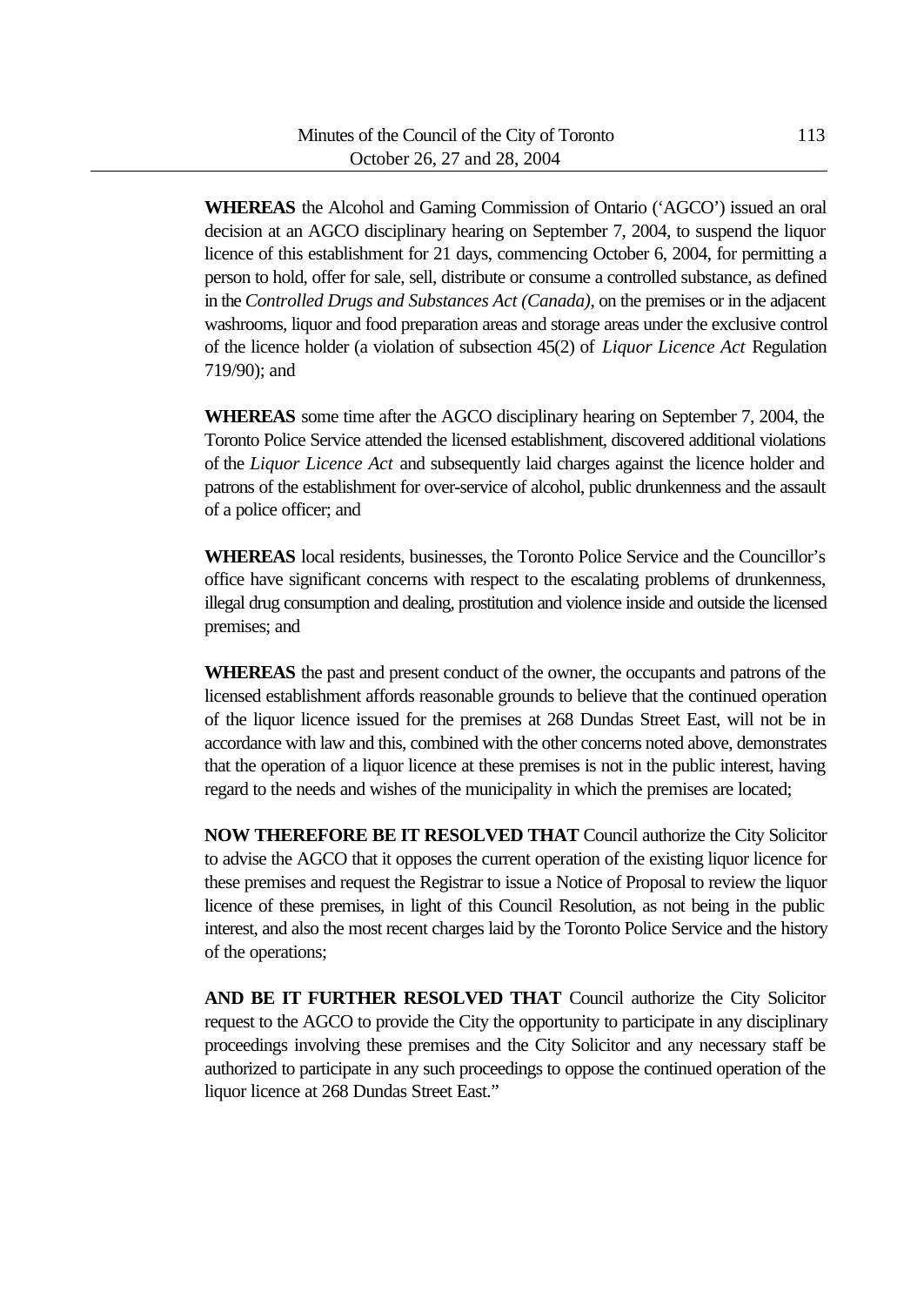**WHEREAS** the Alcohol and Gaming Commission of Ontario ('AGCO') issued an oral decision at an AGCO disciplinary hearing on September 7, 2004, to suspend the liquor licence of this establishment for 21 days, commencing October 6, 2004, for permitting a person to hold, offer for sale, sell, distribute or consume a controlled substance, as defined in the *Controlled Drugs and Substances Act (Canada)*, on the premises or in the adjacent washrooms, liquor and food preparation areas and storage areas under the exclusive control of the licence holder (a violation of subsection 45(2) of *Liquor Licence Act* Regulation 719/90); and

**WHEREAS** some time after the AGCO disciplinary hearing on September 7, 2004, the Toronto Police Service attended the licensed establishment, discovered additional violations of the *Liquor Licence Act* and subsequently laid charges against the licence holder and patrons of the establishment for over-service of alcohol, public drunkenness and the assault of a police officer; and

**WHEREAS** local residents, businesses, the Toronto Police Service and the Councillor's office have significant concerns with respect to the escalating problems of drunkenness, illegal drug consumption and dealing, prostitution and violence inside and outside the licensed premises; and

**WHEREAS** the past and present conduct of the owner, the occupants and patrons of the licensed establishment affords reasonable grounds to believe that the continued operation of the liquor licence issued for the premises at 268 Dundas Street East, will not be in accordance with law and this, combined with the other concerns noted above, demonstrates that the operation of a liquor licence at these premises is not in the public interest, having regard to the needs and wishes of the municipality in which the premises are located;

**NOW THEREFORE BE IT RESOLVED THAT** Council authorize the City Solicitor to advise the AGCO that it opposes the current operation of the existing liquor licence for these premises and request the Registrar to issue a Notice of Proposal to review the liquor licence of these premises, in light of this Council Resolution, as not being in the public interest, and also the most recent charges laid by the Toronto Police Service and the history of the operations;

**AND BE IT FURTHER RESOLVED THAT** Council authorize the City Solicitor request to the AGCO to provide the City the opportunity to participate in any disciplinary proceedings involving these premises and the City Solicitor and any necessary staff be authorized to participate in any such proceedings to oppose the continued operation of the liquor licence at 268 Dundas Street East."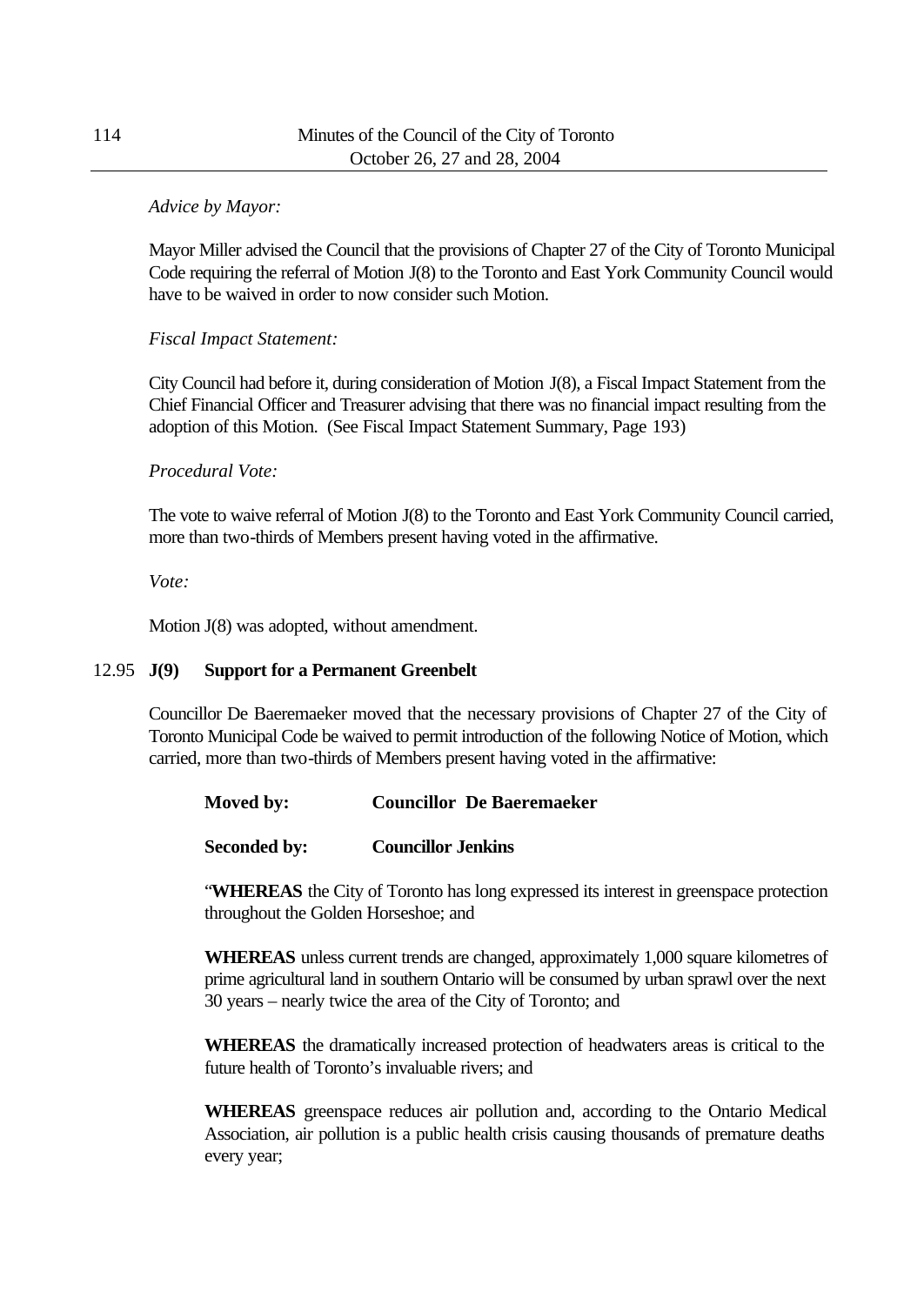*Advice by Mayor:*

Mayor Miller advised the Council that the provisions of Chapter 27 of the City of Toronto Municipal Code requiring the referral of Motion J(8) to the Toronto and East York Community Council would have to be waived in order to now consider such Motion.

*Fiscal Impact Statement:*

City Council had before it, during consideration of Motion J(8), a Fiscal Impact Statement from the Chief Financial Officer and Treasurer advising that there was no financial impact resulting from the adoption of this Motion. (See Fiscal Impact Statement Summary, Page 193)

*Procedural Vote:*

The vote to waive referral of Motion J(8) to the Toronto and East York Community Council carried, more than two-thirds of Members present having voted in the affirmative.

*Vote:*

Motion J(8) was adopted, without amendment.

12.95 **J(9) Support for a Permanent Greenbelt**

Councillor De Baeremaeker moved that the necessary provisions of Chapter 27 of the City of Toronto Municipal Code be waived to permit introduction of the following Notice of Motion, which carried, more than two-thirds of Members present having voted in the affirmative:

**Moved by: Councillor De Baeremaeker**

**Seconded by: Councillor Jenkins**

"**WHEREAS** the City of Toronto has long expressed its interest in greenspace protection throughout the Golden Horseshoe; and

**WHEREAS** unless current trends are changed, approximately 1,000 square kilometres of prime agricultural land in southern Ontario will be consumed by urban sprawl over the next 30 years – nearly twice the area of the City of Toronto; and

**WHEREAS** the dramatically increased protection of headwaters areas is critical to the future health of Toronto's invaluable rivers; and

**WHEREAS** greenspace reduces air pollution and, according to the Ontario Medical Association, air pollution is a public health crisis causing thousands of premature deaths every year;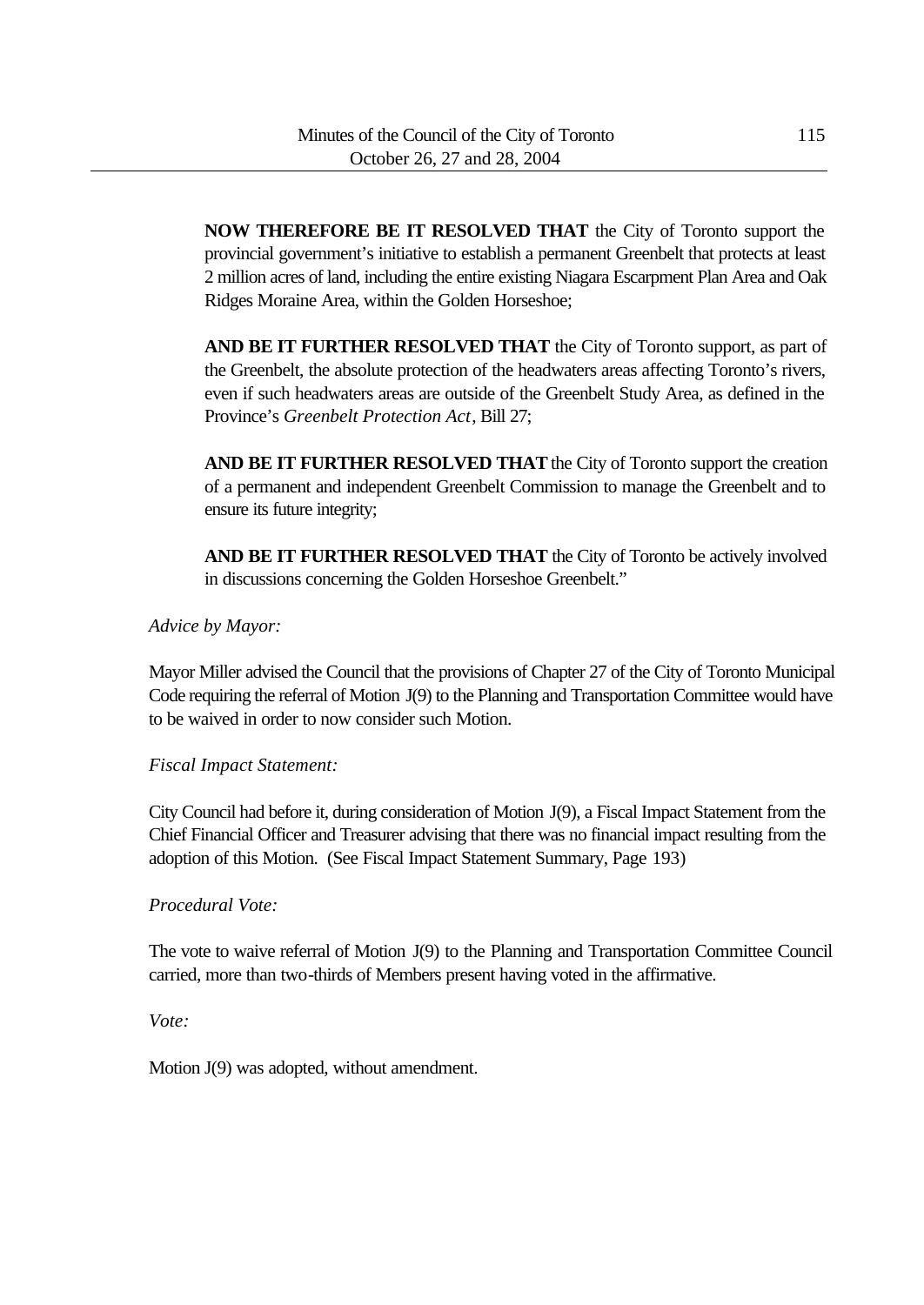**NOW THEREFORE BE IT RESOLVED THAT** the City of Toronto support the provincial government's initiative to establish a permanent Greenbelt that protects at least 2 million acres of land, including the entire existing Niagara Escarpment Plan Area and Oak Ridges Moraine Area, within the Golden Horseshoe;

**AND BE IT FURTHER RESOLVED THAT** the City of Toronto support, as part of the Greenbelt, the absolute protection of the headwaters areas affecting Toronto's rivers, even if such headwaters areas are outside of the Greenbelt Study Area, as defined in the Province's *Greenbelt Protection Act*, Bill 27;

**AND BE IT FURTHER RESOLVED THAT** the City of Toronto support the creation of a permanent and independent Greenbelt Commission to manage the Greenbelt and to ensure its future integrity;

**AND BE IT FURTHER RESOLVED THAT** the City of Toronto be actively involved in discussions concerning the Golden Horseshoe Greenbelt."

*Advice by Mayor:*

Mayor Miller advised the Council that the provisions of Chapter 27 of the City of Toronto Municipal Code requiring the referral of Motion J(9) to the Planning and Transportation Committee would have to be waived in order to now consider such Motion.

*Fiscal Impact Statement:*

City Council had before it, during consideration of Motion J(9), a Fiscal Impact Statement from the Chief Financial Officer and Treasurer advising that there was no financial impact resulting from the adoption of this Motion. (See Fiscal Impact Statement Summary, Page 193)

*Procedural Vote:*

The vote to waive referral of Motion J(9) to the Planning and Transportation Committee Council carried, more than two-thirds of Members present having voted in the affirmative.

*Vote:*

Motion J(9) was adopted, without amendment.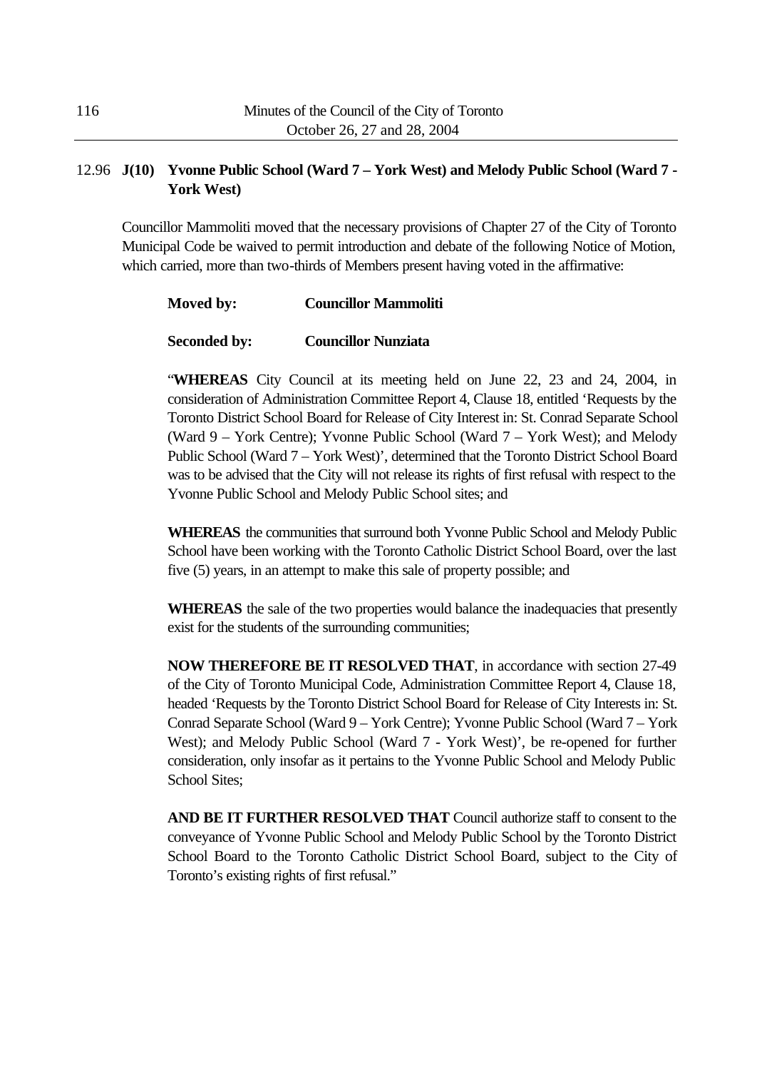12.96 **J(10) Yvonne Public School (Ward 7 – York West) and Melody Public School (Ward 7 - York West)**

Councillor Mammoliti moved that the necessary provisions of Chapter 27 of the City of Toronto Municipal Code be waived to permit introduction and debate of the following Notice of Motion, which carried, more than two-thirds of Members present having voted in the affirmative:

**Moved by:** **Councillor Mammoliti**

**Seconded by:** **Councillor Nunziata**

"**WHEREAS** City Council at its meeting held on June 22, 23 and 24, 2004, in consideration of Administration Committee Report 4, Clause 18, entitled 'Requests by the Toronto District School Board for Release of City Interest in: St. Conrad Separate School (Ward 9 – York Centre); Yvonne Public School (Ward 7 – York West); and Melody Public School (Ward 7 – York West)', determined that the Toronto District School Board was to be advised that the City will not release its rights of first refusal with respect to the Yvonne Public School and Melody Public School sites; and

**WHEREAS** the communities that surround both Yvonne Public School and Melody Public School have been working with the Toronto Catholic District School Board, over the last five (5) years, in an attempt to make this sale of property possible; and

**WHEREAS** the sale of the two properties would balance the inadequacies that presently exist for the students of the surrounding communities;

**NOW THEREFORE BE IT RESOLVED THAT**, in accordance with section 27-49 of the City of Toronto Municipal Code, Administration Committee Report 4, Clause 18, headed 'Requests by the Toronto District School Board for Release of City Interests in: St. Conrad Separate School (Ward 9 – York Centre); Yvonne Public School (Ward 7 – York West); and Melody Public School (Ward 7 - York West)', be re-opened for further consideration, only insofar as it pertains to the Yvonne Public School and Melody Public School Sites;

**AND BE IT FURTHER RESOLVED THAT** Council authorize staff to consent to the conveyance of Yvonne Public School and Melody Public School by the Toronto District School Board to the Toronto Catholic District School Board, subject to the City of Toronto's existing rights of first refusal."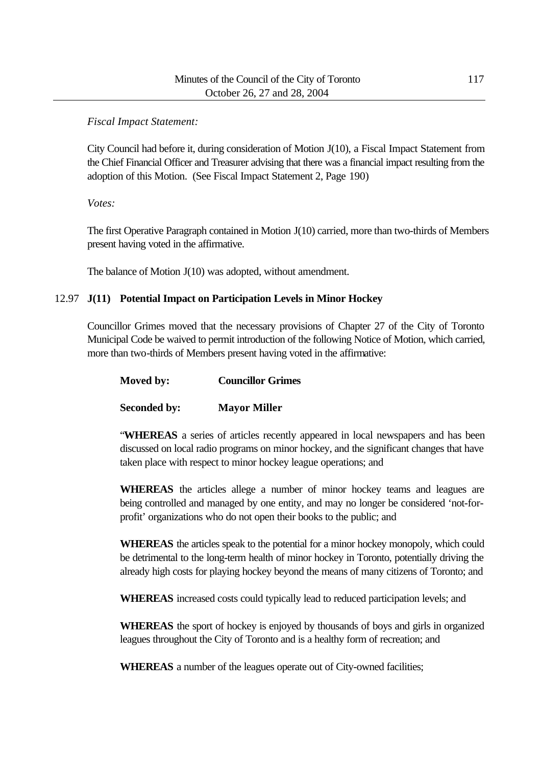*Fiscal Impact Statement:*

City Council had before it, during consideration of Motion J(10), a Fiscal Impact Statement from the Chief Financial Officer and Treasurer advising that there was a financial impact resulting from the adoption of this Motion. (See Fiscal Impact Statement 2, Page 190)

*Votes:*

The first Operative Paragraph contained in Motion J(10) carried, more than two-thirds of Members present having voted in the affirmative.

The balance of Motion J(10) was adopted, without amendment.

### 12.97 **J(11) Potential Impact on Participation Levels in Minor Hockey**

Councillor Grimes moved that the necessary provisions of Chapter 27 of the City of Toronto Municipal Code be waived to permit introduction of the following Notice of Motion, which carried, more than two-thirds of Members present having voted in the affirmative:

**Moved by:** **Councillor Grimes**

**Seconded by:** **Mayor Miller**

"**WHEREAS** a series of articles recently appeared in local newspapers and has been discussed on local radio programs on minor hockey, and the significant changes that have taken place with respect to minor hockey league operations; and

**WHEREAS** the articles allege a number of minor hockey teams and leagues are being controlled and managed by one entity, and may no longer be considered 'not-for-profit' organizations who do not open their books to the public; and

**WHEREAS** the articles speak to the potential for a minor hockey monopoly, which could be detrimental to the long-term health of minor hockey in Toronto, potentially driving the already high costs for playing hockey beyond the means of many citizens of Toronto; and

**WHEREAS** increased costs could typically lead to reduced participation levels; and

**WHEREAS** the sport of hockey is enjoyed by thousands of boys and girls in organized leagues throughout the City of Toronto and is a healthy form of recreation; and

**WHEREAS** a number of the leagues operate out of City-owned facilities;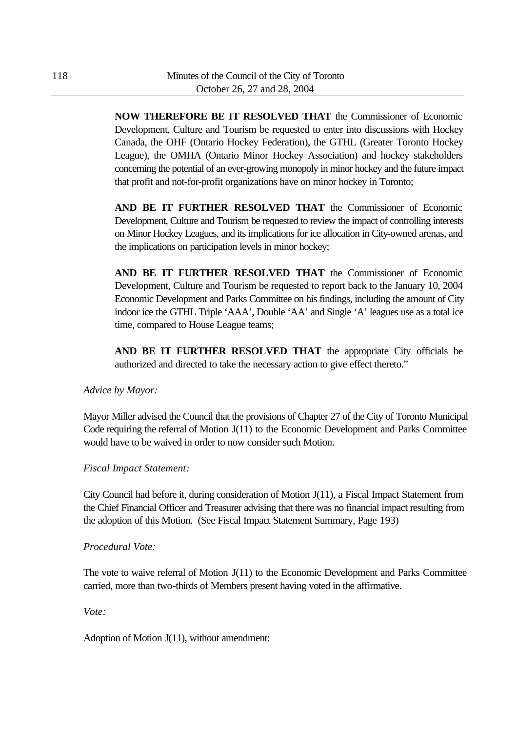**NOW THEREFORE BE IT RESOLVED THAT** the Commissioner of Economic Development, Culture and Tourism be requested to enter into discussions with Hockey Canada, the OHF (Ontario Hockey Federation), the GTHL (Greater Toronto Hockey League), the OMHA (Ontario Minor Hockey Association) and hockey stakeholders concerning the potential of an ever-growing monopoly in minor hockey and the future impact that profit and not-for-profit organizations have on minor hockey in Toronto;

**AND BE IT FURTHER RESOLVED THAT** the Commissioner of Economic Development, Culture and Tourism be requested to review the impact of controlling interests on Minor Hockey Leagues, and its implications for ice allocation in City-owned arenas, and the implications on participation levels in minor hockey;

**AND BE IT FURTHER RESOLVED THAT** the Commissioner of Economic Development, Culture and Tourism be requested to report back to the January 10, 2004 Economic Development and Parks Committee on his findings, including the amount of City indoor ice the GTHL Triple 'AAA', Double 'AA' and Single 'A' leagues use as a total ice time, compared to House League teams;

**AND BE IT FURTHER RESOLVED THAT** the appropriate City officials be authorized and directed to take the necessary action to give effect thereto."

*Advice by Mayor:*

Mayor Miller advised the Council that the provisions of Chapter 27 of the City of Toronto Municipal Code requiring the referral of Motion J(11) to the Economic Development and Parks Committee would have to be waived in order to now consider such Motion.

*Fiscal Impact Statement:*

City Council had before it, during consideration of Motion J(11), a Fiscal Impact Statement from the Chief Financial Officer and Treasurer advising that there was no financial impact resulting from the adoption of this Motion. (See Fiscal Impact Statement Summary, Page 193)

*Procedural Vote:*

The vote to waive referral of Motion J(11) to the Economic Development and Parks Committee carried, more than two-thirds of Members present having voted in the affirmative.

*Vote:*

Adoption of Motion J(11), without amendment: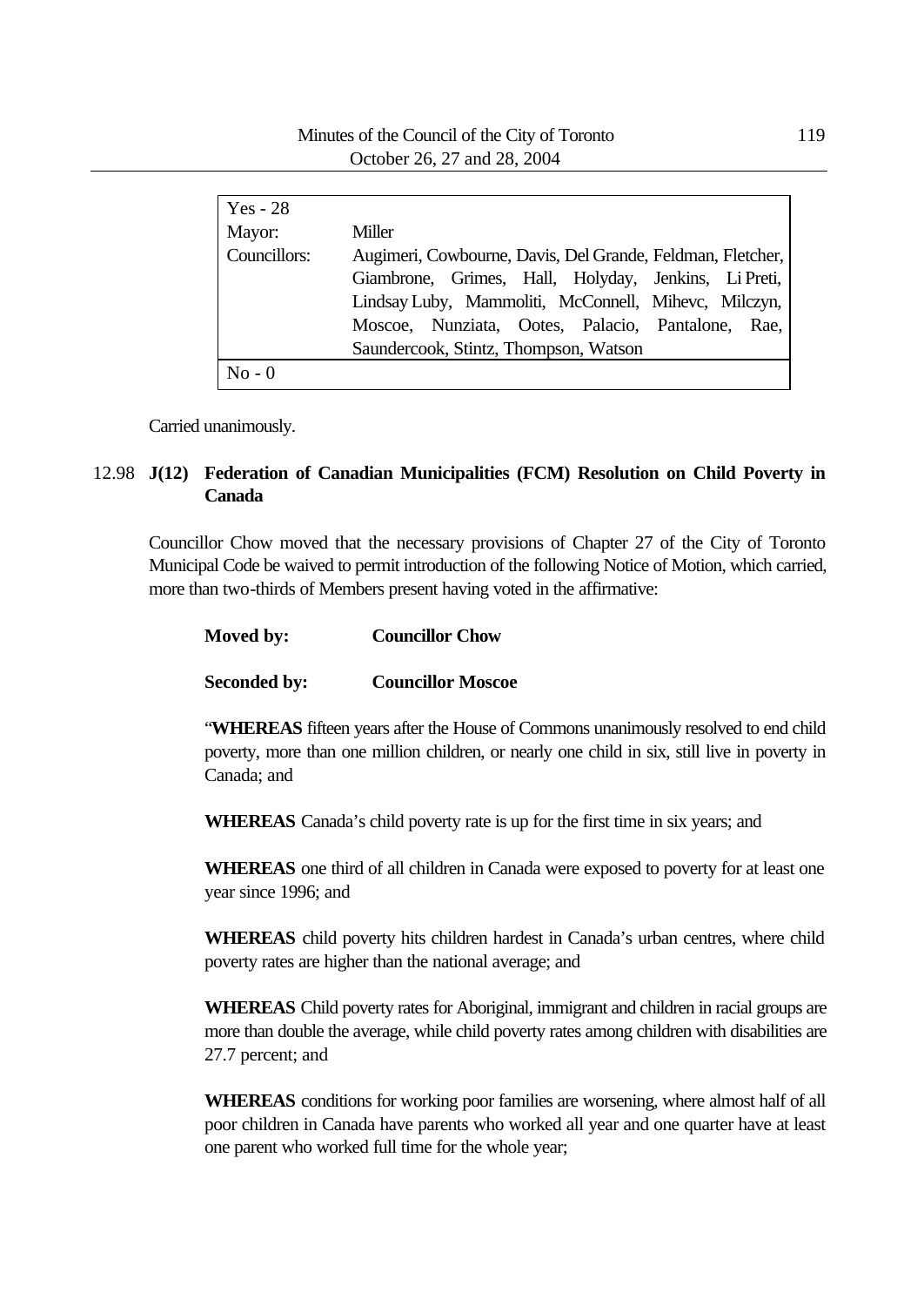| Yes - 28 | |
|---|---|
| Mayor: | Miller |
| Councillors: | Augimeri, Cowbourne, Davis, Del Grande, Feldman, Fletcher, Giambrone, Grimes, Hall, Holyday, Jenkins, Li Preti, Lindsay Luby, Mammoliti, McConnell, Mihevc, Milczyn, Moscoe, Nunziata, Ootes, Palacio, Pantalone, Rae, Saundercook, Stintz, Thompson, Watson |
| No - 0 | |

Carried unanimously.

12.98 **J(12) Federation of Canadian Municipalities (FCM) Resolution on Child Poverty in Canada**

Councillor Chow moved that the necessary provisions of Chapter 27 of the City of Toronto Municipal Code be waived to permit introduction of the following Notice of Motion, which carried, more than two-thirds of Members present having voted in the affirmative:

**Moved by:** **Councillor Chow**

**Seconded by:** **Councillor Moscoe**

"**WHEREAS** fifteen years after the House of Commons unanimously resolved to end child poverty, more than one million children, or nearly one child in six, still live in poverty in Canada; and

**WHEREAS** Canada's child poverty rate is up for the first time in six years; and

**WHEREAS** one third of all children in Canada were exposed to poverty for at least one year since 1996; and

**WHEREAS** child poverty hits children hardest in Canada's urban centres, where child poverty rates are higher than the national average; and

**WHEREAS** Child poverty rates for Aboriginal, immigrant and children in racial groups are more than double the average, while child poverty rates among children with disabilities are 27.7 percent; and

**WHEREAS** conditions for working poor families are worsening, where almost half of all poor children in Canada have parents who worked all year and one quarter have at least one parent who worked full time for the whole year;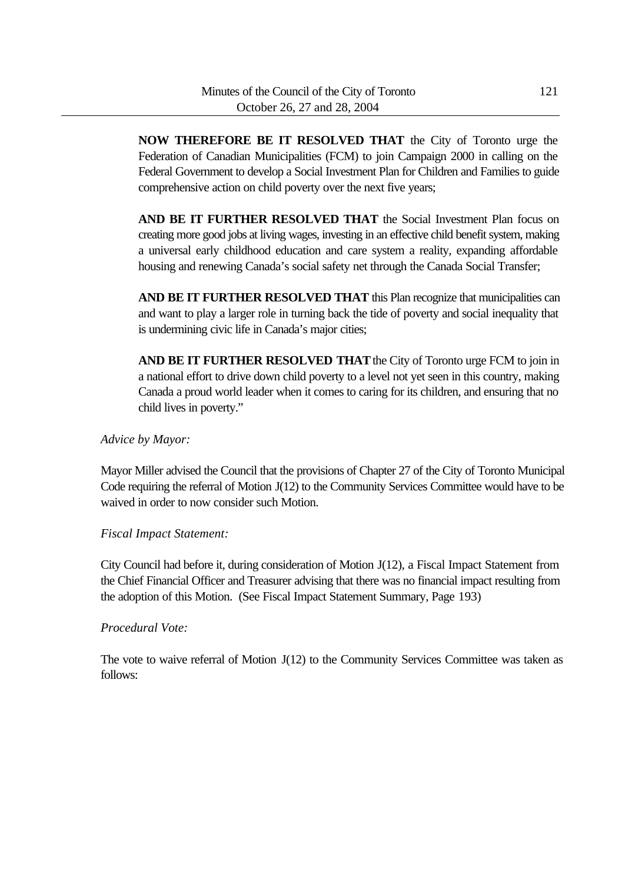**NOW THEREFORE BE IT RESOLVED THAT** the City of Toronto urge the Federation of Canadian Municipalities (FCM) to join Campaign 2000 in calling on the Federal Government to develop a Social Investment Plan for Children and Families to guide comprehensive action on child poverty over the next five years;

**AND BE IT FURTHER RESOLVED THAT** the Social Investment Plan focus on creating more good jobs at living wages, investing in an effective child benefit system, making a universal early childhood education and care system a reality, expanding affordable housing and renewing Canada's social safety net through the Canada Social Transfer;

**AND BE IT FURTHER RESOLVED THAT** this Plan recognize that municipalities can and want to play a larger role in turning back the tide of poverty and social inequality that is undermining civic life in Canada's major cities;

**AND BE IT FURTHER RESOLVED THAT** the City of Toronto urge FCM to join in a national effort to drive down child poverty to a level not yet seen in this country, making Canada a proud world leader when it comes to caring for its children, and ensuring that no child lives in poverty."

*Advice by Mayor:*

Mayor Miller advised the Council that the provisions of Chapter 27 of the City of Toronto Municipal Code requiring the referral of Motion J(12) to the Community Services Committee would have to be waived in order to now consider such Motion.

*Fiscal Impact Statement:*

City Council had before it, during consideration of Motion J(12), a Fiscal Impact Statement from the Chief Financial Officer and Treasurer advising that there was no financial impact resulting from the adoption of this Motion. (See Fiscal Impact Statement Summary, Page 193)

*Procedural Vote:*

The vote to waive referral of Motion J(12) to the Community Services Committee was taken as follows: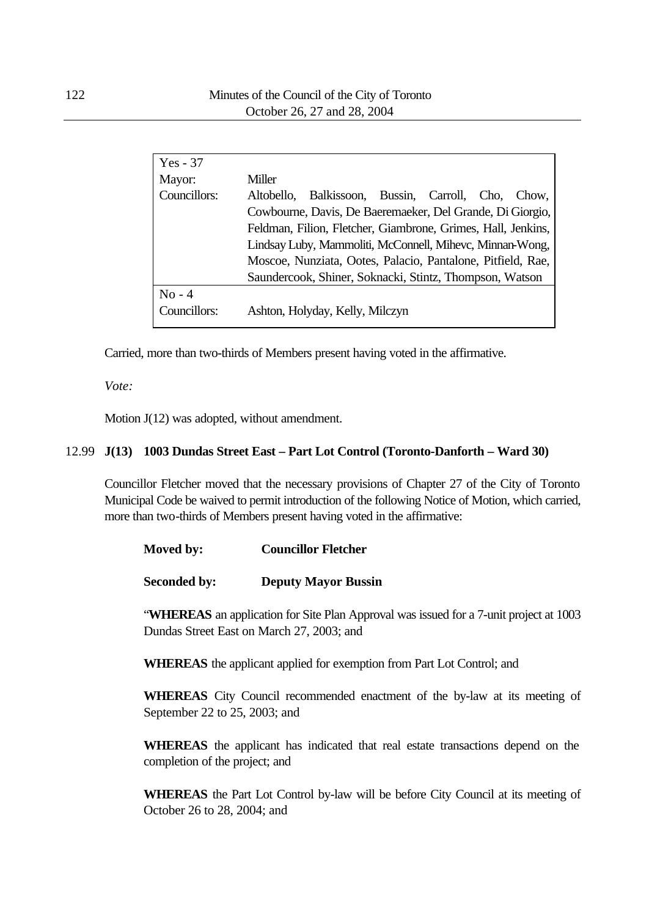| Yes - 37 | |
|---|---|
| Mayor: | Miller |
| Councillors: | Altobello, Balkissoon, Bussin, Carroll, Cho, Chow, Cowbourne, Davis, De Baeremaeker, Del Grande, Di Giorgio, Feldman, Filion, Fletcher, Giambrone, Grimes, Hall, Jenkins, Lindsay Luby, Mammoliti, McConnell, Mihevc, Minnan-Wong, Moscoe, Nunziata, Ootes, Palacio, Pantalone, Pitfield, Rae, Saundercook, Shiner, Soknacki, Stintz, Thompson, Watson |
| No - 4 | |
| Councillors: | Ashton, Holyday, Kelly, Milczyn |

Carried, more than two-thirds of Members present having voted in the affirmative.

*Vote:*

Motion J(12) was adopted, without amendment.

12.99 **J(13) 1003 Dundas Street East – Part Lot Control (Toronto-Danforth – Ward 30)**

Councillor Fletcher moved that the necessary provisions of Chapter 27 of the City of Toronto Municipal Code be waived to permit introduction of the following Notice of Motion, which carried, more than two-thirds of Members present having voted in the affirmative:

**Moved by:** **Councillor Fletcher**

**Seconded by:** **Deputy Mayor Bussin**

"**WHEREAS** an application for Site Plan Approval was issued for a 7-unit project at 1003 Dundas Street East on March 27, 2003; and

**WHEREAS** the applicant applied for exemption from Part Lot Control; and

**WHEREAS** City Council recommended enactment of the by-law at its meeting of September 22 to 25, 2003; and

**WHEREAS** the applicant has indicated that real estate transactions depend on the completion of the project; and

**WHEREAS** the Part Lot Control by-law will be before City Council at its meeting of October 26 to 28, 2004; and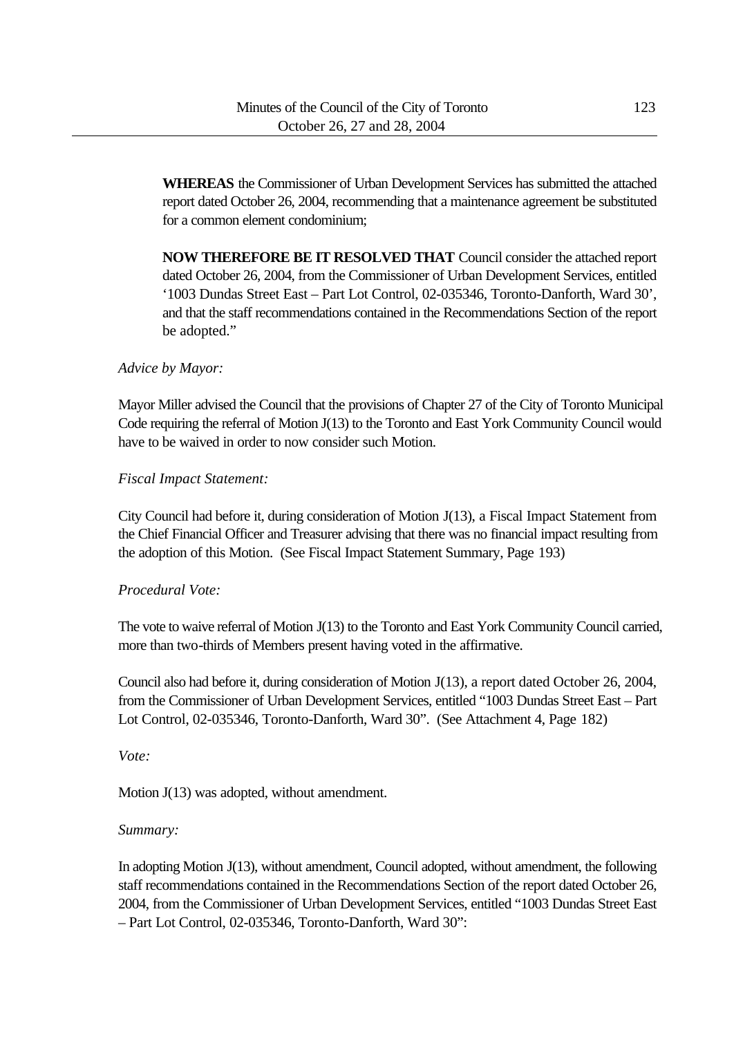> **WHEREAS** the Commissioner of Urban Development Services has submitted the attached report dated October 26, 2004, recommending that a maintenance agreement be substituted for a common element condominium;
>
> **NOW THEREFORE BE IT RESOLVED THAT** Council consider the attached report dated October 26, 2004, from the Commissioner of Urban Development Services, entitled '1003 Dundas Street East – Part Lot Control, 02-035346, Toronto-Danforth, Ward 30', and that the staff recommendations contained in the Recommendations Section of the report be adopted."

*Advice by Mayor:*

Mayor Miller advised the Council that the provisions of Chapter 27 of the City of Toronto Municipal Code requiring the referral of Motion J(13) to the Toronto and East York Community Council would have to be waived in order to now consider such Motion.

*Fiscal Impact Statement:*

City Council had before it, during consideration of Motion J(13), a Fiscal Impact Statement from the Chief Financial Officer and Treasurer advising that there was no financial impact resulting from the adoption of this Motion. (See Fiscal Impact Statement Summary, Page 193)

*Procedural Vote:*

The vote to waive referral of Motion J(13) to the Toronto and East York Community Council carried, more than two-thirds of Members present having voted in the affirmative.

Council also had before it, during consideration of Motion J(13), a report dated October 26, 2004, from the Commissioner of Urban Development Services, entitled "1003 Dundas Street East – Part Lot Control, 02-035346, Toronto-Danforth, Ward 30". (See Attachment 4, Page 182)

*Vote:*

Motion J(13) was adopted, without amendment.

*Summary:*

In adopting Motion J(13), without amendment, Council adopted, without amendment, the following staff recommendations contained in the Recommendations Section of the report dated October 26, 2004, from the Commissioner of Urban Development Services, entitled "1003 Dundas Street East – Part Lot Control, 02-035346, Toronto-Danforth, Ward 30":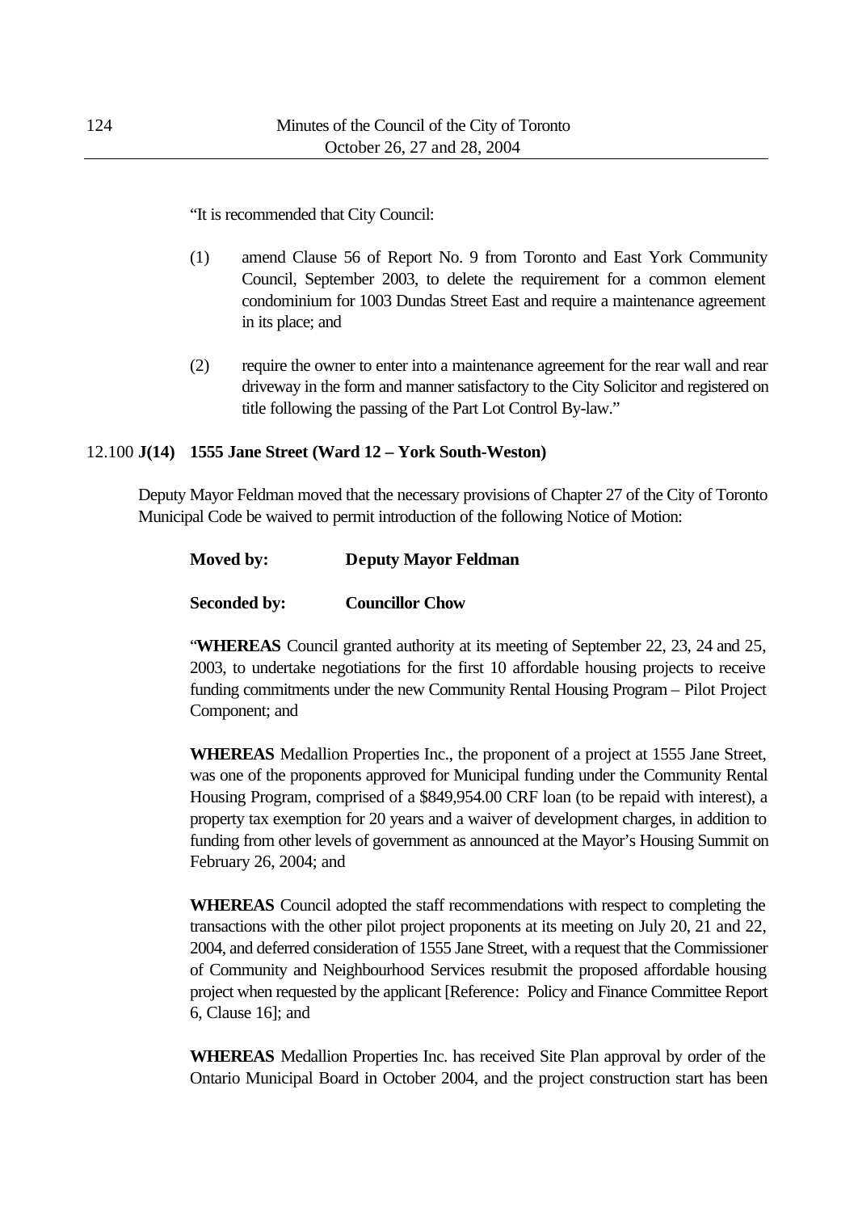"It is recommended that City Council:

(1) amend Clause 56 of Report No. 9 from Toronto and East York Community Council, September 2003, to delete the requirement for a common element condominium for 1003 Dundas Street East and require a maintenance agreement in its place; and

(2) require the owner to enter into a maintenance agreement for the rear wall and rear driveway in the form and manner satisfactory to the City Solicitor and registered on title following the passing of the Part Lot Control By-law."

12.100 **J(14) 1555 Jane Street (Ward 12 – York South-Weston)**

Deputy Mayor Feldman moved that the necessary provisions of Chapter 27 of the City of Toronto Municipal Code be waived to permit introduction of the following Notice of Motion:

**Moved by:** **Deputy Mayor Feldman**

**Seconded by:** **Councillor Chow**

"**WHEREAS** Council granted authority at its meeting of September 22, 23, 24 and 25, 2003, to undertake negotiations for the first 10 affordable housing projects to receive funding commitments under the new Community Rental Housing Program – Pilot Project Component; and

**WHEREAS** Medallion Properties Inc., the proponent of a project at 1555 Jane Street, was one of the proponents approved for Municipal funding under the Community Rental Housing Program, comprised of a $849,954.00 CRF loan (to be repaid with interest), a property tax exemption for 20 years and a waiver of development charges, in addition to funding from other levels of government as announced at the Mayor's Housing Summit on February 26, 2004; and

**WHEREAS** Council adopted the staff recommendations with respect to completing the transactions with the other pilot project proponents at its meeting on July 20, 21 and 22, 2004, and deferred consideration of 1555 Jane Street, with a request that the Commissioner of Community and Neighbourhood Services resubmit the proposed affordable housing project when requested by the applicant [Reference: Policy and Finance Committee Report 6, Clause 16]; and

**WHEREAS** Medallion Properties Inc. has received Site Plan approval by order of the Ontario Municipal Board in October 2004, and the project construction start has been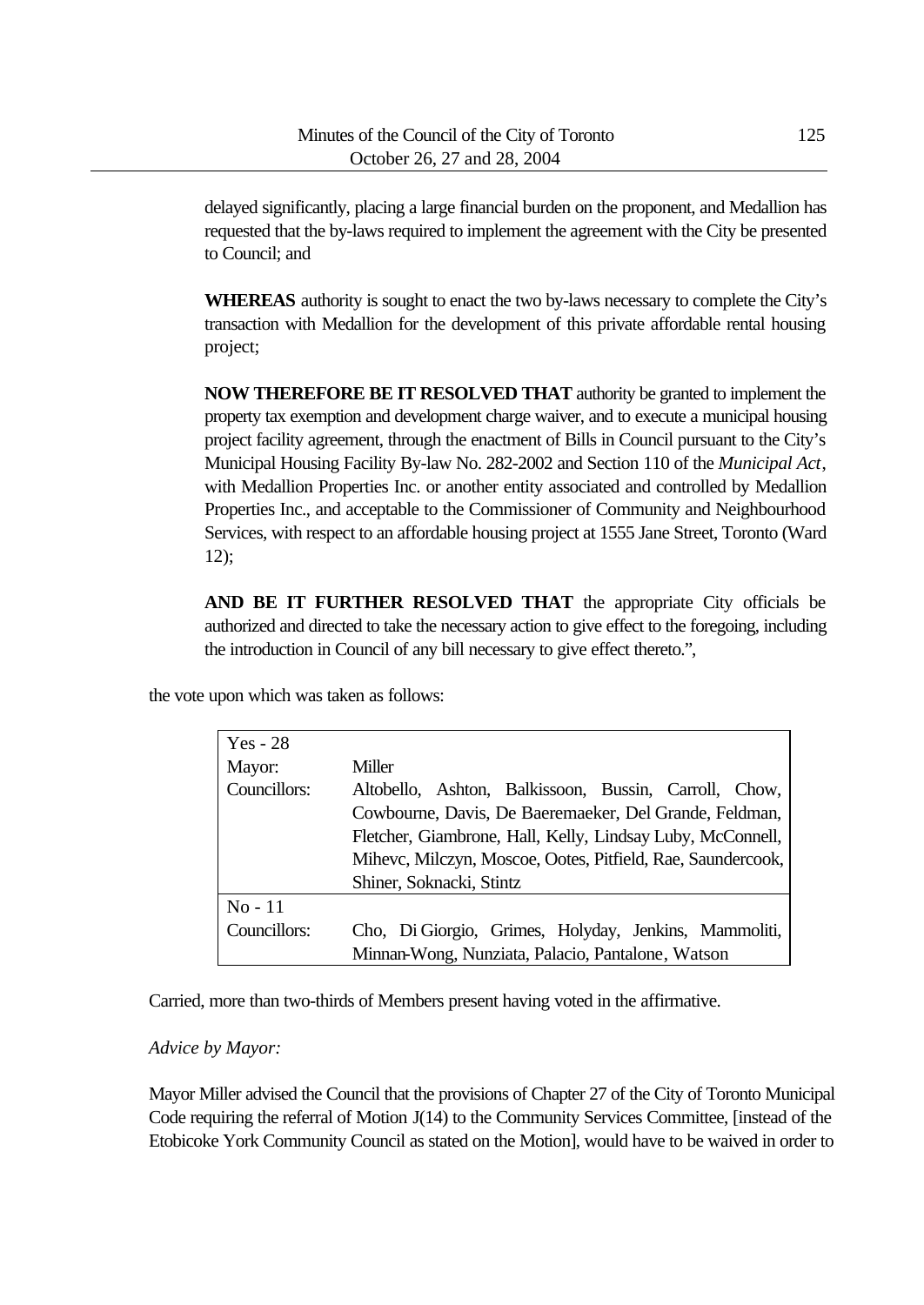delayed significantly, placing a large financial burden on the proponent, and Medallion has requested that the by-laws required to implement the agreement with the City be presented to Council; and

**WHEREAS** authority is sought to enact the two by-laws necessary to complete the City's transaction with Medallion for the development of this private affordable rental housing project;

**NOW THEREFORE BE IT RESOLVED THAT** authority be granted to implement the property tax exemption and development charge waiver, and to execute a municipal housing project facility agreement, through the enactment of Bills in Council pursuant to the City's Municipal Housing Facility By-law No. 282-2002 and Section 110 of the *Municipal Act*, with Medallion Properties Inc. or another entity associated and controlled by Medallion Properties Inc., and acceptable to the Commissioner of Community and Neighbourhood Services, with respect to an affordable housing project at 1555 Jane Street, Toronto (Ward 12);

**AND BE IT FURTHER RESOLVED THAT** the appropriate City officials be authorized and directed to take the necessary action to give effect to the foregoing, including the introduction in Council of any bill necessary to give effect thereto.",

the vote upon which was taken as follows:

| Yes - 28 | |
|---|---|
| Mayor: | Miller |
| Councillors: | Altobello, Ashton, Balkissoon, Bussin, Carroll, Chow, Cowbourne, Davis, De Baeremaeker, Del Grande, Feldman, Fletcher, Giambrone, Hall, Kelly, Lindsay Luby, McConnell, Mihevc, Milczyn, Moscoe, Ootes, Pitfield, Rae, Saundercook, Shiner, Soknacki, Stintz |
| No - 11 | |
| Councillors: | Cho, Di Giorgio, Grimes, Holyday, Jenkins, Mammoliti, Minnan-Wong, Nunziata, Palacio, Pantalone, Watson |

Carried, more than two-thirds of Members present having voted in the affirmative.

*Advice by Mayor:*

Mayor Miller advised the Council that the provisions of Chapter 27 of the City of Toronto Municipal Code requiring the referral of Motion J(14) to the Community Services Committee, [instead of the Etobicoke York Community Council as stated on the Motion], would have to be waived in order to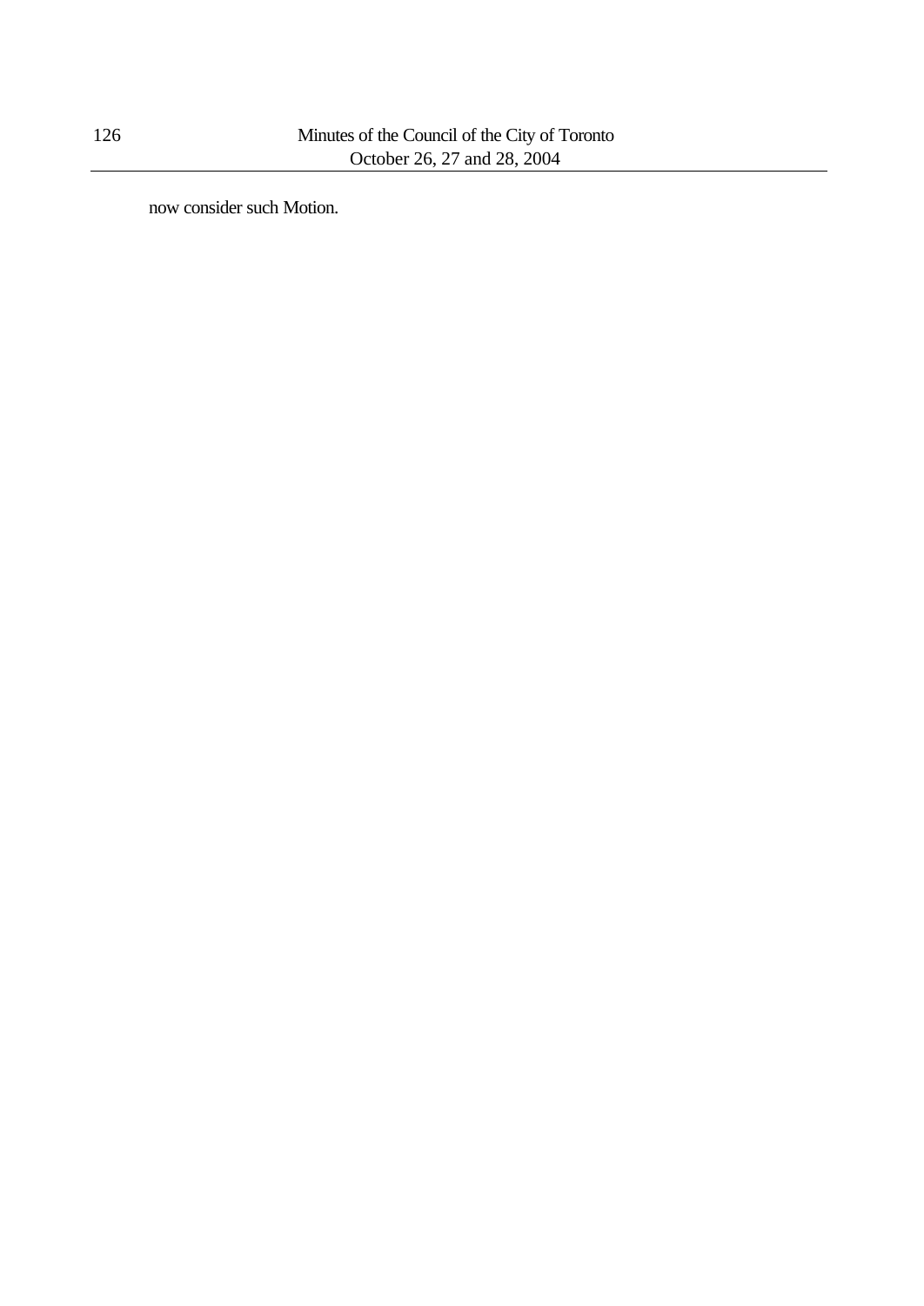now consider such Motion.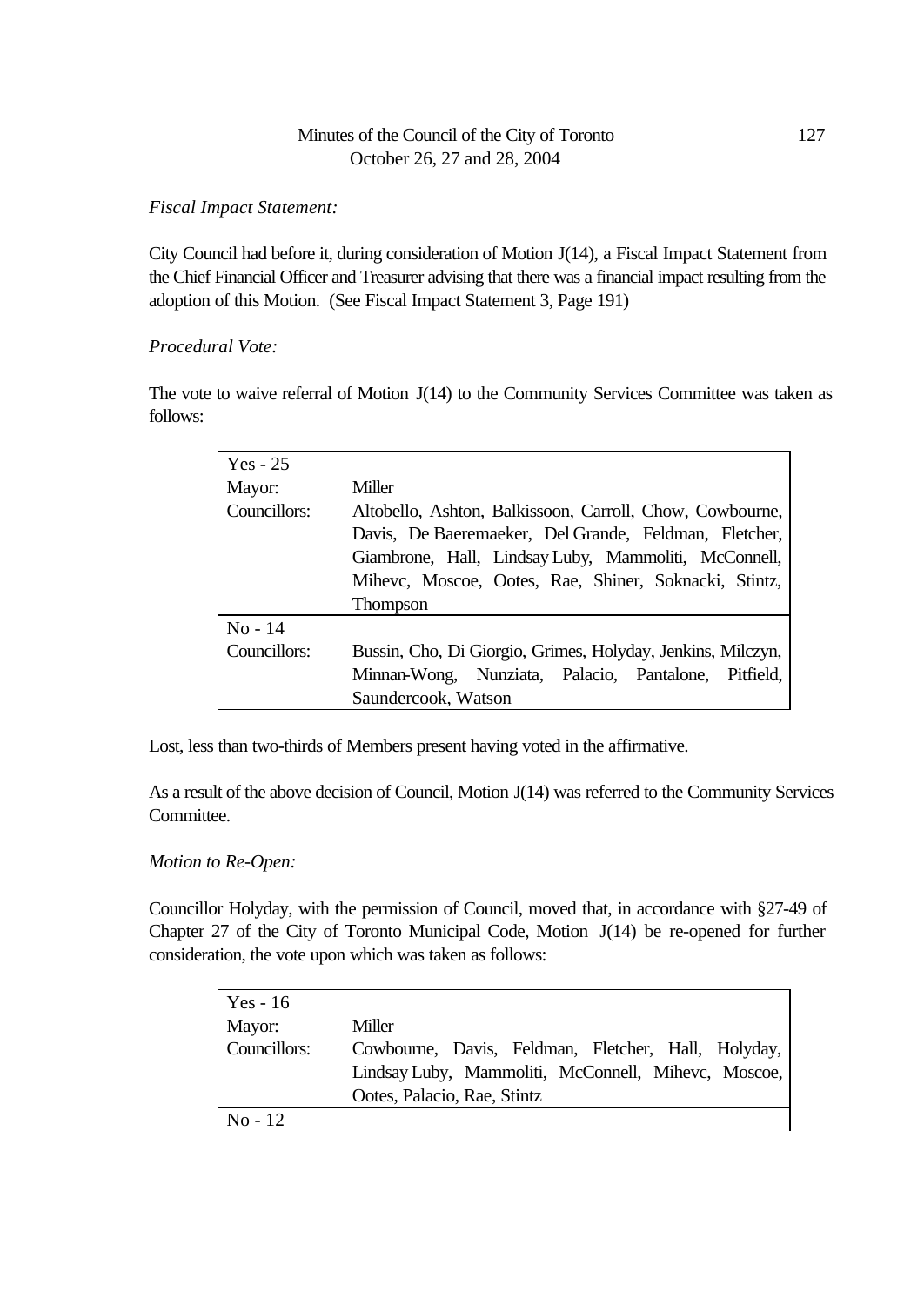*Fiscal Impact Statement:*

City Council had before it, during consideration of Motion J(14), a Fiscal Impact Statement from the Chief Financial Officer and Treasurer advising that there was a financial impact resulting from the adoption of this Motion. (See Fiscal Impact Statement 3, Page 191)

*Procedural Vote:*

The vote to waive referral of Motion J(14) to the Community Services Committee was taken as follows:

| Yes - 25 | |
|---|---|
| Mayor: | Miller |
| Councillors: | Altobello, Ashton, Balkissoon, Carroll, Chow, Cowbourne, Davis, De Baeremaeker, Del Grande, Feldman, Fletcher, Giambrone, Hall, Lindsay Luby, Mammoliti, McConnell, Mihevc, Moscoe, Ootes, Rae, Shiner, Soknacki, Stintz, Thompson |
| No - 14 | |
| Councillors: | Bussin, Cho, Di Giorgio, Grimes, Holyday, Jenkins, Milczyn, Minnan-Wong, Nunziata, Palacio, Pantalone, Pitfield, Saundercook, Watson |

Lost, less than two-thirds of Members present having voted in the affirmative.

As a result of the above decision of Council, Motion J(14) was referred to the Community Services Committee.

*Motion to Re-Open:*

Councillor Holyday, with the permission of Council, moved that, in accordance with §27-49 of Chapter 27 of the City of Toronto Municipal Code, Motion J(14) be re-opened for further consideration, the vote upon which was taken as follows:

| Yes - 16 | |
|---|---|
| Mayor: | Miller |
| Councillors: | Cowbourne, Davis, Feldman, Fletcher, Hall, Holyday, Lindsay Luby, Mammoliti, McConnell, Mihevc, Moscoe, Ootes, Palacio, Rae, Stintz |
| No - 12 | |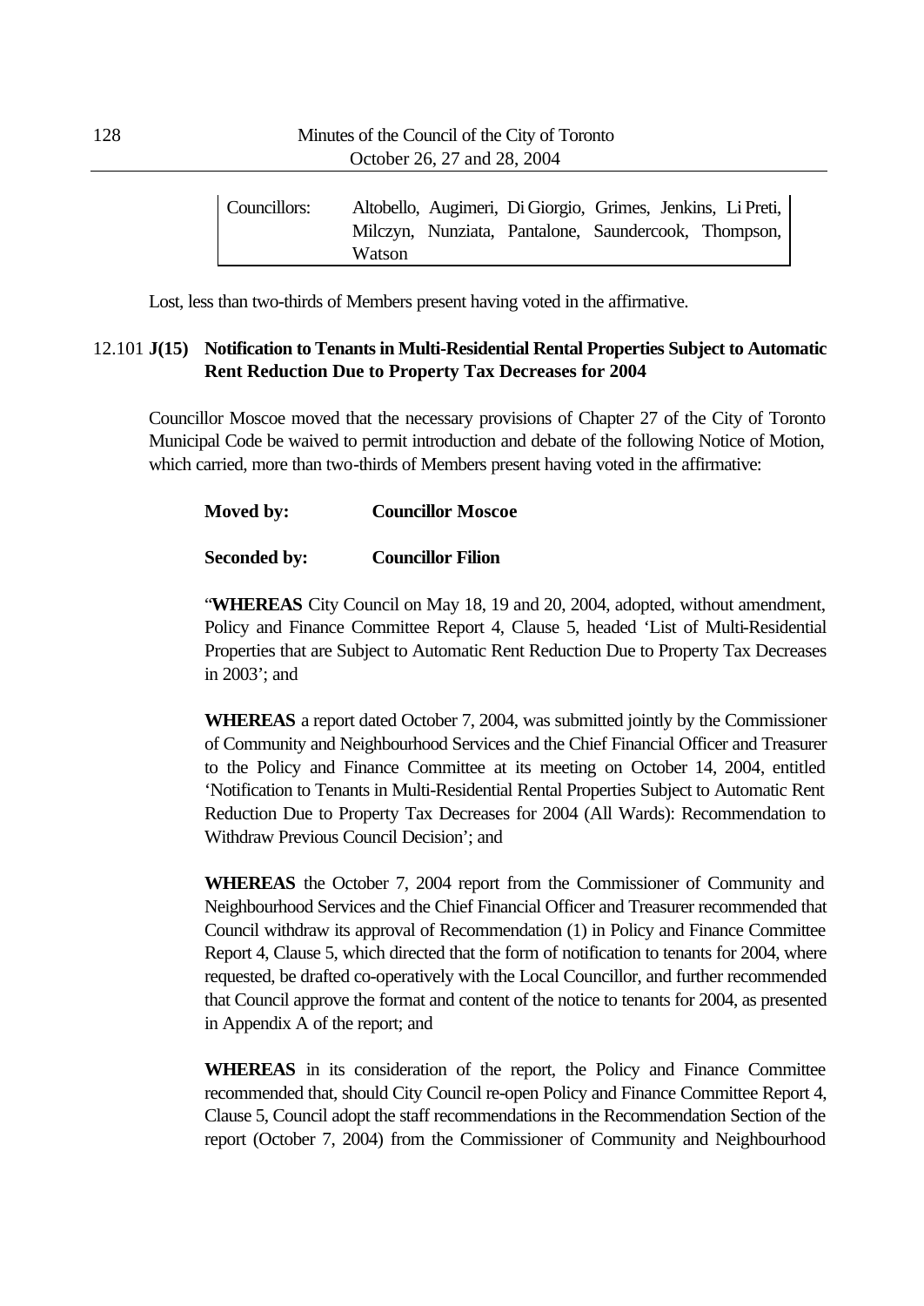| Councillors: | Altobello, Augimeri, Di Giorgio, Grimes, Jenkins, Li Preti, Milczyn, Nunziata, Pantalone, Saundercook, Thompson, Watson |
|---|---|

Lost, less than two-thirds of Members present having voted in the affirmative.

### 12.101 J(15) Notification to Tenants in Multi-Residential Rental Properties Subject to Automatic Rent Reduction Due to Property Tax Decreases for 2004

Councillor Moscoe moved that the necessary provisions of Chapter 27 of the City of Toronto Municipal Code be waived to permit introduction and debate of the following Notice of Motion, which carried, more than two-thirds of Members present having voted in the affirmative:

**Moved by:** **Councillor Moscoe**

**Seconded by:** **Councillor Filion**

"**WHEREAS** City Council on May 18, 19 and 20, 2004, adopted, without amendment, Policy and Finance Committee Report 4, Clause 5, headed 'List of Multi-Residential Properties that are Subject to Automatic Rent Reduction Due to Property Tax Decreases in 2003'; and

**WHEREAS** a report dated October 7, 2004, was submitted jointly by the Commissioner of Community and Neighbourhood Services and the Chief Financial Officer and Treasurer to the Policy and Finance Committee at its meeting on October 14, 2004, entitled 'Notification to Tenants in Multi-Residential Rental Properties Subject to Automatic Rent Reduction Due to Property Tax Decreases for 2004 (All Wards): Recommendation to Withdraw Previous Council Decision'; and

**WHEREAS** the October 7, 2004 report from the Commissioner of Community and Neighbourhood Services and the Chief Financial Officer and Treasurer recommended that Council withdraw its approval of Recommendation (1) in Policy and Finance Committee Report 4, Clause 5, which directed that the form of notification to tenants for 2004, where requested, be drafted co-operatively with the Local Councillor, and further recommended that Council approve the format and content of the notice to tenants for 2004, as presented in Appendix A of the report; and

**WHEREAS** in its consideration of the report, the Policy and Finance Committee recommended that, should City Council re-open Policy and Finance Committee Report 4, Clause 5, Council adopt the staff recommendations in the Recommendation Section of the report (October 7, 2004) from the Commissioner of Community and Neighbourhood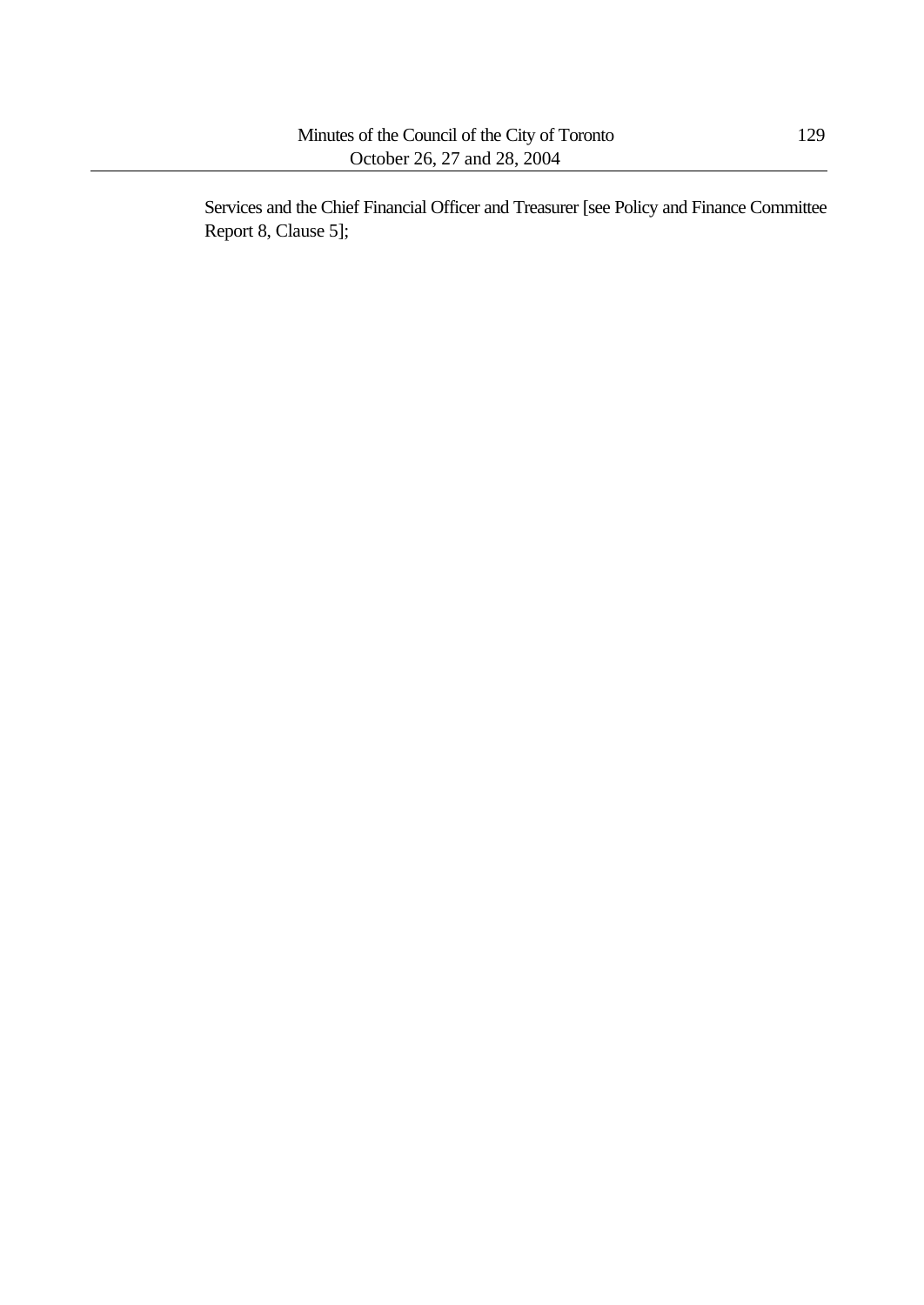Services and the Chief Financial Officer and Treasurer [see Policy and Finance Committee Report 8, Clause 5];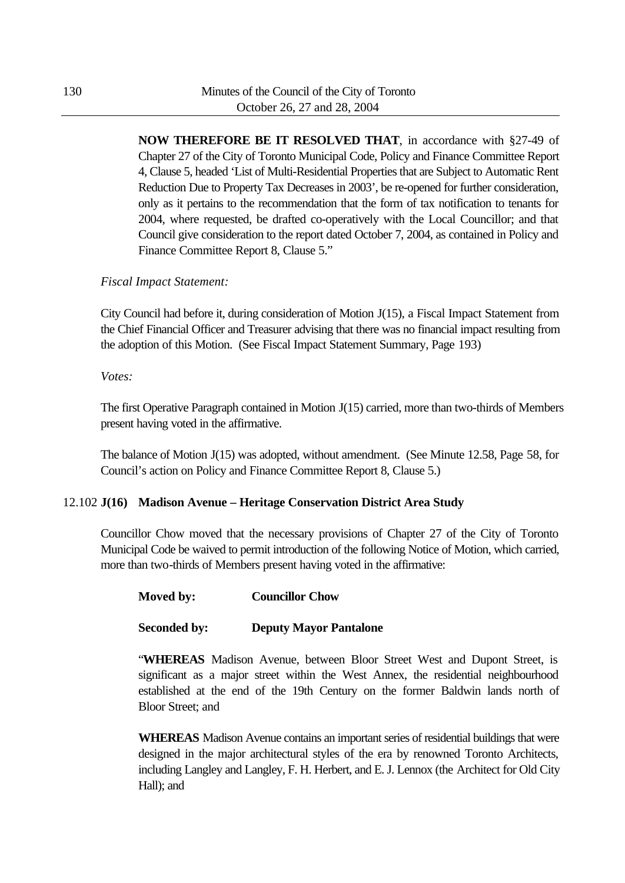**NOW THEREFORE BE IT RESOLVED THAT**, in accordance with §27-49 of Chapter 27 of the City of Toronto Municipal Code, Policy and Finance Committee Report 4, Clause 5, headed 'List of Multi-Residential Properties that are Subject to Automatic Rent Reduction Due to Property Tax Decreases in 2003', be re-opened for further consideration, only as it pertains to the recommendation that the form of tax notification to tenants for 2004, where requested, be drafted co-operatively with the Local Councillor; and that Council give consideration to the report dated October 7, 2004, as contained in Policy and Finance Committee Report 8, Clause 5."

*Fiscal Impact Statement:*

City Council had before it, during consideration of Motion J(15), a Fiscal Impact Statement from the Chief Financial Officer and Treasurer advising that there was no financial impact resulting from the adoption of this Motion. (See Fiscal Impact Statement Summary, Page 193)

*Votes:*

The first Operative Paragraph contained in Motion J(15) carried, more than two-thirds of Members present having voted in the affirmative.

The balance of Motion J(15) was adopted, without amendment. (See Minute 12.58, Page 58, for Council's action on Policy and Finance Committee Report 8, Clause 5.)

## 12.102 **J(16) Madison Avenue – Heritage Conservation District Area Study**

Councillor Chow moved that the necessary provisions of Chapter 27 of the City of Toronto Municipal Code be waived to permit introduction of the following Notice of Motion, which carried, more than two-thirds of Members present having voted in the affirmative:

**Moved by:** **Councillor Chow**

**Seconded by:** **Deputy Mayor Pantalone**

"**WHEREAS** Madison Avenue, between Bloor Street West and Dupont Street, is significant as a major street within the West Annex, the residential neighbourhood established at the end of the 19th Century on the former Baldwin lands north of Bloor Street; and

**WHEREAS** Madison Avenue contains an important series of residential buildings that were designed in the major architectural styles of the era by renowned Toronto Architects, including Langley and Langley, F. H. Herbert, and E. J. Lennox (the Architect for Old City Hall); and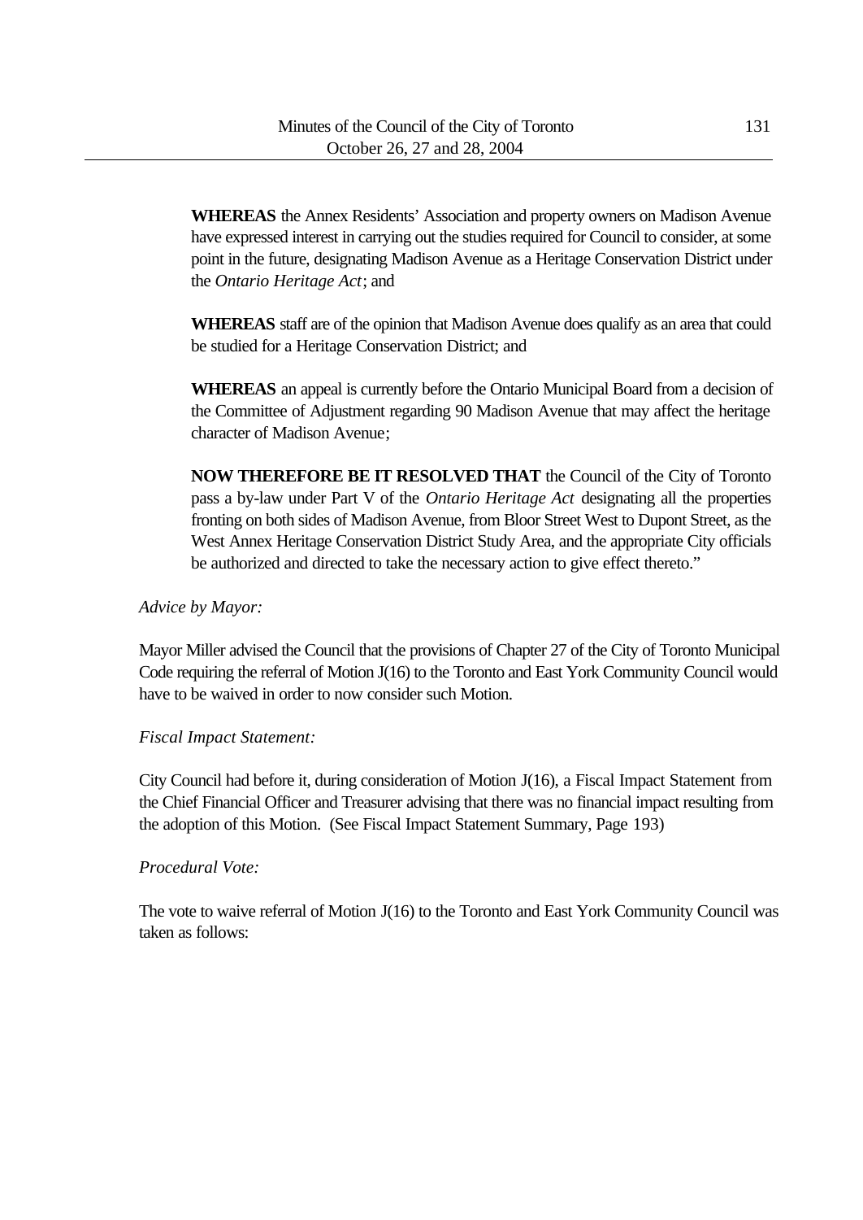**WHEREAS** the Annex Residents' Association and property owners on Madison Avenue have expressed interest in carrying out the studies required for Council to consider, at some point in the future, designating Madison Avenue as a Heritage Conservation District under the *Ontario Heritage Act*; and

**WHEREAS** staff are of the opinion that Madison Avenue does qualify as an area that could be studied for a Heritage Conservation District; and

**WHEREAS** an appeal is currently before the Ontario Municipal Board from a decision of the Committee of Adjustment regarding 90 Madison Avenue that may affect the heritage character of Madison Avenue;

**NOW THEREFORE BE IT RESOLVED THAT** the Council of the City of Toronto pass a by-law under Part V of the *Ontario Heritage Act* designating all the properties fronting on both sides of Madison Avenue, from Bloor Street West to Dupont Street, as the West Annex Heritage Conservation District Study Area, and the appropriate City officials be authorized and directed to take the necessary action to give effect thereto."

*Advice by Mayor:*

Mayor Miller advised the Council that the provisions of Chapter 27 of the City of Toronto Municipal Code requiring the referral of Motion J(16) to the Toronto and East York Community Council would have to be waived in order to now consider such Motion.

*Fiscal Impact Statement:*

City Council had before it, during consideration of Motion J(16), a Fiscal Impact Statement from the Chief Financial Officer and Treasurer advising that there was no financial impact resulting from the adoption of this Motion. (See Fiscal Impact Statement Summary, Page 193)

*Procedural Vote:*

The vote to waive referral of Motion J(16) to the Toronto and East York Community Council was taken as follows: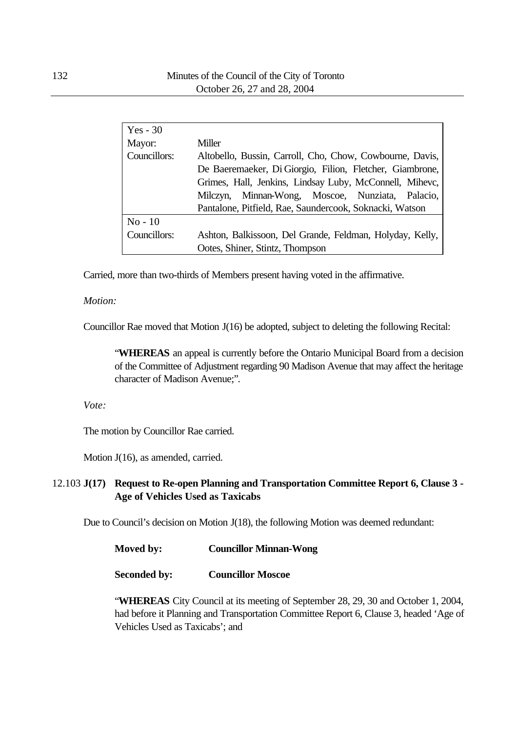| Yes - 30 | |
|---|---|
| Mayor: | Miller |
| Councillors: | Altobello, Bussin, Carroll, Cho, Chow, Cowbourne, Davis, De Baeremaeker, Di Giorgio, Filion, Fletcher, Giambrone, Grimes, Hall, Jenkins, Lindsay Luby, McConnell, Mihevc, Milczyn, Minnan-Wong, Moscoe, Nunziata, Palacio, Pantalone, Pitfield, Rae, Saundercook, Soknacki, Watson |
| No - 10 | |
| Councillors: | Ashton, Balkissoon, Del Grande, Feldman, Holyday, Kelly, Ootes, Shiner, Stintz, Thompson |

Carried, more than two-thirds of Members present having voted in the affirmative.

*Motion:*

Councillor Rae moved that Motion J(16) be adopted, subject to deleting the following Recital:

> "**WHEREAS** an appeal is currently before the Ontario Municipal Board from a decision of the Committee of Adjustment regarding 90 Madison Avenue that may affect the heritage character of Madison Avenue;".

*Vote:*

The motion by Councillor Rae carried.

Motion J(16), as amended, carried.

### 12.103 J(17) Request to Re-open Planning and Transportation Committee Report 6, Clause 3 - Age of Vehicles Used as Taxicabs

Due to Council's decision on Motion J(18), the following Motion was deemed redundant:

> **Moved by:** **Councillor Minnan-Wong**
>
> **Seconded by:** **Councillor Moscoe**
>
> "**WHEREAS** City Council at its meeting of September 28, 29, 30 and October 1, 2004, had before it Planning and Transportation Committee Report 6, Clause 3, headed 'Age of Vehicles Used as Taxicabs'; and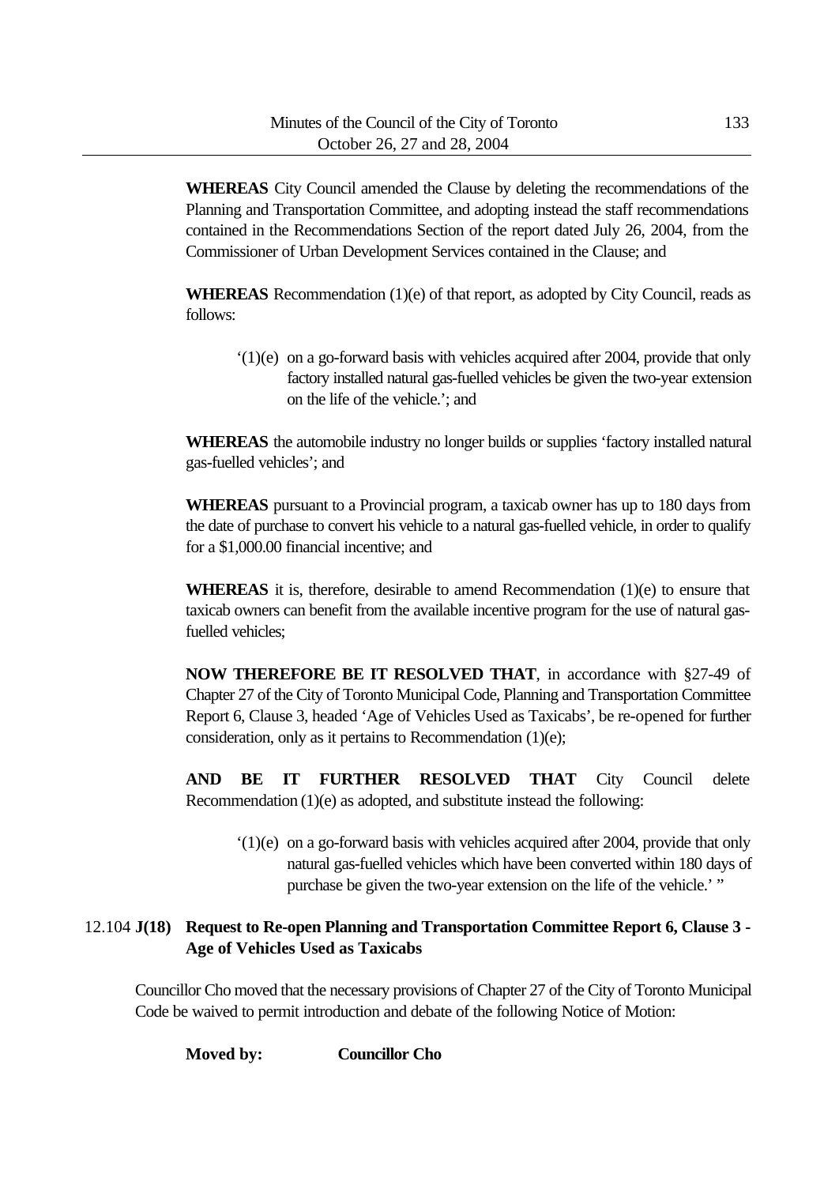**WHEREAS** City Council amended the Clause by deleting the recommendations of the Planning and Transportation Committee, and adopting instead the staff recommendations contained in the Recommendations Section of the report dated July 26, 2004, from the Commissioner of Urban Development Services contained in the Clause; and

**WHEREAS** Recommendation (1)(e) of that report, as adopted by City Council, reads as follows:

> '(1)(e) on a go-forward basis with vehicles acquired after 2004, provide that only factory installed natural gas-fuelled vehicles be given the two-year extension on the life of the vehicle.'; and

**WHEREAS** the automobile industry no longer builds or supplies 'factory installed natural gas-fuelled vehicles'; and

**WHEREAS** pursuant to a Provincial program, a taxicab owner has up to 180 days from the date of purchase to convert his vehicle to a natural gas-fuelled vehicle, in order to qualify for a $1,000.00 financial incentive; and

**WHEREAS** it is, therefore, desirable to amend Recommendation (1)(e) to ensure that taxicab owners can benefit from the available incentive program for the use of natural gas-fuelled vehicles;

**NOW THEREFORE BE IT RESOLVED THAT**, in accordance with §27-49 of Chapter 27 of the City of Toronto Municipal Code, Planning and Transportation Committee Report 6, Clause 3, headed 'Age of Vehicles Used as Taxicabs', be re-opened for further consideration, only as it pertains to Recommendation (1)(e);

**AND BE IT FURTHER RESOLVED THAT** City Council delete Recommendation (1)(e) as adopted, and substitute instead the following:

> '(1)(e) on a go-forward basis with vehicles acquired after 2004, provide that only natural gas-fuelled vehicles which have been converted within 180 days of purchase be given the two-year extension on the life of the vehicle.' "

## 12.104 J(18) Request to Re-open Planning and Transportation Committee Report 6, Clause 3 - Age of Vehicles Used as Taxicabs

Councillor Cho moved that the necessary provisions of Chapter 27 of the City of Toronto Municipal Code be waived to permit introduction and debate of the following Notice of Motion:

**Moved by:** **Councillor Cho**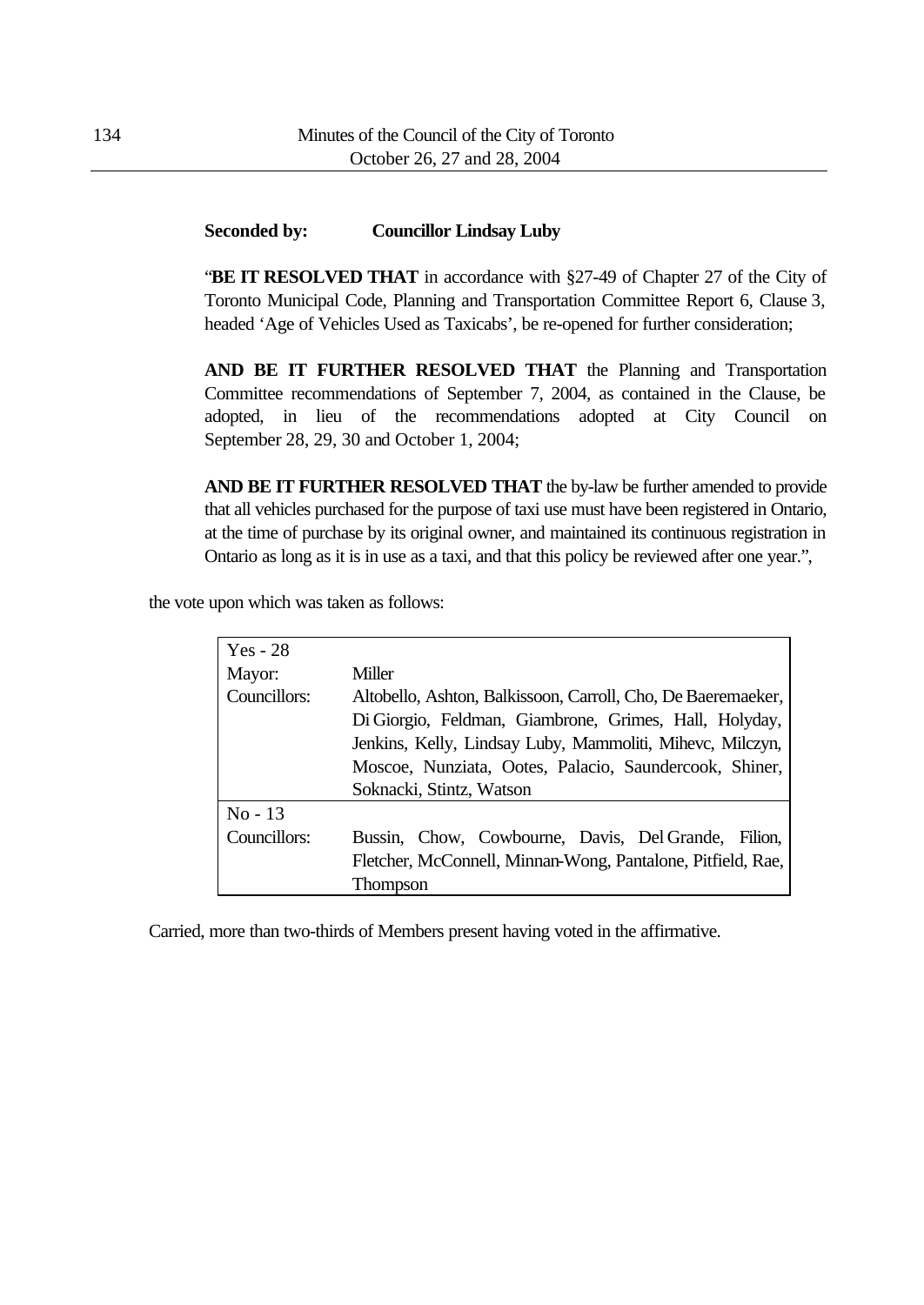**Seconded by:** **Councillor Lindsay Luby**

"**BE IT RESOLVED THAT** in accordance with §27-49 of Chapter 27 of the City of Toronto Municipal Code, Planning and Transportation Committee Report 6, Clause 3, headed 'Age of Vehicles Used as Taxicabs', be re-opened for further consideration;

**AND BE IT FURTHER RESOLVED THAT** the Planning and Transportation Committee recommendations of September 7, 2004, as contained in the Clause, be adopted, in lieu of the recommendations adopted at City Council on September 28, 29, 30 and October 1, 2004;

**AND BE IT FURTHER RESOLVED THAT** the by-law be further amended to provide that all vehicles purchased for the purpose of taxi use must have been registered in Ontario, at the time of purchase by its original owner, and maintained its continuous registration in Ontario as long as it is in use as a taxi, and that this policy be reviewed after one year.",

the vote upon which was taken as follows:

| Yes - 28 | |
|---|---|
| Mayor: | Miller |
| Councillors: | Altobello, Ashton, Balkissoon, Carroll, Cho, De Baeremaeker, Di Giorgio, Feldman, Giambrone, Grimes, Hall, Holyday, Jenkins, Kelly, Lindsay Luby, Mammoliti, Mihevc, Milczyn, Moscoe, Nunziata, Ootes, Palacio, Saundercook, Shiner, Soknacki, Stintz, Watson |
| **No - 13** | |
| Councillors: | Bussin, Chow, Cowbourne, Davis, Del Grande, Filion, Fletcher, McConnell, Minnan-Wong, Pantalone, Pitfield, Rae, Thompson |

Carried, more than two-thirds of Members present having voted in the affirmative.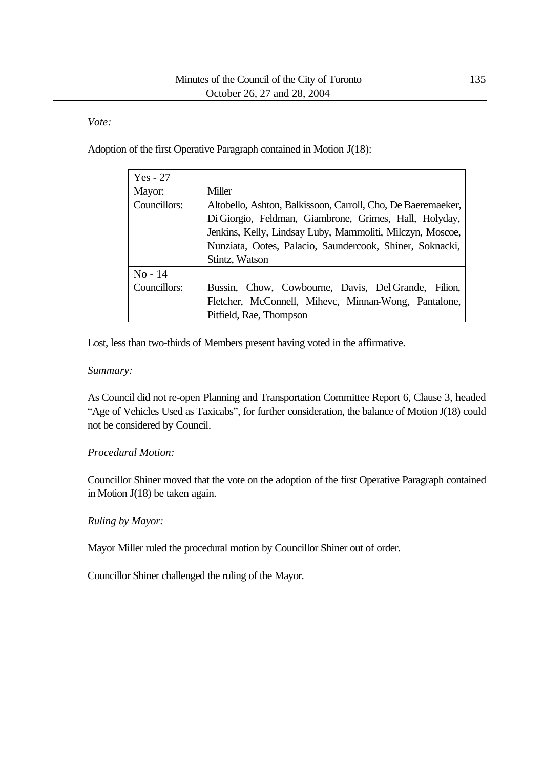*Vote:*

Adoption of the first Operative Paragraph contained in Motion J(18):

| Yes - 27 | |
|---|---|
| Mayor: | Miller |
| Councillors: | Altobello, Ashton, Balkissoon, Carroll, Cho, De Baeremaeker, Di Giorgio, Feldman, Giambrone, Grimes, Hall, Holyday, Jenkins, Kelly, Lindsay Luby, Mammoliti, Milczyn, Moscoe, Nunziata, Ootes, Palacio, Saundercook, Shiner, Soknacki, Stintz, Watson |
| No - 14 | |
| Councillors: | Bussin, Chow, Cowbourne, Davis, Del Grande, Filion, Fletcher, McConnell, Mihevc, Minnan-Wong, Pantalone, Pitfield, Rae, Thompson |

Lost, less than two-thirds of Members present having voted in the affirmative.

*Summary:*

As Council did not re-open Planning and Transportation Committee Report 6, Clause 3, headed "Age of Vehicles Used as Taxicabs", for further consideration, the balance of Motion J(18) could not be considered by Council.

*Procedural Motion:*

Councillor Shiner moved that the vote on the adoption of the first Operative Paragraph contained in Motion J(18) be taken again.

*Ruling by Mayor:*

Mayor Miller ruled the procedural motion by Councillor Shiner out of order.

Councillor Shiner challenged the ruling of the Mayor.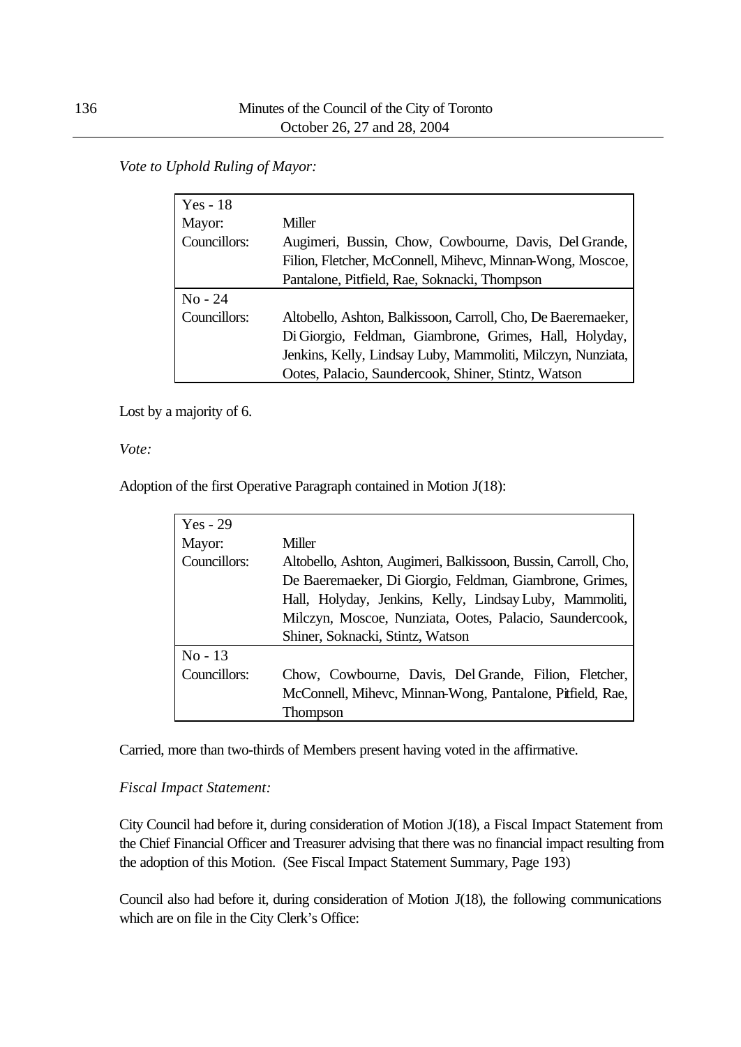*Vote to Uphold Ruling of Mayor:*

| Yes - 18 | |
|---|---|
| Mayor: | Miller |
| Councillors: | Augimeri, Bussin, Chow, Cowbourne, Davis, Del Grande, Filion, Fletcher, McConnell, Mihevc, Minnan-Wong, Moscoe, Pantalone, Pitfield, Rae, Soknacki, Thompson |
| **No - 24** | |
| Councillors: | Altobello, Ashton, Balkissoon, Carroll, Cho, De Baeremaeker, Di Giorgio, Feldman, Giambrone, Grimes, Hall, Holyday, Jenkins, Kelly, Lindsay Luby, Mammoliti, Milczyn, Nunziata, Ootes, Palacio, Saundercook, Shiner, Stintz, Watson |

Lost by a majority of 6.

*Vote:*

Adoption of the first Operative Paragraph contained in Motion J(18):

| Yes - 29 | |
|---|---|
| Mayor: | Miller |
| Councillors: | Altobello, Ashton, Augimeri, Balkissoon, Bussin, Carroll, Cho, De Baeremaeker, Di Giorgio, Feldman, Giambrone, Grimes, Hall, Holyday, Jenkins, Kelly, Lindsay Luby, Mammoliti, Milczyn, Moscoe, Nunziata, Ootes, Palacio, Saundercook, Shiner, Soknacki, Stintz, Watson |
| **No - 13** | |
| Councillors: | Chow, Cowbourne, Davis, Del Grande, Filion, Fletcher, McConnell, Mihevc, Minnan-Wong, Pantalone, Pitfield, Rae, Thompson |

Carried, more than two-thirds of Members present having voted in the affirmative.

*Fiscal Impact Statement:*

City Council had before it, during consideration of Motion J(18), a Fiscal Impact Statement from the Chief Financial Officer and Treasurer advising that there was no financial impact resulting from the adoption of this Motion. (See Fiscal Impact Statement Summary, Page 193)

Council also had before it, during consideration of Motion J(18), the following communications which are on file in the City Clerk's Office: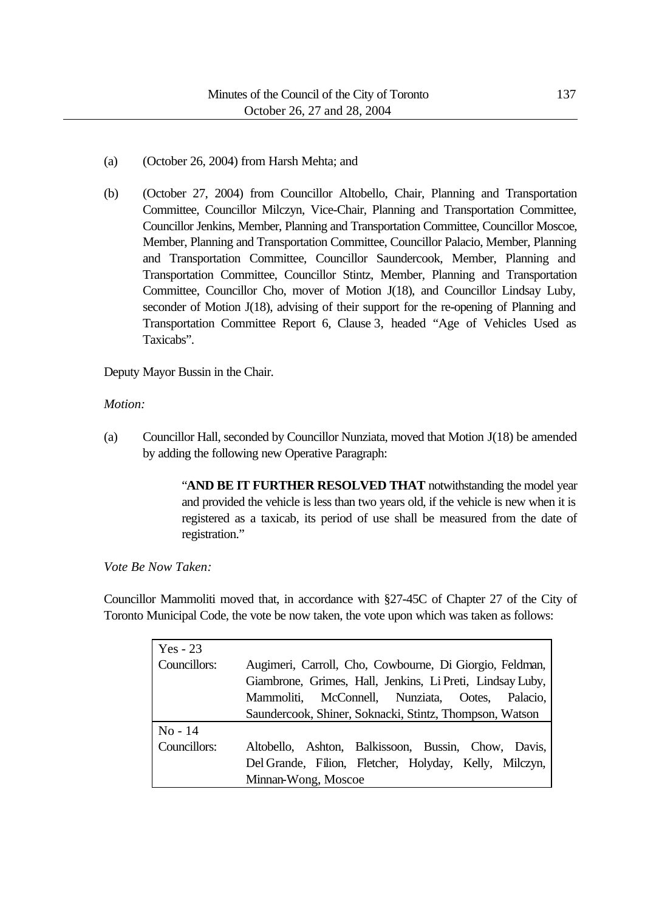(a) (October 26, 2004) from Harsh Mehta; and

(b) (October 27, 2004) from Councillor Altobello, Chair, Planning and Transportation Committee, Councillor Milczyn, Vice-Chair, Planning and Transportation Committee, Councillor Jenkins, Member, Planning and Transportation Committee, Councillor Moscoe, Member, Planning and Transportation Committee, Councillor Palacio, Member, Planning and Transportation Committee, Councillor Saundercook, Member, Planning and Transportation Committee, Councillor Stintz, Member, Planning and Transportation Committee, Councillor Cho, mover of Motion J(18), and Councillor Lindsay Luby, seconder of Motion J(18), advising of their support for the re-opening of Planning and Transportation Committee Report 6, Clause 3, headed "Age of Vehicles Used as Taxicabs".

Deputy Mayor Bussin in the Chair.

*Motion:*

(a) Councillor Hall, seconded by Councillor Nunziata, moved that Motion J(18) be amended by adding the following new Operative Paragraph:

> "**AND BE IT FURTHER RESOLVED THAT** notwithstanding the model year and provided the vehicle is less than two years old, if the vehicle is new when it is registered as a taxicab, its period of use shall be measured from the date of registration."

*Vote Be Now Taken:*

Councillor Mammoliti moved that, in accordance with §27-45C of Chapter 27 of the City of Toronto Municipal Code, the vote be now taken, the vote upon which was taken as follows:

| Yes - 23 | |
|---|---|
| Councillors: | Augimeri, Carroll, Cho, Cowbourne, Di Giorgio, Feldman, Giambrone, Grimes, Hall, Jenkins, Li Preti, Lindsay Luby, Mammoliti, McConnell, Nunziata, Ootes, Palacio, Saundercook, Shiner, Soknacki, Stintz, Thompson, Watson |
| **No - 14** | |
| Councillors: | Altobello, Ashton, Balkissoon, Bussin, Chow, Davis, Del Grande, Filion, Fletcher, Holyday, Kelly, Milczyn, Minnan-Wong, Moscoe |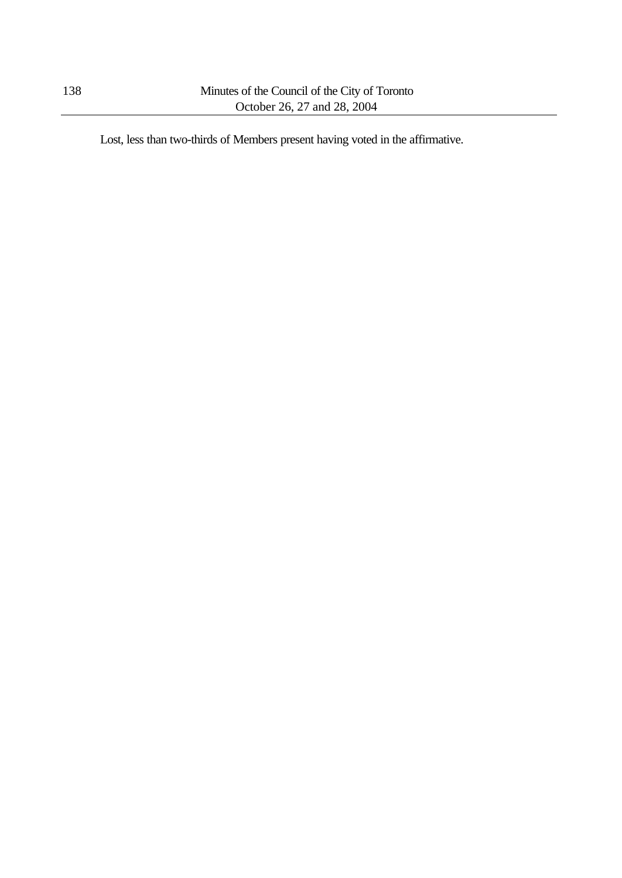Lost, less than two-thirds of Members present having voted in the affirmative.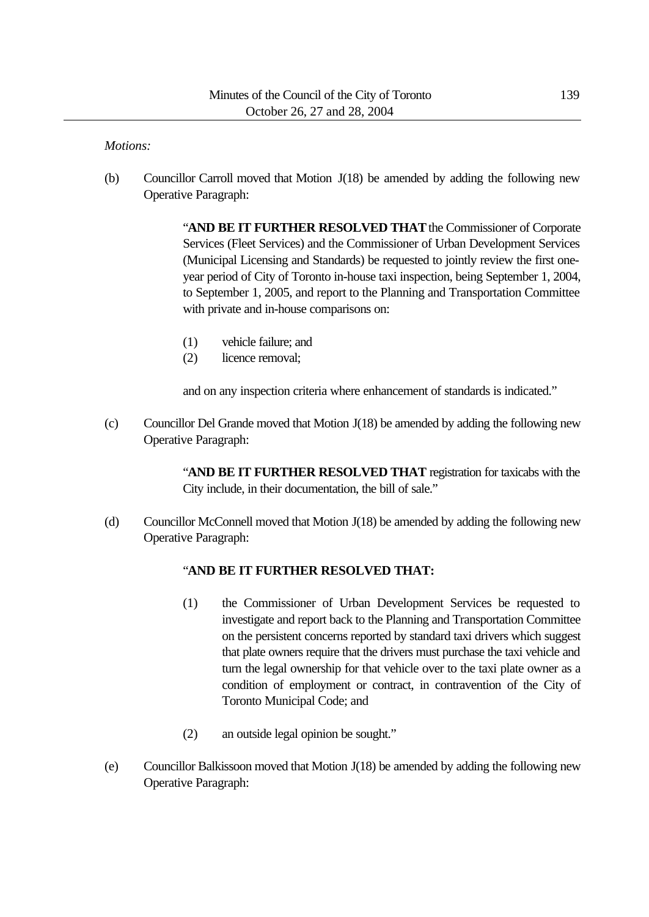*Motions:*

(b) Councillor Carroll moved that Motion J(18) be amended by adding the following new Operative Paragraph:

> "**AND BE IT FURTHER RESOLVED THAT** the Commissioner of Corporate Services (Fleet Services) and the Commissioner of Urban Development Services (Municipal Licensing and Standards) be requested to jointly review the first one-year period of City of Toronto in-house taxi inspection, being September 1, 2004, to September 1, 2005, and report to the Planning and Transportation Committee with private and in-house comparisons on:
>
> (1) vehicle failure; and
> (2) licence removal;
>
> and on any inspection criteria where enhancement of standards is indicated."

(c) Councillor Del Grande moved that Motion J(18) be amended by adding the following new Operative Paragraph:

> "**AND BE IT FURTHER RESOLVED THAT** registration for taxicabs with the City include, in their documentation, the bill of sale."

(d) Councillor McConnell moved that Motion J(18) be amended by adding the following new Operative Paragraph:

> "**AND BE IT FURTHER RESOLVED THAT:**
>
> (1) the Commissioner of Urban Development Services be requested to investigate and report back to the Planning and Transportation Committee on the persistent concerns reported by standard taxi drivers which suggest that plate owners require that the drivers must purchase the taxi vehicle and turn the legal ownership for that vehicle over to the taxi plate owner as a condition of employment or contract, in contravention of the City of Toronto Municipal Code; and
>
> (2) an outside legal opinion be sought."

(e) Councillor Balkissoon moved that Motion J(18) be amended by adding the following new Operative Paragraph: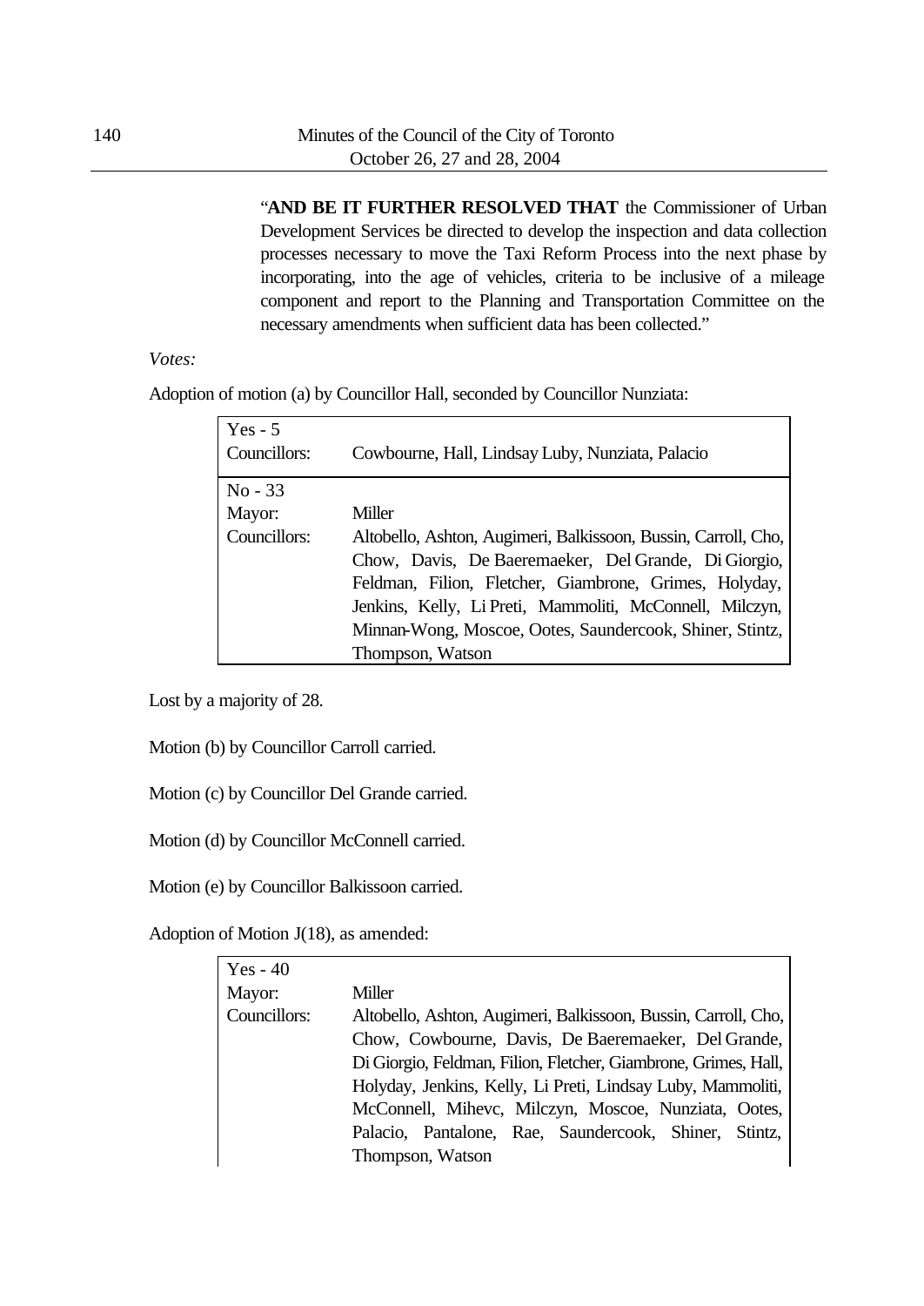"**AND BE IT FURTHER RESOLVED THAT** the Commissioner of Urban Development Services be directed to develop the inspection and data collection processes necessary to move the Taxi Reform Process into the next phase by incorporating, into the age of vehicles, criteria to be inclusive of a mileage component and report to the Planning and Transportation Committee on the necessary amendments when sufficient data has been collected."

*Votes:*

Adoption of motion (a) by Councillor Hall, seconded by Councillor Nunziata:

| Yes - 5 | |
|---|---|
| Councillors: | Cowbourne, Hall, Lindsay Luby, Nunziata, Palacio |
| No - 33 | |
| Mayor: | Miller |
| Councillors: | Altobello, Ashton, Augimeri, Balkissoon, Bussin, Carroll, Cho, Chow, Davis, De Baeremaeker, Del Grande, Di Giorgio, Feldman, Filion, Fletcher, Giambrone, Grimes, Holyday, Jenkins, Kelly, Li Preti, Mammoliti, McConnell, Milczyn, Minnan-Wong, Moscoe, Ootes, Saundercook, Shiner, Stintz, Thompson, Watson |

Lost by a majority of 28.

Motion (b) by Councillor Carroll carried.

Motion (c) by Councillor Del Grande carried.

Motion (d) by Councillor McConnell carried.

Motion (e) by Councillor Balkissoon carried.

Adoption of Motion J(18), as amended:

| Yes - 40 | |
|---|---|
| Mayor: | Miller |
| Councillors: | Altobello, Ashton, Augimeri, Balkissoon, Bussin, Carroll, Cho, Chow, Cowbourne, Davis, De Baeremaeker, Del Grande, Di Giorgio, Feldman, Filion, Fletcher, Giambrone, Grimes, Hall, Holyday, Jenkins, Kelly, Li Preti, Lindsay Luby, Mammoliti, McConnell, Mihevc, Milczyn, Moscoe, Nunziata, Ootes, Palacio, Pantalone, Rae, Saundercook, Shiner, Stintz, Thompson, Watson |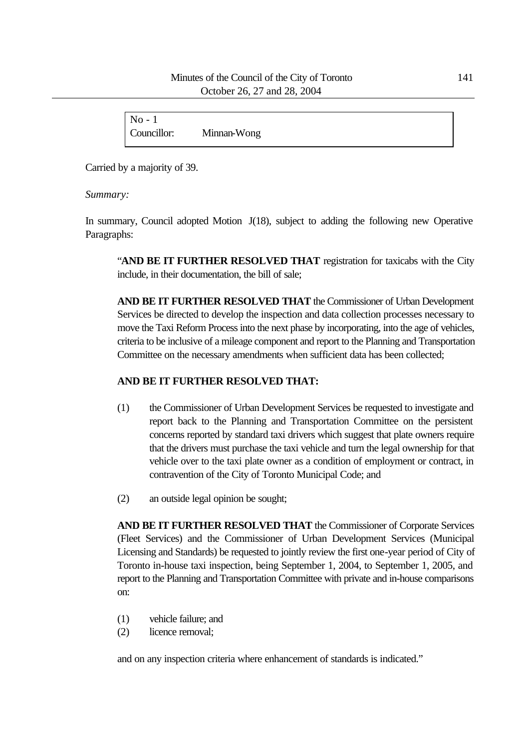| No - 1 | |
|---|---|
| Councillor: | Minnan-Wong |

Carried by a majority of 39.

*Summary:*

In summary, Council adopted Motion J(18), subject to adding the following new Operative Paragraphs:

> "**AND BE IT FURTHER RESOLVED THAT** registration for taxicabs with the City include, in their documentation, the bill of sale;
>
> **AND BE IT FURTHER RESOLVED THAT** the Commissioner of Urban Development Services be directed to develop the inspection and data collection processes necessary to move the Taxi Reform Process into the next phase by incorporating, into the age of vehicles, criteria to be inclusive of a mileage component and report to the Planning and Transportation Committee on the necessary amendments when sufficient data has been collected;
>
> **AND BE IT FURTHER RESOLVED THAT:**
>
> (1) the Commissioner of Urban Development Services be requested to investigate and report back to the Planning and Transportation Committee on the persistent concerns reported by standard taxi drivers which suggest that plate owners require that the drivers must purchase the taxi vehicle and turn the legal ownership for that vehicle over to the taxi plate owner as a condition of employment or contract, in contravention of the City of Toronto Municipal Code; and
>
> (2) an outside legal opinion be sought;
>
> **AND BE IT FURTHER RESOLVED THAT** the Commissioner of Corporate Services (Fleet Services) and the Commissioner of Urban Development Services (Municipal Licensing and Standards) be requested to jointly review the first one-year period of City of Toronto in-house taxi inspection, being September 1, 2004, to September 1, 2005, and report to the Planning and Transportation Committee with private and in-house comparisons on:
>
> (1) vehicle failure; and
> (2) licence removal;
>
> and on any inspection criteria where enhancement of standards is indicated."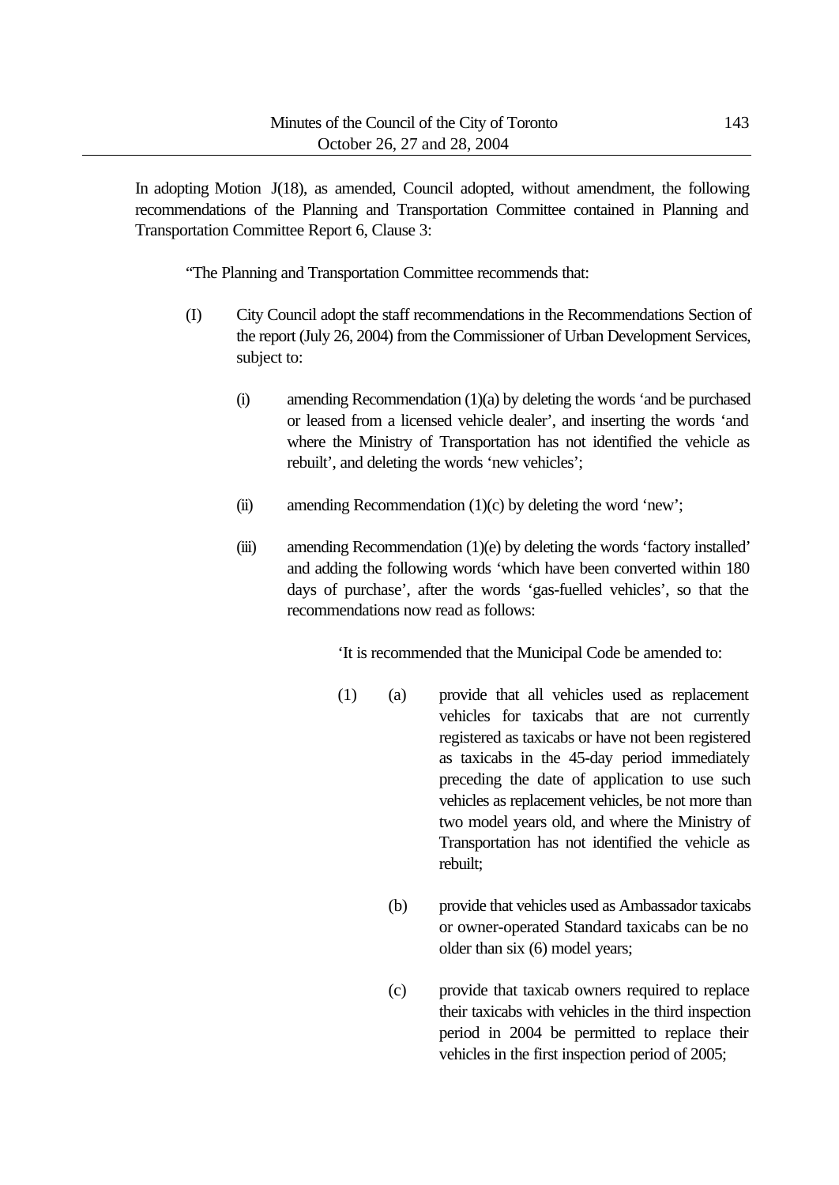In adopting Motion J(18), as amended, Council adopted, without amendment, the following recommendations of the Planning and Transportation Committee contained in Planning and Transportation Committee Report 6, Clause 3:

"The Planning and Transportation Committee recommends that:

(I) City Council adopt the staff recommendations in the Recommendations Section of the report (July 26, 2004) from the Commissioner of Urban Development Services, subject to:

  (i) amending Recommendation (1)(a) by deleting the words 'and be purchased or leased from a licensed vehicle dealer', and inserting the words 'and where the Ministry of Transportation has not identified the vehicle as rebuilt', and deleting the words 'new vehicles';

  (ii) amending Recommendation (1)(c) by deleting the word 'new';

  (iii) amending Recommendation (1)(e) by deleting the words 'factory installed' and adding the following words 'which have been converted within 180 days of purchase', after the words 'gas-fuelled vehicles', so that the recommendations now read as follows:

    'It is recommended that the Municipal Code be amended to:

    (1) (a) provide that all vehicles used as replacement vehicles for taxicabs that are not currently registered as taxicabs or have not been registered as taxicabs in the 45-day period immediately preceding the date of application to use such vehicles as replacement vehicles, be not more than two model years old, and where the Ministry of Transportation has not identified the vehicle as rebuilt;

    (b) provide that vehicles used as Ambassador taxicabs or owner-operated Standard taxicabs can be no older than six (6) model years;

    (c) provide that taxicab owners required to replace their taxicabs with vehicles in the third inspection period in 2004 be permitted to replace their vehicles in the first inspection period of 2005;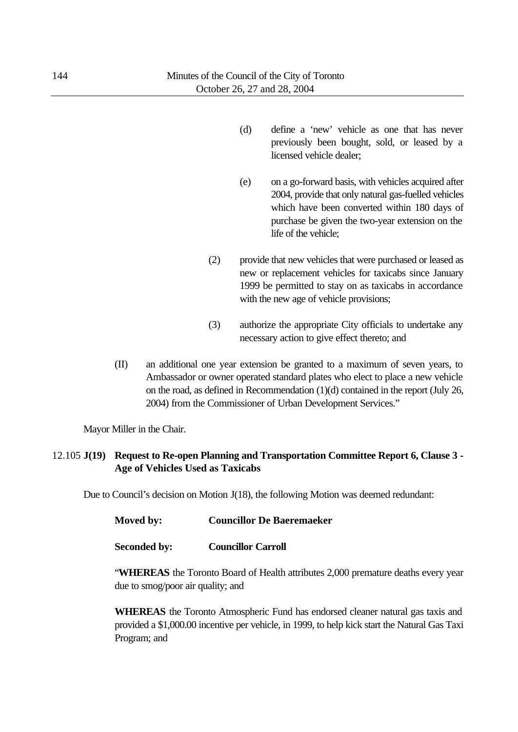(d) define a 'new' vehicle as one that has never previously been bought, sold, or leased by a licensed vehicle dealer;

(e) on a go-forward basis, with vehicles acquired after 2004, provide that only natural gas-fuelled vehicles which have been converted within 180 days of purchase be given the two-year extension on the life of the vehicle;

(2) provide that new vehicles that were purchased or leased as new or replacement vehicles for taxicabs since January 1999 be permitted to stay on as taxicabs in accordance with the new age of vehicle provisions;

(3) authorize the appropriate City officials to undertake any necessary action to give effect thereto; and

(II) an additional one year extension be granted to a maximum of seven years, to Ambassador or owner operated standard plates who elect to place a new vehicle on the road, as defined in Recommendation (1)(d) contained in the report (July 26, 2004) from the Commissioner of Urban Development Services."

Mayor Miller in the Chair.

### 12.105 J(19) Request to Re-open Planning and Transportation Committee Report 6, Clause 3 - Age of Vehicles Used as Taxicabs

Due to Council's decision on Motion J(18), the following Motion was deemed redundant:

**Moved by:** **Councillor De Baeremaeker**

**Seconded by:** **Councillor Carroll**

"**WHEREAS** the Toronto Board of Health attributes 2,000 premature deaths every year due to smog/poor air quality; and

**WHEREAS** the Toronto Atmospheric Fund has endorsed cleaner natural gas taxis and provided a $1,000.00 incentive per vehicle, in 1999, to help kick start the Natural Gas Taxi Program; and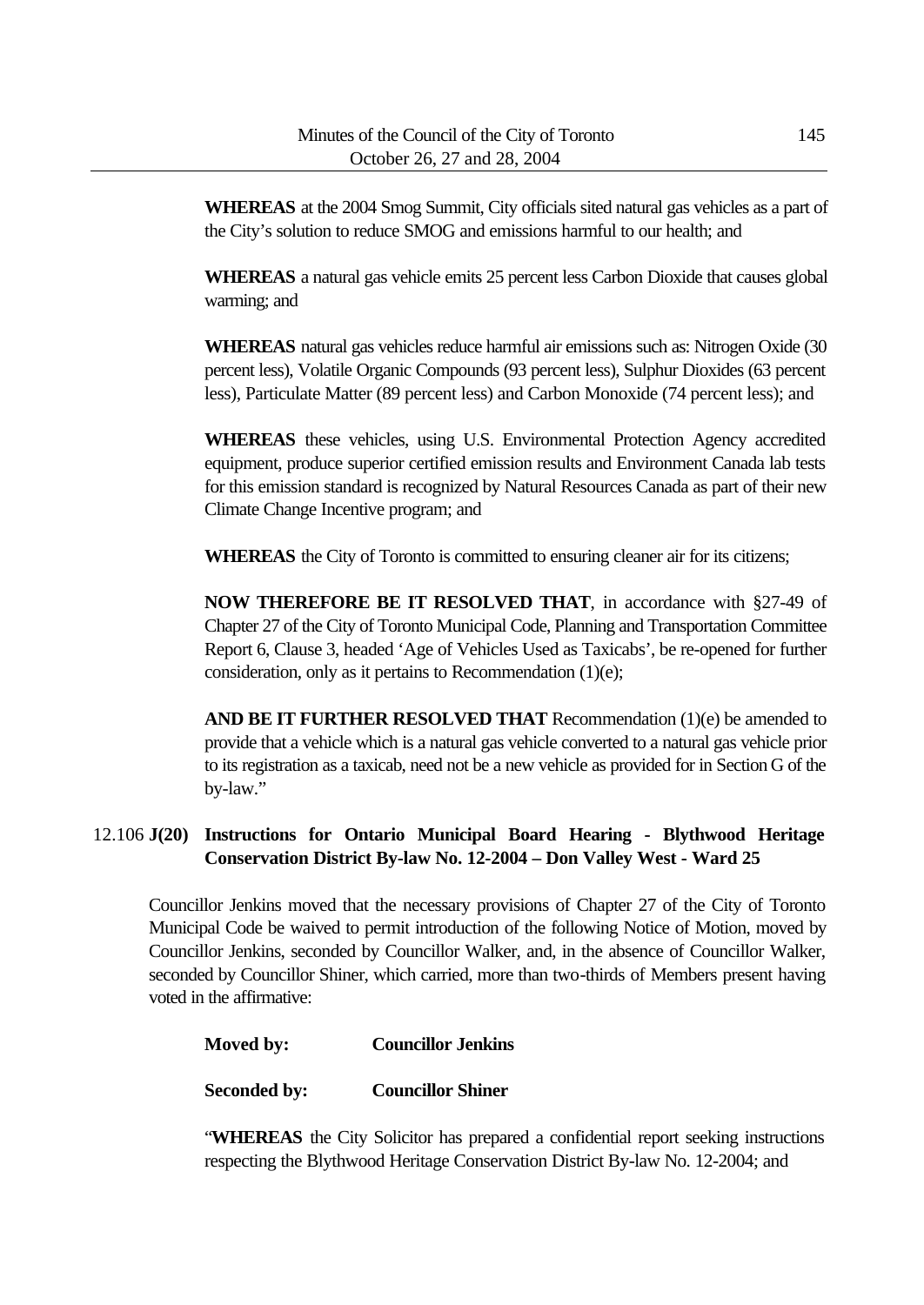**WHEREAS** at the 2004 Smog Summit, City officials sited natural gas vehicles as a part of the City's solution to reduce SMOG and emissions harmful to our health; and

**WHEREAS** a natural gas vehicle emits 25 percent less Carbon Dioxide that causes global warming; and

**WHEREAS** natural gas vehicles reduce harmful air emissions such as: Nitrogen Oxide (30 percent less), Volatile Organic Compounds (93 percent less), Sulphur Dioxides (63 percent less), Particulate Matter (89 percent less) and Carbon Monoxide (74 percent less); and

**WHEREAS** these vehicles, using U.S. Environmental Protection Agency accredited equipment, produce superior certified emission results and Environment Canada lab tests for this emission standard is recognized by Natural Resources Canada as part of their new Climate Change Incentive program; and

**WHEREAS** the City of Toronto is committed to ensuring cleaner air for its citizens;

**NOW THEREFORE BE IT RESOLVED THAT**, in accordance with §27-49 of Chapter 27 of the City of Toronto Municipal Code, Planning and Transportation Committee Report 6, Clause 3, headed 'Age of Vehicles Used as Taxicabs', be re-opened for further consideration, only as it pertains to Recommendation (1)(e);

**AND BE IT FURTHER RESOLVED THAT** Recommendation (1)(e) be amended to provide that a vehicle which is a natural gas vehicle converted to a natural gas vehicle prior to its registration as a taxicab, need not be a new vehicle as provided for in Section G of the by-law."

### 12.106 J(20) Instructions for Ontario Municipal Board Hearing - Blythwood Heritage Conservation District By-law No. 12-2004 – Don Valley West - Ward 25

Councillor Jenkins moved that the necessary provisions of Chapter 27 of the City of Toronto Municipal Code be waived to permit introduction of the following Notice of Motion, moved by Councillor Jenkins, seconded by Councillor Walker, and, in the absence of Councillor Walker, seconded by Councillor Shiner, which carried, more than two-thirds of Members present having voted in the affirmative:

**Moved by:** **Councillor Jenkins**

**Seconded by:** **Councillor Shiner**

"**WHEREAS** the City Solicitor has prepared a confidential report seeking instructions respecting the Blythwood Heritage Conservation District By-law No. 12-2004; and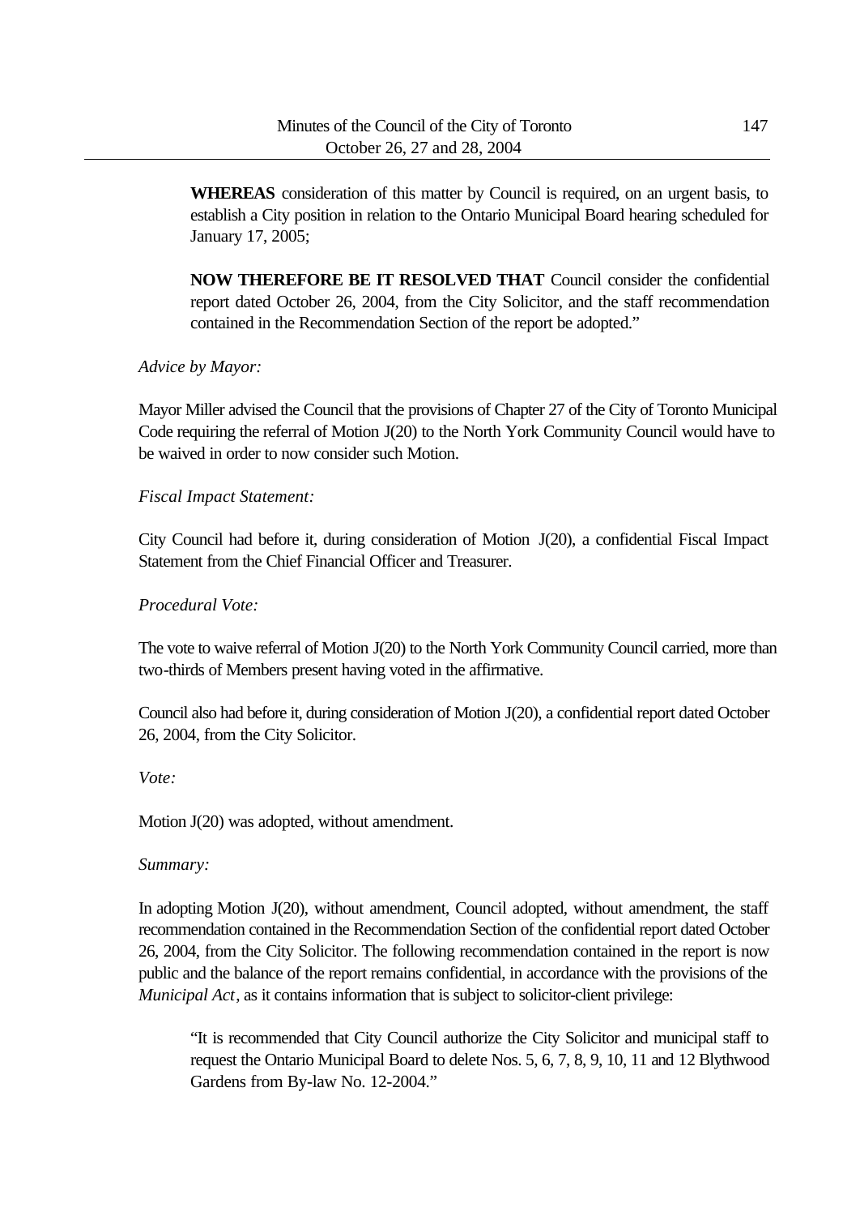**WHEREAS** consideration of this matter by Council is required, on an urgent basis, to establish a City position in relation to the Ontario Municipal Board hearing scheduled for January 17, 2005;

**NOW THEREFORE BE IT RESOLVED THAT** Council consider the confidential report dated October 26, 2004, from the City Solicitor, and the staff recommendation contained in the Recommendation Section of the report be adopted."

*Advice by Mayor:*

Mayor Miller advised the Council that the provisions of Chapter 27 of the City of Toronto Municipal Code requiring the referral of Motion J(20) to the North York Community Council would have to be waived in order to now consider such Motion.

*Fiscal Impact Statement:*

City Council had before it, during consideration of Motion J(20), a confidential Fiscal Impact Statement from the Chief Financial Officer and Treasurer.

*Procedural Vote:*

The vote to waive referral of Motion J(20) to the North York Community Council carried, more than two-thirds of Members present having voted in the affirmative.

Council also had before it, during consideration of Motion J(20), a confidential report dated October 26, 2004, from the City Solicitor.

*Vote:*

Motion J(20) was adopted, without amendment.

*Summary:*

In adopting Motion J(20), without amendment, Council adopted, without amendment, the staff recommendation contained in the Recommendation Section of the confidential report dated October 26, 2004, from the City Solicitor. The following recommendation contained in the report is now public and the balance of the report remains confidential, in accordance with the provisions of the *Municipal Act*, as it contains information that is subject to solicitor-client privilege:

> "It is recommended that City Council authorize the City Solicitor and municipal staff to request the Ontario Municipal Board to delete Nos. 5, 6, 7, 8, 9, 10, 11 and 12 Blythwood Gardens from By-law No. 12-2004."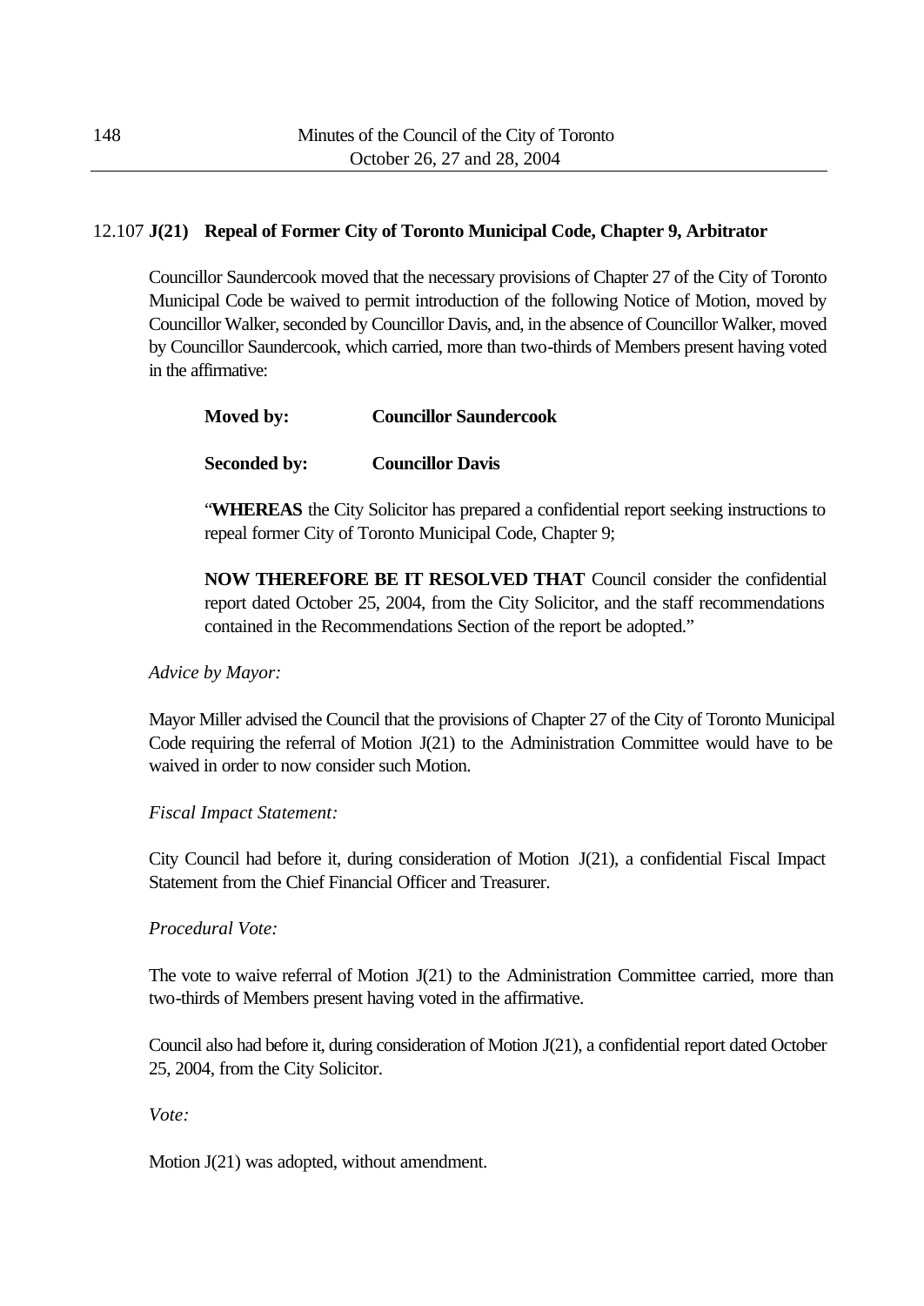## 12.107 J(21) Repeal of Former City of Toronto Municipal Code, Chapter 9, Arbitrator

Councillor Saundercook moved that the necessary provisions of Chapter 27 of the City of Toronto Municipal Code be waived to permit introduction of the following Notice of Motion, moved by Councillor Walker, seconded by Councillor Davis, and, in the absence of Councillor Walker, moved by Councillor Saundercook, which carried, more than two-thirds of Members present having voted in the affirmative:

> **Moved by:** **Councillor Saundercook**
>
> **Seconded by:** **Councillor Davis**
>
> "**WHEREAS** the City Solicitor has prepared a confidential report seeking instructions to repeal former City of Toronto Municipal Code, Chapter 9;
>
> **NOW THEREFORE BE IT RESOLVED THAT** Council consider the confidential report dated October 25, 2004, from the City Solicitor, and the staff recommendations contained in the Recommendations Section of the report be adopted."

*Advice by Mayor:*

Mayor Miller advised the Council that the provisions of Chapter 27 of the City of Toronto Municipal Code requiring the referral of Motion J(21) to the Administration Committee would have to be waived in order to now consider such Motion.

*Fiscal Impact Statement:*

City Council had before it, during consideration of Motion J(21), a confidential Fiscal Impact Statement from the Chief Financial Officer and Treasurer.

*Procedural Vote:*

The vote to waive referral of Motion J(21) to the Administration Committee carried, more than two-thirds of Members present having voted in the affirmative.

Council also had before it, during consideration of Motion J(21), a confidential report dated October 25, 2004, from the City Solicitor.

*Vote:*

Motion J(21) was adopted, without amendment.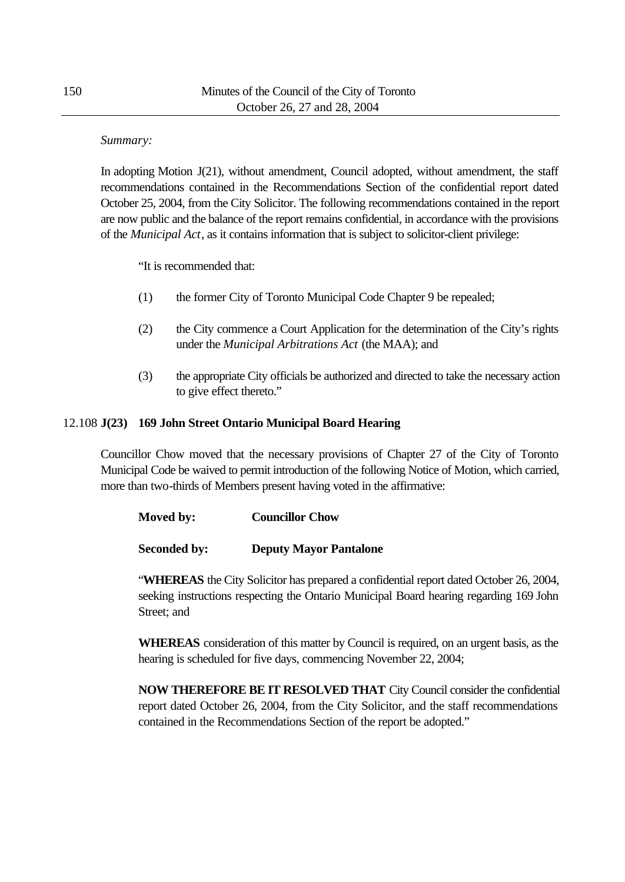*Summary:*

In adopting Motion J(21), without amendment, Council adopted, without amendment, the staff recommendations contained in the Recommendations Section of the confidential report dated October 25, 2004, from the City Solicitor. The following recommendations contained in the report are now public and the balance of the report remains confidential, in accordance with the provisions of the *Municipal Act*, as it contains information that is subject to solicitor-client privilege:

"It is recommended that:

(1) the former City of Toronto Municipal Code Chapter 9 be repealed;

(2) the City commence a Court Application for the determination of the City's rights under the *Municipal Arbitrations Act* (the MAA); and

(3) the appropriate City officials be authorized and directed to take the necessary action to give effect thereto."

## 12.108 J(23) 169 John Street Ontario Municipal Board Hearing

Councillor Chow moved that the necessary provisions of Chapter 27 of the City of Toronto Municipal Code be waived to permit introduction of the following Notice of Motion, which carried, more than two-thirds of Members present having voted in the affirmative:

**Moved by: Councillor Chow**

**Seconded by: Deputy Mayor Pantalone**

"**WHEREAS** the City Solicitor has prepared a confidential report dated October 26, 2004, seeking instructions respecting the Ontario Municipal Board hearing regarding 169 John Street; and

**WHEREAS** consideration of this matter by Council is required, on an urgent basis, as the hearing is scheduled for five days, commencing November 22, 2004;

**NOW THEREFORE BE IT RESOLVED THAT** City Council consider the confidential report dated October 26, 2004, from the City Solicitor, and the staff recommendations contained in the Recommendations Section of the report be adopted."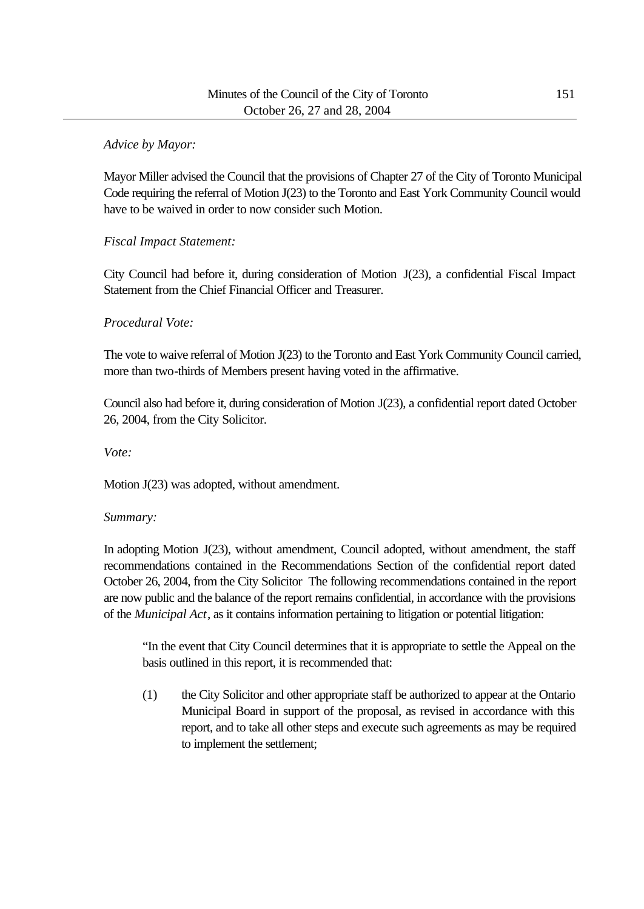*Advice by Mayor:*

Mayor Miller advised the Council that the provisions of Chapter 27 of the City of Toronto Municipal Code requiring the referral of Motion J(23) to the Toronto and East York Community Council would have to be waived in order to now consider such Motion.

*Fiscal Impact Statement:*

City Council had before it, during consideration of Motion J(23), a confidential Fiscal Impact Statement from the Chief Financial Officer and Treasurer.

*Procedural Vote:*

The vote to waive referral of Motion J(23) to the Toronto and East York Community Council carried, more than two-thirds of Members present having voted in the affirmative.

Council also had before it, during consideration of Motion J(23), a confidential report dated October 26, 2004, from the City Solicitor.

*Vote:*

Motion J(23) was adopted, without amendment.

*Summary:*

In adopting Motion J(23), without amendment, Council adopted, without amendment, the staff recommendations contained in the Recommendations Section of the confidential report dated October 26, 2004, from the City Solicitor The following recommendations contained in the report are now public and the balance of the report remains confidential, in accordance with the provisions of the *Municipal Act*, as it contains information pertaining to litigation or potential litigation:

> "In the event that City Council determines that it is appropriate to settle the Appeal on the basis outlined in this report, it is recommended that:
>
> (1) the City Solicitor and other appropriate staff be authorized to appear at the Ontario Municipal Board in support of the proposal, as revised in accordance with this report, and to take all other steps and execute such agreements as may be required to implement the settlement;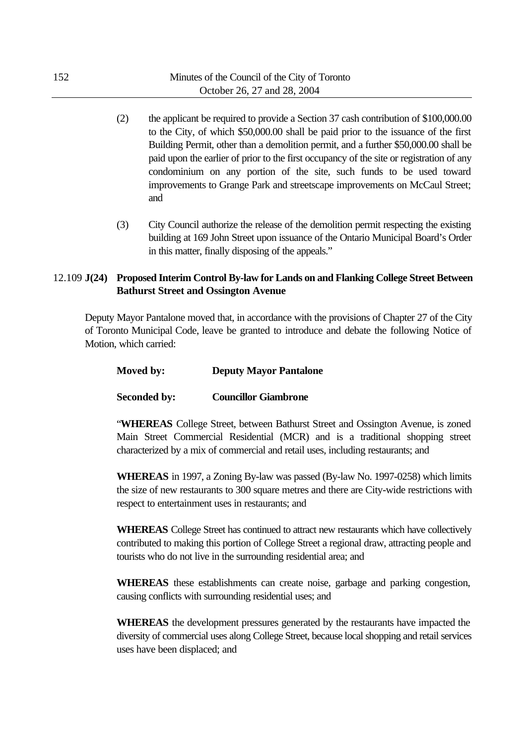(2) the applicant be required to provide a Section 37 cash contribution of $100,000.00 to the City, of which $50,000.00 shall be paid prior to the issuance of the first Building Permit, other than a demolition permit, and a further $50,000.00 shall be paid upon the earlier of prior to the first occupancy of the site or registration of any condominium on any portion of the site, such funds to be used toward improvements to Grange Park and streetscape improvements on McCaul Street; and

(3) City Council authorize the release of the demolition permit respecting the existing building at 169 John Street upon issuance of the Ontario Municipal Board's Order in this matter, finally disposing of the appeals."

### 12.109 **J(24) Proposed Interim Control By-law for Lands on and Flanking College Street Between Bathurst Street and Ossington Avenue**

Deputy Mayor Pantalone moved that, in accordance with the provisions of Chapter 27 of the City of Toronto Municipal Code, leave be granted to introduce and debate the following Notice of Motion, which carried:

**Moved by:** **Deputy Mayor Pantalone**

**Seconded by:** **Councillor Giambrone**

"**WHEREAS** College Street, between Bathurst Street and Ossington Avenue, is zoned Main Street Commercial Residential (MCR) and is a traditional shopping street characterized by a mix of commercial and retail uses, including restaurants; and

**WHEREAS** in 1997, a Zoning By-law was passed (By-law No. 1997-0258) which limits the size of new restaurants to 300 square metres and there are City-wide restrictions with respect to entertainment uses in restaurants; and

**WHEREAS** College Street has continued to attract new restaurants which have collectively contributed to making this portion of College Street a regional draw, attracting people and tourists who do not live in the surrounding residential area; and

**WHEREAS** these establishments can create noise, garbage and parking congestion, causing conflicts with surrounding residential uses; and

**WHEREAS** the development pressures generated by the restaurants have impacted the diversity of commercial uses along College Street, because local shopping and retail services uses have been displaced; and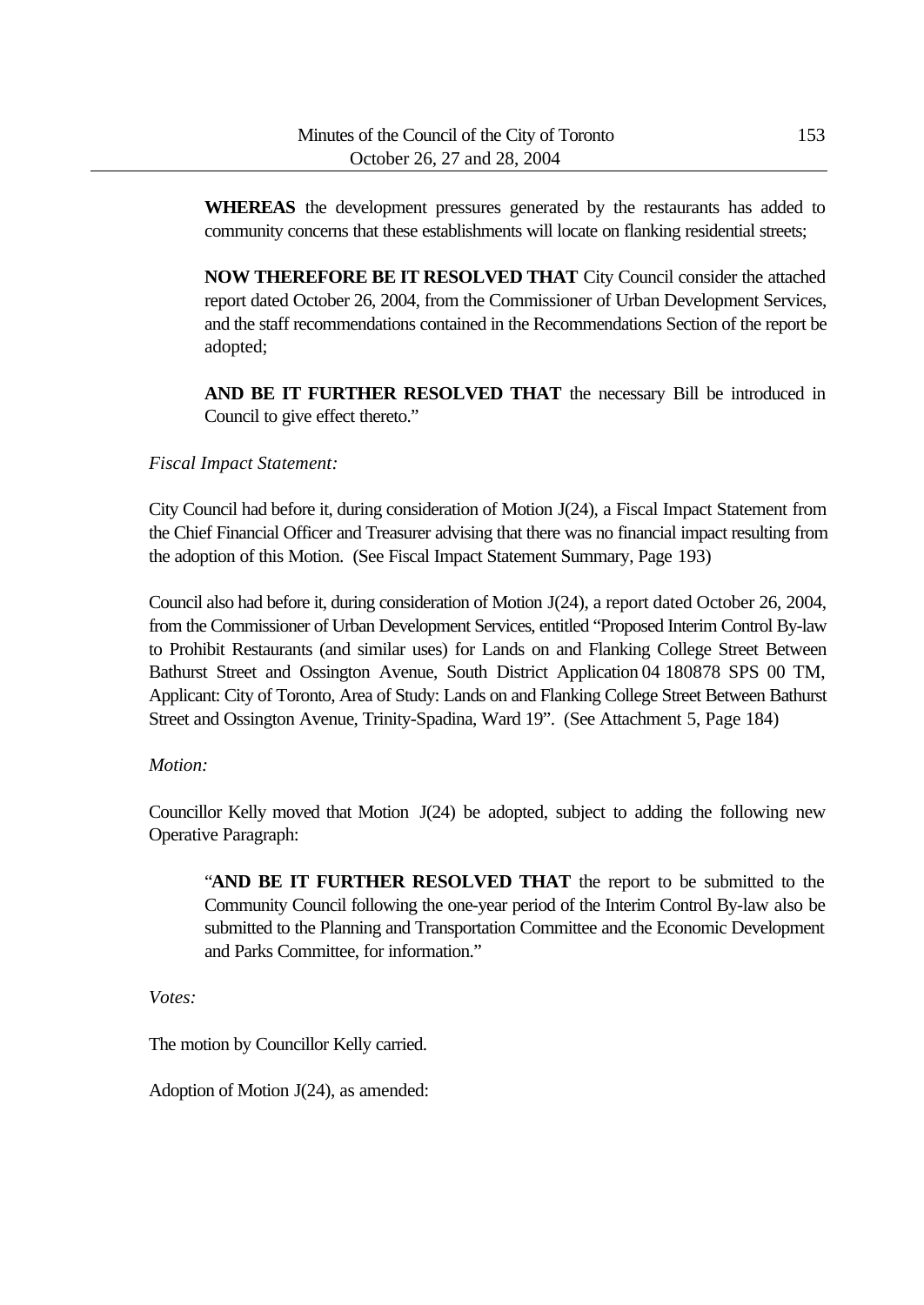> **WHEREAS** the development pressures generated by the restaurants has added to community concerns that these establishments will locate on flanking residential streets;
>
> **NOW THEREFORE BE IT RESOLVED THAT** City Council consider the attached report dated October 26, 2004, from the Commissioner of Urban Development Services, and the staff recommendations contained in the Recommendations Section of the report be adopted;
>
> **AND BE IT FURTHER RESOLVED THAT** the necessary Bill be introduced in Council to give effect thereto."

*Fiscal Impact Statement:*

City Council had before it, during consideration of Motion J(24), a Fiscal Impact Statement from the Chief Financial Officer and Treasurer advising that there was no financial impact resulting from the adoption of this Motion. (See Fiscal Impact Statement Summary, Page 193)

Council also had before it, during consideration of Motion J(24), a report dated October 26, 2004, from the Commissioner of Urban Development Services, entitled "Proposed Interim Control By-law to Prohibit Restaurants (and similar uses) for Lands on and Flanking College Street Between Bathurst Street and Ossington Avenue, South District Application 04 180878 SPS 00 TM, Applicant: City of Toronto, Area of Study: Lands on and Flanking College Street Between Bathurst Street and Ossington Avenue, Trinity-Spadina, Ward 19". (See Attachment 5, Page 184)

*Motion:*

Councillor Kelly moved that Motion J(24) be adopted, subject to adding the following new Operative Paragraph:

> "**AND BE IT FURTHER RESOLVED THAT** the report to be submitted to the Community Council following the one-year period of the Interim Control By-law also be submitted to the Planning and Transportation Committee and the Economic Development and Parks Committee, for information."

*Votes:*

The motion by Councillor Kelly carried.

Adoption of Motion J(24), as amended: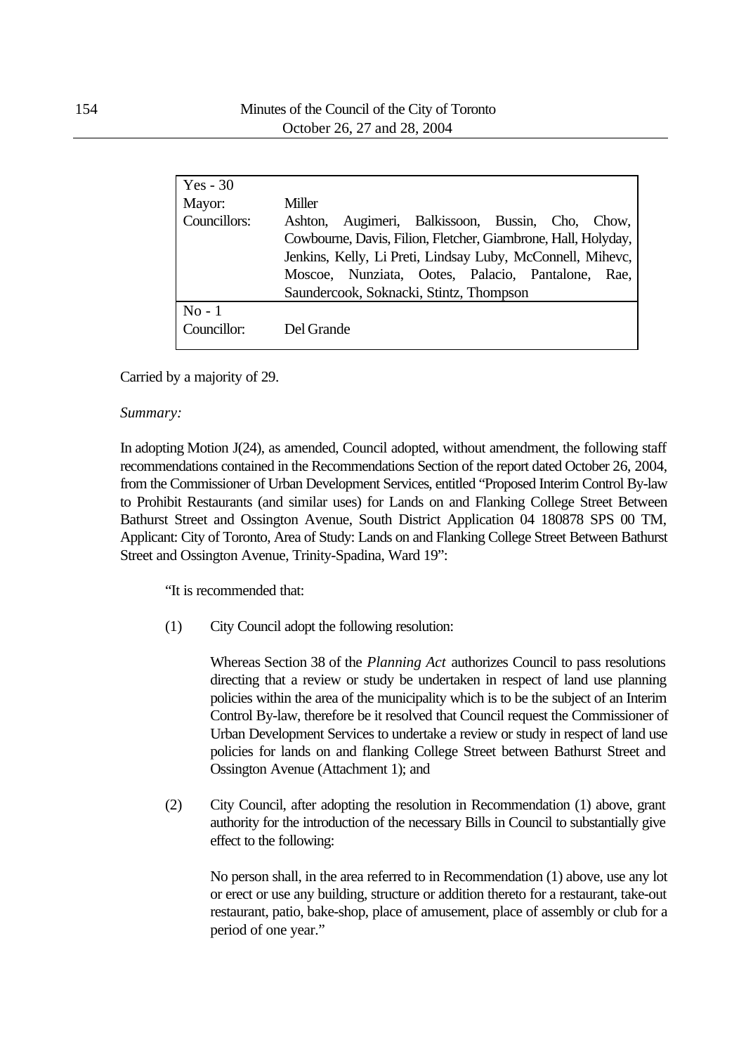| Yes - 30 | |
|---|---|
| Mayor: | Miller |
| Councillors: | Ashton, Augimeri, Balkissoon, Bussin, Cho, Chow, Cowbourne, Davis, Filion, Fletcher, Giambrone, Hall, Holyday, Jenkins, Kelly, Li Preti, Lindsay Luby, McConnell, Mihevc, Moscoe, Nunziata, Ootes, Palacio, Pantalone, Rae, Saundercook, Soknacki, Stintz, Thompson |
| No - 1 | |
| Councillor: | Del Grande |

Carried by a majority of 29.

*Summary:*

In adopting Motion J(24), as amended, Council adopted, without amendment, the following staff recommendations contained in the Recommendations Section of the report dated October 26, 2004, from the Commissioner of Urban Development Services, entitled "Proposed Interim Control By-law to Prohibit Restaurants (and similar uses) for Lands on and Flanking College Street Between Bathurst Street and Ossington Avenue, South District Application 04 180878 SPS 00 TM, Applicant: City of Toronto, Area of Study: Lands on and Flanking College Street Between Bathurst Street and Ossington Avenue, Trinity-Spadina, Ward 19":

"It is recommended that:

(1) City Council adopt the following resolution:

Whereas Section 38 of the *Planning Act* authorizes Council to pass resolutions directing that a review or study be undertaken in respect of land use planning policies within the area of the municipality which is to be the subject of an Interim Control By-law, therefore be it resolved that Council request the Commissioner of Urban Development Services to undertake a review or study in respect of land use policies for lands on and flanking College Street between Bathurst Street and Ossington Avenue (Attachment 1); and

(2) City Council, after adopting the resolution in Recommendation (1) above, grant authority for the introduction of the necessary Bills in Council to substantially give effect to the following:

No person shall, in the area referred to in Recommendation (1) above, use any lot or erect or use any building, structure or addition thereto for a restaurant, take-out restaurant, patio, bake-shop, place of amusement, place of assembly or club for a period of one year."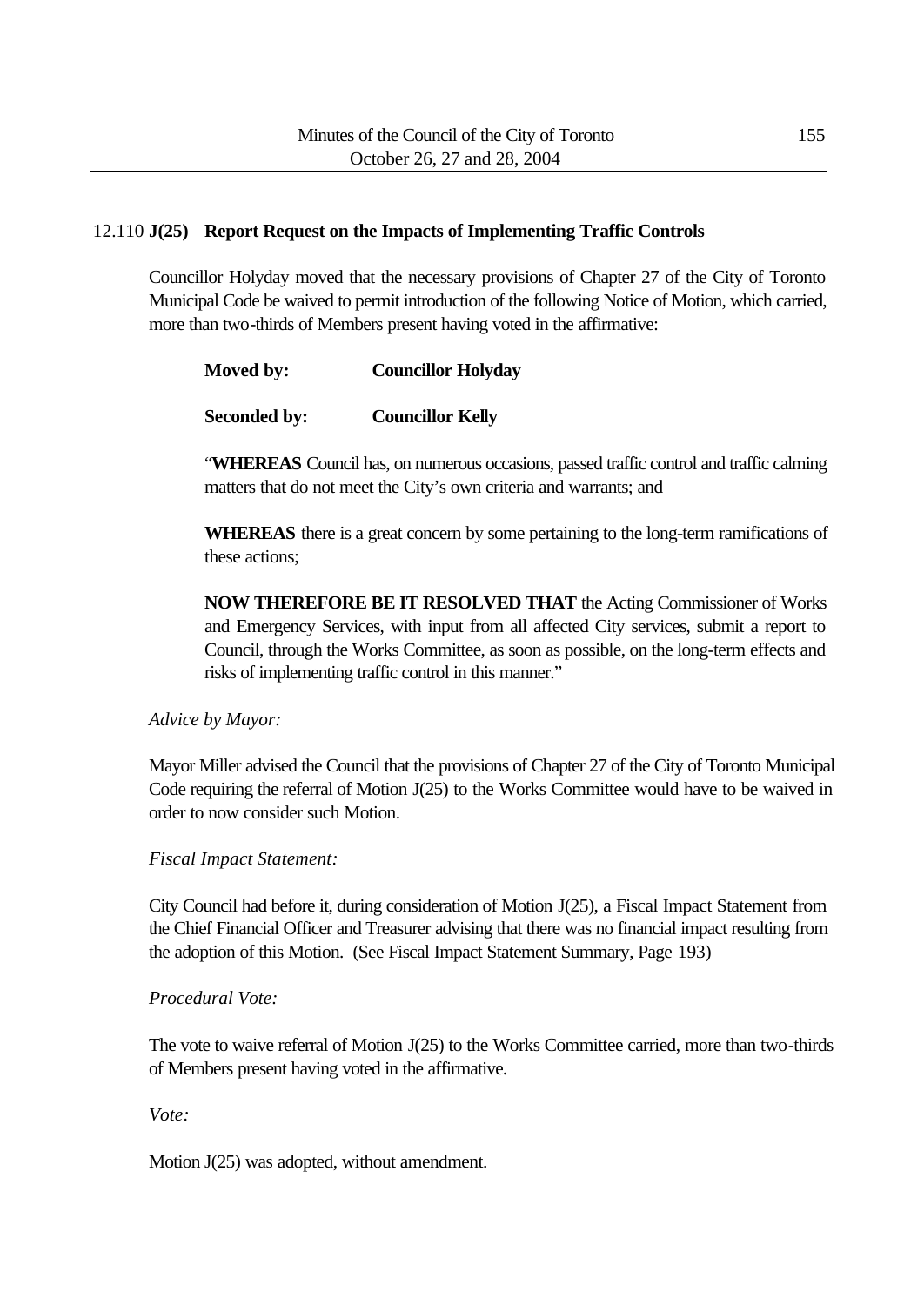## 12.110 J(25) Report Request on the Impacts of Implementing Traffic Controls

Councillor Holyday moved that the necessary provisions of Chapter 27 of the City of Toronto Municipal Code be waived to permit introduction of the following Notice of Motion, which carried, more than two-thirds of Members present having voted in the affirmative:

**Moved by:** **Councillor Holyday**

**Seconded by:** **Councillor Kelly**

"**WHEREAS** Council has, on numerous occasions, passed traffic control and traffic calming matters that do not meet the City's own criteria and warrants; and

**WHEREAS** there is a great concern by some pertaining to the long-term ramifications of these actions;

**NOW THEREFORE BE IT RESOLVED THAT** the Acting Commissioner of Works and Emergency Services, with input from all affected City services, submit a report to Council, through the Works Committee, as soon as possible, on the long-term effects and risks of implementing traffic control in this manner."

*Advice by Mayor:*

Mayor Miller advised the Council that the provisions of Chapter 27 of the City of Toronto Municipal Code requiring the referral of Motion J(25) to the Works Committee would have to be waived in order to now consider such Motion.

*Fiscal Impact Statement:*

City Council had before it, during consideration of Motion J(25), a Fiscal Impact Statement from the Chief Financial Officer and Treasurer advising that there was no financial impact resulting from the adoption of this Motion. (See Fiscal Impact Statement Summary, Page 193)

*Procedural Vote:*

The vote to waive referral of Motion J(25) to the Works Committee carried, more than two-thirds of Members present having voted in the affirmative.

*Vote:*

Motion J(25) was adopted, without amendment.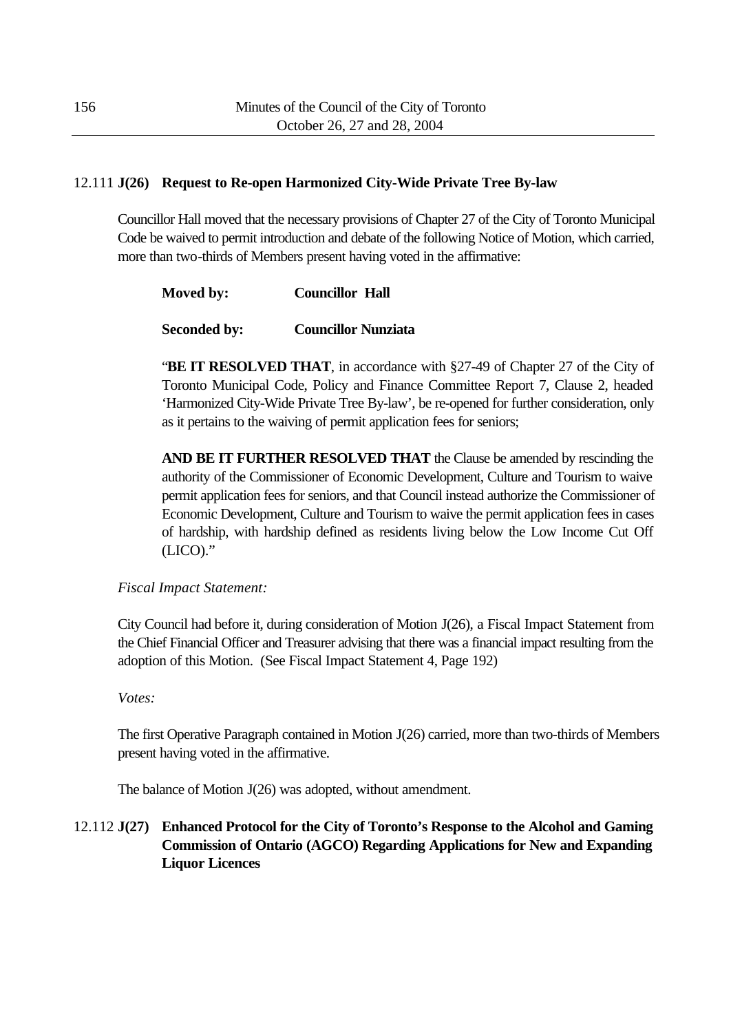### 12.111 J(26) Request to Re-open Harmonized City-Wide Private Tree By-law

Councillor Hall moved that the necessary provisions of Chapter 27 of the City of Toronto Municipal Code be waived to permit introduction and debate of the following Notice of Motion, which carried, more than two-thirds of Members present having voted in the affirmative:

**Moved by:** **Councillor Hall**

**Seconded by:** **Councillor Nunziata**

"**BE IT RESOLVED THAT**, in accordance with §27-49 of Chapter 27 of the City of Toronto Municipal Code, Policy and Finance Committee Report 7, Clause 2, headed 'Harmonized City-Wide Private Tree By-law', be re-opened for further consideration, only as it pertains to the waiving of permit application fees for seniors;

**AND BE IT FURTHER RESOLVED THAT** the Clause be amended by rescinding the authority of the Commissioner of Economic Development, Culture and Tourism to waive permit application fees for seniors, and that Council instead authorize the Commissioner of Economic Development, Culture and Tourism to waive the permit application fees in cases of hardship, with hardship defined as residents living below the Low Income Cut Off (LICO)."

*Fiscal Impact Statement:*

City Council had before it, during consideration of Motion J(26), a Fiscal Impact Statement from the Chief Financial Officer and Treasurer advising that there was a financial impact resulting from the adoption of this Motion. (See Fiscal Impact Statement 4, Page 192)

*Votes:*

The first Operative Paragraph contained in Motion J(26) carried, more than two-thirds of Members present having voted in the affirmative.

The balance of Motion J(26) was adopted, without amendment.

### 12.112 J(27) Enhanced Protocol for the City of Toronto's Response to the Alcohol and Gaming Commission of Ontario (AGCO) Regarding Applications for New and Expanding Liquor Licences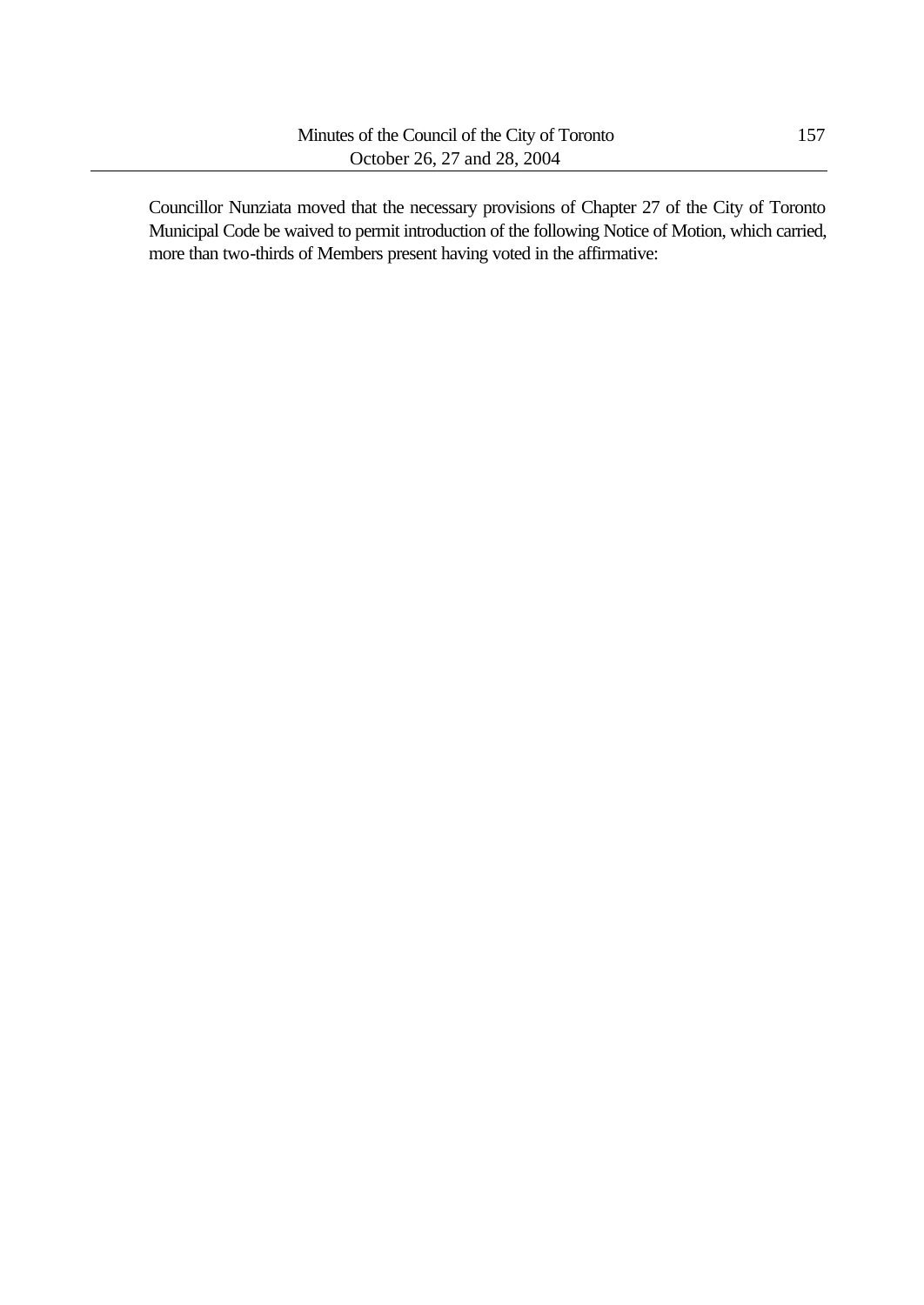Councillor Nunziata moved that the necessary provisions of Chapter 27 of the City of Toronto Municipal Code be waived to permit introduction of the following Notice of Motion, which carried, more than two-thirds of Members present having voted in the affirmative: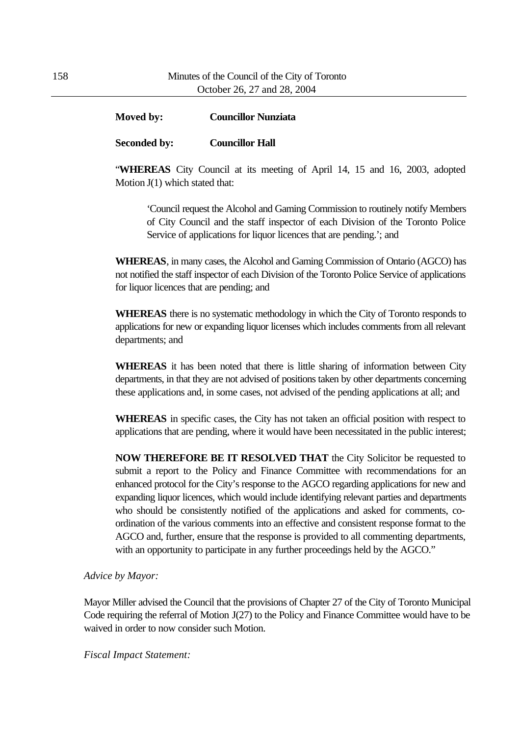**Moved by:** **Councillor Nunziata**

**Seconded by:** **Councillor Hall**

"**WHEREAS** City Council at its meeting of April 14, 15 and 16, 2003, adopted Motion J(1) which stated that:

> 'Council request the Alcohol and Gaming Commission to routinely notify Members of City Council and the staff inspector of each Division of the Toronto Police Service of applications for liquor licences that are pending.'; and

**WHEREAS**, in many cases, the Alcohol and Gaming Commission of Ontario (AGCO) has not notified the staff inspector of each Division of the Toronto Police Service of applications for liquor licences that are pending; and

**WHEREAS** there is no systematic methodology in which the City of Toronto responds to applications for new or expanding liquor licenses which includes comments from all relevant departments; and

**WHEREAS** it has been noted that there is little sharing of information between City departments, in that they are not advised of positions taken by other departments concerning these applications and, in some cases, not advised of the pending applications at all; and

**WHEREAS** in specific cases, the City has not taken an official position with respect to applications that are pending, where it would have been necessitated in the public interest;

**NOW THEREFORE BE IT RESOLVED THAT** the City Solicitor be requested to submit a report to the Policy and Finance Committee with recommendations for an enhanced protocol for the City's response to the AGCO regarding applications for new and expanding liquor licences, which would include identifying relevant parties and departments who should be consistently notified of the applications and asked for comments, co-ordination of the various comments into an effective and consistent response format to the AGCO and, further, ensure that the response is provided to all commenting departments, with an opportunity to participate in any further proceedings held by the AGCO."

*Advice by Mayor:*

Mayor Miller advised the Council that the provisions of Chapter 27 of the City of Toronto Municipal Code requiring the referral of Motion J(27) to the Policy and Finance Committee would have to be waived in order to now consider such Motion.

*Fiscal Impact Statement:*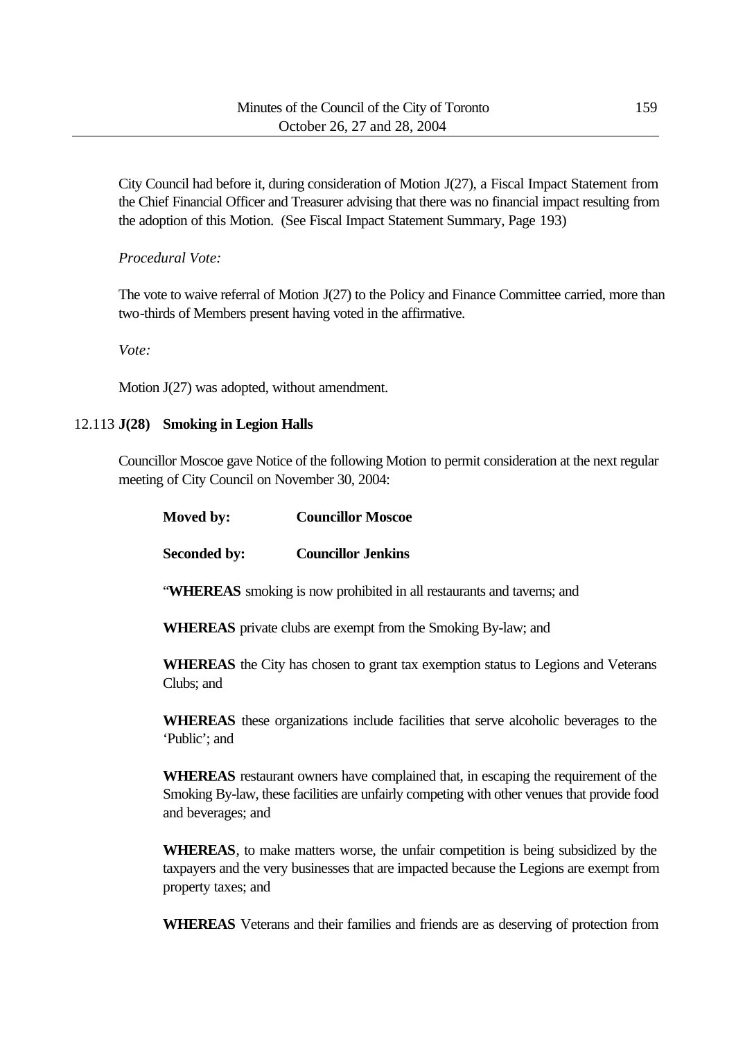City Council had before it, during consideration of Motion J(27), a Fiscal Impact Statement from the Chief Financial Officer and Treasurer advising that there was no financial impact resulting from the adoption of this Motion. (See Fiscal Impact Statement Summary, Page 193)

*Procedural Vote:*

The vote to waive referral of Motion J(27) to the Policy and Finance Committee carried, more than two-thirds of Members present having voted in the affirmative.

*Vote:*

Motion J(27) was adopted, without amendment.

12.113 **J(28) Smoking in Legion Halls**

Councillor Moscoe gave Notice of the following Motion to permit consideration at the next regular meeting of City Council on November 30, 2004:

**Moved by:** **Councillor Moscoe**

**Seconded by:** **Councillor Jenkins**

"**WHEREAS** smoking is now prohibited in all restaurants and taverns; and

**WHEREAS** private clubs are exempt from the Smoking By-law; and

**WHEREAS** the City has chosen to grant tax exemption status to Legions and Veterans Clubs; and

**WHEREAS** these organizations include facilities that serve alcoholic beverages to the 'Public'; and

**WHEREAS** restaurant owners have complained that, in escaping the requirement of the Smoking By-law, these facilities are unfairly competing with other venues that provide food and beverages; and

**WHEREAS**, to make matters worse, the unfair competition is being subsidized by the taxpayers and the very businesses that are impacted because the Legions are exempt from property taxes; and

**WHEREAS** Veterans and their families and friends are as deserving of protection from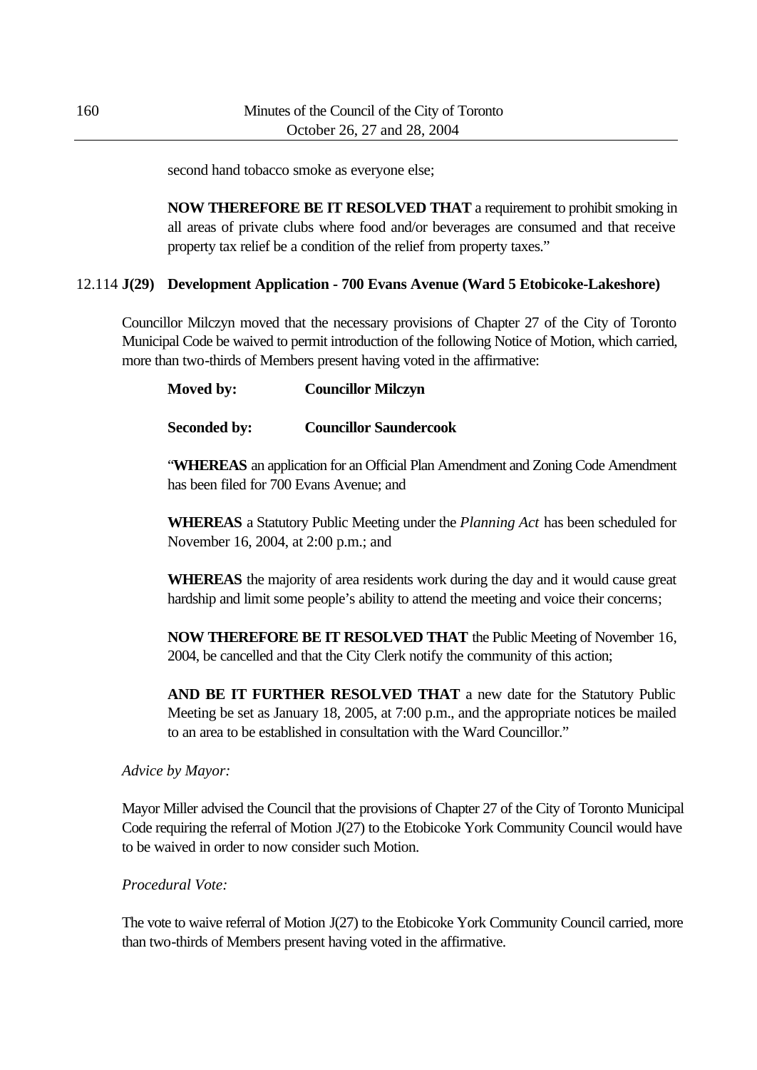second hand tobacco smoke as everyone else;

**NOW THEREFORE BE IT RESOLVED THAT** a requirement to prohibit smoking in all areas of private clubs where food and/or beverages are consumed and that receive property tax relief be a condition of the relief from property taxes."

12.114 **J(29) Development Application - 700 Evans Avenue (Ward 5 Etobicoke-Lakeshore)**

Councillor Milczyn moved that the necessary provisions of Chapter 27 of the City of Toronto Municipal Code be waived to permit introduction of the following Notice of Motion, which carried, more than two-thirds of Members present having voted in the affirmative:

**Moved by:** **Councillor Milczyn**

**Seconded by:** **Councillor Saundercook**

"**WHEREAS** an application for an Official Plan Amendment and Zoning Code Amendment has been filed for 700 Evans Avenue; and

**WHEREAS** a Statutory Public Meeting under the *Planning Act* has been scheduled for November 16, 2004, at 2:00 p.m.; and

**WHEREAS** the majority of area residents work during the day and it would cause great hardship and limit some people's ability to attend the meeting and voice their concerns;

**NOW THEREFORE BE IT RESOLVED THAT** the Public Meeting of November 16, 2004, be cancelled and that the City Clerk notify the community of this action;

**AND BE IT FURTHER RESOLVED THAT** a new date for the Statutory Public Meeting be set as January 18, 2005, at 7:00 p.m., and the appropriate notices be mailed to an area to be established in consultation with the Ward Councillor."

*Advice by Mayor:*

Mayor Miller advised the Council that the provisions of Chapter 27 of the City of Toronto Municipal Code requiring the referral of Motion J(27) to the Etobicoke York Community Council would have to be waived in order to now consider such Motion.

*Procedural Vote:*

The vote to waive referral of Motion J(27) to the Etobicoke York Community Council carried, more than two-thirds of Members present having voted in the affirmative.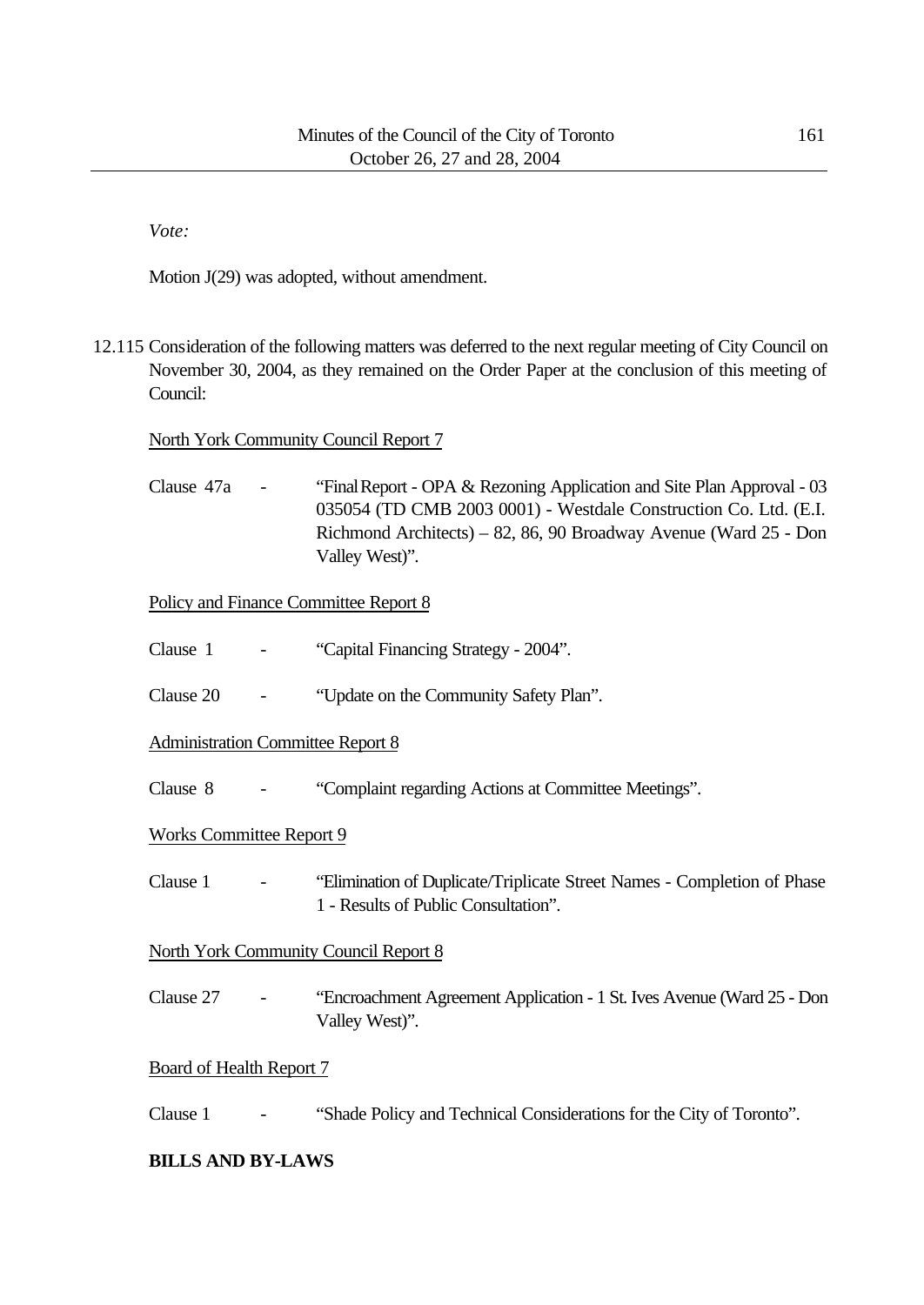*Vote:*

Motion J(29) was adopted, without amendment.

12.115 Consideration of the following matters was deferred to the next regular meeting of City Council on November 30, 2004, as they remained on the Order Paper at the conclusion of this meeting of Council:

North York Community Council Report 7

Clause 47a - "Final Report - OPA & Rezoning Application and Site Plan Approval - 03 035054 (TD CMB 2003 0001) - Westdale Construction Co. Ltd. (E.I. Richmond Architects) – 82, 86, 90 Broadway Avenue (Ward 25 - Don Valley West)".

Policy and Finance Committee Report 8

Clause 1 - "Capital Financing Strategy - 2004".

Clause 20 - "Update on the Community Safety Plan".

Administration Committee Report 8

Clause 8 - "Complaint regarding Actions at Committee Meetings".

Works Committee Report 9

Clause 1 - "Elimination of Duplicate/Triplicate Street Names - Completion of Phase 1 - Results of Public Consultation".

North York Community Council Report 8

Clause 27 - "Encroachment Agreement Application - 1 St. Ives Avenue (Ward 25 - Don Valley West)".

Board of Health Report 7

Clause 1 - "Shade Policy and Technical Considerations for the City of Toronto".

**BILLS AND BY-LAWS**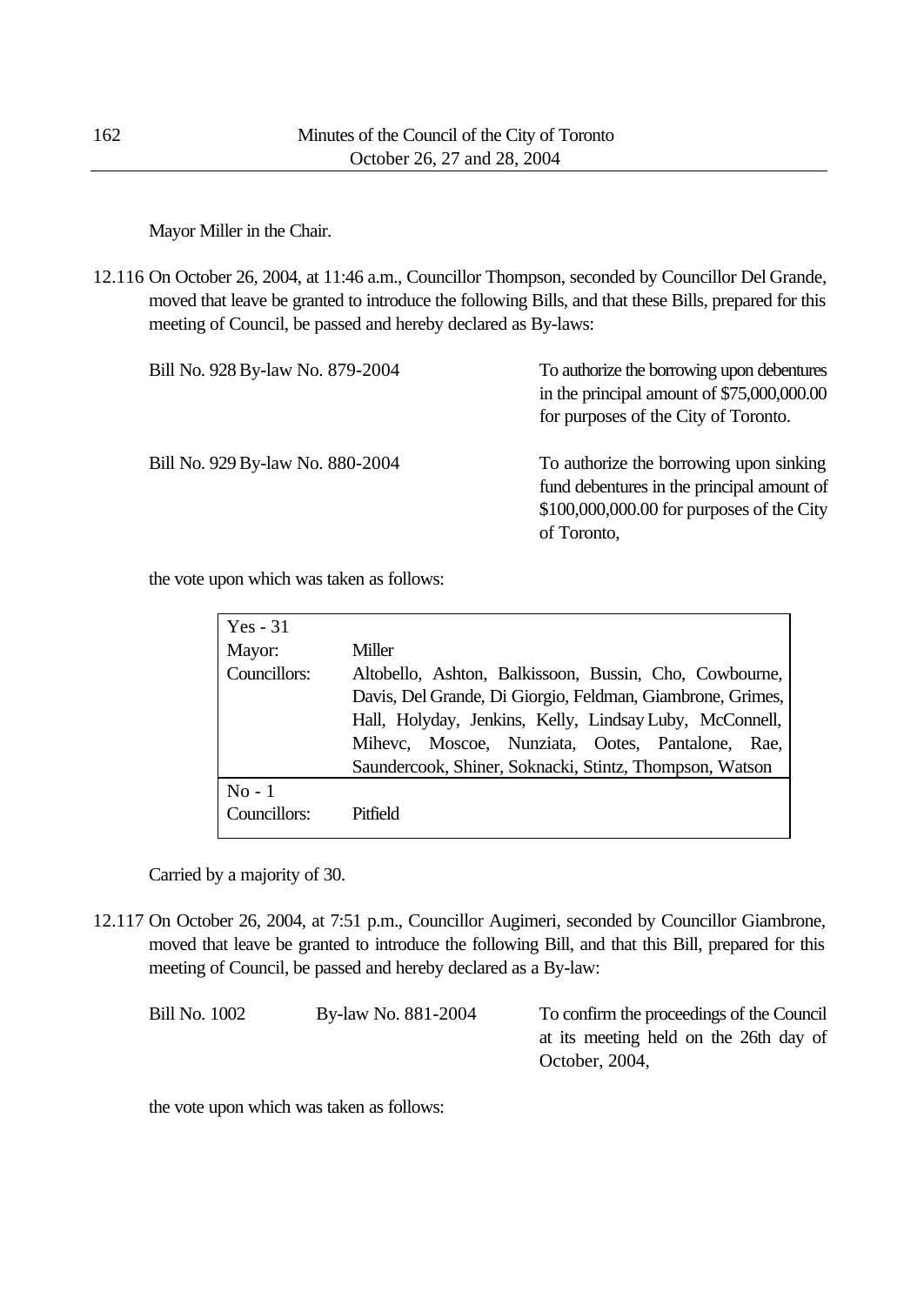Mayor Miller in the Chair.

12.116 On October 26, 2004, at 11:46 a.m., Councillor Thompson, seconded by Councillor Del Grande, moved that leave be granted to introduce the following Bills, and that these Bills, prepared for this meeting of Council, be passed and hereby declared as By-laws:

| | | |
|---|---|---|
| Bill No. 928 | By-law No. 879-2004 | To authorize the borrowing upon debentures in the principal amount of $75,000,000.00 for purposes of the City of Toronto. |
| Bill No. 929 | By-law No. 880-2004 | To authorize the borrowing upon sinking fund debentures in the principal amount of $100,000,000.00 for purposes of the City of Toronto, |

the vote upon which was taken as follows:

| Yes - 31 | |
|---|---|
| Mayor: | Miller |
| Councillors: | Altobello, Ashton, Balkissoon, Bussin, Cho, Cowbourne, Davis, Del Grande, Di Giorgio, Feldman, Giambrone, Grimes, Hall, Holyday, Jenkins, Kelly, Lindsay Luby, McConnell, Mihevc, Moscoe, Nunziata, Ootes, Pantalone, Rae, Saundercook, Shiner, Soknacki, Stintz, Thompson, Watson |
| **No - 1** | |
| Councillors: | Pitfield |

Carried by a majority of 30.

12.117 On October 26, 2004, at 7:51 p.m., Councillor Augimeri, seconded by Councillor Giambrone, moved that leave be granted to introduce the following Bill, and that this Bill, prepared for this meeting of Council, be passed and hereby declared as a By-law:

| | | |
|---|---|---|
| Bill No. 1002 | By-law No. 881-2004 | To confirm the proceedings of the Council at its meeting held on the 26th day of October, 2004, |

the vote upon which was taken as follows: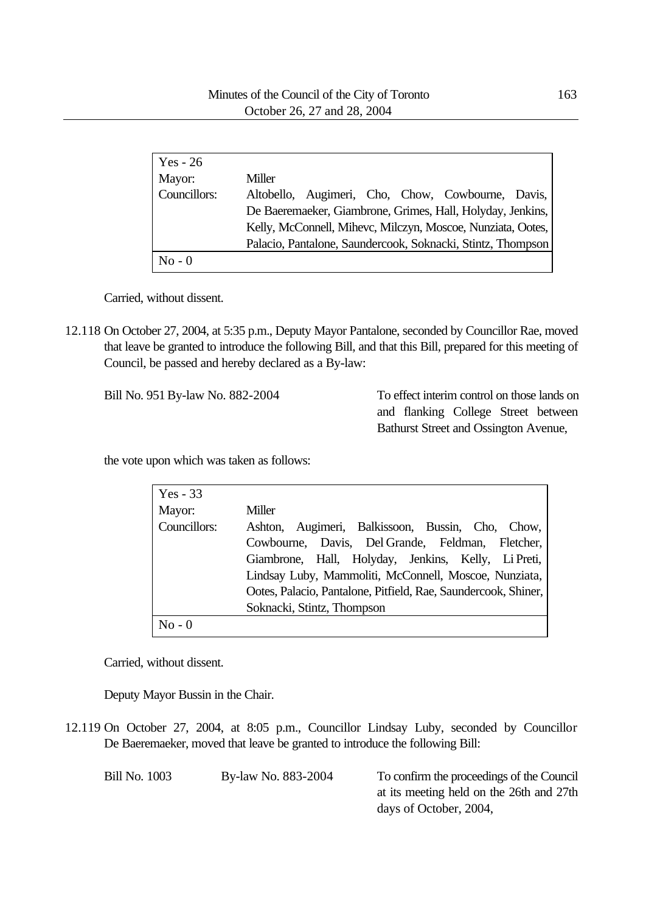| Yes - 26 | |
|---|---|
| Mayor: | Miller |
| Councillors: | Altobello, Augimeri, Cho, Chow, Cowbourne, Davis, De Baeremaeker, Giambrone, Grimes, Hall, Holyday, Jenkins, Kelly, McConnell, Mihevc, Milczyn, Moscoe, Nunziata, Ootes, Palacio, Pantalone, Saundercook, Soknacki, Stintz, Thompson |
| No - 0 | |

Carried, without dissent.

12.118 On October 27, 2004, at 5:35 p.m., Deputy Mayor Pantalone, seconded by Councillor Rae, moved that leave be granted to introduce the following Bill, and that this Bill, prepared for this meeting of Council, be passed and hereby declared as a By-law:

| | | |
|---|---|---|
| Bill No. 951 | By-law No. 882-2004 | To effect interim control on those lands on and flanking College Street between Bathurst Street and Ossington Avenue, |

the vote upon which was taken as follows:

| Yes - 33 | |
|---|---|
| Mayor: | Miller |
| Councillors: | Ashton, Augimeri, Balkissoon, Bussin, Cho, Chow, Cowbourne, Davis, Del Grande, Feldman, Fletcher, Giambrone, Hall, Holyday, Jenkins, Kelly, Li Preti, Lindsay Luby, Mammoliti, McConnell, Moscoe, Nunziata, Ootes, Palacio, Pantalone, Pitfield, Rae, Saundercook, Shiner, Soknacki, Stintz, Thompson |
| No - 0 | |

Carried, without dissent.

Deputy Mayor Bussin in the Chair.

12.119 On October 27, 2004, at 8:05 p.m., Councillor Lindsay Luby, seconded by Councillor De Baeremaeker, moved that leave be granted to introduce the following Bill:

| | | |
|---|---|---|
| Bill No. 1003 | By-law No. 883-2004 | To confirm the proceedings of the Council at its meeting held on the 26th and 27th days of October, 2004, |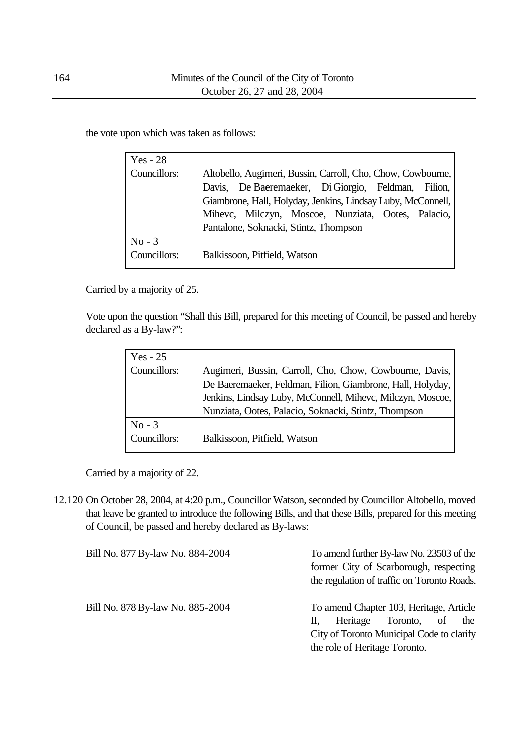the vote upon which was taken as follows:

| Yes - 28 | |
|---|---|
| Councillors: | Altobello, Augimeri, Bussin, Carroll, Cho, Chow, Cowbourne, Davis, De Baeremaeker, Di Giorgio, Feldman, Filion, Giambrone, Hall, Holyday, Jenkins, Lindsay Luby, McConnell, Mihevc, Milczyn, Moscoe, Nunziata, Ootes, Palacio, Pantalone, Soknacki, Stintz, Thompson |
| No - 3 | |
| Councillors: | Balkissoon, Pitfield, Watson |

Carried by a majority of 25.

Vote upon the question "Shall this Bill, prepared for this meeting of Council, be passed and hereby declared as a By-law?":

| Yes - 25 | |
|---|---|
| Councillors: | Augimeri, Bussin, Carroll, Cho, Chow, Cowbourne, Davis, De Baeremaeker, Feldman, Filion, Giambrone, Hall, Holyday, Jenkins, Lindsay Luby, McConnell, Mihevc, Milczyn, Moscoe, Nunziata, Ootes, Palacio, Soknacki, Stintz, Thompson |
| No - 3 | |
| Councillors: | Balkissoon, Pitfield, Watson |

Carried by a majority of 22.

12.120 On October 28, 2004, at 4:20 p.m., Councillor Watson, seconded by Councillor Altobello, moved that leave be granted to introduce the following Bills, and that these Bills, prepared for this meeting of Council, be passed and hereby declared as By-laws:

| | | |
|---|---|---|
| Bill No. 877 | By-law No. 884-2004 | To amend further By-law No. 23503 of the former City of Scarborough, respecting the regulation of traffic on Toronto Roads. |
| Bill No. 878 | By-law No. 885-2004 | To amend Chapter 103, Heritage, Article II, Heritage Toronto, of the City of Toronto Municipal Code to clarify the role of Heritage Toronto. |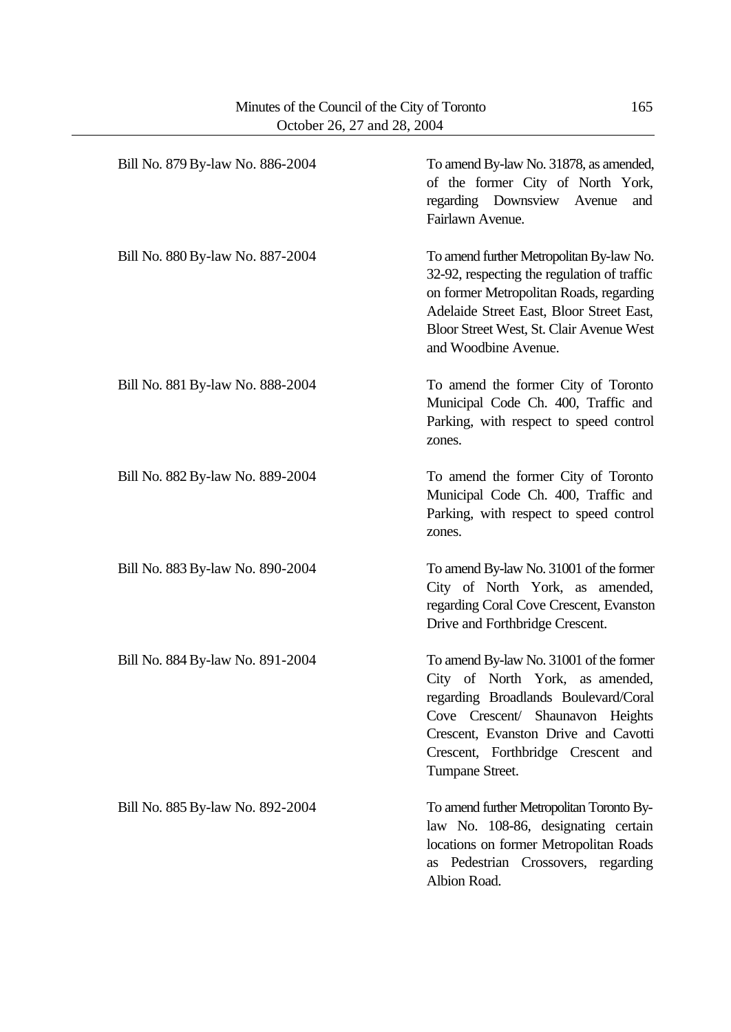| | |
|---|---|
| Bill No. 879 By-law No. 886-2004 | To amend By-law No. 31878, as amended, of the former City of North York, regarding Downsview Avenue and Fairlawn Avenue. |
| Bill No. 880 By-law No. 887-2004 | To amend further Metropolitan By-law No. 32-92, respecting the regulation of traffic on former Metropolitan Roads, regarding Adelaide Street East, Bloor Street East, Bloor Street West, St. Clair Avenue West and Woodbine Avenue. |
| Bill No. 881 By-law No. 888-2004 | To amend the former City of Toronto Municipal Code Ch. 400, Traffic and Parking, with respect to speed control zones. |
| Bill No. 882 By-law No. 889-2004 | To amend the former City of Toronto Municipal Code Ch. 400, Traffic and Parking, with respect to speed control zones. |
| Bill No. 883 By-law No. 890-2004 | To amend By-law No. 31001 of the former City of North York, as amended, regarding Coral Cove Crescent, Evanston Drive and Forthbridge Crescent. |
| Bill No. 884 By-law No. 891-2004 | To amend By-law No. 31001 of the former City of North York, as amended, regarding Broadlands Boulevard/Coral Cove Crescent/ Shaunavon Heights Crescent, Evanston Drive and Cavotti Crescent, Forthbridge Crescent and Tumpane Street. |
| Bill No. 885 By-law No. 892-2004 | To amend further Metropolitan Toronto By-law No. 108-86, designating certain locations on former Metropolitan Roads as Pedestrian Crossovers, regarding Albion Road. |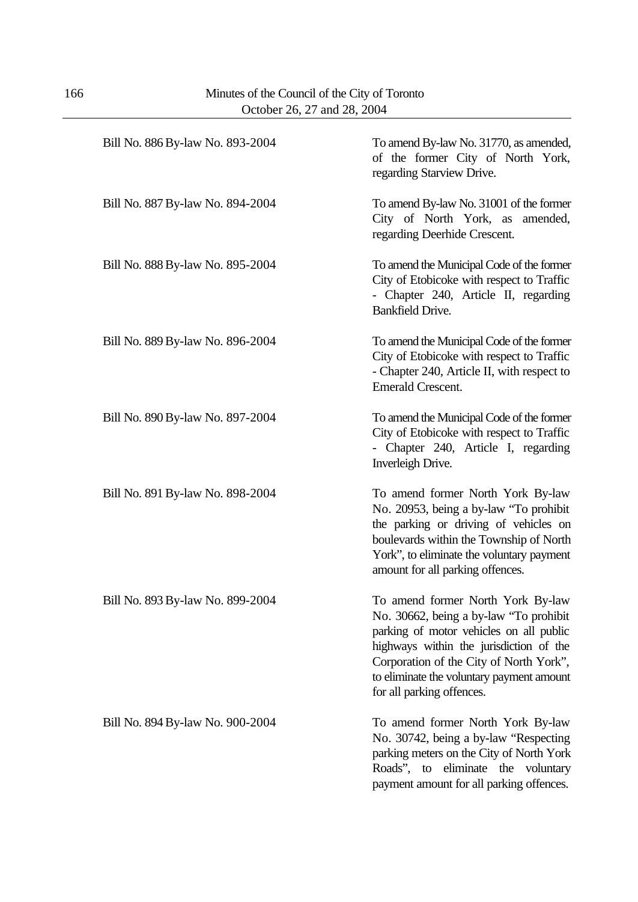| | |
|---|---|
| Bill No. 886 By-law No. 893-2004 | To amend By-law No. 31770, as amended, of the former City of North York, regarding Starview Drive. |
| Bill No. 887 By-law No. 894-2004 | To amend By-law No. 31001 of the former City of North York, as amended, regarding Deerhide Crescent. |
| Bill No. 888 By-law No. 895-2004 | To amend the Municipal Code of the former City of Etobicoke with respect to Traffic - Chapter 240, Article II, regarding Bankfield Drive. |
| Bill No. 889 By-law No. 896-2004 | To amend the Municipal Code of the former City of Etobicoke with respect to Traffic - Chapter 240, Article II, with respect to Emerald Crescent. |
| Bill No. 890 By-law No. 897-2004 | To amend the Municipal Code of the former City of Etobicoke with respect to Traffic - Chapter 240, Article I, regarding Inverleigh Drive. |
| Bill No. 891 By-law No. 898-2004 | To amend former North York By-law No. 20953, being a by-law "To prohibit the parking or driving of vehicles on boulevards within the Township of North York", to eliminate the voluntary payment amount for all parking offences. |
| Bill No. 893 By-law No. 899-2004 | To amend former North York By-law No. 30662, being a by-law "To prohibit parking of motor vehicles on all public highways within the jurisdiction of the Corporation of the City of North York", to eliminate the voluntary payment amount for all parking offences. |
| Bill No. 894 By-law No. 900-2004 | To amend former North York By-law No. 30742, being a by-law "Respecting parking meters on the City of North York Roads", to eliminate the voluntary payment amount for all parking offences. |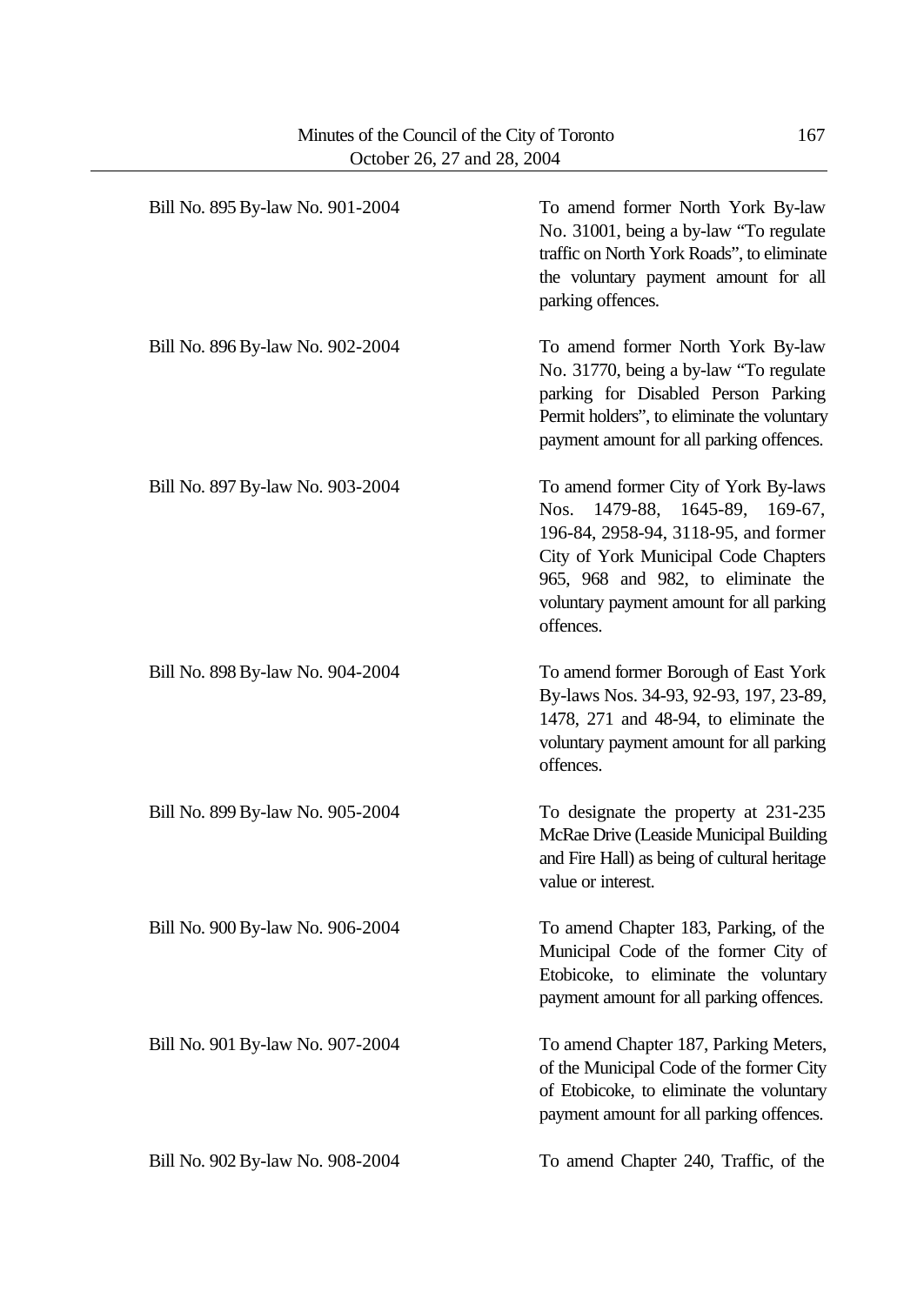| | |
|---|---|
| Bill No. 895 By-law No. 901-2004 | To amend former North York By-law No. 31001, being a by-law "To regulate traffic on North York Roads", to eliminate the voluntary payment amount for all parking offences. |
| Bill No. 896 By-law No. 902-2004 | To amend former North York By-law No. 31770, being a by-law "To regulate parking for Disabled Person Parking Permit holders", to eliminate the voluntary payment amount for all parking offences. |
| Bill No. 897 By-law No. 903-2004 | To amend former City of York By-laws Nos. 1479-88, 1645-89, 169-67, 196-84, 2958-94, 3118-95, and former City of York Municipal Code Chapters 965, 968 and 982, to eliminate the voluntary payment amount for all parking offences. |
| Bill No. 898 By-law No. 904-2004 | To amend former Borough of East York By-laws Nos. 34-93, 92-93, 197, 23-89, 1478, 271 and 48-94, to eliminate the voluntary payment amount for all parking offences. |
| Bill No. 899 By-law No. 905-2004 | To designate the property at 231-235 McRae Drive (Leaside Municipal Building and Fire Hall) as being of cultural heritage value or interest. |
| Bill No. 900 By-law No. 906-2004 | To amend Chapter 183, Parking, of the Municipal Code of the former City of Etobicoke, to eliminate the voluntary payment amount for all parking offences. |
| Bill No. 901 By-law No. 907-2004 | To amend Chapter 187, Parking Meters, of the Municipal Code of the former City of Etobicoke, to eliminate the voluntary payment amount for all parking offences. |
| Bill No. 902 By-law No. 908-2004 | To amend Chapter 240, Traffic, of the |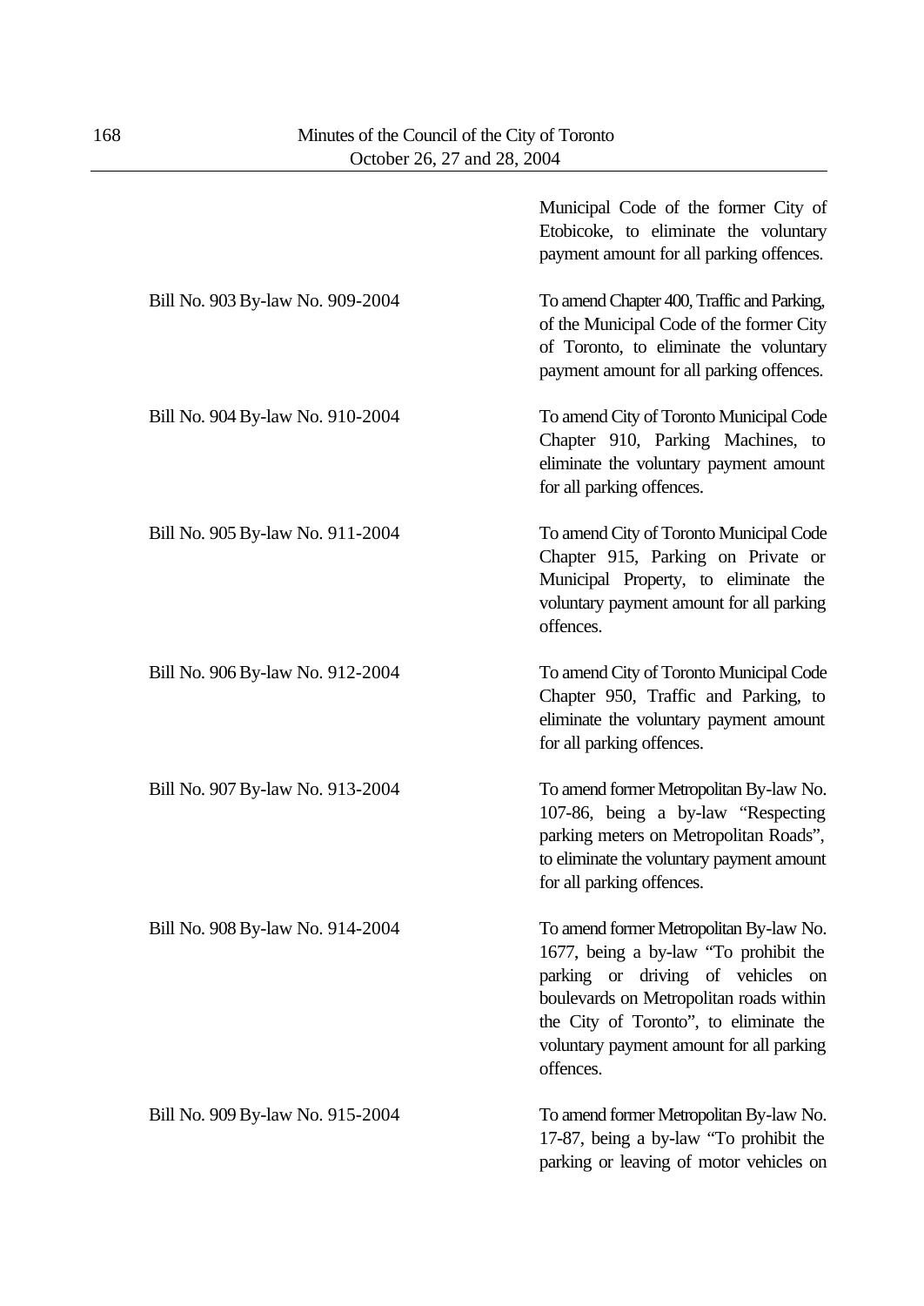| | |
|---|---|
| | Municipal Code of the former City of Etobicoke, to eliminate the voluntary payment amount for all parking offences. |
| Bill No. 903 By-law No. 909-2004 | To amend Chapter 400, Traffic and Parking, of the Municipal Code of the former City of Toronto, to eliminate the voluntary payment amount for all parking offences. |
| Bill No. 904 By-law No. 910-2004 | To amend City of Toronto Municipal Code Chapter 910, Parking Machines, to eliminate the voluntary payment amount for all parking offences. |
| Bill No. 905 By-law No. 911-2004 | To amend City of Toronto Municipal Code Chapter 915, Parking on Private or Municipal Property, to eliminate the voluntary payment amount for all parking offences. |
| Bill No. 906 By-law No. 912-2004 | To amend City of Toronto Municipal Code Chapter 950, Traffic and Parking, to eliminate the voluntary payment amount for all parking offences. |
| Bill No. 907 By-law No. 913-2004 | To amend former Metropolitan By-law No. 107-86, being a by-law "Respecting parking meters on Metropolitan Roads", to eliminate the voluntary payment amount for all parking offences. |
| Bill No. 908 By-law No. 914-2004 | To amend former Metropolitan By-law No. 1677, being a by-law "To prohibit the parking or driving of vehicles on boulevards on Metropolitan roads within the City of Toronto", to eliminate the voluntary payment amount for all parking offences. |
| Bill No. 909 By-law No. 915-2004 | To amend former Metropolitan By-law No. 17-87, being a by-law "To prohibit the parking or leaving of motor vehicles on |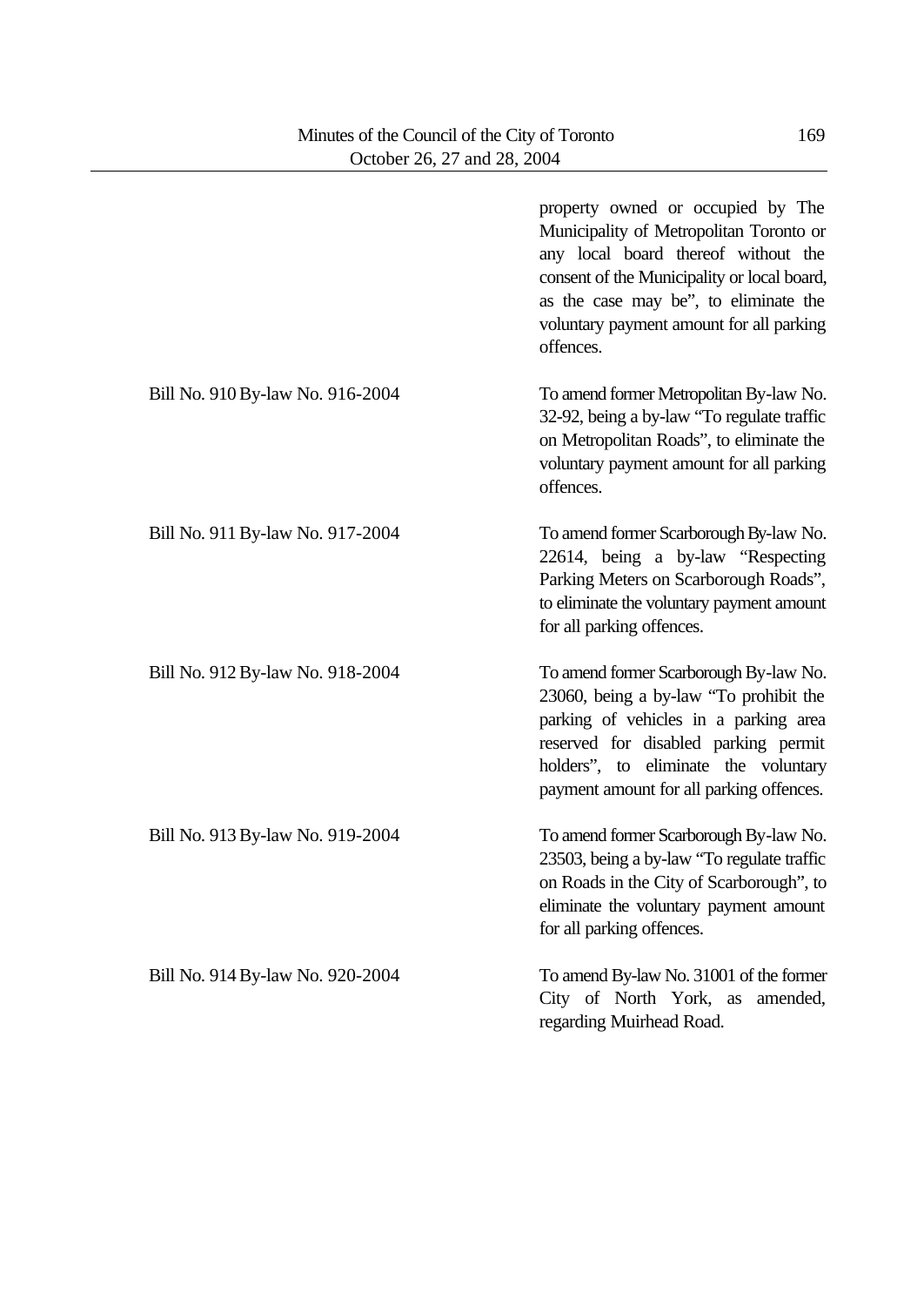| | |
|---|---|
| | property owned or occupied by The Municipality of Metropolitan Toronto or any local board thereof without the consent of the Municipality or local board, as the case may be", to eliminate the voluntary payment amount for all parking offences. |
| Bill No. 910 By-law No. 916-2004 | To amend former Metropolitan By-law No. 32-92, being a by-law "To regulate traffic on Metropolitan Roads", to eliminate the voluntary payment amount for all parking offences. |
| Bill No. 911 By-law No. 917-2004 | To amend former Scarborough By-law No. 22614, being a by-law "Respecting Parking Meters on Scarborough Roads", to eliminate the voluntary payment amount for all parking offences. |
| Bill No. 912 By-law No. 918-2004 | To amend former Scarborough By-law No. 23060, being a by-law "To prohibit the parking of vehicles in a parking area reserved for disabled parking permit holders", to eliminate the voluntary payment amount for all parking offences. |
| Bill No. 913 By-law No. 919-2004 | To amend former Scarborough By-law No. 23503, being a by-law "To regulate traffic on Roads in the City of Scarborough", to eliminate the voluntary payment amount for all parking offences. |
| Bill No. 914 By-law No. 920-2004 | To amend By-law No. 31001 of the former City of North York, as amended, regarding Muirhead Road. |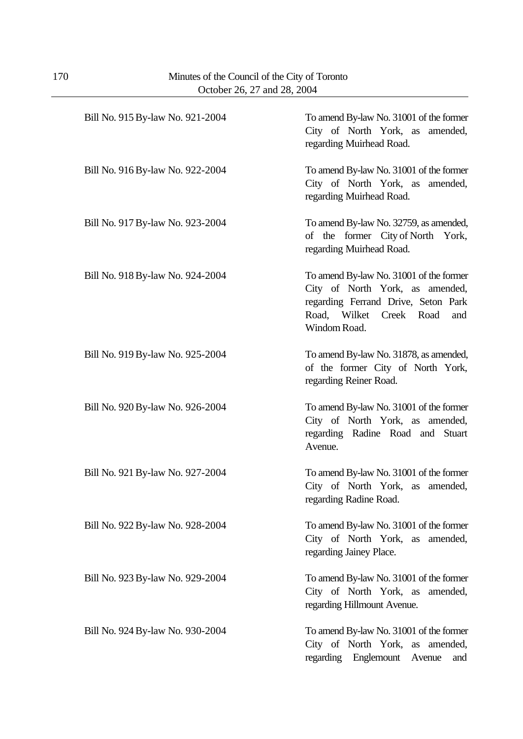Bill No. 915 By-law No. 921-2004 To amend By-law No. 31001 of the former City of North York, as amended, regarding Muirhead Road.

Bill No. 916 By-law No. 922-2004 To amend By-law No. 31001 of the former City of North York, as amended, regarding Muirhead Road.

Bill No. 917 By-law No. 923-2004 To amend By-law No. 32759, as amended, of the former City of North York, regarding Muirhead Road.

Bill No. 918 By-law No. 924-2004 To amend By-law No. 31001 of the former City of North York, as amended, regarding Ferrand Drive, Seton Park Road, Wilket Creek Road and Windom Road.

Bill No. 919 By-law No. 925-2004 To amend By-law No. 31878, as amended, of the former City of North York, regarding Reiner Road.

Bill No. 920 By-law No. 926-2004 To amend By-law No. 31001 of the former City of North York, as amended, regarding Radine Road and Stuart Avenue.

Bill No. 921 By-law No. 927-2004 To amend By-law No. 31001 of the former City of North York, as amended, regarding Radine Road.

Bill No. 922 By-law No. 928-2004 To amend By-law No. 31001 of the former City of North York, as amended, regarding Jainey Place.

Bill No. 923 By-law No. 929-2004 To amend By-law No. 31001 of the former City of North York, as amended, regarding Hillmount Avenue.

Bill No. 924 By-law No. 930-2004 To amend By-law No. 31001 of the former City of North York, as amended, regarding Englemount Avenue and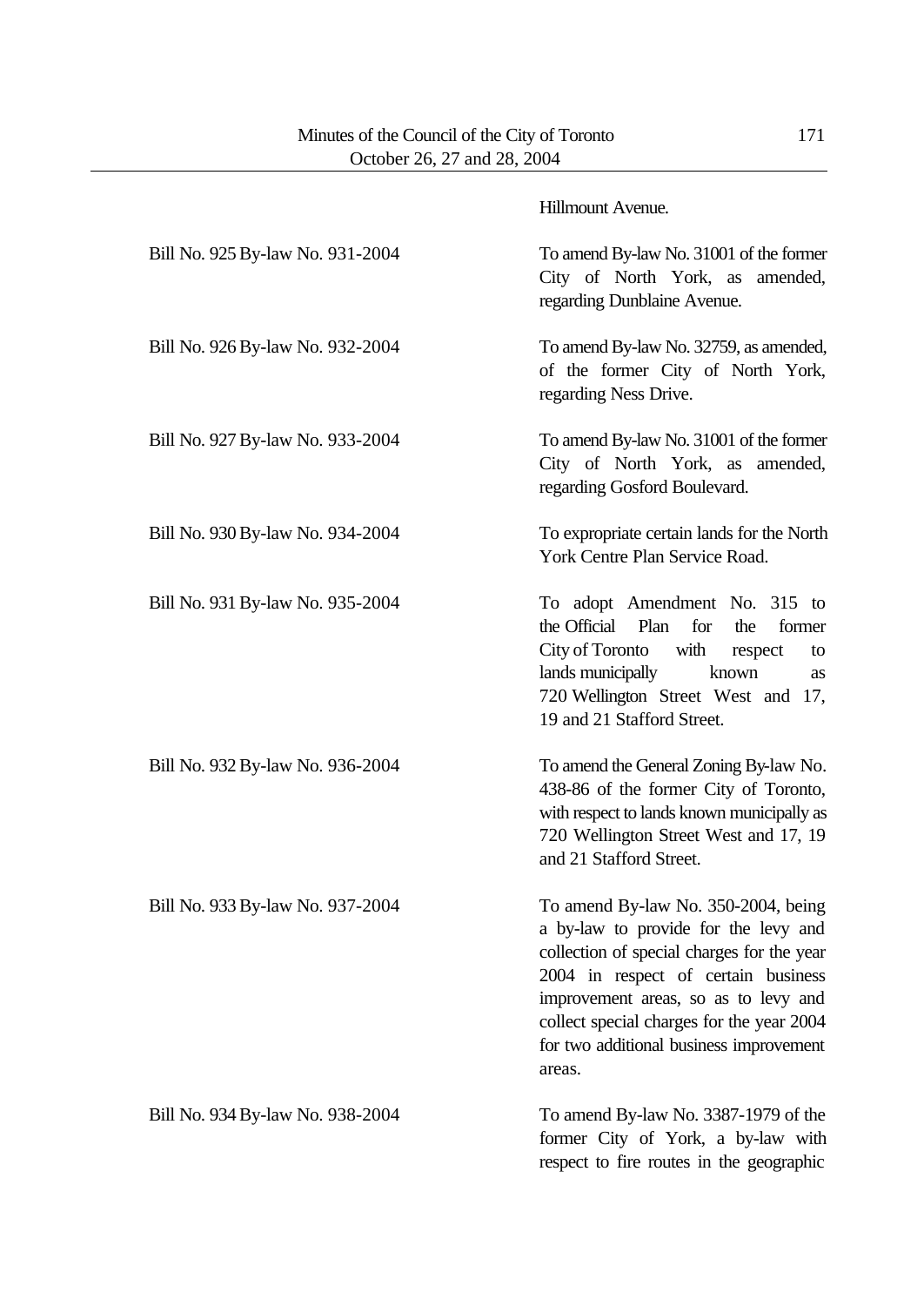Hillmount Avenue.

| | |
|---|---|
| Bill No. 925 By-law No. 931-2004 | To amend By-law No. 31001 of the former City of North York, as amended, regarding Dunblaine Avenue. |
| Bill No. 926 By-law No. 932-2004 | To amend By-law No. 32759, as amended, of the former City of North York, regarding Ness Drive. |
| Bill No. 927 By-law No. 933-2004 | To amend By-law No. 31001 of the former City of North York, as amended, regarding Gosford Boulevard. |
| Bill No. 930 By-law No. 934-2004 | To expropriate certain lands for the North York Centre Plan Service Road. |
| Bill No. 931 By-law No. 935-2004 | To adopt Amendment No. 315 to the Official Plan for the former City of Toronto with respect to lands municipally known as 720 Wellington Street West and 17, 19 and 21 Stafford Street. |
| Bill No. 932 By-law No. 936-2004 | To amend the General Zoning By-law No. 438-86 of the former City of Toronto, with respect to lands known municipally as 720 Wellington Street West and 17, 19 and 21 Stafford Street. |
| Bill No. 933 By-law No. 937-2004 | To amend By-law No. 350-2004, being a by-law to provide for the levy and collection of special charges for the year 2004 in respect of certain business improvement areas, so as to levy and collect special charges for the year 2004 for two additional business improvement areas. |
| Bill No. 934 By-law No. 938-2004 | To amend By-law No. 3387-1979 of the former City of York, a by-law with respect to fire routes in the geographic |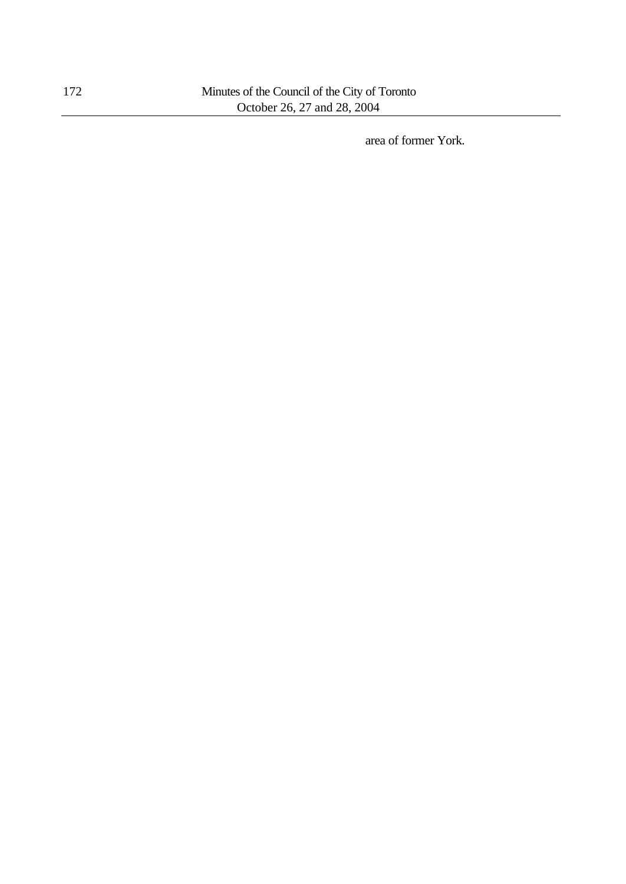area of former York.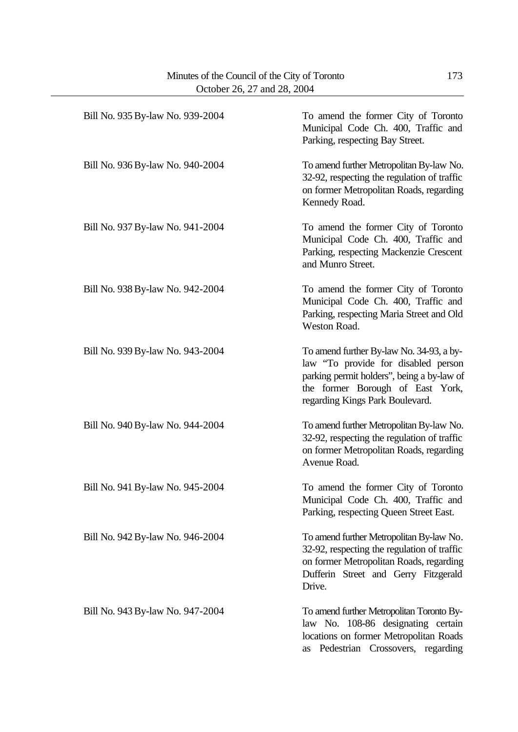| | |
|---|---|
| Bill No. 935 By-law No. 939-2004 | To amend the former City of Toronto Municipal Code Ch. 400, Traffic and Parking, respecting Bay Street. |
| Bill No. 936 By-law No. 940-2004 | To amend further Metropolitan By-law No. 32-92, respecting the regulation of traffic on former Metropolitan Roads, regarding Kennedy Road. |
| Bill No. 937 By-law No. 941-2004 | To amend the former City of Toronto Municipal Code Ch. 400, Traffic and Parking, respecting Mackenzie Crescent and Munro Street. |
| Bill No. 938 By-law No. 942-2004 | To amend the former City of Toronto Municipal Code Ch. 400, Traffic and Parking, respecting Maria Street and Old Weston Road. |
| Bill No. 939 By-law No. 943-2004 | To amend further By-law No. 34-93, a by-law "To provide for disabled person parking permit holders", being a by-law of the former Borough of East York, regarding Kings Park Boulevard. |
| Bill No. 940 By-law No. 944-2004 | To amend further Metropolitan By-law No. 32-92, respecting the regulation of traffic on former Metropolitan Roads, regarding Avenue Road. |
| Bill No. 941 By-law No. 945-2004 | To amend the former City of Toronto Municipal Code Ch. 400, Traffic and Parking, respecting Queen Street East. |
| Bill No. 942 By-law No. 946-2004 | To amend further Metropolitan By-law No. 32-92, respecting the regulation of traffic on former Metropolitan Roads, regarding Dufferin Street and Gerry Fitzgerald Drive. |
| Bill No. 943 By-law No. 947-2004 | To amend further Metropolitan Toronto By-law No. 108-86 designating certain locations on former Metropolitan Roads as Pedestrian Crossovers, regarding |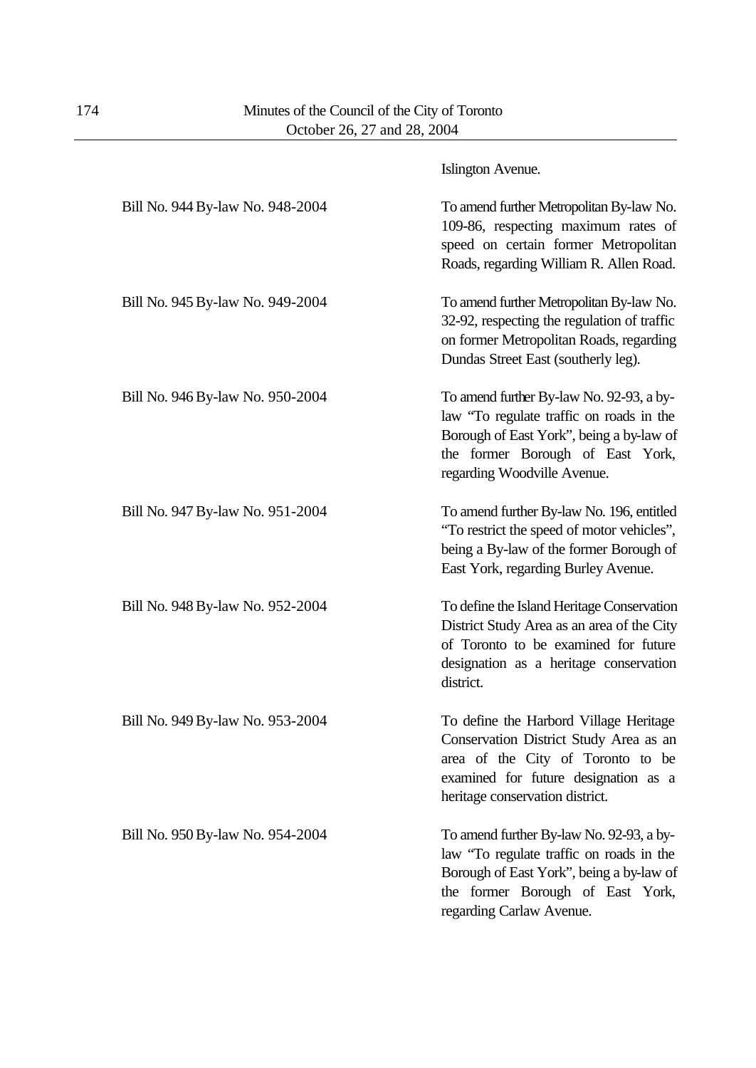Islington Avenue.

| | |
|---|---|
| Bill No. 944 By-law No. 948-2004 | To amend further Metropolitan By-law No. 109-86, respecting maximum rates of speed on certain former Metropolitan Roads, regarding William R. Allen Road. |
| Bill No. 945 By-law No. 949-2004 | To amend further Metropolitan By-law No. 32-92, respecting the regulation of traffic on former Metropolitan Roads, regarding Dundas Street East (southerly leg). |
| Bill No. 946 By-law No. 950-2004 | To amend further By-law No. 92-93, a by-law "To regulate traffic on roads in the Borough of East York", being a by-law of the former Borough of East York, regarding Woodville Avenue. |
| Bill No. 947 By-law No. 951-2004 | To amend further By-law No. 196, entitled "To restrict the speed of motor vehicles", being a By-law of the former Borough of East York, regarding Burley Avenue. |
| Bill No. 948 By-law No. 952-2004 | To define the Island Heritage Conservation District Study Area as an area of the City of Toronto to be examined for future designation as a heritage conservation district. |
| Bill No. 949 By-law No. 953-2004 | To define the Harbord Village Heritage Conservation District Study Area as an area of the City of Toronto to be examined for future designation as a heritage conservation district. |
| Bill No. 950 By-law No. 954-2004 | To amend further By-law No. 92-93, a by-law "To regulate traffic on roads in the Borough of East York", being a by-law of the former Borough of East York, regarding Carlaw Avenue. |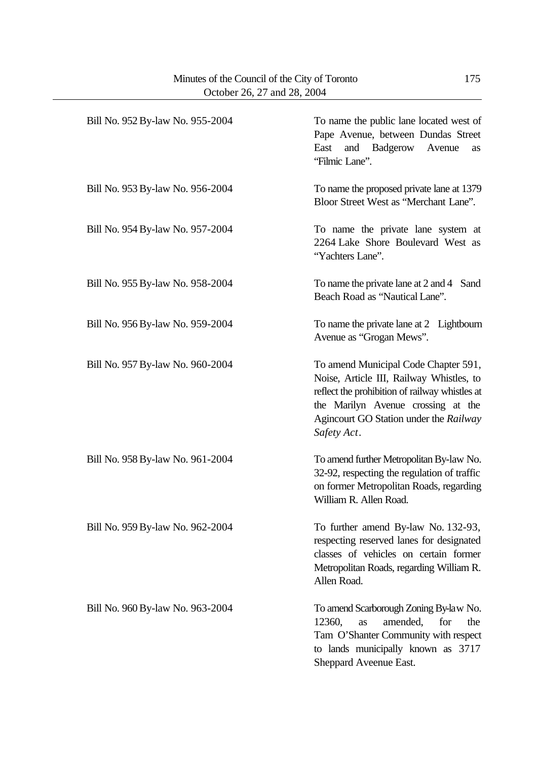| | |
|---|---|
| Bill No. 952 By-law No. 955-2004 | To name the public lane located west of Pape Avenue, between Dundas Street East and Badgerow Avenue as "Filmic Lane". |
| Bill No. 953 By-law No. 956-2004 | To name the proposed private lane at 1379 Bloor Street West as "Merchant Lane". |
| Bill No. 954 By-law No. 957-2004 | To name the private lane system at 2264 Lake Shore Boulevard West as "Yachters Lane". |
| Bill No. 955 By-law No. 958-2004 | To name the private lane at 2 and 4 Sand Beach Road as "Nautical Lane". |
| Bill No. 956 By-law No. 959-2004 | To name the private lane at 2 Lightbourn Avenue as "Grogan Mews". |
| Bill No. 957 By-law No. 960-2004 | To amend Municipal Code Chapter 591, Noise, Article III, Railway Whistles, to reflect the prohibition of railway whistles at the Marilyn Avenue crossing at the Agincourt GO Station under the *Railway Safety Act*. |
| Bill No. 958 By-law No. 961-2004 | To amend further Metropolitan By-law No. 32-92, respecting the regulation of traffic on former Metropolitan Roads, regarding William R. Allen Road. |
| Bill No. 959 By-law No. 962-2004 | To further amend By-law No. 132-93, respecting reserved lanes for designated classes of vehicles on certain former Metropolitan Roads, regarding William R. Allen Road. |
| Bill No. 960 By-law No. 963-2004 | To amend Scarborough Zoning By-law No. 12360, as amended, for the Tam O'Shanter Community with respect to lands municipally known as 3717 Sheppard Aveenue East. |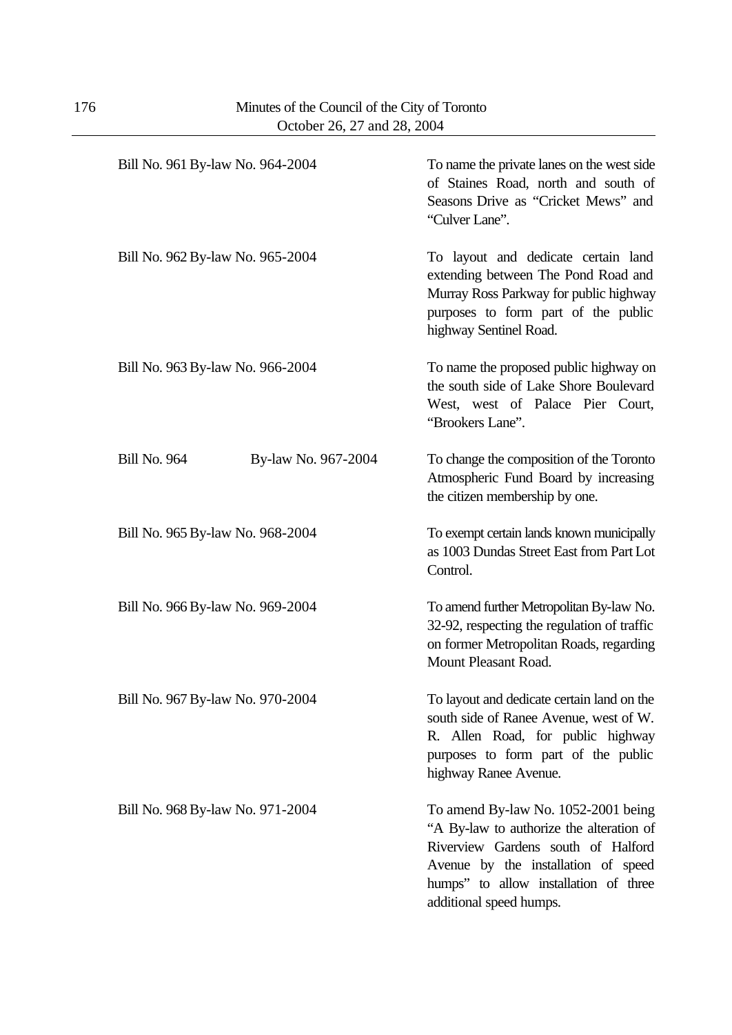| | | |
|---|---|---|
| Bill No. 961 | By-law No. 964-2004 | To name the private lanes on the west side of Staines Road, north and south of Seasons Drive as "Cricket Mews" and "Culver Lane". |
| Bill No. 962 | By-law No. 965-2004 | To layout and dedicate certain land extending between The Pond Road and Murray Ross Parkway for public highway purposes to form part of the public highway Sentinel Road. |
| Bill No. 963 | By-law No. 966-2004 | To name the proposed public highway on the south side of Lake Shore Boulevard West, west of Palace Pier Court, "Brookers Lane". |
| Bill No. 964 | By-law No. 967-2004 | To change the composition of the Toronto Atmospheric Fund Board by increasing the citizen membership by one. |
| Bill No. 965 | By-law No. 968-2004 | To exempt certain lands known municipally as 1003 Dundas Street East from Part Lot Control. |
| Bill No. 966 | By-law No. 969-2004 | To amend further Metropolitan By-law No. 32-92, respecting the regulation of traffic on former Metropolitan Roads, regarding Mount Pleasant Road. |
| Bill No. 967 | By-law No. 970-2004 | To layout and dedicate certain land on the south side of Ranee Avenue, west of W. R. Allen Road, for public highway purposes to form part of the public highway Ranee Avenue. |
| Bill No. 968 | By-law No. 971-2004 | To amend By-law No. 1052-2001 being "A By-law to authorize the alteration of Riverview Gardens south of Halford Avenue by the installation of speed humps" to allow installation of three additional speed humps. |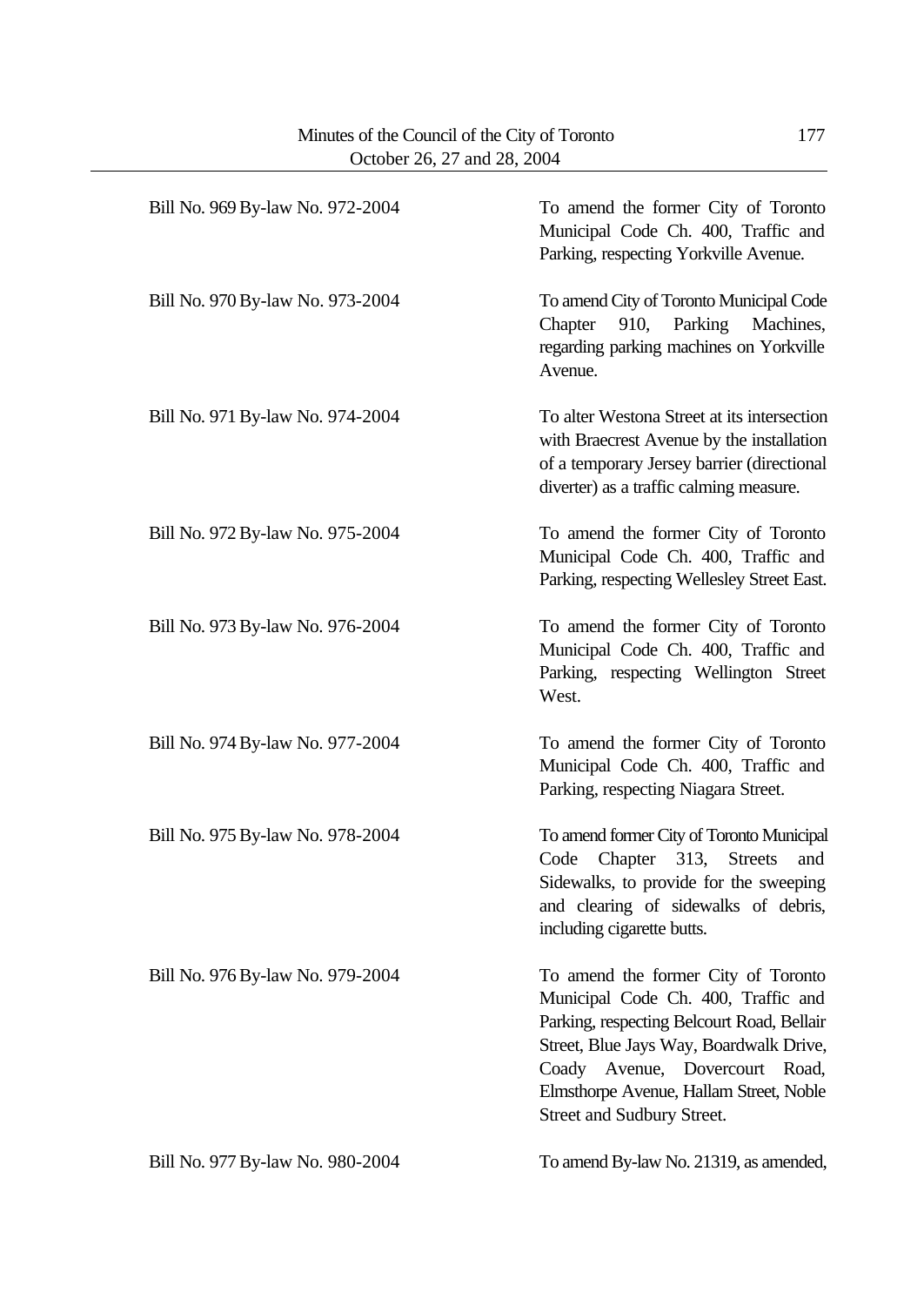| | |
|---|---|
| Bill No. 969 By-law No. 972-2004 | To amend the former City of Toronto Municipal Code Ch. 400, Traffic and Parking, respecting Yorkville Avenue. |
| Bill No. 970 By-law No. 973-2004 | To amend City of Toronto Municipal Code Chapter 910, Parking Machines, regarding parking machines on Yorkville Avenue. |
| Bill No. 971 By-law No. 974-2004 | To alter Westona Street at its intersection with Braecrest Avenue by the installation of a temporary Jersey barrier (directional diverter) as a traffic calming measure. |
| Bill No. 972 By-law No. 975-2004 | To amend the former City of Toronto Municipal Code Ch. 400, Traffic and Parking, respecting Wellesley Street East. |
| Bill No. 973 By-law No. 976-2004 | To amend the former City of Toronto Municipal Code Ch. 400, Traffic and Parking, respecting Wellington Street West. |
| Bill No. 974 By-law No. 977-2004 | To amend the former City of Toronto Municipal Code Ch. 400, Traffic and Parking, respecting Niagara Street. |
| Bill No. 975 By-law No. 978-2004 | To amend former City of Toronto Municipal Code Chapter 313, Streets and Sidewalks, to provide for the sweeping and clearing of sidewalks of debris, including cigarette butts. |
| Bill No. 976 By-law No. 979-2004 | To amend the former City of Toronto Municipal Code Ch. 400, Traffic and Parking, respecting Belcourt Road, Bellair Street, Blue Jays Way, Boardwalk Drive, Coady Avenue, Dovercourt Road, Elmsthorpe Avenue, Hallam Street, Noble Street and Sudbury Street. |
| Bill No. 977 By-law No. 980-2004 | To amend By-law No. 21319, as amended, |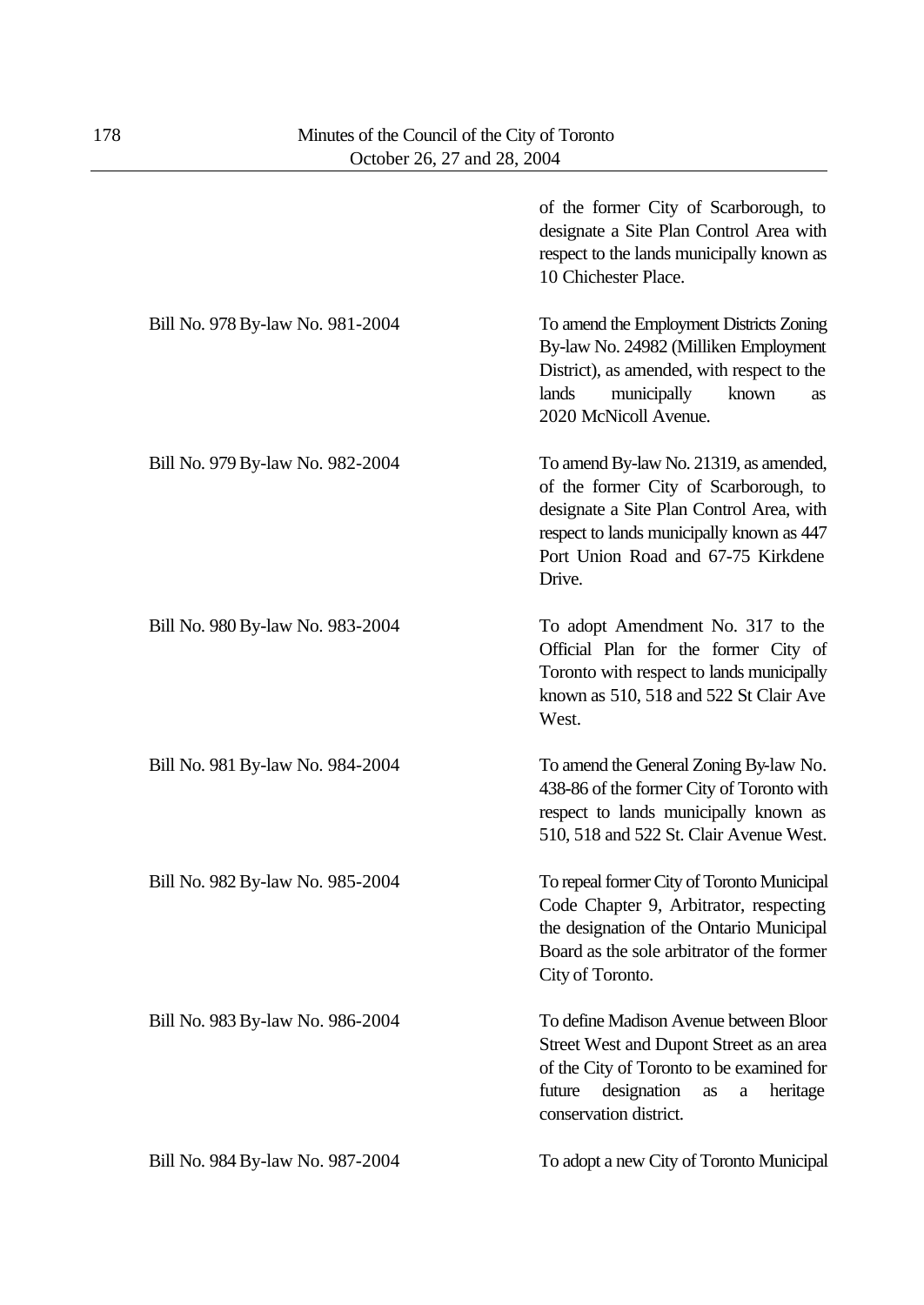| | |
|---|---|
| | of the former City of Scarborough, to designate a Site Plan Control Area with respect to the lands municipally known as 10 Chichester Place. |
| Bill No. 978 By-law No. 981-2004 | To amend the Employment Districts Zoning By-law No. 24982 (Milliken Employment District), as amended, with respect to the lands municipally known as 2020 McNicoll Avenue. |
| Bill No. 979 By-law No. 982-2004 | To amend By-law No. 21319, as amended, of the former City of Scarborough, to designate a Site Plan Control Area, with respect to lands municipally known as 447 Port Union Road and 67-75 Kirkdene Drive. |
| Bill No. 980 By-law No. 983-2004 | To adopt Amendment No. 317 to the Official Plan for the former City of Toronto with respect to lands municipally known as 510, 518 and 522 St Clair Ave West. |
| Bill No. 981 By-law No. 984-2004 | To amend the General Zoning By-law No. 438-86 of the former City of Toronto with respect to lands municipally known as 510, 518 and 522 St. Clair Avenue West. |
| Bill No. 982 By-law No. 985-2004 | To repeal former City of Toronto Municipal Code Chapter 9, Arbitrator, respecting the designation of the Ontario Municipal Board as the sole arbitrator of the former City of Toronto. |
| Bill No. 983 By-law No. 986-2004 | To define Madison Avenue between Bloor Street West and Dupont Street as an area of the City of Toronto to be examined for future designation as a heritage conservation district. |
| Bill No. 984 By-law No. 987-2004 | To adopt a new City of Toronto Municipal |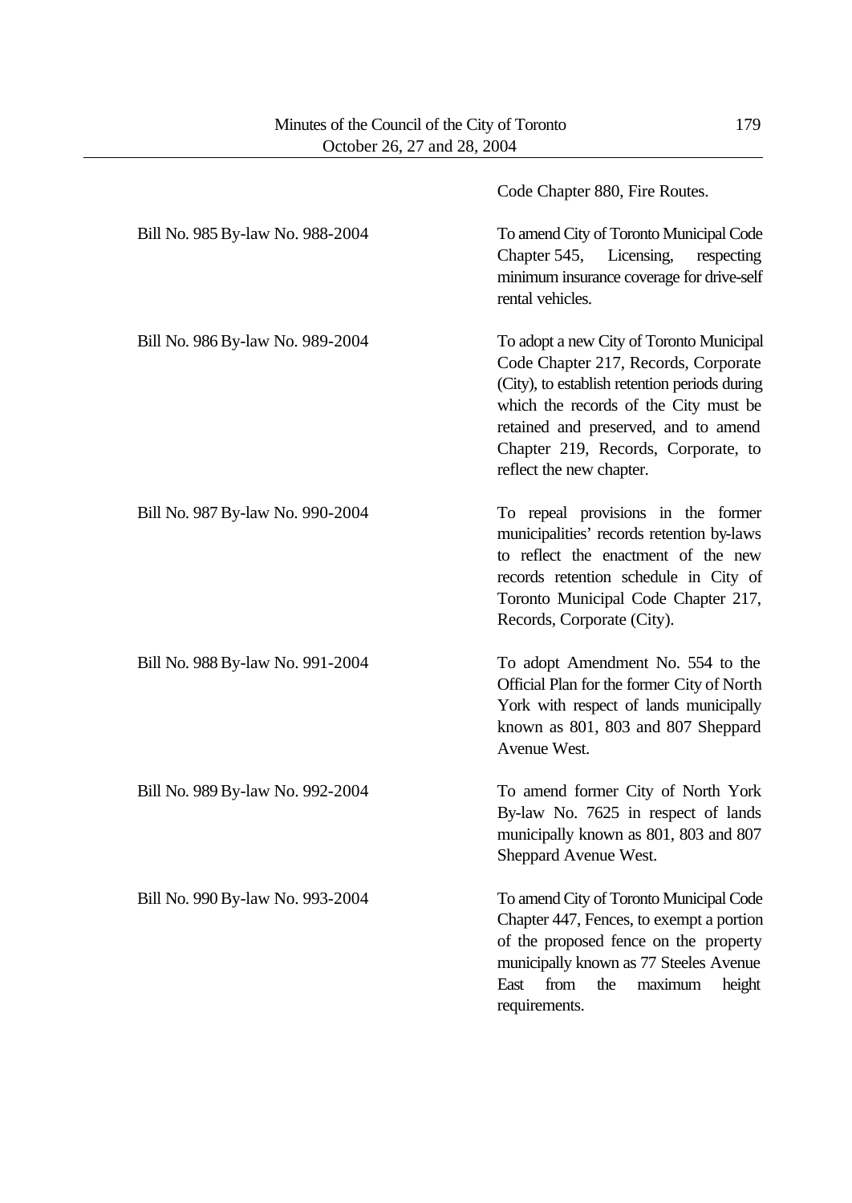| | |
|---|---|
| | Code Chapter 880, Fire Routes. |
| Bill No. 985 By-law No. 988-2004 | To amend City of Toronto Municipal Code Chapter 545, Licensing, respecting minimum insurance coverage for drive-self rental vehicles. |
| Bill No. 986 By-law No. 989-2004 | To adopt a new City of Toronto Municipal Code Chapter 217, Records, Corporate (City), to establish retention periods during which the records of the City must be retained and preserved, and to amend Chapter 219, Records, Corporate, to reflect the new chapter. |
| Bill No. 987 By-law No. 990-2004 | To repeal provisions in the former municipalities' records retention by-laws to reflect the enactment of the new records retention schedule in City of Toronto Municipal Code Chapter 217, Records, Corporate (City). |
| Bill No. 988 By-law No. 991-2004 | To adopt Amendment No. 554 to the Official Plan for the former City of North York with respect of lands municipally known as 801, 803 and 807 Sheppard Avenue West. |
| Bill No. 989 By-law No. 992-2004 | To amend former City of North York By-law No. 7625 in respect of lands municipally known as 801, 803 and 807 Sheppard Avenue West. |
| Bill No. 990 By-law No. 993-2004 | To amend City of Toronto Municipal Code Chapter 447, Fences, to exempt a portion of the proposed fence on the property municipally known as 77 Steeles Avenue East from the maximum height requirements. |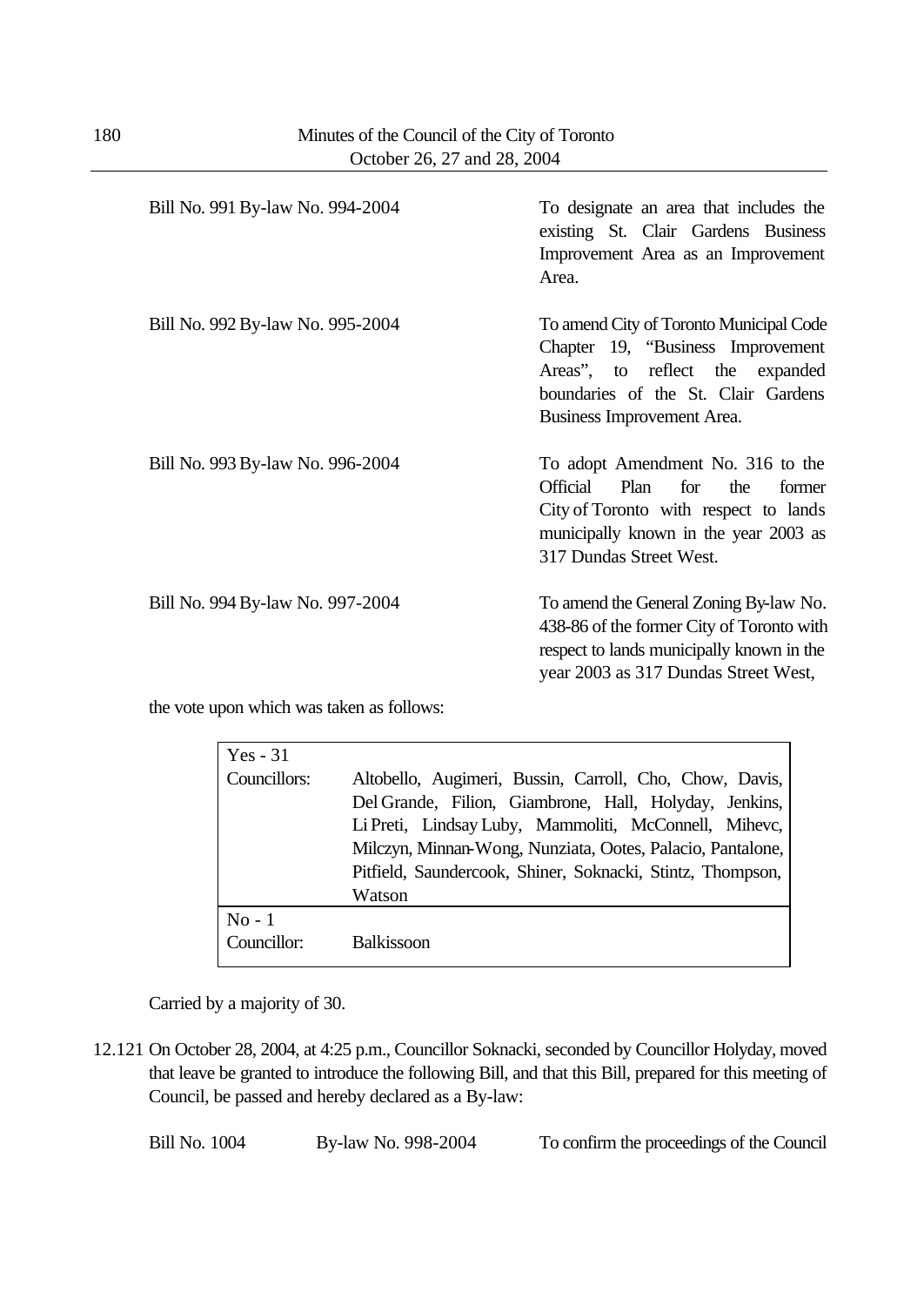| | |
|---|---|
| Bill No. 991 By-law No. 994-2004 | To designate an area that includes the existing St. Clair Gardens Business Improvement Area as an Improvement Area. |
| Bill No. 992 By-law No. 995-2004 | To amend City of Toronto Municipal Code Chapter 19, "Business Improvement Areas", to reflect the expanded boundaries of the St. Clair Gardens Business Improvement Area. |
| Bill No. 993 By-law No. 996-2004 | To adopt Amendment No. 316 to the Official Plan for the former City of Toronto with respect to lands municipally known in the year 2003 as 317 Dundas Street West. |
| Bill No. 994 By-law No. 997-2004 | To amend the General Zoning By-law No. 438-86 of the former City of Toronto with respect to lands municipally known in the year 2003 as 317 Dundas Street West, |

the vote upon which was taken as follows:

| Yes - 31 | |
|---|---|
| Councillors: | Altobello, Augimeri, Bussin, Carroll, Cho, Chow, Davis, Del Grande, Filion, Giambrone, Hall, Holyday, Jenkins, Li Preti, Lindsay Luby, Mammoliti, McConnell, Mihevc, Milczyn, Minnan-Wong, Nunziata, Ootes, Palacio, Pantalone, Pitfield, Saundercook, Shiner, Soknacki, Stintz, Thompson, Watson |
| **No - 1** | |
| Councillor: | Balkissoon |

Carried by a majority of 30.

12.121 On October 28, 2004, at 4:25 p.m., Councillor Soknacki, seconded by Councillor Holyday, moved that leave be granted to introduce the following Bill, and that this Bill, prepared for this meeting of Council, be passed and hereby declared as a By-law:

| | | |
|---|---|---|
| Bill No. 1004 | By-law No. 998-2004 | To confirm the proceedings of the Council |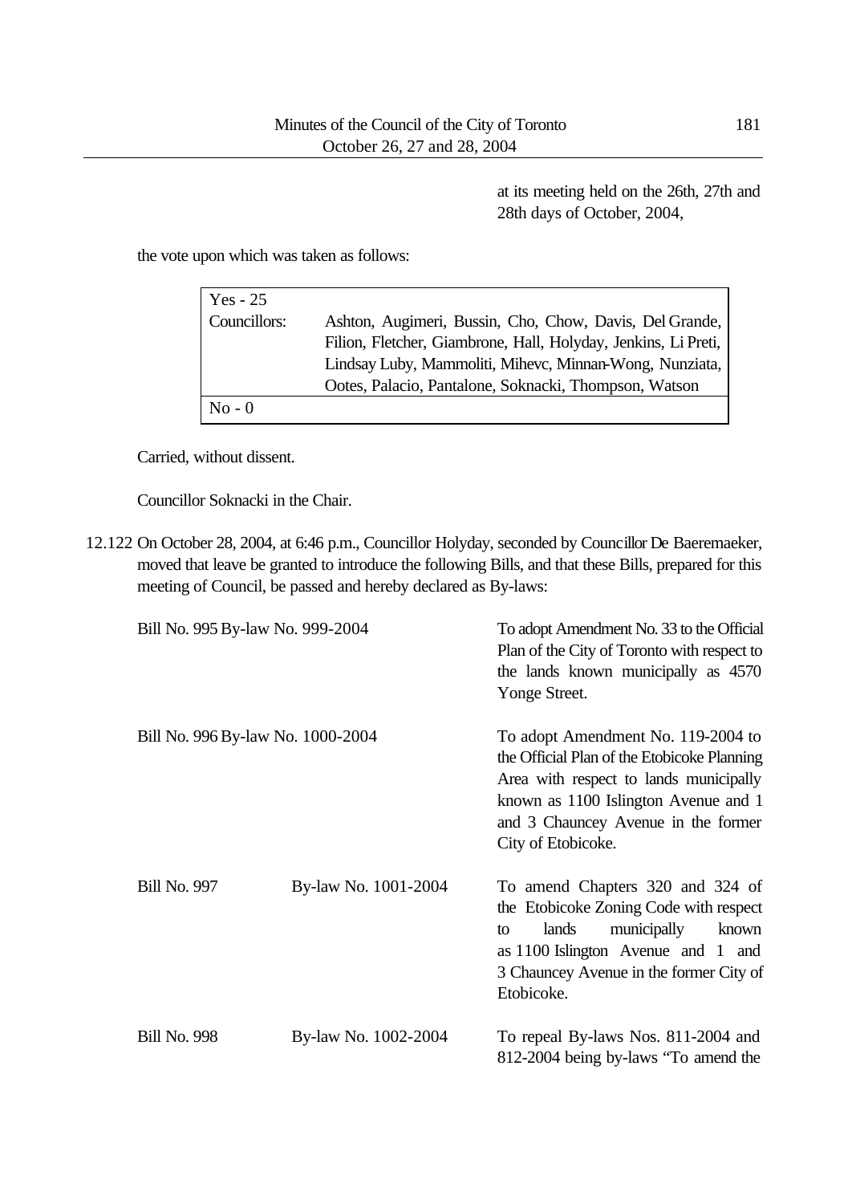at its meeting held on the 26th, 27th and 28th days of October, 2004,

the vote upon which was taken as follows:

| Yes - 25 | |
|---|---|
| Councillors: | Ashton, Augimeri, Bussin, Cho, Chow, Davis, Del Grande, Filion, Fletcher, Giambrone, Hall, Holyday, Jenkins, Li Preti, Lindsay Luby, Mammoliti, Mihevc, Minnan-Wong, Nunziata, Ootes, Palacio, Pantalone, Soknacki, Thompson, Watson |
| No - 0 | |

Carried, without dissent.

Councillor Soknacki in the Chair.

12.122 On October 28, 2004, at 6:46 p.m., Councillor Holyday, seconded by Councillor De Baeremaeker, moved that leave be granted to introduce the following Bills, and that these Bills, prepared for this meeting of Council, be passed and hereby declared as By-laws:

| | | |
|---|---|---|
| Bill No. 995 | By-law No. 999-2004 | To adopt Amendment No. 33 to the Official Plan of the City of Toronto with respect to the lands known municipally as 4570 Yonge Street. |
| Bill No. 996 | By-law No. 1000-2004 | To adopt Amendment No. 119-2004 to the Official Plan of the Etobicoke Planning Area with respect to lands municipally known as 1100 Islington Avenue and 1 and 3 Chauncey Avenue in the former City of Etobicoke. |
| Bill No. 997 | By-law No. 1001-2004 | To amend Chapters 320 and 324 of the Etobicoke Zoning Code with respect to lands municipally known as 1100 Islington Avenue and 1 and 3 Chauncey Avenue in the former City of Etobicoke. |
| Bill No. 998 | By-law No. 1002-2004 | To repeal By-laws Nos. 811-2004 and 812-2004 being by-laws "To amend the |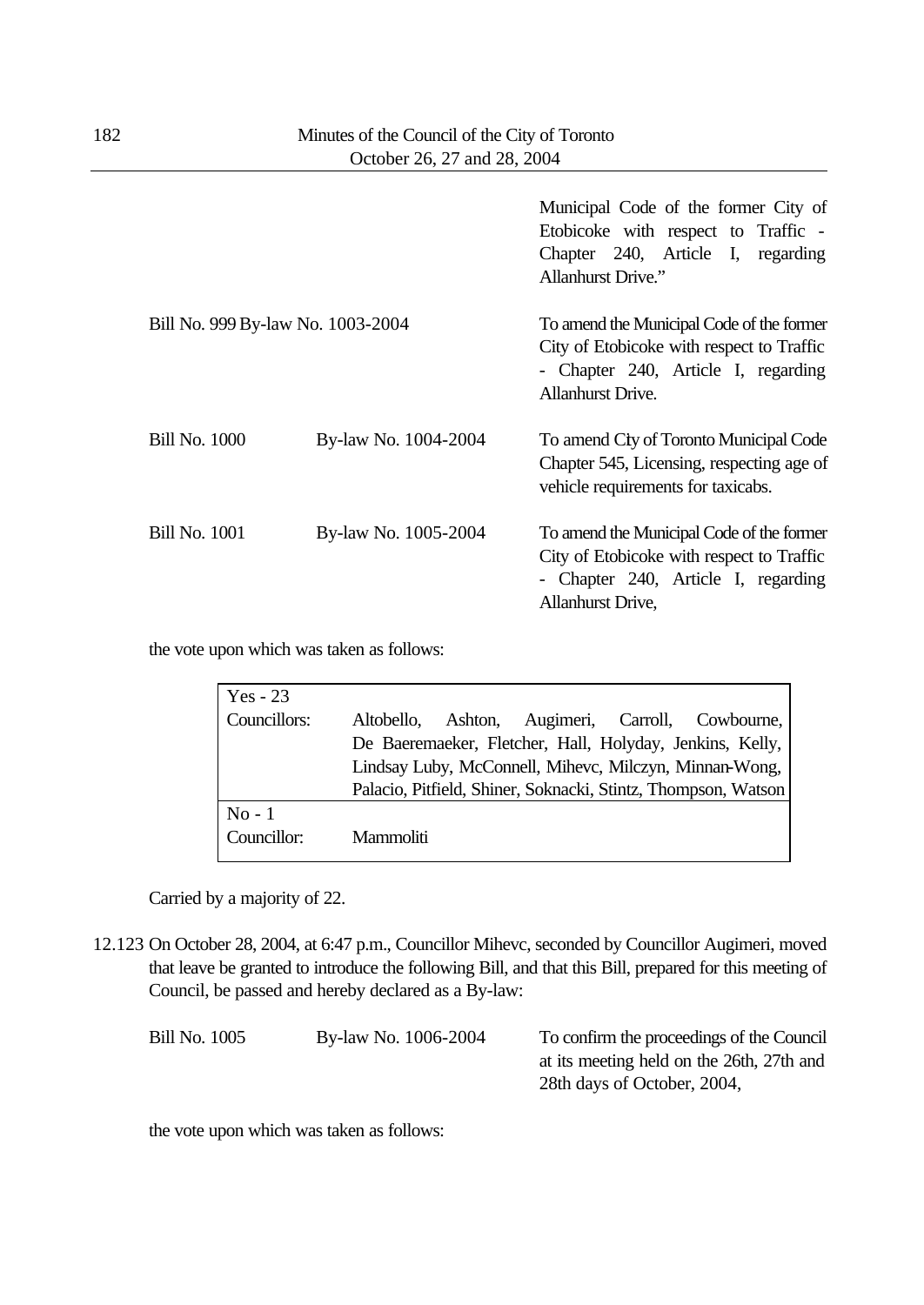| | | Municipal Code of the former City of Etobicoke with respect to Traffic - Chapter 240, Article I, regarding Allanhurst Drive." |
|---|---|---|
| Bill No. 999 | By-law No. 1003-2004 | To amend the Municipal Code of the former City of Etobicoke with respect to Traffic - Chapter 240, Article I, regarding Allanhurst Drive. |
| Bill No. 1000 | By-law No. 1004-2004 | To amend City of Toronto Municipal Code Chapter 545, Licensing, respecting age of vehicle requirements for taxicabs. |
| Bill No. 1001 | By-law No. 1005-2004 | To amend the Municipal Code of the former City of Etobicoke with respect to Traffic - Chapter 240, Article I, regarding Allanhurst Drive, |

the vote upon which was taken as follows:

| Yes - 23 | |
|---|---|
| Councillors: | Altobello, Ashton, Augimeri, Carroll, Cowbourne, De Baeremaeker, Fletcher, Hall, Holyday, Jenkins, Kelly, Lindsay Luby, McConnell, Mihevc, Milczyn, Minnan-Wong, Palacio, Pitfield, Shiner, Soknacki, Stintz, Thompson, Watson |
| **No - 1** | |
| Councillor: | Mammoliti |

Carried by a majority of 22.

12.123 On October 28, 2004, at 6:47 p.m., Councillor Mihevc, seconded by Councillor Augimeri, moved that leave be granted to introduce the following Bill, and that this Bill, prepared for this meeting of Council, be passed and hereby declared as a By-law:

| Bill No. 1005 | By-law No. 1006-2004 | To confirm the proceedings of the Council at its meeting held on the 26th, 27th and 28th days of October, 2004, |
|---|---|---|

the vote upon which was taken as follows: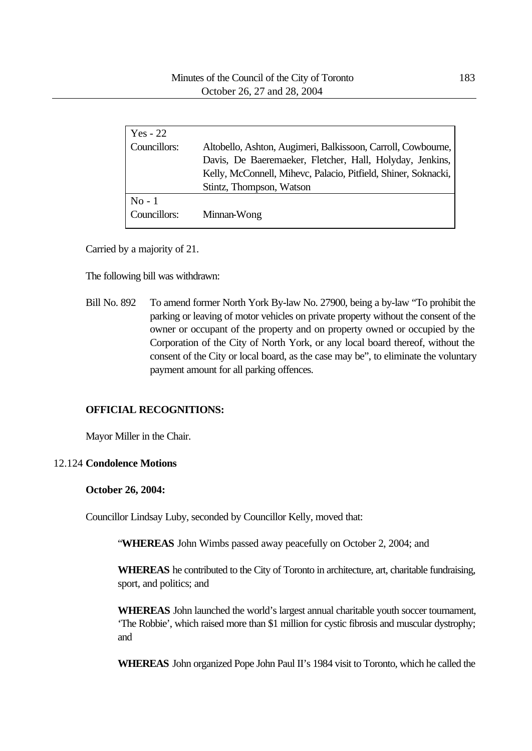| Yes - 22 | |
|---|---|
| Councillors: | Altobello, Ashton, Augimeri, Balkissoon, Carroll, Cowbourne, Davis, De Baeremaeker, Fletcher, Hall, Holyday, Jenkins, Kelly, McConnell, Mihevc, Palacio, Pitfield, Shiner, Soknacki, Stintz, Thompson, Watson |
| No - 1 | |
| Councillors: | Minnan-Wong |

Carried by a majority of 21.

The following bill was withdrawn:

Bill No. 892 To amend former North York By-law No. 27900, being a by-law "To prohibit the parking or leaving of motor vehicles on private property without the consent of the owner or occupant of the property and on property owned or occupied by the Corporation of the City of North York, or any local board thereof, without the consent of the City or local board, as the case may be", to eliminate the voluntary payment amount for all parking offences.

**OFFICIAL RECOGNITIONS:**

Mayor Miller in the Chair.

12.124 **Condolence Motions**

**October 26, 2004:**

Councillor Lindsay Luby, seconded by Councillor Kelly, moved that:

"**WHEREAS** John Wimbs passed away peacefully on October 2, 2004; and

**WHEREAS** he contributed to the City of Toronto in architecture, art, charitable fundraising, sport, and politics; and

**WHEREAS** John launched the world's largest annual charitable youth soccer tournament, 'The Robbie', which raised more than $1 million for cystic fibrosis and muscular dystrophy; and

**WHEREAS** John organized Pope John Paul II's 1984 visit to Toronto, which he called the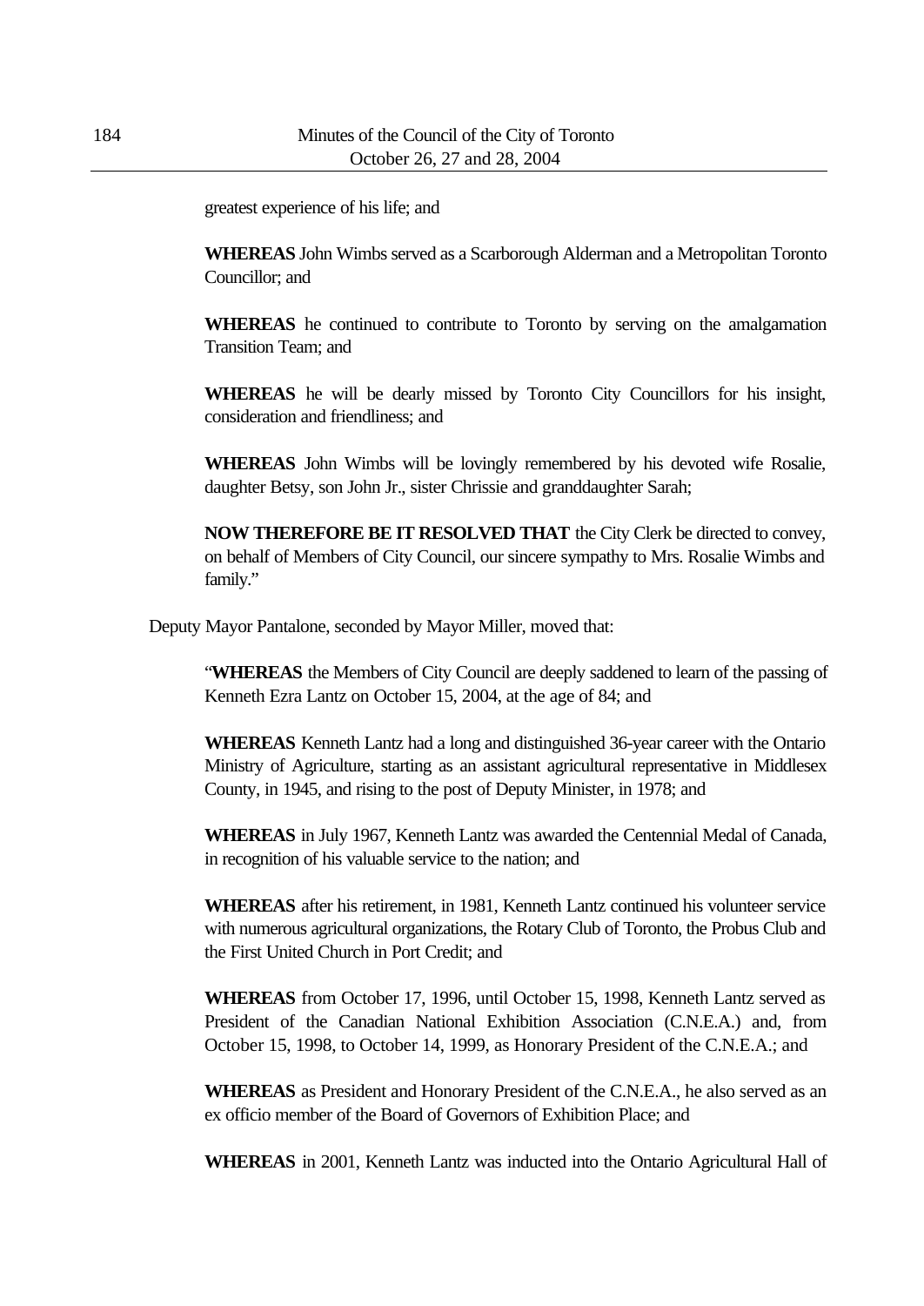greatest experience of his life; and

**WHEREAS** John Wimbs served as a Scarborough Alderman and a Metropolitan Toronto Councillor; and

**WHEREAS** he continued to contribute to Toronto by serving on the amalgamation Transition Team; and

**WHEREAS** he will be dearly missed by Toronto City Councillors for his insight, consideration and friendliness; and

**WHEREAS** John Wimbs will be lovingly remembered by his devoted wife Rosalie, daughter Betsy, son John Jr., sister Chrissie and granddaughter Sarah;

**NOW THEREFORE BE IT RESOLVED THAT** the City Clerk be directed to convey, on behalf of Members of City Council, our sincere sympathy to Mrs. Rosalie Wimbs and family."

Deputy Mayor Pantalone, seconded by Mayor Miller, moved that:

"**WHEREAS** the Members of City Council are deeply saddened to learn of the passing of Kenneth Ezra Lantz on October 15, 2004, at the age of 84; and

**WHEREAS** Kenneth Lantz had a long and distinguished 36-year career with the Ontario Ministry of Agriculture, starting as an assistant agricultural representative in Middlesex County, in 1945, and rising to the post of Deputy Minister, in 1978; and

**WHEREAS** in July 1967, Kenneth Lantz was awarded the Centennial Medal of Canada, in recognition of his valuable service to the nation; and

**WHEREAS** after his retirement, in 1981, Kenneth Lantz continued his volunteer service with numerous agricultural organizations, the Rotary Club of Toronto, the Probus Club and the First United Church in Port Credit; and

**WHEREAS** from October 17, 1996, until October 15, 1998, Kenneth Lantz served as President of the Canadian National Exhibition Association (C.N.E.A.) and, from October 15, 1998, to October 14, 1999, as Honorary President of the C.N.E.A.; and

**WHEREAS** as President and Honorary President of the C.N.E.A., he also served as an ex officio member of the Board of Governors of Exhibition Place; and

**WHEREAS** in 2001, Kenneth Lantz was inducted into the Ontario Agricultural Hall of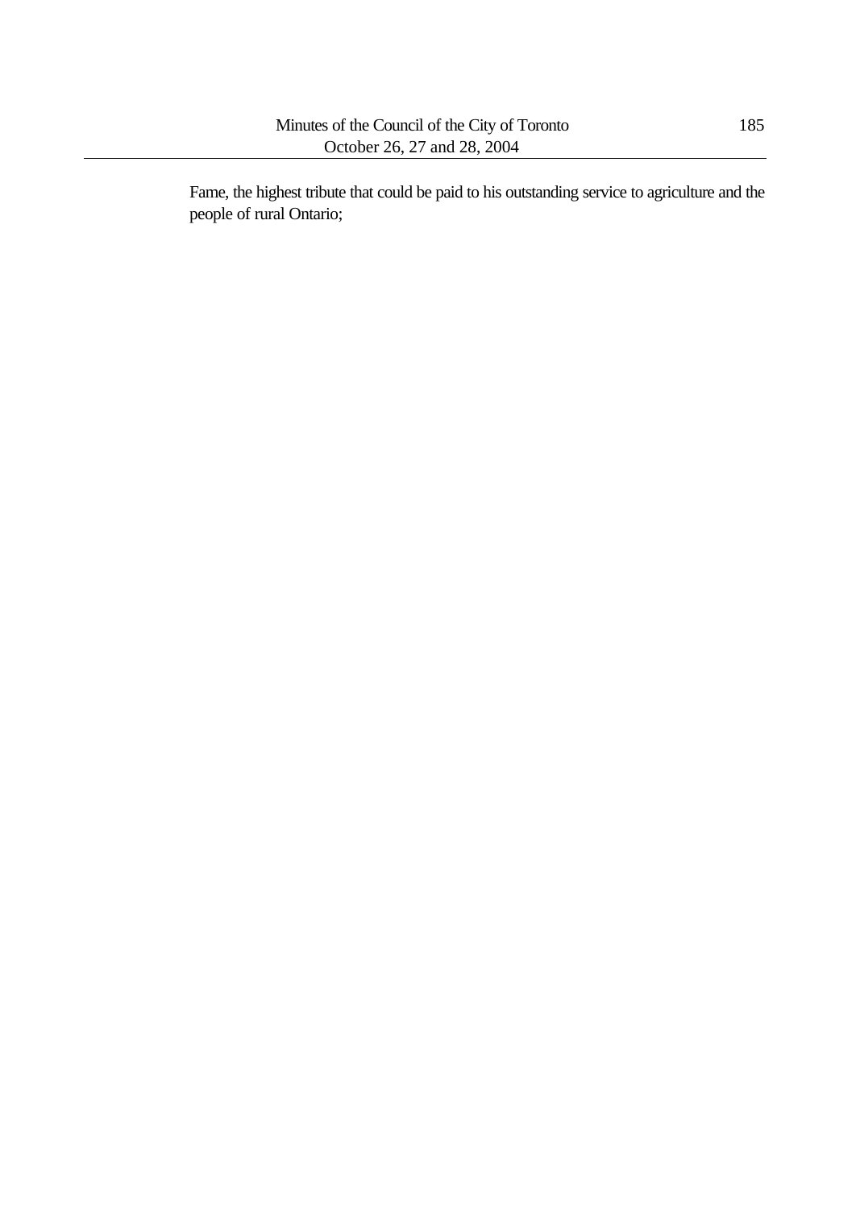Fame, the highest tribute that could be paid to his outstanding service to agriculture and the people of rural Ontario;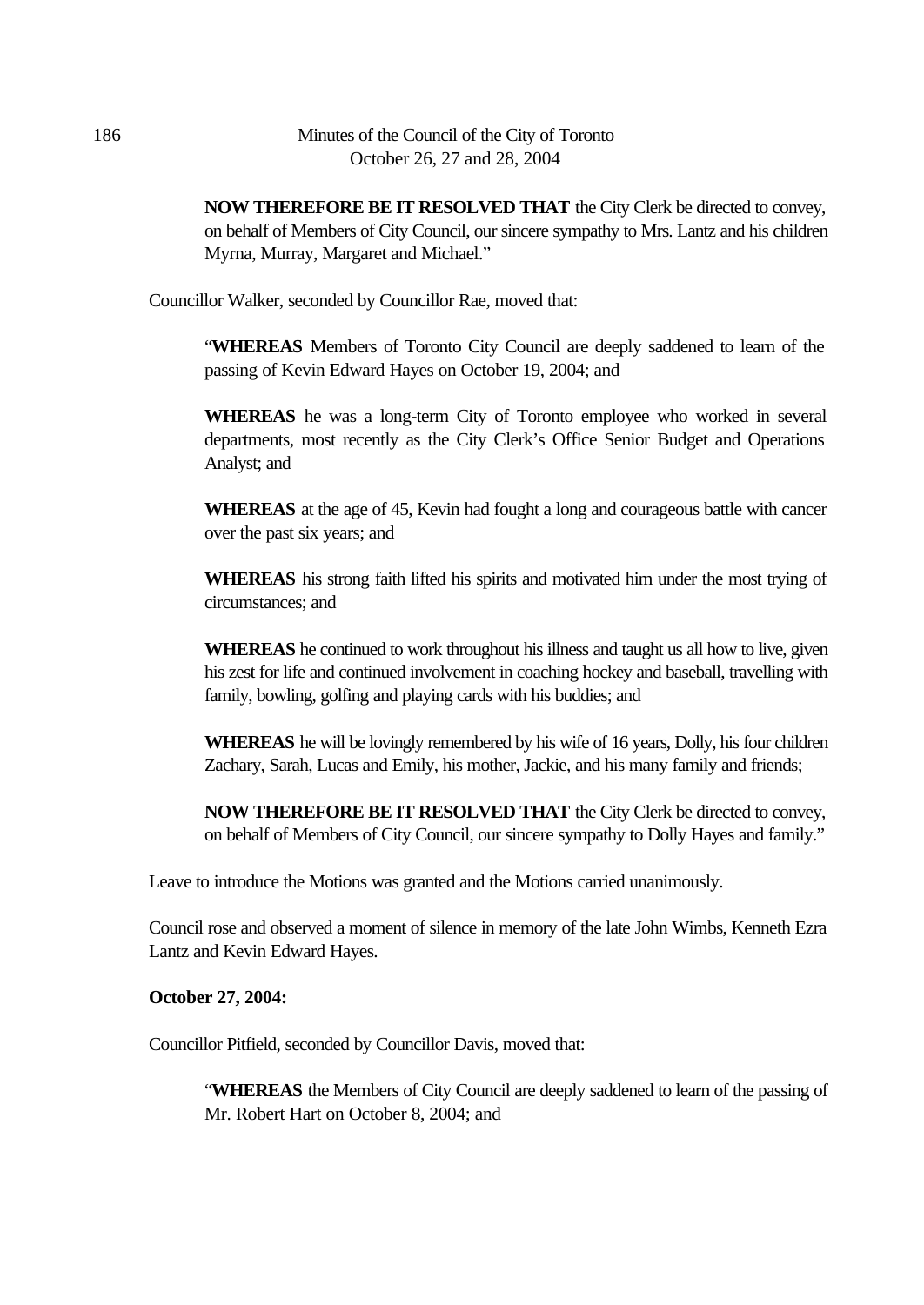**NOW THEREFORE BE IT RESOLVED THAT** the City Clerk be directed to convey, on behalf of Members of City Council, our sincere sympathy to Mrs. Lantz and his children Myrna, Murray, Margaret and Michael."

Councillor Walker, seconded by Councillor Rae, moved that:

"**WHEREAS** Members of Toronto City Council are deeply saddened to learn of the passing of Kevin Edward Hayes on October 19, 2004; and

**WHEREAS** he was a long-term City of Toronto employee who worked in several departments, most recently as the City Clerk's Office Senior Budget and Operations Analyst; and

**WHEREAS** at the age of 45, Kevin had fought a long and courageous battle with cancer over the past six years; and

**WHEREAS** his strong faith lifted his spirits and motivated him under the most trying of circumstances; and

**WHEREAS** he continued to work throughout his illness and taught us all how to live, given his zest for life and continued involvement in coaching hockey and baseball, travelling with family, bowling, golfing and playing cards with his buddies; and

**WHEREAS** he will be lovingly remembered by his wife of 16 years, Dolly, his four children Zachary, Sarah, Lucas and Emily, his mother, Jackie, and his many family and friends;

**NOW THEREFORE BE IT RESOLVED THAT** the City Clerk be directed to convey, on behalf of Members of City Council, our sincere sympathy to Dolly Hayes and family."

Leave to introduce the Motions was granted and the Motions carried unanimously.

Council rose and observed a moment of silence in memory of the late John Wimbs, Kenneth Ezra Lantz and Kevin Edward Hayes.

**October 27, 2004:**

Councillor Pitfield, seconded by Councillor Davis, moved that:

"**WHEREAS** the Members of City Council are deeply saddened to learn of the passing of Mr. Robert Hart on October 8, 2004; and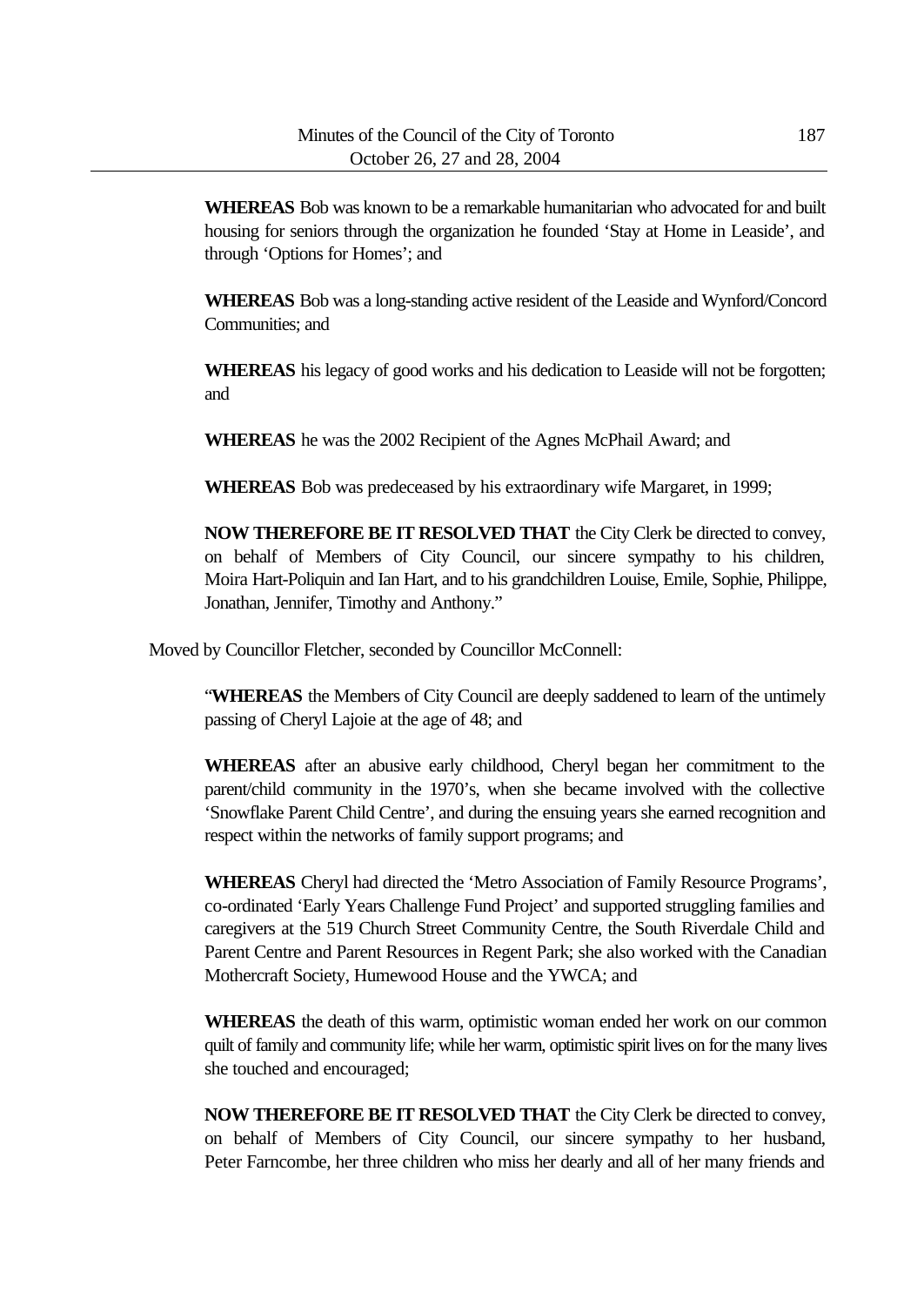**WHEREAS** Bob was known to be a remarkable humanitarian who advocated for and built housing for seniors through the organization he founded 'Stay at Home in Leaside', and through 'Options for Homes'; and

**WHEREAS** Bob was a long-standing active resident of the Leaside and Wynford/Concord Communities; and

**WHEREAS** his legacy of good works and his dedication to Leaside will not be forgotten; and

**WHEREAS** he was the 2002 Recipient of the Agnes McPhail Award; and

**WHEREAS** Bob was predeceased by his extraordinary wife Margaret, in 1999;

**NOW THEREFORE BE IT RESOLVED THAT** the City Clerk be directed to convey, on behalf of Members of City Council, our sincere sympathy to his children, Moira Hart-Poliquin and Ian Hart, and to his grandchildren Louise, Emile, Sophie, Philippe, Jonathan, Jennifer, Timothy and Anthony."

Moved by Councillor Fletcher, seconded by Councillor McConnell:

"**WHEREAS** the Members of City Council are deeply saddened to learn of the untimely passing of Cheryl Lajoie at the age of 48; and

**WHEREAS** after an abusive early childhood, Cheryl began her commitment to the parent/child community in the 1970's, when she became involved with the collective 'Snowflake Parent Child Centre', and during the ensuing years she earned recognition and respect within the networks of family support programs; and

**WHEREAS** Cheryl had directed the 'Metro Association of Family Resource Programs', co-ordinated 'Early Years Challenge Fund Project' and supported struggling families and caregivers at the 519 Church Street Community Centre, the South Riverdale Child and Parent Centre and Parent Resources in Regent Park; she also worked with the Canadian Mothercraft Society, Humewood House and the YWCA; and

**WHEREAS** the death of this warm, optimistic woman ended her work on our common quilt of family and community life; while her warm, optimistic spirit lives on for the many lives she touched and encouraged;

**NOW THEREFORE BE IT RESOLVED THAT** the City Clerk be directed to convey, on behalf of Members of City Council, our sincere sympathy to her husband, Peter Farncombe, her three children who miss her dearly and all of her many friends and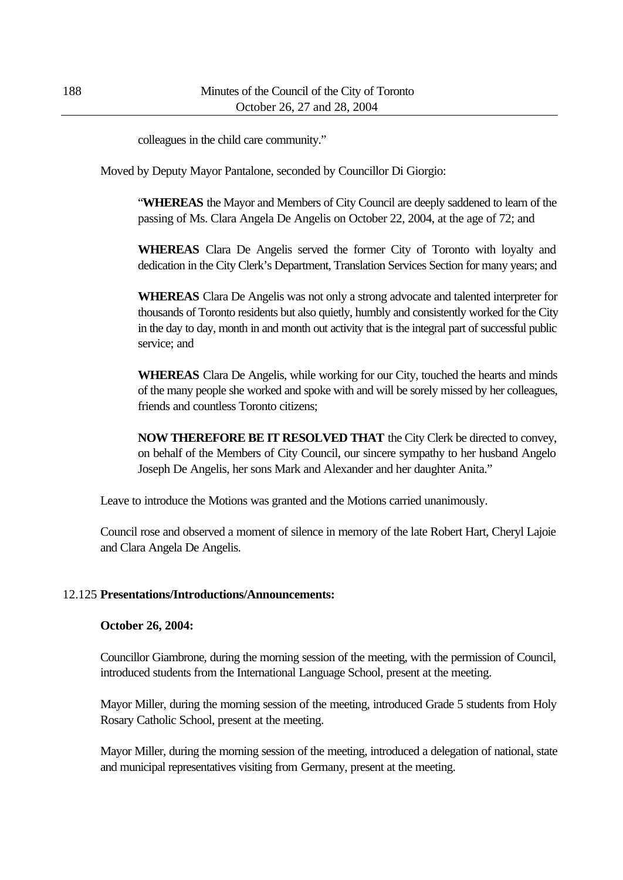colleagues in the child care community."

Moved by Deputy Mayor Pantalone, seconded by Councillor Di Giorgio:

> "**WHEREAS** the Mayor and Members of City Council are deeply saddened to learn of the passing of Ms. Clara Angela De Angelis on October 22, 2004, at the age of 72; and
>
> **WHEREAS** Clara De Angelis served the former City of Toronto with loyalty and dedication in the City Clerk's Department, Translation Services Section for many years; and
>
> **WHEREAS** Clara De Angelis was not only a strong advocate and talented interpreter for thousands of Toronto residents but also quietly, humbly and consistently worked for the City in the day to day, month in and month out activity that is the integral part of successful public service; and
>
> **WHEREAS** Clara De Angelis, while working for our City, touched the hearts and minds of the many people she worked and spoke with and will be sorely missed by her colleagues, friends and countless Toronto citizens;
>
> **NOW THEREFORE BE IT RESOLVED THAT** the City Clerk be directed to convey, on behalf of the Members of City Council, our sincere sympathy to her husband Angelo Joseph De Angelis, her sons Mark and Alexander and her daughter Anita."

Leave to introduce the Motions was granted and the Motions carried unanimously.

Council rose and observed a moment of silence in memory of the late Robert Hart, Cheryl Lajoie and Clara Angela De Angelis.

## 12.125 Presentations/Introductions/Announcements:

**October 26, 2004:**

Councillor Giambrone, during the morning session of the meeting, with the permission of Council, introduced students from the International Language School, present at the meeting.

Mayor Miller, during the morning session of the meeting, introduced Grade 5 students from Holy Rosary Catholic School, present at the meeting.

Mayor Miller, during the morning session of the meeting, introduced a delegation of national, state and municipal representatives visiting from Germany, present at the meeting.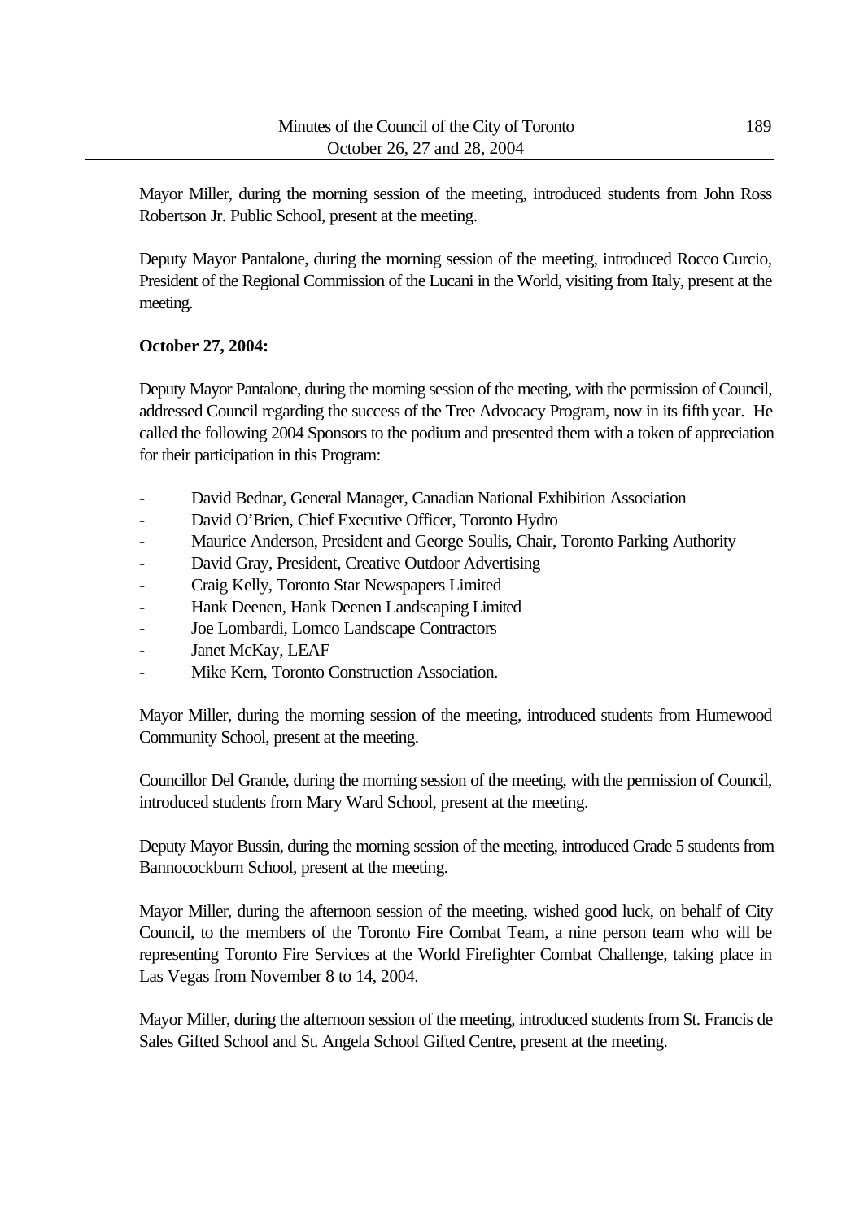Mayor Miller, during the morning session of the meeting, introduced students from John Ross Robertson Jr. Public School, present at the meeting.

Deputy Mayor Pantalone, during the morning session of the meeting, introduced Rocco Curcio, President of the Regional Commission of the Lucani in the World, visiting from Italy, present at the meeting.

**October 27, 2004:**

Deputy Mayor Pantalone, during the morning session of the meeting, with the permission of Council, addressed Council regarding the success of the Tree Advocacy Program, now in its fifth year. He called the following 2004 Sponsors to the podium and presented them with a token of appreciation for their participation in this Program:

- David Bednar, General Manager, Canadian National Exhibition Association
- David O'Brien, Chief Executive Officer, Toronto Hydro
- Maurice Anderson, President and George Soulis, Chair, Toronto Parking Authority
- David Gray, President, Creative Outdoor Advertising
- Craig Kelly, Toronto Star Newspapers Limited
- Hank Deenen, Hank Deenen Landscaping Limited
- Joe Lombardi, Lomco Landscape Contractors
- Janet McKay, LEAF
- Mike Kern, Toronto Construction Association.

Mayor Miller, during the morning session of the meeting, introduced students from Humewood Community School, present at the meeting.

Councillor Del Grande, during the morning session of the meeting, with the permission of Council, introduced students from Mary Ward School, present at the meeting.

Deputy Mayor Bussin, during the morning session of the meeting, introduced Grade 5 students from Bannocockburn School, present at the meeting.

Mayor Miller, during the afternoon session of the meeting, wished good luck, on behalf of City Council, to the members of the Toronto Fire Combat Team, a nine person team who will be representing Toronto Fire Services at the World Firefighter Combat Challenge, taking place in Las Vegas from November 8 to 14, 2004.

Mayor Miller, during the afternoon session of the meeting, introduced students from St. Francis de Sales Gifted School and St. Angela School Gifted Centre, present at the meeting.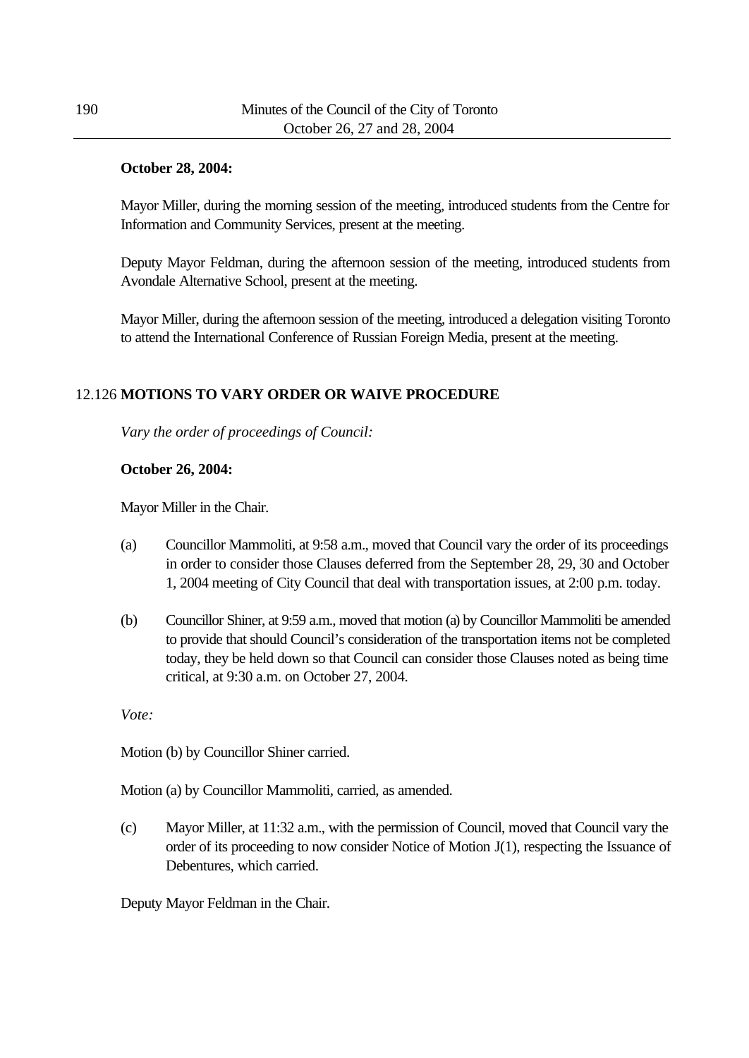**October 28, 2004:**

Mayor Miller, during the morning session of the meeting, introduced students from the Centre for Information and Community Services, present at the meeting.

Deputy Mayor Feldman, during the afternoon session of the meeting, introduced students from Avondale Alternative School, present at the meeting.

Mayor Miller, during the afternoon session of the meeting, introduced a delegation visiting Toronto to attend the International Conference of Russian Foreign Media, present at the meeting.

## 12.126 MOTIONS TO VARY ORDER OR WAIVE PROCEDURE

*Vary the order of proceedings of Council:*

**October 26, 2004:**

Mayor Miller in the Chair.

(a) Councillor Mammoliti, at 9:58 a.m., moved that Council vary the order of its proceedings in order to consider those Clauses deferred from the September 28, 29, 30 and October 1, 2004 meeting of City Council that deal with transportation issues, at 2:00 p.m. today.

(b) Councillor Shiner, at 9:59 a.m., moved that motion (a) by Councillor Mammoliti be amended to provide that should Council's consideration of the transportation items not be completed today, they be held down so that Council can consider those Clauses noted as being time critical, at 9:30 a.m. on October 27, 2004.

*Vote:*

Motion (b) by Councillor Shiner carried.

Motion (a) by Councillor Mammoliti, carried, as amended.

(c) Mayor Miller, at 11:32 a.m., with the permission of Council, moved that Council vary the order of its proceeding to now consider Notice of Motion J(1), respecting the Issuance of Debentures, which carried.

Deputy Mayor Feldman in the Chair.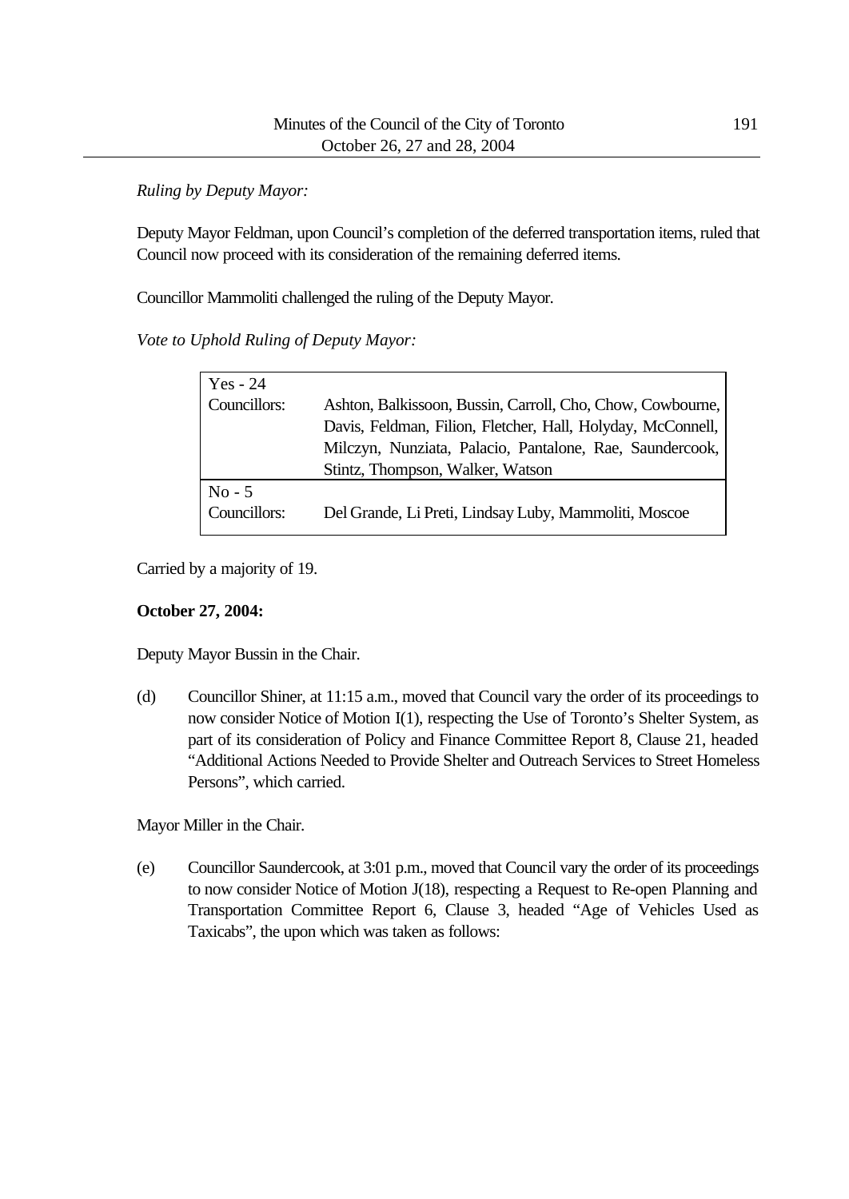*Ruling by Deputy Mayor:*

Deputy Mayor Feldman, upon Council's completion of the deferred transportation items, ruled that Council now proceed with its consideration of the remaining deferred items.

Councillor Mammoliti challenged the ruling of the Deputy Mayor.

*Vote to Uphold Ruling of Deputy Mayor:*

| | |
|---|---|
| Yes - 24 | |
| Councillors: | Ashton, Balkissoon, Bussin, Carroll, Cho, Chow, Cowbourne, Davis, Feldman, Filion, Fletcher, Hall, Holyday, McConnell, Milczyn, Nunziata, Palacio, Pantalone, Rae, Saundercook, Stintz, Thompson, Walker, Watson |
| No - 5 | |
| Councillors: | Del Grande, Li Preti, Lindsay Luby, Mammoliti, Moscoe |

Carried by a majority of 19.

**October 27, 2004:**

Deputy Mayor Bussin in the Chair.

(d) Councillor Shiner, at 11:15 a.m., moved that Council vary the order of its proceedings to now consider Notice of Motion I(1), respecting the Use of Toronto's Shelter System, as part of its consideration of Policy and Finance Committee Report 8, Clause 21, headed "Additional Actions Needed to Provide Shelter and Outreach Services to Street Homeless Persons", which carried.

Mayor Miller in the Chair.

(e) Councillor Saundercook, at 3:01 p.m., moved that Council vary the order of its proceedings to now consider Notice of Motion J(18), respecting a Request to Re-open Planning and Transportation Committee Report 6, Clause 3, headed "Age of Vehicles Used as Taxicabs", the upon which was taken as follows: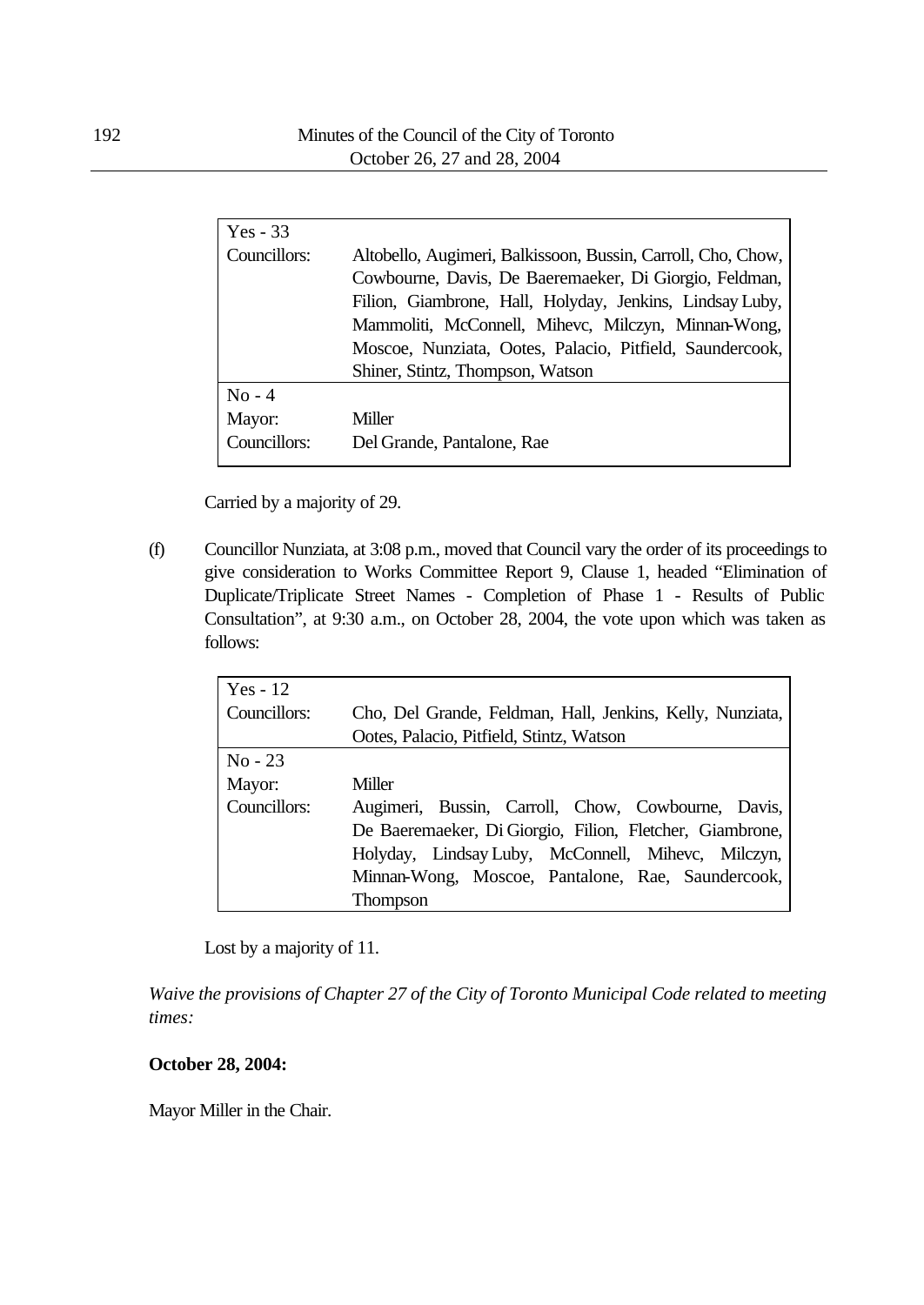| Yes - 33 | |
|---|---|
| Councillors: | Altobello, Augimeri, Balkissoon, Bussin, Carroll, Cho, Chow, Cowbourne, Davis, De Baeremaeker, Di Giorgio, Feldman, Filion, Giambrone, Hall, Holyday, Jenkins, Lindsay Luby, Mammoliti, McConnell, Mihevc, Milczyn, Minnan-Wong, Moscoe, Nunziata, Ootes, Palacio, Pitfield, Saundercook, Shiner, Stintz, Thompson, Watson |
| No - 4 | |
| Mayor: | Miller |
| Councillors: | Del Grande, Pantalone, Rae |

Carried by a majority of 29.

(f) Councillor Nunziata, at 3:08 p.m., moved that Council vary the order of its proceedings to give consideration to Works Committee Report 9, Clause 1, headed "Elimination of Duplicate/Triplicate Street Names - Completion of Phase 1 - Results of Public Consultation", at 9:30 a.m., on October 28, 2004, the vote upon which was taken as follows:

| Yes - 12 | |
|---|---|
| Councillors: | Cho, Del Grande, Feldman, Hall, Jenkins, Kelly, Nunziata, Ootes, Palacio, Pitfield, Stintz, Watson |
| No - 23 | |
| Mayor: | Miller |
| Councillors: | Augimeri, Bussin, Carroll, Chow, Cowbourne, Davis, De Baeremaeker, Di Giorgio, Filion, Fletcher, Giambrone, Holyday, Lindsay Luby, McConnell, Mihevc, Milczyn, Minnan-Wong, Moscoe, Pantalone, Rae, Saundercook, Thompson |

Lost by a majority of 11.

*Waive the provisions of Chapter 27 of the City of Toronto Municipal Code related to meeting times:*

**October 28, 2004:**

Mayor Miller in the Chair.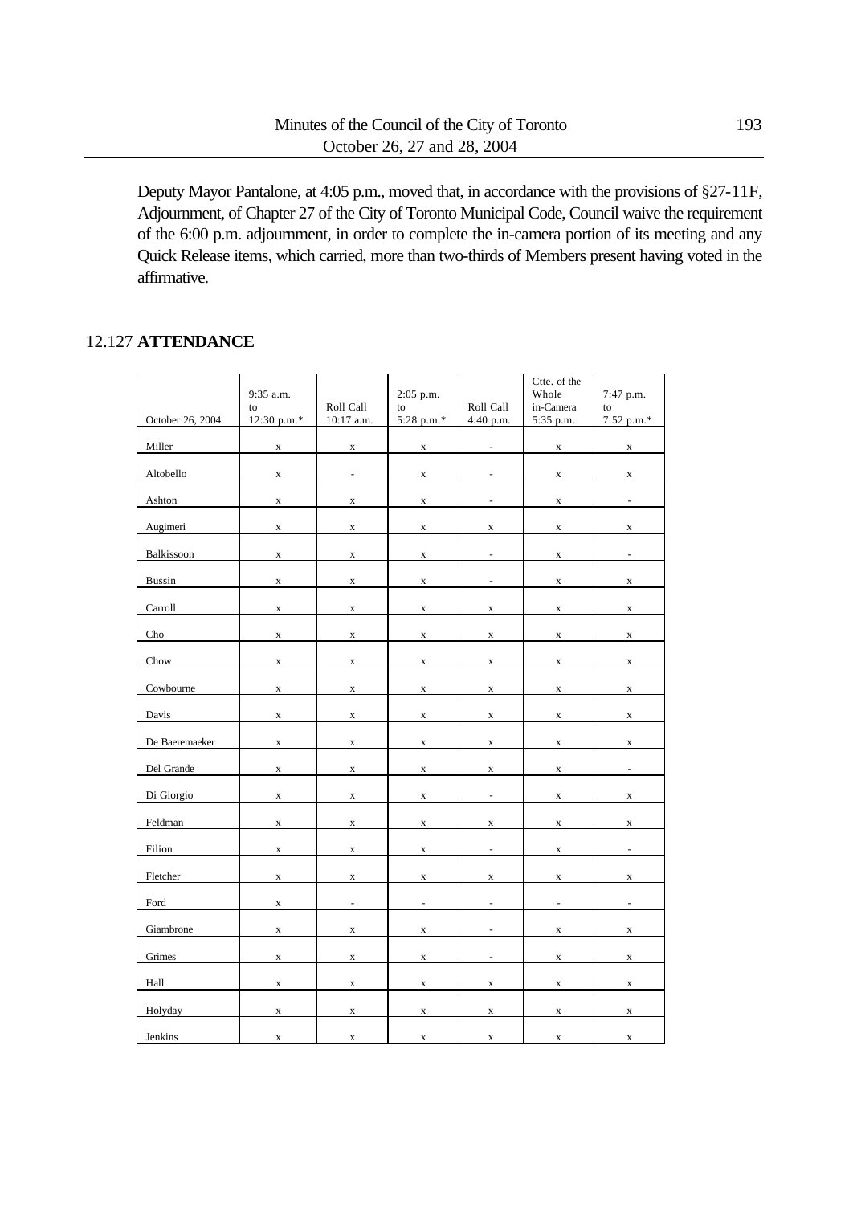Deputy Mayor Pantalone, at 4:05 p.m., moved that, in accordance with the provisions of §27-11F, Adjournment, of Chapter 27 of the City of Toronto Municipal Code, Council waive the requirement of the 6:00 p.m. adjournment, in order to complete the in-camera portion of its meeting and any Quick Release items, which carried, more than two-thirds of Members present having voted in the affirmative.

## 12.127 **ATTENDANCE**

| October 26, 2004 | 9:35 a.m. to 12:30 p.m.* | Roll Call 10:17 a.m. | 2:05 p.m. to 5:28 p.m.* | Roll Call 4:40 p.m. | Ctte. of the Whole in-Camera 5:35 p.m. | 7:47 p.m. to 7:52 p.m.* |
|---|---|---|---|---|---|---|
| Miller | x | x | x | - | x | x |
| Altobello | x | - | x | - | x | x |
| Ashton | x | x | x | - | x | - |
| Augimeri | x | x | x | x | x | x |
| Balkissoon | x | x | x | - | x | - |
| Bussin | x | x | x | - | x | x |
| Carroll | x | x | x | x | x | x |
| Cho | x | x | x | x | x | x |
| Chow | x | x | x | x | x | x |
| Cowbourne | x | x | x | x | x | x |
| Davis | x | x | x | x | x | x |
| De Baeremaeker | x | x | x | x | x | x |
| Del Grande | x | x | x | x | x | - |
| Di Giorgio | x | x | x | - | x | x |
| Feldman | x | x | x | x | x | x |
| Filion | x | x | x | - | x | - |
| Fletcher | x | x | x | x | x | x |
| Ford | x | - | - | - | - | - |
| Giambrone | x | x | x | - | x | x |
| Grimes | x | x | x | - | x | x |
| Hall | x | x | x | x | x | x |
| Holyday | x | x | x | x | x | x |
| Jenkins | x | x | x | x | x | x |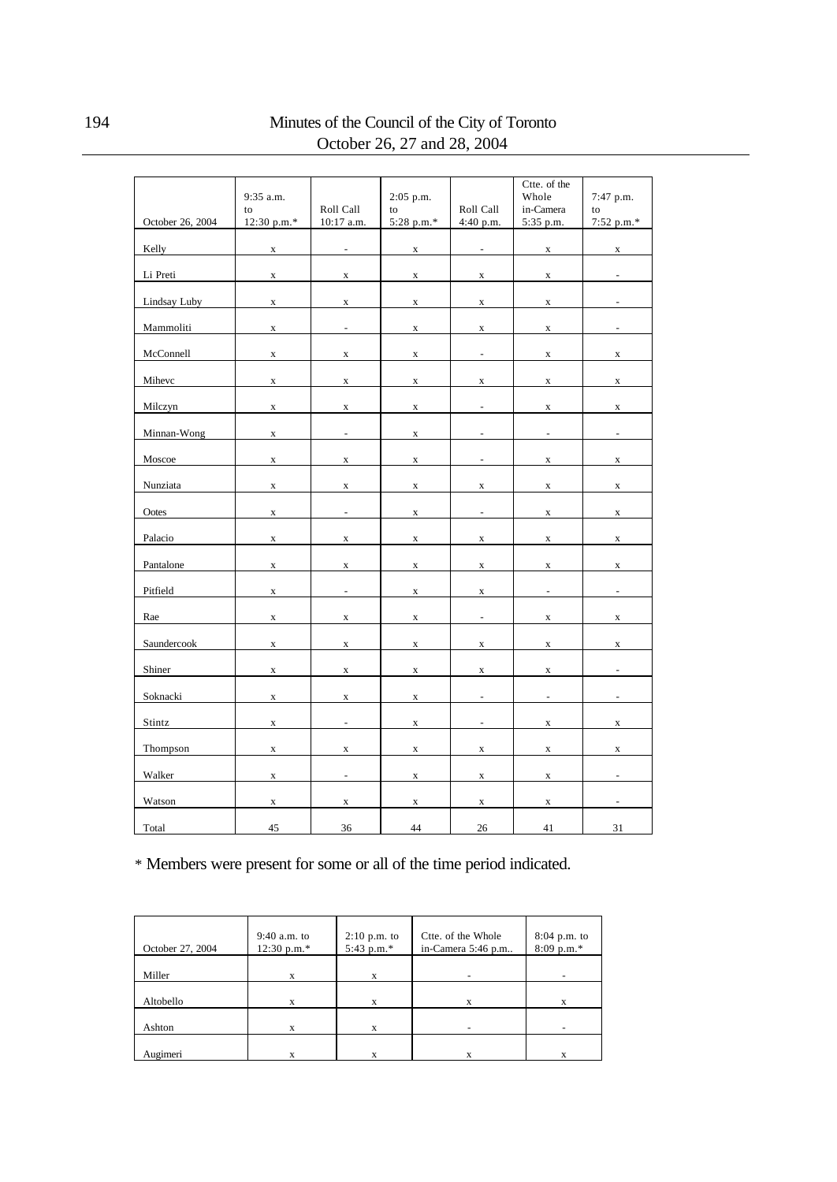| October 26, 2004 | 9:35 a.m. to 12:30 p.m.* | Roll Call 10:17 a.m. | 2:05 p.m. to 5:28 p.m.* | Roll Call 4:40 p.m. | Ctte. of the Whole in-Camera 5:35 p.m. | 7:47 p.m. to 7:52 p.m.* |
|---|---|---|---|---|---|---|
| Kelly | x | - | x | - | x | x |
| Li Preti | x | x | x | x | x | - |
| Lindsay Luby | x | x | x | x | x | - |
| Mammoliti | x | - | x | x | x | - |
| McConnell | x | x | x | - | x | x |
| Mihevc | x | x | x | x | x | x |
| Milczyn | x | x | x | - | x | x |
| Minnan-Wong | x | - | x | - | - | - |
| Moscoe | x | x | x | - | x | x |
| Nunziata | x | x | x | x | x | x |
| Ootes | x | - | x | - | x | x |
| Palacio | x | x | x | x | x | x |
| Pantalone | x | x | x | x | x | x |
| Pitfield | x | - | x | x | - | - |
| Rae | x | x | x | - | x | x |
| Saundercook | x | x | x | x | x | x |
| Shiner | x | x | x | x | x | - |
| Soknacki | x | x | x | - | - | - |
| Stintz | x | - | x | - | x | x |
| Thompson | x | x | x | x | x | x |
| Walker | x | - | x | x | x | - |
| Watson | x | x | x | x | x | - |
| Total | 45 | 36 | 44 | 26 | 41 | 31 |

\* Members were present for some or all of the time period indicated.

| October 27, 2004 | 9:40 a.m. to 12:30 p.m.* | 2:10 p.m. to 5:43 p.m.* | Ctte. of the Whole in-Camera 5:46 p.m.. | 8:04 p.m. to 8:09 p.m.* |
|---|---|---|---|---|
| Miller | x | x | - | - |
| Altobello | x | x | x | x |
| Ashton | x | x | - | - |
| Augimeri | x | x | x | x |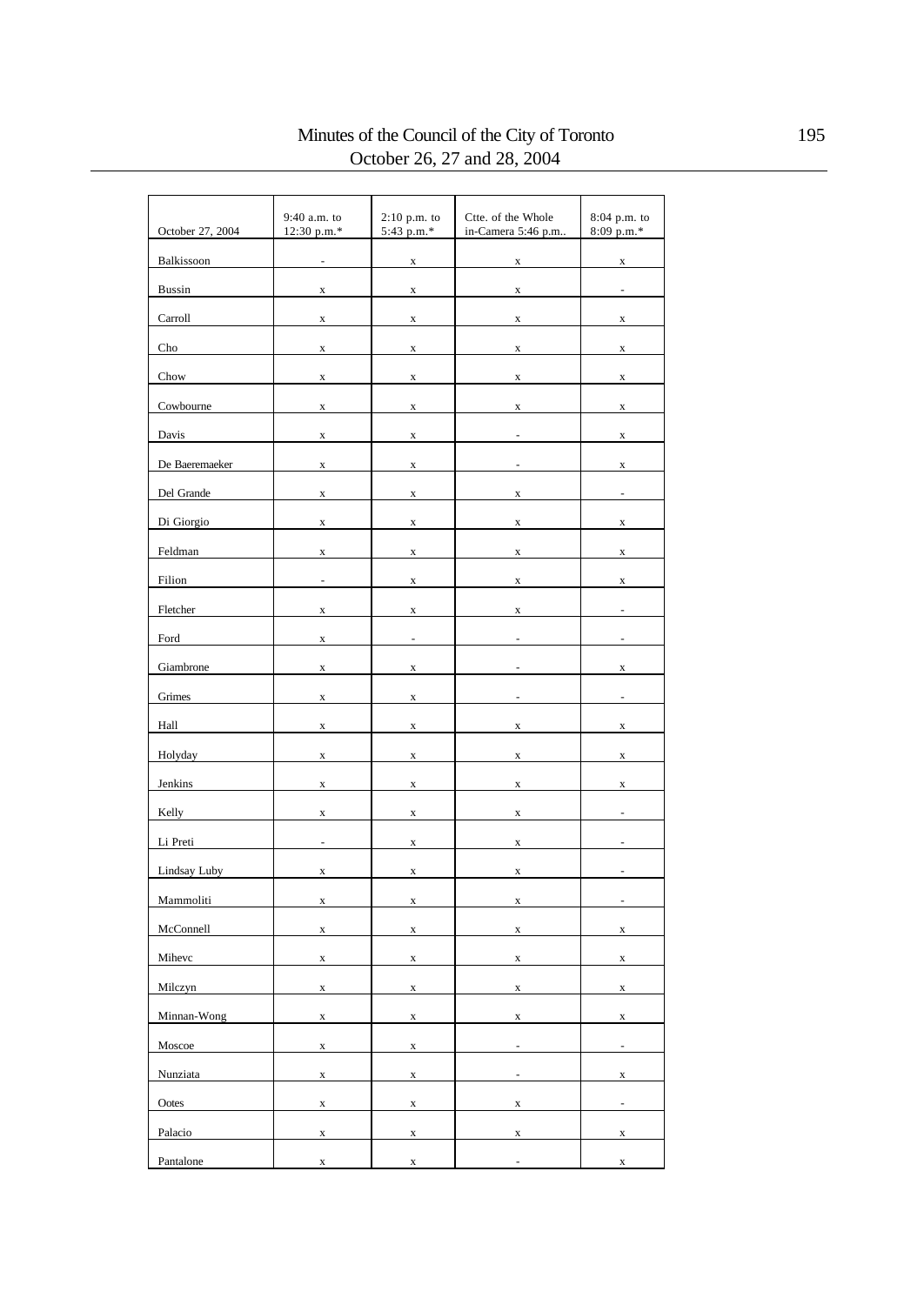| October 27, 2004 | 9:40 a.m. to 12:30 p.m.* | 2:10 p.m. to 5:43 p.m.* | Ctte. of the Whole in-Camera 5:46 p.m.. | 8:04 p.m. to 8:09 p.m.* |
|---|---|---|---|---|
| Balkissoon | - | x | x | x |
| Bussin | x | x | x | - |
| Carroll | x | x | x | x |
| Cho | x | x | x | x |
| Chow | x | x | x | x |
| Cowbourne | x | x | x | x |
| Davis | x | x | - | x |
| De Baeremaeker | x | x | - | x |
| Del Grande | x | x | x | - |
| Di Giorgio | x | x | x | x |
| Feldman | x | x | x | x |
| Filion | - | x | x | x |
| Fletcher | x | x | x | - |
| Ford | x | - | - | - |
| Giambrone | x | x | - | x |
| Grimes | x | x | - | - |
| Hall | x | x | x | x |
| Holyday | x | x | x | x |
| Jenkins | x | x | x | x |
| Kelly | x | x | x | - |
| Li Preti | - | x | x | - |
| Lindsay Luby | x | x | x | - |
| Mammoliti | x | x | x | - |
| McConnell | x | x | x | x |
| Mihevc | x | x | x | x |
| Milczyn | x | x | x | x |
| Minnan-Wong | x | x | x | x |
| Moscoe | x | x | - | - |
| Nunziata | x | x | - | x |
| Ootes | x | x | x | - |
| Palacio | x | x | x | x |
| Pantalone | x | x | - | x |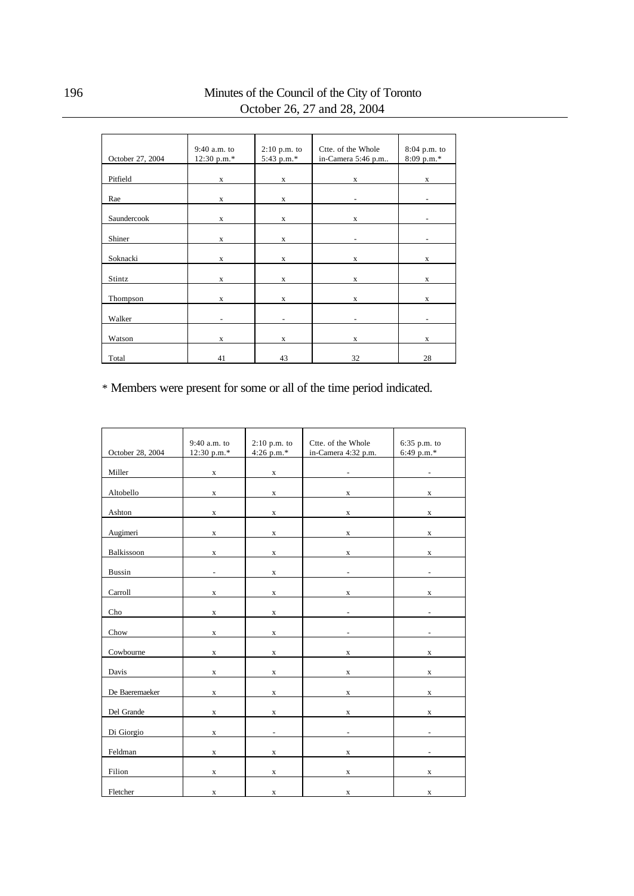| October 27, 2004 | 9:40 a.m. to 12:30 p.m.* | 2:10 p.m. to 5:43 p.m.* | Ctte. of the Whole in-Camera 5:46 p.m.. | 8:04 p.m. to 8:09 p.m.* |
|---|---|---|---|---|
| Pitfield | x | x | x | x |
| Rae | x | x | - | - |
| Saundercook | x | x | x | - |
| Shiner | x | x | - | - |
| Soknacki | x | x | x | x |
| Stintz | x | x | x | x |
| Thompson | x | x | x | x |
| Walker | - | - | - | - |
| Watson | x | x | x | x |
| Total | 41 | 43 | 32 | 28 |

\* Members were present for some or all of the time period indicated.

| October 28, 2004 | 9:40 a.m. to 12:30 p.m.* | 2:10 p.m. to 4:26 p.m.* | Ctte. of the Whole in-Camera 4:32 p.m. | 6:35 p.m. to 6:49 p.m.* |
|---|---|---|---|---|
| Miller | x | x | - | - |
| Altobello | x | x | x | x |
| Ashton | x | x | x | x |
| Augimeri | x | x | x | x |
| Balkissoon | x | x | x | x |
| Bussin | - | x | - | - |
| Carroll | x | x | x | x |
| Cho | x | x | - | - |
| Chow | x | x | - | - |
| Cowbourne | x | x | x | x |
| Davis | x | x | x | x |
| De Baeremaeker | x | x | x | x |
| Del Grande | x | x | x | x |
| Di Giorgio | x | - | - | - |
| Feldman | x | x | x | - |
| Filion | x | x | x | x |
| Fletcher | x | x | x | x |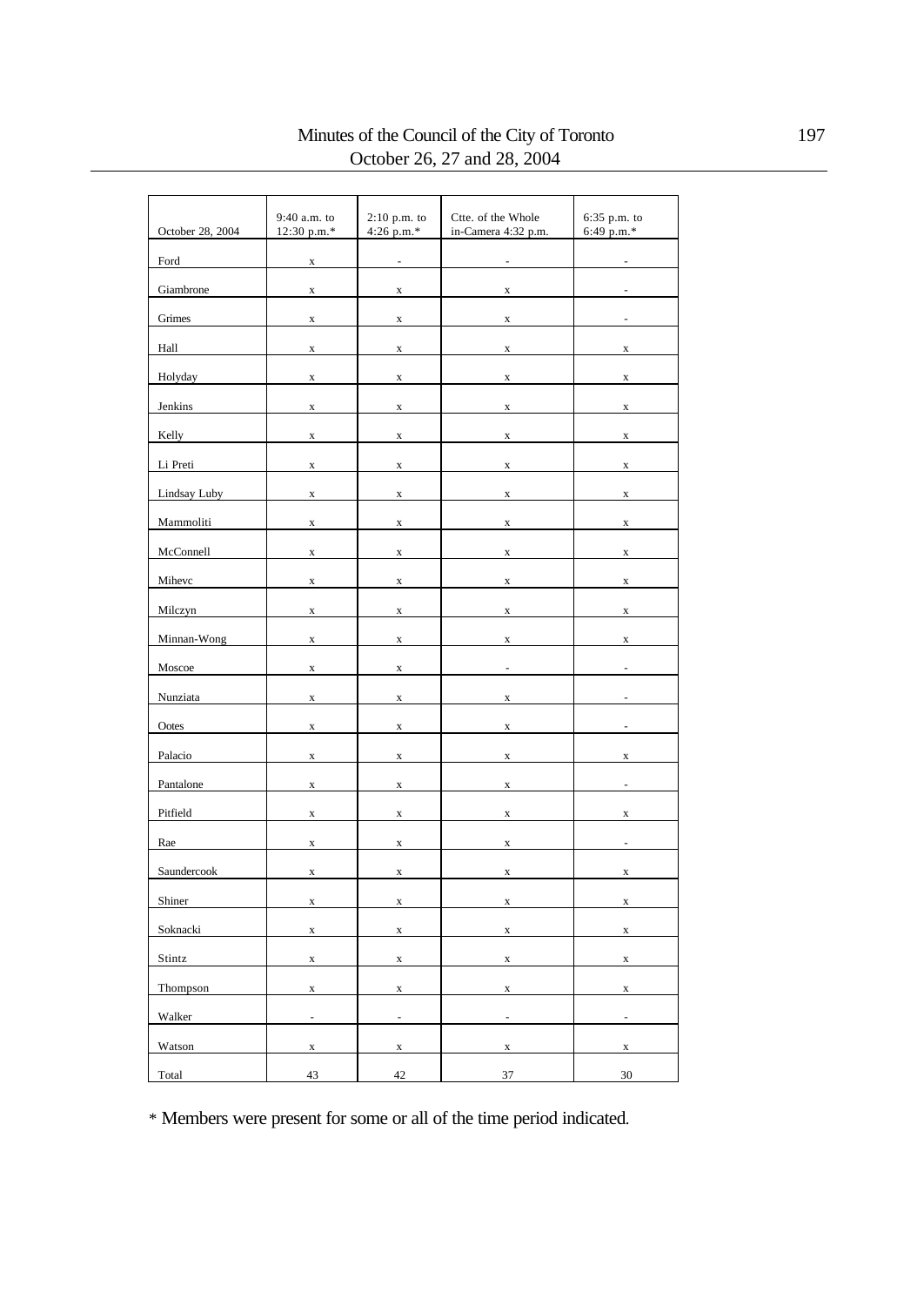| October 28, 2004 | 9:40 a.m. to 12:30 p.m.* | 2:10 p.m. to 4:26 p.m.* | Ctte. of the Whole in-Camera 4:32 p.m. | 6:35 p.m. to 6:49 p.m.* |
|---|---|---|---|---|
| Ford | x | - | - | - |
| Giambrone | x | x | x | - |
| Grimes | x | x | x | - |
| Hall | x | x | x | x |
| Holyday | x | x | x | x |
| Jenkins | x | x | x | x |
| Kelly | x | x | x | x |
| Li Preti | x | x | x | x |
| Lindsay Luby | x | x | x | x |
| Mammoliti | x | x | x | x |
| McConnell | x | x | x | x |
| Mihevc | x | x | x | x |
| Milczyn | x | x | x | x |
| Minnan-Wong | x | x | x | x |
| Moscoe | x | x | - | - |
| Nunziata | x | x | x | - |
| Ootes | x | x | x | - |
| Palacio | x | x | x | x |
| Pantalone | x | x | x | - |
| Pitfield | x | x | x | x |
| Rae | x | x | x | - |
| Saundercook | x | x | x | x |
| Shiner | x | x | x | x |
| Soknacki | x | x | x | x |
| Stintz | x | x | x | x |
| Thompson | x | x | x | x |
| Walker | - | - | - | - |
| Watson | x | x | x | x |
| Total | 43 | 42 | 37 | 30 |

* Members were present for some or all of the time period indicated.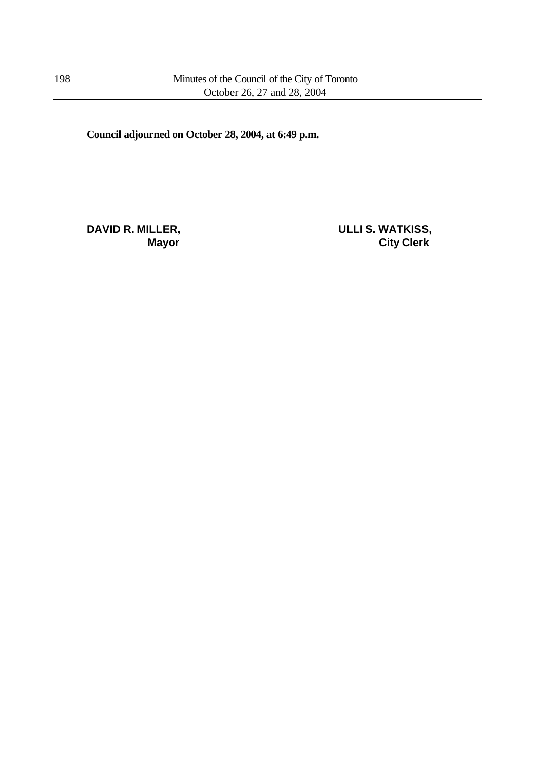**Council adjourned on October 28, 2004, at 6:49 p.m.**

| | |
|---|---|
| **DAVID R. MILLER,** | **ULLI S. WATKISS,** |
| **Mayor** | **City Clerk** |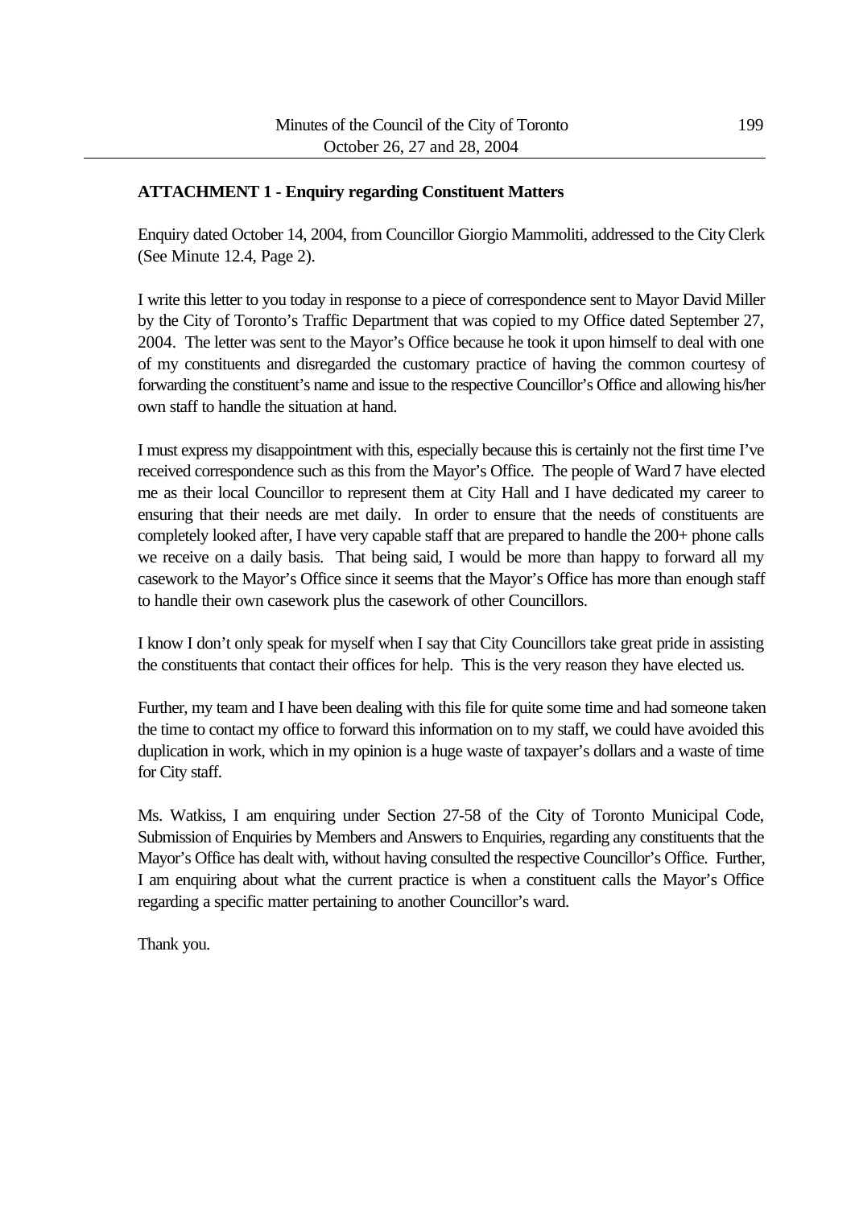**ATTACHMENT 1 - Enquiry regarding Constituent Matters**

Enquiry dated October 14, 2004, from Councillor Giorgio Mammoliti, addressed to the City Clerk (See Minute 12.4, Page 2).

I write this letter to you today in response to a piece of correspondence sent to Mayor David Miller by the City of Toronto's Traffic Department that was copied to my Office dated September 27, 2004. The letter was sent to the Mayor's Office because he took it upon himself to deal with one of my constituents and disregarded the customary practice of having the common courtesy of forwarding the constituent's name and issue to the respective Councillor's Office and allowing his/her own staff to handle the situation at hand.

I must express my disappointment with this, especially because this is certainly not the first time I've received correspondence such as this from the Mayor's Office. The people of Ward 7 have elected me as their local Councillor to represent them at City Hall and I have dedicated my career to ensuring that their needs are met daily. In order to ensure that the needs of constituents are completely looked after, I have very capable staff that are prepared to handle the 200+ phone calls we receive on a daily basis. That being said, I would be more than happy to forward all my casework to the Mayor's Office since it seems that the Mayor's Office has more than enough staff to handle their own casework plus the casework of other Councillors.

I know I don't only speak for myself when I say that City Councillors take great pride in assisting the constituents that contact their offices for help. This is the very reason they have elected us.

Further, my team and I have been dealing with this file for quite some time and had someone taken the time to contact my office to forward this information on to my staff, we could have avoided this duplication in work, which in my opinion is a huge waste of taxpayer's dollars and a waste of time for City staff.

Ms. Watkiss, I am enquiring under Section 27-58 of the City of Toronto Municipal Code, Submission of Enquiries by Members and Answers to Enquiries, regarding any constituents that the Mayor's Office has dealt with, without having consulted the respective Councillor's Office. Further, I am enquiring about what the current practice is when a constituent calls the Mayor's Office regarding a specific matter pertaining to another Councillor's ward.

Thank you.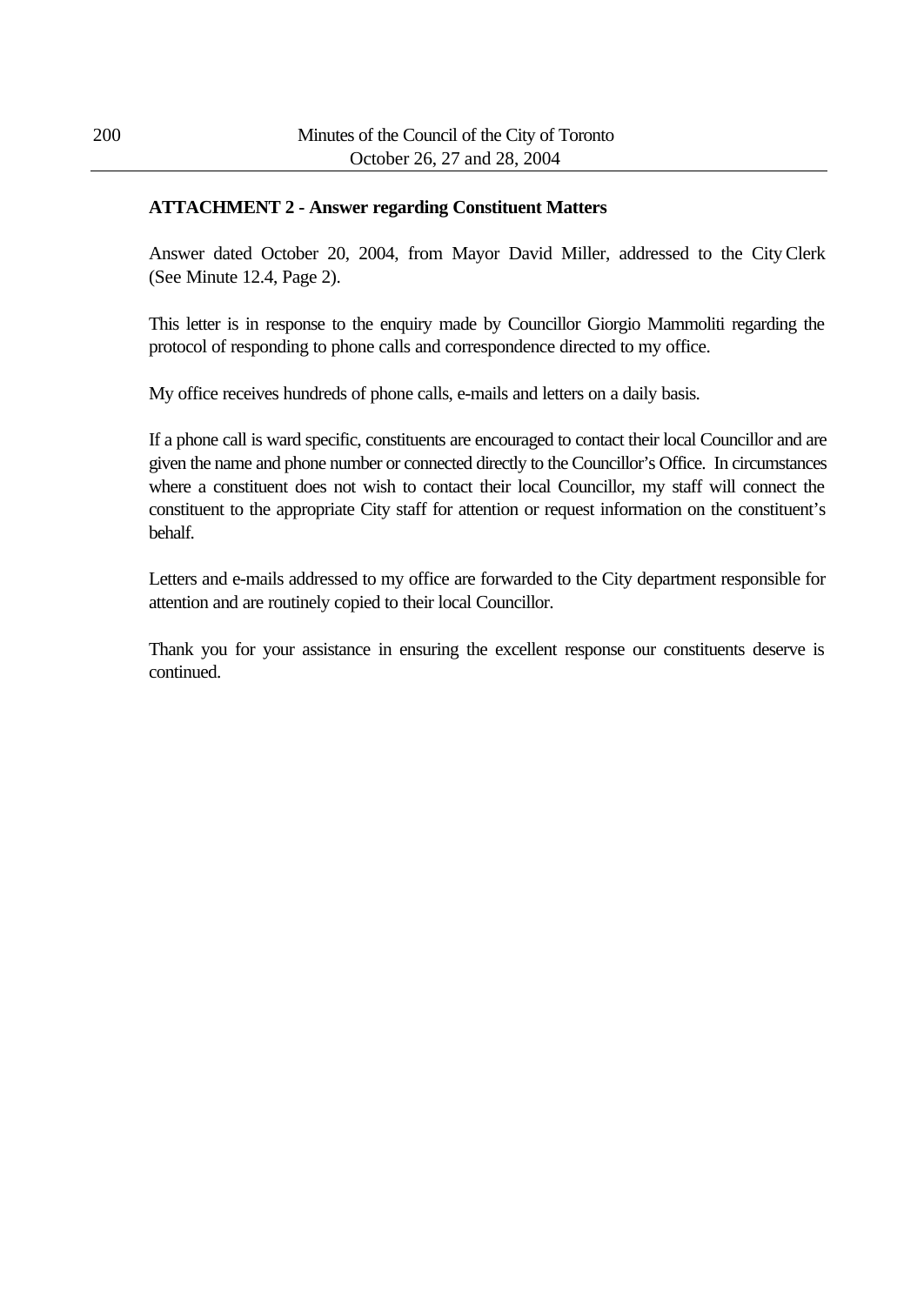**ATTACHMENT 2 - Answer regarding Constituent Matters**

Answer dated October 20, 2004, from Mayor David Miller, addressed to the City Clerk (See Minute 12.4, Page 2).

This letter is in response to the enquiry made by Councillor Giorgio Mammoliti regarding the protocol of responding to phone calls and correspondence directed to my office.

My office receives hundreds of phone calls, e-mails and letters on a daily basis.

If a phone call is ward specific, constituents are encouraged to contact their local Councillor and are given the name and phone number or connected directly to the Councillor's Office. In circumstances where a constituent does not wish to contact their local Councillor, my staff will connect the constituent to the appropriate City staff for attention or request information on the constituent's behalf.

Letters and e-mails addressed to my office are forwarded to the City department responsible for attention and are routinely copied to their local Councillor.

Thank you for your assistance in ensuring the excellent response our constituents deserve is continued.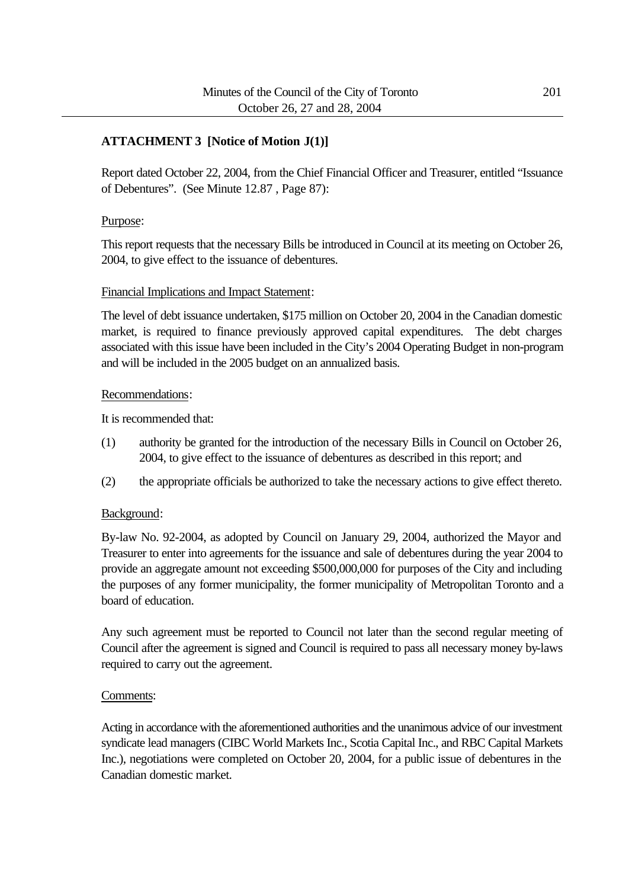**ATTACHMENT 3 [Notice of Motion J(1)]**

Report dated October 22, 2004, from the Chief Financial Officer and Treasurer, entitled "Issuance of Debentures". (See Minute 12.87 , Page 87):

Purpose:

This report requests that the necessary Bills be introduced in Council at its meeting on October 26, 2004, to give effect to the issuance of debentures.

Financial Implications and Impact Statement:

The level of debt issuance undertaken, $175 million on October 20, 2004 in the Canadian domestic market, is required to finance previously approved capital expenditures. The debt charges associated with this issue have been included in the City's 2004 Operating Budget in non-program and will be included in the 2005 budget on an annualized basis.

Recommendations:

It is recommended that:

(1) authority be granted for the introduction of the necessary Bills in Council on October 26, 2004, to give effect to the issuance of debentures as described in this report; and

(2) the appropriate officials be authorized to take the necessary actions to give effect thereto.

Background:

By-law No. 92-2004, as adopted by Council on January 29, 2004, authorized the Mayor and Treasurer to enter into agreements for the issuance and sale of debentures during the year 2004 to provide an aggregate amount not exceeding $500,000,000 for purposes of the City and including the purposes of any former municipality, the former municipality of Metropolitan Toronto and a board of education.

Any such agreement must be reported to Council not later than the second regular meeting of Council after the agreement is signed and Council is required to pass all necessary money by-laws required to carry out the agreement.

Comments:

Acting in accordance with the aforementioned authorities and the unanimous advice of our investment syndicate lead managers (CIBC World Markets Inc., Scotia Capital Inc., and RBC Capital Markets Inc.), negotiations were completed on October 20, 2004, for a public issue of debentures in the Canadian domestic market.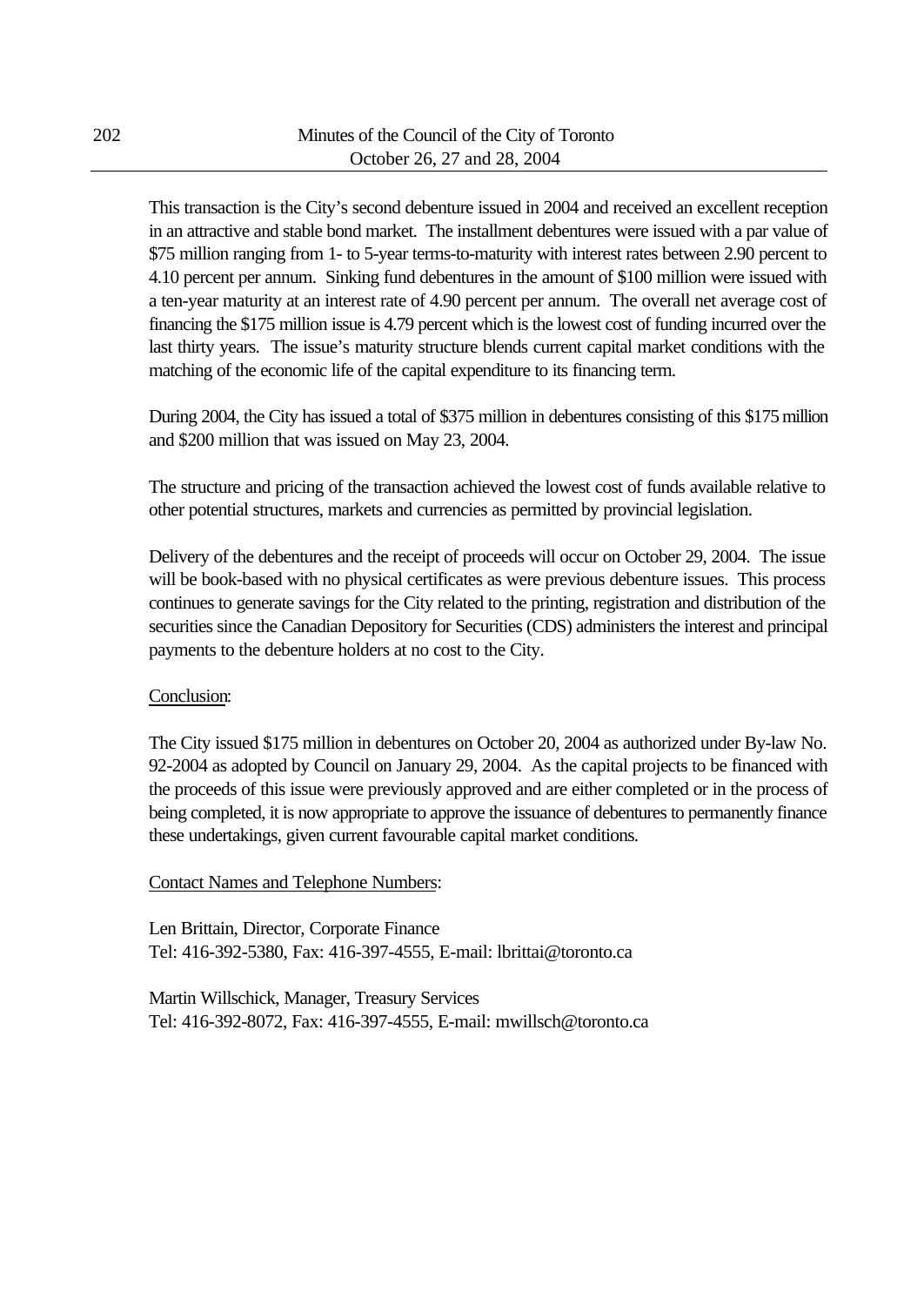This transaction is the City's second debenture issued in 2004 and received an excellent reception in an attractive and stable bond market. The installment debentures were issued with a par value of \$75 million ranging from 1- to 5-year terms-to-maturity with interest rates between 2.90 percent to 4.10 percent per annum. Sinking fund debentures in the amount of \$100 million were issued with a ten-year maturity at an interest rate of 4.90 percent per annum. The overall net average cost of financing the \$175 million issue is 4.79 percent which is the lowest cost of funding incurred over the last thirty years. The issue's maturity structure blends current capital market conditions with the matching of the economic life of the capital expenditure to its financing term.

During 2004, the City has issued a total of \$375 million in debentures consisting of this \$175 million and \$200 million that was issued on May 23, 2004.

The structure and pricing of the transaction achieved the lowest cost of funds available relative to other potential structures, markets and currencies as permitted by provincial legislation.

Delivery of the debentures and the receipt of proceeds will occur on October 29, 2004. The issue will be book-based with no physical certificates as were previous debenture issues. This process continues to generate savings for the City related to the printing, registration and distribution of the securities since the Canadian Depository for Securities (CDS) administers the interest and principal payments to the debenture holders at no cost to the City.

Conclusion:

The City issued \$175 million in debentures on October 20, 2004 as authorized under By-law No. 92-2004 as adopted by Council on January 29, 2004. As the capital projects to be financed with the proceeds of this issue were previously approved and are either completed or in the process of being completed, it is now appropriate to approve the issuance of debentures to permanently finance these undertakings, given current favourable capital market conditions.

Contact Names and Telephone Numbers:

Len Brittain, Director, Corporate Finance
Tel: 416-392-5380, Fax: 416-397-4555, E-mail: lbrittai@toronto.ca

Martin Willschick, Manager, Treasury Services
Tel: 416-392-8072, Fax: 416-397-4555, E-mail: mwillsch@toronto.ca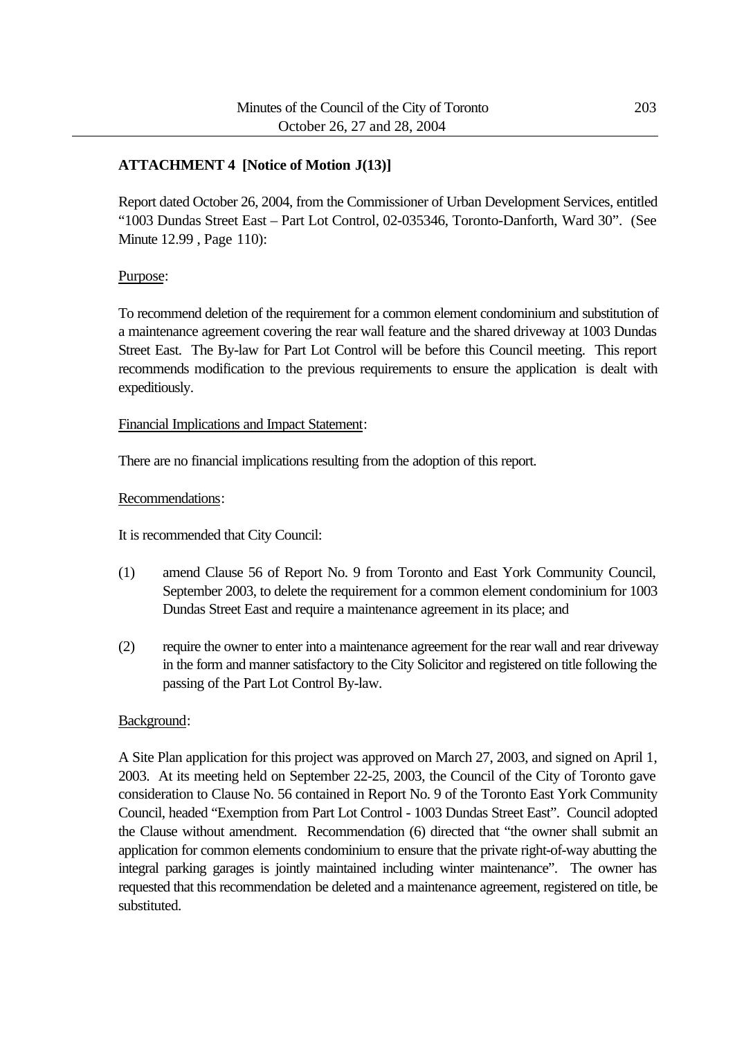**ATTACHMENT 4 [Notice of Motion J(13)]**

Report dated October 26, 2004, from the Commissioner of Urban Development Services, entitled "1003 Dundas Street East – Part Lot Control, 02-035346, Toronto-Danforth, Ward 30". (See Minute 12.99 , Page 110):

Purpose:

To recommend deletion of the requirement for a common element condominium and substitution of a maintenance agreement covering the rear wall feature and the shared driveway at 1003 Dundas Street East. The By-law for Part Lot Control will be before this Council meeting. This report recommends modification to the previous requirements to ensure the application is dealt with expeditiously.

Financial Implications and Impact Statement:

There are no financial implications resulting from the adoption of this report.

Recommendations:

It is recommended that City Council:

(1) amend Clause 56 of Report No. 9 from Toronto and East York Community Council, September 2003, to delete the requirement for a common element condominium for 1003 Dundas Street East and require a maintenance agreement in its place; and

(2) require the owner to enter into a maintenance agreement for the rear wall and rear driveway in the form and manner satisfactory to the City Solicitor and registered on title following the passing of the Part Lot Control By-law.

Background:

A Site Plan application for this project was approved on March 27, 2003, and signed on April 1, 2003. At its meeting held on September 22-25, 2003, the Council of the City of Toronto gave consideration to Clause No. 56 contained in Report No. 9 of the Toronto East York Community Council, headed "Exemption from Part Lot Control - 1003 Dundas Street East". Council adopted the Clause without amendment. Recommendation (6) directed that "the owner shall submit an application for common elements condominium to ensure that the private right-of-way abutting the integral parking garages is jointly maintained including winter maintenance". The owner has requested that this recommendation be deleted and a maintenance agreement, registered on title, be substituted.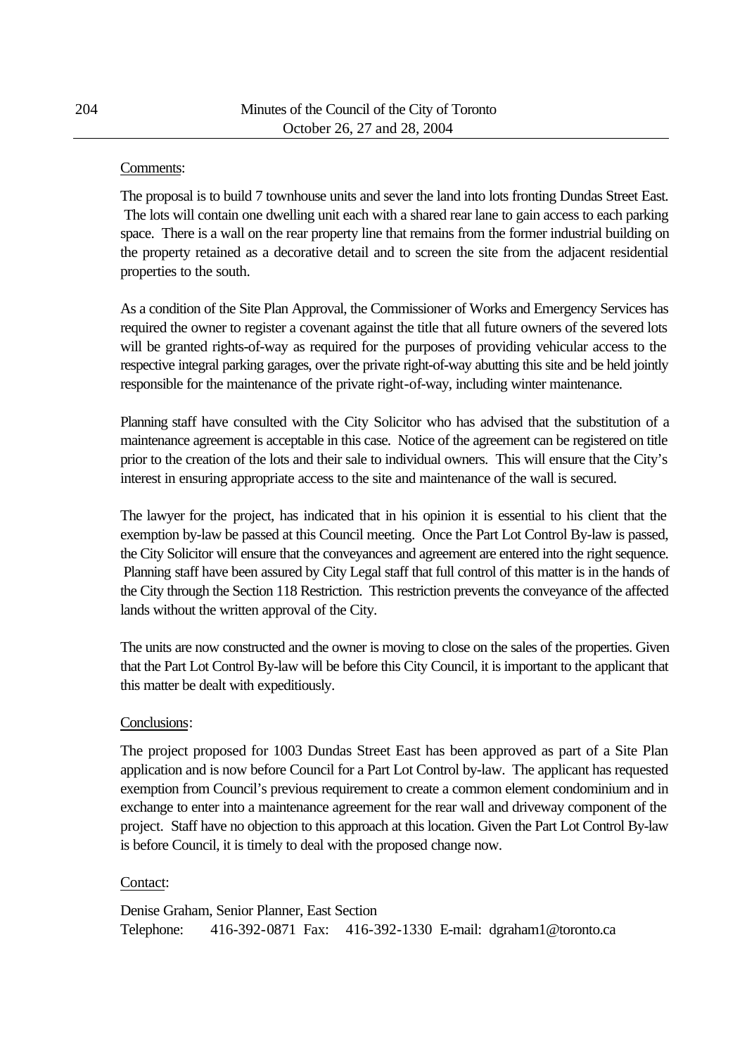Comments:

The proposal is to build 7 townhouse units and sever the land into lots fronting Dundas Street East. The lots will contain one dwelling unit each with a shared rear lane to gain access to each parking space. There is a wall on the rear property line that remains from the former industrial building on the property retained as a decorative detail and to screen the site from the adjacent residential properties to the south.

As a condition of the Site Plan Approval, the Commissioner of Works and Emergency Services has required the owner to register a covenant against the title that all future owners of the severed lots will be granted rights-of-way as required for the purposes of providing vehicular access to the respective integral parking garages, over the private right-of-way abutting this site and be held jointly responsible for the maintenance of the private right-of-way, including winter maintenance.

Planning staff have consulted with the City Solicitor who has advised that the substitution of a maintenance agreement is acceptable in this case. Notice of the agreement can be registered on title prior to the creation of the lots and their sale to individual owners. This will ensure that the City's interest in ensuring appropriate access to the site and maintenance of the wall is secured.

The lawyer for the project, has indicated that in his opinion it is essential to his client that the exemption by-law be passed at this Council meeting. Once the Part Lot Control By-law is passed, the City Solicitor will ensure that the conveyances and agreement are entered into the right sequence. Planning staff have been assured by City Legal staff that full control of this matter is in the hands of the City through the Section 118 Restriction. This restriction prevents the conveyance of the affected lands without the written approval of the City.

The units are now constructed and the owner is moving to close on the sales of the properties. Given that the Part Lot Control By-law will be before this City Council, it is important to the applicant that this matter be dealt with expeditiously.

Conclusions:

The project proposed for 1003 Dundas Street East has been approved as part of a Site Plan application and is now before Council for a Part Lot Control by-law. The applicant has requested exemption from Council's previous requirement to create a common element condominium and in exchange to enter into a maintenance agreement for the rear wall and driveway component of the project. Staff have no objection to this approach at this location. Given the Part Lot Control By-law is before Council, it is timely to deal with the proposed change now.

Contact:

Denise Graham, Senior Planner, East Section
Telephone: 416-392-0871 Fax: 416-392-1330 E-mail: dgraham1@toronto.ca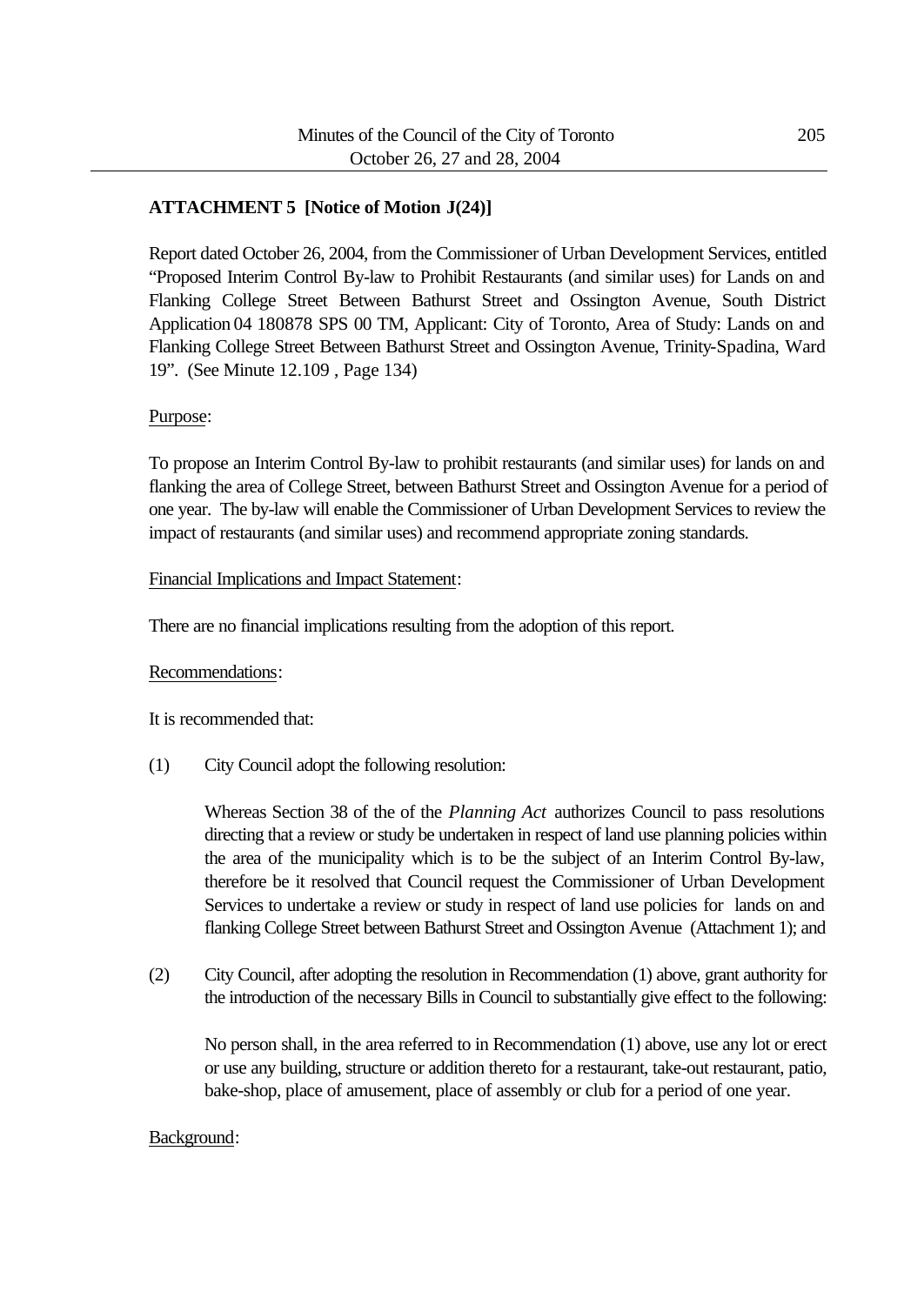**ATTACHMENT 5 [Notice of Motion J(24)]**

Report dated October 26, 2004, from the Commissioner of Urban Development Services, entitled "Proposed Interim Control By-law to Prohibit Restaurants (and similar uses) for Lands on and Flanking College Street Between Bathurst Street and Ossington Avenue, South District Application 04 180878 SPS 00 TM, Applicant: City of Toronto, Area of Study: Lands on and Flanking College Street Between Bathurst Street and Ossington Avenue, Trinity-Spadina, Ward 19". (See Minute 12.109 , Page 134)

Purpose:

To propose an Interim Control By-law to prohibit restaurants (and similar uses) for lands on and flanking the area of College Street, between Bathurst Street and Ossington Avenue for a period of one year. The by-law will enable the Commissioner of Urban Development Services to review the impact of restaurants (and similar uses) and recommend appropriate zoning standards.

Financial Implications and Impact Statement:

There are no financial implications resulting from the adoption of this report.

Recommendations:

It is recommended that:

(1) City Council adopt the following resolution:

Whereas Section 38 of the of the *Planning Act* authorizes Council to pass resolutions directing that a review or study be undertaken in respect of land use planning policies within the area of the municipality which is to be the subject of an Interim Control By-law, therefore be it resolved that Council request the Commissioner of Urban Development Services to undertake a review or study in respect of land use policies for lands on and flanking College Street between Bathurst Street and Ossington Avenue (Attachment 1); and

(2) City Council, after adopting the resolution in Recommendation (1) above, grant authority for the introduction of the necessary Bills in Council to substantially give effect to the following:

No person shall, in the area referred to in Recommendation (1) above, use any lot or erect or use any building, structure or addition thereto for a restaurant, take-out restaurant, patio, bake-shop, place of amusement, place of assembly or club for a period of one year.

Background: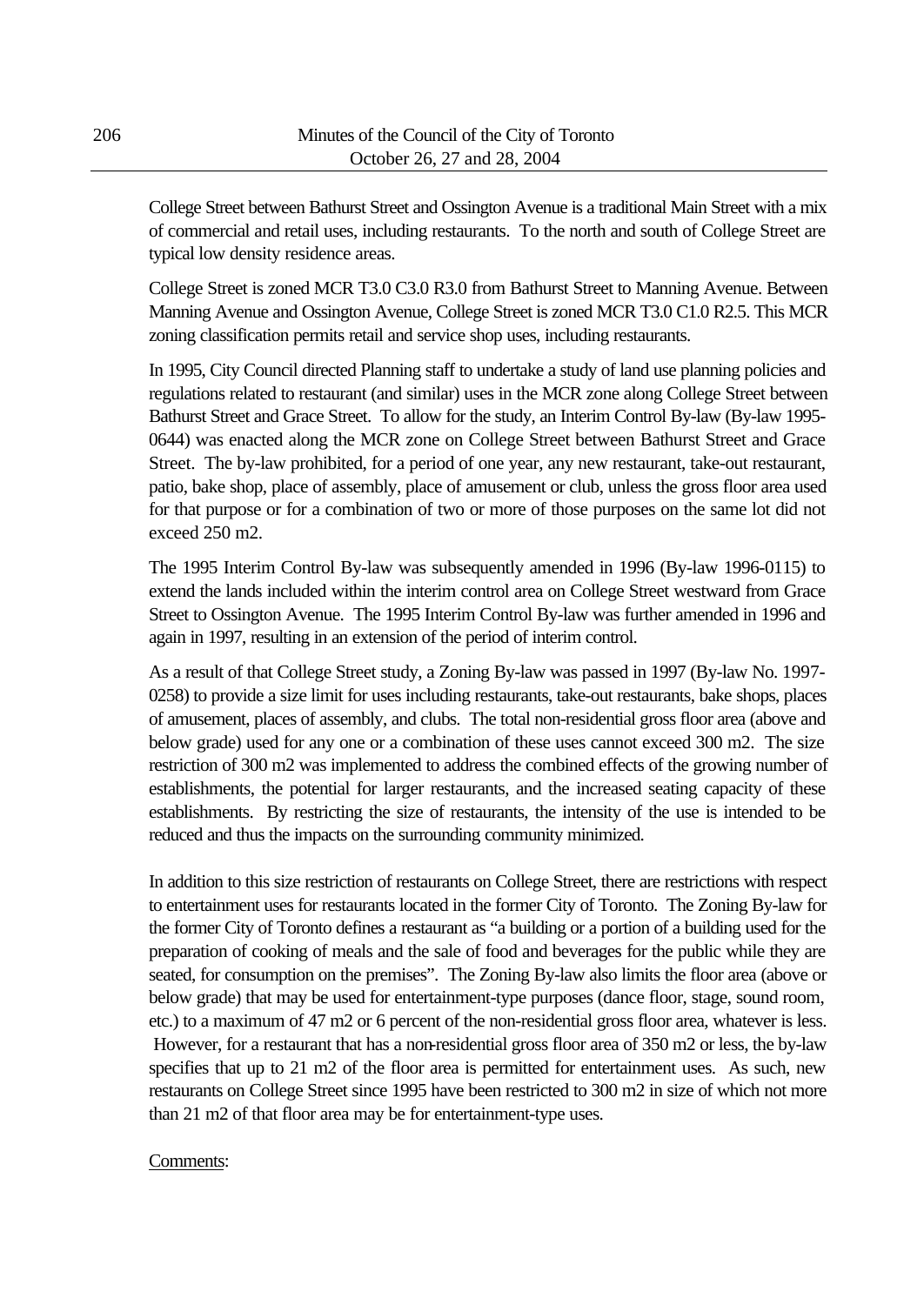College Street between Bathurst Street and Ossington Avenue is a traditional Main Street with a mix of commercial and retail uses, including restaurants. To the north and south of College Street are typical low density residence areas.

College Street is zoned MCR T3.0 C3.0 R3.0 from Bathurst Street to Manning Avenue. Between Manning Avenue and Ossington Avenue, College Street is zoned MCR T3.0 C1.0 R2.5. This MCR zoning classification permits retail and service shop uses, including restaurants.

In 1995, City Council directed Planning staff to undertake a study of land use planning policies and regulations related to restaurant (and similar) uses in the MCR zone along College Street between Bathurst Street and Grace Street. To allow for the study, an Interim Control By-law (By-law 1995-0644) was enacted along the MCR zone on College Street between Bathurst Street and Grace Street. The by-law prohibited, for a period of one year, any new restaurant, take-out restaurant, patio, bake shop, place of assembly, place of amusement or club, unless the gross floor area used for that purpose or for a combination of two or more of those purposes on the same lot did not exceed 250 m2.

The 1995 Interim Control By-law was subsequently amended in 1996 (By-law 1996-0115) to extend the lands included within the interim control area on College Street westward from Grace Street to Ossington Avenue. The 1995 Interim Control By-law was further amended in 1996 and again in 1997, resulting in an extension of the period of interim control.

As a result of that College Street study, a Zoning By-law was passed in 1997 (By-law No. 1997-0258) to provide a size limit for uses including restaurants, take-out restaurants, bake shops, places of amusement, places of assembly, and clubs. The total non-residential gross floor area (above and below grade) used for any one or a combination of these uses cannot exceed 300 m2. The size restriction of 300 m2 was implemented to address the combined effects of the growing number of establishments, the potential for larger restaurants, and the increased seating capacity of these establishments. By restricting the size of restaurants, the intensity of the use is intended to be reduced and thus the impacts on the surrounding community minimized.

In addition to this size restriction of restaurants on College Street, there are restrictions with respect to entertainment uses for restaurants located in the former City of Toronto. The Zoning By-law for the former City of Toronto defines a restaurant as "a building or a portion of a building used for the preparation of cooking of meals and the sale of food and beverages for the public while they are seated, for consumption on the premises". The Zoning By-law also limits the floor area (above or below grade) that may be used for entertainment-type purposes (dance floor, stage, sound room, etc.) to a maximum of 47 m2 or 6 percent of the non-residential gross floor area, whatever is less. However, for a restaurant that has a non-residential gross floor area of 350 m2 or less, the by-law specifies that up to 21 m2 of the floor area is permitted for entertainment uses. As such, new restaurants on College Street since 1995 have been restricted to 300 m2 in size of which not more than 21 m2 of that floor area may be for entertainment-type uses.

Comments: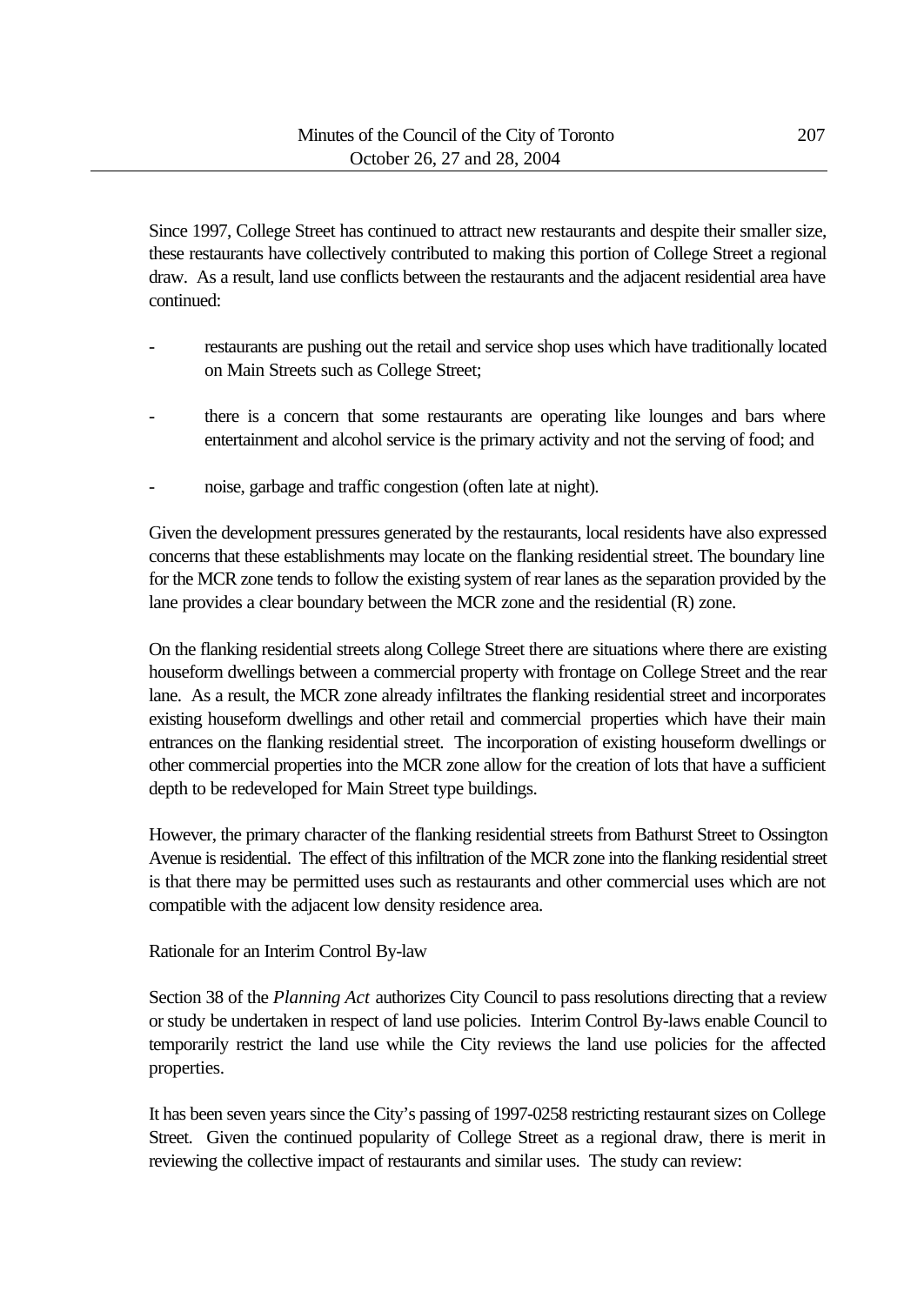Since 1997, College Street has continued to attract new restaurants and despite their smaller size, these restaurants have collectively contributed to making this portion of College Street a regional draw. As a result, land use conflicts between the restaurants and the adjacent residential area have continued:

- restaurants are pushing out the retail and service shop uses which have traditionally located on Main Streets such as College Street;
- there is a concern that some restaurants are operating like lounges and bars where entertainment and alcohol service is the primary activity and not the serving of food; and
- noise, garbage and traffic congestion (often late at night).

Given the development pressures generated by the restaurants, local residents have also expressed concerns that these establishments may locate on the flanking residential street. The boundary line for the MCR zone tends to follow the existing system of rear lanes as the separation provided by the lane provides a clear boundary between the MCR zone and the residential (R) zone.

On the flanking residential streets along College Street there are situations where there are existing houseform dwellings between a commercial property with frontage on College Street and the rear lane. As a result, the MCR zone already infiltrates the flanking residential street and incorporates existing houseform dwellings and other retail and commercial properties which have their main entrances on the flanking residential street. The incorporation of existing houseform dwellings or other commercial properties into the MCR zone allow for the creation of lots that have a sufficient depth to be redeveloped for Main Street type buildings.

However, the primary character of the flanking residential streets from Bathurst Street to Ossington Avenue is residential. The effect of this infiltration of the MCR zone into the flanking residential street is that there may be permitted uses such as restaurants and other commercial uses which are not compatible with the adjacent low density residence area.

Rationale for an Interim Control By-law

Section 38 of the *Planning Act* authorizes City Council to pass resolutions directing that a review or study be undertaken in respect of land use policies. Interim Control By-laws enable Council to temporarily restrict the land use while the City reviews the land use policies for the affected properties.

It has been seven years since the City's passing of 1997-0258 restricting restaurant sizes on College Street. Given the continued popularity of College Street as a regional draw, there is merit in reviewing the collective impact of restaurants and similar uses. The study can review: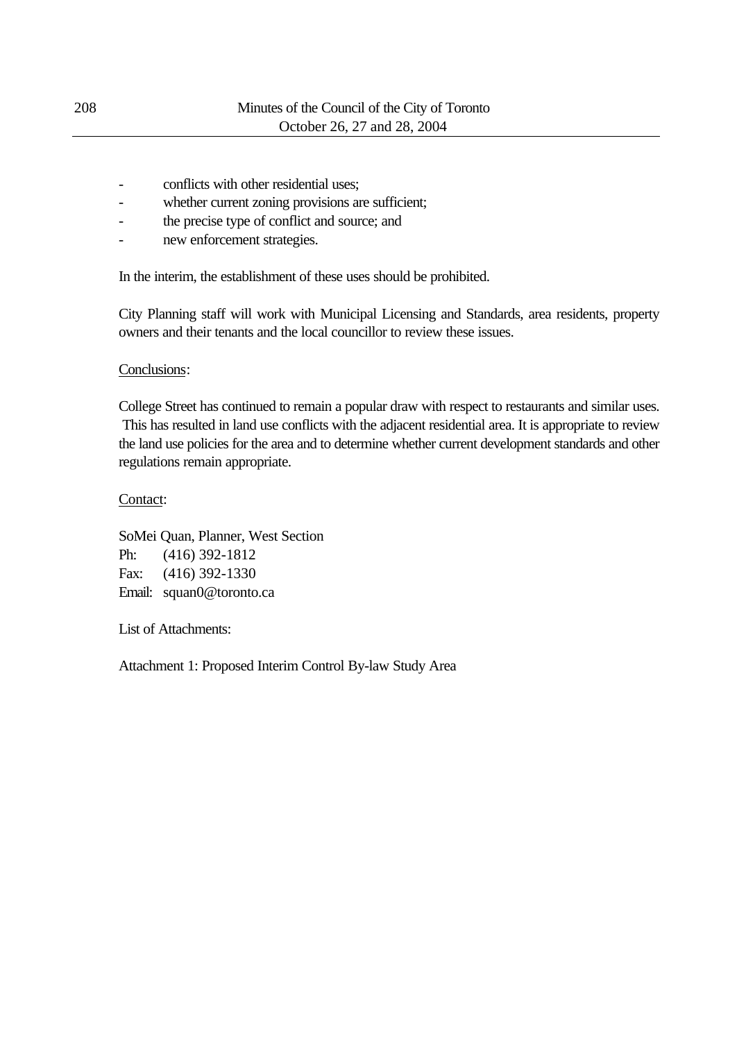- conflicts with other residential uses;
- whether current zoning provisions are sufficient;
- the precise type of conflict and source; and
- new enforcement strategies.

In the interim, the establishment of these uses should be prohibited.

City Planning staff will work with Municipal Licensing and Standards, area residents, property owners and their tenants and the local councillor to review these issues.

<u>Conclusions</u>:

College Street has continued to remain a popular draw with respect to restaurants and similar uses. This has resulted in land use conflicts with the adjacent residential area. It is appropriate to review the land use policies for the area and to determine whether current development standards and other regulations remain appropriate.

<u>Contact</u>:

SoMei Quan, Planner, West Section
Ph: (416) 392-1812
Fax: (416) 392-1330
Email: squan0@toronto.ca

List of Attachments:

Attachment 1: Proposed Interim Control By-law Study Area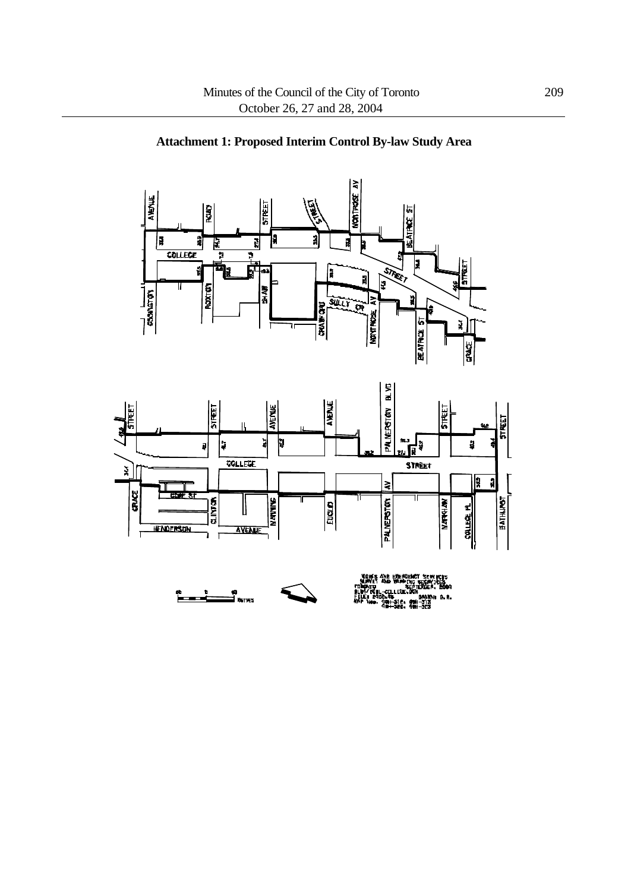## Attachment 1: Proposed Interim Control By-law Study Area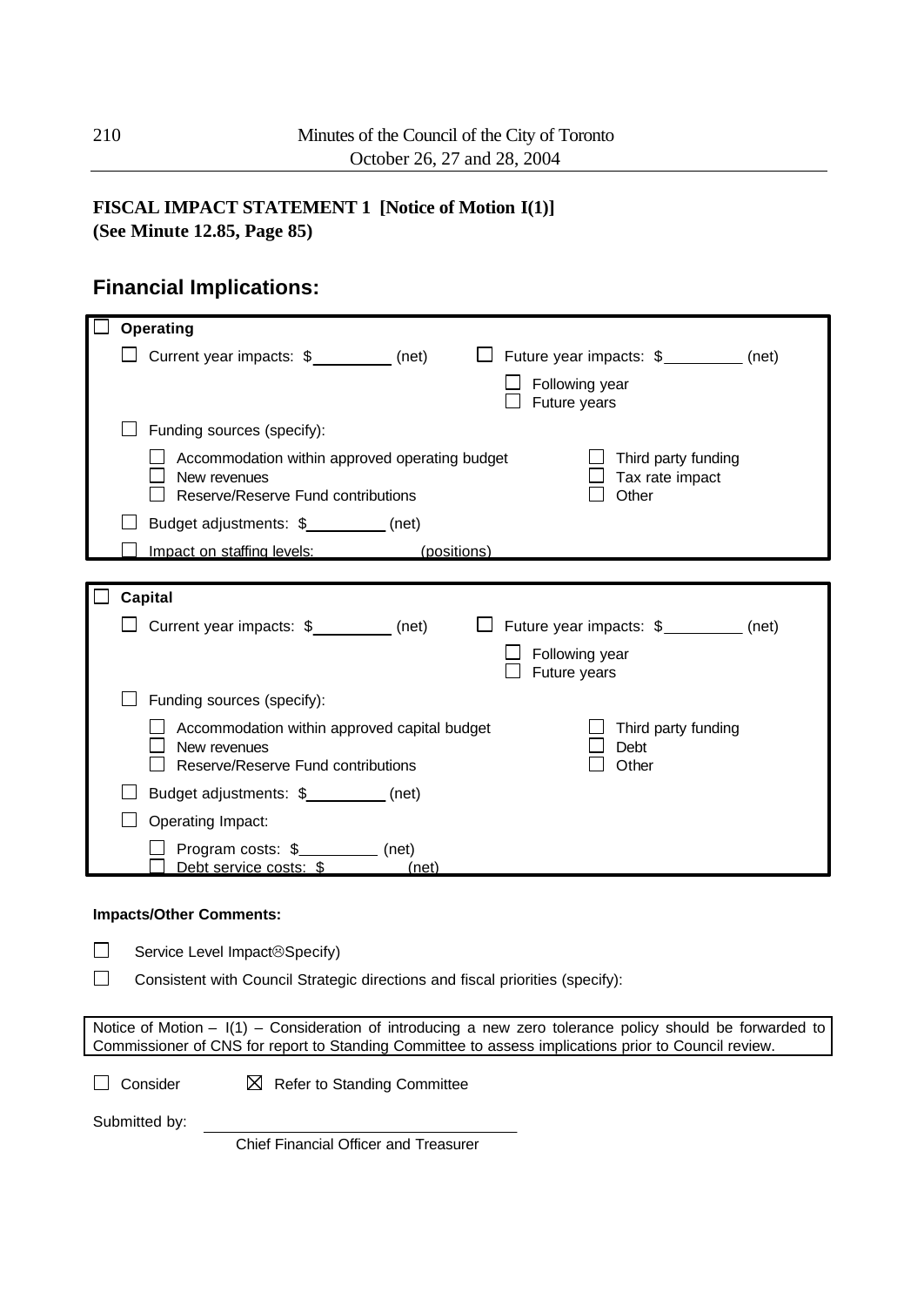**FISCAL IMPACT STATEMENT 1 [Notice of Motion I(1)]**
**(See Minute 12.85, Page 85)**

## Financial Implications:

☐ **Operating**

- ☐ Current year impacts: $_________ (net)
- ☐ Future year impacts: $_________ (net)
  - ☐ Following year
  - ☐ Future years
- ☐ Funding sources (specify):
  - ☐ Accommodation within approved operating budget
  - ☐ New revenues
  - ☐ Reserve/Reserve Fund contributions
  - ☐ Third party funding
  - ☐ Tax rate impact
  - ☐ Other
- ☐ Budget adjustments: $_________ (net)
- ☐ Impact on staffing levels: _________ (positions)

☐ **Capital**

- ☐ Current year impacts: $_________ (net)
- ☐ Future year impacts: $_________ (net)
  - ☐ Following year
  - ☐ Future years
- ☐ Funding sources (specify):
  - ☐ Accommodation within approved capital budget
  - ☐ New revenues
  - ☐ Reserve/Reserve Fund contributions
  - ☐ Third party funding
  - ☐ Debt
  - ☐ Other
- ☐ Budget adjustments: $_________ (net)
- ☐ Operating Impact:
  - ☐ Program costs: $_________ (net)
  - ☐ Debt service costs: $_________ (net)

**Impacts/Other Comments:**

☐ Service Level Impact☹Specify)

☐ Consistent with Council Strategic directions and fiscal priorities (specify):

Notice of Motion – I(1) – Consideration of introducing a new zero tolerance policy should be forwarded to Commissioner of CNS for report to Standing Committee to assess implications prior to Council review.

☐ Consider ☒ Refer to Standing Committee

Submitted by: ______________________________

Chief Financial Officer and Treasurer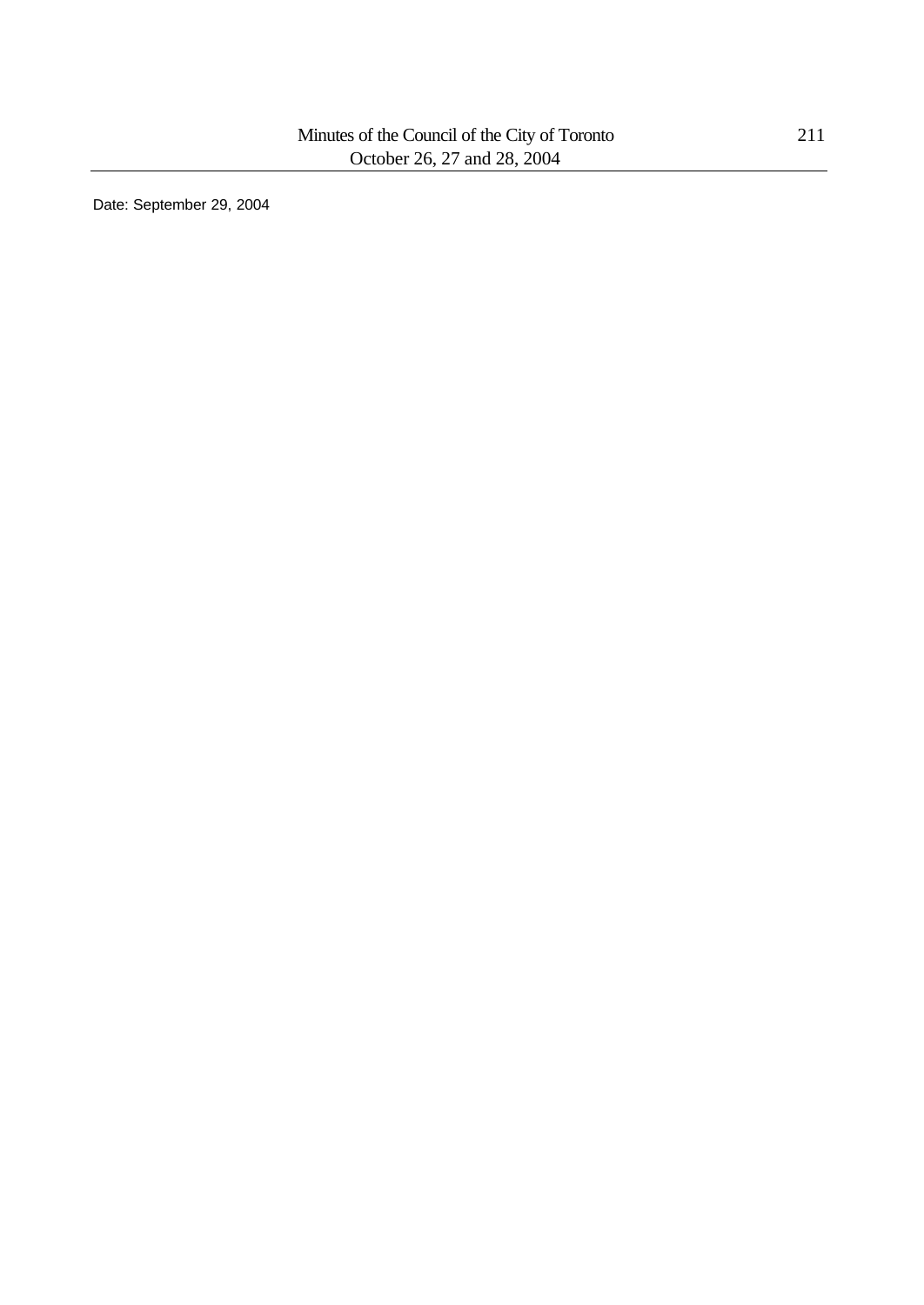Date: September 29, 2004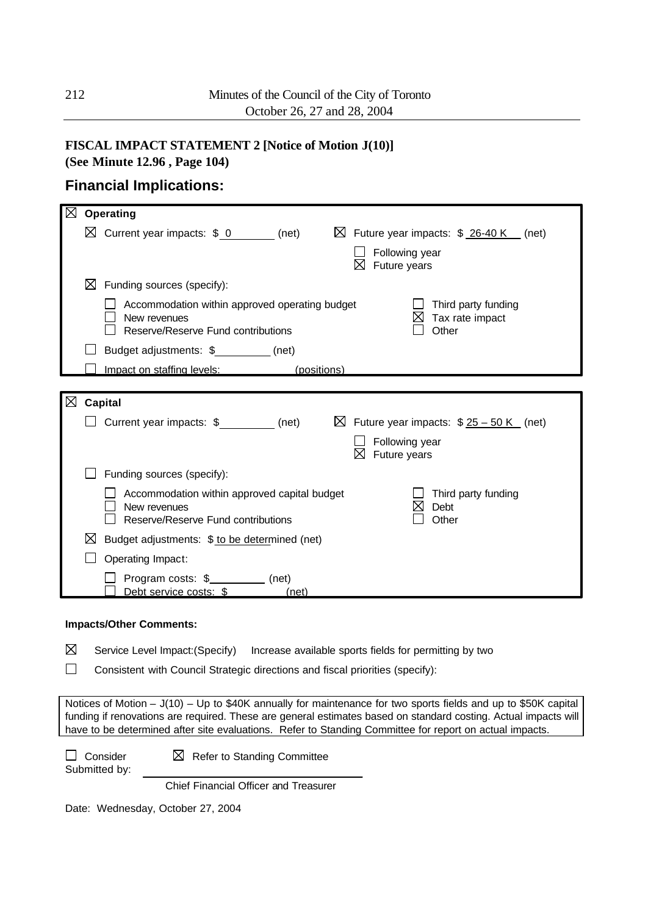## FISCAL IMPACT STATEMENT 2 [Notice of Motion J(10)]
**(See Minute 12.96 , Page 104)**

## Financial Implications:

☒ **Operating**

- ☒ Current year impacts: $ 0 (net)
- ☒ Future year impacts: $ 26-40 K (net)
  - ☐ Following year
  - ☒ Future years
- ☒ Funding sources (specify):
  - ☐ Accommodation within approved operating budget
  - ☐ New revenues
  - ☐ Reserve/Reserve Fund contributions
  - ☐ Third party funding
  - ☒ Tax rate impact
  - ☐ Other
- ☐ Budget adjustments: $_________ (net)
- ☐ Impact on staffing levels: _________ (positions)

☒ **Capital**

- ☐ Current year impacts: $_________ (net)
- ☒ Future year impacts: $ 25 – 50 K (net)
  - ☐ Following year
  - ☒ Future years
- ☐ Funding sources (specify):
  - ☐ Accommodation within approved capital budget
  - ☐ New revenues
  - ☐ Reserve/Reserve Fund contributions
  - ☐ Third party funding
  - ☒ Debt
  - ☐ Other
- ☒ Budget adjustments: $ to be determined (net)
- ☐ Operating Impact:
  - ☐ Program costs: $_________ (net)
  - ☐ Debt service costs: $_________ (net)

**Impacts/Other Comments:**

☒ Service Level Impact:(Specify) Increase available sports fields for permitting by two

☐ Consistent with Council Strategic directions and fiscal priorities (specify):

Notices of Motion – J(10) – Up to $40K annually for maintenance for two sports fields and up to $50K capital funding if renovations are required. These are general estimates based on standard costing. Actual impacts will have to be determined after site evaluations. Refer to Standing Committee for report on actual impacts.

☐ Consider ☒ Refer to Standing Committee

Submitted by: ______________________________

Chief Financial Officer and Treasurer

Date: Wednesday, October 27, 2004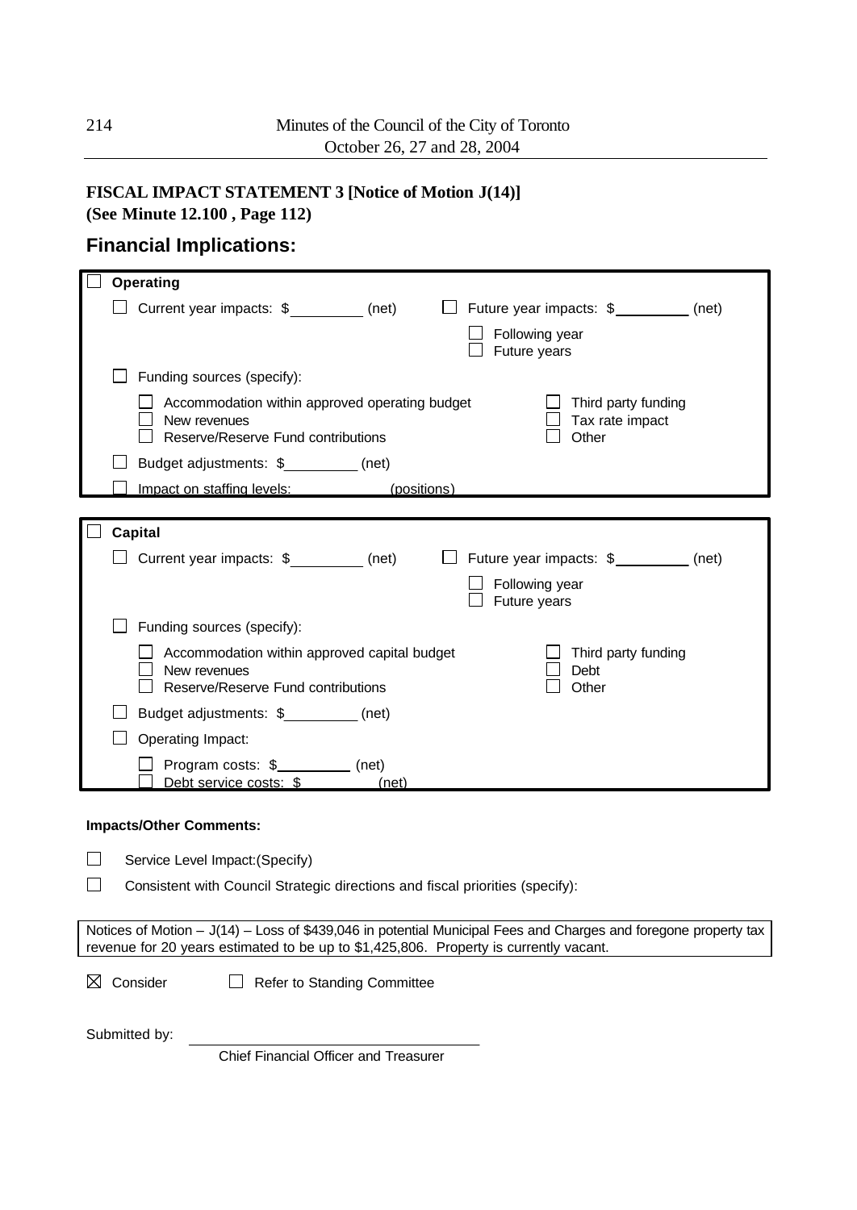**FISCAL IMPACT STATEMENT 3 [Notice of Motion J(14)]**
**(See Minute 12.100 , Page 112)**

## Financial Implications:

☐ **Operating**

- ☐ Current year impacts: $_________ (net)
- ☐ Future year impacts: $_________ (net)
  - ☐ Following year
  - ☐ Future years
- ☐ Funding sources (specify):
  - ☐ Accommodation within approved operating budget
  - ☐ New revenues
  - ☐ Reserve/Reserve Fund contributions
  - ☐ Third party funding
  - ☐ Tax rate impact
  - ☐ Other
- ☐ Budget adjustments: $_________ (net)
- ☐ Impact on staffing levels: _________ (positions)

☐ **Capital**

- ☐ Current year impacts: $_________ (net)
- ☐ Future year impacts: $_________ (net)
  - ☐ Following year
  - ☐ Future years
- ☐ Funding sources (specify):
  - ☐ Accommodation within approved capital budget
  - ☐ New revenues
  - ☐ Reserve/Reserve Fund contributions
  - ☐ Third party funding
  - ☐ Debt
  - ☐ Other
- ☐ Budget adjustments: $_________ (net)
- ☐ Operating Impact:
  - ☐ Program costs: $_________ (net)
  - ☐ Debt service costs: $_________ (net)

**Impacts/Other Comments:**

☐ Service Level Impact:(Specify)

☐ Consistent with Council Strategic directions and fiscal priorities (specify):

Notices of Motion – J(14) – Loss of $439,046 in potential Municipal Fees and Charges and foregone property tax revenue for 20 years estimated to be up to $1,425,806. Property is currently vacant.

☒ Consider ☐ Refer to Standing Committee

Submitted by: ______________________________
Chief Financial Officer and Treasurer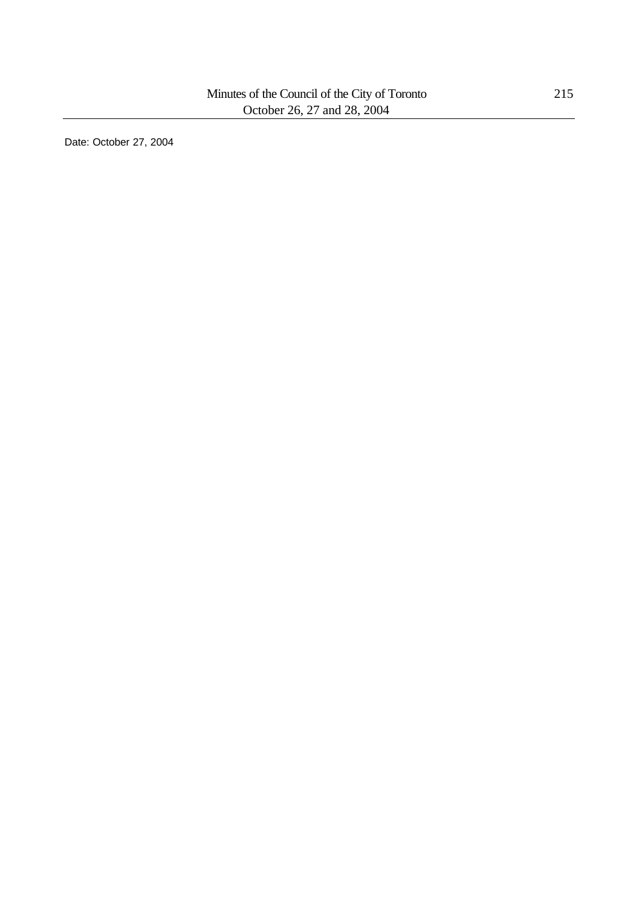Date: October 27, 2004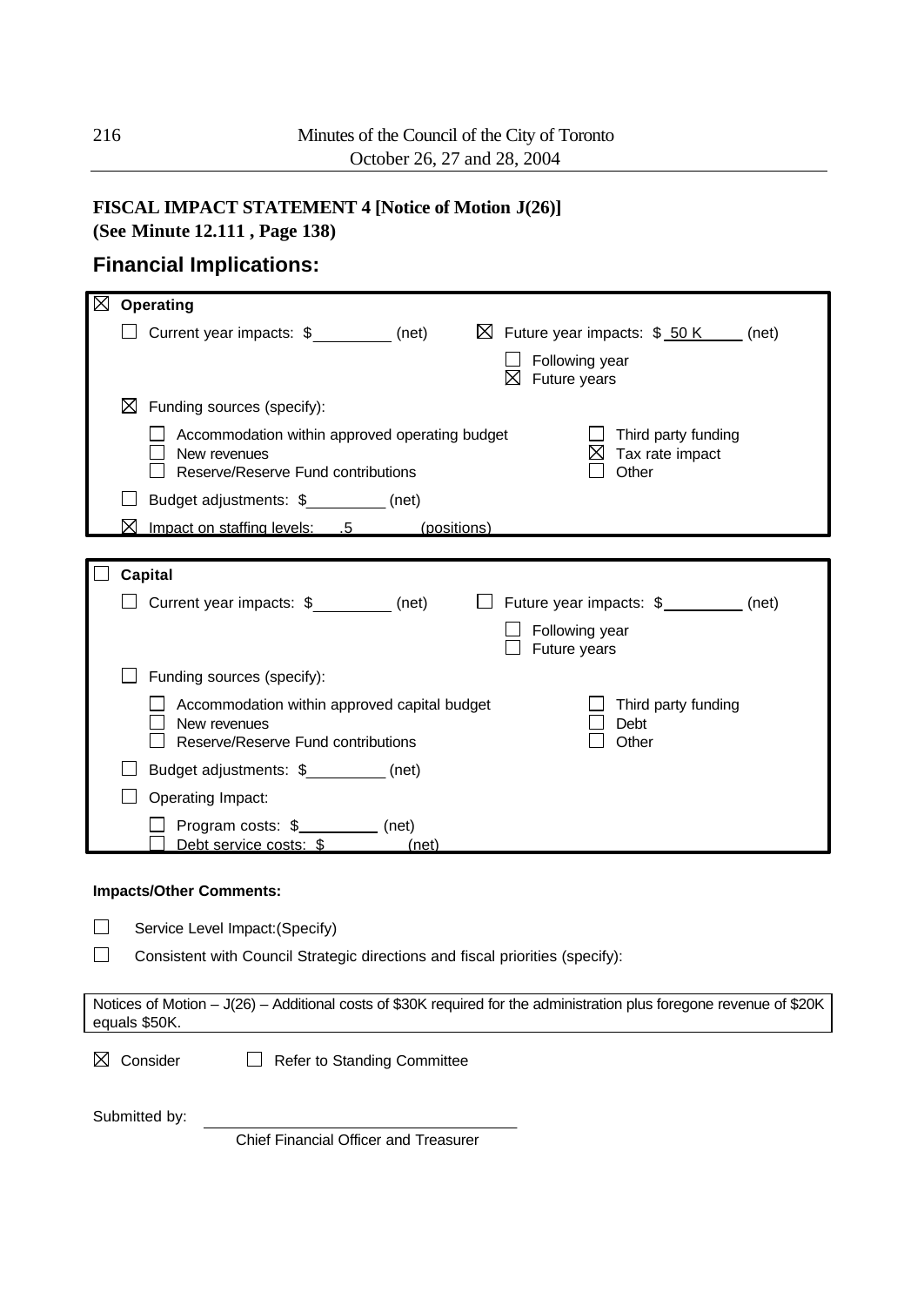**FISCAL IMPACT STATEMENT 4 [Notice of Motion J(26)]**
**(See Minute 12.111 , Page 138)**

## Financial Implications:

☒ **Operating**

- ☐ Current year impacts: $\_\_\_\_\_\_\_\_\_ (net)
- ☒ Future year impacts: $ 50 K (net)
  - ☐ Following year
  - ☒ Future years
- ☒ Funding sources (specify):
  - ☐ Accommodation within approved operating budget
  - ☐ New revenues
  - ☐ Reserve/Reserve Fund contributions
  - ☐ Third party funding
  - ☒ Tax rate impact
  - ☐ Other
- ☐ Budget adjustments: $\_\_\_\_\_\_\_\_\_ (net)
- ☒ Impact on staffing levels: .5 (positions)

☐ **Capital**

- ☐ Current year impacts: $\_\_\_\_\_\_\_\_\_ (net)
- ☐ Future year impacts: $\_\_\_\_\_\_\_\_\_ (net)
  - ☐ Following year
  - ☐ Future years
- ☐ Funding sources (specify):
  - ☐ Accommodation within approved capital budget
  - ☐ New revenues
  - ☐ Reserve/Reserve Fund contributions
  - ☐ Third party funding
  - ☐ Debt
  - ☐ Other
- ☐ Budget adjustments: $\_\_\_\_\_\_\_\_\_ (net)
- ☐ Operating Impact:
  - ☐ Program costs: $\_\_\_\_\_\_\_\_\_ (net)
  - ☐ Debt service costs: $\_\_\_\_\_\_\_\_\_ (net)

**Impacts/Other Comments:**

☐ Service Level Impact:(Specify)

☐ Consistent with Council Strategic directions and fiscal priorities (specify):

Notices of Motion – J(26) – Additional costs of $30K required for the administration plus foregone revenue of $20K equals $50K.

☒ Consider ☐ Refer to Standing Committee

Submitted by: \_\_\_\_\_\_\_\_\_\_\_\_\_\_\_\_\_\_\_\_\_\_\_\_\_\_\_\_\_\_
Chief Financial Officer and Treasurer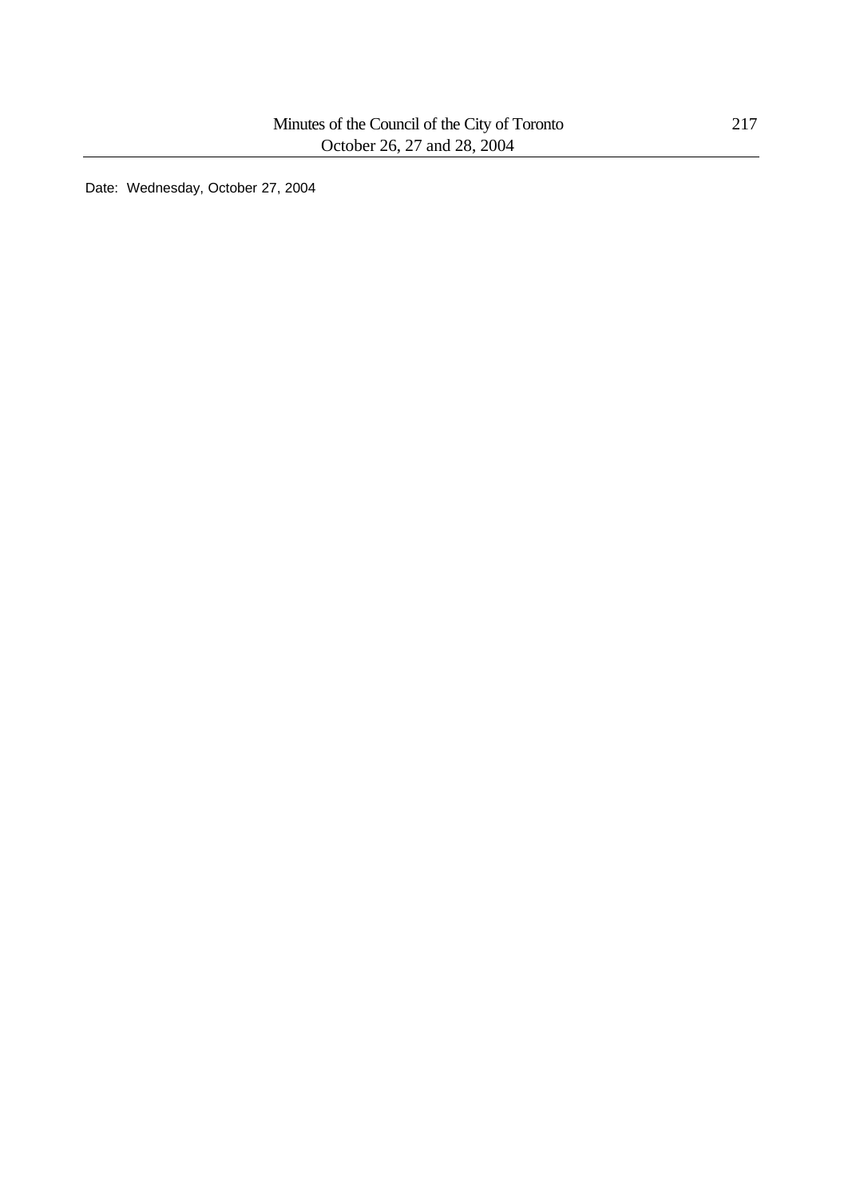Date: Wednesday, October 27, 2004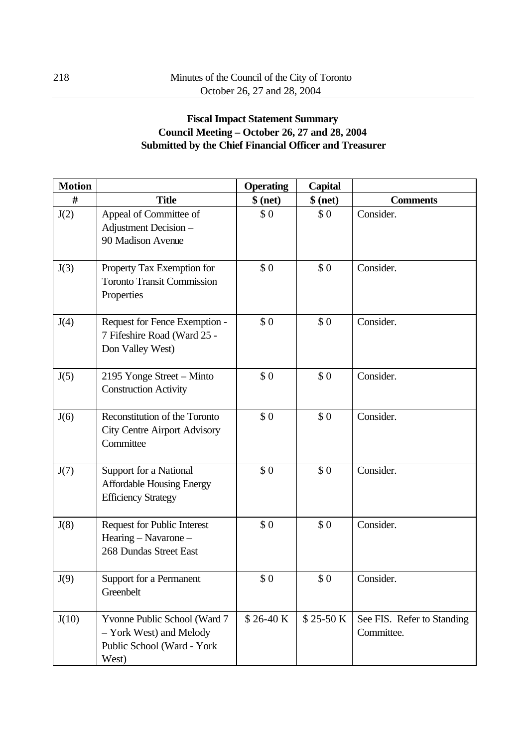**Fiscal Impact Statement Summary**
**Council Meeting – October 26, 27 and 28, 2004**
**Submitted by the Chief Financial Officer and Treasurer**

| Motion # | Title | Operating $ (net) | Capital $ (net) | Comments |
|---|---|---|---|---|
| J(2) | Appeal of Committee of Adjustment Decision – 90 Madison Avenue | $ 0 | $ 0 | Consider. |
| J(3) | Property Tax Exemption for Toronto Transit Commission Properties | $ 0 | $ 0 | Consider. |
| J(4) | Request for Fence Exemption - 7 Fifeshire Road (Ward 25 - Don Valley West) | $ 0 | $ 0 | Consider. |
| J(5) | 2195 Yonge Street – Minto Construction Activity | $ 0 | $ 0 | Consider. |
| J(6) | Reconstitution of the Toronto City Centre Airport Advisory Committee | $ 0 | $ 0 | Consider. |
| J(7) | Support for a National Affordable Housing Energy Efficiency Strategy | $ 0 | $ 0 | Consider. |
| J(8) | Request for Public Interest Hearing – Navarone – 268 Dundas Street East | $ 0 | $ 0 | Consider. |
| J(9) | Support for a Permanent Greenbelt | $ 0 | $ 0 | Consider. |
| J(10) | Yvonne Public School (Ward 7 – York West) and Melody Public School (Ward - York West) | $ 26-40 K | $ 25-50 K | See FIS. Refer to Standing Committee. |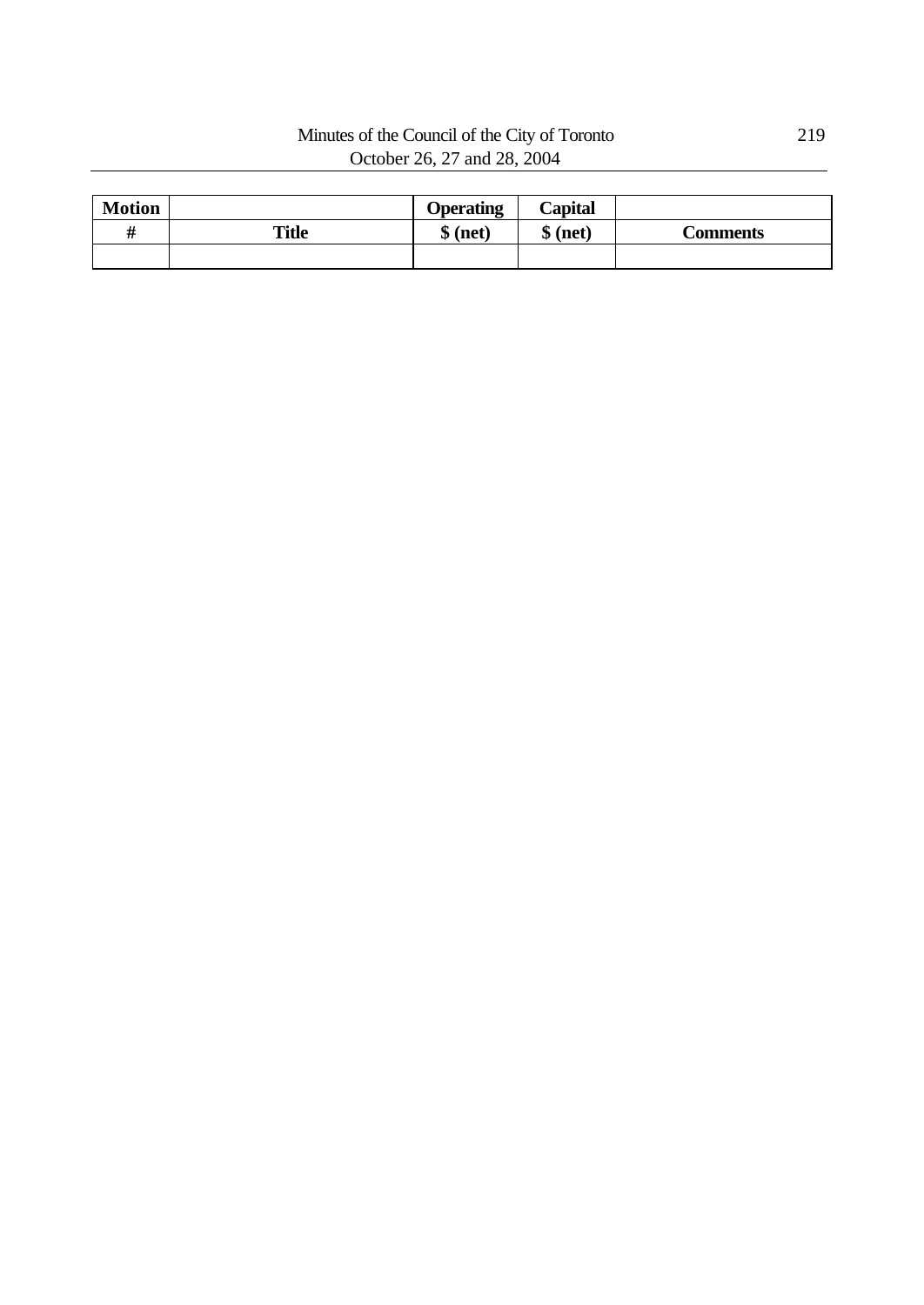| Motion # | Title | Operating $ (net) | Capital $ (net) | Comments |
|---|---|---|---|---|
| | | | | |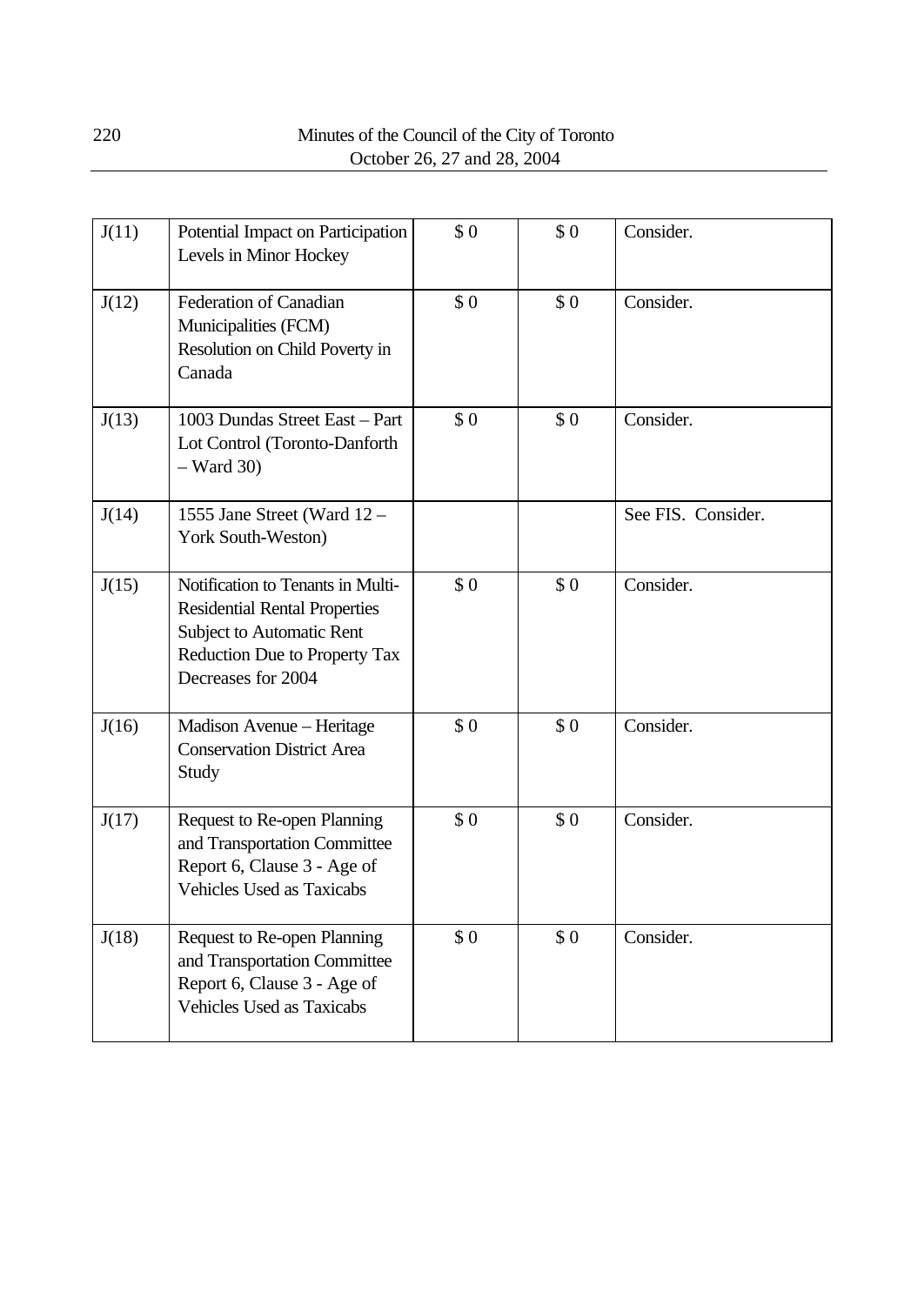| | | | | |
|---|---|---|---|---|
| J(11) | Potential Impact on Participation Levels in Minor Hockey | $ 0 | $ 0 | Consider. |
| J(12) | Federation of Canadian Municipalities (FCM) Resolution on Child Poverty in Canada | $ 0 | $ 0 | Consider. |
| J(13) | 1003 Dundas Street East – Part Lot Control (Toronto-Danforth – Ward 30) | $ 0 | $ 0 | Consider. |
| J(14) | 1555 Jane Street (Ward 12 – York South-Weston) | | | See FIS. Consider. |
| J(15) | Notification to Tenants in Multi-Residential Rental Properties Subject to Automatic Rent Reduction Due to Property Tax Decreases for 2004 | $ 0 | $ 0 | Consider. |
| J(16) | Madison Avenue – Heritage Conservation District Area Study | $ 0 | $ 0 | Consider. |
| J(17) | Request to Re-open Planning and Transportation Committee Report 6, Clause 3 - Age of Vehicles Used as Taxicabs | $ 0 | $ 0 | Consider. |
| J(18) | Request to Re-open Planning and Transportation Committee Report 6, Clause 3 - Age of Vehicles Used as Taxicabs | $ 0 | $ 0 | Consider. |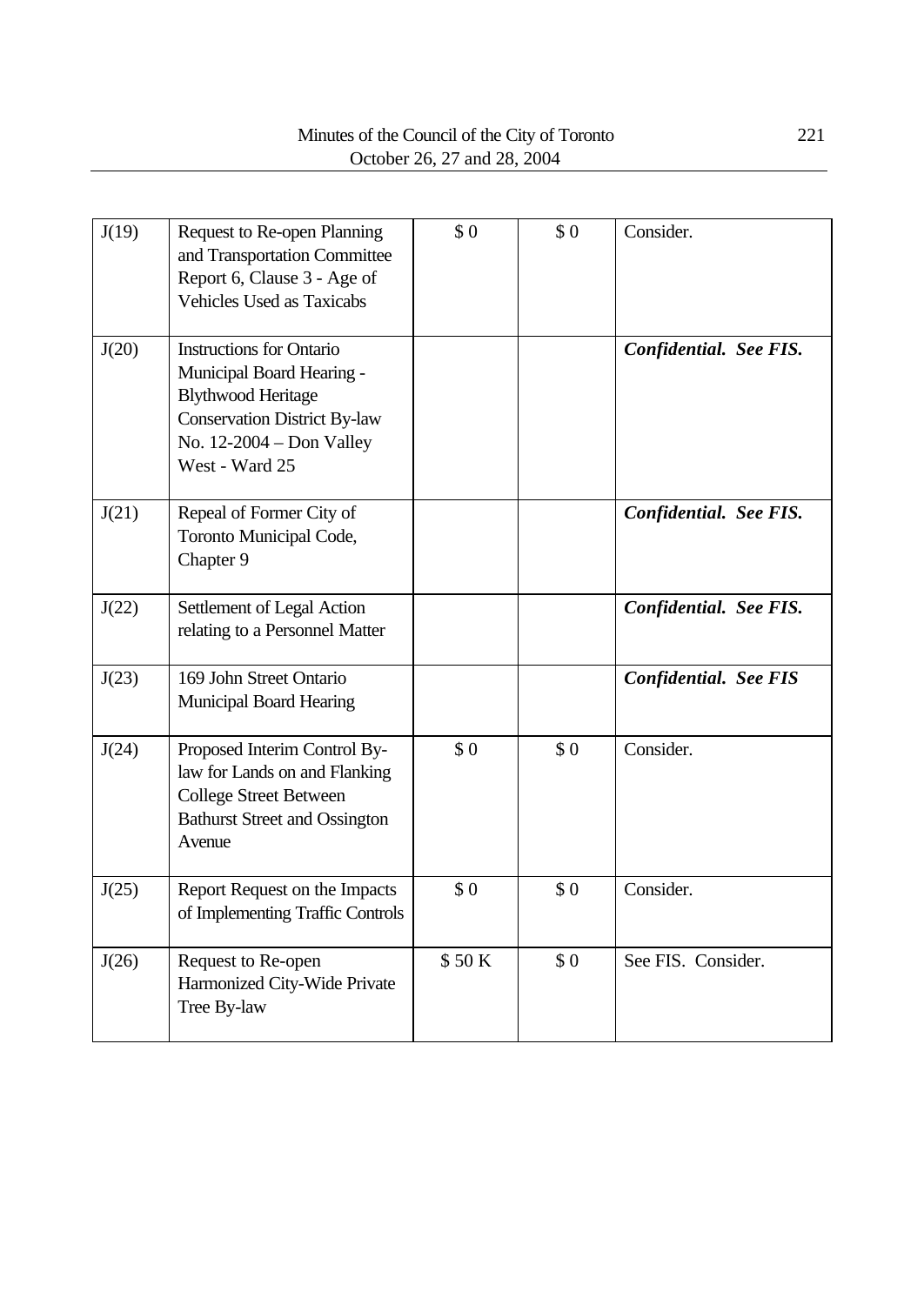| | | | | |
|---|---|---|---|---|
| J(19) | Request to Re-open Planning and Transportation Committee Report 6, Clause 3 - Age of Vehicles Used as Taxicabs | $ 0 | $ 0 | Consider. |
| J(20) | Instructions for Ontario Municipal Board Hearing - Blythwood Heritage Conservation District By-law No. 12-2004 – Don Valley West - Ward 25 | | | ***Confidential. See FIS.*** |
| J(21) | Repeal of Former City of Toronto Municipal Code, Chapter 9 | | | ***Confidential. See FIS.*** |
| J(22) | Settlement of Legal Action relating to a Personnel Matter | | | ***Confidential. See FIS.*** |
| J(23) | 169 John Street Ontario Municipal Board Hearing | | | ***Confidential. See FIS*** |
| J(24) | Proposed Interim Control By-law for Lands on and Flanking College Street Between Bathurst Street and Ossington Avenue | $ 0 | $ 0 | Consider. |
| J(25) | Report Request on the Impacts of Implementing Traffic Controls | $ 0 | $ 0 | Consider. |
| J(26) | Request to Re-open Harmonized City-Wide Private Tree By-law | $ 50 K | $ 0 | See FIS. Consider. |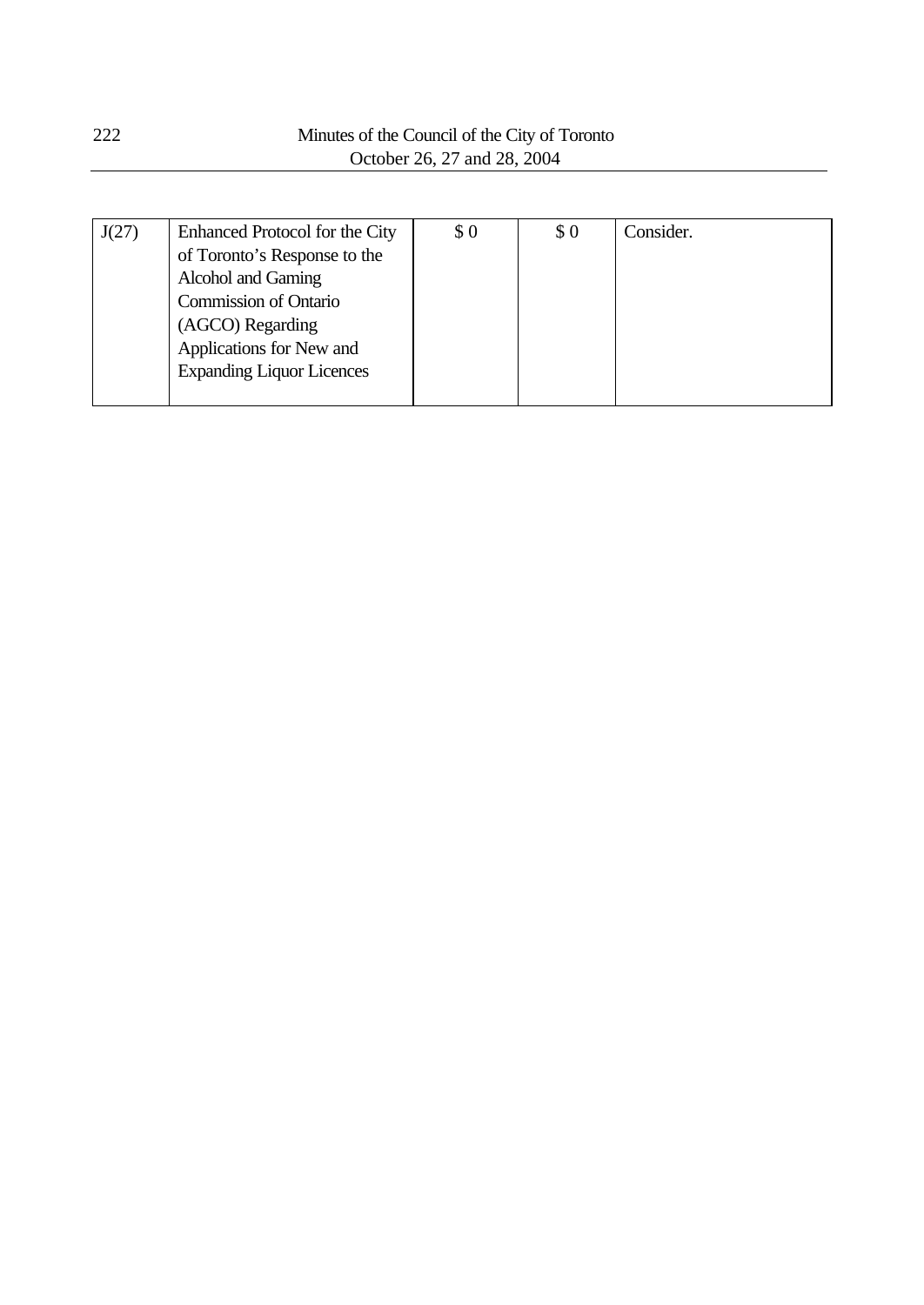| | | | | |
|---|---|---|---|---|
| J(27) | Enhanced Protocol for the City of Toronto's Response to the Alcohol and Gaming Commission of Ontario (AGCO) Regarding Applications for New and Expanding Liquor Licences | $ 0 | $ 0 | Consider. |